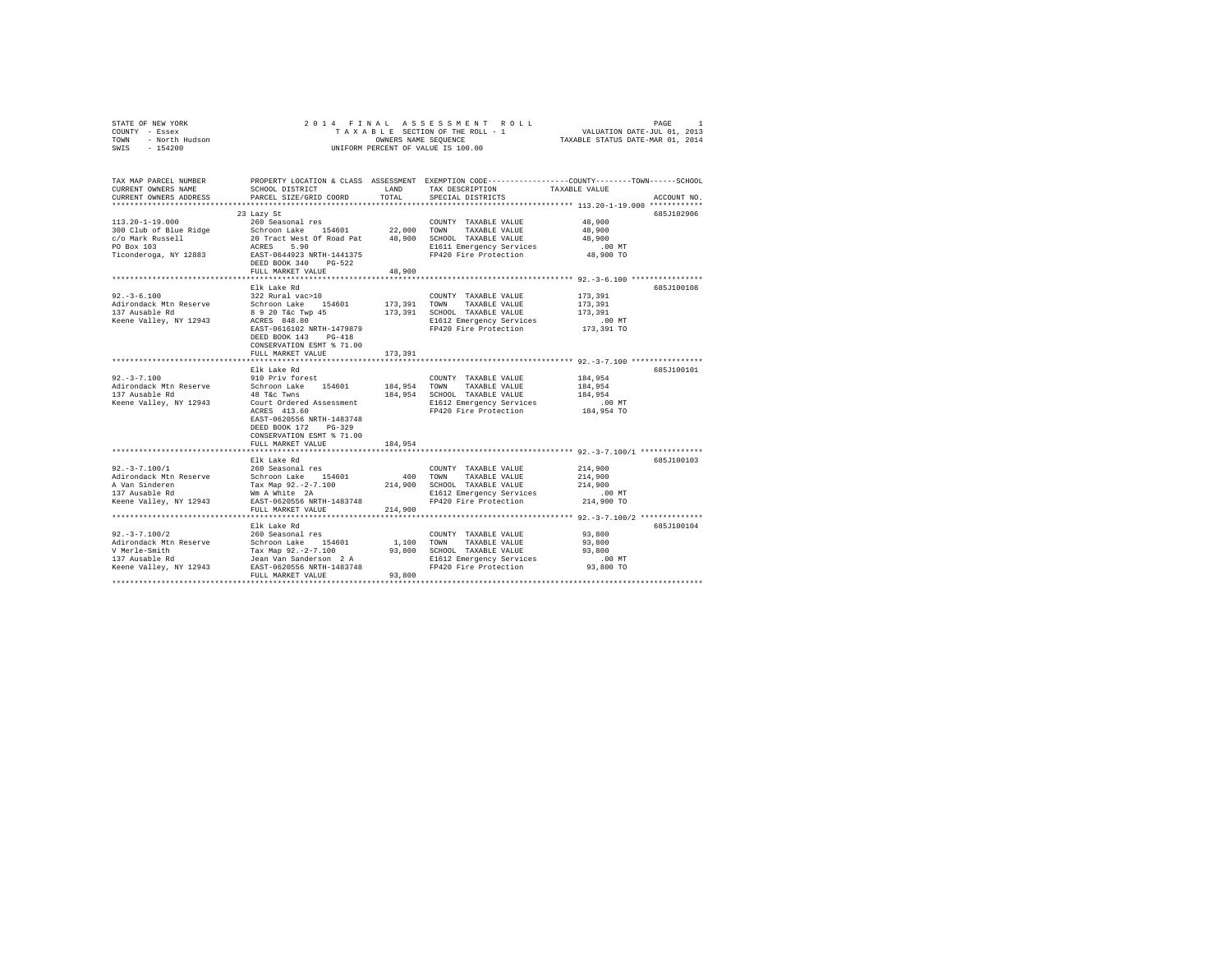STATE OF NEW YORK
COUNTY - Essex
TOWN - North Hudson
SWIS - 154200

2014 FINAL ASSESSMENT ROLL
TAXABLE SECTION OF THE ROLL - 1
OWNERS NAME SEQUENCE
UNIFORM PERCENT OF VALUE IS 100.00

VALUATION DATE-JUL 01, 2013
TAXABLE STATUS DATE-MAR 01, 2014

| TAX MAP PARCEL NUMBER / CURRENT OWNERS NAME / CURRENT OWNERS ADDRESS | PROPERTY LOCATION & CLASS / SCHOOL DISTRICT / PARCEL SIZE/GRID COORD | ASSESSMENT LAND / TOTAL | EXEMPTION CODE / TAX DESCRIPTION / SPECIAL DISTRICTS | TAXABLE VALUE (COUNTY / TOWN / SCHOOL) | ACCOUNT NO. |
|---|---|---|---|---|---|
| **113.20-1-19.000** | 23 Lazy St | | | | 685J102906 |
| 113.20-1-19.000 | 260 Seasonal res | | COUNTY TAXABLE VALUE | 48,900 | |
| 300 Club of Blue Ridge | Schroon Lake 154601 | 22,000 | TOWN TAXABLE VALUE | 48,900 | |
| c/o Mark Russell | 20 Tract West Of Road Pat | 48,900 | SCHOOL TAXABLE VALUE | 48,900 | |
| PO Box 103 | ACRES 5.90 | | E1611 Emergency Services | .00 MT | |
| Ticonderoga, NY 12883 | EAST-0644923 NRTH-1441375 | | FP420 Fire Protection | 48,900 TO | |
| | DEED BOOK 340 PG-522 | | | | |
| | FULL MARKET VALUE | 48,900 | | | |
| **92.-3-6.100** | Elk Lake Rd | | | | 685J100108 |
| 92.-3-6.100 | 322 Rural vac>10 | | COUNTY TAXABLE VALUE | 173,391 | |
| Adirondack Mtn Reserve | Schroon Lake 154601 | 173,391 | TOWN TAXABLE VALUE | 173,391 | |
| 137 Ausable Rd | 8 9 20 T&c Twp 45 | 173,391 | SCHOOL TAXABLE VALUE | 173,391 | |
| Keene Valley, NY 12943 | ACRES 848.80 | | E1612 Emergency Services | .00 MT | |
| | EAST-0616102 NRTH-1479879 | | FP420 Fire Protection | 173,391 TO | |
| | DEED BOOK 143 PG-418 | | | | |
| | CONSERVATION ESMT % 71.00 | | | | |
| | FULL MARKET VALUE | 173,391 | | | |
| **92.-3-7.100** | Elk Lake Rd | | | | 685J100101 |
| 92.-3-7.100 | 910 Priv forest | | COUNTY TAXABLE VALUE | 184,954 | |
| Adirondack Mtn Reserve | Schroon Lake 154601 | 184,954 | TOWN TAXABLE VALUE | 184,954 | |
| 137 Ausable Rd | 48 T&c Twns | 184,954 | SCHOOL TAXABLE VALUE | 184,954 | |
| Keene Valley, NY 12943 | Court Ordered Assessment | | E1612 Emergency Services | .00 MT | |
| | ACRES 413.60 | | FP420 Fire Protection | 184,954 TO | |
| | EAST-0620556 NRTH-1483748 | | | | |
| | DEED BOOK 172 PG-329 | | | | |
| | CONSERVATION ESMT % 71.00 | | | | |
| | FULL MARKET VALUE | 184,954 | | | |
| **92.-3-7.100/1** | Elk Lake Rd | | | | 685J100103 |
| 92.-3-7.100/1 | 260 Seasonal res | | COUNTY TAXABLE VALUE | 214,900 | |
| Adirondack Mtn Reserve | Schroon Lake 154601 | 400 | TOWN TAXABLE VALUE | 214,900 | |
| A Van Sinderen | Tax Map 92.-2-7.100 | 214,900 | SCHOOL TAXABLE VALUE | 214,900 | |
| 137 Ausable Rd | Wm A White 2A | | E1612 Emergency Services | .00 MT | |
| Keene Valley, NY 12943 | EAST-0620556 NRTH-1483748 | | FP420 Fire Protection | 214,900 TO | |
| | FULL MARKET VALUE | 214,900 | | | |
| **92.-3-7.100/2** | Elk Lake Rd | | | | 685J100104 |
| 92.-3-7.100/2 | 260 Seasonal res | | COUNTY TAXABLE VALUE | 93,800 | |
| Adirondack Mtn Reserve | Schroon Lake 154601 | 1,100 | TOWN TAXABLE VALUE | 93,800 | |
| V Merle-Smith | Tax Map 92.-2-7.100 | 93,800 | SCHOOL TAXABLE VALUE | 93,800 | |
| 137 Ausable Rd | Jean Van Sanderson 2 A | | E1612 Emergency Services | .00 MT | |
| Keene Valley, NY 12943 | EAST-0620556 NRTH-1483748 | | FP420 Fire Protection | 93,800 TO | |
| | FULL MARKET VALUE | 93,800 | | | |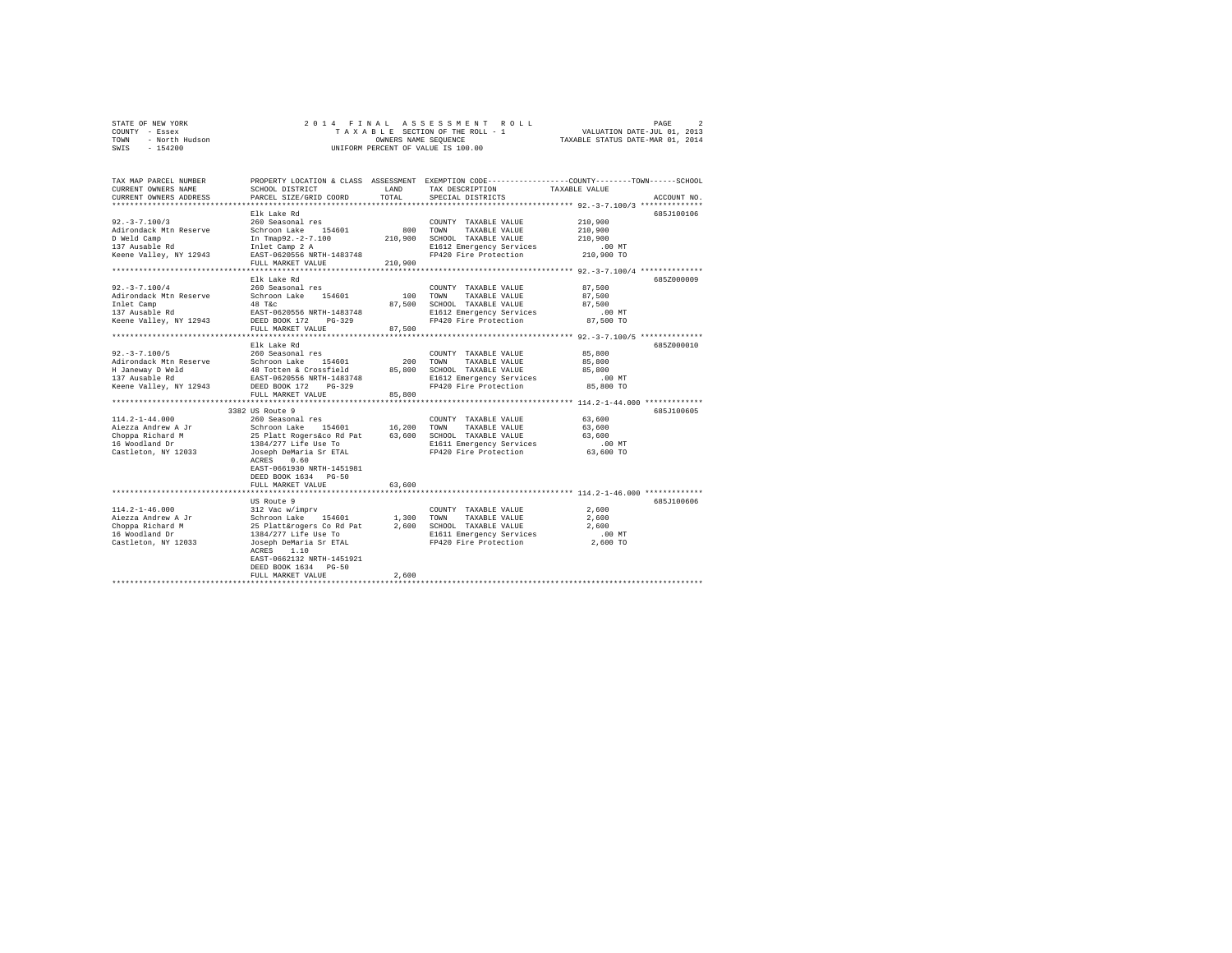STATE OF NEW YORK
COUNTY - Essex
TOWN - North Hudson
SWIS - 154200

2014 FINAL ASSESSMENT ROLL
TAXABLE SECTION OF THE ROLL - 1
OWNERS NAME SEQUENCE
UNIFORM PERCENT OF VALUE IS 100.00

VALUATION DATE-JUL 01, 2013
TAXABLE STATUS DATE-MAR 01, 2014

| TAX MAP PARCEL NUMBER / CURRENT OWNERS NAME / CURRENT OWNERS ADDRESS | PROPERTY LOCATION & CLASS / SCHOOL DISTRICT / PARCEL SIZE/GRID COORD | ASSESSMENT LAND / TOTAL | EXEMPTION CODE / TAX DESCRIPTION / SPECIAL DISTRICTS | COUNTY / TOWN / SCHOOL TAXABLE VALUE | ACCOUNT NO. |
|---|---|---|---|---|---|
| **92.-3-7.100/3** | Elk Lake Rd | | | | 685J100106 |
| 92.-3-7.100/3 | 260 Seasonal res | | COUNTY TAXABLE VALUE | 210,900 | |
| Adirondack Mtn Reserve | Schroon Lake 154601 | 800 | TOWN TAXABLE VALUE | 210,900 | |
| D Weld Camp | In Tmap92.-2-7.100 | 210,900 | SCHOOL TAXABLE VALUE | 210,900 | |
| 137 Ausable Rd | Inlet Camp 2 A | | E1612 Emergency Services | .00 MT | |
| Keene Valley, NY 12943 | EAST-0620556 NRTH-1483748 | | FP420 Fire Protection | 210,900 TO | |
| | FULL MARKET VALUE | 210,900 | | | |
| **92.-3-7.100/4** | Elk Lake Rd | | | | 685Z000009 |
| 92.-3-7.100/4 | 260 Seasonal res | | COUNTY TAXABLE VALUE | 87,500 | |
| Adirondack Mtn Reserve | Schroon Lake 154601 | 100 | TOWN TAXABLE VALUE | 87,500 | |
| Inlet Camp | 48 T&c | 87,500 | SCHOOL TAXABLE VALUE | 87,500 | |
| 137 Ausable Rd | EAST-0620556 NRTH-1483748 | | E1612 Emergency Services | .00 MT | |
| Keene Valley, NY 12943 | DEED BOOK 172 PG-329 | | FP420 Fire Protection | 87,500 TO | |
| | FULL MARKET VALUE | 87,500 | | | |
| **92.-3-7.100/5** | Elk Lake Rd | | | | 685Z000010 |
| 92.-3-7.100/5 | 260 Seasonal res | | COUNTY TAXABLE VALUE | 85,800 | |
| Adirondack Mtn Reserve | Schroon Lake 154601 | 200 | TOWN TAXABLE VALUE | 85,800 | |
| H Janeway D Weld | 48 Totten & Crossfield | 85,800 | SCHOOL TAXABLE VALUE | 85,800 | |
| 137 Ausable Rd | EAST-0620556 NRTH-1483748 | | E1612 Emergency Services | .00 MT | |
| Keene Valley, NY 12943 | DEED BOOK 172 PG-329 | | FP420 Fire Protection | 85,800 TO | |
| | FULL MARKET VALUE | 85,800 | | | |
| **114.2-1-44.000** | 3382 US Route 9 | | | | 685J100605 |
| 114.2-1-44.000 | 260 Seasonal res | | COUNTY TAXABLE VALUE | 63,600 | |
| Aiezza Andrew A Jr | Schroon Lake 154601 | 16,200 | TOWN TAXABLE VALUE | 63,600 | |
| Choppa Richard M | 25 Platt Rogers&co Rd Pat | 63,600 | SCHOOL TAXABLE VALUE | 63,600 | |
| 16 Woodland Dr | 1384/277 Life Use To | | E1611 Emergency Services | .00 MT | |
| Castleton, NY 12033 | Joseph DeMaria Sr ETAL | | FP420 Fire Protection | 63,600 TO | |
| | ACRES 0.60 | | | | |
| | EAST-0661930 NRTH-1451981 | | | | |
| | DEED BOOK 1634 PG-50 | | | | |
| | FULL MARKET VALUE | 63,600 | | | |
| **114.2-1-46.000** | US Route 9 | | | | 685J100606 |
| 114.2-1-46.000 | 312 Vac w/imprv | | COUNTY TAXABLE VALUE | 2,600 | |
| Aiezza Andrew A Jr | Schroon Lake 154601 | 1,300 | TOWN TAXABLE VALUE | 2,600 | |
| Choppa Richard M | 25 Platt&rogers Co Rd Pat | 2,600 | SCHOOL TAXABLE VALUE | 2,600 | |
| 16 Woodland Dr | 1384/277 Life Use To | | E1611 Emergency Services | .00 MT | |
| Castleton, NY 12033 | Joseph DeMaria Sr ETAL | | FP420 Fire Protection | 2,600 TO | |
| | ACRES 1.10 | | | | |
| | EAST-0662132 NRTH-1451921 | | | | |
| | DEED BOOK 1634 PG-50 | | | | |
| | FULL MARKET VALUE | 2,600 | | | |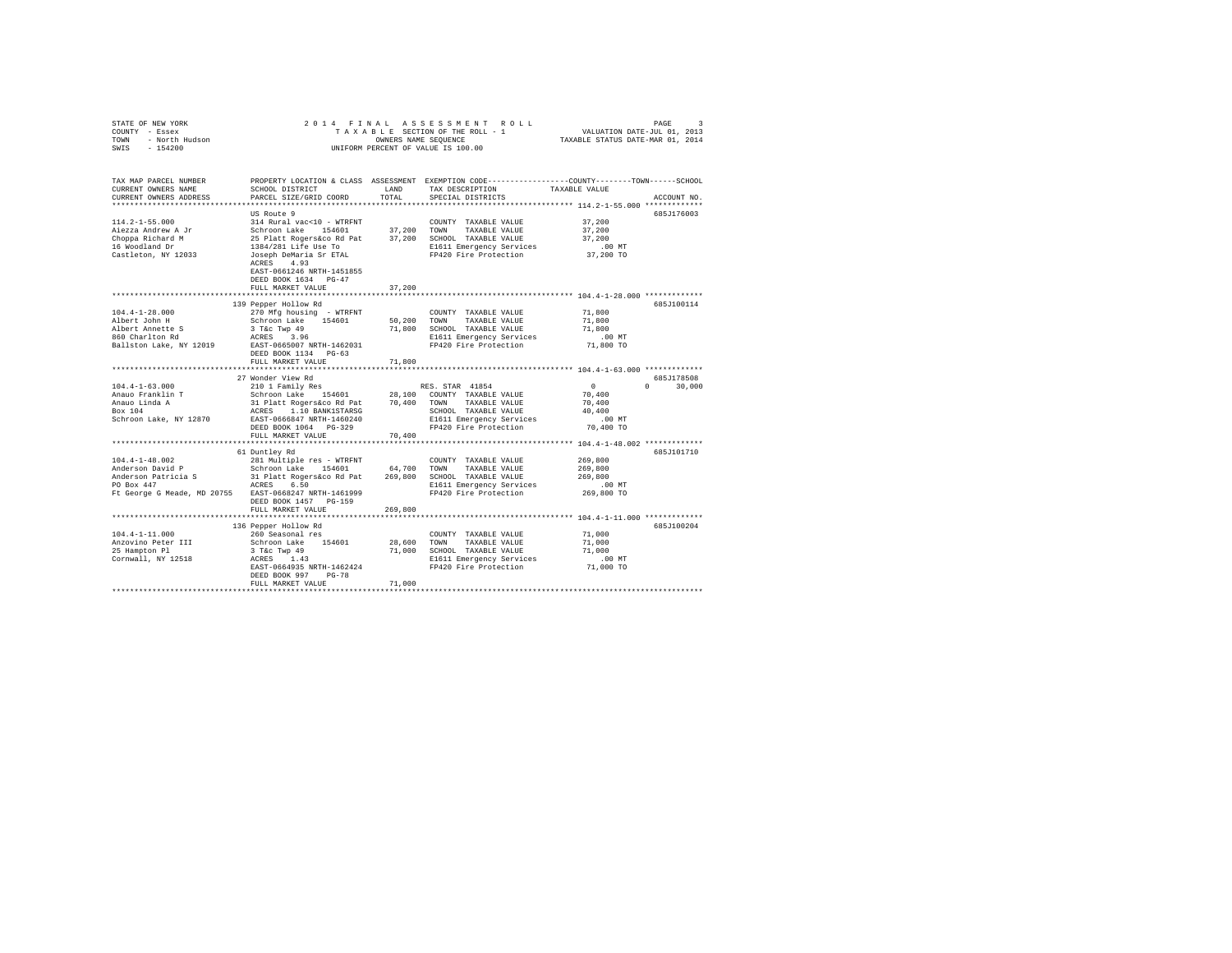STATE OF NEW YORK — 2014 FINAL ASSESSMENT ROLL
COUNTY - Essex — TAXABLE SECTION OF THE ROLL - 1 — VALUATION DATE-JUL 01, 2013
TOWN - North Hudson — OWNERS NAME SEQUENCE — TAXABLE STATUS DATE-MAR 01, 2014
SWIS - 154200 — UNIFORM PERCENT OF VALUE IS 100.00

```
TAX MAP PARCEL NUMBER          PROPERTY LOCATION & CLASS  ASSESSMENT  EXEMPTION CODE-----------------COUNTY--------TOWN------SCHOOL
CURRENT OWNERS NAME            SCHOOL DISTRICT              LAND      TAX DESCRIPTION             TAXABLE VALUE
CURRENT OWNERS ADDRESS         PARCEL SIZE/GRID COORD       TOTAL     SPECIAL DISTRICTS                                   ACCOUNT NO.
******************************************************************************************************* 114.2-1-55.000 *************
                               US Route 9                                                                              685J176003
114.2-1-55.000                 314 Rural vac<10 - WTRFNT              COUNTY  TAXABLE VALUE            37,200
Aiezza Andrew A Jr             Schroon Lake   154601        37,200    TOWN    TAXABLE VALUE            37,200
Choppa Richard M               25 Platt Rogers&co Rd Pat    37,200    SCHOOL  TAXABLE VALUE            37,200
16 Woodland Dr                 1384/281 Life Use To                   E1611 Emergency Services            .00 MT
Castleton, NY 12033            Joseph DeMaria Sr ETAL                 FP420 Fire Protection            37,200 TO
                               ACRES    4.93
                               EAST-0661246 NRTH-1451855
                               DEED BOOK 1634   PG-47
                               FULL MARKET VALUE            37,200
******************************************************************************************************* 104.4-1-28.000 *************
                               139 Pepper Hollow Rd                                                                    685J100114
104.4-1-28.000                 270 Mfg housing  - WTRFNT              COUNTY  TAXABLE VALUE            71,800
Albert John H                  Schroon Lake   154601        50,200    TOWN    TAXABLE VALUE            71,800
Albert Annette S               3 T&c Twp 49                 71,800    SCHOOL  TAXABLE VALUE            71,800
860 Charlton Rd                ACRES    3.96                          E1611 Emergency Services            .00 MT
Ballston Lake, NY 12019        EAST-0665007 NRTH-1462031              FP420 Fire Protection            71,800 TO
                               DEED BOOK 1134   PG-63
                               FULL MARKET VALUE            71,800
******************************************************************************************************* 104.4-1-63.000 *************
                               27 Wonder View Rd                                                                       685J178508
104.4-1-63.000                 210 1 Family Res                       RES. STAR  41854                  0            0     30,000
Anauo Franklin T               Schroon Lake   154601        28,100    COUNTY  TAXABLE VALUE            70,400
Anauo Linda A                  31 Platt Rogers&co Rd Pat    70,400    TOWN    TAXABLE VALUE            70,400
Box 104                        ACRES    1.10 BANK1STARSG              SCHOOL  TAXABLE VALUE            40,400
Schroon Lake, NY 12870         EAST-0666847 NRTH-1460240              E1611 Emergency Services            .00 MT
                               DEED BOOK 1064   PG-329                FP420 Fire Protection            70,400 TO
                               FULL MARKET VALUE            70,400
******************************************************************************************************* 104.4-1-48.002 *************
                               61 Duntley Rd                                                                           685J101710
104.4-1-48.002                 281 Multiple res - WTRFNT              COUNTY  TAXABLE VALUE           269,800
Anderson David P               Schroon Lake   154601        64,700    TOWN    TAXABLE VALUE           269,800
Anderson Patricia S            31 Platt Rogers&co Rd Pat   269,800    SCHOOL  TAXABLE VALUE           269,800
PO Box 447                     ACRES    6.50                          E1611 Emergency Services            .00 MT
Ft George G Meade, MD 20755    EAST-0668247 NRTH-1461999              FP420 Fire Protection           269,800 TO
                               DEED BOOK 1457   PG-159
                               FULL MARKET VALUE           269,800
******************************************************************************************************* 104.4-1-11.000 *************
                               136 Pepper Hollow Rd                                                                    685J100204
104.4-1-11.000                 260 Seasonal res                       COUNTY  TAXABLE VALUE            71,000
Anzovino Peter III             Schroon Lake   154601        28,600    TOWN    TAXABLE VALUE            71,000
25 Hampton Pl                  3 T&c Twp 49                 71,000    SCHOOL  TAXABLE VALUE            71,000
Cornwall, NY 12518             ACRES    1.43                          E1611 Emergency Services            .00 MT
                               EAST-0664935 NRTH-1462424              FP420 Fire Protection            71,000 TO
                               DEED BOOK 997    PG-78
                               FULL MARKET VALUE            71,000
************************************************************************************************************************************
```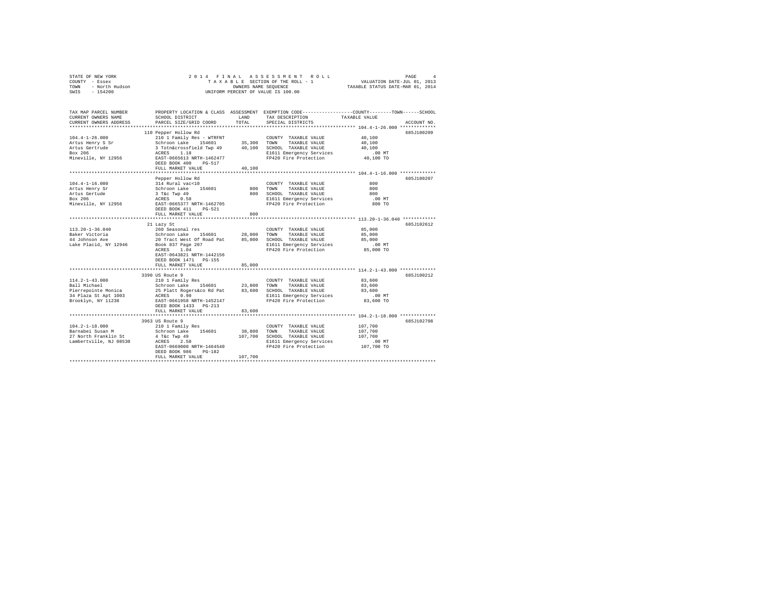STATE OF NEW YORK — 2014 FINAL ASSESSMENT ROLL
COUNTY - Essex — TAXABLE SECTION OF THE ROLL - 1 — VALUATION DATE-JUL 01, 2013
TOWN - North Hudson — OWNERS NAME SEQUENCE — TAXABLE STATUS DATE-MAR 01, 2014
SWIS - 154200 — UNIFORM PERCENT OF VALUE IS 100.00

| TAX MAP PARCEL NUMBER / CURRENT OWNERS NAME / CURRENT OWNERS ADDRESS | PROPERTY LOCATION & CLASS / SCHOOL DISTRICT / PARCEL SIZE/GRID COORD | ASSESSMENT LAND | TOTAL | EXEMPTION CODE / TAX DESCRIPTION / SPECIAL DISTRICTS | TAXABLE VALUE (COUNTY / TOWN / SCHOOL) | ACCOUNT NO. |
|---|---|---|---|---|---|---|
| 104.4-1-26.000 | 110 Pepper Hollow Rd | | | | | 685J100209 |
| Artus Henry S Sr | 210 1 Family Res - WTRFNT | | | COUNTY TAXABLE VALUE | 40,100 | |
| Artus Gertrude | Schroon Lake 154601 | 35,300 | | TOWN TAXABLE VALUE | 40,100 | |
| Box 206 | 3 Totn&crossfield Twp 49 | | 40,100 | SCHOOL TAXABLE VALUE | 40,100 | |
| Mineville, NY 12956 | ACRES 1.18 | | | E1611 Emergency Services | .00 MT | |
| | EAST-0665613 NRTH-1462477 | | | FP420 Fire Protection | 40,100 TO | |
| | DEED BOOK 400 PG-517 | | | | | |
| | FULL MARKET VALUE | | 40,100 | | | |
| 104.4-1-16.000 | Pepper Hollow Rd | | | | | 685J100207 |
| Artus Henry Sr | 314 Rural vac<10 | | | COUNTY TAXABLE VALUE | 800 | |
| Artus Gertude | Schroon Lake 154601 | 800 | | TOWN TAXABLE VALUE | 800 | |
| Box 206 | 3 T&c Twp 49 | | 800 | SCHOOL TAXABLE VALUE | 800 | |
| Mineville, NY 12956 | ACRES 0.58 | | | E1611 Emergency Services | .00 MT | |
| | EAST-0665377 NRTH-1462705 | | | FP420 Fire Protection | 800 TO | |
| | DEED BOOK 411 PG-521 | | | | | |
| | FULL MARKET VALUE | | 800 | | | |
| 113.20-1-36.040 | 21 Lazy St | | | | | 685J102612 |
| Baker Victoria | 260 Seasonal res | | | COUNTY TAXABLE VALUE | 85,000 | |
| 44 Johnson Ave | Schroon Lake 154601 | 28,000 | | TOWN TAXABLE VALUE | 85,000 | |
| Lake Placid, NY 12946 | 20 Tract West Of Road Pat | | 85,000 | SCHOOL TAXABLE VALUE | 85,000 | |
| | Book 837 Page 207 | | | E1611 Emergency Services | .00 MT | |
| | ACRES 1.04 | | | FP420 Fire Protection | 85,000 TO | |
| | EAST-0643821 NRTH-1442156 | | | | | |
| | DEED BOOK 1471 PG-155 | | | | | |
| | FULL MARKET VALUE | | 85,000 | | | |
| 114.2-1-43.000 | 3390 US Route 9 | | | | | 685J100212 |
| Ball Michael | 210 1 Family Res | | | COUNTY TAXABLE VALUE | 83,600 | |
| Pierrepointe Monica | Schroon Lake 154601 | 23,800 | | TOWN TAXABLE VALUE | 83,600 | |
| 34 Plaza St Apt 1003 | 25 Platt Rogers&co Rd Pat | | 83,600 | SCHOOL TAXABLE VALUE | 83,600 | |
| Brooklyn, NY 11238 | ACRES 0.90 | | | E1611 Emergency Services | .00 MT | |
| | EAST-0661958 NRTH-1452147 | | | FP420 Fire Protection | 83,600 TO | |
| | DEED BOOK 1433 PG-213 | | | | | |
| | FULL MARKET VALUE | | 83,600 | | | |
| 104.2-1-18.000 | 3963 US Route 9 | | | | | 685J102708 |
| Barnabei Susan M | 210 1 Family Res | | | COUNTY TAXABLE VALUE | 107,700 | |
| 27 North Franklin St | Schroon Lake 154601 | 38,800 | | TOWN TAXABLE VALUE | 107,700 | |
| Lambertville, NJ 08530 | 4 T&c Twp 49 | | 107,700 | SCHOOL TAXABLE VALUE | 107,700 | |
| | ACRES 2.50 | | | E1611 Emergency Services | .00 MT | |
| | EAST-0669000 NRTH-1464540 | | | FP420 Fire Protection | 107,700 TO | |
| | DEED BOOK 986 PG-182 | | | | | |
| | FULL MARKET VALUE | | 107,700 | | | |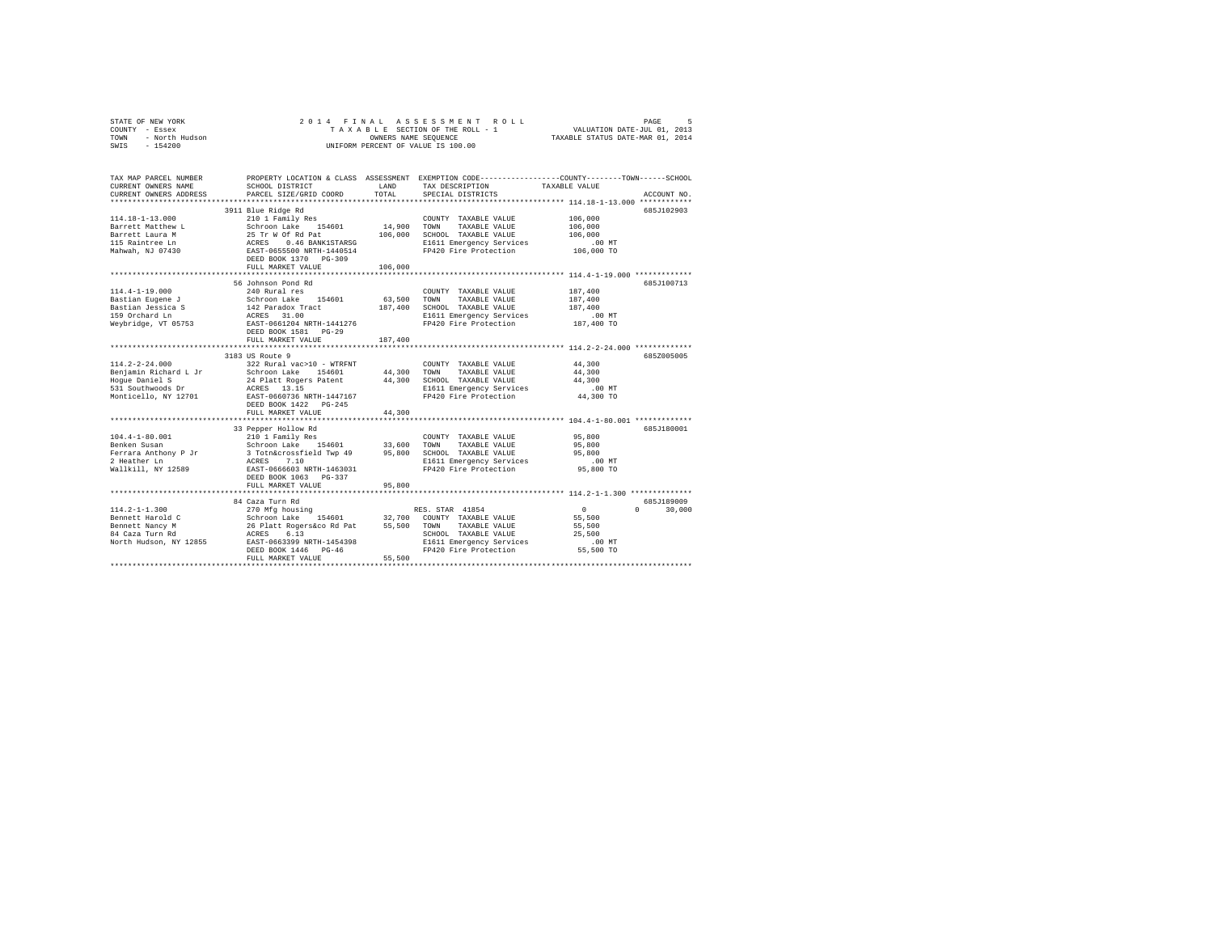STATE OF NEW YORK
COUNTY - Essex
TOWN - North Hudson
SWIS - 154200

2014 FINAL ASSESSMENT ROLL
TAXABLE SECTION OF THE ROLL - 1
OWNERS NAME SEQUENCE
UNIFORM PERCENT OF VALUE IS 100.00

VALUATION DATE-JUL 01, 2013
TAXABLE STATUS DATE-MAR 01, 2014

```
TAX MAP PARCEL NUMBER          PROPERTY LOCATION & CLASS  ASSESSMENT  EXEMPTION CODE-----------------COUNTY--------TOWN------SCHOOL
CURRENT OWNERS NAME            SCHOOL DISTRICT            LAND        TAX DESCRIPTION            TAXABLE VALUE
CURRENT OWNERS ADDRESS         PARCEL SIZE/GRID COORD     TOTAL       SPECIAL DISTRICTS                                     ACCOUNT NO.
******************************************************************************************************* 114.18-1-13.000 ************
                               3911 Blue Ridge Rd                                                                            685J102903
114.18-1-13.000                210 1 Family Res                        COUNTY  TAXABLE VALUE           106,000
Barrett Matthew L              Schroon Lake   154601      14,900      TOWN    TAXABLE VALUE           106,000
Barrett Laura M                25 Tr W Of Rd Pat          106,000     SCHOOL  TAXABLE VALUE           106,000
115 Raintree Ln                ACRES    0.46 BANK1STARSG              E1611 Emergency Services             .00 MT
Mahwah, NJ 07430               EAST-0655500 NRTH-1440514              FP420 Fire Protection           106,000 TO
                               DEED BOOK 1370   PG-309
                               FULL MARKET VALUE          106,000
******************************************************************************************************* 114.4-1-19.000 *************
                               56 Johnson Pond Rd                                                                            685J100713
114.4-1-19.000                 240 Rural res                           COUNTY  TAXABLE VALUE           187,400
Bastian Eugene J               Schroon Lake   154601      63,500      TOWN    TAXABLE VALUE           187,400
Bastian Jessica S              142 Paradox Tract          187,400     SCHOOL  TAXABLE VALUE           187,400
159 Orchard Ln                 ACRES   31.00                          E1611 Emergency Services             .00 MT
Weybridge, VT 05753            EAST-0661204 NRTH-1441276              FP420 Fire Protection           187,400 TO
                               DEED BOOK 1581   PG-29
                               FULL MARKET VALUE          187,400
******************************************************************************************************* 114.2-2-24.000 *************
                               3183 US Route 9                                                                               685Z005005
114.2-2-24.000                 322 Rural vac>10 - WTRFNT               COUNTY  TAXABLE VALUE            44,300
Benjamin Richard L Jr          Schroon Lake   154601      44,300      TOWN    TAXABLE VALUE            44,300
Hogue Daniel S                 24 Platt Rogers Patent     44,300      SCHOOL  TAXABLE VALUE            44,300
531 Southwoods Dr              ACRES   13.15                          E1611 Emergency Services             .00 MT
Monticello, NY 12701           EAST-0660736 NRTH-1447167              FP420 Fire Protection            44,300 TO
                               DEED BOOK 1422   PG-245
                               FULL MARKET VALUE           44,300
******************************************************************************************************* 104.4-1-80.001 *************
                               33 Pepper Hollow Rd                                                                           685J180001
104.4-1-80.001                 210 1 Family Res                        COUNTY  TAXABLE VALUE            95,800
Benken Susan                   Schroon Lake   154601      33,600      TOWN    TAXABLE VALUE            95,800
Ferrara Anthony P Jr           3 Totn&crossfield Twp 49   95,800      SCHOOL  TAXABLE VALUE            95,800
2 Heather Ln                   ACRES    7.10                          E1611 Emergency Services             .00 MT
Wallkill, NY 12589             EAST-0666603 NRTH-1463031              FP420 Fire Protection            95,800 TO
                               DEED BOOK 1063   PG-337
                               FULL MARKET VALUE           95,800
******************************************************************************************************* 114.2-1-1.300 **************
                               84 Caza Turn Rd                                                                               685J189009
114.2-1-1.300                  270 Mfg housing                         RES. STAR 41854                      0           0      30,000
Bennett Harold C               Schroon Lake   154601      32,700      COUNTY  TAXABLE VALUE            55,500
Bennett Nancy M                26 Platt Rogers&co Rd Pat  55,500      TOWN    TAXABLE VALUE            55,500
84 Caza Turn Rd                ACRES    6.13                          SCHOOL  TAXABLE VALUE            25,500
North Hudson, NY 12855         EAST-0663399 NRTH-1454398              E1611 Emergency Services             .00 MT
                               DEED BOOK 1446   PG-46                 FP420 Fire Protection            55,500 TO
                               FULL MARKET VALUE           55,500
************************************************************************************************************************************
```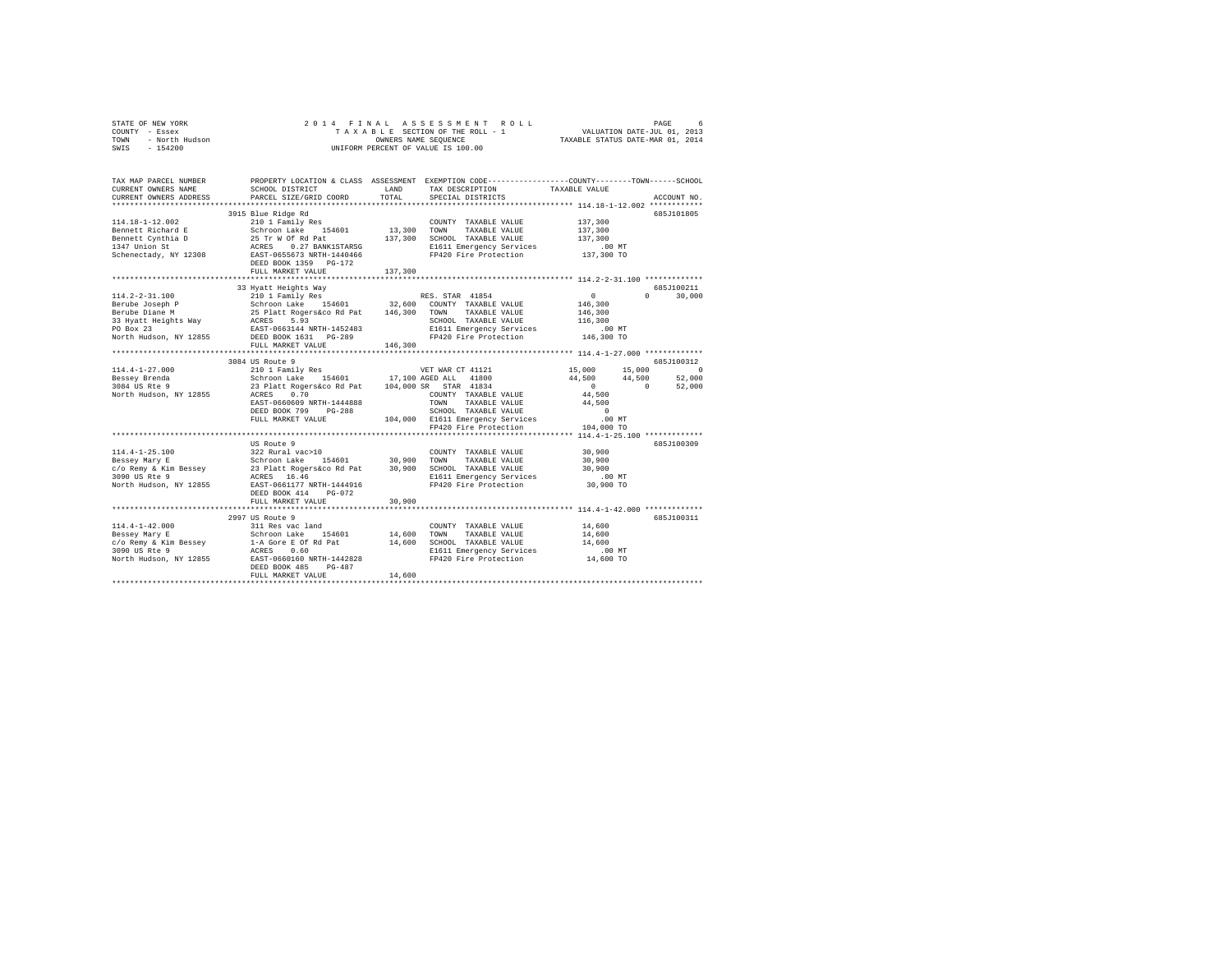STATE OF NEW YORK 2014 FINAL ASSESSMENT ROLL PAGE 6
COUNTY - Essex TAXABLE SECTION OF THE ROLL - 1 VALUATION DATE-JUL 01, 2013
TOWN - North Hudson OWNERS NAME SEQUENCE TAXABLE STATUS DATE-MAR 01, 2014
SWIS - 154200 UNIFORM PERCENT OF VALUE IS 100.00

```
TAX MAP PARCEL NUMBER          PROPERTY LOCATION & CLASS  ASSESSMENT  EXEMPTION CODE-----------------COUNTY--------TOWN------SCHOOL
CURRENT OWNERS NAME            SCHOOL DISTRICT               LAND      TAX DESCRIPTION           TAXABLE VALUE
CURRENT OWNERS ADDRESS         PARCEL SIZE/GRID COORD        TOTAL     SPECIAL DISTRICTS                                    ACCOUNT NO.
****************************************************************************************************** 114.18-1-12.002 ************
                         3915 Blue Ridge Rd                                                                       685J101805
114.18-1-12.002                210 1 Family Res                        COUNTY  TAXABLE VALUE            137,300
Bennett Richard E              Schroon Lake   154601       13,300     TOWN    TAXABLE VALUE            137,300
Bennett Cynthia D              25 Tr W Of Rd Pat          137,300     SCHOOL  TAXABLE VALUE            137,300
1347 Union St                  ACRES    0.27 BANK1STARSG               E1611 Emergency Services             .00 MT
Schenectady, NY 12308          EAST-0655673 NRTH-1440466               FP420 Fire Protection            137,300 TO
                               DEED BOOK 1359   PG-172
                               FULL MARKET VALUE          137,300
****************************************************************************************************** 114.2-2-31.100 *************
                         33 Hyatt Heights Way                                                                     685J100211
114.2-2-31.100                 210 1 Family Res                        RES. STAR  41854                0          0      30,000
Berube Joseph P                Schroon Lake   154601       32,600     COUNTY  TAXABLE VALUE            146,300
Berube Diane M                 25 Platt Rogers&co Rd Pat  146,300     TOWN    TAXABLE VALUE            146,300
33 Hyatt Heights Way           ACRES    5.93                          SCHOOL  TAXABLE VALUE            116,300
PO Box 23                      EAST-0663144 NRTH-1452483               E1611 Emergency Services             .00 MT
North Hudson, NY 12855         DEED BOOK 1631   PG-289                 FP420 Fire Protection            146,300 TO
                               FULL MARKET VALUE          146,300
****************************************************************************************************** 114.4-1-27.000 *************
                         3084 US Route 9                                                                          685J100312
114.4-1-27.000                 210 1 Family Res                        VET WAR CT 41121            15,000     15,000           0
Bessey Brenda                  Schroon Lake   154601       17,100 AGED ALL   41800                 44,500     44,500      52,000
3084 US Rte 9                  23 Platt Rogers&co Rd Pat  104,000 SR   STAR  41834                      0          0      52,000
North Hudson, NY 12855         ACRES    0.70                          COUNTY  TAXABLE VALUE             44,500
                               EAST-0660609 NRTH-1444888               TOWN    TAXABLE VALUE             44,500
                               DEED BOOK 799    PG-288                 SCHOOL  TAXABLE VALUE                  0
                               FULL MARKET VALUE          104,000     E1611 Emergency Services             .00 MT
                                                                       FP420 Fire Protection            104,000 TO
****************************************************************************************************** 114.4-1-25.100 *************
                               US Route 9                                                                         685J100309
114.4-1-25.100                 322 Rural vac>10                        COUNTY  TAXABLE VALUE             30,900
Bessey Mary E                  Schroon Lake   154601       30,900     TOWN    TAXABLE VALUE             30,900
c/o Remy & Kim Bessey          23 Platt Rogers&co Rd Pat   30,900     SCHOOL  TAXABLE VALUE             30,900
3090 US Rte 9                  ACRES   16.46                          E1611 Emergency Services             .00 MT
North Hudson, NY 12855         EAST-0661177 NRTH-1444916               FP420 Fire Protection             30,900 TO
                               DEED BOOK 414    PG-072
                               FULL MARKET VALUE           30,900
****************************************************************************************************** 114.4-1-42.000 *************
                         2997 US Route 9                                                                          685J100311
114.4-1-42.000                 311 Res vac land                        COUNTY  TAXABLE VALUE             14,600
Bessey Mary E                  Schroon Lake   154601       14,600     TOWN    TAXABLE VALUE             14,600
c/o Remy & Kim Bessey          1-A Gore E Of Rd Pat        14,600     SCHOOL  TAXABLE VALUE             14,600
3090 US Rte 9                  ACRES    0.60                          E1611 Emergency Services             .00 MT
North Hudson, NY 12855         EAST-0660160 NRTH-1442828               FP420 Fire Protection             14,600 TO
                               DEED BOOK 485    PG-487
                               FULL MARKET VALUE           14,600
************************************************************************************************************************************
```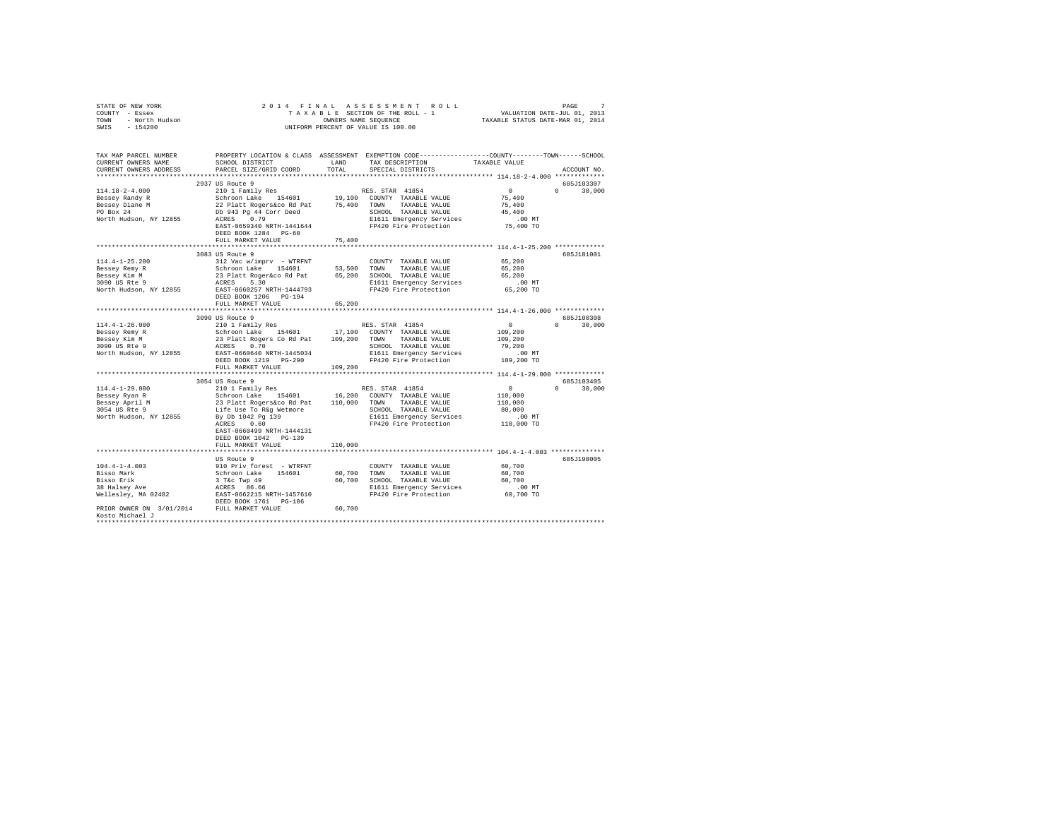STATE OF NEW YORK  
COUNTY - Essex  
TOWN - North Hudson  
SWIS - 154200

2014 FINAL ASSESSMENT ROLL  
TAXABLE SECTION OF THE ROLL - 1  
OWNERS NAME SEQUENCE  
UNIFORM PERCENT OF VALUE IS 100.00

VALUATION DATE-JUL 01, 2013  
TAXABLE STATUS DATE-MAR 01, 2014

```
TAX MAP PARCEL NUMBER          PROPERTY LOCATION & CLASS  ASSESSMENT  EXEMPTION CODE-----------------COUNTY--------TOWN------SCHOOL
CURRENT OWNERS NAME            SCHOOL DISTRICT             LAND       TAX DESCRIPTION            TAXABLE VALUE
CURRENT OWNERS ADDRESS         PARCEL SIZE/GRID COORD      TOTAL      SPECIAL DISTRICTS                                       ACCOUNT NO.
*********************************************************************************************** 114.18-2-4.000 *************
                               2937 US Route 9                                                                              685J103307
114.18-2-4.000                 210 1 Family Res                       RES. STAR 41854                    0          0        30,000
Bessey Randy R                 Schroon Lake   154601       19,100    COUNTY  TAXABLE VALUE         75,400
Bessey Diane M                 22 Platt Rogers&co Rd Pat   75,400    TOWN    TAXABLE VALUE         75,400
PO Box 24                      Db 943 Pg 44 Corr Deed                SCHOOL  TAXABLE VALUE         45,400
North Hudson, NY 12855         ACRES    0.79                         E1611 Emergency Services         .00 MT
                               EAST-0659340 NRTH-1441644             FP420 Fire Protection         75,400 TO
                               DEED BOOK 1284   PG-60
                               FULL MARKET VALUE           75,400
*********************************************************************************************** 114.4-1-25.200 *************
                               3083 US Route 9                                                                              685J181001
114.4-1-25.200                 312 Vac w/imprv  - WTRFNT              COUNTY  TAXABLE VALUE         65,200
Bessey Remy R                  Schroon Lake   154601       53,500    TOWN    TAXABLE VALUE         65,200
Bessey Kim M                   23 Platt Roger&co Rd Pat    65,200    SCHOOL  TAXABLE VALUE         65,200
3090 US Rte 9                  ACRES    5.30                         E1611 Emergency Services         .00 MT
North Hudson, NY 12855         EAST-0660257 NRTH-1444793             FP420 Fire Protection         65,200 TO
                               DEED BOOK 1206   PG-194
                               FULL MARKET VALUE           65,200
*********************************************************************************************** 114.4-1-26.000 *************
                               3090 US Route 9                                                                              685J100308
114.4-1-26.000                 210 1 Family Res                       RES. STAR 41854                    0          0        30,000
Bessey Remy R                  Schroon Lake   154601       17,100    COUNTY  TAXABLE VALUE        109,200
Bessey Kim M                   23 Platt Rogers Co Rd Pat  109,200    TOWN    TAXABLE VALUE        109,200
3090 US Rte 9                  ACRES    0.70                         SCHOOL  TAXABLE VALUE         79,200
North Hudson, NY 12855         EAST-0660640 NRTH-1445034             E1611 Emergency Services         .00 MT
                               DEED BOOK 1219   PG-290               FP420 Fire Protection        109,200 TO
                               FULL MARKET VALUE          109,200
*********************************************************************************************** 114.4-1-29.000 *************
                               3054 US Route 9                                                                              685J103405
114.4-1-29.000                 210 1 Family Res                       RES. STAR 41854                    0          0        30,000
Bessey Ryan R                  Schroon Lake   154601       16,200    COUNTY  TAXABLE VALUE        110,000
Bessey April M                 23 Platt Rogers&co Rd Pat  110,000    TOWN    TAXABLE VALUE        110,000
3054 US Rte 9                  Life Use To R&g Wetmore               SCHOOL  TAXABLE VALUE         80,000
North Hudson, NY 12855         By Db 1042 Pg 139                     E1611 Emergency Services         .00 MT
                               ACRES    0.60                         FP420 Fire Protection        110,000 TO
                               EAST-0660499 NRTH-1444131
                               DEED BOOK 1042   PG-139
                               FULL MARKET VALUE          110,000
*********************************************************************************************** 104.4-1-4.003 **************
                               US Route 9                                                                                   685J198005
104.4-1-4.003                  910 Priv forest  - WTRFNT              COUNTY  TAXABLE VALUE         60,700
Bisso Mark                     Schroon Lake   154601       60,700    TOWN    TAXABLE VALUE         60,700
Bisso Erik                     3 T&c Twp 49                60,700    SCHOOL  TAXABLE VALUE         60,700
38 Halsey Ave                  ACRES   86.66                         E1611 Emergency Services         .00 MT
Wellesley, MA 02482            EAST-0662215 NRTH-1457610             FP420 Fire Protection         60,700 TO
                               DEED BOOK 1761   PG-106
PRIOR OWNER ON 3/01/2014       FULL MARKET VALUE           60,700
Kosto Michael J
******************************************************************************************************************************
```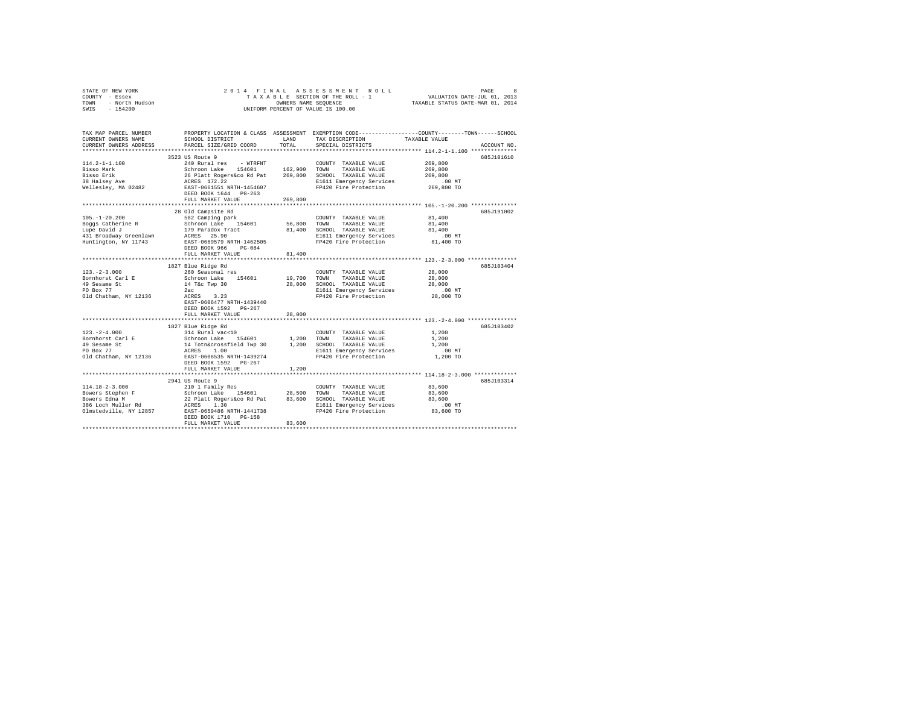STATE OF NEW YORK
COUNTY - Essex
TOWN - North Hudson
SWIS - 154200

2 0 1 4 F I N A L A S S E S S M E N T R O L L
T A X A B L E SECTION OF THE ROLL - 1
OWNERS NAME SEQUENCE
UNIFORM PERCENT OF VALUE IS 100.00

VALUATION DATE-JUL 01, 2013
TAXABLE STATUS DATE-MAR 01, 2014

```
TAX MAP PARCEL NUMBER          PROPERTY LOCATION & CLASS  ASSESSMENT  EXEMPTION CODE-----------------COUNTY--------TOWN------SCHOOL
CURRENT OWNERS NAME            SCHOOL DISTRICT              LAND      TAX DESCRIPTION            TAXABLE VALUE
CURRENT OWNERS ADDRESS         PARCEL SIZE/GRID COORD      TOTAL      SPECIAL DISTRICTS                                    ACCOUNT NO.
****************************************************************************************************** 114.2-1-1.100 **************
                               3523 US Route 9                                                                           685J101610
114.2-1-1.100                  240 Rural res    - WTRFNT              COUNTY  TAXABLE VALUE            269,800
Bisso Mark                     Schroon Lake    154601      162,900    TOWN    TAXABLE VALUE            269,800
Bisso Erik                     26 Platt Rogers&co Rd Pat   269,800    SCHOOL  TAXABLE VALUE            269,800
38 Halsey Ave                  ACRES  172.22                          E1611 Emergency Services              .00 MT
Wellesley, MA 02482            EAST-0661551 NRTH-1454607              FP420 Fire Protection            269,800 TO
                               DEED BOOK 1644   PG-263
                               FULL MARKET VALUE           269,800
****************************************************************************************************** 105.-1-20.200 **************
                               28 Old Campsite Rd                                                                        685J191002
105.-1-20.200                  582 Camping park                       COUNTY  TAXABLE VALUE             81,400
Boggs Catherine R              Schroon Lake    154601       56,800    TOWN    TAXABLE VALUE             81,400
Lupe David J                   179 Paradox Tract            81,400    SCHOOL  TAXABLE VALUE             81,400
431 Broadway Greenlawn         ACRES   25.90                          E1611 Emergency Services              .00 MT
Huntington, NY 11743           EAST-0669579 NRTH-1462505              FP420 Fire Protection             81,400 TO
                               DEED BOOK 966    PG-084
                               FULL MARKET VALUE            81,400
****************************************************************************************************** 123.-2-3.000 ***************
                               1827 Blue Ridge Rd                                                                        685J103404
123.-2-3.000                   260 Seasonal res                       COUNTY  TAXABLE VALUE             28,000
Bornhorst Carl E               Schroon Lake    154601       19,700    TOWN    TAXABLE VALUE             28,000
49 Sesame St                   14 T&c Twp 30                28,000    SCHOOL  TAXABLE VALUE             28,000
PO Box 77                      2ac                                    E1611 Emergency Services              .00 MT
Old Chatham, NY 12136          ACRES    3.23                          FP420 Fire Protection             28,000 TO
                               EAST-0606477 NRTH-1439440
                               DEED BOOK 1592   PG-267
                               FULL MARKET VALUE            28,000
****************************************************************************************************** 123.-2-4.000 ***************
                               1827 Blue Ridge Rd                                                                        685J103402
123.-2-4.000                   314 Rural vac<10                       COUNTY  TAXABLE VALUE              1,200
Bornhorst Carl E               Schroon Lake    154601        1,200    TOWN    TAXABLE VALUE              1,200
49 Sesame St                   14 Totn&crossfield Twp 30     1,200    SCHOOL  TAXABLE VALUE              1,200
PO Box 77                      ACRES    1.00                          E1611 Emergency Services              .00 MT
Old Chatham, NY 12136          EAST-0606535 NRTH-1439274              FP420 Fire Protection              1,200 TO
                               DEED BOOK 1592   PG-267
                               FULL MARKET VALUE             1,200
****************************************************************************************************** 114.18-2-3.000 *************
                               2941 US Route 9                                                                           685J103314
114.18-2-3.000                 210 1 Family Res                       COUNTY  TAXABLE VALUE             83,600
Bowers Stephen F               Schroon Lake    154601       28,500    TOWN    TAXABLE VALUE             83,600
Bowers Edna M                  22 Platt Rogers&co Rd Pat    83,600    SCHOOL  TAXABLE VALUE             83,600
386 Loch Muller Rd             ACRES    1.30                          E1611 Emergency Services              .00 MT
Olmstedville, NY 12857         EAST-0659486 NRTH-1441738              FP420 Fire Protection             83,600 TO
                               DEED BOOK 1710   PG-158
                               FULL MARKET VALUE            83,600
************************************************************************************************************************************
```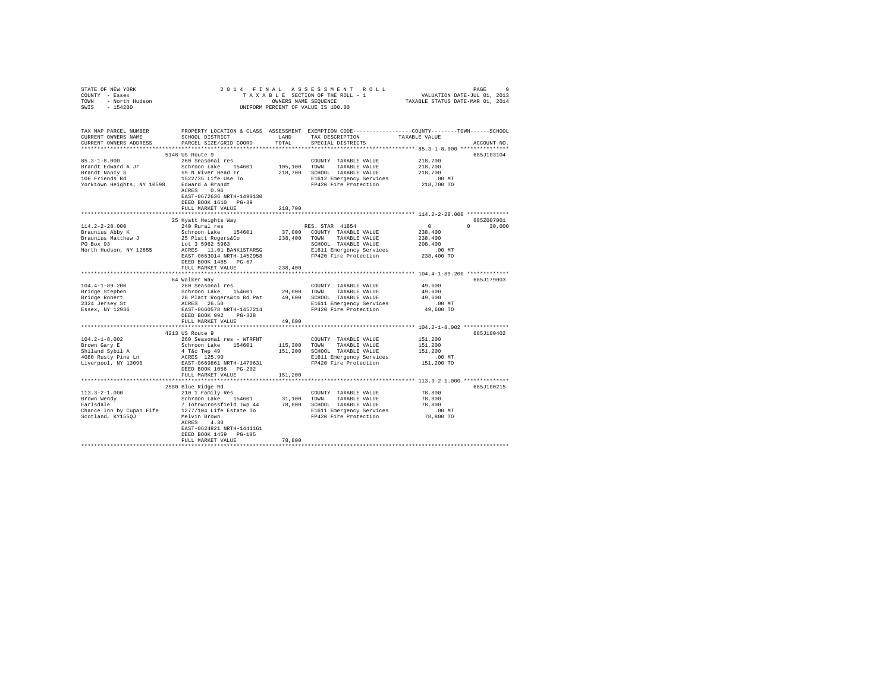STATE OF NEW YORK                    2014 FINAL ASSESSMENT ROLL
COUNTY - Essex                       TAXABLE SECTION OF THE ROLL - 1          VALUATION DATE-JUL 01, 2013
TOWN - North Hudson                  OWNERS NAME SEQUENCE                     TAXABLE STATUS DATE-MAR 01, 2014
SWIS - 154200                        UNIFORM PERCENT OF VALUE IS 100.00

| TAX MAP PARCEL NUMBER / CURRENT OWNERS NAME / CURRENT OWNERS ADDRESS | PROPERTY LOCATION & CLASS / SCHOOL DISTRICT / PARCEL SIZE/GRID COORD | ASSESSMENT LAND | TOTAL | EXEMPTION CODE / TAX DESCRIPTION / SPECIAL DISTRICTS | COUNTY / TOWN / SCHOOL TAXABLE VALUE | ACCOUNT NO. |
|---|---|---|---|---|---|---|
| 85.3-1-8.000 | 5148 US Route 9 | | | | | 685J103104 |
| | 260 Seasonal res | | | COUNTY TAXABLE VALUE | 218,700 | |
| Brandt Edward A Jr | Schroon Lake 154601 | 105,100 | | TOWN TAXABLE VALUE | 218,700 | |
| Brandt Nancy S | 59 N River Head Tr | | 218,700 | SCHOOL TAXABLE VALUE | 218,700 | |
| 106 Friends Rd | 1522/35 Life Use To | | | E1612 Emergency Services | .00 MT | |
| Yorktown Heights, NY 10598 | Edward A Brandt | | | FP420 Fire Protection | 218,700 TO | |
| | ACRES 0.96 | | | | | |
| | EAST-0672636 NRTH-1490130 | | | | | |
| | DEED BOOK 1610 PG-39 | | | | | |
| | FULL MARKET VALUE | | 218,700 | | | |
| 114.2-2-28.000 | 25 Hyatt Heights Way | | | | | 685Z007001 |
| | 240 Rural res | | | RES. STAR 41854 | 0 0 30,000 | |
| Braunius Abby K | Schroon Lake 154601 | 37,000 | | COUNTY TAXABLE VALUE | 238,400 | |
| Braunius Matthew J | 25 Platt Rogers&Co | | 238,400 | TOWN TAXABLE VALUE | 238,400 | |
| PO Box 93 | Lot 3 5962 5963 | | | SCHOOL TAXABLE VALUE | 208,400 | |
| North Hudson, NY 12855 | ACRES 11.01 BANK1STARSG | | | E1611 Emergency Services | .00 MT | |
| | EAST-0663014 NRTH-1452958 | | | FP420 Fire Protection | 238,400 TO | |
| | DEED BOOK 1485 PG-67 | | | | | |
| | FULL MARKET VALUE | | 238,400 | | | |
| 104.4-1-89.200 | 64 Walker Way | | | | | 685J179003 |
| | 260 Seasonal res | | | COUNTY TAXABLE VALUE | 49,600 | |
| Bridge Stephen | Schroon Lake 154601 | 29,000 | | TOWN TAXABLE VALUE | 49,600 | |
| Bridge Robert | 28 Platt Rogers&co Rd Pat | | 49,600 | SCHOOL TAXABLE VALUE | 49,600 | |
| 2324 Jersey St | ACRES 26.50 | | | E1611 Emergency Services | .00 MT | |
| Essex, NY 12936 | EAST-0660578 NRTH-1457214 | | | FP420 Fire Protection | 49,600 TO | |
| | DEED BOOK 992 PG-328 | | | | | |
| | FULL MARKET VALUE | | 49,600 | | | |
| 104.2-1-8.002 | 4213 US Route 9 | | | | | 685J100402 |
| | 260 Seasonal res - WTRFNT | | | COUNTY TAXABLE VALUE | 151,200 | |
| Brown Gary E | Schroon Lake 154601 | 115,300 | | TOWN TAXABLE VALUE | 151,200 | |
| Shiland Sybil A | 4 T&c Twp 49 | | 151,200 | SCHOOL TAXABLE VALUE | 151,200 | |
| 4080 Rusty Pine Ln | ACRES 125.90 | | | E1611 Emergency Services | .00 MT | |
| Liverpool, NY 13090 | EAST-0669861 NRTH-1470631 | | | FP420 Fire Protection | 151,200 TO | |
| | DEED BOOK 1056 PG-202 | | | | | |
| | FULL MARKET VALUE | | 151,200 | | | |
| 113.3-2-1.000 | 2580 Blue Ridge Rd | | | | | 685J100215 |
| | 210 1 Family Res | | | COUNTY TAXABLE VALUE | 78,800 | |
| Brown Wendy | Schroon Lake 154601 | 31,100 | | TOWN TAXABLE VALUE | 78,800 | |
| Earlsdale | 7 Totn&crossfield Twp 44 | | 78,800 | SCHOOL TAXABLE VALUE | 78,800 | |
| Chance Inn by Cupan Fife | 1277/104 Life Estate To | | | E1611 Emergency Services | .00 MT | |
| Scotland, KY155QJ | Melvin Brown | | | FP420 Fire Protection | 78,800 TO | |
| | ACRES 4.30 | | | | | |
| | EAST-0624821 NRTH-1441161 | | | | | |
| | DEED BOOK 1459 PG-185 | | | | | |
| | FULL MARKET VALUE | | 78,800 | | | |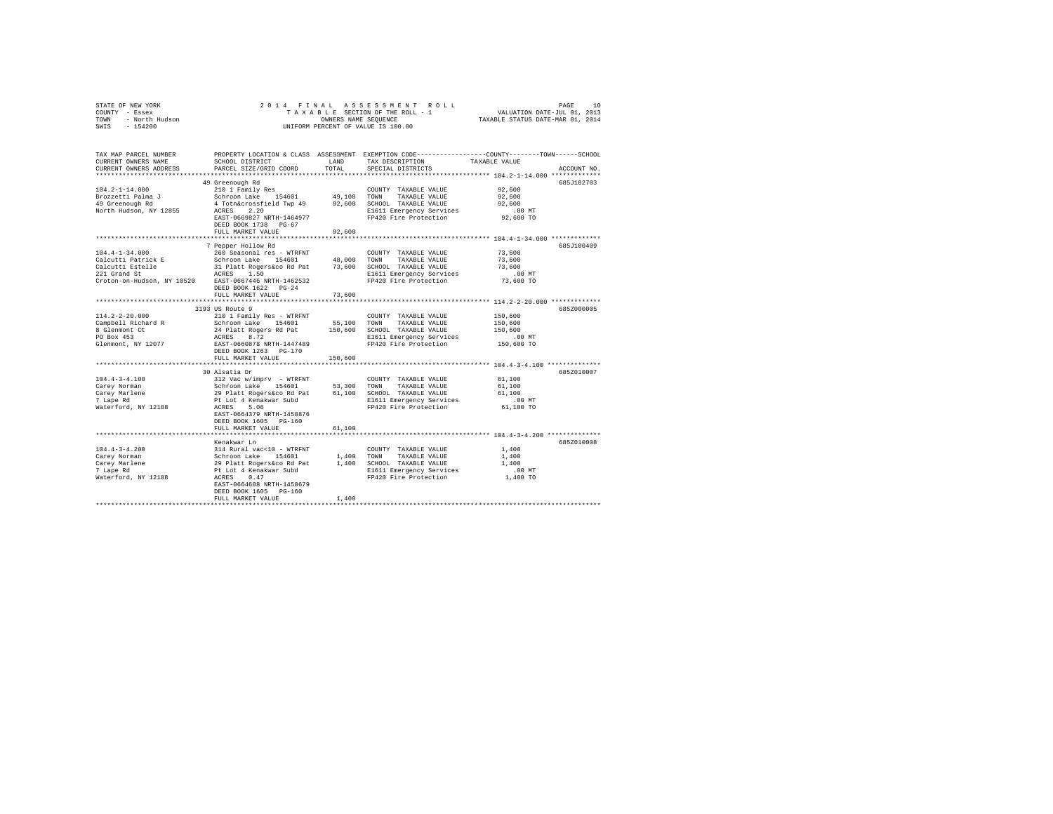STATE OF NEW YORK
COUNTY - Essex
TOWN - North Hudson
SWIS - 154200

2014 FINAL ASSESSMENT ROLL
TAXABLE SECTION OF THE ROLL - 1
OWNERS NAME SEQUENCE
UNIFORM PERCENT OF VALUE IS 100.00

VALUATION DATE-JUL 01, 2013
TAXABLE STATUS DATE-MAR 01, 2014

```
TAX MAP PARCEL NUMBER          PROPERTY LOCATION & CLASS  ASSESSMENT  EXEMPTION CODE-----------------COUNTY--------TOWN------SCHOOL
CURRENT OWNERS NAME            SCHOOL DISTRICT              LAND      TAX DESCRIPTION            TAXABLE VALUE
CURRENT OWNERS ADDRESS         PARCEL SIZE/GRID COORD       TOTAL     SPECIAL DISTRICTS                                    ACCOUNT NO.
*********************************************************************************************** 104.2-1-14.000 *************
                               49 Greenough Rd                                                                          685J102703
104.2-1-14.000                 210 1 Family Res                       COUNTY  TAXABLE VALUE          92,600
Brozzetti Palma J              Schroon Lake     154601      49,100    TOWN    TAXABLE VALUE          92,600
49 Greenough Rd                4 Totn&crossfield Twp 49     92,600    SCHOOL  TAXABLE VALUE          92,600
North Hudson, NY 12855         ACRES    2.20                          E1611 Emergency Services          .00 MT
                               EAST-0669827 NRTH-1464977              FP420 Fire Protection          92,600 TO
                               DEED BOOK 1738   PG-67
                               FULL MARKET VALUE            92,600
*********************************************************************************************** 104.4-1-34.000 *************
                               7 Pepper Hollow Rd                                                                       685J100409
104.4-1-34.000                 260 Seasonal res - WTRFNT              COUNTY  TAXABLE VALUE          73,600
Calcutti Patrick E             Schroon Lake     154601      48,000    TOWN    TAXABLE VALUE          73,600
Calcutti Estelle               31 Platt Rogers&co Rd Pat    73,600    SCHOOL  TAXABLE VALUE          73,600
221 Grand St                   ACRES    1.50                          E1611 Emergency Services          .00 MT
Croton-on-Hudson, NY 10520     EAST-0667446 NRTH-1462532              FP420 Fire Protection          73,600 TO
                               DEED BOOK 1622   PG-24
                               FULL MARKET VALUE            73,600
*********************************************************************************************** 114.2-2-20.000 *************
                               3193 US Route 9                                                                          685Z000005
114.2-2-20.000                 210 1 Family Res - WTRFNT              COUNTY  TAXABLE VALUE         150,600
Campbell Richard R             Schroon Lake     154601      55,100    TOWN    TAXABLE VALUE         150,600
8 Glenmont Ct                  24 Platt Rogers Rd Pat      150,600    SCHOOL  TAXABLE VALUE         150,600
PO Box 453                     ACRES    8.72                          E1611 Emergency Services          .00 MT
Glenmont, NY 12077             EAST-0660878 NRTH-1447489              FP420 Fire Protection         150,600 TO
                               DEED BOOK 1263   PG-170
                               FULL MARKET VALUE           150,600
*********************************************************************************************** 104.4-3-4.100 **************
                               30 Alsatia Dr                                                                            685Z010007
104.4-3-4.100                  312 Vac w/imprv  - WTRFNT              COUNTY  TAXABLE VALUE          61,100
Carey Norman                   Schroon Lake     154601      53,300    TOWN    TAXABLE VALUE          61,100
Carey Marlene                  29 Platt Rogers&co Rd Pat    61,100    SCHOOL  TAXABLE VALUE          61,100
7 Lape Rd                      Pt Lot 4 Kenakwar Subd                 E1611 Emergency Services          .00 MT
Waterford, NY 12188            ACRES    5.06                          FP420 Fire Protection          61,100 TO
                               EAST-0664379 NRTH-1458876
                               DEED BOOK 1605   PG-160
                               FULL MARKET VALUE            61,100
*********************************************************************************************** 104.4-3-4.200 **************
                               Kenakwar Ln                                                                              685Z010008
104.4-3-4.200                  314 Rural vac<10 - WTRFNT              COUNTY  TAXABLE VALUE           1,400
Carey Norman                   Schroon Lake     154601       1,400    TOWN    TAXABLE VALUE           1,400
Carey Marlene                  29 Platt Rogers&co Rd Pat     1,400    SCHOOL  TAXABLE VALUE           1,400
7 Lape Rd                      Pt Lot 4 Kenakwar Subd                 E1611 Emergency Services          .00 MT
Waterford, NY 12188            ACRES    0.47                          FP420 Fire Protection           1,400 TO
                               EAST-0664608 NRTH-1458679
                               DEED BOOK 1605   PG-160
                               FULL MARKET VALUE             1,400
****************************************************************************************************************************
```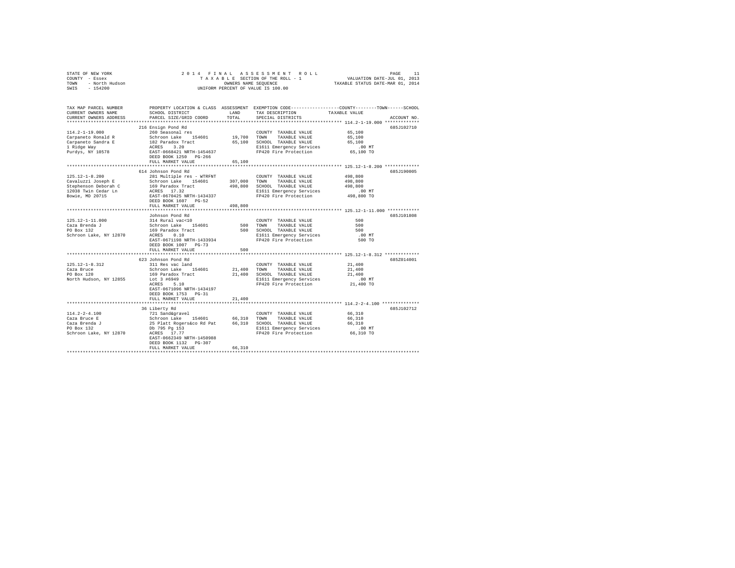STATE OF NEW YORK  
COUNTY - Essex  
TOWN - North Hudson  
SWIS - 154200

2014 FINAL ASSESSMENT ROLL  
TAXABLE SECTION OF THE ROLL - 1  
OWNERS NAME SEQUENCE  
UNIFORM PERCENT OF VALUE IS 100.00

VALUATION DATE-JUL 01, 2013  
TAXABLE STATUS DATE-MAR 01, 2014

| TAX MAP PARCEL NUMBER / CURRENT OWNERS NAME / CURRENT OWNERS ADDRESS | PROPERTY LOCATION & CLASS / SCHOOL DISTRICT / PARCEL SIZE/GRID COORD | ASSESSMENT LAND / TOTAL | EXEMPTION CODE / TAX DESCRIPTION / SPECIAL DISTRICTS | COUNTY--TOWN--SCHOOL TAXABLE VALUE | ACCOUNT NO. |
|---|---|---|---|---|---|
| 114.2-1-19.000 | 216 Ensign Pond Rd | | | | 685J102710 |
| 114.2-1-19.000 | 260 Seasonal res | | COUNTY TAXABLE VALUE | 65,100 | |
| Carpaneto Ronald R | Schroon Lake 154601 | 19,700 | TOWN TAXABLE VALUE | 65,100 | |
| Carpaneto Sandra E | 182 Paradox Tract | 65,100 | SCHOOL TAXABLE VALUE | 65,100 | |
| 1 Ridge Way | ACRES 3.20 | | E1611 Emergency Services | .00 MT | |
| Purdys, NY 10578 | EAST-0668421 NRTH-1454637 | | FP420 Fire Protection | 65,100 TO | |
| | DEED BOOK 1250 PG-266 | | | | |
| | FULL MARKET VALUE | 65,100 | | | |
| 125.12-1-8.200 | 614 Johnson Pond Rd | | | | 685J190005 |
| 125.12-1-8.200 | 281 Multiple res - WTRFNT | | COUNTY TAXABLE VALUE | 498,800 | |
| Cavaluzzi Joseph E | Schroon Lake 154601 | 307,000 | TOWN TAXABLE VALUE | 498,800 | |
| Stephenson Deborah C | 169 Paradox Tract | 498,800 | SCHOOL TAXABLE VALUE | 498,800 | |
| 12038 Twin Cedar Ln | ACRES 17.32 | | E1611 Emergency Services | .00 MT | |
| Bowie, MD 20715 | EAST-0670425 NRTH-1434337 | | FP420 Fire Protection | 498,800 TO | |
| | DEED BOOK 1607 PG-52 | | | | |
| | FULL MARKET VALUE | 498,800 | | | |
| 125.12-1-11.000 | Johnson Pond Rd | | | | 685J101808 |
| 125.12-1-11.000 | 314 Rural vac<10 | | COUNTY TAXABLE VALUE | 500 | |
| Caza Brenda J | Schroon Lake 154601 | 500 | TOWN TAXABLE VALUE | 500 | |
| PO Box 132 | 169 Paradox Tract | 500 | SCHOOL TAXABLE VALUE | 500 | |
| Schroon Lake, NY 12870 | ACRES 0.10 | | E1611 Emergency Services | .00 MT | |
| | EAST-0671198 NRTH-1433934 | | FP420 Fire Protection | 500 TO | |
| | DEED BOOK 1007 PG-73 | | | | |
| | FULL MARKET VALUE | 500 | | | |
| 125.12-1-8.312 | 623 Johnson Pond Rd | | | | 685Z014001 |
| 125.12-1-8.312 | 311 Res vac land | | COUNTY TAXABLE VALUE | 21,400 | |
| Caza Bruce | Schroon Lake 154601 | 21,400 | TOWN TAXABLE VALUE | 21,400 | |
| PO Box 120 | 169 Paradox Tract | 21,400 | SCHOOL TAXABLE VALUE | 21,400 | |
| North Hudson, NY 12855 | Lot 3 #6949 | | E1611 Emergency Services | .00 MT | |
| | ACRES 5.10 | | FP420 Fire Protection | 21,400 TO | |
| | EAST-0671096 NRTH-1434197 | | | | |
| | DEED BOOK 1753 PG-31 | | | | |
| | FULL MARKET VALUE | 21,400 | | | |
| 114.2-2-4.100 | 36 Liberty Rd | | | | 685J102712 |
| 114.2-2-4.100 | 721 Sand&gravel | | COUNTY TAXABLE VALUE | 66,310 | |
| Caza Bruce E | Schroon Lake 154601 | 66,310 | TOWN TAXABLE VALUE | 66,310 | |
| Caza Brenda J | 25 Platt Rogers&co Rd Pat | 66,310 | SCHOOL TAXABLE VALUE | 66,310 | |
| PO Box 132 | Db 795 Pg 153 | | E1611 Emergency Services | .00 MT | |
| Schroon Lake, NY 12870 | ACRES 17.77 | | FP420 Fire Protection | 66,310 TO | |
| | EAST-0662349 NRTH-1450988 | | | | |
| | DEED BOOK 1132 PG-307 | | | | |
| | FULL MARKET VALUE | 66,310 | | | |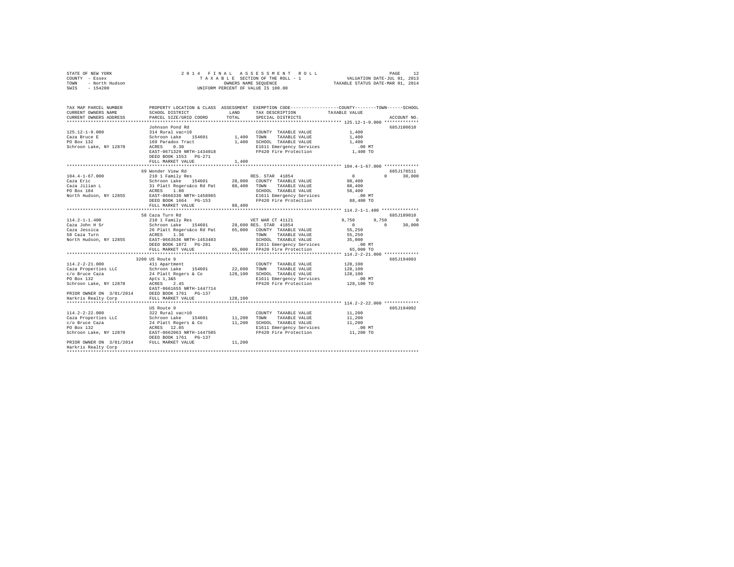STATE OF NEW YORK
COUNTY - Essex
TOWN - North Hudson
SWIS - 154200

2014 FINAL ASSESSMENT ROLL
TAXABLE SECTION OF THE ROLL - 1
OWNERS NAME SEQUENCE
UNIFORM PERCENT OF VALUE IS 100.00

VALUATION DATE-JUL 01, 2013
TAXABLE STATUS DATE-MAR 01, 2014

```
TAX MAP PARCEL NUMBER     PROPERTY LOCATION & CLASS  ASSESSMENT  EXEMPTION CODE-----------------COUNTY--------TOWN------SCHOOL
CURRENT OWNERS NAME       SCHOOL DISTRICT              LAND      TAX DESCRIPTION           TAXABLE VALUE
CURRENT OWNERS ADDRESS    PARCEL SIZE/GRID COORD       TOTAL     SPECIAL DISTRICTS                                   ACCOUNT NO.
******************************************************************************************** 125.12-1-9.000 *************
                          Johnson Pond Rd                                                                           685J100610
125.12-1-9.000            314 Rural vac<10                        COUNTY  TAXABLE VALUE            1,400
Caza Bruce E              Schroon Lake   154601        1,400      TOWN    TAXABLE VALUE            1,400
PO Box 132                169 Paradox Tract            1,400      SCHOOL  TAXABLE VALUE            1,400
Schroon Lake, NY 12870    ACRES    0.30                           E1611 Emergency Services           .00 MT
                          EAST-0671329 NRTH-1434018               FP420 Fire Protection            1,400 TO
                          DEED BOOK 1553   PG-271
                          FULL MARKET VALUE            1,400
******************************************************************************************** 104.4-1-67.000 *************
                          69 Wonder View Rd                                                                         685J178511
104.4-1-67.000            210 1 Family Res                        RES. STAR  41854                0           0      30,000
Caza Eric                 Schroon Lake   154601       28,900      COUNTY  TAXABLE VALUE           88,400
Caza Jilian L             31 Platt Rogers&co Rd Pat   88,400      TOWN    TAXABLE VALUE           88,400
PO Box 104                ACRES    1.80                           SCHOOL  TAXABLE VALUE           58,400
North Hudson, NY 12855    EAST-0666330 NRTH-1458965               E1611 Emergency Services           .00 MT
                          DEED BOOK 1664   PG-153                 FP420 Fire Protection           88,400 TO
                          FULL MARKET VALUE           88,400
******************************************************************************************** 114.2-1-1.400 **************
                          58 Caza Turn Rd                                                                           685J189010
114.2-1-1.400             210 1 Family Res                        VET WAR CT 41121             9,750       9,750          0
Caza John H Sr            Schroon Lake   154601       28,600 RES. STAR  41854                     0           0      30,000
Caza Jessica              26 Platt Rogers&co Rd Pat   65,000      COUNTY  TAXABLE VALUE           55,250
58 Caza Turn              ACRES    1.36                           TOWN    TAXABLE VALUE           55,250
North Hudson, NY 12855    EAST-0663536 NRTH-1453403               SCHOOL  TAXABLE VALUE           35,000
                          DEED BOOK 1072   PG-281                 E1611 Emergency Services           .00 MT
                          FULL MARKET VALUE           65,000      FP420 Fire Protection           65,000 TO
******************************************************************************************** 114.2-2-21.000 *************
                          3200 US Route 9                                                                           685J194003
114.2-2-21.000            411 Apartment                           COUNTY  TAXABLE VALUE          128,100
Caza Properties LLC       Schroon Lake   154601       22,600      TOWN    TAXABLE VALUE          128,100
c/o Bruce Caza            24 Platt Rogers & Co       128,100      SCHOOL  TAXABLE VALUE          128,100
PO Box 132                Apts 1,3&5                              E1611 Emergency Services           .00 MT
Schroon Lake, NY 12870    ACRES    2.45                           FP420 Fire Protection          128,100 TO
                          EAST-0661655 NRTH-1447714
PRIOR OWNER ON 3/01/2014  DEED BOOK 1761   PG-137
Harkris Realty Corp       FULL MARKET VALUE          128,100
******************************************************************************************** 114.2-2-22.000 *************
                          US Route 9                                                                                685J194002
114.2-2-22.000            322 Rural vac>10                        COUNTY  TAXABLE VALUE           11,200
Caza Properties LLC       Schroon Lake   154601       11,200      TOWN    TAXABLE VALUE           11,200
c/o Bruce Caza            24 Platt Rogers & Co        11,200      SCHOOL  TAXABLE VALUE           11,200
PO Box 132                ACRES   12.85                           E1611 Emergency Services           .00 MT
Schroon Lake, NY 12870    EAST-0662063 NRTH-1447505               FP420 Fire Protection           11,200 TO
                          DEED BOOK 1761   PG-137
PRIOR OWNER ON 3/01/2014  FULL MARKET VALUE           11,200
Harkris Realty Corp
************************************************************************************************************************
```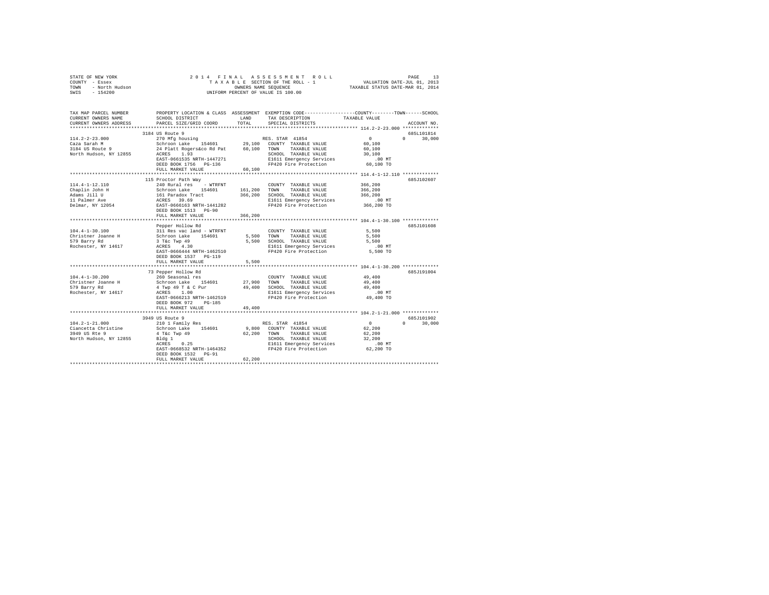STATE OF NEW YORK
COUNTY - Essex
TOWN - North Hudson
SWIS - 154200

2014 FINAL ASSESSMENT ROLL
TAXABLE SECTION OF THE ROLL - 1
OWNERS NAME SEQUENCE
UNIFORM PERCENT OF VALUE IS 100.00

VALUATION DATE-JUL 01, 2013
TAXABLE STATUS DATE-MAR 01, 2014

| TAX MAP PARCEL NUMBER / CURRENT OWNERS NAME / CURRENT OWNERS ADDRESS | PROPERTY LOCATION & CLASS / SCHOOL DISTRICT / PARCEL SIZE/GRID COORD | ASSESSMENT LAND / TOTAL | EXEMPTION CODE / TAX DESCRIPTION / SPECIAL DISTRICTS | COUNTY / TOWN / SCHOOL TAXABLE VALUE | ACCOUNT NO. |
|---|---|---|---|---|---|
| 114.2-2-23.000 | 3184 US Route 9 | | | | 685L101814 |
| Caza Sarah M | 270 Mfg housing | | RES. STAR 41854 | 0 0 30,000 | |
| 3184 US Route 9 | Schroon Lake 154601 | 29,100 | COUNTY TAXABLE VALUE | 60,100 | |
| North Hudson, NY 12855 | 24 Platt Rogers&co Rd Pat | 60,100 | TOWN TAXABLE VALUE | 60,100 | |
| | ACRES 1.93 | | SCHOOL TAXABLE VALUE | 30,100 | |
| | EAST-0661535 NRTH-1447271 | | E1611 Emergency Services | .00 MT | |
| | DEED BOOK 1756 PG-136 | | FP420 Fire Protection | 60,100 TO | |
| | FULL MARKET VALUE | 60,100 | | | |
| 114.4-1-12.110 | 115 Proctor Path Way | | | | 685J102607 |
| Chaplin John H | 240 Rural res - WTRFNT | | COUNTY TAXABLE VALUE | 366,200 | |
| Adams Jill U | Schroon Lake 154601 | 161,200 | TOWN TAXABLE VALUE | 366,200 | |
| 11 Palmer Ave | 161 Paradox Tract | 366,200 | SCHOOL TAXABLE VALUE | 366,200 | |
| Delmar, NY 12054 | ACRES 39.69 | | E1611 Emergency Services | .00 MT | |
| | EAST-0666163 NRTH-1441282 | | FP420 Fire Protection | 366,200 TO | |
| | DEED BOOK 1513 PG-90 | | | | |
| | FULL MARKET VALUE | 366,200 | | | |
| 104.4-1-30.100 | Pepper Hollow Rd | | | | 685J101608 |
| Christner Joanne H | 311 Res vac land - WTRFNT | | COUNTY TAXABLE VALUE | 5,500 | |
| 579 Barry Rd | Schroon Lake 154601 | 5,500 | TOWN TAXABLE VALUE | 5,500 | |
| Rochester, NY 14617 | 3 T&c Twp 49 | 5,500 | SCHOOL TAXABLE VALUE | 5,500 | |
| | ACRES 4.30 | | E1611 Emergency Services | .00 MT | |
| | EAST-0666444 NRTH-1462510 | | FP420 Fire Protection | 5,500 TO | |
| | DEED BOOK 1537 PG-119 | | | | |
| | FULL MARKET VALUE | 5,500 | | | |
| 104.4-1-30.200 | 73 Pepper Hollow Rd | | | | 685J191004 |
| Christner Joanne H | 260 Seasonal res | | COUNTY TAXABLE VALUE | 49,400 | |
| 579 Barry Rd | Schroon Lake 154601 | 27,900 | TOWN TAXABLE VALUE | 49,400 | |
| Rochester, NY 14617 | 4 Twp 49 T & C Pur | 49,400 | SCHOOL TAXABLE VALUE | 49,400 | |
| | ACRES 1.00 | | E1611 Emergency Services | .00 MT | |
| | EAST-0666213 NRTH-1462519 | | FP420 Fire Protection | 49,400 TO | |
| | DEED BOOK 972 PG-185 | | | | |
| | FULL MARKET VALUE | 49,400 | | | |
| 104.2-1-21.000 | 3949 US Route 9 | | | | 685J101902 |
| Ciancetta Christine | 210 1 Family Res | | RES. STAR 41854 | 0 0 30,000 | |
| 3949 US Rte 9 | Schroon Lake 154601 | 9,800 | COUNTY TAXABLE VALUE | 62,200 | |
| North Hudson, NY 12855 | 4 T&c Twp 49 | 62,200 | TOWN TAXABLE VALUE | 62,200 | |
| | Bldg 1 | | SCHOOL TAXABLE VALUE | 32,200 | |
| | ACRES 0.25 | | E1611 Emergency Services | .00 MT | |
| | EAST-0668532 NRTH-1464352 | | FP420 Fire Protection | 62,200 TO | |
| | DEED BOOK 1532 PG-91 | | | | |
| | FULL MARKET VALUE | 62,200 | | | |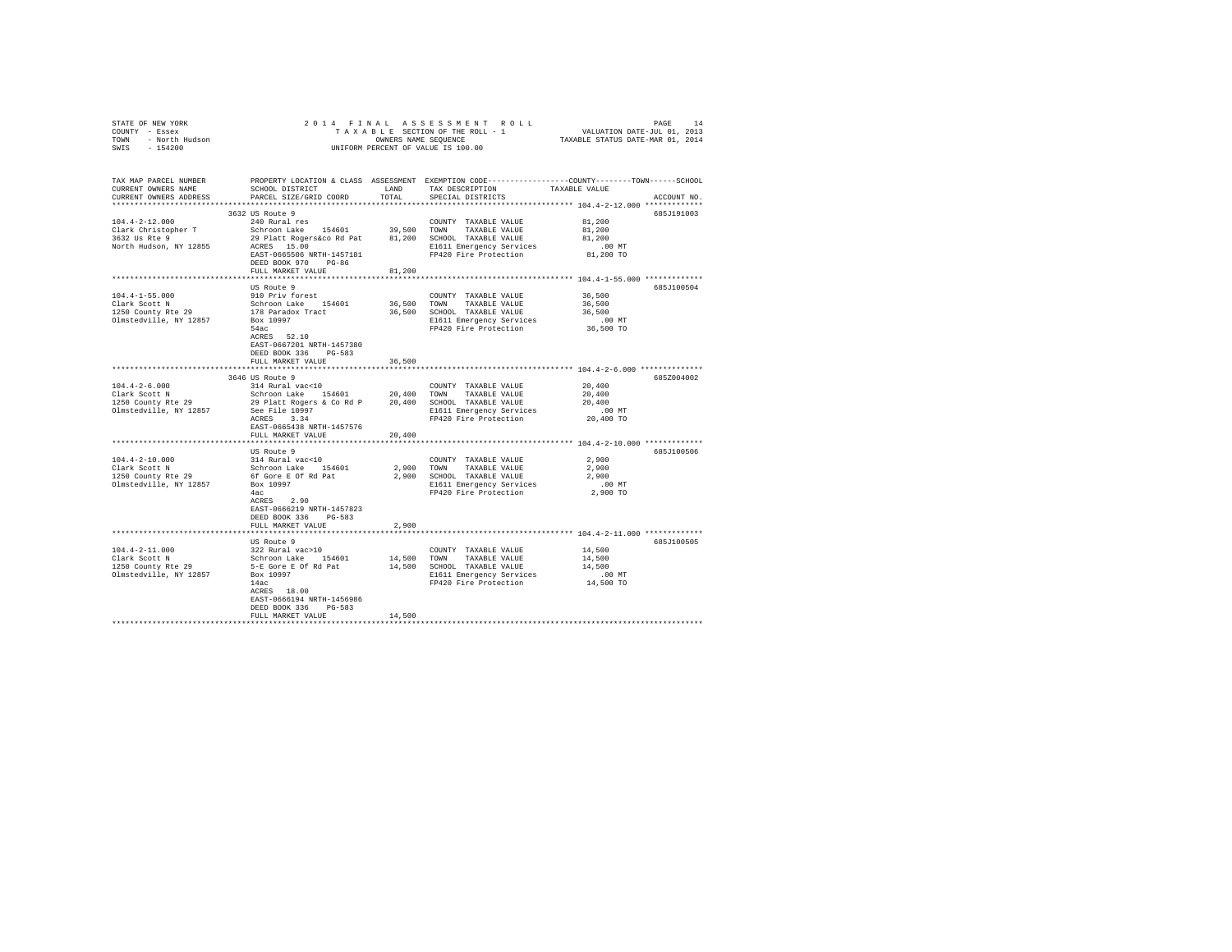STATE OF NEW YORK · COUNTY - Essex · TOWN - North Hudson · SWIS - 154200

2014 FINAL ASSESSMENT ROLL
TAXABLE SECTION OF THE ROLL - 1
OWNERS NAME SEQUENCE
UNIFORM PERCENT OF VALUE IS 100.00

VALUATION DATE-JUL 01, 2013
TAXABLE STATUS DATE-MAR 01, 2014

| TAX MAP PARCEL NUMBER / CURRENT OWNERS NAME / CURRENT OWNERS ADDRESS | PROPERTY LOCATION & CLASS / SCHOOL DISTRICT / PARCEL SIZE/GRID COORD | ASSESSMENT LAND | ASSESSMENT TOTAL | EXEMPTION CODE / TAX DESCRIPTION / SPECIAL DISTRICTS | TAXABLE VALUE (COUNTY / TOWN / SCHOOL) | ACCOUNT NO. |
|---|---|---|---|---|---|---|
| 104.4-2-12.000 | 3632 US Route 9 | | | | | 685J191003 |
| Clark Christopher T | 240 Rural res | | | COUNTY TAXABLE VALUE | 81,200 | |
| 3632 Us Rte 9 | Schroon Lake 154601 | 39,500 | | TOWN TAXABLE VALUE | 81,200 | |
| North Hudson, NY 12855 | 29 Platt Rogers&co Rd Pat | | 81,200 | SCHOOL TAXABLE VALUE | 81,200 | |
| | ACRES 15.00 | | | E1611 Emergency Services | .00 MT | |
| | EAST-0665506 NRTH-1457181 | | | FP420 Fire Protection | 81,200 TO | |
| | DEED BOOK 970 PG-86 | | | | | |
| | FULL MARKET VALUE | | 81,200 | | | |
| 104.4-1-55.000 | US Route 9 | | | | | 685J100504 |
| Clark Scott N | 910 Priv forest | | | COUNTY TAXABLE VALUE | 36,500 | |
| 1250 County Rte 29 | Schroon Lake 154601 | 36,500 | | TOWN TAXABLE VALUE | 36,500 | |
| Olmstedville, NY 12857 | 178 Paradox Tract | | 36,500 | SCHOOL TAXABLE VALUE | 36,500 | |
| | Box 10997 | | | E1611 Emergency Services | .00 MT | |
| | 54ac | | | FP420 Fire Protection | 36,500 TO | |
| | ACRES 52.10 | | | | | |
| | EAST-0667201 NRTH-1457380 | | | | | |
| | DEED BOOK 336 PG-583 | | | | | |
| | FULL MARKET VALUE | | 36,500 | | | |
| 104.4-2-6.000 | 3646 US Route 9 | | | | | 685Z004002 |
| Clark Scott N | 314 Rural vac<10 | | | COUNTY TAXABLE VALUE | 20,400 | |
| 1250 County Rte 29 | Schroon Lake 154601 | 20,400 | | TOWN TAXABLE VALUE | 20,400 | |
| Olmstedville, NY 12857 | 29 Platt Rogers & Co Rd P | | 20,400 | SCHOOL TAXABLE VALUE | 20,400 | |
| | See File 10997 | | | E1611 Emergency Services | .00 MT | |
| | ACRES 3.34 | | | FP420 Fire Protection | 20,400 TO | |
| | EAST-0665438 NRTH-1457576 | | | | | |
| | FULL MARKET VALUE | | 20,400 | | | |
| 104.4-2-10.000 | US Route 9 | | | | | 685J100506 |
| Clark Scott N | 314 Rural vac<10 | | | COUNTY TAXABLE VALUE | 2,900 | |
| 1250 County Rte 29 | Schroon Lake 154601 | 2,900 | | TOWN TAXABLE VALUE | 2,900 | |
| Olmstedville, NY 12857 | 6f Gore E Of Rd Pat | | 2,900 | SCHOOL TAXABLE VALUE | 2,900 | |
| | Box 10997 | | | E1611 Emergency Services | .00 MT | |
| | 4ac | | | FP420 Fire Protection | 2,900 TO | |
| | ACRES 2.90 | | | | | |
| | EAST-0666219 NRTH-1457823 | | | | | |
| | DEED BOOK 336 PG-583 | | | | | |
| | FULL MARKET VALUE | | 2,900 | | | |
| 104.4-2-11.000 | US Route 9 | | | | | 685J100505 |
| Clark Scott N | 322 Rural vac>10 | | | COUNTY TAXABLE VALUE | 14,500 | |
| 1250 County Rte 29 | Schroon Lake 154601 | 14,500 | | TOWN TAXABLE VALUE | 14,500 | |
| Olmstedville, NY 12857 | 5-E Gore E Of Rd Pat | | 14,500 | SCHOOL TAXABLE VALUE | 14,500 | |
| | Box 10997 | | | E1611 Emergency Services | .00 MT | |
| | 14ac | | | FP420 Fire Protection | 14,500 TO | |
| | ACRES 18.00 | | | | | |
| | EAST-0666194 NRTH-1456986 | | | | | |
| | DEED BOOK 336 PG-583 | | | | | |
| | FULL MARKET VALUE | | 14,500 | | | |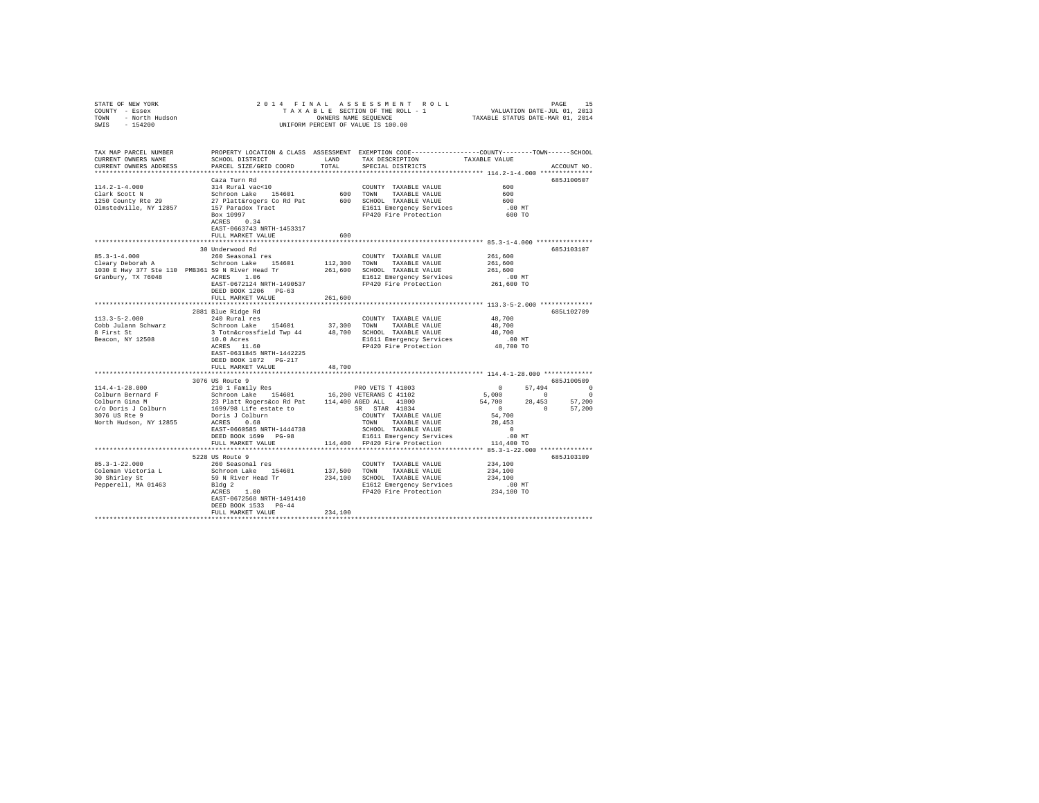STATE OF NEW YORK
COUNTY - Essex
TOWN - North Hudson
SWIS - 154200

2014 FINAL ASSESSMENT ROLL
TAXABLE SECTION OF THE ROLL - 1
OWNERS NAME SEQUENCE
UNIFORM PERCENT OF VALUE IS 100.00

VALUATION DATE-JUL 01, 2013
TAXABLE STATUS DATE-MAR 01, 2014

```
TAX MAP PARCEL NUMBER          PROPERTY LOCATION & CLASS  ASSESSMENT  EXEMPTION CODE-----------------COUNTY--------TOWN------SCHOOL
CURRENT OWNERS NAME            SCHOOL DISTRICT               LAND      TAX DESCRIPTION              TAXABLE VALUE
CURRENT OWNERS ADDRESS         PARCEL SIZE/GRID COORD        TOTAL     SPECIAL DISTRICTS                                    ACCOUNT NO.
******************************************************************************************************* 114.2-1-4.000 **************
                               Caza Turn Rd                                                                                685J100507
114.2-1-4.000                  314 Rural vac<10                        COUNTY  TAXABLE VALUE               600
Clark Scott N                  Schroon Lake   154601           600     TOWN    TAXABLE VALUE               600
1250 County Rte 29             27 Platt&rogers Co Rd Pat       600     SCHOOL  TAXABLE VALUE               600
Olmstedville, NY 12857         157 Paradox Tract                       E1611 Emergency Services            .00 MT
                               Box 10997                               FP420 Fire Protection               600 TO
                               ACRES    0.34
                               EAST-0663743 NRTH-1453317
                               FULL MARKET VALUE               600
******************************************************************************************************* 85.3-1-4.000 ***************
                               30 Underwood Rd                                                                             685J103107
85.3-1-4.000                   260 Seasonal res                        COUNTY  TAXABLE VALUE           261,600
Cleary Deborah A               Schroon Lake   154601       112,300     TOWN    TAXABLE VALUE           261,600
1030 E Hwy 377 Ste 110  PMB361 59 N River Head Tr           261,600     SCHOOL  TAXABLE VALUE           261,600
Granbury, TX 76048             ACRES    1.06                           E1612 Emergency Services            .00 MT
                               EAST-0672124 NRTH-1490537               FP420 Fire Protection           261,600 TO
                               DEED BOOK 1206   PG-63
                               FULL MARKET VALUE           261,600
******************************************************************************************************* 113.3-5-2.000 **************
                               2881 Blue Ridge Rd                                                                          685L102709
113.3-5-2.000                  240 Rural res                           COUNTY  TAXABLE VALUE            48,700
Cobb Julann Schwarz            Schroon Lake   154601        37,300     TOWN    TAXABLE VALUE            48,700
8 First St                     3 Totn&crossfield Twp 44     48,700     SCHOOL  TAXABLE VALUE            48,700
Beacon, NY 12508               10.0 Acres                              E1611 Emergency Services            .00 MT
                               ACRES   11.60                           FP420 Fire Protection            48,700 TO
                               EAST-0631845 NRTH-1442225
                               DEED BOOK 1072   PG-217
                               FULL MARKET VALUE            48,700
******************************************************************************************************* 114.4-1-28.000 *************
                               3076 US Route 9                                                                             685J100509
114.4-1-28.000                 210 1 Family Res                        PRO VETS T 41003                  0      57,494          0
Colburn Bernard F              Schroon Lake   154601        16,200     VETERANS C 41102              5,000           0          0
Colburn Gina M                 23 Platt Rogers&co Rd Pat   114,400     AGED ALL   41800             54,700      28,453     57,200
c/o Doris J Colburn            1699/98 Life estate to                  SR  STAR   41834                  0           0     57,200
3076 US Rte 9                  Doris J Colburn                         COUNTY  TAXABLE VALUE            54,700
North Hudson, NY 12855         ACRES    0.68                           TOWN    TAXABLE VALUE            28,453
                               EAST-0660585 NRTH-1444738               SCHOOL  TAXABLE VALUE                 0
                               DEED BOOK 1699   PG-98                  E1611 Emergency Services            .00 MT
                               FULL MARKET VALUE           114,400     FP420 Fire Protection           114,400 TO
******************************************************************************************************* 85.3-1-22.000 **************
                               5228 US Route 9                                                                             685J103109
85.3-1-22.000                  260 Seasonal res                        COUNTY  TAXABLE VALUE           234,100
Coleman Victoria L             Schroon Lake   154601       137,500     TOWN    TAXABLE VALUE           234,100
30 Shirley St                  59 N River Head Tr          234,100     SCHOOL  TAXABLE VALUE           234,100
Pepperell, MA 01463            Bldg 2                                  E1612 Emergency Services            .00 MT
                               ACRES    1.00                           FP420 Fire Protection           234,100 TO
                               EAST-0672568 NRTH-1491410
                               DEED BOOK 1533   PG-44
                               FULL MARKET VALUE           234,100
************************************************************************************************************************************
```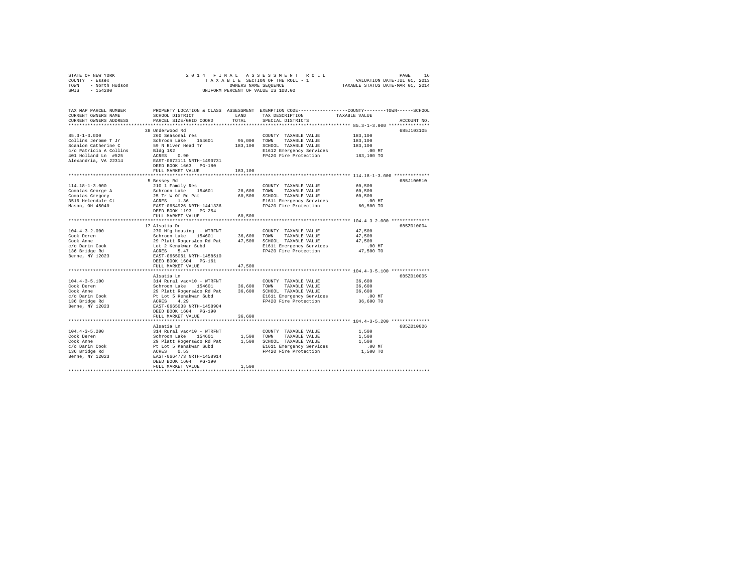STATE OF NEW YORK
COUNTY - Essex
TOWN - North Hudson
SWIS - 154200

2014 FINAL ASSESSMENT ROLL
TAXABLE SECTION OF THE ROLL - 1
OWNERS NAME SEQUENCE
UNIFORM PERCENT OF VALUE IS 100.00

VALUATION DATE-JUL 01, 2013
TAXABLE STATUS DATE-MAR 01, 2014

| TAX MAP PARCEL NUMBER / CURRENT OWNERS NAME / CURRENT OWNERS ADDRESS | PROPERTY LOCATION & CLASS / SCHOOL DISTRICT / PARCEL SIZE/GRID COORD | ASSESSMENT LAND / TOTAL | EXEMPTION CODE / TAX DESCRIPTION / SPECIAL DISTRICTS | COUNTY / TOWN / SCHOOL TAXABLE VALUE | ACCOUNT NO. |
|---|---|---|---|---|---|
| 85.3-1-3.000 | 38 Underwood Rd | | | | 685J103105 |
| 85.3-1-3.000 | 260 Seasonal res | | COUNTY TAXABLE VALUE | 183,100 | |
| Collins Jerome T Jr | Schroon Lake 154601 | 95,000 | TOWN TAXABLE VALUE | 183,100 | |
| Scanlon Catherine C | 59 N River Head Tr | 183,100 | SCHOOL TAXABLE VALUE | 183,100 | |
| c/o Patricia A Collins | Bldg 1&2 | | E1612 Emergency Services | .00 MT | |
| 401 Holland Ln #525 | ACRES 0.90 | | FP420 Fire Protection | 183,100 TO | |
| Alexandria, VA 22314 | EAST-0672111 NRTH-1490731 | | | | |
| | DEED BOOK 1663 PG-180 | | | | |
| | FULL MARKET VALUE | 183,100 | | | |
| 114.18-1-3.000 | 5 Bessey Rd | | | | 685J100510 |
| 114.18-1-3.000 | 210 1 Family Res | | COUNTY TAXABLE VALUE | 60,500 | |
| Comatas George A | Schroon Lake 154601 | 28,600 | TOWN TAXABLE VALUE | 60,500 | |
| Comatas Gregory | 25 Tr W Of Rd Pat | 60,500 | SCHOOL TAXABLE VALUE | 60,500 | |
| 3516 Helendale Ct | ACRES 1.36 | | E1611 Emergency Services | .00 MT | |
| Mason, OH 45040 | EAST-0654926 NRTH-1441336 | | FP420 Fire Protection | 60,500 TO | |
| | DEED BOOK 1193 PG-254 | | | | |
| | FULL MARKET VALUE | 60,500 | | | |
| 104.4-3-2.000 | 17 Alsatia Dr | | | | 685Z010004 |
| 104.4-3-2.000 | 270 Mfg housing - WTRFNT | | COUNTY TAXABLE VALUE | 47,500 | |
| Cook Deren | Schroon Lake 154601 | 36,600 | TOWN TAXABLE VALUE | 47,500 | |
| Cook Anne | 29 Platt Rogers&co Rd Pat | 47,500 | SCHOOL TAXABLE VALUE | 47,500 | |
| c/o Darin Cook | Lot 2 Kenakwar Subd | | E1611 Emergency Services | .00 MT | |
| 136 Bridge Rd | ACRES 5.47 | | FP420 Fire Protection | 47,500 TO | |
| Berne, NY 12023 | EAST-0665061 NRTH-1458510 | | | | |
| | DEED BOOK 1604 PG-161 | | | | |
| | FULL MARKET VALUE | 47,500 | | | |
| 104.4-3-5.100 | Alsatia Ln | | | | 685Z010005 |
| 104.4-3-5.100 | 314 Rural vac<10 - WTRFNT | | COUNTY TAXABLE VALUE | 36,600 | |
| Cook Deren | Schroon Lake 154601 | 36,600 | TOWN TAXABLE VALUE | 36,600 | |
| Cook Anne | 29 Platt Rogers&co Rd Pat | 36,600 | SCHOOL TAXABLE VALUE | 36,600 | |
| c/o Darin Cook | Pt Lot 5 Kenakwar Subd | | E1611 Emergency Services | .00 MT | |
| 136 Bridge Rd | ACRES 4.29 | | FP420 Fire Protection | 36,600 TO | |
| Berne, NY 12023 | EAST-0665033 NRTH-1458904 | | | | |
| | DEED BOOK 1604 PG-190 | | | | |
| | FULL MARKET VALUE | 36,600 | | | |
| 104.4-3-5.200 | Alsatia Ln | | | | 685Z010006 |
| 104.4-3-5.200 | 314 Rural vac<10 - WTRFNT | | COUNTY TAXABLE VALUE | 1,500 | |
| Cook Deren | Schroon Lake 154601 | 1,500 | TOWN TAXABLE VALUE | 1,500 | |
| Cook Anne | 29 Platt Rogers&co Rd Pat | 1,500 | SCHOOL TAXABLE VALUE | 1,500 | |
| c/o Darin Cook | Pt Lot 5 Kenakwar Subd | | E1611 Emergency Services | .00 MT | |
| 136 Bridge Rd | ACRES 0.53 | | FP420 Fire Protection | 1,500 TO | |
| Berne, NY 12023 | EAST-0664773 NRTH-1458914 | | | | |
| | DEED BOOK 1604 PG-190 | | | | |
| | FULL MARKET VALUE | 1,500 | | | |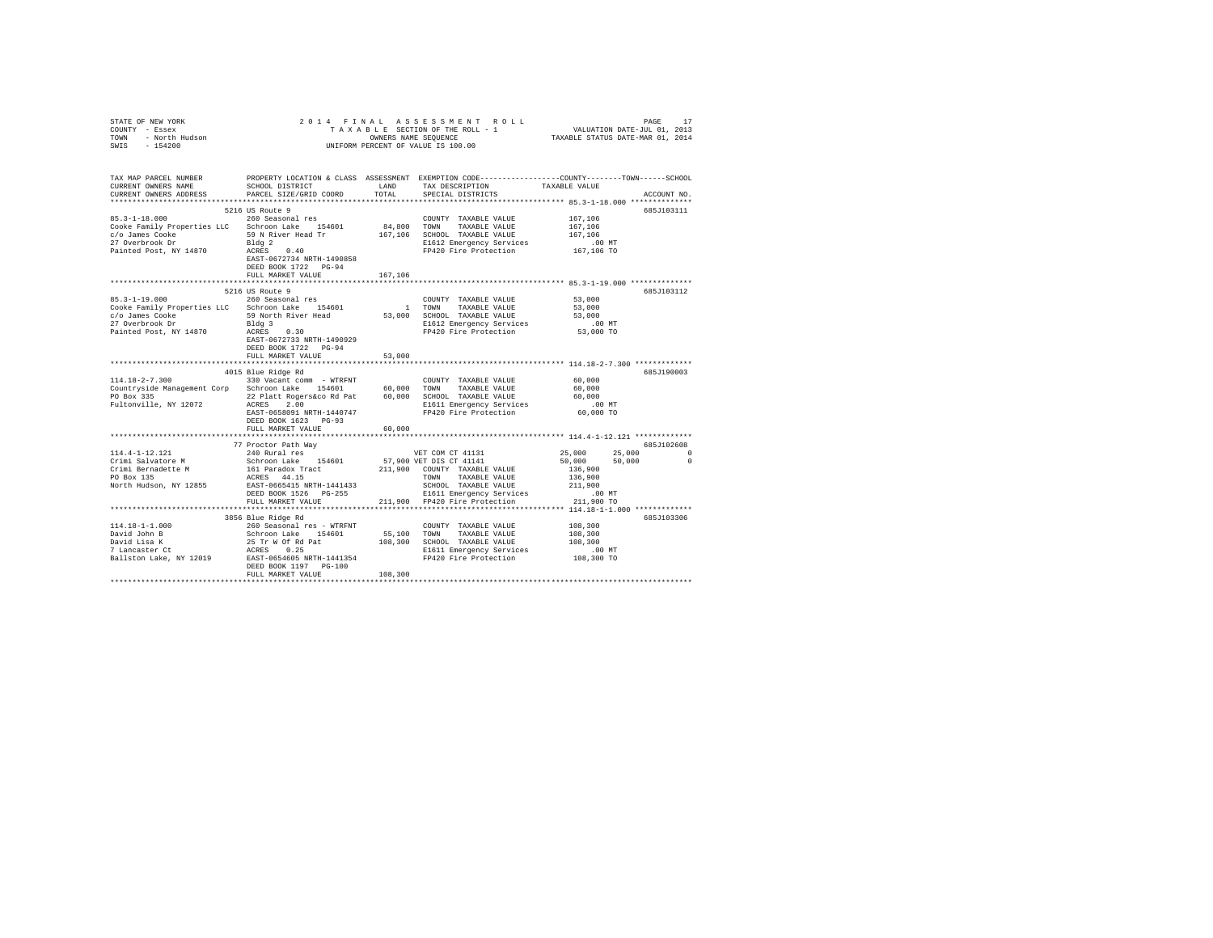STATE OF NEW YORK | 2014 FINAL ASSESSMENT ROLL | VALUATION DATE-JUL 01, 2013
COUNTY - Essex | TAXABLE SECTION OF THE ROLL - 1 | TAXABLE STATUS DATE-MAR 01, 2014
TOWN - North Hudson | OWNERS NAME SEQUENCE
SWIS - 154200 | UNIFORM PERCENT OF VALUE IS 100.00

| TAX MAP PARCEL NUMBER / CURRENT OWNERS NAME / CURRENT OWNERS ADDRESS | PROPERTY LOCATION & CLASS / SCHOOL DISTRICT / PARCEL SIZE/GRID COORD | ASSESSMENT LAND / TOTAL | EXEMPTION CODE / TAX DESCRIPTION / SPECIAL DISTRICTS | COUNTY | TOWN | SCHOOL | ACCOUNT NO. |
|---|---|---|---|---|---|---|---|
| **85.3-1-18.000** | 5216 US Route 9 | | | | | | 685J103111 |
| 85.3-1-18.000 | 260 Seasonal res | | COUNTY TAXABLE VALUE | 167,106 | | | |
| Cooke Family Properties LLC | Schroon Lake 154601 | 84,800 | TOWN TAXABLE VALUE | 167,106 | | | |
| c/o James Cooke | 59 N River Head Tr | 167,106 | SCHOOL TAXABLE VALUE | 167,106 | | | |
| 27 Overbrook Dr | Bldg 2 | | E1612 Emergency Services | .00 MT | | | |
| Painted Post, NY 14870 | ACRES 0.40 | | FP420 Fire Protection | 167,106 TO | | | |
| | EAST-0672734 NRTH-1490858 | | | | | | |
| | DEED BOOK 1722 PG-94 | | | | | | |
| | FULL MARKET VALUE | 167,106 | | | | | |
| **85.3-1-19.000** | 5216 US Route 9 | | | | | | 685J103112 |
| 85.3-1-19.000 | 260 Seasonal res | | COUNTY TAXABLE VALUE | 53,000 | | | |
| Cooke Family Properties LLC | Schroon Lake 154601 | 1 | TOWN TAXABLE VALUE | 53,000 | | | |
| c/o James Cooke | 59 North River Head | 53,000 | SCHOOL TAXABLE VALUE | 53,000 | | | |
| 27 Overbrook Dr | Bldg 3 | | E1612 Emergency Services | .00 MT | | | |
| Painted Post, NY 14870 | ACRES 0.30 | | FP420 Fire Protection | 53,000 TO | | | |
| | EAST-0672733 NRTH-1490929 | | | | | | |
| | DEED BOOK 1722 PG-94 | | | | | | |
| | FULL MARKET VALUE | 53,000 | | | | | |
| **114.18-2-7.300** | 4015 Blue Ridge Rd | | | | | | 685J190003 |
| 114.18-2-7.300 | 330 Vacant comm - WTRFNT | | COUNTY TAXABLE VALUE | 60,000 | | | |
| Countryside Management Corp | Schroon Lake 154601 | 60,000 | TOWN TAXABLE VALUE | 60,000 | | | |
| PO Box 335 | 22 Platt Rogers&co Rd Pat | 60,000 | SCHOOL TAXABLE VALUE | 60,000 | | | |
| Fultonville, NY 12072 | ACRES 2.00 | | E1611 Emergency Services | .00 MT | | | |
| | EAST-0658091 NRTH-1440747 | | FP420 Fire Protection | 60,000 TO | | | |
| | DEED BOOK 1623 PG-93 | | | | | | |
| | FULL MARKET VALUE | 60,000 | | | | | |
| **114.4-1-12.121** | 77 Proctor Path Way | | | | | | 685J102608 |
| 114.4-1-12.121 | 240 Rural res | | VET COM CT 41131 | 25,000 | 25,000 | 0 | |
| Crimi Salvatore M | Schroon Lake 154601 | 57,900 | VET DIS CT 41141 | 50,000 | 50,000 | 0 | |
| Crimi Bernadette M | 161 Paradox Tract | 211,900 | COUNTY TAXABLE VALUE | 136,900 | | | |
| PO Box 135 | ACRES 44.15 | | TOWN TAXABLE VALUE | 136,900 | | | |
| North Hudson, NY 12855 | EAST-0665415 NRTH-1441433 | | SCHOOL TAXABLE VALUE | 211,900 | | | |
| | DEED BOOK 1526 PG-255 | | E1611 Emergency Services | .00 MT | | | |
| | FULL MARKET VALUE | 211,900 | FP420 Fire Protection | 211,900 TO | | | |
| **114.18-1-1.000** | 3856 Blue Ridge Rd | | | | | | 685J103306 |
| 114.18-1-1.000 | 260 Seasonal res - WTRFNT | | COUNTY TAXABLE VALUE | 108,300 | | | |
| David John B | Schroon Lake 154601 | 55,100 | TOWN TAXABLE VALUE | 108,300 | | | |
| David Lisa K | 25 Tr W Of Rd Pat | 108,300 | SCHOOL TAXABLE VALUE | 108,300 | | | |
| 7 Lancaster Ct | ACRES 0.25 | | E1611 Emergency Services | .00 MT | | | |
| Ballston Lake, NY 12019 | EAST-0654605 NRTH-1441354 | | FP420 Fire Protection | 108,300 TO | | | |
| | DEED BOOK 1197 PG-100 | | | | | | |
| | FULL MARKET VALUE | 108,300 | | | | | |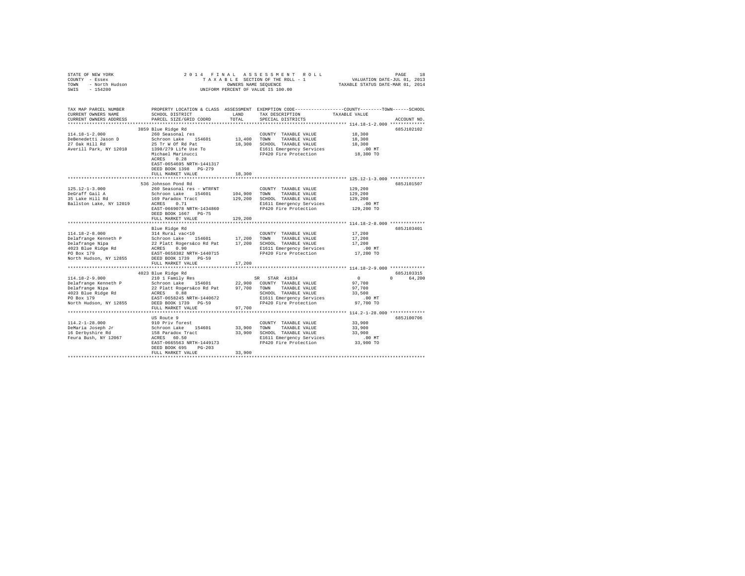STATE OF NEW YORK
COUNTY - Essex
TOWN - North Hudson
SWIS - 154200

2014 FINAL ASSESSMENT ROLL
TAXABLE SECTION OF THE ROLL - 1
OWNERS NAME SEQUENCE
UNIFORM PERCENT OF VALUE IS 100.00

VALUATION DATE-JUL 01, 2013
TAXABLE STATUS DATE-MAR 01, 2014

```
TAX MAP PARCEL NUMBER          PROPERTY LOCATION & CLASS  ASSESSMENT  EXEMPTION CODE-----------------COUNTY--------TOWN------SCHOOL
CURRENT OWNERS NAME            SCHOOL DISTRICT              LAND      TAX DESCRIPTION            TAXABLE VALUE
CURRENT OWNERS ADDRESS         PARCEL SIZE/GRID COORD       TOTAL     SPECIAL DISTRICTS                                  ACCOUNT NO.
************************************************************************************************* 114.18-1-2.000 *************
                               3859 Blue Ridge Rd                                                                    685J102102
114.18-1-2.000                 260 Seasonal res                       COUNTY  TAXABLE VALUE          18,300
DeBenedetti Jason D            Schroon Lake    154601       13,400    TOWN    TAXABLE VALUE          18,300
27 Oak Hill Rd                 25 Tr W Of Rd Pat            18,300    SCHOOL  TAXABLE VALUE          18,300
Averill Park, NY 12018         1398/279 Life Use To                   E1611 Emergency Services          .00 MT
                               Michael Marinucci                      FP420 Fire Protection          18,300 TO
                               ACRES    0.28
                               EAST-0654695 NRTH-1441317
                               DEED BOOK 1398   PG-279
                               FULL MARKET VALUE            18,300
************************************************************************************************* 125.12-1-3.000 *************
                               536 Johnson Pond Rd                                                                   685J101507
125.12-1-3.000                 260 Seasonal res - WTRFNT              COUNTY  TAXABLE VALUE         129,200
DeGraff Gail A                 Schroon Lake    154601      104,900    TOWN    TAXABLE VALUE         129,200
35 Lake Hill Rd                169 Paradox Tract           129,200    SCHOOL  TAXABLE VALUE         129,200
Ballston Lake, NY 12019        ACRES    0.71                          E1611 Emergency Services          .00 MT
                               EAST-0669078 NRTH-1434860              FP420 Fire Protection         129,200 TO
                               DEED BOOK 1667   PG-75
                               FULL MARKET VALUE           129,200
************************************************************************************************* 114.18-2-8.000 *************
                               Blue Ridge Rd                                                                         685J103401
114.18-2-8.000                 314 Rural vac<10                       COUNTY  TAXABLE VALUE          17,200
Delafrange Kenneth P           Schroon Lake    154601       17,200    TOWN    TAXABLE VALUE          17,200
Delafrange Nipa                22 Platt Rogers&co Rd Pat    17,200    SCHOOL  TAXABLE VALUE          17,200
4023 Blue Ridge Rd             ACRES    0.90                          E1611 Emergency Services          .00 MT
PO Box 179                     EAST-0658382 NRTH-1440715              FP420 Fire Protection          17,200 TO
North Hudson, NY 12855         DEED BOOK 1739   PG-59
                               FULL MARKET VALUE            17,200
************************************************************************************************* 114.18-2-9.000 *************
                               4023 Blue Ridge Rd                                                                    685J103315
114.18-2-9.000                 210 1 Family Res                    SR  STAR 41834                 0            0     64,200
Delafrange Kenneth P           Schroon Lake    154601       22,900    COUNTY  TAXABLE VALUE          97,700
Delafrange Nipa                22 Platt Rogers&co Rd Pat    97,700    TOWN    TAXABLE VALUE          97,700
4023 Blue Ridge Rd             ACRES    0.88                          SCHOOL  TAXABLE VALUE          33,500
PO Box 179                     EAST-0658245 NRTH-1440672              E1611 Emergency Services          .00 MT
North Hudson, NY 12855         DEED BOOK 1739   PG-59                 FP420 Fire Protection          97,700 TO
                               FULL MARKET VALUE            97,700
************************************************************************************************* 114.2-1-28.000 *************
                               US Route 9                                                                            685J100706
114.2-1-28.000                 910 Priv forest                        COUNTY  TAXABLE VALUE          33,900
DeMaria Joseph Jr              Schroon Lake    154601       33,900    TOWN    TAXABLE VALUE          33,900
16 Derbyshire Rd               158 Paradox Tract            33,900    SCHOOL  TAXABLE VALUE          33,900
Feura Bush, NY 12067           ACRES   60.50                          E1611 Emergency Services          .00 MT
                               EAST-0665563 NRTH-1449173              FP420 Fire Protection          33,900 TO
                               DEED BOOK 695    PG-203
                               FULL MARKET VALUE            33,900
********************************************************************************************************************************
```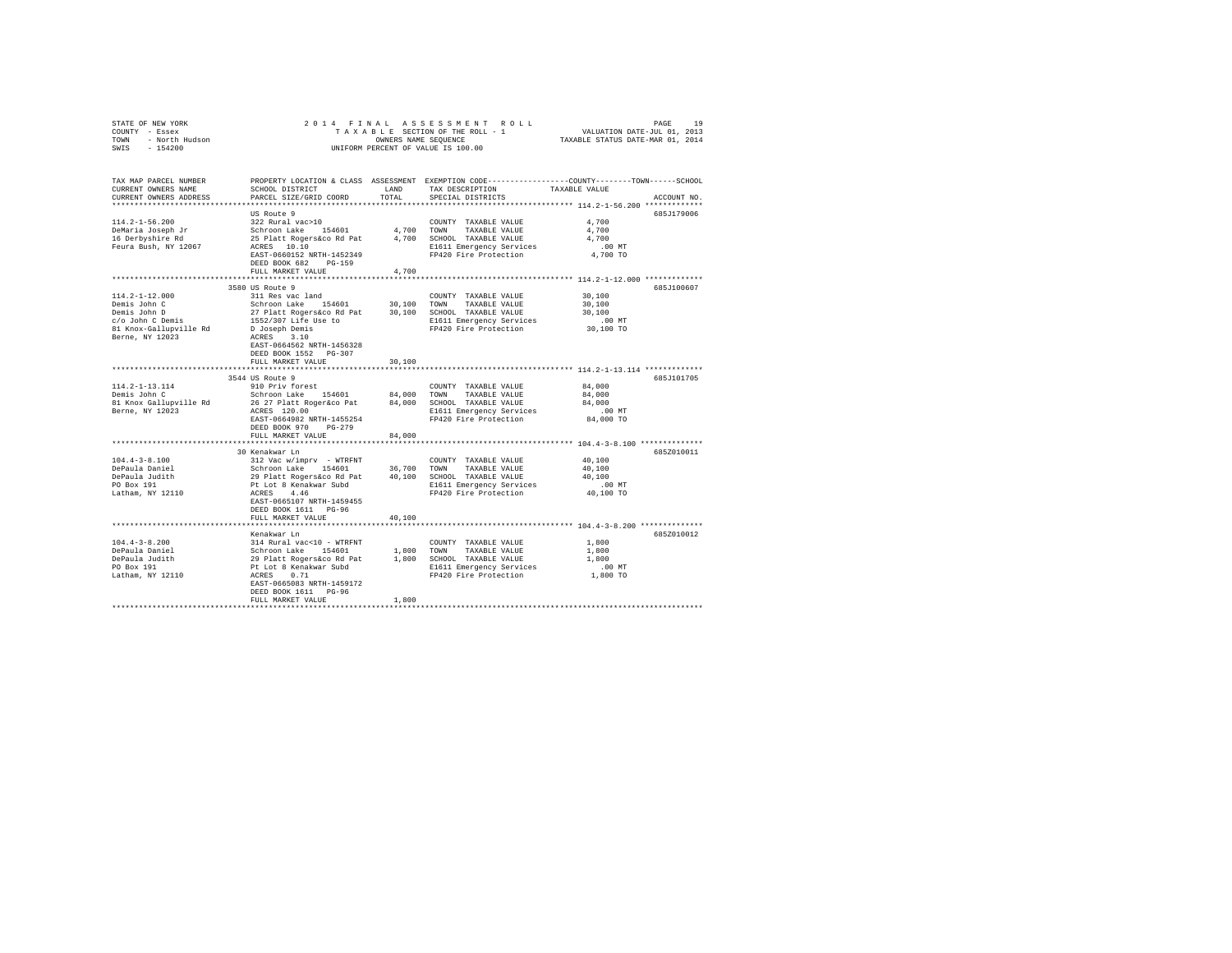STATE OF NEW YORK
COUNTY - Essex
TOWN - North Hudson
SWIS - 154200

2014 FINAL ASSESSMENT ROLL
TAXABLE SECTION OF THE ROLL - 1
OWNERS NAME SEQUENCE
UNIFORM PERCENT OF VALUE IS 100.00

VALUATION DATE-JUL 01, 2013
TAXABLE STATUS DATE-MAR 01, 2014

```
TAX MAP PARCEL NUMBER          PROPERTY LOCATION & CLASS  ASSESSMENT  EXEMPTION CODE-----------------COUNTY--------TOWN------SCHOOL
CURRENT OWNERS NAME            SCHOOL DISTRICT               LAND     TAX DESCRIPTION            TAXABLE VALUE
CURRENT OWNERS ADDRESS         PARCEL SIZE/GRID COORD        TOTAL    SPECIAL DISTRICTS                                       ACCOUNT NO.
******************************************************************************************************* 114.2-1-56.200 *************
                               US Route 9                                                                                   685J179006
114.2-1-56.200                 322 Rural vac>10                        COUNTY  TAXABLE VALUE              4,700
DeMaria Joseph Jr              Schroon Lake  154601         4,700      TOWN    TAXABLE VALUE              4,700
16 Derbyshire Rd               25 Platt Rogers&co Rd Pat    4,700      SCHOOL  TAXABLE VALUE              4,700
Feura Bush, NY 12067           ACRES  10.10                            E1611 Emergency Services             .00 MT
                               EAST-0660152 NRTH-1452349               FP420 Fire Protection              4,700 TO
                               DEED BOOK 682   PG-159
                               FULL MARKET VALUE             4,700
******************************************************************************************************* 114.2-1-12.000 *************
                               3580 US Route 9                                                                              685J100607
114.2-1-12.000                 311 Res vac land                        COUNTY  TAXABLE VALUE             30,100
Demis John C                   Schroon Lake  154601        30,100      TOWN    TAXABLE VALUE             30,100
Demis John D                   27 Platt Rogers&co Rd Pat   30,100      SCHOOL  TAXABLE VALUE             30,100
c/o John C Demis               1552/307 Life Use to                    E1611 Emergency Services             .00 MT
81 Knox-Gallupville Rd         D Joseph Demis                          FP420 Fire Protection             30,100 TO
Berne, NY 12023                ACRES   3.10
                               EAST-0664562 NRTH-1456328
                               DEED BOOK 1552  PG-307
                               FULL MARKET VALUE            30,100
******************************************************************************************************* 114.2-1-13.114 *************
                               3544 US Route 9                                                                              685J101705
114.2-1-13.114                 910 Priv forest                         COUNTY  TAXABLE VALUE             84,000
Demis John C                   Schroon Lake  154601        84,000      TOWN    TAXABLE VALUE             84,000
81 Knox Gallupville Rd         26 27 Platt Roger&co Pat    84,000      SCHOOL  TAXABLE VALUE             84,000
Berne, NY 12023                ACRES 120.00                            E1611 Emergency Services             .00 MT
                               EAST-0664982 NRTH-1455254               FP420 Fire Protection             84,000 TO
                               DEED BOOK 970   PG-279
                               FULL MARKET VALUE            84,000
******************************************************************************************************* 104.4-3-8.100 **************
                               30 Kenakwar Ln                                                                               685Z010011
104.4-3-8.100                  312 Vac w/imprv  - WTRFNT               COUNTY  TAXABLE VALUE             40,100
DePaula Daniel                 Schroon Lake  154601        36,700      TOWN    TAXABLE VALUE             40,100
DePaula Judith                 29 Platt Rogers&co Rd Pat   40,100      SCHOOL  TAXABLE VALUE             40,100
PO Box 191                     Pt Lot 8 Kenakwar Subd                  E1611 Emergency Services             .00 MT
Latham, NY 12110               ACRES   4.46                            FP420 Fire Protection             40,100 TO
                               EAST-0665107 NRTH-1459455
                               DEED BOOK 1611  PG-96
                               FULL MARKET VALUE            40,100
******************************************************************************************************* 104.4-3-8.200 **************
                               Kenakwar Ln                                                                                  685Z010012
104.4-3-8.200                  314 Rural vac<10 - WTRFNT               COUNTY  TAXABLE VALUE              1,800
DePaula Daniel                 Schroon Lake  154601         1,800      TOWN    TAXABLE VALUE              1,800
DePaula Judith                 29 Platt Rogers&co Rd Pat    1,800      SCHOOL  TAXABLE VALUE              1,800
PO Box 191                     Pt Lot 8 Kenakwar Subd                  E1611 Emergency Services             .00 MT
Latham, NY 12110               ACRES   0.71                            FP420 Fire Protection              1,800 TO
                               EAST-0665083 NRTH-1459172
                               DEED BOOK 1611  PG-96
                               FULL MARKET VALUE             1,800
************************************************************************************************************************************
```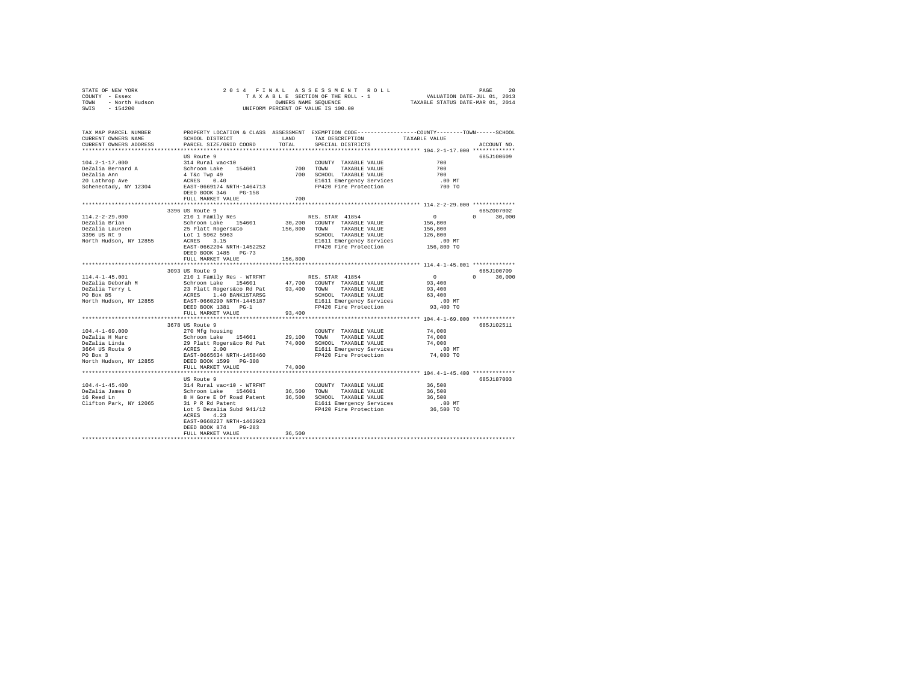STATE OF NEW YORK
COUNTY - Essex
TOWN - North Hudson
SWIS - 154200

2014 FINAL ASSESSMENT ROLL
TAXABLE SECTION OF THE ROLL - 1
OWNERS NAME SEQUENCE
UNIFORM PERCENT OF VALUE IS 100.00

VALUATION DATE-JUL 01, 2013
TAXABLE STATUS DATE-MAR 01, 2014

| TAX MAP PARCEL NUMBER / CURRENT OWNERS NAME / CURRENT OWNERS ADDRESS | PROPERTY LOCATION & CLASS / SCHOOL DISTRICT / PARCEL SIZE/GRID COORD | ASSESSMENT LAND | TOTAL | EXEMPTION CODE / TAX DESCRIPTION / SPECIAL DISTRICTS | COUNTY TAXABLE VALUE | TOWN | SCHOOL | ACCOUNT NO. |
|---|---|---|---|---|---|---|---|---|
| **104.2-1-17.000** | US Route 9 | | | | | | | 685J100609 |
| 104.2-1-17.000 | 314 Rural vac<10 | | | COUNTY TAXABLE VALUE | 700 | | | |
| DeZalia Bernard A | Schroon Lake 154601 | 700 | | TOWN TAXABLE VALUE | 700 | | | |
| DeZalia Ann | 4 T&c Twp 49 | | 700 | SCHOOL TAXABLE VALUE | 700 | | | |
| 20 Lathrop Ave | ACRES 0.40 | | | E1611 Emergency Services | .00 MT | | | |
| Schenectady, NY 12304 | EAST-0669174 NRTH-1464713 | | | FP420 Fire Protection | 700 TO | | | |
| | DEED BOOK 346 PG-158 | | | | | | | |
| | FULL MARKET VALUE | | 700 | | | | | |
| **114.2-2-29.000** | 3396 US Route 9 | | | | | | | 685Z007002 |
| 114.2-2-29.000 | 210 1 Family Res | | | RES. STAR 41854 | 0 | 0 | 30,000 | |
| DeZalia Brian | Schroon Lake 154601 | 30,200 | | COUNTY TAXABLE VALUE | 156,800 | | | |
| DeZalia Laureen | 25 Platt Rogers&Co | | 156,800 | TOWN TAXABLE VALUE | 156,800 | | | |
| 3396 US Rt 9 | Lot 1 5962 5963 | | | SCHOOL TAXABLE VALUE | 126,800 | | | |
| North Hudson, NY 12855 | ACRES 3.15 | | | E1611 Emergency Services | .00 MT | | | |
| | EAST-0662204 NRTH-1452252 | | | FP420 Fire Protection | 156,800 TO | | | |
| | DEED BOOK 1485 PG-73 | | | | | | | |
| | FULL MARKET VALUE | | 156,800 | | | | | |
| **114.4-1-45.001** | 3093 US Route 9 | | | | | | | 685J100709 |
| 114.4-1-45.001 | 210 1 Family Res - WTRFNT | | | RES. STAR 41854 | 0 | 0 | 30,000 | |
| DeZalia Deborah M | Schroon Lake 154601 | 47,700 | | COUNTY TAXABLE VALUE | 93,400 | | | |
| DeZalia Terry L | 23 Platt Rogers&co Rd Pat | | 93,400 | TOWN TAXABLE VALUE | 93,400 | | | |
| PO Box 85 | ACRES 1.40 BANK1STARSG | | | SCHOOL TAXABLE VALUE | 63,400 | | | |
| North Hudson, NY 12855 | EAST-0660290 NRTH-1445187 | | | E1611 Emergency Services | .00 MT | | | |
| | DEED BOOK 1381 PG-1 | | | FP420 Fire Protection | 93,400 TO | | | |
| | FULL MARKET VALUE | | 93,400 | | | | | |
| **104.4-1-69.000** | 3678 US Route 9 | | | | | | | 685J102511 |
| 104.4-1-69.000 | 270 Mfg housing | | | COUNTY TAXABLE VALUE | 74,000 | | | |
| DeZalia H Marc | Schroon Lake 154601 | 29,100 | | TOWN TAXABLE VALUE | 74,000 | | | |
| DeZalia Linda | 29 Platt Rogers&co Rd Pat | | 74,000 | SCHOOL TAXABLE VALUE | 74,000 | | | |
| 3664 US Route 9 | ACRES 2.00 | | | E1611 Emergency Services | .00 MT | | | |
| PO Box 3 | EAST-0665634 NRTH-1458460 | | | FP420 Fire Protection | 74,000 TO | | | |
| North Hudson, NY 12855 | DEED BOOK 1599 PG-308 | | | | | | | |
| | FULL MARKET VALUE | | 74,000 | | | | | |
| **104.4-1-45.400** | US Route 9 | | | | | | | 685J187003 |
| 104.4-1-45.400 | 314 Rural vac<10 - WTRFNT | | | COUNTY TAXABLE VALUE | 36,500 | | | |
| DeZalia James D | Schroon Lake 154601 | 36,500 | | TOWN TAXABLE VALUE | 36,500 | | | |
| 16 Reed Ln | 8 H Gore E Of Road Patent | | 36,500 | SCHOOL TAXABLE VALUE | 36,500 | | | |
| Clifton Park, NY 12065 | 31 P R Rd Patent | | | E1611 Emergency Services | .00 MT | | | |
| | Lot 5 Dezalia Subd 941/12 | | | FP420 Fire Protection | 36,500 TO | | | |
| | ACRES 4.23 | | | | | | | |
| | EAST-0668227 NRTH-1462923 | | | | | | | |
| | DEED BOOK 874 PG-283 | | | | | | | |
| | FULL MARKET VALUE | | 36,500 | | | | | |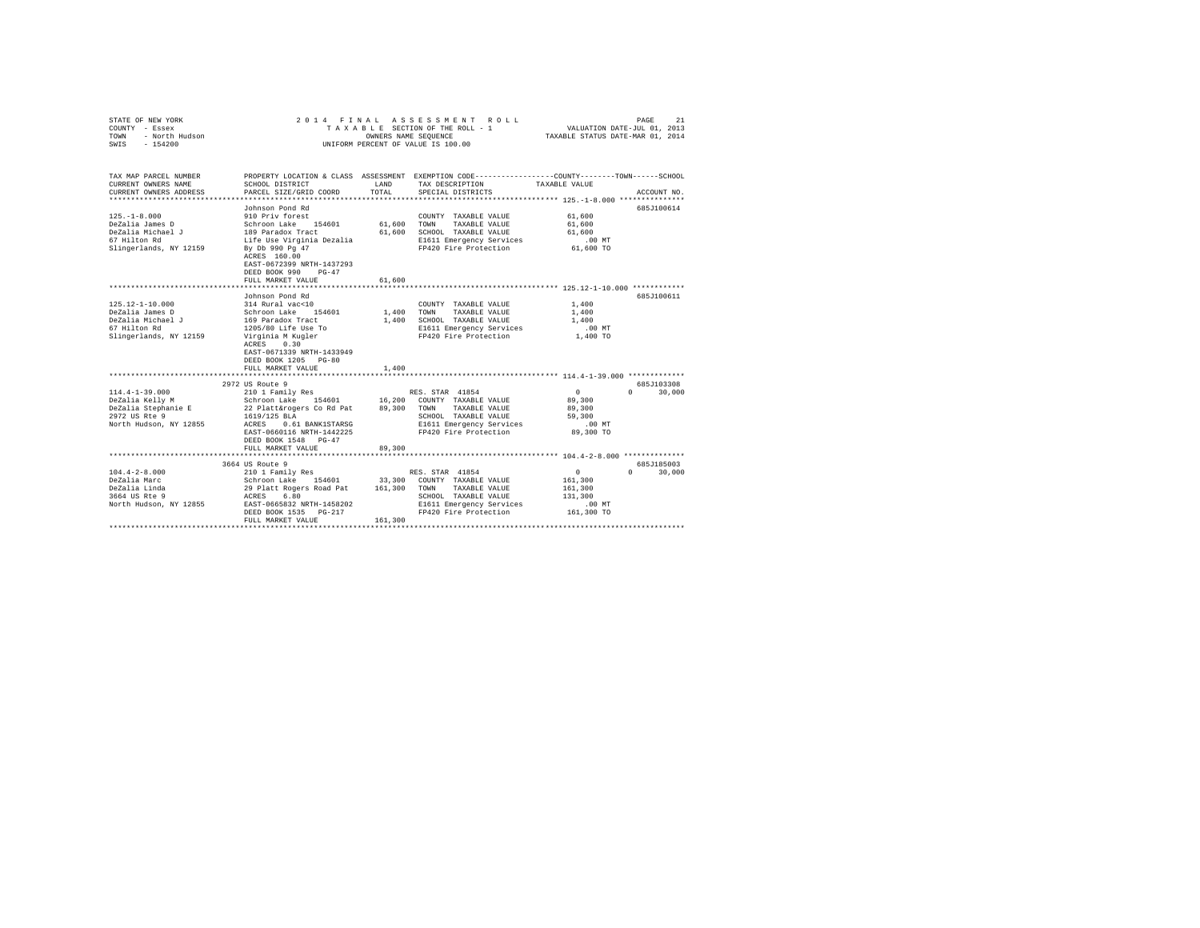STATE OF NEW YORK
COUNTY - Essex
TOWN - North Hudson
SWIS - 154200

2014 FINAL ASSESSMENT ROLL
TAXABLE SECTION OF THE ROLL - 1
OWNERS NAME SEQUENCE
UNIFORM PERCENT OF VALUE IS 100.00

VALUATION DATE-JUL 01, 2013
TAXABLE STATUS DATE-MAR 01, 2014

| TAX MAP PARCEL NUMBER / CURRENT OWNERS NAME / CURRENT OWNERS ADDRESS | PROPERTY LOCATION & CLASS / SCHOOL DISTRICT / PARCEL SIZE/GRID COORD | ASSESSMENT LAND | TOTAL | EXEMPTION CODE / TAX DESCRIPTION / SPECIAL DISTRICTS | COUNTY | TOWN | SCHOOL / TAXABLE VALUE | ACCOUNT NO. |
|---|---|---|---|---|---|---|---|---|
| **125.-1-8.000** | Johnson Pond Rd | | | | | | | 685J100614 |
| 125.-1-8.000 | 910 Priv forest | | | COUNTY TAXABLE VALUE | 61,600 | | | |
| DeZalia James D | Schroon Lake 154601 | 61,600 | | TOWN TAXABLE VALUE | 61,600 | | | |
| DeZalia Michael J | 189 Paradox Tract | | 61,600 | SCHOOL TAXABLE VALUE | 61,600 | | | |
| 67 Hilton Rd | Life Use Virginia Dezalia | | | E1611 Emergency Services | .00 MT | | | |
| Slingerlands, NY 12159 | By Db 990 Pg 47 | | | FP420 Fire Protection | 61,600 TO | | | |
| | ACRES 160.00 | | | | | | | |
| | EAST-0672399 NRTH-1437293 | | | | | | | |
| | DEED BOOK 990 PG-47 | | | | | | | |
| | FULL MARKET VALUE | | 61,600 | | | | | |
| **125.12-1-10.000** | Johnson Pond Rd | | | | | | | 685J100611 |
| 125.12-1-10.000 | 314 Rural vac<10 | | | COUNTY TAXABLE VALUE | 1,400 | | | |
| DeZalia James D | Schroon Lake 154601 | 1,400 | | TOWN TAXABLE VALUE | 1,400 | | | |
| DeZalia Michael J | 169 Paradox Tract | | 1,400 | SCHOOL TAXABLE VALUE | 1,400 | | | |
| 67 Hilton Rd | 1205/80 Life Use To | | | E1611 Emergency Services | .00 MT | | | |
| Slingerlands, NY 12159 | Virginia M Kugler | | | FP420 Fire Protection | 1,400 TO | | | |
| | ACRES 0.30 | | | | | | | |
| | EAST-0671339 NRTH-1433949 | | | | | | | |
| | DEED BOOK 1205 PG-80 | | | | | | | |
| | FULL MARKET VALUE | | 1,400 | | | | | |
| **114.4-1-39.000** | 2972 US Route 9 | | | | | | | 685J103308 |
| 114.4-1-39.000 | 210 1 Family Res | | | RES. STAR 41854 | 0 | 0 | 30,000 | |
| DeZalia Kelly M | Schroon Lake 154601 | 16,200 | | COUNTY TAXABLE VALUE | 89,300 | | | |
| DeZalia Stephanie E | 22 Platt&rogers Co Rd Pat | | 89,300 | TOWN TAXABLE VALUE | 89,300 | | | |
| 2972 US Rte 9 | 1619/125 BLA | | | SCHOOL TAXABLE VALUE | 59,300 | | | |
| North Hudson, NY 12855 | ACRES 0.61 BANK1STARSG | | | E1611 Emergency Services | .00 MT | | | |
| | EAST-0660116 NRTH-1442225 | | | FP420 Fire Protection | 89,300 TO | | | |
| | DEED BOOK 1548 PG-47 | | | | | | | |
| | FULL MARKET VALUE | | 89,300 | | | | | |
| **104.4-2-8.000** | 3664 US Route 9 | | | | | | | 685J185003 |
| 104.4-2-8.000 | 210 1 Family Res | | | RES. STAR 41854 | 0 | 0 | 30,000 | |
| DeZalia Marc | Schroon Lake 154601 | 33,300 | | COUNTY TAXABLE VALUE | 161,300 | | | |
| DeZalia Linda | 29 Platt Rogers Road Pat | | 161,300 | TOWN TAXABLE VALUE | 161,300 | | | |
| 3664 US Rte 9 | ACRES 6.80 | | | SCHOOL TAXABLE VALUE | 131,300 | | | |
| North Hudson, NY 12855 | EAST-0665832 NRTH-1458202 | | | E1611 Emergency Services | .00 MT | | | |
| | DEED BOOK 1535 PG-217 | | | FP420 Fire Protection | 161,300 TO | | | |
| | FULL MARKET VALUE | | 161,300 | | | | | |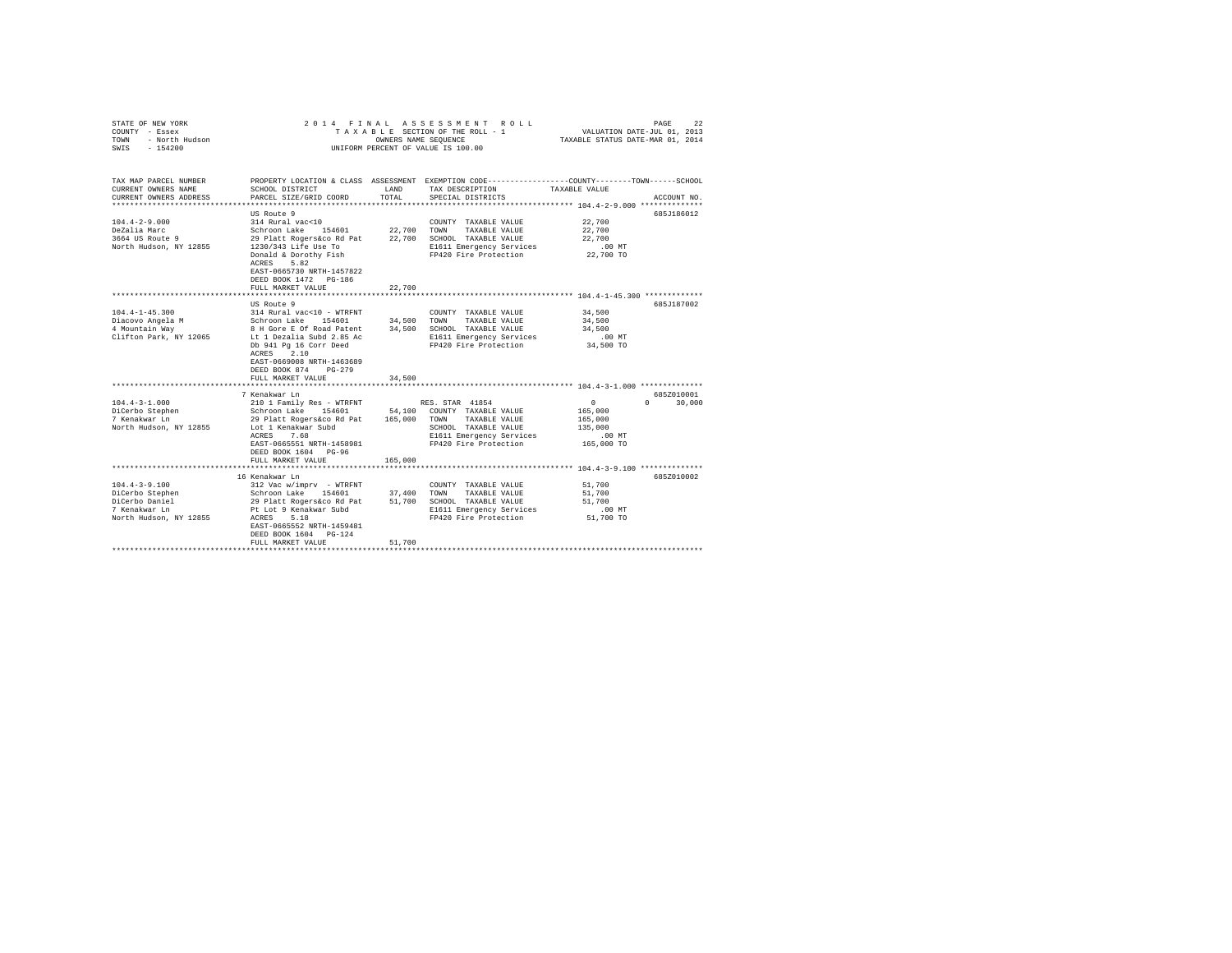STATE OF NEW YORK — 2014 FINAL ASSESSMENT ROLL — PAGE 22
COUNTY - Essex — TAXABLE SECTION OF THE ROLL - 1 — VALUATION DATE-JUL 01, 2013
TOWN - North Hudson — OWNERS NAME SEQUENCE — TAXABLE STATUS DATE-MAR 01, 2014
SWIS - 154200 — UNIFORM PERCENT OF VALUE IS 100.00

| TAX MAP PARCEL NUMBER / CURRENT OWNERS NAME / CURRENT OWNERS ADDRESS | PROPERTY LOCATION & CLASS / SCHOOL DISTRICT / PARCEL SIZE/GRID COORD | ASSESSMENT LAND | TOTAL | EXEMPTION CODE / TAX DESCRIPTION / SPECIAL DISTRICTS | COUNTY | TOWN | SCHOOL / ACCOUNT NO. |
|---|---|---|---|---|---|---|---|
| 104.4-2-9.000 | US Route 9 | | | | | | 685J186012 |
| DeZalia Marc | 314 Rural vac<10 | | | COUNTY TAXABLE VALUE | 22,700 | | |
| 3664 US Route 9 | Schroon Lake 154601 | 22,700 | | TOWN TAXABLE VALUE | 22,700 | | |
| North Hudson, NY 12855 | 29 Platt Rogers&co Rd Pat | | 22,700 | SCHOOL TAXABLE VALUE | 22,700 | | |
| | 1230/343 Life Use To | | | E1611 Emergency Services | .00 MT | | |
| | Donald & Dorothy Fish | | | FP420 Fire Protection | 22,700 TO | | |
| | ACRES 5.82 | | | | | | |
| | EAST-0665730 NRTH-1457822 | | | | | | |
| | DEED BOOK 1472 PG-186 | | | | | | |
| | FULL MARKET VALUE | | 22,700 | | | | |
| 104.4-1-45.300 | US Route 9 | | | | | | 685J187002 |
| Diacovo Angela M | 314 Rural vac<10 - WTRFNT | | | COUNTY TAXABLE VALUE | 34,500 | | |
| 4 Mountain Way | Schroon Lake 154601 | 34,500 | | TOWN TAXABLE VALUE | 34,500 | | |
| Clifton Park, NY 12065 | 8 H Gore E Of Road Patent | | 34,500 | SCHOOL TAXABLE VALUE | 34,500 | | |
| | Lt 1 Dezalia Subd 2.85 Ac | | | E1611 Emergency Services | .00 MT | | |
| | Db 941 Pg 16 Corr Deed | | | FP420 Fire Protection | 34,500 TO | | |
| | ACRES 2.10 | | | | | | |
| | EAST-0669008 NRTH-1463689 | | | | | | |
| | DEED BOOK 874 PG-279 | | | | | | |
| | FULL MARKET VALUE | | 34,500 | | | | |
| 104.4-3-1.000 | 7 Kenakwar Ln | | | | | | 685Z010001 |
| DiCerbo Stephen | 210 1 Family Res - WTRFNT | | | RES. STAR 41854 | 0 | 0 | 30,000 |
| 7 Kenakwar Ln | Schroon Lake 154601 | 54,100 | | COUNTY TAXABLE VALUE | 165,000 | | |
| North Hudson, NY 12855 | 29 Platt Rogers&co Rd Pat | | 165,000 | TOWN TAXABLE VALUE | 165,000 | | |
| | Lot 1 Kenakwar Subd | | | SCHOOL TAXABLE VALUE | 135,000 | | |
| | ACRES 7.68 | | | E1611 Emergency Services | .00 MT | | |
| | EAST-0665551 NRTH-1458981 | | | FP420 Fire Protection | 165,000 TO | | |
| | DEED BOOK 1604 PG-96 | | | | | | |
| | FULL MARKET VALUE | | 165,000 | | | | |
| 104.4-3-9.100 | 16 Kenakwar Ln | | | | | | 685Z010002 |
| DiCerbo Stephen | 312 Vac w/imprv - WTRFNT | | | COUNTY TAXABLE VALUE | 51,700 | | |
| DiCerbo Daniel | Schroon Lake 154601 | 37,400 | | TOWN TAXABLE VALUE | 51,700 | | |
| 7 Kenakwar Ln | 29 Platt Rogers&co Rd Pat | | 51,700 | SCHOOL TAXABLE VALUE | 51,700 | | |
| North Hudson, NY 12855 | Pt Lot 9 Kenakwar Subd | | | E1611 Emergency Services | .00 MT | | |
| | ACRES 5.10 | | | FP420 Fire Protection | 51,700 TO | | |
| | EAST-0665552 NRTH-1459481 | | | | | | |
| | DEED BOOK 1604 PG-124 | | | | | | |
| | FULL MARKET VALUE | | 51,700 | | | | |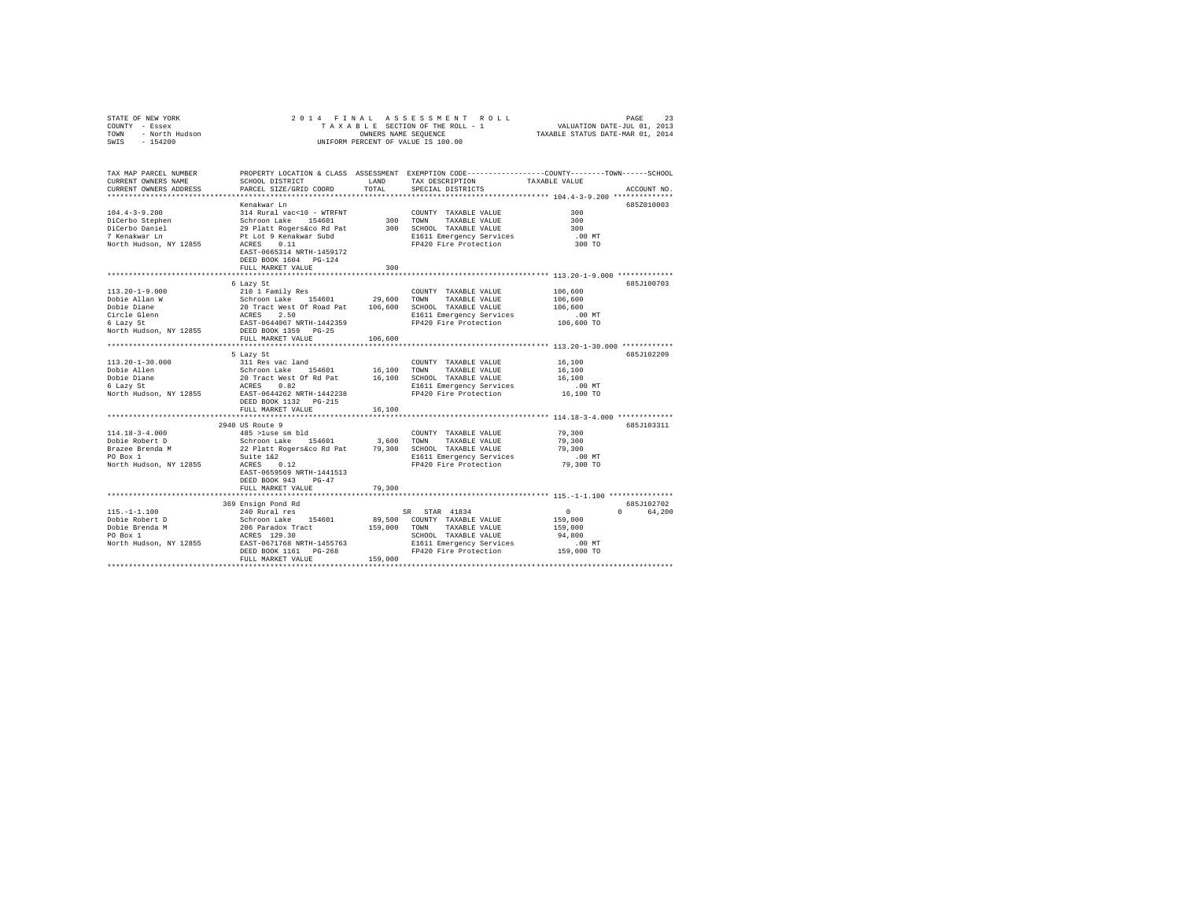STATE OF NEW YORK
COUNTY - Essex
TOWN - North Hudson
SWIS - 154200

2014 FINAL ASSESSMENT ROLL
TAXABLE SECTION OF THE ROLL - 1
OWNERS NAME SEQUENCE
UNIFORM PERCENT OF VALUE IS 100.00

VALUATION DATE-JUL 01, 2013
TAXABLE STATUS DATE-MAR 01, 2014

```
TAX MAP PARCEL NUMBER          PROPERTY LOCATION & CLASS  ASSESSMENT  EXEMPTION CODE-----------------COUNTY--------TOWN------SCHOOL
CURRENT OWNERS NAME            SCHOOL DISTRICT             LAND       TAX DESCRIPTION              TAXABLE VALUE
CURRENT OWNERS ADDRESS         PARCEL SIZE/GRID COORD      TOTAL      SPECIAL DISTRICTS                                    ACCOUNT NO.
******************************************************************************************************* 104.4-3-9.200 **************
                               Kenakwar Ln                                                                                685Z010003
104.4-3-9.200                  314 Rural vac<10 - WTRFNT              COUNTY  TAXABLE VALUE             300
DiCerbo Stephen                Schroon Lake   154601          300     TOWN    TAXABLE VALUE             300
DiCerbo Daniel                 29 Platt Rogers&co Rd Pat      300     SCHOOL  TAXABLE VALUE             300
7 Kenakwar Ln                  Pt Lot 9 Kenakwar Subd                 E1611 Emergency Services          .00 MT
North Hudson, NY 12855         ACRES    0.11                          FP420 Fire Protection             300 TO
                               EAST-0665314 NRTH-1459172
                               DEED BOOK 1604   PG-124
                               FULL MARKET VALUE              300
******************************************************************************************************* 113.20-1-9.000 *************
                               6 Lazy St                                                                                  685J100703
113.20-1-9.000                 210 1 Family Res                       COUNTY  TAXABLE VALUE         106,600
Dobie Allan W                  Schroon Lake   154601       29,600     TOWN    TAXABLE VALUE         106,600
Dobie Diane                    20 Tract West Of Road Pat  106,600     SCHOOL  TAXABLE VALUE         106,600
Circle Glenn                   ACRES    2.50                          E1611 Emergency Services          .00 MT
6 Lazy St                      EAST-0644067 NRTH-1442359              FP420 Fire Protection         106,600 TO
North Hudson, NY 12855         DEED BOOK 1359   PG-25
                               FULL MARKET VALUE          106,600
******************************************************************************************************* 113.20-1-30.000 ************
                               5 Lazy St                                                                                  685J102209
113.20-1-30.000                311 Res vac land                       COUNTY  TAXABLE VALUE          16,100
Dobie Allen                    Schroon Lake   154601       16,100     TOWN    TAXABLE VALUE          16,100
Dobie Diane                    20 Tract West Of Rd Pat     16,100     SCHOOL  TAXABLE VALUE          16,100
6 Lazy St                      ACRES    0.82                          E1611 Emergency Services          .00 MT
North Hudson, NY 12855         EAST-0644262 NRTH-1442238              FP420 Fire Protection          16,100 TO
                               DEED BOOK 1132   PG-215
                               FULL MARKET VALUE           16,100
******************************************************************************************************* 114.18-3-4.000 *************
                               2940 US Route 9                                                                            685J103311
114.18-3-4.000                 485 >1use sm bld                       COUNTY  TAXABLE VALUE          79,300
Dobie Robert D                 Schroon Lake   154601        3,600     TOWN    TAXABLE VALUE          79,300
Brazee Brenda M                22 Platt Rogers&co Rd Pat   79,300     SCHOOL  TAXABLE VALUE          79,300
PO Box 1                       Suite 1&2                              E1611 Emergency Services          .00 MT
North Hudson, NY 12855         ACRES    0.12                          FP420 Fire Protection          79,300 TO
                               EAST-0659569 NRTH-1441513
                               DEED BOOK 943    PG-47
                               FULL MARKET VALUE           79,300
******************************************************************************************************* 115.-1-1.100 ***************
                               369 Ensign Pond Rd                                                                         685J102702
115.-1-1.100                   240 Rural res                       SR   STAR 41834                    0            0       64,200
Dobie Robert D                 Schroon Lake   154601       89,500     COUNTY  TAXABLE VALUE         159,000
Dobie Brenda M                 206 Paradox Tract          159,000     TOWN    TAXABLE VALUE         159,000
PO Box 1                       ACRES  129.30                          SCHOOL  TAXABLE VALUE          94,800
North Hudson, NY 12855         EAST-0671768 NRTH-1455763              E1611 Emergency Services          .00 MT
                               DEED BOOK 1161   PG-268                FP420 Fire Protection         159,000 TO
                               FULL MARKET VALUE          159,000
************************************************************************************************************************************
```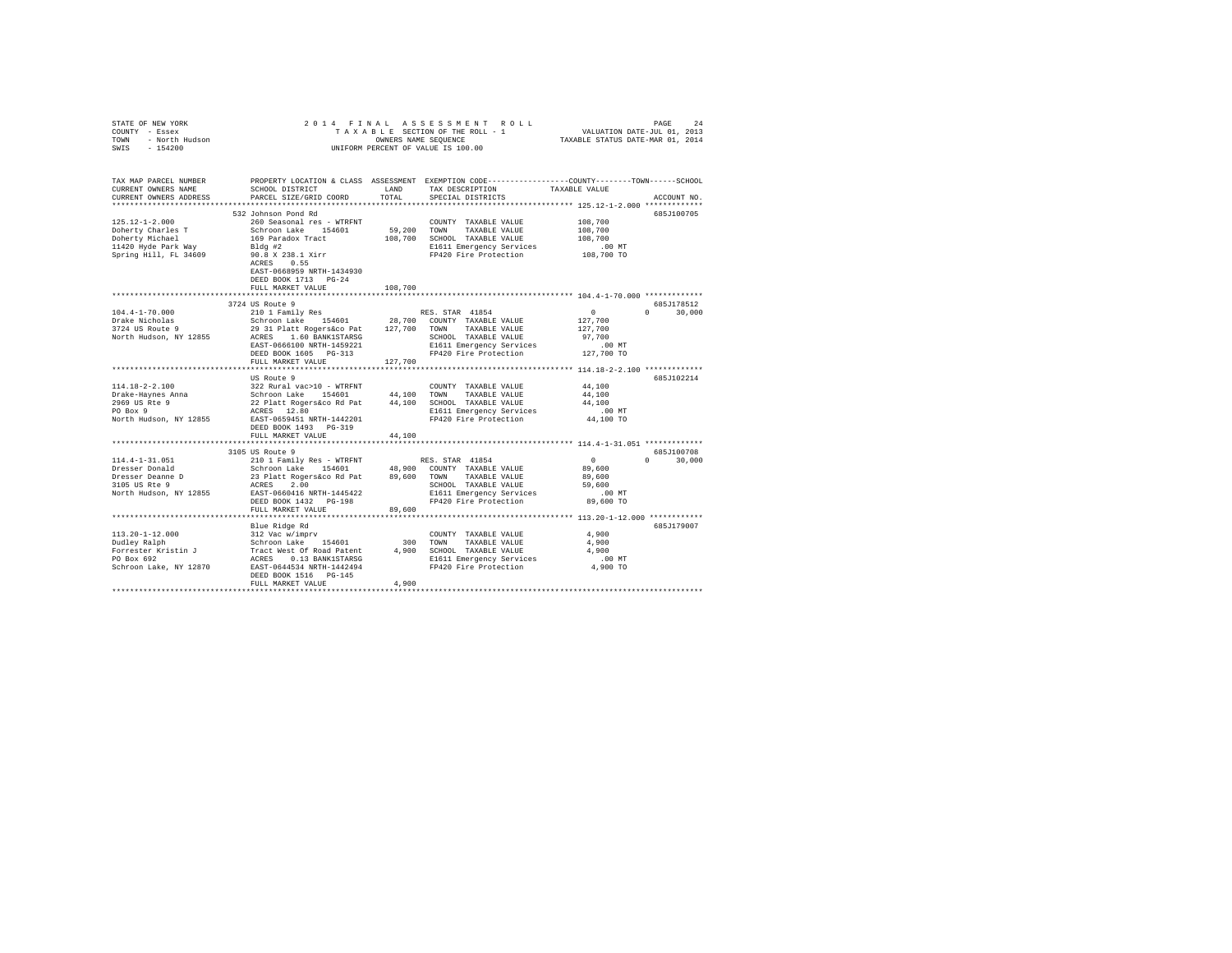STATE OF NEW YORK — 2014 FINAL ASSESSMENT ROLL
COUNTY - Essex — TAXABLE SECTION OF THE ROLL - 1 — VALUATION DATE-JUL 01, 2013
TOWN - North Hudson — OWNERS NAME SEQUENCE — TAXABLE STATUS DATE-MAR 01, 2014
SWIS - 154200 — UNIFORM PERCENT OF VALUE IS 100.00

```
TAX MAP PARCEL NUMBER          PROPERTY LOCATION & CLASS  ASSESSMENT  EXEMPTION CODE-----------------COUNTY--------TOWN------SCHOOL
CURRENT OWNERS NAME            SCHOOL DISTRICT               LAND      TAX DESCRIPTION            TAXABLE VALUE
CURRENT OWNERS ADDRESS         PARCEL SIZE/GRID COORD        TOTAL     SPECIAL DISTRICTS                                      ACCOUNT NO.
******************************************************************************************************* 125.12-1-2.000 *************
                               532 Johnson Pond Rd                                                                             685J100705
125.12-1-2.000                 260 Seasonal res - WTRFNT             COUNTY  TAXABLE VALUE           108,700
Doherty Charles T              Schroon Lake   154601      59,200    TOWN    TAXABLE VALUE           108,700
Doherty Michael                169 Paradox Tract         108,700    SCHOOL  TAXABLE VALUE           108,700
11420 Hyde Park Way            Bldg #2                               E1611 Emergency Services            .00 MT
Spring Hill, FL 34609          90.8 X 238.1 Xirr                     FP420 Fire Protection           108,700 TO
                               ACRES    0.55
                               EAST-0668959 NRTH-1434930
                               DEED BOOK 1713   PG-24
                               FULL MARKET VALUE         108,700
******************************************************************************************************* 104.4-1-70.000 *************
                               3724 US Route 9                                                                                 685J178512
104.4-1-70.000                 210 1 Family Res                      RES. STAR 41854                       0            0      30,000
Drake Nicholas                 Schroon Lake   154601      28,700    COUNTY  TAXABLE VALUE           127,700
3724 US Route 9                29 31 Platt Rogers&co Pat 127,700    TOWN    TAXABLE VALUE           127,700
North Hudson, NY 12855         ACRES    1.60 BANK1STARSG             SCHOOL  TAXABLE VALUE            97,700
                               EAST-0666100 NRTH-1459221             E1611 Emergency Services            .00 MT
                               DEED BOOK 1605   PG-313               FP420 Fire Protection           127,700 TO
                               FULL MARKET VALUE         127,700
******************************************************************************************************* 114.18-2-2.100 *************
                               US Route 9                                                                                      685J102214
114.18-2-2.100                 322 Rural vac>10 - WTRFNT             COUNTY  TAXABLE VALUE            44,100
Drake-Haynes Anna              Schroon Lake   154601      44,100    TOWN    TAXABLE VALUE            44,100
2969 US Rte 9                  22 Platt Rogers&co Rd Pat  44,100    SCHOOL  TAXABLE VALUE            44,100
PO Box 9                       ACRES   12.80                         E1611 Emergency Services            .00 MT
North Hudson, NY 12855         EAST-0659451 NRTH-1442201             FP420 Fire Protection            44,100 TO
                               DEED BOOK 1493   PG-319
                               FULL MARKET VALUE          44,100
******************************************************************************************************* 114.4-1-31.051 *************
                               3105 US Route 9                                                                                 685J100708
114.4-1-31.051                 210 1 Family Res - WTRFNT             RES. STAR 41854                       0            0      30,000
Dresser Donald                 Schroon Lake   154601      48,900    COUNTY  TAXABLE VALUE            89,600
Dresser Deanne D               23 Platt Rogers&co Rd Pat  89,600    TOWN    TAXABLE VALUE            89,600
3105 US Rte 9                  ACRES    2.00                         SCHOOL  TAXABLE VALUE            59,600
North Hudson, NY 12855         EAST-0660416 NRTH-1445422             E1611 Emergency Services            .00 MT
                               DEED BOOK 1432   PG-198               FP420 Fire Protection            89,600 TO
                               FULL MARKET VALUE          89,600
******************************************************************************************************* 113.20-1-12.000 ************
                               Blue Ridge Rd                                                                                   685J179007
113.20-1-12.000                312 Vac w/imprv                       COUNTY  TAXABLE VALUE             4,900
Dudley Ralph                   Schroon Lake   154601         300    TOWN    TAXABLE VALUE             4,900
Forrester Kristin J            Tract West Of Road Patent   4,900    SCHOOL  TAXABLE VALUE             4,900
PO Box 692                     ACRES    0.13 BANK1STARSG             E1611 Emergency Services            .00 MT
Schroon Lake, NY 12870         EAST-0644534 NRTH-1442494             FP420 Fire Protection             4,900 TO
                               DEED BOOK 1516   PG-145
                               FULL MARKET VALUE           4,900
************************************************************************************************************************************
```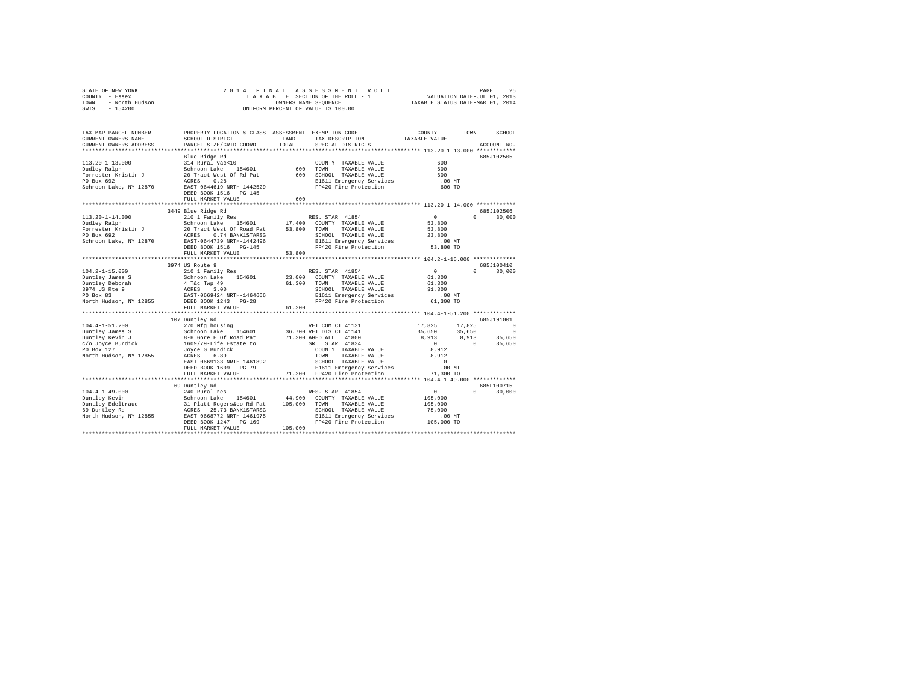STATE OF NEW YORK                2014 FINAL ASSESSMENT ROLL
COUNTY - Essex                   TAXABLE SECTION OF THE ROLL - 1          VALUATION DATE-JUL 01, 2013
TOWN - North Hudson              OWNERS NAME SEQUENCE                     TAXABLE STATUS DATE-MAR 01, 2014
SWIS - 154200                    UNIFORM PERCENT OF VALUE IS 100.00

```
TAX MAP PARCEL NUMBER    PROPERTY LOCATION & CLASS  ASSESSMENT  EXEMPTION CODE-----------------COUNTY--------TOWN------SCHOOL
CURRENT OWNERS NAME      SCHOOL DISTRICT             LAND       TAX DESCRIPTION            TAXABLE VALUE
CURRENT OWNERS ADDRESS   PARCEL SIZE/GRID COORD      TOTAL      SPECIAL DISTRICTS                                    ACCOUNT NO.
******************************************************************************************* 113.20-1-13.000 ************
                         Blue Ridge Rd                                                                          685J102505
113.20-1-13.000          314 Rural vac<10                       COUNTY  TAXABLE VALUE           600
Dudley Ralph             Schroon Lake   154601       600        TOWN    TAXABLE VALUE           600
Forrester Kristin J      20 Tract West Of Rd Pat     600        SCHOOL  TAXABLE VALUE           600
PO Box 692               ACRES    0.28                          E1611 Emergency Services        .00 MT
Schroon Lake, NY 12870   EAST-0644619 NRTH-1442529              FP420 Fire Protection           600 TO
                         DEED BOOK 1516   PG-145
                         FULL MARKET VALUE           600
******************************************************************************************* 113.20-1-14.000 ************
                         3449 Blue Ridge Rd                                                                     685J102506
113.20-1-14.000          210 1 Family Res                       RES. STAR 41854          0            0      30,000
Dudley Ralph             Schroon Lake   154601      17,400      COUNTY  TAXABLE VALUE        53,800
Forrester Kristin J      20 Tract West Of Road Pat  53,800      TOWN    TAXABLE VALUE        53,800
PO Box 692               ACRES    0.74 BANK1STARSG              SCHOOL  TAXABLE VALUE        23,800
Schroon Lake, NY 12870   EAST-0644739 NRTH-1442496              E1611 Emergency Services        .00 MT
                         DEED BOOK 1516   PG-145                FP420 Fire Protection        53,800 TO
                         FULL MARKET VALUE          53,800
******************************************************************************************* 104.2-1-15.000 *************
                         3974 US Route 9                                                                        685J100410
104.2-1-15.000           210 1 Family Res                       RES. STAR 41854          0            0      30,000
Duntley James S          Schroon Lake   154601      23,000      COUNTY  TAXABLE VALUE        61,300
Duntley Deborah          4 T&c Twp 49               61,300      TOWN    TAXABLE VALUE        61,300
3974 US Rte 9            ACRES    3.00                          SCHOOL  TAXABLE VALUE        31,300
PO Box 83                EAST-0669424 NRTH-1464666              E1611 Emergency Services        .00 MT
North Hudson, NY 12855   DEED BOOK 1243   PG-28                 FP420 Fire Protection        61,300 TO
                         FULL MARKET VALUE          61,300
******************************************************************************************* 104.4-1-51.200 *************
                         107 Duntley Rd                                                                         685J191001
104.4-1-51.200           270 Mfg housing                        VET COM CT 41131        17,825       17,825           0
Duntley James S          Schroon Lake   154601      36,700      VET DIS CT 41141        35,650       35,650           0
Duntley Kevin J          8-H Gore E Of Road Pat     71,300      AGED ALL   41800         8,913        8,913      35,650
c/o Joyce Burdick        1609/79-Life Estate to                 SR  STAR 41834               0            0      35,650
PO Box 127               Joyce G Burdick                        COUNTY  TAXABLE VALUE         8,912
North Hudson, NY 12855   ACRES    6.89                          TOWN    TAXABLE VALUE         8,912
                         EAST-0669133 NRTH-1461892              SCHOOL  TAXABLE VALUE             0
                         DEED BOOK 1609   PG-79                 E1611 Emergency Services        .00 MT
                         FULL MARKET VALUE          71,300      FP420 Fire Protection        71,300 TO
******************************************************************************************* 104.4-1-49.000 *************
                         69 Duntley Rd                                                                          685L100715
104.4-1-49.000           240 Rural res                          RES. STAR 41854          0            0      30,000
Duntley Kevin            Schroon Lake   154601      44,900      COUNTY  TAXABLE VALUE       105,000
Duntley Edeltraud        31 Platt Rogers&co Rd Pat 105,000      TOWN    TAXABLE VALUE       105,000
69 Duntley Rd            ACRES   25.73 BANK1STARSG              SCHOOL  TAXABLE VALUE        75,000
North Hudson, NY 12855   EAST-0668772 NRTH-1461975              E1611 Emergency Services        .00 MT
                         DEED BOOK 1247   PG-169                FP420 Fire Protection       105,000 TO
                         FULL MARKET VALUE         105,000
************************************************************************************************************************
```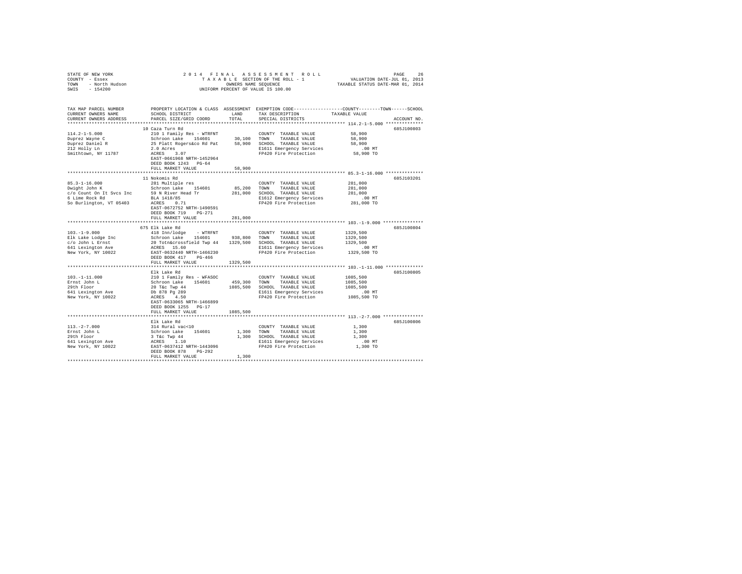STATE OF NEW YORK
COUNTY - Essex
TOWN - North Hudson
SWIS - 154200

2014 FINAL ASSESSMENT ROLL
TAXABLE SECTION OF THE ROLL - 1
OWNERS NAME SEQUENCE
UNIFORM PERCENT OF VALUE IS 100.00

VALUATION DATE-JUL 01, 2013
TAXABLE STATUS DATE-MAR 01, 2014

| TAX MAP PARCEL NUMBER / CURRENT OWNERS NAME / CURRENT OWNERS ADDRESS | PROPERTY LOCATION & CLASS / SCHOOL DISTRICT / PARCEL SIZE/GRID COORD | ASSESSMENT LAND | TOTAL | EXEMPTION CODE / TAX DESCRIPTION / SPECIAL DISTRICTS | TAXABLE VALUE (COUNTY / TOWN / SCHOOL) | ACCOUNT NO. |
|---|---|---|---|---|---|---|
| 114.2-1-5.000 | 10 Caza Turn Rd | | | | | 685J100803 |
| 114.2-1-5.000 | 210 1 Family Res - WTRFNT | | | COUNTY TAXABLE VALUE | 58,900 | |
| Duprez Wayne C | Schroon Lake 154601 | 30,100 | | TOWN TAXABLE VALUE | 58,900 | |
| Duprez Daniel R | 25 Platt Rogers&co Rd Pat | | 58,900 | SCHOOL TAXABLE VALUE | 58,900 | |
| 212 Holly Ln | 2.0 Acres | | | E1611 Emergency Services | .00 MT | |
| Smithtown, NY 11787 | ACRES 3.07 | | | FP420 Fire Protection | 58,900 TO | |
| | EAST-0661968 NRTH-1452964 | | | | | |
| | DEED BOOK 1243 PG-64 | | | | | |
| | FULL MARKET VALUE | | 58,900 | | | |
| 85.3-1-16.000 | 11 Nokomis Rd | | | | | 685J103201 |
| 85.3-1-16.000 | 281 Multiple res | | | COUNTY TAXABLE VALUE | 281,000 | |
| Dwight John K | Schroon Lake 154601 | 85,200 | | TOWN TAXABLE VALUE | 281,000 | |
| c/o Count On It Svcs Inc | 59 N River Head Tr | | 281,000 | SCHOOL TAXABLE VALUE | 281,000 | |
| 6 Lime Rock Rd | BLA 1418/85 | | | E1612 Emergency Services | .00 MT | |
| So Burlington, VT 05403 | ACRES 0.71 | | | FP420 Fire Protection | 281,000 TO | |
| | EAST-0672752 NRTH-1490591 | | | | | |
| | DEED BOOK 719 PG-271 | | | | | |
| | FULL MARKET VALUE | | 281,000 | | | |
| 103.-1-9.000 | 675 Elk Lake Rd | | | | | 685J100804 |
| 103.-1-9.000 | 418 Inn/lodge - WTRFNT | | | COUNTY TAXABLE VALUE | 1329,500 | |
| Elk Lake Lodge Inc | Schroon Lake 154601 | 938,800 | | TOWN TAXABLE VALUE | 1329,500 | |
| c/o John L Ernst | 20 Totn&crossfield Twp 44 | | 1329,500 | SCHOOL TAXABLE VALUE | 1329,500 | |
| 641 Lexington Ave | ACRES 15.60 | | | E1611 Emergency Services | .00 MT | |
| New York, NY 10022 | EAST-0632440 NRTH-1466230 | | | FP420 Fire Protection | 1329,500 TO | |
| | DEED BOOK 417 PG-466 | | | | | |
| | FULL MARKET VALUE | | 1329,500 | | | |
| 103.-1-11.000 | Elk Lake Rd | | | | | 685J100805 |
| 103.-1-11.000 | 210 1 Family Res - WFASOC | | | COUNTY TAXABLE VALUE | 1085,500 | |
| Ernst John L | Schroon Lake 154601 | 459,300 | | TOWN TAXABLE VALUE | 1085,500 | |
| 29th Floor | 20 T&c Twp 44 | | 1085,500 | SCHOOL TAXABLE VALUE | 1085,500 | |
| 641 Lexington Ave | Db 878 Pg 289 | | | E1611 Emergency Services | .00 MT | |
| New York, NY 10022 | ACRES 4.50 | | | FP420 Fire Protection | 1085,500 TO | |
| | EAST-0633065 NRTH-1466899 | | | | | |
| | DEED BOOK 1255 PG-17 | | | | | |
| | FULL MARKET VALUE | | 1085,500 | | | |
| 113.-2-7.000 | Elk Lake Rd | | | | | 685J100806 |
| 113.-2-7.000 | 314 Rural vac<10 | | | COUNTY TAXABLE VALUE | 1,300 | |
| Ernst John L | Schroon Lake 154601 | 1,300 | | TOWN TAXABLE VALUE | 1,300 | |
| 29th Floor | 3 T&c Twp 44 | | 1,300 | SCHOOL TAXABLE VALUE | 1,300 | |
| 641 Lexington Ave | ACRES 1.10 | | | E1611 Emergency Services | .00 MT | |
| New York, NY 10022 | EAST-0637412 NRTH-1443096 | | | FP420 Fire Protection | 1,300 TO | |
| | DEED BOOK 878 PG-292 | | | | | |
| | FULL MARKET VALUE | | 1,300 | | | |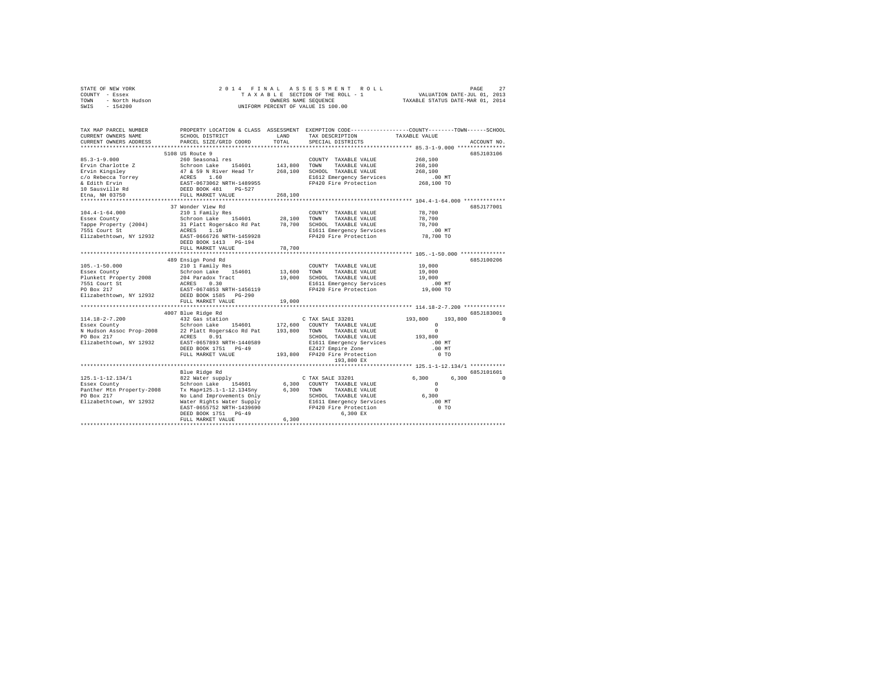STATE OF NEW YORK · COUNTY - Essex · TOWN - North Hudson · SWIS - 154200

**2014 FINAL ASSESSMENT ROLL**
TAXABLE SECTION OF THE ROLL - 1
OWNERS NAME SEQUENCE
UNIFORM PERCENT OF VALUE IS 100.00

VALUATION DATE-JUL 01, 2013
TAXABLE STATUS DATE-MAR 01, 2014

| TAX MAP PARCEL NUMBER / CURRENT OWNERS NAME / CURRENT OWNERS ADDRESS | PROPERTY LOCATION & CLASS / SCHOOL DISTRICT / PARCEL SIZE/GRID COORD | ASSESSMENT LAND | TOTAL | EXEMPTION CODE / TAX DESCRIPTION / SPECIAL DISTRICTS | COUNTY | TOWN | SCHOOL | TAXABLE VALUE | ACCOUNT NO. |
|---|---|---|---|---|---|---|---|---|---|
| **85.3-1-9.000** | 5108 US Route 9 | | | | | | | | 685J103106 |
| Ervin Charlotte Z | 260 Seasonal res | | | COUNTY TAXABLE VALUE | | | | 268,100 | |
| Ervin Kingsley | Schroon Lake 154601 | 143,800 | | TOWN TAXABLE VALUE | | | | 268,100 | |
| c/o Rebecca Torrey | 47 & 59 N River Head Tr | | 268,100 | SCHOOL TAXABLE VALUE | | | | 268,100 | |
| & Edith Ervin | ACRES 1.60 | | | E1612 Emergency Services | | | | .00 MT | |
| 10 Sausville Rd | EAST-0673062 NRTH-1489955 | | | FP420 Fire Protection | | | | 268,100 TO | |
| Etna, NH 03750 | DEED BOOK 481 PG-527 | | | | | | | | |
| | FULL MARKET VALUE | | 268,100 | | | | | | |
| **104.4-1-64.000** | 37 Wonder View Rd | | | | | | | | 685J177001 |
| Essex County | 210 1 Family Res | | | COUNTY TAXABLE VALUE | | | | 78,700 | |
| Tappe Property (2004) | Schroon Lake 154601 | 28,100 | | TOWN TAXABLE VALUE | | | | 78,700 | |
| 7551 Court St | 31 Platt Rogers&co Rd Pat | | 78,700 | SCHOOL TAXABLE VALUE | | | | 78,700 | |
| Elizabethtown, NY 12932 | ACRES 1.10 | | | E1611 Emergency Services | | | | .00 MT | |
| | EAST-0666726 NRTH-1459928 | | | FP420 Fire Protection | | | | 78,700 TO | |
| | DEED BOOK 1413 PG-194 | | | | | | | | |
| | FULL MARKET VALUE | | 78,700 | | | | | | |
| **105.-1-50.000** | 489 Ensign Pond Rd | | | | | | | | 685J100206 |
| Essex County | 210 1 Family Res | | | COUNTY TAXABLE VALUE | | | | 19,000 | |
| Plunkett Property 2008 | Schroon Lake 154601 | 13,600 | | TOWN TAXABLE VALUE | | | | 19,000 | |
| 7551 Court St | 204 Paradox Tract | | 19,000 | SCHOOL TAXABLE VALUE | | | | 19,000 | |
| PO Box 217 | ACRES 0.30 | | | E1611 Emergency Services | | | | .00 MT | |
| Elizabethtown, NY 12932 | EAST-0674853 NRTH-1456119 | | | FP420 Fire Protection | | | | 19,000 TO | |
| | DEED BOOK 1585 PG-290 | | | | | | | | |
| | FULL MARKET VALUE | | 19,000 | | | | | | |
| **114.18-2-7.200** | 4007 Blue Ridge Rd | | | | | | | | 685J183001 |
| Essex County | 432 Gas station | | | C TAX SALE 33201 | 193,800 | 193,800 | 0 | | |
| N Hudson Assoc Prop-2008 | Schroon Lake 154601 | 172,600 | | COUNTY TAXABLE VALUE | | | | 0 | |
| PO Box 217 | 22 Platt Rogers&co Rd Pat | | 193,800 | TOWN TAXABLE VALUE | | | | 0 | |
| Elizabethtown, NY 12932 | ACRES 0.91 | | | SCHOOL TAXABLE VALUE | | | | 193,800 | |
| | EAST-0657893 NRTH-1440589 | | | E1611 Emergency Services | | | | .00 MT | |
| | DEED BOOK 1751 PG-49 | | | EZ427 Empire Zone | | | | .00 MT | |
| | FULL MARKET VALUE | | 193,800 | FP420 Fire Protection | | | | 0 TO | |
| | | | | 193,800 EX | | | | | |
| **125.1-1-12.134/1** | Blue Ridge Rd | | | | | | | | 685J101601 |
| Essex County | 822 Water supply | | | C TAX SALE 33201 | 6,300 | 6,300 | 0 | | |
| Panther Mtn Property-2008 | Schroon Lake 154601 | 6,300 | | COUNTY TAXABLE VALUE | | | | 0 | |
| PO Box 217 | Tx Map#125.1-1-12.134Sny | | 6,300 | TOWN TAXABLE VALUE | | | | 0 | |
| Elizabethtown, NY 12932 | No Land Improvements Only | | | SCHOOL TAXABLE VALUE | | | | 6,300 | |
| | Water Rights Water Supply | | | E1611 Emergency Services | | | | .00 MT | |
| | EAST-0655752 NRTH-1439690 | | | FP420 Fire Protection | | | | 0 TO | |
| | DEED BOOK 1751 PG-49 | | | 6,300 EX | | | | | |
| | FULL MARKET VALUE | | 6,300 | | | | | | |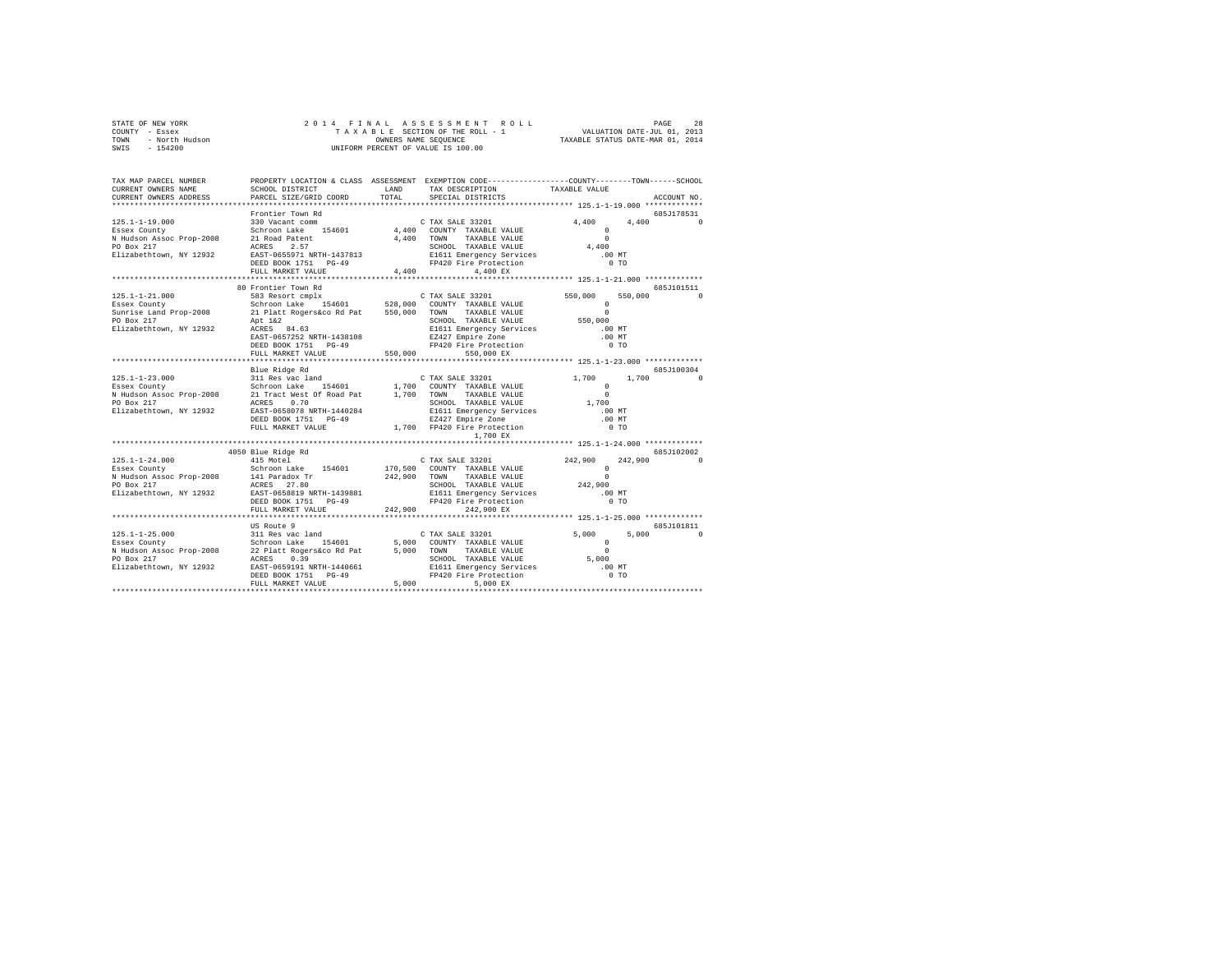STATE OF NEW YORK — 2014 FINAL ASSESSMENT ROLL — PAGE 28
COUNTY - Essex — TAXABLE SECTION OF THE ROLL - 1 — VALUATION DATE-JUL 01, 2013
TOWN - North Hudson — OWNERS NAME SEQUENCE — TAXABLE STATUS DATE-MAR 01, 2014
SWIS - 154200 — UNIFORM PERCENT OF VALUE IS 100.00

```
TAX MAP PARCEL NUMBER          PROPERTY LOCATION & CLASS  ASSESSMENT  EXEMPTION CODE-----------------COUNTY--------TOWN------SCHOOL
CURRENT OWNERS NAME            SCHOOL DISTRICT              LAND      TAX DESCRIPTION            TAXABLE VALUE
CURRENT OWNERS ADDRESS         PARCEL SIZE/GRID COORD       TOTAL     SPECIAL DISTRICTS                                   ACCOUNT NO.
******************************************************************************************** 125.1-1-19.000 *************
                               Frontier Town Rd                                                                         685J178531
125.1-1-19.000                 330 Vacant comm                        C TAX SALE 33201              4,400      4,400          0
Essex County                   Schroon Lake   154601        4,400    COUNTY  TAXABLE VALUE              0
N Hudson Assoc Prop-2008       21 Road Patent               4,400    TOWN    TAXABLE VALUE              0
PO Box 217                     ACRES    2.57                          SCHOOL  TAXABLE VALUE          4,400
Elizabethtown, NY 12932        EAST-0655971 NRTH-1437813             E1611 Emergency Services         .00 MT
                               DEED BOOK 1751   PG-49                FP420 Fire Protection              0 TO
                               FULL MARKET VALUE            4,400          4,400 EX
******************************************************************************************** 125.1-1-21.000 *************
                               80 Frontier Town Rd                                                                      685J101511
125.1-1-21.000                 583 Resort cmplx                       C TAX SALE 33201            550,000    550,000          0
Essex County                   Schroon Lake   154601      528,000    COUNTY  TAXABLE VALUE              0
Sunrise Land Prop-2008         21 Platt Rogers&co Rd Pat  550,000    TOWN    TAXABLE VALUE              0
PO Box 217                     Apt 1&2                                SCHOOL  TAXABLE VALUE        550,000
Elizabethtown, NY 12932        ACRES   84.63                          E1611 Emergency Services         .00 MT
                               EAST-0657252 NRTH-1438108             EZ427 Empire Zone                .00 MT
                               DEED BOOK 1751   PG-49                FP420 Fire Protection              0 TO
                               FULL MARKET VALUE          550,000        550,000 EX
******************************************************************************************** 125.1-1-23.000 *************
                               Blue Ridge Rd                                                                            685J100304
125.1-1-23.000                 311 Res vac land                       C TAX SALE 33201              1,700      1,700          0
Essex County                   Schroon Lake   154601        1,700    COUNTY  TAXABLE VALUE              0
N Hudson Assoc Prop-2008       21 Tract West Of Road Pat    1,700    TOWN    TAXABLE VALUE              0
PO Box 217                     ACRES    0.70                          SCHOOL  TAXABLE VALUE          1,700
Elizabethtown, NY 12932        EAST-0658078 NRTH-1440284             E1611 Emergency Services         .00 MT
                               DEED BOOK 1751   PG-49                EZ427 Empire Zone                .00 MT
                               FULL MARKET VALUE            1,700    FP420 Fire Protection              0 TO
                                                                           1,700 EX
******************************************************************************************** 125.1-1-24.000 *************
                               4050 Blue Ridge Rd                                                                       685J102002
125.1-1-24.000                 415 Motel                              C TAX SALE 33201            242,900    242,900          0
Essex County                   Schroon Lake   154601      170,500    COUNTY  TAXABLE VALUE              0
N Hudson Assoc Prop-2008       141 Paradox Tr             242,900    TOWN    TAXABLE VALUE              0
PO Box 217                     ACRES   27.80                          SCHOOL  TAXABLE VALUE        242,900
Elizabethtown, NY 12932        EAST-0658819 NRTH-1439881             E1611 Emergency Services         .00 MT
                               DEED BOOK 1751   PG-49                FP420 Fire Protection              0 TO
                               FULL MARKET VALUE          242,900        242,900 EX
******************************************************************************************** 125.1-1-25.000 *************
                               US Route 9                                                                               685J101811
125.1-1-25.000                 311 Res vac land                       C TAX SALE 33201              5,000      5,000          0
Essex County                   Schroon Lake   154601        5,000    COUNTY  TAXABLE VALUE              0
N Hudson Assoc Prop-2008       22 Platt Rogers&co Rd Pat    5,000    TOWN    TAXABLE VALUE              0
PO Box 217                     ACRES    0.39                          SCHOOL  TAXABLE VALUE          5,000
Elizabethtown, NY 12932        EAST-0659191 NRTH-1440661             E1611 Emergency Services         .00 MT
                               DEED BOOK 1751   PG-49                FP420 Fire Protection              0 TO
                               FULL MARKET VALUE            5,000          5,000 EX
*************************************************************************************************************************
```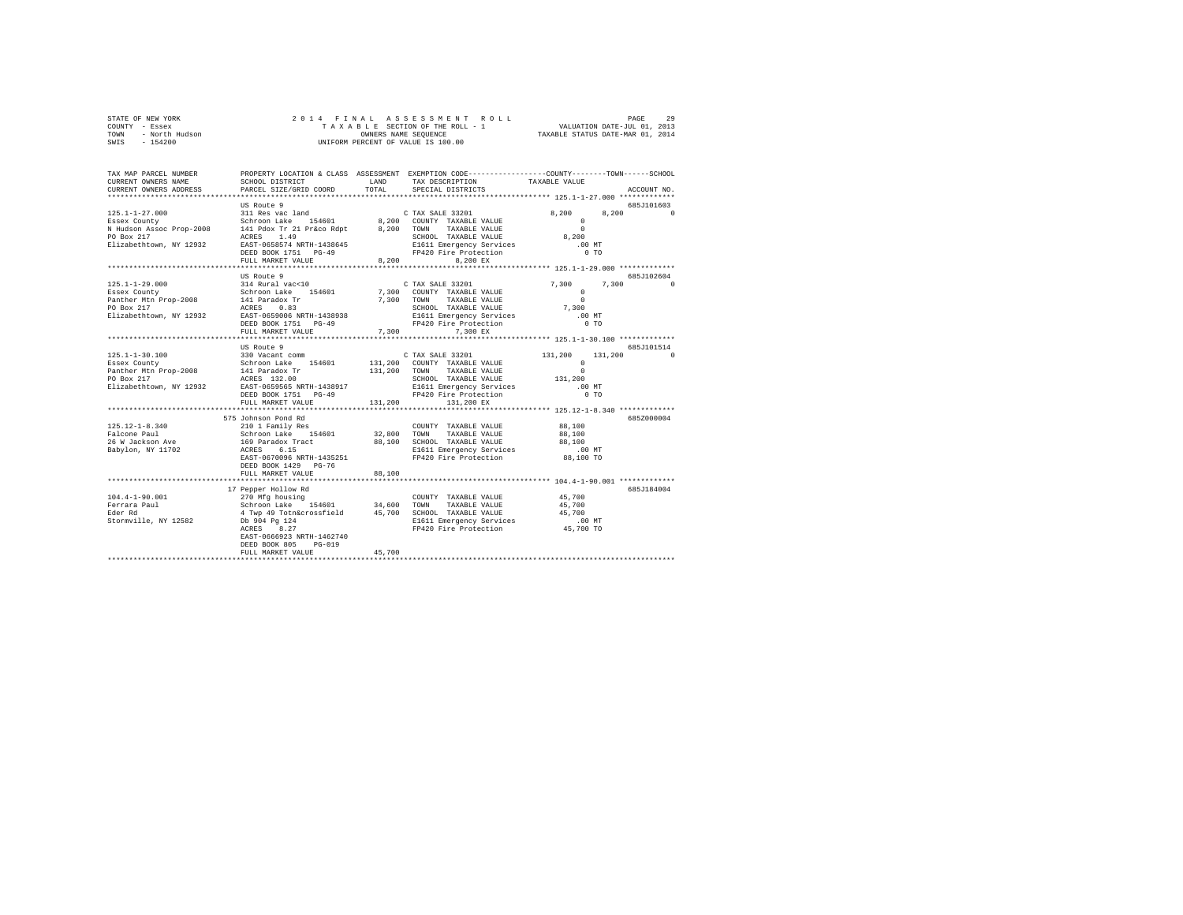STATE OF NEW YORK
COUNTY - Essex
TOWN - North Hudson
SWIS - 154200

2 0 1 4 F I N A L A S S E S S M E N T R O L L
T A X A B L E SECTION OF THE ROLL - 1
OWNERS NAME SEQUENCE
UNIFORM PERCENT OF VALUE IS 100.00

VALUATION DATE-JUL 01, 2013
TAXABLE STATUS DATE-MAR 01, 2014

```
TAX MAP PARCEL NUMBER     PROPERTY LOCATION & CLASS  ASSESSMENT  EXEMPTION CODE-----------------COUNTY--------TOWN------SCHOOL
CURRENT OWNERS NAME       SCHOOL DISTRICT              LAND      TAX DESCRIPTION            TAXABLE VALUE
CURRENT OWNERS ADDRESS    PARCEL SIZE/GRID COORD       TOTAL     SPECIAL DISTRICTS                                    ACCOUNT NO.
******************************************************************************************************* 125.1-1-27.000 *************
                          US Route 9                                                                                 685J101603
125.1-1-27.000            311 Res vac land                       C TAX SALE 33201              8,200      8,200            0
Essex County              Schroon Lake     154601        8,200   COUNTY  TAXABLE VALUE              0
N Hudson Assoc Prop-2008  141 Pdox Tr 21 Pr&co Rdpt      8,200   TOWN    TAXABLE VALUE              0
PO Box 217                ACRES    1.49                          SCHOOL  TAXABLE VALUE          8,200
Elizabethtown, NY 12932   EAST-0658574 NRTH-1438645              E1611 Emergency Services         .00 MT
                          DEED BOOK 1751   PG-49                 FP420 Fire Protection              0 TO
                          FULL MARKET VALUE              8,200        8,200 EX
******************************************************************************************************* 125.1-1-29.000 *************
                          US Route 9                                                                                 685J102604
125.1-1-29.000            314 Rural vac<10                       C TAX SALE 33201              7,300      7,300            0
Essex County              Schroon Lake     154601        7,300   COUNTY  TAXABLE VALUE              0
Panther Mtn Prop-2008     141 Paradox Tr                 7,300   TOWN    TAXABLE VALUE              0
PO Box 217                ACRES    0.83                          SCHOOL  TAXABLE VALUE          7,300
Elizabethtown, NY 12932   EAST-0659006 NRTH-1438938              E1611 Emergency Services         .00 MT
                          DEED BOOK 1751   PG-49                 FP420 Fire Protection              0 TO
                          FULL MARKET VALUE              7,300        7,300 EX
******************************************************************************************************* 125.1-1-30.100 *************
                          US Route 9                                                                                 685J101514
125.1-1-30.100            330 Vacant comm                        C TAX SALE 33201            131,200    131,200            0
Essex County              Schroon Lake     154601      131,200   COUNTY  TAXABLE VALUE              0
Panther Mtn Prop-2008     141 Paradox Tr               131,200   TOWN    TAXABLE VALUE              0
PO Box 217                ACRES  132.00                          SCHOOL  TAXABLE VALUE        131,200
Elizabethtown, NY 12932   EAST-0659565 NRTH-1438917              E1611 Emergency Services         .00 MT
                          DEED BOOK 1751   PG-49                 FP420 Fire Protection              0 TO
                          FULL MARKET VALUE            131,200      131,200 EX
******************************************************************************************************* 125.12-1-8.340 *************
                          575 Johnson Pond Rd                                                                        685Z000004
125.12-1-8.340            210 1 Family Res                       COUNTY  TAXABLE VALUE         88,100
Falcone Paul              Schroon Lake     154601       32,800   TOWN    TAXABLE VALUE         88,100
26 W Jackson Ave          169 Paradox Tract             88,100   SCHOOL  TAXABLE VALUE         88,100
Babylon, NY 11702         ACRES    6.15                          E1611 Emergency Services         .00 MT
                          EAST-0670096 NRTH-1435251              FP420 Fire Protection         88,100 TO
                          DEED BOOK 1429   PG-76
                          FULL MARKET VALUE             88,100
******************************************************************************************************* 104.4-1-90.001 *************
                          17 Pepper Hollow Rd                                                                        685J184004
104.4-1-90.001            270 Mfg housing                        COUNTY  TAXABLE VALUE         45,700
Ferrara Paul              Schroon Lake     154601       34,600   TOWN    TAXABLE VALUE         45,700
Eder Rd                   4 Twp 49 Totn&crossfield      45,700   SCHOOL  TAXABLE VALUE         45,700
Stormville, NY 12582      Db 904 Pg 124                          E1611 Emergency Services         .00 MT
                          ACRES    8.27                          FP420 Fire Protection         45,700 TO
                          EAST-0666923 NRTH-1462740
                          DEED BOOK 805    PG-019
                          FULL MARKET VALUE             45,700
************************************************************************************************************************************
```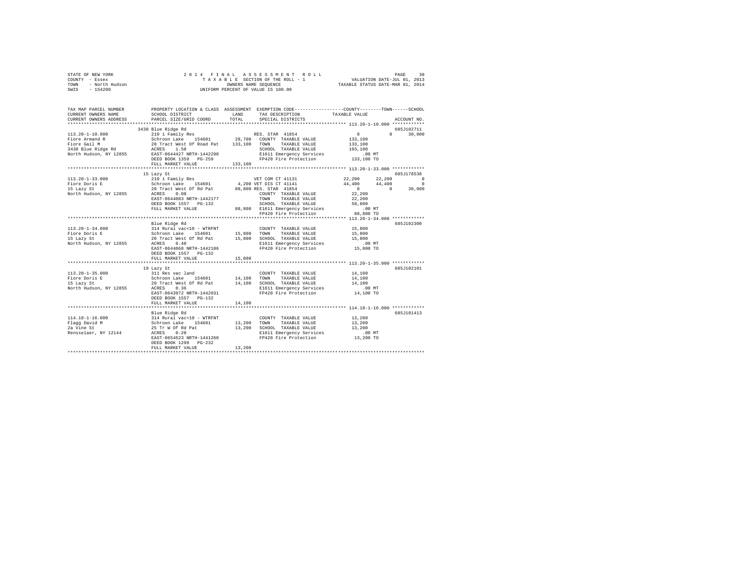STATE OF NEW YORK | COUNTY - Essex | TOWN - North Hudson | SWIS - 154200

2014 FINAL ASSESSMENT ROLL
TAXABLE SECTION OF THE ROLL - 1
OWNERS NAME SEQUENCE
UNIFORM PERCENT OF VALUE IS 100.00

VALUATION DATE-JUL 01, 2013
TAXABLE STATUS DATE-MAR 01, 2014

```
TAX MAP PARCEL NUMBER          PROPERTY LOCATION & CLASS  ASSESSMENT  EXEMPTION CODE-----------------COUNTY--------TOWN------SCHOOL
CURRENT OWNERS NAME            SCHOOL DISTRICT             LAND        TAX DESCRIPTION              TAXABLE VALUE
CURRENT OWNERS ADDRESS         PARCEL SIZE/GRID COORD      TOTAL       SPECIAL DISTRICTS                                      ACCOUNT NO.
******************************************************************************************************* 113.20-1-10.000 ************
                               3438 Blue Ridge Rd                                                                          685J102711
113.20-1-10.000                210 1 Family Res                        RES. STAR 41854                 0           0      30,000
Fiore Armand R                 Schroon Lake  154601         28,700    COUNTY  TAXABLE VALUE          133,100
Fiore Gail M                   20 Tract West Of Road Pat   133,100    TOWN    TAXABLE VALUE          133,100
3438 Blue Ridge Rd             ACRES    1.50                          SCHOOL  TAXABLE VALUE          103,100
North Hudson, NY 12855         EAST-0644427 NRTH-1442290              E1611 Emergency Services            .00 MT
                               DEED BOOK 1359   PG-259                FP420 Fire Protection          133,100 TO
                               FULL MARKET VALUE           133,100
******************************************************************************************************* 113.20-1-33.000 ************
                               15 Lazy St                                                                                  685J178538
113.20-1-33.000                210 1 Family Res                        VET COM CT 41131           22,200      22,200           0
Fiore Doris E                  Schroon Lake  154601          4,200 VET DIS CT 41141               44,400      44,400           0
15 Lazy St                     20 Tract West Of Rd Pat      88,800 RES. STAR 41854                     0           0      30,000
North Hudson, NY 12855         ACRES    0.08                          COUNTY  TAXABLE VALUE           22,200
                               EAST-0644083 NRTH-1442177              TOWN    TAXABLE VALUE           22,200
                               DEED BOOK 1557   PG-132                SCHOOL  TAXABLE VALUE           58,800
                               FULL MARKET VALUE            88,800 E1611 Emergency Services            .00 MT
                                                                      FP420 Fire Protection           88,800 TO
******************************************************************************************************* 113.20-1-34.000 ************
                               Blue Ridge Rd                                                                               685J102308
113.20-1-34.000                314 Rural vac<10 - WTRFNT              COUNTY  TAXABLE VALUE           15,800
Fiore Doris E                  Schroon Lake  154601         15,800    TOWN    TAXABLE VALUE           15,800
15 Lazy St                     20 Tract West Of Rd Pat      15,800    SCHOOL  TAXABLE VALUE           15,800
North Hudson, NY 12855         ACRES    0.40                          E1611 Emergency Services            .00 MT
                               EAST-0644068 NRTH-1442106              FP420 Fire Protection           15,800 TO
                               DEED BOOK 1557   PG-132
                               FULL MARKET VALUE            15,800
******************************************************************************************************* 113.20-1-35.000 ************
                               19 Lazy St                                                                                  685J102101
113.20-1-35.000                311 Res vac land                       COUNTY  TAXABLE VALUE           14,100
Fiore Doris E                  Schroon Lake  154601         14,100    TOWN    TAXABLE VALUE           14,100
15 Lazy St                     20 Tract West Of Rd Pat      14,100    SCHOOL  TAXABLE VALUE           14,100
North Hudson, NY 12855         ACRES    0.36                          E1611 Emergency Services            .00 MT
                               EAST-0643972 NRTH-1442031              FP420 Fire Protection           14,100 TO
                               DEED BOOK 1557   PG-132
                               FULL MARKET VALUE            14,100
******************************************************************************************************* 114.18-1-16.000 ************
                               Blue Ridge Rd                                                                               685J101413
114.18-1-16.000                314 Rural vac<10 - WTRFNT              COUNTY  TAXABLE VALUE           13,200
Flagg David M                  Schroon Lake  154601         13,200    TOWN    TAXABLE VALUE           13,200
2a Vine St                     25 Tr W Of Rd Pat            13,200    SCHOOL  TAXABLE VALUE           13,200
Rensselaer, NY 12144           ACRES    0.20                          E1611 Emergency Services            .00 MT
                               EAST-0654523 NRTH-1441260              FP420 Fire Protection           13,200 TO
                               DEED BOOK 1299   PG-232
                               FULL MARKET VALUE            13,200
************************************************************************************************************************************
```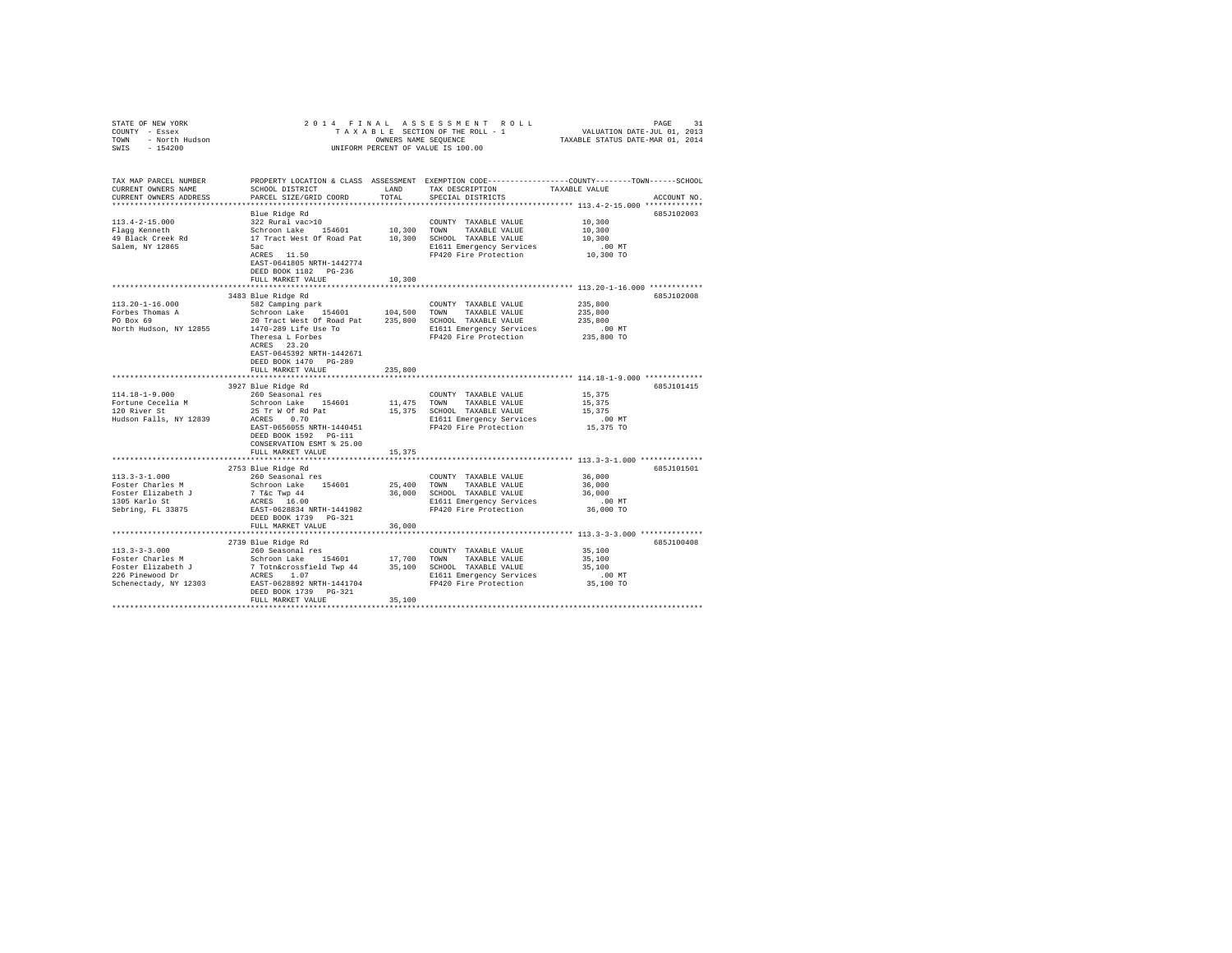STATE OF NEW YORK
COUNTY - Essex
TOWN - North Hudson
SWIS - 154200

2014 FINAL ASSESSMENT ROLL
TAXABLE SECTION OF THE ROLL - 1
OWNERS NAME SEQUENCE
UNIFORM PERCENT OF VALUE IS 100.00

VALUATION DATE-JUL 01, 2013
TAXABLE STATUS DATE-MAR 01, 2014

```
TAX MAP PARCEL NUMBER          PROPERTY LOCATION & CLASS  ASSESSMENT  EXEMPTION CODE-----------------COUNTY--------TOWN------SCHOOL
CURRENT OWNERS NAME            SCHOOL DISTRICT              LAND      TAX DESCRIPTION             TAXABLE VALUE
CURRENT OWNERS ADDRESS         PARCEL SIZE/GRID COORD       TOTAL     SPECIAL DISTRICTS                                  ACCOUNT NO.
****************************************************************************************************** 113.4-2-15.000 *************
                               Blue Ridge Rd                                                                            685J102003
113.4-2-15.000                 322 Rural vac>10                       COUNTY  TAXABLE VALUE            10,300
Flagg Kenneth                  Schroon Lake   154601       10,300     TOWN    TAXABLE VALUE            10,300
49 Black Creek Rd              17 Tract West Of Road Pat   10,300     SCHOOL  TAXABLE VALUE            10,300
Salem, NY 12865                5ac                                    E1611 Emergency Services            .00 MT
                               ACRES   11.50                          FP420 Fire Protection            10,300 TO
                               EAST-0641805 NRTH-1442774
                               DEED BOOK 1182   PG-236
                               FULL MARKET VALUE           10,300
****************************************************************************************************** 113.20-1-16.000 ************
                               3483 Blue Ridge Rd                                                                       685J102008
113.20-1-16.000                582 Camping park                       COUNTY  TAXABLE VALUE           235,800
Forbes Thomas A                Schroon Lake   154601      104,500     TOWN    TAXABLE VALUE           235,800
PO Box 69                      20 Tract West Of Road Pat  235,800     SCHOOL  TAXABLE VALUE           235,800
North Hudson, NY 12855         1470-289 Life Use To                   E1611 Emergency Services            .00 MT
                               Theresa L Forbes                       FP420 Fire Protection           235,800 TO
                               ACRES   23.20
                               EAST-0645392 NRTH-1442671
                               DEED BOOK 1470   PG-289
                               FULL MARKET VALUE          235,800
****************************************************************************************************** 114.18-1-9.000 *************
                               3927 Blue Ridge Rd                                                                       685J101415
114.18-1-9.000                 260 Seasonal res                       COUNTY  TAXABLE VALUE            15,375
Fortune Cecelia M              Schroon Lake   154601       11,475     TOWN    TAXABLE VALUE            15,375
120 River St                   25 Tr W Of Rd Pat           15,375     SCHOOL  TAXABLE VALUE            15,375
Hudson Falls, NY 12839         ACRES    0.70                          E1611 Emergency Services            .00 MT
                               EAST-0656055 NRTH-1440451              FP420 Fire Protection            15,375 TO
                               DEED BOOK 1592   PG-111
                               CONSERVATION ESMT % 25.00
                               FULL MARKET VALUE           15,375
****************************************************************************************************** 113.3-3-1.000 **************
                               2753 Blue Ridge Rd                                                                       685J101501
113.3-3-1.000                  260 Seasonal res                       COUNTY  TAXABLE VALUE            36,000
Foster Charles M               Schroon Lake   154601       25,400     TOWN    TAXABLE VALUE            36,000
Foster Elizabeth J             7 T&c Twp 44                36,000     SCHOOL  TAXABLE VALUE            36,000
1305 Karlo St                  ACRES   16.00                          E1611 Emergency Services            .00 MT
Sebring, FL 33875              EAST-0628834 NRTH-1441982              FP420 Fire Protection            36,000 TO
                               DEED BOOK 1739   PG-321
                               FULL MARKET VALUE           36,000
****************************************************************************************************** 113.3-3-3.000 **************
                               2739 Blue Ridge Rd                                                                       685J100408
113.3-3-3.000                  260 Seasonal res                       COUNTY  TAXABLE VALUE            35,100
Foster Charles M               Schroon Lake   154601       17,700     TOWN    TAXABLE VALUE            35,100
Foster Elizabeth J             7 Totn&crossfield Twp 44    35,100     SCHOOL  TAXABLE VALUE            35,100
226 Pinewood Dr                ACRES    1.07                          E1611 Emergency Services            .00 MT
Schenectady, NY 12303          EAST-0628892 NRTH-1441704              FP420 Fire Protection            35,100 TO
                               DEED BOOK 1739   PG-321
                               FULL MARKET VALUE           35,100
************************************************************************************************************************************
```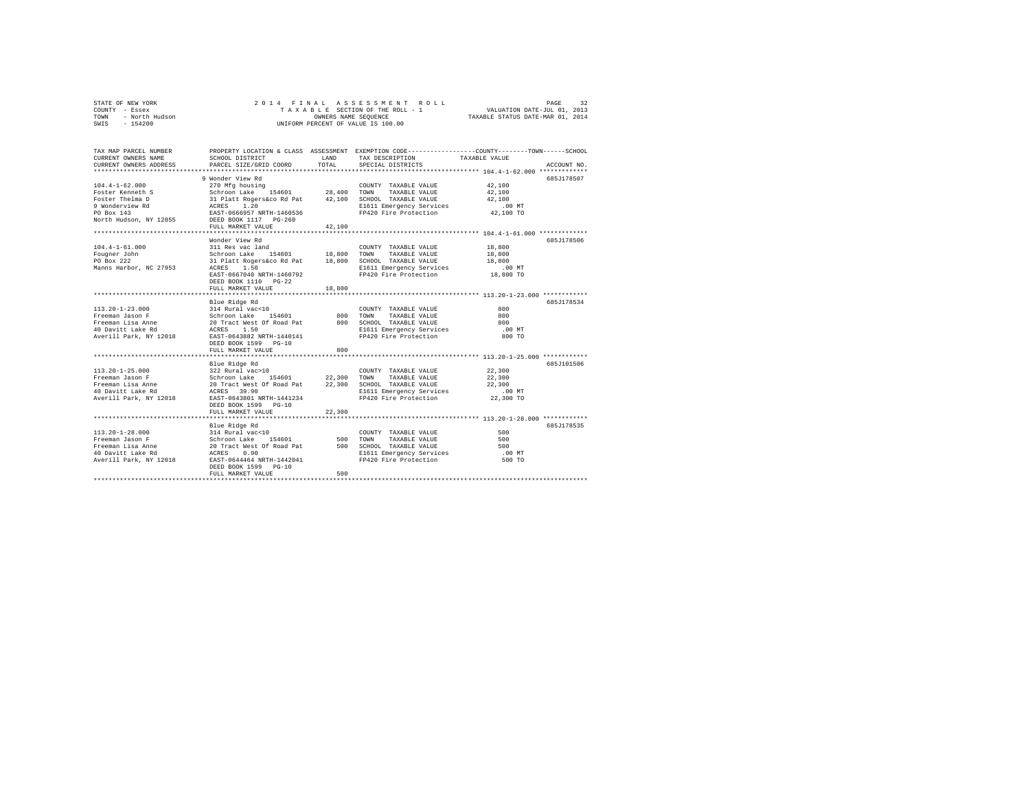STATE OF NEW YORK — 2014 FINAL ASSESSMENT ROLL
COUNTY - Essex — TAXABLE SECTION OF THE ROLL - 1 — VALUATION DATE-JUL 01, 2013
TOWN - North Hudson — OWNERS NAME SEQUENCE — TAXABLE STATUS DATE-MAR 01, 2014
SWIS - 154200 — UNIFORM PERCENT OF VALUE IS 100.00

| TAX MAP PARCEL NUMBER / CURRENT OWNERS NAME / CURRENT OWNERS ADDRESS | PROPERTY LOCATION & CLASS / SCHOOL DISTRICT / PARCEL SIZE/GRID COORD | ASSESSMENT LAND | TOTAL | EXEMPTION CODE / TAX DESCRIPTION / SPECIAL DISTRICTS | TAXABLE VALUE (COUNTY / TOWN / SCHOOL) | ACCOUNT NO. |
|---|---|---|---|---|---|---|
| 104.4-1-62.000 | 9 Wonder View Rd | | | | | 685J178507 |
| 104.4-1-62.000 | 270 Mfg housing | | | COUNTY TAXABLE VALUE | 42,100 | |
| Foster Kenneth S | Schroon Lake 154601 | 28,400 | | TOWN TAXABLE VALUE | 42,100 | |
| Foster Thelma D | 31 Platt Rogers&co Rd Pat | | 42,100 | SCHOOL TAXABLE VALUE | 42,100 | |
| 9 Wonderview Rd | ACRES 1.20 | | | E1611 Emergency Services | .00 MT | |
| PO Box 143 | EAST-0666957 NRTH-1460536 | | | FP420 Fire Protection | 42,100 TO | |
| North Hudson, NY 12855 | DEED BOOK 1117 PG-260 | | | | | |
| | FULL MARKET VALUE | | 42,100 | | | |
| 104.4-1-61.000 | Wonder View Rd | | | | | 685J178506 |
| 104.4-1-61.000 | 311 Res vac land | | | COUNTY TAXABLE VALUE | 18,800 | |
| Fougner John | Schroon Lake 154601 | 18,800 | | TOWN TAXABLE VALUE | 18,800 | |
| PO Box 222 | 31 Platt Rogers&co Rd Pat | | 18,800 | SCHOOL TAXABLE VALUE | 18,800 | |
| Manns Harbor, NC 27953 | ACRES 1.50 | | | E1611 Emergency Services | .00 MT | |
| | EAST-0667040 NRTH-1460792 | | | FP420 Fire Protection | 18,800 TO | |
| | DEED BOOK 1110 PG-22 | | | | | |
| | FULL MARKET VALUE | | 18,800 | | | |
| 113.20-1-23.000 | Blue Ridge Rd | | | | | 685J178534 |
| 113.20-1-23.000 | 314 Rural vac<10 | | | COUNTY TAXABLE VALUE | 800 | |
| Freeman Jason F | Schroon Lake 154601 | 800 | | TOWN TAXABLE VALUE | 800 | |
| Freeman Lisa Anne | 20 Tract West Of Road Pat | | 800 | SCHOOL TAXABLE VALUE | 800 | |
| 40 Davitt Lake Rd | ACRES 1.50 | | | E1611 Emergency Services | .00 MT | |
| Averill Park, NY 12018 | EAST-0643882 NRTH-1440141 | | | FP420 Fire Protection | 800 TO | |
| | DEED BOOK 1599 PG-10 | | | | | |
| | FULL MARKET VALUE | | 800 | | | |
| 113.20-1-25.000 | Blue Ridge Rd | | | | | 685J101506 |
| 113.20-1-25.000 | 322 Rural vac>10 | | | COUNTY TAXABLE VALUE | 22,300 | |
| Freeman Jason F | Schroon Lake 154601 | 22,300 | | TOWN TAXABLE VALUE | 22,300 | |
| Freeman Lisa Anne | 20 Tract West Of Road Pat | | 22,300 | SCHOOL TAXABLE VALUE | 22,300 | |
| 40 Davitt Lake Rd | ACRES 39.90 | | | E1611 Emergency Services | .00 MT | |
| Averill Park, NY 12018 | EAST-0643801 NRTH-1441234 | | | FP420 Fire Protection | 22,300 TO | |
| | DEED BOOK 1599 PG-10 | | | | | |
| | FULL MARKET VALUE | | 22,300 | | | |
| 113.20-1-28.000 | Blue Ridge Rd | | | | | 685J178535 |
| 113.20-1-28.000 | 314 Rural vac<10 | | | COUNTY TAXABLE VALUE | 500 | |
| Freeman Jason F | Schroon Lake 154601 | 500 | | TOWN TAXABLE VALUE | 500 | |
| Freeman Lisa Anne | 20 Tract West Of Road Pat | | 500 | SCHOOL TAXABLE VALUE | 500 | |
| 40 Davitt Lake Rd | ACRES 0.90 | | | E1611 Emergency Services | .00 MT | |
| Averill Park, NY 12018 | EAST-0644464 NRTH-1442041 | | | FP420 Fire Protection | 500 TO | |
| | DEED BOOK 1599 PG-10 | | | | | |
| | FULL MARKET VALUE | | 500 | | | |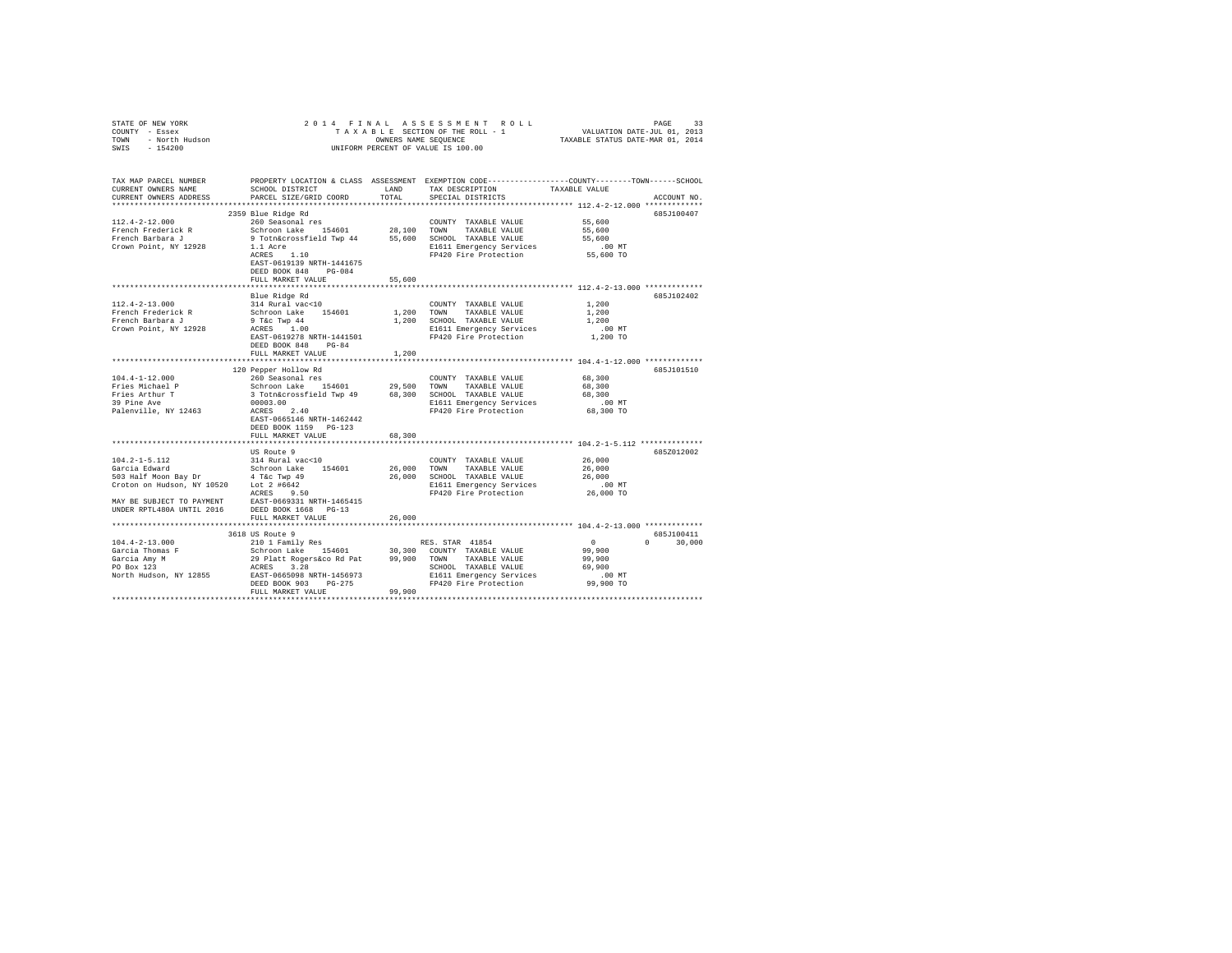STATE OF NEW YORK
COUNTY - Essex
TOWN - North Hudson
SWIS - 154200

2014 FINAL ASSESSMENT ROLL
TAXABLE SECTION OF THE ROLL - 1
OWNERS NAME SEQUENCE
UNIFORM PERCENT OF VALUE IS 100.00

VALUATION DATE-JUL 01, 2013
TAXABLE STATUS DATE-MAR 01, 2014

```
TAX MAP PARCEL NUMBER          PROPERTY LOCATION & CLASS  ASSESSMENT  EXEMPTION CODE-----------------COUNTY--------TOWN------SCHOOL
CURRENT OWNERS NAME            SCHOOL DISTRICT               LAND     TAX DESCRIPTION            TAXABLE VALUE
CURRENT OWNERS ADDRESS         PARCEL SIZE/GRID COORD       TOTAL     SPECIAL DISTRICTS                                  ACCOUNT NO.
****************************************************************************************************** 112.4-2-12.000 *************
                               2359 Blue Ridge Rd                                                                      685J100407
112.4-2-12.000                 260 Seasonal res                       COUNTY  TAXABLE VALUE          55,600
French Frederick R             Schroon Lake    154601      28,100     TOWN    TAXABLE VALUE          55,600
French Barbara J               9 Totn&crossfield Twp 44    55,600     SCHOOL  TAXABLE VALUE          55,600
Crown Point, NY 12928          1.1 Acre                               E1611 Emergency Services          .00 MT
                               ACRES    1.10                          FP420 Fire Protection          55,600 TO
                               EAST-0619139 NRTH-1441675
                               DEED BOOK 848    PG-084
                               FULL MARKET VALUE           55,600
****************************************************************************************************** 112.4-2-13.000 *************
                               Blue Ridge Rd                                                                           685J102402
112.4-2-13.000                 314 Rural vac<10                       COUNTY  TAXABLE VALUE           1,200
French Frederick R             Schroon Lake    154601       1,200     TOWN    TAXABLE VALUE           1,200
French Barbara J               9 T&c Twp 44                 1,200     SCHOOL  TAXABLE VALUE           1,200
Crown Point, NY 12928          ACRES    1.00                          E1611 Emergency Services          .00 MT
                               EAST-0619278 NRTH-1441501              FP420 Fire Protection           1,200 TO
                               DEED BOOK 848    PG-84
                               FULL MARKET VALUE            1,200
****************************************************************************************************** 104.4-1-12.000 *************
                               120 Pepper Hollow Rd                                                                    685J101510
104.4-1-12.000                 260 Seasonal res                       COUNTY  TAXABLE VALUE          68,300
Fries Michael P                Schroon Lake    154601      29,500     TOWN    TAXABLE VALUE          68,300
Fries Arthur T                 3 Totn&crossfield Twp 49    68,300     SCHOOL  TAXABLE VALUE          68,300
39 Pine Ave                    00003.00                               E1611 Emergency Services          .00 MT
Palenville, NY 12463           ACRES    2.40                          FP420 Fire Protection          68,300 TO
                               EAST-0665146 NRTH-1462442
                               DEED BOOK 1159   PG-123
                               FULL MARKET VALUE           68,300
****************************************************************************************************** 104.2-1-5.112 **************
                               US Route 9                                                                              685Z012002
104.2-1-5.112                  314 Rural vac<10                       COUNTY  TAXABLE VALUE          26,000
Garcia Edward                  Schroon Lake    154601      26,000     TOWN    TAXABLE VALUE          26,000
503 Half Moon Bay Dr           4 T&c Twp 49                26,000     SCHOOL  TAXABLE VALUE          26,000
Croton on Hudson, NY 10520     Lot 2 #6642                            E1611 Emergency Services          .00 MT
                               ACRES    9.50                          FP420 Fire Protection          26,000 TO
MAY BE SUBJECT TO PAYMENT      EAST-0669331 NRTH-1465415
UNDER RPTL480A UNTIL 2016      DEED BOOK 1668   PG-13
                               FULL MARKET VALUE           26,000
****************************************************************************************************** 104.4-2-13.000 *************
                               3618 US Route 9                                                                         685J100411
104.4-2-13.000                 210 1 Family Res                       RES. STAR  41854                    0           0      30,000
Garcia Thomas F                Schroon Lake    154601      30,300     COUNTY  TAXABLE VALUE          99,900
Garcia Amy M                   29 Platt Rogers&co Rd Pat   99,900     TOWN    TAXABLE VALUE          99,900
PO Box 123                     ACRES    3.28                          SCHOOL  TAXABLE VALUE          69,900
North Hudson, NY 12855         EAST-0665098 NRTH-1456973              E1611 Emergency Services          .00 MT
                               DEED BOOK 903    PG-275                FP420 Fire Protection          99,900 TO
                               FULL MARKET VALUE           99,900
************************************************************************************************************************************
```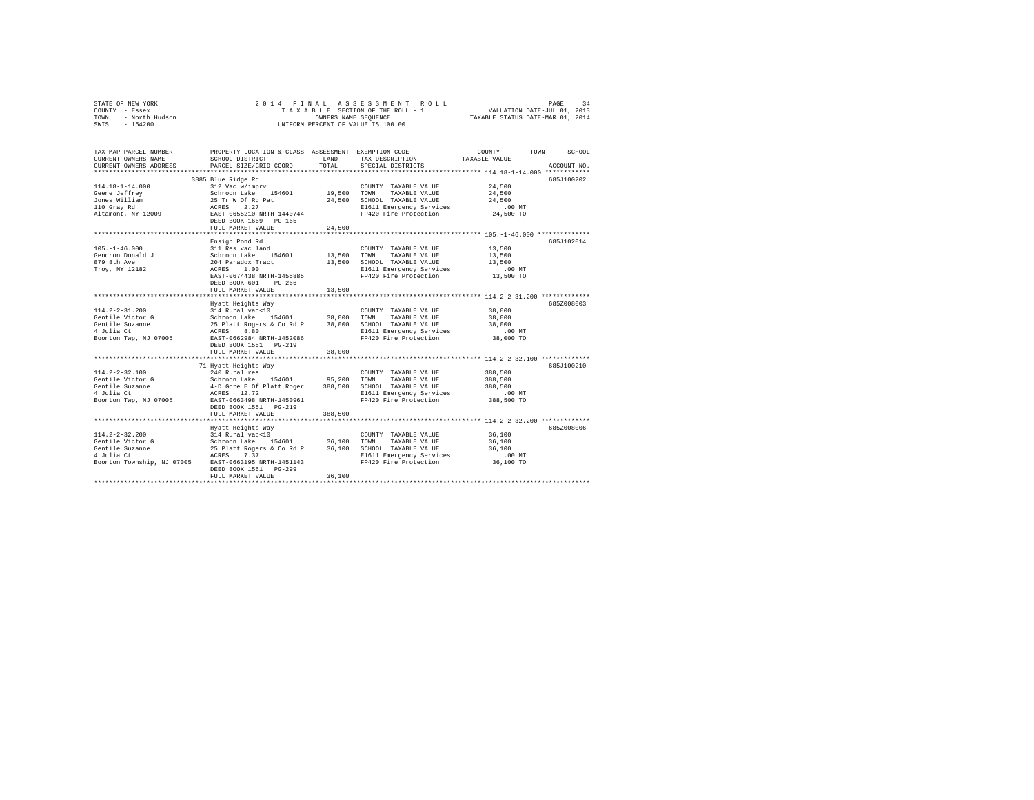STATE OF NEW YORK
COUNTY - Essex
TOWN - North Hudson
SWIS - 154200

2014 FINAL ASSESSMENT ROLL
TAXABLE SECTION OF THE ROLL - 1
OWNERS NAME SEQUENCE
UNIFORM PERCENT OF VALUE IS 100.00

VALUATION DATE-JUL 01, 2013
TAXABLE STATUS DATE-MAR 01, 2014

| TAX MAP PARCEL NUMBER / CURRENT OWNERS NAME / CURRENT OWNERS ADDRESS | PROPERTY LOCATION & CLASS / SCHOOL DISTRICT / PARCEL SIZE/GRID COORD | ASSESSMENT LAND / TOTAL | EXEMPTION CODE / TAX DESCRIPTION / SPECIAL DISTRICTS | COUNTY / TOWN / SCHOOL TAXABLE VALUE | ACCOUNT NO. |
|---|---|---|---|---|---|
| 114.18-1-14.000 | 3885 Blue Ridge Rd | | | | 685J100202 |
| 114.18-1-14.000 | 312 Vac w/imprv | | COUNTY TAXABLE VALUE | 24,500 | |
| Geene Jeffrey | Schroon Lake 154601 | 19,500 | TOWN TAXABLE VALUE | 24,500 | |
| Jones William | 25 Tr W Of Rd Pat | 24,500 | SCHOOL TAXABLE VALUE | 24,500 | |
| 110 Gray Rd | ACRES 2.27 | | E1611 Emergency Services | .00 MT | |
| Altamont, NY 12009 | EAST-0655210 NRTH-1440744 | | FP420 Fire Protection | 24,500 TO | |
| | DEED BOOK 1669 PG-165 | | | | |
| | FULL MARKET VALUE | 24,500 | | | |
| 105.-1-46.000 | Ensign Pond Rd | | | | 685J102014 |
| 105.-1-46.000 | 311 Res vac land | | COUNTY TAXABLE VALUE | 13,500 | |
| Gendron Donald J | Schroon Lake 154601 | 13,500 | TOWN TAXABLE VALUE | 13,500 | |
| 879 8th Ave | 204 Paradox Tract | 13,500 | SCHOOL TAXABLE VALUE | 13,500 | |
| Troy, NY 12182 | ACRES 1.00 | | E1611 Emergency Services | .00 MT | |
| | EAST-0674438 NRTH-1455885 | | FP420 Fire Protection | 13,500 TO | |
| | DEED BOOK 601 PG-266 | | | | |
| | FULL MARKET VALUE | 13,500 | | | |
| 114.2-2-31.200 | Hyatt Heights Way | | | | 685Z008003 |
| 114.2-2-31.200 | 314 Rural vac<10 | | COUNTY TAXABLE VALUE | 38,000 | |
| Gentile Victor G | Schroon Lake 154601 | 38,000 | TOWN TAXABLE VALUE | 38,000 | |
| Gentile Suzanne | 25 Platt Rogers & Co Rd P | 38,000 | SCHOOL TAXABLE VALUE | 38,000 | |
| 4 Julia Ct | ACRES 8.80 | | E1611 Emergency Services | .00 MT | |
| Boonton Twp, NJ 07005 | EAST-0662984 NRTH-1452086 | | FP420 Fire Protection | 38,000 TO | |
| | DEED BOOK 1551 PG-219 | | | | |
| | FULL MARKET VALUE | 38,000 | | | |
| 114.2-2-32.100 | 71 Hyatt Heights Way | | | | 685J100210 |
| 114.2-2-32.100 | 240 Rural res | | COUNTY TAXABLE VALUE | 388,500 | |
| Gentile Victor G | Schroon Lake 154601 | 95,200 | TOWN TAXABLE VALUE | 388,500 | |
| Gentile Suzanne | 4-D Gore E Of Platt Roger | 388,500 | SCHOOL TAXABLE VALUE | 388,500 | |
| 4 Julia Ct | ACRES 12.72 | | E1611 Emergency Services | .00 MT | |
| Boonton Twp, NJ 07005 | EAST-0663498 NRTH-1450961 | | FP420 Fire Protection | 388,500 TO | |
| | DEED BOOK 1551 PG-219 | | | | |
| | FULL MARKET VALUE | 388,500 | | | |
| 114.2-2-32.200 | Hyatt Heights Way | | | | 685Z008006 |
| 114.2-2-32.200 | 314 Rural vac<10 | | COUNTY TAXABLE VALUE | 36,100 | |
| Gentile Victor G | Schroon Lake 154601 | 36,100 | TOWN TAXABLE VALUE | 36,100 | |
| Gentile Suzanne | 25 Platt Rogers & Co Rd P | 36,100 | SCHOOL TAXABLE VALUE | 36,100 | |
| 4 Julia Ct | ACRES 7.37 | | E1611 Emergency Services | .00 MT | |
| Boonton Township, NJ 07005 | EAST-0663195 NRTH-1451143 | | FP420 Fire Protection | 36,100 TO | |
| | DEED BOOK 1561 PG-299 | | | | |
| | FULL MARKET VALUE | 36,100 | | | |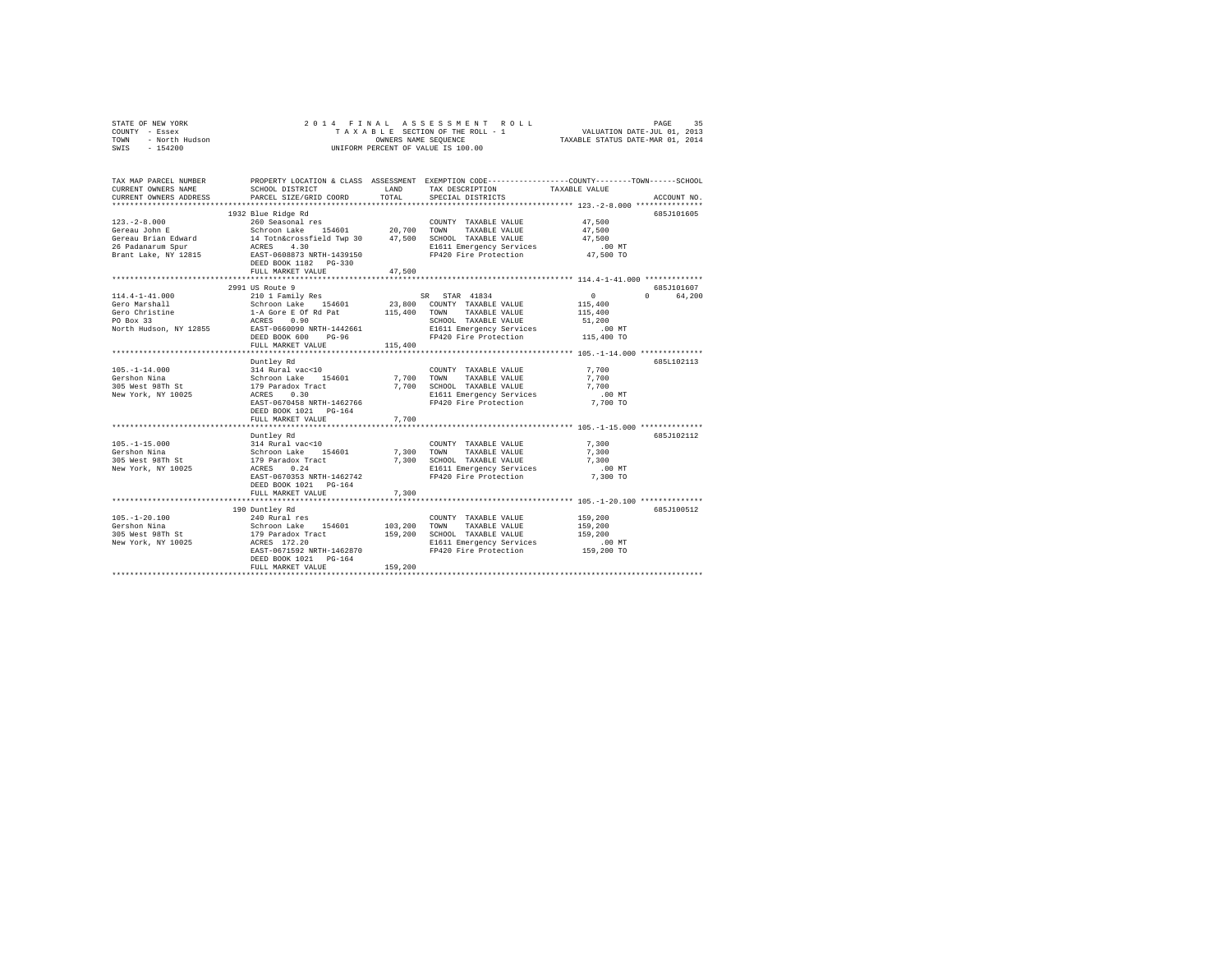STATE OF NEW YORK 2014 FINAL ASSESSMENT ROLL
COUNTY - Essex TAXABLE SECTION OF THE ROLL - 1 VALUATION DATE-JUL 01, 2013
TOWN - North Hudson OWNERS NAME SEQUENCE TAXABLE STATUS DATE-MAR 01, 2014
SWIS - 154200 UNIFORM PERCENT OF VALUE IS 100.00

| TAX MAP PARCEL NUMBER / CURRENT OWNERS NAME / CURRENT OWNERS ADDRESS | PROPERTY LOCATION & CLASS / SCHOOL DISTRICT / PARCEL SIZE/GRID COORD | ASSESSMENT LAND | ASSESSMENT TOTAL | EXEMPTION CODE / TAX DESCRIPTION / SPECIAL DISTRICTS | COUNTY TAXABLE VALUE | TOWN | SCHOOL | ACCOUNT NO. |
|---|---|---|---|---|---|---|---|---|
| **123.-2-8.000** | 1932 Blue Ridge Rd | | | | | | | 685J101605 |
| 123.-2-8.000 | 260 Seasonal res | | | COUNTY TAXABLE VALUE | 47,500 | | | |
| Gereau John E | Schroon Lake 154601 | 20,700 | | TOWN TAXABLE VALUE | 47,500 | | | |
| Gereau Brian Edward | 14 Totn&crossfield Twp 30 | | 47,500 | SCHOOL TAXABLE VALUE | 47,500 | | | |
| 26 Padanarum Spur | ACRES 4.30 | | | E1611 Emergency Services | .00 MT | | | |
| Brant Lake, NY 12815 | EAST-0608873 NRTH-1439150 | | | FP420 Fire Protection | 47,500 TO | | | |
| | DEED BOOK 1182 PG-330 | | | | | | | |
| | FULL MARKET VALUE | | 47,500 | | | | | |
| **114.4-1-41.000** | 2991 US Route 9 | | | | | | | 685J101607 |
| 114.4-1-41.000 | 210 1 Family Res | | | SR STAR 41834 | 0 | 0 | 64,200 | |
| Gero Marshall | Schroon Lake 154601 | 23,800 | | COUNTY TAXABLE VALUE | 115,400 | | | |
| Gero Christine | 1-A Gore E Of Rd Pat | | 115,400 | TOWN TAXABLE VALUE | 115,400 | | | |
| PO Box 33 | ACRES 0.90 | | | SCHOOL TAXABLE VALUE | 51,200 | | | |
| North Hudson, NY 12855 | EAST-0660090 NRTH-1442661 | | | E1611 Emergency Services | .00 MT | | | |
| | DEED BOOK 600 PG-96 | | | FP420 Fire Protection | 115,400 TO | | | |
| | FULL MARKET VALUE | | 115,400 | | | | | |
| **105.-1-14.000** | Duntley Rd | | | | | | | 685L102113 |
| 105.-1-14.000 | 314 Rural vac<10 | | | COUNTY TAXABLE VALUE | 7,700 | | | |
| Gershon Nina | Schroon Lake 154601 | 7,700 | | TOWN TAXABLE VALUE | 7,700 | | | |
| 305 West 98Th St | 179 Paradox Tract | | 7,700 | SCHOOL TAXABLE VALUE | 7,700 | | | |
| New York, NY 10025 | ACRES 0.30 | | | E1611 Emergency Services | .00 MT | | | |
| | EAST-0670458 NRTH-1462766 | | | FP420 Fire Protection | 7,700 TO | | | |
| | DEED BOOK 1021 PG-164 | | | | | | | |
| | FULL MARKET VALUE | | 7,700 | | | | | |
| **105.-1-15.000** | Duntley Rd | | | | | | | 685J102112 |
| 105.-1-15.000 | 314 Rural vac<10 | | | COUNTY TAXABLE VALUE | 7,300 | | | |
| Gershon Nina | Schroon Lake 154601 | 7,300 | | TOWN TAXABLE VALUE | 7,300 | | | |
| 305 West 98Th St | 179 Paradox Tract | | 7,300 | SCHOOL TAXABLE VALUE | 7,300 | | | |
| New York, NY 10025 | ACRES 0.24 | | | E1611 Emergency Services | .00 MT | | | |
| | EAST-0670353 NRTH-1462742 | | | FP420 Fire Protection | 7,300 TO | | | |
| | DEED BOOK 1021 PG-164 | | | | | | | |
| | FULL MARKET VALUE | | 7,300 | | | | | |
| **105.-1-20.100** | 190 Duntley Rd | | | | | | | 685J100512 |
| 105.-1-20.100 | 240 Rural res | | | COUNTY TAXABLE VALUE | 159,200 | | | |
| Gershon Nina | Schroon Lake 154601 | 103,200 | | TOWN TAXABLE VALUE | 159,200 | | | |
| 305 West 98Th St | 179 Paradox Tract | | 159,200 | SCHOOL TAXABLE VALUE | 159,200 | | | |
| New York, NY 10025 | ACRES 172.20 | | | E1611 Emergency Services | .00 MT | | | |
| | EAST-0671592 NRTH-1462870 | | | FP420 Fire Protection | 159,200 TO | | | |
| | DEED BOOK 1021 PG-164 | | | | | | | |
| | FULL MARKET VALUE | | 159,200 | | | | | |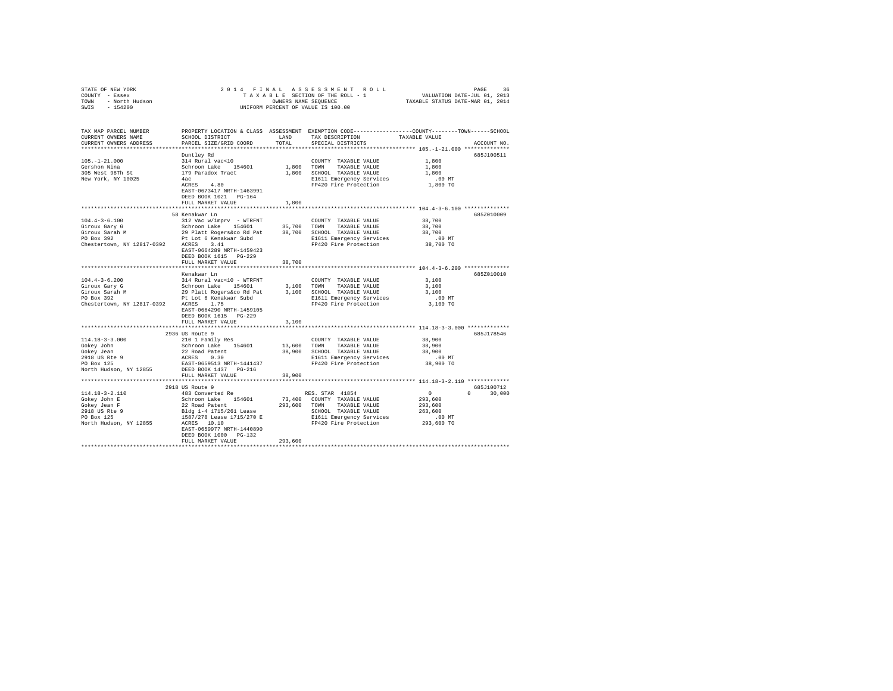STATE OF NEW YORK
COUNTY - Essex
TOWN - North Hudson
SWIS - 154200

2014 FINAL ASSESSMENT ROLL
TAXABLE SECTION OF THE ROLL - 1
OWNERS NAME SEQUENCE
UNIFORM PERCENT OF VALUE IS 100.00

VALUATION DATE-JUL 01, 2013
TAXABLE STATUS DATE-MAR 01, 2014

| TAX MAP PARCEL NUMBER / CURRENT OWNERS NAME / CURRENT OWNERS ADDRESS | PROPERTY LOCATION & CLASS / SCHOOL DISTRICT / PARCEL SIZE/GRID COORD | ASSESSMENT LAND / TOTAL | EXEMPTION CODE / TAX DESCRIPTION / SPECIAL DISTRICTS | COUNTY / TOWN / SCHOOL TAXABLE VALUE | ACCOUNT NO. |
|---|---|---|---|---|---|
| **105.-1-21.000** | Duntley Rd | | | | 685J100511 |
| 105.-1-21.000 | 314 Rural vac<10 | | COUNTY TAXABLE VALUE | 1,800 | |
| Gershon Nina | Schroon Lake 154601 | 1,800 | TOWN TAXABLE VALUE | 1,800 | |
| 305 West 98Th St | 179 Paradox Tract | 1,800 | SCHOOL TAXABLE VALUE | 1,800 | |
| New York, NY 10025 | 4ac | | E1611 Emergency Services | .00 MT | |
| | ACRES 4.80 | | FP420 Fire Protection | 1,800 TO | |
| | EAST-0673417 NRTH-1463991 | | | | |
| | DEED BOOK 1021 PG-164 | | | | |
| | FULL MARKET VALUE | 1,800 | | | |
| **104.4-3-6.100** | 58 Kenakwar Ln | | | | 685Z010009 |
| 104.4-3-6.100 | 312 Vac w/imprv - WTRFNT | | COUNTY TAXABLE VALUE | 38,700 | |
| Giroux Gary G | Schroon Lake 154601 | 35,700 | TOWN TAXABLE VALUE | 38,700 | |
| Giroux Sarah M | 29 Platt Rogers&co Rd Pat | 38,700 | SCHOOL TAXABLE VALUE | 38,700 | |
| PO Box 392 | Pt Lot 6 Kenakwar Subd | | E1611 Emergency Services | .00 MT | |
| Chestertown, NY 12817-0392 | ACRES 3.41 | | FP420 Fire Protection | 38,700 TO | |
| | EAST-0664289 NRTH-1459423 | | | | |
| | DEED BOOK 1615 PG-229 | | | | |
| | FULL MARKET VALUE | 38,700 | | | |
| **104.4-3-6.200** | Kenakwar Ln | | | | 685Z010010 |
| 104.4-3-6.200 | 314 Rural vac<10 - WTRFNT | | COUNTY TAXABLE VALUE | 3,100 | |
| Giroux Gary G | Schroon Lake 154601 | 3,100 | TOWN TAXABLE VALUE | 3,100 | |
| Giroux Sarah M | 29 Platt Rogers&co Rd Pat | 3,100 | SCHOOL TAXABLE VALUE | 3,100 | |
| PO Box 392 | Pt Lot 6 Kenakwar Subd | | E1611 Emergency Services | .00 MT | |
| Chestertown, NY 12817-0392 | ACRES 1.75 | | FP420 Fire Protection | 3,100 TO | |
| | EAST-0664290 NRTH-1459105 | | | | |
| | DEED BOOK 1615 PG-229 | | | | |
| | FULL MARKET VALUE | 3,100 | | | |
| **114.18-3-3.000** | 2936 US Route 9 | | | | 685J178546 |
| 114.18-3-3.000 | 210 1 Family Res | | COUNTY TAXABLE VALUE | 38,900 | |
| Gokey John | Schroon Lake 154601 | 13,600 | TOWN TAXABLE VALUE | 38,900 | |
| Gokey Jean | 22 Road Patent | 38,900 | SCHOOL TAXABLE VALUE | 38,900 | |
| 2918 US Rte 9 | ACRES 0.30 | | E1611 Emergency Services | .00 MT | |
| PO Box 125 | EAST-0659513 NRTH-1441437 | | FP420 Fire Protection | 38,900 TO | |
| North Hudson, NY 12855 | DEED BOOK 1437 PG-216 | | | | |
| | FULL MARKET VALUE | 38,900 | | | |
| **114.18-3-2.110** | 2918 US Route 9 | | | | 685J100712 |
| 114.18-3-2.110 | 483 Converted Re | | RES. STAR 41854 | 0 0 30,000 | |
| Gokey John E | Schroon Lake 154601 | 73,400 | COUNTY TAXABLE VALUE | 293,600 | |
| Gokey Jean F | 22 Road Patent | 293,600 | TOWN TAXABLE VALUE | 293,600 | |
| 2918 US Rte 9 | Bldg 1-4 1715/261 Lease | | SCHOOL TAXABLE VALUE | 263,600 | |
| PO Box 125 | 1587/278 Lease 1715/270 E | | E1611 Emergency Services | .00 MT | |
| North Hudson, NY 12855 | ACRES 10.10 | | FP420 Fire Protection | 293,600 TO | |
| | EAST-0659977 NRTH-1440890 | | | | |
| | DEED BOOK 1000 PG-132 | | | | |
| | FULL MARKET VALUE | 293,600 | | | |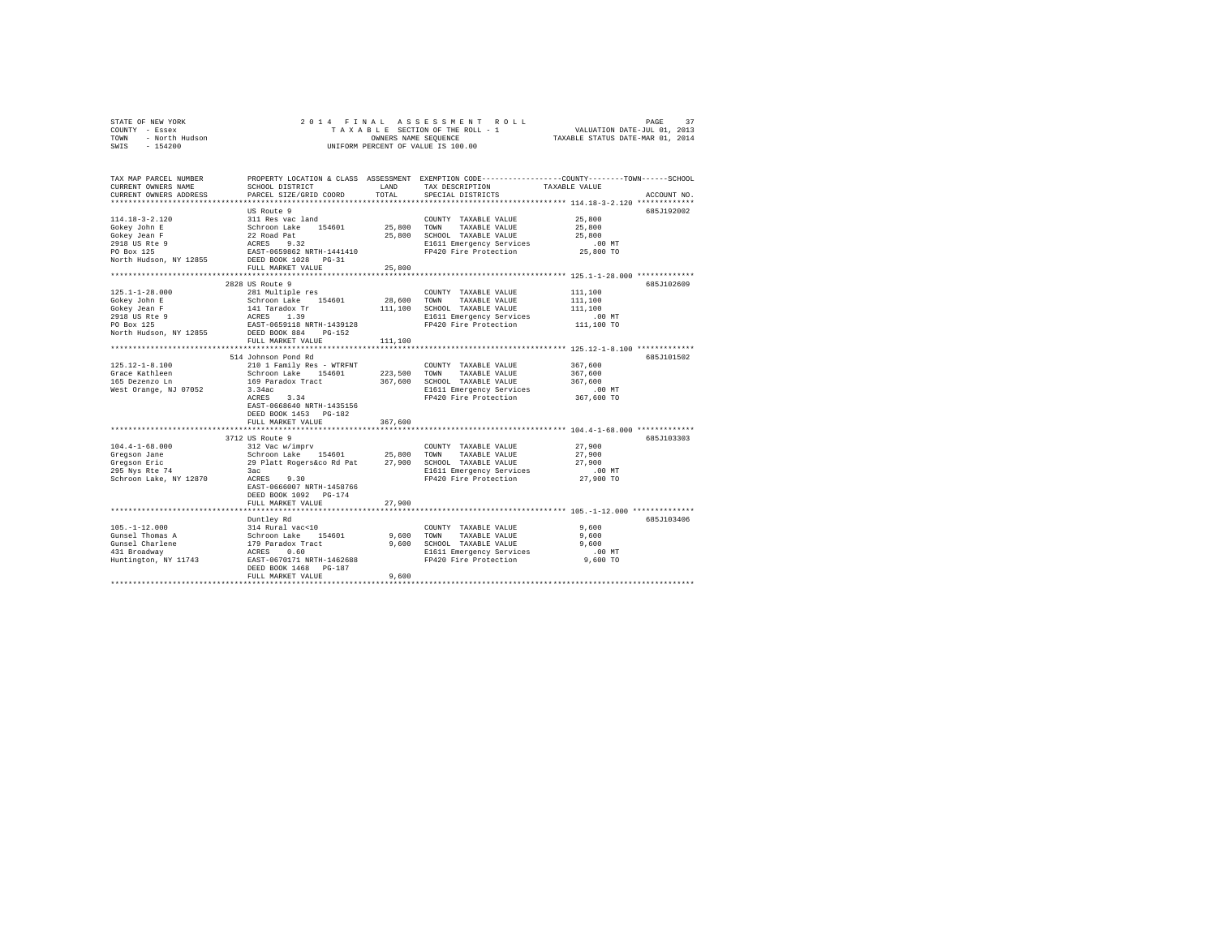STATE OF NEW YORK 2014 FINAL ASSESSMENT ROLL PAGE 37
COUNTY - Essex TAXABLE SECTION OF THE ROLL - 1 VALUATION DATE-JUL 01, 2013
TOWN - North Hudson OWNERS NAME SEQUENCE TAXABLE STATUS DATE-MAR 01, 2014
SWIS - 154200 UNIFORM PERCENT OF VALUE IS 100.00

```
TAX MAP PARCEL NUMBER          PROPERTY LOCATION & CLASS  ASSESSMENT  EXEMPTION CODE-----------------COUNTY--------TOWN------SCHOOL
CURRENT OWNERS NAME            SCHOOL DISTRICT             LAND       TAX DESCRIPTION            TAXABLE VALUE
CURRENT OWNERS ADDRESS         PARCEL SIZE/GRID COORD      TOTAL      SPECIAL DISTRICTS                                    ACCOUNT NO.
************************************************************************************************** 114.18-3-2.120 *************
                               US Route 9                                                                              685J192002
114.18-3-2.120                 311 Res vac land                       COUNTY  TAXABLE VALUE           25,800
Gokey John E                   Schroon Lake    154601      25,800     TOWN    TAXABLE VALUE           25,800
Gokey Jean F                   22 Road Pat                 25,800     SCHOOL  TAXABLE VALUE           25,800
2918 US Rte 9                  ACRES    9.32                          E1611 Emergency Services          .00 MT
PO Box 125                     EAST-0659862 NRTH-1441410              FP420 Fire Protection           25,800 TO
North Hudson, NY 12855         DEED BOOK 1028   PG-31
                               FULL MARKET VALUE           25,800
************************************************************************************************** 125.1-1-28.000 *************
                               2828 US Route 9                                                                         685J102609
125.1-1-28.000                 281 Multiple res                       COUNTY  TAXABLE VALUE          111,100
Gokey John E                   Schroon Lake    154601      28,600     TOWN    TAXABLE VALUE          111,100
Gokey Jean F                   141 Taradox Tr             111,100     SCHOOL  TAXABLE VALUE          111,100
2918 US Rte 9                  ACRES    1.39                          E1611 Emergency Services          .00 MT
PO Box 125                     EAST-0659118 NRTH-1439128              FP420 Fire Protection          111,100 TO
North Hudson, NY 12855         DEED BOOK 884    PG-152
                               FULL MARKET VALUE          111,100
************************************************************************************************** 125.12-1-8.100 *************
                               514 Johnson Pond Rd                                                                     685J101502
125.12-1-8.100                 210 1 Family Res - WTRFNT              COUNTY  TAXABLE VALUE          367,600
Grace Kathleen                 Schroon Lake    154601     223,500     TOWN    TAXABLE VALUE          367,600
165 Dezenzo Ln                 169 Paradox Tract          367,600     SCHOOL  TAXABLE VALUE          367,600
West Orange, NJ 07052          3.34ac                                 E1611 Emergency Services          .00 MT
                               ACRES    3.34                          FP420 Fire Protection          367,600 TO
                               EAST-0668640 NRTH-1435156
                               DEED BOOK 1453   PG-182
                               FULL MARKET VALUE          367,600
************************************************************************************************** 104.4-1-68.000 *************
                               3712 US Route 9                                                                         685J103303
104.4-1-68.000                 312 Vac w/imprv                        COUNTY  TAXABLE VALUE           27,900
Gregson Jane                   Schroon Lake    154601      25,800     TOWN    TAXABLE VALUE           27,900
Gregson Eric                   29 Platt Rogers&co Rd Pat   27,900     SCHOOL  TAXABLE VALUE           27,900
295 Nys Rte 74                 3ac                                    E1611 Emergency Services          .00 MT
Schroon Lake, NY 12870         ACRES    9.30                          FP420 Fire Protection           27,900 TO
                               EAST-0666007 NRTH-1458766
                               DEED BOOK 1092   PG-174
                               FULL MARKET VALUE           27,900
************************************************************************************************** 105.-1-12.000 **************
                               Duntley Rd                                                                              685J103406
105.-1-12.000                  314 Rural vac<10                       COUNTY  TAXABLE VALUE            9,600
Gunsel Thomas A                Schroon Lake    154601       9,600     TOWN    TAXABLE VALUE            9,600
Gunsel Charlene                179 Paradox Tract            9,600     SCHOOL  TAXABLE VALUE            9,600
431 Broadway                   ACRES    0.60                          E1611 Emergency Services          .00 MT
Huntington, NY 11743           EAST-0670171 NRTH-1462688              FP420 Fire Protection            9,600 TO
                               DEED BOOK 1468   PG-187
                               FULL MARKET VALUE            9,600
********************************************************************************************************************************
```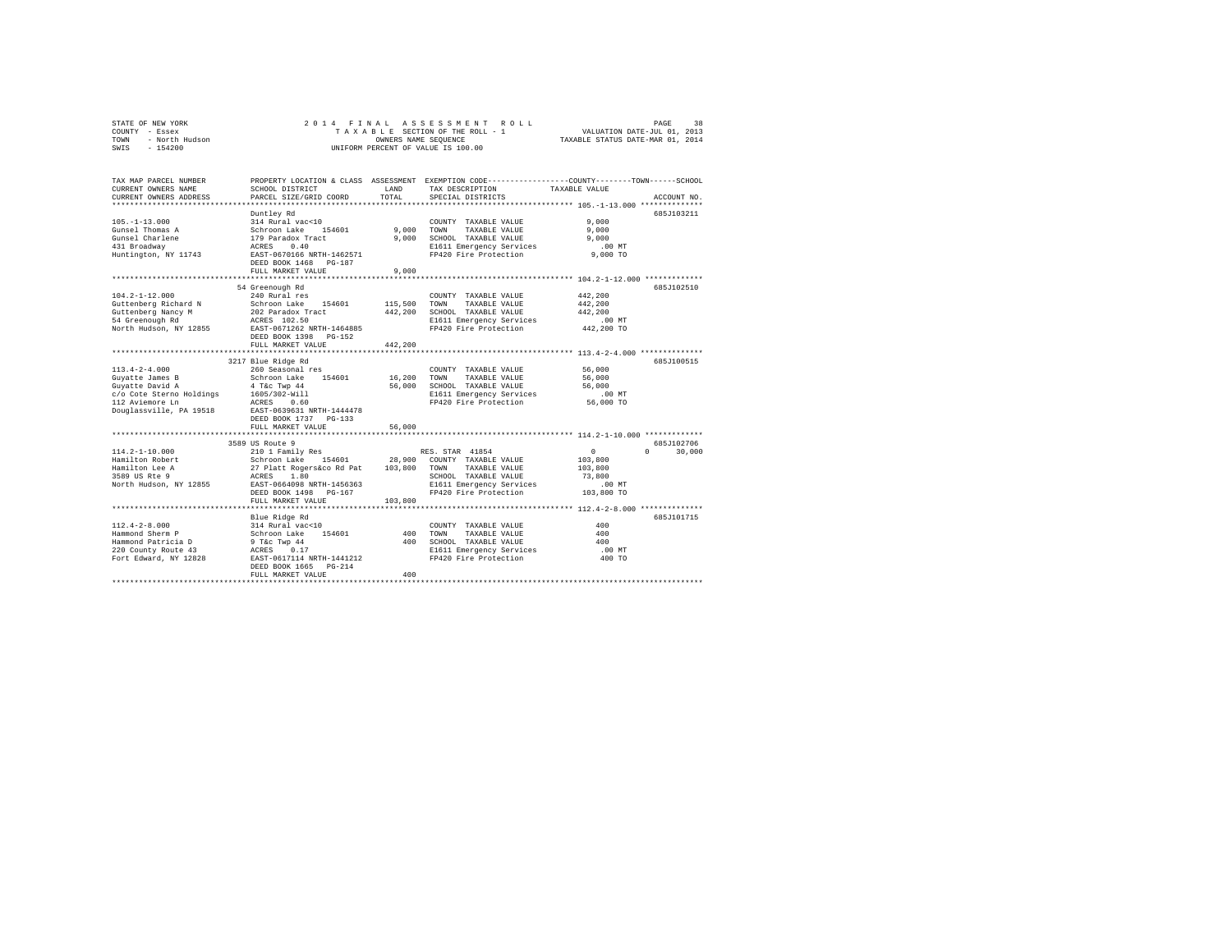STATE OF NEW YORK — 2014 FINAL ASSESSMENT ROLL — PAGE 38
COUNTY - Essex — TAXABLE SECTION OF THE ROLL - 1 — VALUATION DATE-JUL 01, 2013
TOWN - North Hudson — OWNERS NAME SEQUENCE — TAXABLE STATUS DATE-MAR 01, 2014
SWIS - 154200 — UNIFORM PERCENT OF VALUE IS 100.00

| TAX MAP PARCEL NUMBER / CURRENT OWNERS NAME / CURRENT OWNERS ADDRESS | PROPERTY LOCATION & CLASS / SCHOOL DISTRICT / PARCEL SIZE/GRID COORD | ASSESSMENT LAND / TOTAL | EXEMPTION CODE / TAX DESCRIPTION / SPECIAL DISTRICTS | COUNTY / TOWN / SCHOOL TAXABLE VALUE | ACCOUNT NO. |
|---|---|---|---|---|---|
| **105.-1-13.000** | Duntley Rd | | | | 685J103211 |
| 105.-1-13.000 | 314 Rural vac<10 | | COUNTY TAXABLE VALUE | 9,000 | |
| Gunsel Thomas A | Schroon Lake 154601 | 9,000 | TOWN TAXABLE VALUE | 9,000 | |
| Gunsel Charlene | 179 Paradox Tract | 9,000 | SCHOOL TAXABLE VALUE | 9,000 | |
| 431 Broadway | ACRES 0.40 | | E1611 Emergency Services | .00 MT | |
| Huntington, NY 11743 | EAST-0670166 NRTH-1462571 | | FP420 Fire Protection | 9,000 TO | |
| | DEED BOOK 1468 PG-187 | | | | |
| | FULL MARKET VALUE | 9,000 | | | |
| **104.2-1-12.000** | 54 Greenough Rd | | | | 685J102510 |
| 104.2-1-12.000 | 240 Rural res | | COUNTY TAXABLE VALUE | 442,200 | |
| Guttenberg Richard N | Schroon Lake 154601 | 115,500 | TOWN TAXABLE VALUE | 442,200 | |
| Guttenberg Nancy M | 202 Paradox Tract | 442,200 | SCHOOL TAXABLE VALUE | 442,200 | |
| 54 Greenough Rd | ACRES 102.50 | | E1611 Emergency Services | .00 MT | |
| North Hudson, NY 12855 | EAST-0671262 NRTH-1464885 | | FP420 Fire Protection | 442,200 TO | |
| | DEED BOOK 1398 PG-152 | | | | |
| | FULL MARKET VALUE | 442,200 | | | |
| **113.4-2-4.000** | 3217 Blue Ridge Rd | | | | 685J100515 |
| 113.4-2-4.000 | 260 Seasonal res | | COUNTY TAXABLE VALUE | 56,000 | |
| Guyatte James B | Schroon Lake 154601 | 16,200 | TOWN TAXABLE VALUE | 56,000 | |
| Guyatte David A | 4 T&c Twp 44 | 56,000 | SCHOOL TAXABLE VALUE | 56,000 | |
| c/o Cote Sterno Holdings | 1605/302-Will | | E1611 Emergency Services | .00 MT | |
| 112 Aviemore Ln | ACRES 0.60 | | FP420 Fire Protection | 56,000 TO | |
| Douglassville, PA 19518 | EAST-0639631 NRTH-1444478 | | | | |
| | DEED BOOK 1737 PG-133 | | | | |
| | FULL MARKET VALUE | 56,000 | | | |
| **114.2-1-10.000** | 3589 US Route 9 | | | | 685J102706 |
| 114.2-1-10.000 | 210 1 Family Res | | RES. STAR 41854 | 0 / 0 / 30,000 | |
| Hamilton Robert | Schroon Lake 154601 | 28,900 | COUNTY TAXABLE VALUE | 103,800 | |
| Hamilton Lee A | 27 Platt Rogers&co Rd Pat | 103,800 | TOWN TAXABLE VALUE | 103,800 | |
| 3589 US Rte 9 | ACRES 1.80 | | SCHOOL TAXABLE VALUE | 73,800 | |
| North Hudson, NY 12855 | EAST-0664098 NRTH-1456363 | | E1611 Emergency Services | .00 MT | |
| | DEED BOOK 1498 PG-167 | | FP420 Fire Protection | 103,800 TO | |
| | FULL MARKET VALUE | 103,800 | | | |
| **112.4-2-8.000** | Blue Ridge Rd | | | | 685J101715 |
| 112.4-2-8.000 | 314 Rural vac<10 | | COUNTY TAXABLE VALUE | 400 | |
| Hammond Sherm P | Schroon Lake 154601 | 400 | TOWN TAXABLE VALUE | 400 | |
| Hammond Patricia D | 9 T&c Twp 44 | 400 | SCHOOL TAXABLE VALUE | 400 | |
| 220 County Route 43 | ACRES 0.17 | | E1611 Emergency Services | .00 MT | |
| Fort Edward, NY 12828 | EAST-0617114 NRTH-1441212 | | FP420 Fire Protection | 400 TO | |
| | DEED BOOK 1665 PG-214 | | | | |
| | FULL MARKET VALUE | 400 | | | |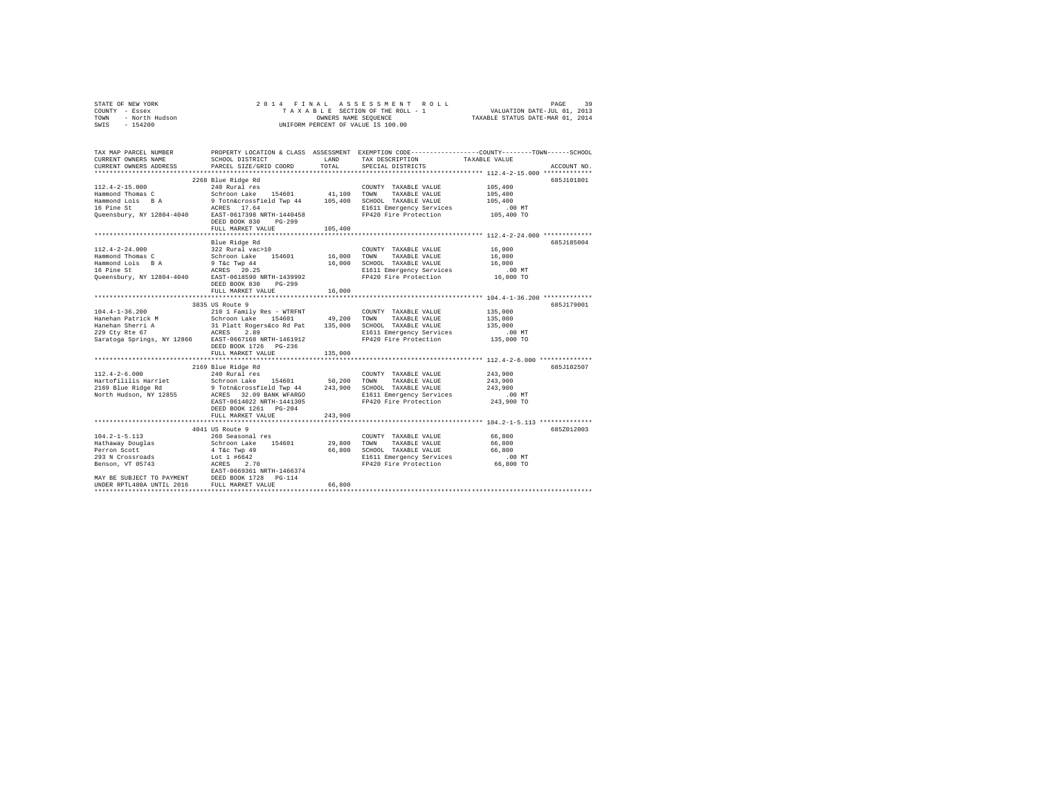STATE OF NEW YORK
COUNTY - Essex
TOWN - North Hudson
SWIS - 154200

2014 FINAL ASSESSMENT ROLL
TAXABLE SECTION OF THE ROLL - 1
OWNERS NAME SEQUENCE
UNIFORM PERCENT OF VALUE IS 100.00

VALUATION DATE-JUL 01, 2013
TAXABLE STATUS DATE-MAR 01, 2014

```
TAX MAP PARCEL NUMBER          PROPERTY LOCATION & CLASS  ASSESSMENT  EXEMPTION CODE-----------------COUNTY--------TOWN------SCHOOL
CURRENT OWNERS NAME            SCHOOL DISTRICT              LAND      TAX DESCRIPTION            TAXABLE VALUE
CURRENT OWNERS ADDRESS         PARCEL SIZE/GRID COORD       TOTAL     SPECIAL DISTRICTS                                    ACCOUNT NO.
******************************************************************************************************* 112.4-2-15.000 *************
                               2268 Blue Ridge Rd                                                                          685J101801
112.4-2-15.000                 240 Rural res                          COUNTY  TAXABLE VALUE          105,400
Hammond Thomas C               Schroon Lake    154601      41,100     TOWN    TAXABLE VALUE          105,400
Hammond Lois  B A              9 Totn&crossfield Twp 44   105,400     SCHOOL  TAXABLE VALUE          105,400
16 Pine St                     ACRES   17.64                          E1611 Emergency Services            .00 MT
Queensbury, NY 12804-4040      EAST-0617398 NRTH-1440458              FP420 Fire Protection          105,400 TO
                               DEED BOOK 830    PG-299
                               FULL MARKET VALUE          105,400
******************************************************************************************************* 112.4-2-24.000 *************
                               Blue Ridge Rd                                                                               685J185004
112.4-2-24.000                 322 Rural vac>10                       COUNTY  TAXABLE VALUE           16,000
Hammond Thomas C               Schroon Lake    154601      16,000     TOWN    TAXABLE VALUE           16,000
Hammond Lois  B A              9 T&c Twp 44                16,000     SCHOOL  TAXABLE VALUE           16,000
16 Pine St                     ACRES   20.25                          E1611 Emergency Services            .00 MT
Queensbury, NY 12804-4040      EAST-0618590 NRTH-1439992              FP420 Fire Protection           16,000 TO
                               DEED BOOK 830    PG-299
                               FULL MARKET VALUE           16,000
******************************************************************************************************* 104.4-1-36.200 *************
                               3835 US Route 9                                                                             685J179001
104.4-1-36.200                 210 1 Family Res - WTRFNT              COUNTY  TAXABLE VALUE          135,000
Hanehan Patrick M              Schroon Lake    154601      49,200     TOWN    TAXABLE VALUE          135,000
Hanehan Sherri A               31 Platt Rogers&co Rd Pat  135,000     SCHOOL  TAXABLE VALUE          135,000
229 Cty Rte 67                 ACRES    2.89                          E1611 Emergency Services            .00 MT
Saratoga Springs, NY 12866     EAST-0667168 NRTH-1461912              FP420 Fire Protection          135,000 TO
                               DEED BOOK 1726   PG-236
                               FULL MARKET VALUE          135,000
******************************************************************************************************* 112.4-2-6.000 **************
                               2169 Blue Ridge Rd                                                                          685J102507
112.4-2-6.000                  240 Rural res                          COUNTY  TAXABLE VALUE          243,900
Hartofililis Harriet           Schroon Lake    154601      50,200     TOWN    TAXABLE VALUE          243,900
2169 Blue Ridge Rd             9 Totn&crossfield Twp 44   243,900     SCHOOL  TAXABLE VALUE          243,900
North Hudson, NY 12855         ACRES   32.09 BANK WFARGO              E1611 Emergency Services            .00 MT
                               EAST-0614022 NRTH-1441305              FP420 Fire Protection          243,900 TO
                               DEED BOOK 1261   PG-204
                               FULL MARKET VALUE          243,900
******************************************************************************************************* 104.2-1-5.113 **************
                               4041 US Route 9                                                                             685Z012003
104.2-1-5.113                  260 Seasonal res                       COUNTY  TAXABLE VALUE           66,800
Hathaway Douglas               Schroon Lake    154601      29,800     TOWN    TAXABLE VALUE           66,800
Perron Scott                   4 T&c Twp 49                66,800     SCHOOL  TAXABLE VALUE           66,800
293 N Crossroads               Lot 1 #6642                            E1611 Emergency Services            .00 MT
Benson, VT 05743               ACRES    2.70                          FP420 Fire Protection           66,800 TO
                               EAST-0669361 NRTH-1466374
MAY BE SUBJECT TO PAYMENT      DEED BOOK 1728   PG-114
UNDER RPTL480A UNTIL 2016      FULL MARKET VALUE           66,800
************************************************************************************************************************************
```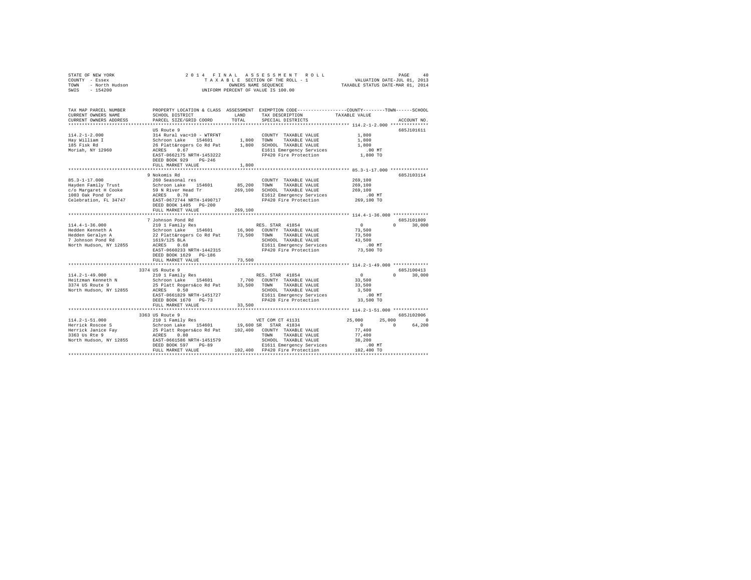STATE OF NEW YORK                    2014 FINAL ASSESSMENT ROLL                    PAGE 40
COUNTY - Essex                       TAXABLE SECTION OF THE ROLL - 1               VALUATION DATE-JUL 01, 2013
TOWN - North Hudson                  OWNERS NAME SEQUENCE                          TAXABLE STATUS DATE-MAR 01, 2014
SWIS - 154200                        UNIFORM PERCENT OF VALUE IS 100.00

```
TAX MAP PARCEL NUMBER     PROPERTY LOCATION & CLASS  ASSESSMENT  EXEMPTION CODE-----------------COUNTY--------TOWN------SCHOOL
CURRENT OWNERS NAME       SCHOOL DISTRICT               LAND      TAX DESCRIPTION            TAXABLE VALUE
CURRENT OWNERS ADDRESS    PARCEL SIZE/GRID COORD        TOTAL     SPECIAL DISTRICTS                                   ACCOUNT NO.
******************************************************************************************* 114.2-1-2.000 **************
                          US Route 9                                                                               685J101611
114.2-1-2.000             314 Rural vac<10 - WTRFNT            COUNTY  TAXABLE VALUE           1,800
Hay William I             Schroon Lake   154601      1,800    TOWN    TAXABLE VALUE           1,800
185 Fisk Rd               26 Platt&rogers Co Rd Pat  1,800    SCHOOL  TAXABLE VALUE           1,800
Moriah, NY 12960          ACRES    0.67                        E1611 Emergency Services          .00 MT
                          EAST-0662175 NRTH-1453222            FP420 Fire Protection          1,800 TO
                          DEED BOOK 929    PG-246
                          FULL MARKET VALUE          1,800
******************************************************************************************* 85.3-1-17.000 **************
                          9 Nokomis Rd                                                                             685J103114
85.3-1-17.000             260 Seasonal res                     COUNTY  TAXABLE VALUE         269,100
Hayden Family Trust       Schroon Lake   154601     85,200    TOWN    TAXABLE VALUE         269,100
c/o Margaret H Cooke      59 N River Head Tr       269,100    SCHOOL  TAXABLE VALUE         269,100
1003 Oak Pond Dr          ACRES    0.70                        E1612 Emergency Services          .00 MT
Celebration, FL 34747     EAST-0672744 NRTH-1490717            FP420 Fire Protection        269,100 TO
                          DEED BOOK 1405   PG-200
                          FULL MARKET VALUE        269,100
******************************************************************************************* 114.4-1-36.000 *************
                          7 Johnson Pond Rd                                                                        685J101809
114.4-1-36.000            210 1 Family Res                  RES. STAR  41854                    0          0      30,000
Hedden Kenneth A          Schroon Lake   154601     16,900    COUNTY  TAXABLE VALUE          73,500
Hedden Geralyn A          22 Platt&rogers Co Rd Pat 73,500    TOWN    TAXABLE VALUE          73,500
7 Johnson Pond Rd         1619/125 BLA                         SCHOOL  TAXABLE VALUE          43,500
North Hudson, NY 12855    ACRES    0.68                        E1611 Emergency Services          .00 MT
                          EAST-0660233 NRTH-1442315            FP420 Fire Protection         73,500 TO
                          DEED BOOK 1629   PG-186
                          FULL MARKET VALUE         73,500
******************************************************************************************* 114.2-1-49.000 *************
                          3374 US Route 9                                                                          685J100413
114.2-1-49.000            210 1 Family Res                  RES. STAR  41854                    0          0      30,000
Heitzman Kenneth N        Schroon Lake   154601      7,700    COUNTY  TAXABLE VALUE          33,500
3374 US Route 9           25 Platt Rogers&co Rd Pat 33,500    TOWN    TAXABLE VALUE          33,500
North Hudson, NY 12855    ACRES    0.50                        SCHOOL  TAXABLE VALUE           3,500
                          EAST-0661829 NRTH-1451727            E1611 Emergency Services          .00 MT
                          DEED BOOK 1670   PG-73               FP420 Fire Protection         33,500 TO
                          FULL MARKET VALUE         33,500
******************************************************************************************* 114.2-1-51.000 *************
                          3363 US Route 9                                                                          685J102006
114.2-1-51.000            210 1 Family Res                  VET COM CT 41131               25,000     25,000           0
Herrick Roscoe S          Schroon Lake   154601     19,600 SR  STAR  41834                      0          0      64,200
Herrick Janice Fay        25 Platt Rogers&co Rd Pat 102,400   COUNTY  TAXABLE VALUE          77,400
3363 Us Rte 9             ACRES    0.80                        TOWN    TAXABLE VALUE          77,400
North Hudson, NY 12855    EAST-0661586 NRTH-1451579            SCHOOL  TAXABLE VALUE          38,200
                          DEED BOOK 597    PG-89               E1611 Emergency Services          .00 MT
                          FULL MARKET VALUE        102,400    FP420 Fire Protection        102,400 TO
************************************************************************************************************************
```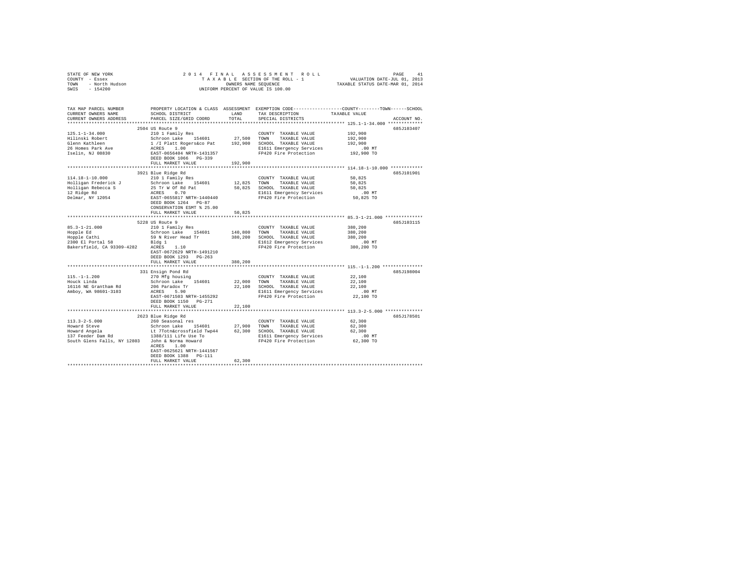STATE OF NEW YORK
COUNTY - Essex
TOWN - North Hudson
SWIS - 154200

2014 FINAL ASSESSMENT ROLL
TAXABLE SECTION OF THE ROLL - 1
OWNERS NAME SEQUENCE
UNIFORM PERCENT OF VALUE IS 100.00

VALUATION DATE-JUL 01, 2013
TAXABLE STATUS DATE-MAR 01, 2014

| TAX MAP PARCEL NUMBER / CURRENT OWNERS NAME / CURRENT OWNERS ADDRESS | PROPERTY LOCATION & CLASS / SCHOOL DISTRICT / PARCEL SIZE/GRID COORD | ASSESSMENT LAND / TOTAL | EXEMPTION CODE / TAX DESCRIPTION / SPECIAL DISTRICTS | TAXABLE VALUE (COUNTY / TOWN / SCHOOL) | ACCOUNT NO. |
|---|---|---|---|---|---|
| 125.1-1-34.000 | 2504 US Route 9 | | | | 685J103407 |
| Hilinski Robert | 210 1 Family Res | | COUNTY TAXABLE VALUE | 192,900 | |
| Glenn Kathleen | Schroon Lake 154601 | 27,500 | TOWN TAXABLE VALUE | 192,900 | |
| 26 Homes Park Ave | 1 /I Platt Rogers&co Pat | 192,900 | SCHOOL TAXABLE VALUE | 192,900 | |
| Iselin, NJ 08830 | ACRES 1.00 | | E1611 Emergency Services | .00 MT | |
| | EAST-0656404 NRTH-1431357 | | FP420 Fire Protection | 192,900 TO | |
| | DEED BOOK 1066 PG-339 | | | | |
| | FULL MARKET VALUE | 192,900 | | | |
| 114.18-1-10.000 | 3921 Blue Ridge Rd | | | | 685J101901 |
| Holligan Frederick J | 210 1 Family Res | | COUNTY TAXABLE VALUE | 50,825 | |
| Holligan Rebecca S | Schroon Lake 154601 | 12,825 | TOWN TAXABLE VALUE | 50,825 | |
| 12 Ridge Rd | 25 Tr W Of Rd Pat | 50,825 | SCHOOL TAXABLE VALUE | 50,825 | |
| Delmar, NY 12054 | ACRES 0.70 | | E1611 Emergency Services | .00 MT | |
| | EAST-0655817 NRTH-1440440 | | FP420 Fire Protection | 50,825 TO | |
| | DEED BOOK 1264 PG-87 | | | | |
| | CONSERVATION ESMT % 25.00 | | | | |
| | FULL MARKET VALUE | 50,825 | | | |
| 85.3-1-21.000 | 5228 US Route 9 | | | | 685J103115 |
| Hopple Ed | 210 1 Family Res | | COUNTY TAXABLE VALUE | 380,200 | |
| Hopple Cathi | Schroon Lake 154601 | 140,800 | TOWN TAXABLE VALUE | 380,200 | |
| 2300 El Portal 58 | 59 N River Head Tr | 380,200 | SCHOOL TAXABLE VALUE | 380,200 | |
| Bakersfield, CA 93309-4282 | Bldg 1 | | E1612 Emergency Services | .00 MT | |
| | ACRES 1.10 | | FP420 Fire Protection | 380,200 TO | |
| | EAST-0672629 NRTH-1491210 | | | | |
| | DEED BOOK 1293 PG-263 | | | | |
| | FULL MARKET VALUE | 380,200 | | | |
| 115.-1-1.200 | 331 Ensign Pond Rd | | | | 685J198004 |
| Houck Linda | 270 Mfg housing | | COUNTY TAXABLE VALUE | 22,100 | |
| 16116 NE Grantham Rd | Schroon Lake 154601 | 22,000 | TOWN TAXABLE VALUE | 22,100 | |
| Amboy, WA 98601-3103 | 206 Paradox Tr | 22,100 | SCHOOL TAXABLE VALUE | 22,100 | |
| | ACRES 5.90 | | E1611 Emergency Services | .00 MT | |
| | EAST-0671503 NRTH-1455292 | | FP420 Fire Protection | 22,100 TO | |
| | DEED BOOK 1150 PG-271 | | | | |
| | FULL MARKET VALUE | 22,100 | | | |
| 113.3-2-5.000 | 2623 Blue Ridge Rd | | | | 685J178501 |
| Howard Steve | 260 Seasonal res | | COUNTY TAXABLE VALUE | 62,300 | |
| Howard Angela | Schroon Lake 154601 | 27,900 | TOWN TAXABLE VALUE | 62,300 | |
| 137 Feeder Dam Rd | Lt 7Totn&crossfield Twp44 | 62,300 | SCHOOL TAXABLE VALUE | 62,300 | |
| South Glens Falls, NY 12803 | 1388/111 Life Use To | | E1611 Emergency Services | .00 MT | |
| | John & Norma Howard | | FP420 Fire Protection | 62,300 TO | |
| | ACRES 1.00 | | | | |
| | EAST-0625621 NRTH-1441567 | | | | |
| | DEED BOOK 1388 PG-111 | | | | |
| | FULL MARKET VALUE | 62,300 | | | |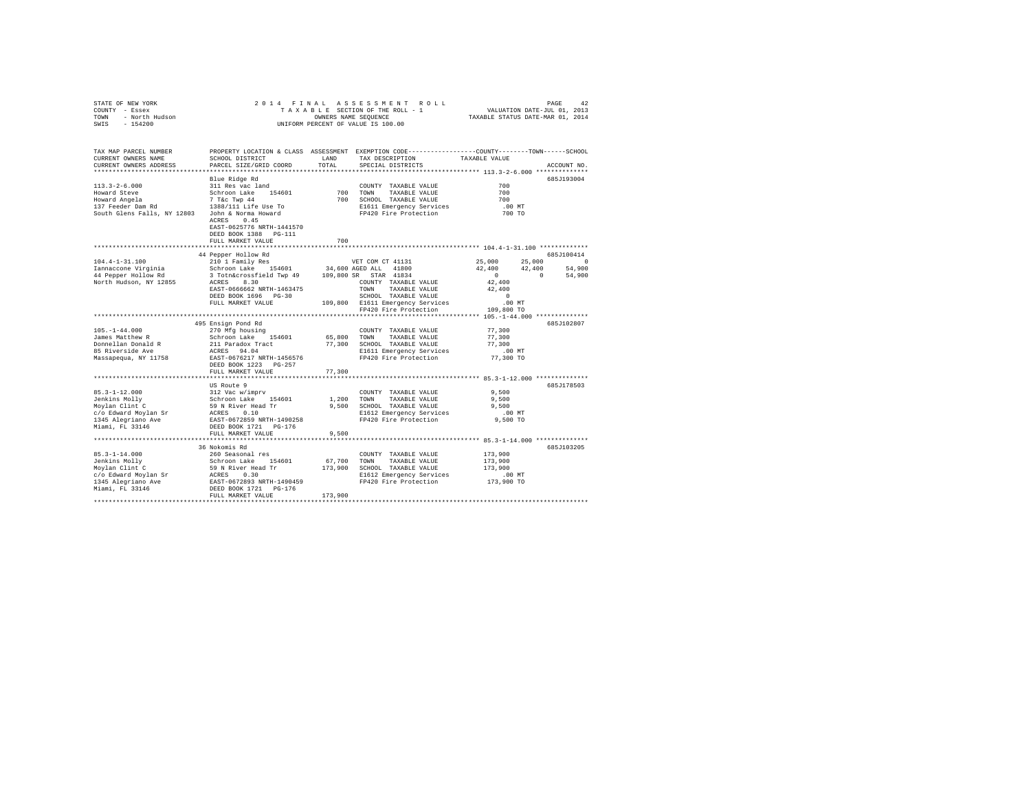STATE OF NEW YORK — 2014 FINAL ASSESSMENT ROLL
COUNTY - Essex — TAXABLE SECTION OF THE ROLL - 1 — VALUATION DATE-JUL 01, 2013
TOWN - North Hudson — OWNERS NAME SEQUENCE — TAXABLE STATUS DATE-MAR 01, 2014
SWIS - 154200 — UNIFORM PERCENT OF VALUE IS 100.00

| TAX MAP PARCEL NUMBER / CURRENT OWNERS NAME / CURRENT OWNERS ADDRESS | PROPERTY LOCATION & CLASS / SCHOOL DISTRICT / PARCEL SIZE/GRID COORD | ASSESSMENT LAND | TOTAL | EXEMPTION CODE / TAX DESCRIPTION / SPECIAL DISTRICTS | COUNTY TAXABLE VALUE | TOWN | SCHOOL | ACCOUNT NO. |
|---|---|---|---|---|---|---|---|---|
| **113.3-2-6.000** | Blue Ridge Rd | | | | | | | 685J193004 |
| Howard Steve | 311 Res vac land | | | COUNTY TAXABLE VALUE | 700 | | | |
| Howard Angela | Schroon Lake 154601 | 700 | | TOWN TAXABLE VALUE | 700 | | | |
| 137 Feeder Dam Rd | 7 T&c Twp 44 | | 700 | SCHOOL TAXABLE VALUE | 700 | | | |
| South Glens Falls, NY 12803 | 1388/111 Life Use To | | | E1611 Emergency Services | .00 MT | | | |
| | John & Norma Howard | | | FP420 Fire Protection | 700 TO | | | |
| | ACRES 0.45 | | | | | | | |
| | EAST-0625776 NRTH-1441570 | | | | | | | |
| | DEED BOOK 1388 PG-111 | | | | | | | |
| | FULL MARKET VALUE | | 700 | | | | | |
| **104.4-1-31.100** | 44 Pepper Hollow Rd | | | | | | | 685J100414 |
| Iannaccone Virginia | 210 1 Family Res | | | VET COM CT 41131 | 25,000 | 25,000 | 0 | |
| 44 Pepper Hollow Rd | Schroon Lake 154601 | 34,600 | | AGED ALL 41800 | 42,400 | 42,400 | 54,900 | |
| North Hudson, NY 12855 | 3 Totn&crossfield Twp 49 | | 109,800 | SR STAR 41834 | 0 | 0 | 54,900 | |
| | ACRES 8.30 | | | COUNTY TAXABLE VALUE | 42,400 | | | |
| | EAST-0666662 NRTH-1463475 | | | TOWN TAXABLE VALUE | 42,400 | | | |
| | DEED BOOK 1696 PG-30 | | | SCHOOL TAXABLE VALUE | 0 | | | |
| | FULL MARKET VALUE | | 109,800 | E1611 Emergency Services | .00 MT | | | |
| | | | | FP420 Fire Protection | 109,800 TO | | | |
| **105.-1-44.000** | 495 Ensign Pond Rd | | | | | | | 685J102807 |
| James Matthew R | 270 Mfg housing | | | COUNTY TAXABLE VALUE | 77,300 | | | |
| Donnellan Donald R | Schroon Lake 154601 | 65,800 | | TOWN TAXABLE VALUE | 77,300 | | | |
| 85 Riverside Ave | 211 Paradox Tract | | 77,300 | SCHOOL TAXABLE VALUE | 77,300 | | | |
| Massapequa, NY 11758 | ACRES 94.04 | | | E1611 Emergency Services | .00 MT | | | |
| | EAST-0676217 NRTH-1456576 | | | FP420 Fire Protection | 77,300 TO | | | |
| | DEED BOOK 1223 PG-257 | | | | | | | |
| | FULL MARKET VALUE | | 77,300 | | | | | |
| **85.3-1-12.000** | US Route 9 | | | | | | | 685J178503 |
| Jenkins Molly | 312 Vac w/imprv | | | COUNTY TAXABLE VALUE | 9,500 | | | |
| Moylan Clint C | Schroon Lake 154601 | 1,200 | | TOWN TAXABLE VALUE | 9,500 | | | |
| c/o Edward Moylan Sr | 59 N River Head Tr | | 9,500 | SCHOOL TAXABLE VALUE | 9,500 | | | |
| 1345 Alegriano Ave | ACRES 0.10 | | | E1612 Emergency Services | .00 MT | | | |
| Miami, FL 33146 | EAST-0672859 NRTH-1490258 | | | FP420 Fire Protection | 9,500 TO | | | |
| | DEED BOOK 1721 PG-176 | | | | | | | |
| | FULL MARKET VALUE | | 9,500 | | | | | |
| **85.3-1-14.000** | 36 Nokomis Rd | | | | | | | 685J103205 |
| Jenkins Molly | 260 Seasonal res | | | COUNTY TAXABLE VALUE | 173,900 | | | |
| Moylan Clint C | Schroon Lake 154601 | 67,700 | | TOWN TAXABLE VALUE | 173,900 | | | |
| c/o Edward Moylan Sr | 59 N River Head Tr | | 173,900 | SCHOOL TAXABLE VALUE | 173,900 | | | |
| 1345 Alegriano Ave | ACRES 0.30 | | | E1612 Emergency Services | .00 MT | | | |
| Miami, FL 33146 | EAST-0672893 NRTH-1490459 | | | FP420 Fire Protection | 173,900 TO | | | |
| | DEED BOOK 1721 PG-176 | | | | | | | |
| | FULL MARKET VALUE | | 173,900 | | | | | |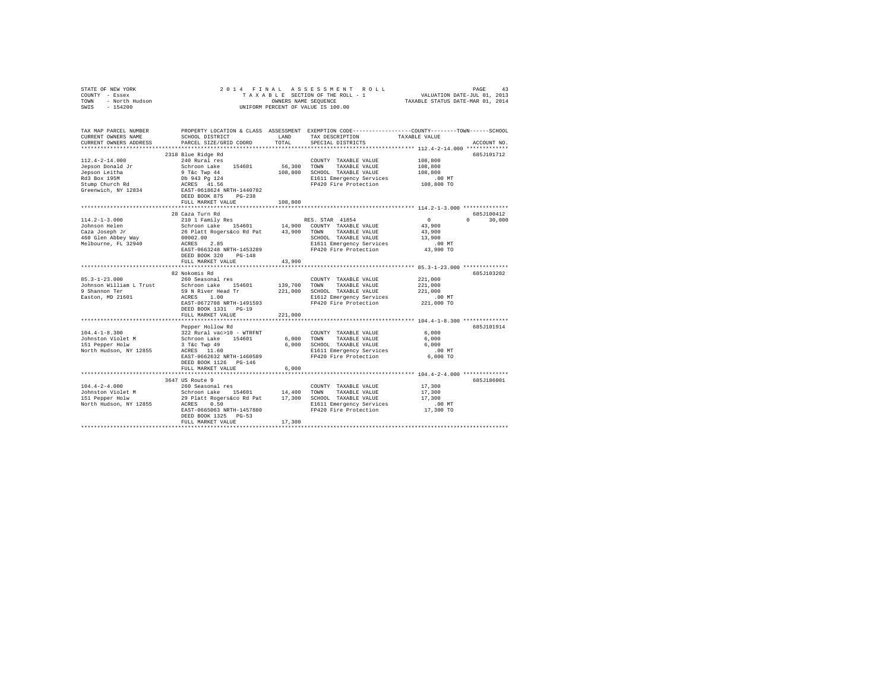STATE OF NEW YORK
COUNTY - Essex
TOWN - North Hudson
SWIS - 154200

2014 FINAL ASSESSMENT ROLL
TAXABLE SECTION OF THE ROLL - 1
OWNERS NAME SEQUENCE
UNIFORM PERCENT OF VALUE IS 100.00

VALUATION DATE-JUL 01, 2013
TAXABLE STATUS DATE-MAR 01, 2014

```
TAX MAP PARCEL NUMBER          PROPERTY LOCATION & CLASS  ASSESSMENT  EXEMPTION CODE-----------------COUNTY--------TOWN------SCHOOL
CURRENT OWNERS NAME            SCHOOL DISTRICT               LAND      TAX DESCRIPTION            TAXABLE VALUE
CURRENT OWNERS ADDRESS         PARCEL SIZE/GRID COORD        TOTAL     SPECIAL DISTRICTS                                     ACCOUNT NO.
****************************************************************************************************** 112.4-2-14.000 *************
                               2318 Blue Ridge Rd                                                                            685J101712
112.4-2-14.000                 240 Rural res                           COUNTY  TAXABLE VALUE          108,800
Jepson Donald Jr               Schroon Lake    154601       56,300     TOWN    TAXABLE VALUE          108,800
Jepson Leitha                  9 T&c Twp 44                 108,800    SCHOOL  TAXABLE VALUE          108,800
Rd3 Box 195M                   Db 943 Pg 124                           E1611 Emergency Services           .00 MT
Stump Church Rd                ACRES   41.56                           FP420 Fire Protection          108,800 TO
Greenwich, NY 12834            EAST-0618624 NRTH-1440782
                               DEED BOOK 875    PG-238
                               FULL MARKET VALUE            108,800
****************************************************************************************************** 114.2-1-3.000 **************
                               28 Caza Turn Rd                                                                               685J100412
114.2-1-3.000                  210 1 Family Res                        RES. STAR 41854                     0           0      30,000
Johnson Helen                  Schroon Lake    154601       14,900     COUNTY  TAXABLE VALUE           43,900
Caza Joseph Jr                 26 Platt Rogers&co Rd Pat    43,900     TOWN    TAXABLE VALUE           43,900
460 Glen Abbey Way             00002.00                                SCHOOL  TAXABLE VALUE           13,900
Melbourne, FL 32940            ACRES    2.85                           E1611 Emergency Services           .00 MT
                               EAST-0663248 NRTH-1453289               FP420 Fire Protection           43,900 TO
                               DEED BOOK 320    PG-148
                               FULL MARKET VALUE             43,900
****************************************************************************************************** 85.3-1-23.000 **************
                               82 Nokomis Rd                                                                                 685J103202
85.3-1-23.000                  260 Seasonal res                        COUNTY  TAXABLE VALUE          221,000
Johnson William L Trust        Schroon Lake    154601      139,700     TOWN    TAXABLE VALUE          221,000
9 Shannon Ter                  59 N River Head Tr          221,000     SCHOOL  TAXABLE VALUE          221,000
Easton, MD 21601               ACRES    1.00                           E1612 Emergency Services           .00 MT
                               EAST-0672708 NRTH-1491593               FP420 Fire Protection          221,000 TO
                               DEED BOOK 1331   PG-19
                               FULL MARKET VALUE            221,000
****************************************************************************************************** 104.4-1-8.300 **************
                               Pepper Hollow Rd                                                                              685J101914
104.4-1-8.300                  322 Rural vac>10 - WTRFNT               COUNTY  TAXABLE VALUE            6,000
Johnston Violet M              Schroon Lake    154601        6,000     TOWN    TAXABLE VALUE            6,000
151 Pepper Holw                3 T&c Twp 49                  6,000     SCHOOL  TAXABLE VALUE            6,000
North Hudson, NY 12855         ACRES   11.60                           E1611 Emergency Services           .00 MT
                               EAST-0662632 NRTH-1460589               FP420 Fire Protection            6,000 TO
                               DEED BOOK 1126   PG-146
                               FULL MARKET VALUE              6,000
****************************************************************************************************** 104.4-2-4.000 **************
                               3647 US Route 9                                                                               685J186001
104.4-2-4.000                  260 Seasonal res                        COUNTY  TAXABLE VALUE           17,300
Johnston Violet M              Schroon Lake    154601       14,400     TOWN    TAXABLE VALUE           17,300
151 Pepper Holw                29 Platt Rogers&co Rd Pat    17,300     SCHOOL  TAXABLE VALUE           17,300
North Hudson, NY 12855         ACRES    0.50                           E1611 Emergency Services           .00 MT
                               EAST-0665063 NRTH-1457880               FP420 Fire Protection           17,300 TO
                               DEED BOOK 1325   PG-53
                               FULL MARKET VALUE             17,300
************************************************************************************************************************************
```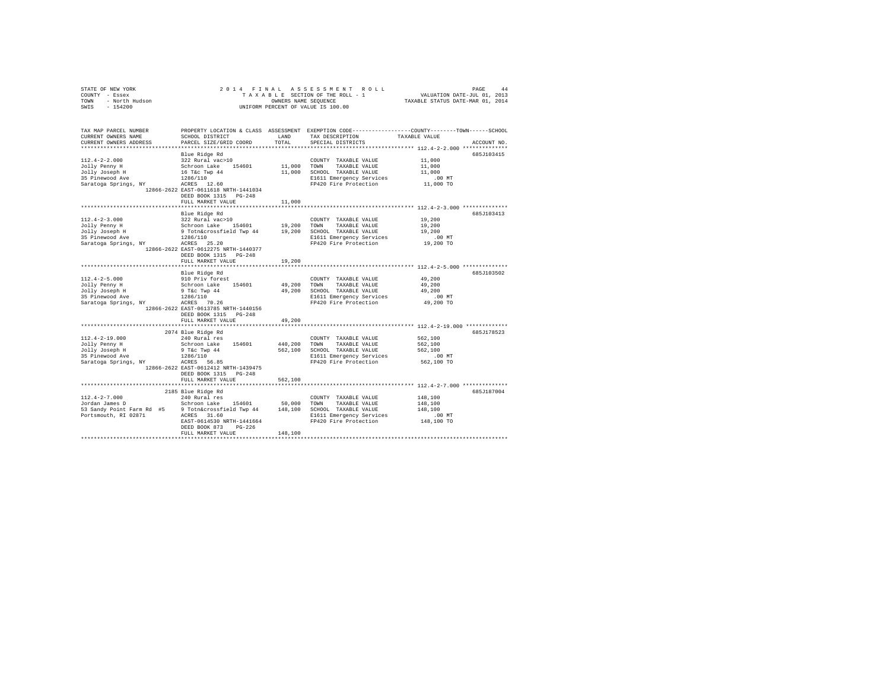STATE OF NEW YORK
COUNTY - Essex
TOWN - North Hudson
SWIS - 154200

2014 FINAL ASSESSMENT ROLL
TAXABLE SECTION OF THE ROLL - 1
OWNERS NAME SEQUENCE
UNIFORM PERCENT OF VALUE IS 100.00

VALUATION DATE-JUL 01, 2013
TAXABLE STATUS DATE-MAR 01, 2014

| TAX MAP PARCEL NUMBER / CURRENT OWNERS NAME / CURRENT OWNERS ADDRESS | PROPERTY LOCATION & CLASS / SCHOOL DISTRICT / PARCEL SIZE/GRID COORD | ASSESSMENT LAND / TOTAL | EXEMPTION CODE / TAX DESCRIPTION / SPECIAL DISTRICTS | TAXABLE VALUE (COUNTY / TOWN / SCHOOL) | ACCOUNT NO. |
|---|---|---|---|---|---|
| 112.4-2-2.000 | Blue Ridge Rd | | | | 685J103415 |
| | 322 Rural vac>10 | | COUNTY TAXABLE VALUE | 11,000 | |
| Jolly Penny H | Schroon Lake 154601 | 11,000 | TOWN TAXABLE VALUE | 11,000 | |
| Jolly Joseph H | 16 T&c Twp 44 | 11,000 | SCHOOL TAXABLE VALUE | 11,000 | |
| 35 Pinewood Ave | 1286/110 | | E1611 Emergency Services | .00 MT | |
| Saratoga Springs, NY 12866-2622 | ACRES 12.60 | | FP420 Fire Protection | 11,000 TO | |
| | EAST-0611618 NRTH-1441034 | | | | |
| | DEED BOOK 1315 PG-248 | | | | |
| | FULL MARKET VALUE | 11,000 | | | |
| 112.4-2-3.000 | Blue Ridge Rd | | | | 685J103413 |
| | 322 Rural vac>10 | | COUNTY TAXABLE VALUE | 19,200 | |
| Jolly Penny H | Schroon Lake 154601 | 19,200 | TOWN TAXABLE VALUE | 19,200 | |
| Jolly Joseph H | 9 Totn&crossfield Twp 44 | 19,200 | SCHOOL TAXABLE VALUE | 19,200 | |
| 35 Pinewood Ave | 1286/110 | | E1611 Emergency Services | .00 MT | |
| Saratoga Springs, NY 12866-2622 | ACRES 25.20 | | FP420 Fire Protection | 19,200 TO | |
| | EAST-0612275 NRTH-1440377 | | | | |
| | DEED BOOK 1315 PG-248 | | | | |
| | FULL MARKET VALUE | 19,200 | | | |
| 112.4-2-5.000 | Blue Ridge Rd | | | | 685J103502 |
| | 910 Priv forest | | COUNTY TAXABLE VALUE | 49,200 | |
| Jolly Penny H | Schroon Lake 154601 | 49,200 | TOWN TAXABLE VALUE | 49,200 | |
| Jolly Joseph H | 9 T&c Twp 44 | 49,200 | SCHOOL TAXABLE VALUE | 49,200 | |
| 35 Pinewood Ave | 1286/110 | | E1611 Emergency Services | .00 MT | |
| Saratoga Springs, NY 12866-2622 | ACRES 70.26 | | FP420 Fire Protection | 49,200 TO | |
| | EAST-0613785 NRTH-1440156 | | | | |
| | DEED BOOK 1315 PG-248 | | | | |
| | FULL MARKET VALUE | 49,200 | | | |
| 112.4-2-19.000 | 2074 Blue Ridge Rd | | | | 685J178523 |
| | 240 Rural res | | COUNTY TAXABLE VALUE | 562,100 | |
| Jolly Penny H | Schroon Lake 154601 | 440,200 | TOWN TAXABLE VALUE | 562,100 | |
| Jolly Joseph H | 9 T&c Twp 44 | 562,100 | SCHOOL TAXABLE VALUE | 562,100 | |
| 35 Pinewood Ave | 1286/110 | | E1611 Emergency Services | .00 MT | |
| Saratoga Springs, NY 12866-2622 | ACRES 56.85 | | FP420 Fire Protection | 562,100 TO | |
| | EAST-0612412 NRTH-1439475 | | | | |
| | DEED BOOK 1315 PG-248 | | | | |
| | FULL MARKET VALUE | 562,100 | | | |
| 112.4-2-7.000 | 2185 Blue Ridge Rd | | | | 685J187004 |
| | 240 Rural res | | COUNTY TAXABLE VALUE | 148,100 | |
| Jordan James D | Schroon Lake 154601 | 50,000 | TOWN TAXABLE VALUE | 148,100 | |
| 53 Sandy Point Farm Rd #5 | 9 Totn&crossfield Twp 44 | 148,100 | SCHOOL TAXABLE VALUE | 148,100 | |
| Portsmouth, RI 02871 | ACRES 31.60 | | E1611 Emergency Services | .00 MT | |
| | EAST-0614530 NRTH-1441664 | | FP420 Fire Protection | 148,100 TO | |
| | DEED BOOK 873 PG-226 | | | | |
| | FULL MARKET VALUE | 148,100 | | | |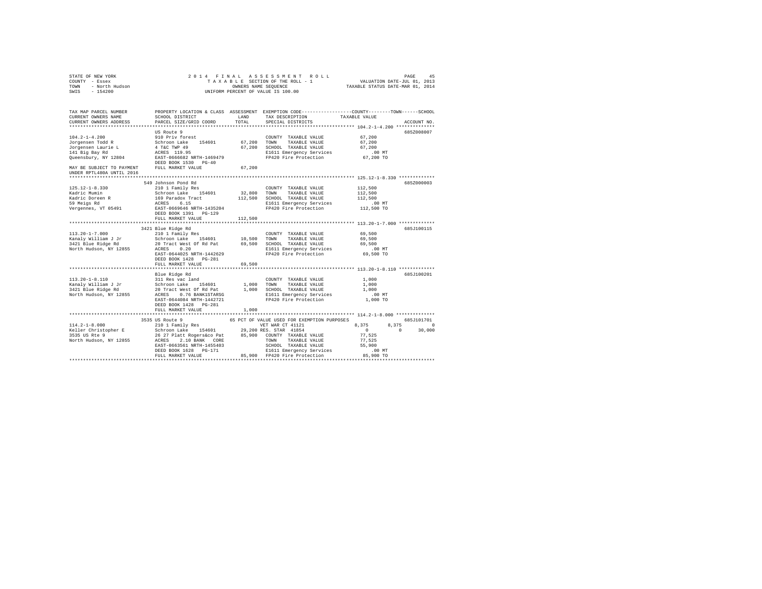STATE OF NEW YORK
COUNTY - Essex
TOWN - North Hudson
SWIS - 154200

2014 FINAL ASSESSMENT ROLL
TAXABLE SECTION OF THE ROLL - 1
OWNERS NAME SEQUENCE
UNIFORM PERCENT OF VALUE IS 100.00

VALUATION DATE-JUL 01, 2013
TAXABLE STATUS DATE-MAR 01, 2014

```
TAX MAP PARCEL NUMBER          PROPERTY LOCATION & CLASS  ASSESSMENT  EXEMPTION CODE-----------------COUNTY--------TOWN------SCHOOL
CURRENT OWNERS NAME            SCHOOL DISTRICT              LAND      TAX DESCRIPTION              TAXABLE VALUE
CURRENT OWNERS ADDRESS         PARCEL SIZE/GRID COORD       TOTAL     SPECIAL DISTRICTS                                    ACCOUNT NO.
******************************************************************************************************* 104.2-1-4.200 **************
                               US Route 9                                                                              685Z008007
104.2-1-4.200                  910 Priv forest                        COUNTY  TAXABLE VALUE            67,200
Jorgensen Todd R               Schroon Lake    154601      67,200     TOWN    TAXABLE VALUE            67,200
Jorgensen Laurie L             4 T&C TWP 49                67,200     SCHOOL  TAXABLE VALUE            67,200
141 Big Bay Rd                 ACRES  119.95                          E1611 Emergency Services            .00 MT
Queensbury, NY 12804           EAST-0666682 NRTH-1469479              FP420 Fire Protection            67,200 TO
                               DEED BOOK 1530   PG-40
MAY BE SUBJECT TO PAYMENT      FULL MARKET VALUE           67,200
UNDER RPTL480A UNTIL 2016
******************************************************************************************************* 125.12-1-8.330 *************
                             549 Johnson Pond Rd                                                                       685Z000003
125.12-1-8.330                 210 1 Family Res                       COUNTY  TAXABLE VALUE           112,500
Kadric Mumin                   Schroon Lake    154601      32,800     TOWN    TAXABLE VALUE           112,500
Kadric Doreen R                169 Paradox Tract          112,500     SCHOOL  TAXABLE VALUE           112,500
59 Meigs Rd                    ACRES    6.15                          E1611 Emergency Services            .00 MT
Vergennes, VT 05491            EAST-0669646 NRTH-1435204              FP420 Fire Protection           112,500 TO
                               DEED BOOK 1391   PG-129
                               FULL MARKET VALUE          112,500
******************************************************************************************************* 113.20-1-7.000 *************
                            3421 Blue Ridge Rd                                                                         685J100115
113.20-1-7.000                 210 1 Family Res                       COUNTY  TAXABLE VALUE            69,500
Kanaly William J Jr            Schroon Lake    154601      10,500     TOWN    TAXABLE VALUE            69,500
3421 Blue Ridge Rd             20 Tract West Of Rd Pat     69,500     SCHOOL  TAXABLE VALUE            69,500
North Hudson, NY 12855         ACRES    0.20                          E1611 Emergency Services            .00 MT
                               EAST-0644025 NRTH-1442629              FP420 Fire Protection            69,500 TO
                               DEED BOOK 1428   PG-281
                               FULL MARKET VALUE           69,500
******************************************************************************************************* 113.20-1-8.110 *************
                               Blue Ridge Rd                                                                           685J100201
113.20-1-8.110                 311 Res vac land                       COUNTY  TAXABLE VALUE             1,000
Kanaly William J Jr            Schroon Lake    154601       1,000     TOWN    TAXABLE VALUE             1,000
3421 Blue Ridge Rd             20 Tract West Of Rd Pat      1,000     SCHOOL  TAXABLE VALUE             1,000
North Hudson, NY 12855         ACRES    0.76 BANK1STARSG              E1611 Emergency Services            .00 MT
                               EAST-0644084 NRTH-1442721              FP420 Fire Protection             1,000 TO
                               DEED BOOK 1428   PG-281
                               FULL MARKET VALUE            1,000
******************************************************************************************************* 114.2-1-8.000 **************
                            3535 US Route 9             65 PCT OF VALUE USED FOR EXEMPTION PURPOSES                    685J101701
114.2-1-8.000                  210 1 Family Res                 VET WAR CT 41121               8,375        8,375            0
Keller Christopher E           Schroon Lake    154601      29,200 RES. STAR  41854                 0            0       30,000
3535 US Rte 9                  26 27 Platt Rogers&co Pat   85,900     COUNTY  TAXABLE VALUE            77,525
North Hudson, NY 12855         ACRES    2.10 BANK   CORE              TOWN    TAXABLE VALUE            77,525
                               EAST-0663561 NRTH-1455403              SCHOOL  TAXABLE VALUE            55,900
                               DEED BOOK 1628   PG-171                E1611 Emergency Services            .00 MT
                               FULL MARKET VALUE           85,900     FP420 Fire Protection            85,900 TO
************************************************************************************************************************************
```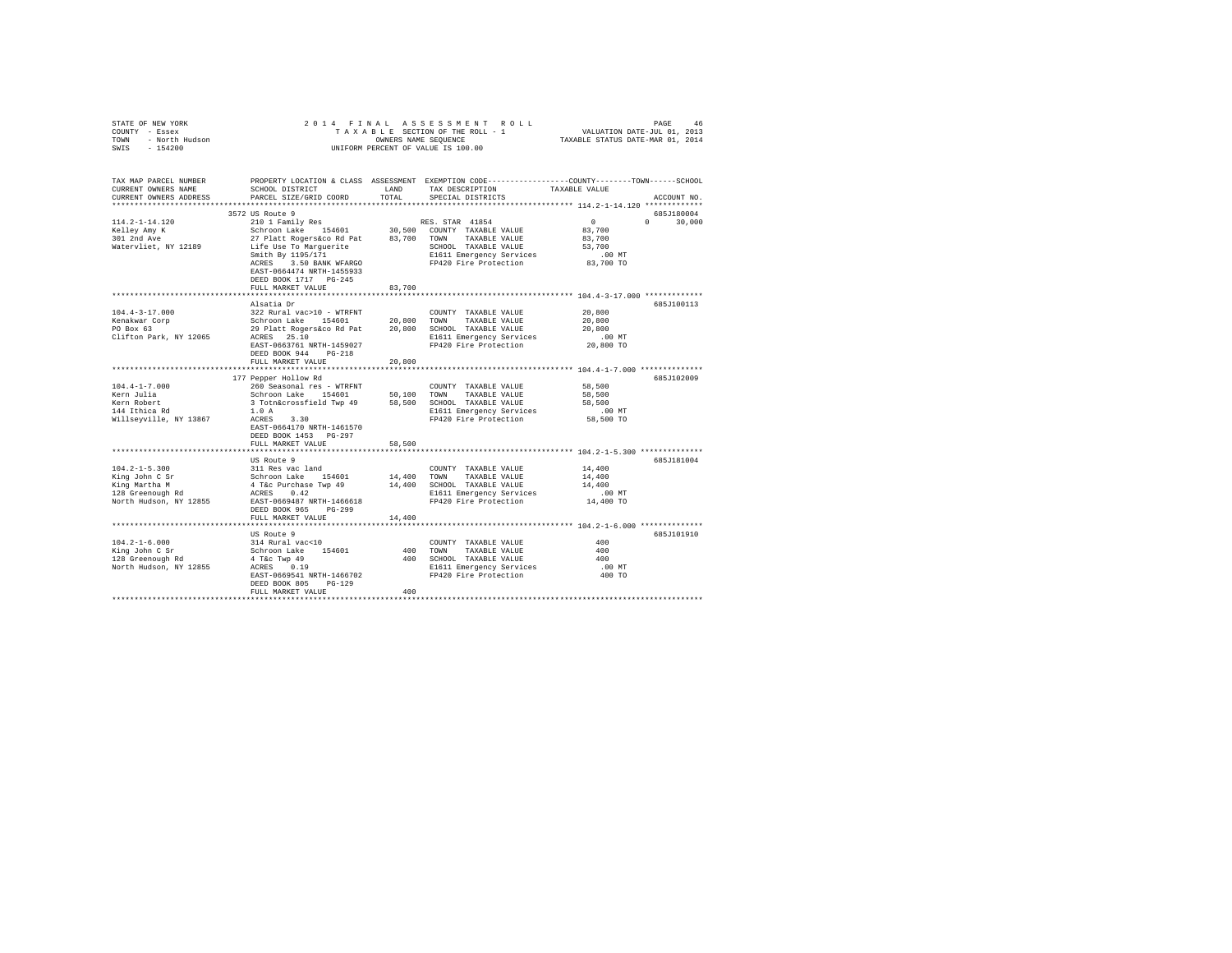STATE OF NEW YORK
COUNTY - Essex
TOWN - North Hudson
SWIS - 154200

2014 FINAL ASSESSMENT ROLL
TAXABLE SECTION OF THE ROLL - 1
OWNERS NAME SEQUENCE
UNIFORM PERCENT OF VALUE IS 100.00

VALUATION DATE-JUL 01, 2013
TAXABLE STATUS DATE-MAR 01, 2014

```
TAX MAP PARCEL NUMBER     PROPERTY LOCATION & CLASS  ASSESSMENT  EXEMPTION CODE-----------------COUNTY--------TOWN------SCHOOL
CURRENT OWNERS NAME       SCHOOL DISTRICT              LAND      TAX DESCRIPTION            TAXABLE VALUE
CURRENT OWNERS ADDRESS    PARCEL SIZE/GRID COORD       TOTAL     SPECIAL DISTRICTS                                    ACCOUNT NO.
******************************************************************************************* 114.2-1-14.120 ************
                          3572 US Route 9                                                                          685J180004
114.2-1-14.120            210 1 Family Res                        RES. STAR 41854              0            0       30,000
Kelley Amy K              Schroon Lake   154601        30,500    COUNTY  TAXABLE VALUE        83,700
301 2nd Ave               27 Platt Rogers&co Rd Pat    83,700    TOWN    TAXABLE VALUE        83,700
Watervliet, NY 12189      Life Use To Marguerite                 SCHOOL  TAXABLE VALUE        53,700
                          Smith By 1195/171                      E1611 Emergency Services       .00 MT
                          ACRES    3.50 BANK WFARGO              FP420 Fire Protection        83,700 TO
                          EAST-0664474 NRTH-1455933
                          DEED BOOK 1717   PG-245
                          FULL MARKET VALUE            83,700
******************************************************************************************* 104.4-3-17.000 ************
                          Alsatia Dr                                                                               685J100113
104.4-3-17.000            322 Rural vac>10 - WTRFNT              COUNTY  TAXABLE VALUE        20,800
Kenakwar Corp             Schroon Lake   154601        20,800    TOWN    TAXABLE VALUE        20,800
PO Box 63                 29 Platt Rogers&co Rd Pat    20,800    SCHOOL  TAXABLE VALUE        20,800
Clifton Park, NY 12065    ACRES   25.10                          E1611 Emergency Services       .00 MT
                          EAST-0663761 NRTH-1459027              FP420 Fire Protection        20,800 TO
                          DEED BOOK 944    PG-218
                          FULL MARKET VALUE            20,800
******************************************************************************************* 104.4-1-7.000 *************
                          177 Pepper Hollow Rd                                                                     685J102009
104.4-1-7.000             260 Seasonal res - WTRFNT              COUNTY  TAXABLE VALUE        58,500
Kern Julia                Schroon Lake   154601        50,100    TOWN    TAXABLE VALUE        58,500
Kern Robert               3 Totn&crossfield Twp 49     58,500    SCHOOL  TAXABLE VALUE        58,500
144 Ithica Rd             1.0 A                                  E1611 Emergency Services       .00 MT
Willseyville, NY 13867    ACRES    3.30                          FP420 Fire Protection        58,500 TO
                          EAST-0664170 NRTH-1461570
                          DEED BOOK 1453   PG-297
                          FULL MARKET VALUE            58,500
******************************************************************************************* 104.2-1-5.300 *************
                          US Route 9                                                                               685J181004
104.2-1-5.300             311 Res vac land                       COUNTY  TAXABLE VALUE        14,400
King John C Sr            Schroon Lake   154601        14,400    TOWN    TAXABLE VALUE        14,400
King Martha M             4 T&c Purchase Twp 49        14,400    SCHOOL  TAXABLE VALUE        14,400
128 Greenough Rd          ACRES    0.42                          E1611 Emergency Services       .00 MT
North Hudson, NY 12855    EAST-0669487 NRTH-1466618              FP420 Fire Protection        14,400 TO
                          DEED BOOK 965    PG-299
                          FULL MARKET VALUE            14,400
******************************************************************************************* 104.2-1-6.000 *************
                          US Route 9                                                                               685J101910
104.2-1-6.000             314 Rural vac<10                       COUNTY  TAXABLE VALUE           400
King John C Sr            Schroon Lake   154601           400    TOWN    TAXABLE VALUE           400
128 Greenough Rd          4 T&c Twp 49                    400    SCHOOL  TAXABLE VALUE           400
North Hudson, NY 12855    ACRES    0.19                          E1611 Emergency Services       .00 MT
                          EAST-0669541 NRTH-1466702              FP420 Fire Protection           400 TO
                          DEED BOOK 805    PG-129
                          FULL MARKET VALUE               400
************************************************************************************************************************
```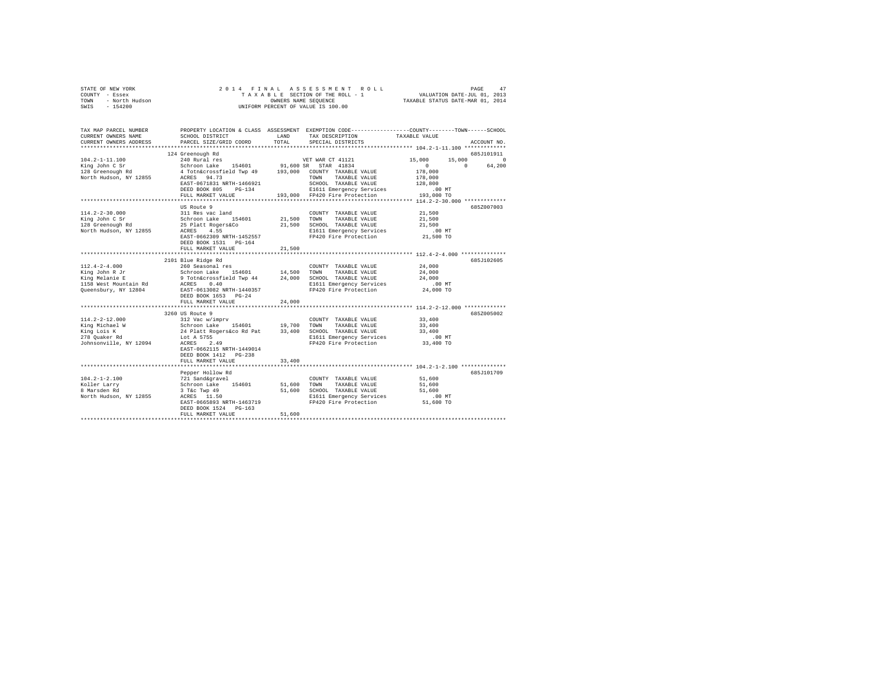STATE OF NEW YORK
COUNTY - Essex
TOWN - North Hudson
SWIS - 154200

2014 FINAL ASSESSMENT ROLL
TAXABLE SECTION OF THE ROLL - 1
OWNERS NAME SEQUENCE
UNIFORM PERCENT OF VALUE IS 100.00

VALUATION DATE-JUL 01, 2013
TAXABLE STATUS DATE-MAR 01, 2014

```
TAX MAP PARCEL NUMBER          PROPERTY LOCATION & CLASS  ASSESSMENT  EXEMPTION CODE-----------------COUNTY--------TOWN------SCHOOL
CURRENT OWNERS NAME            SCHOOL DISTRICT              LAND      TAX DESCRIPTION             TAXABLE VALUE
CURRENT OWNERS ADDRESS         PARCEL SIZE/GRID COORD       TOTAL     SPECIAL DISTRICTS                                  ACCOUNT NO.
******************************************************************************************************* 104.2-1-11.100 *************
                               124 Greenough Rd                                                                          685J101911
104.2-1-11.100                 240 Rural res                           VET WAR CT 41121            15,000     15,000          0
King John C Sr                 Schroon Lake   154601       91,600 SR   STAR  41834                      0          0     64,200
128 Greenough Rd               4 Totn&crossfield Twp 49   193,000   COUNTY  TAXABLE VALUE          178,000
North Hudson, NY 12855         ACRES  94.73                         TOWN    TAXABLE VALUE          178,000
                               EAST-0671831 NRTH-1466921            SCHOOL  TAXABLE VALUE          128,800
                               DEED BOOK 805    PG-134              E1611 Emergency Services           .00 MT
                               FULL MARKET VALUE          193,000   FP420 Fire Protection          193,000 TO
******************************************************************************************************* 114.2-2-30.000 *************
                               US Route 9                                                                                685Z007003
114.2-2-30.000                 311 Res vac land                     COUNTY  TAXABLE VALUE           21,500
King John C Sr                 Schroon Lake   154601       21,500   TOWN    TAXABLE VALUE           21,500
128 Greenough Rd               25 Platt Rogers&Co          21,500   SCHOOL  TAXABLE VALUE           21,500
North Hudson, NY 12855         ACRES   4.55                         E1611 Emergency Services           .00 MT
                               EAST-0662309 NRTH-1452557            FP420 Fire Protection           21,500 TO
                               DEED BOOK 1531   PG-164
                               FULL MARKET VALUE           21,500
******************************************************************************************************* 112.4-2-4.000 **************
                               2101 Blue Ridge Rd                                                                        685J102605
112.4-2-4.000                  260 Seasonal res                     COUNTY  TAXABLE VALUE           24,000
King John R Jr                 Schroon Lake   154601       14,500   TOWN    TAXABLE VALUE           24,000
King Melanie E                 9 Totn&crossfield Twp 44    24,000   SCHOOL  TAXABLE VALUE           24,000
1158 West Mountain Rd          ACRES   0.40                         E1611 Emergency Services           .00 MT
Queensbury, NY 12804           EAST-0613002 NRTH-1440357            FP420 Fire Protection           24,000 TO
                               DEED BOOK 1653   PG-24
                               FULL MARKET VALUE           24,000
******************************************************************************************************* 114.2-2-12.000 *************
                               3260 US Route 9                                                                           685Z005002
114.2-2-12.000                 312 Vac w/imprv                      COUNTY  TAXABLE VALUE           33,400
King Michael W                 Schroon Lake   154601       19,700   TOWN    TAXABLE VALUE           33,400
King Lois K                    24 Platt Rogers&co Rd Pat   33,400   SCHOOL  TAXABLE VALUE           33,400
278 Quaker Rd                  Lot A 5755                           E1611 Emergency Services           .00 MT
Johnsonville, NY 12094         ACRES   2.49                         FP420 Fire Protection           33,400 TO
                               EAST-0662115 NRTH-1449014
                               DEED BOOK 1412   PG-238
                               FULL MARKET VALUE           33,400
******************************************************************************************************* 104.2-1-2.100 **************
                               Pepper Hollow Rd                                                                          685J101709
104.2-1-2.100                  721 Sand&gravel                      COUNTY  TAXABLE VALUE           51,600
Koller Larry                   Schroon Lake   154601       51,600   TOWN    TAXABLE VALUE           51,600
8 Marsden Rd                   3 T&c Twp 49                51,600   SCHOOL  TAXABLE VALUE           51,600
North Hudson, NY 12855         ACRES  11.50                         E1611 Emergency Services           .00 MT
                               EAST-0665893 NRTH-1463719            FP420 Fire Protection           51,600 TO
                               DEED BOOK 1524   PG-163
                               FULL MARKET VALUE           51,600
************************************************************************************************************************************
```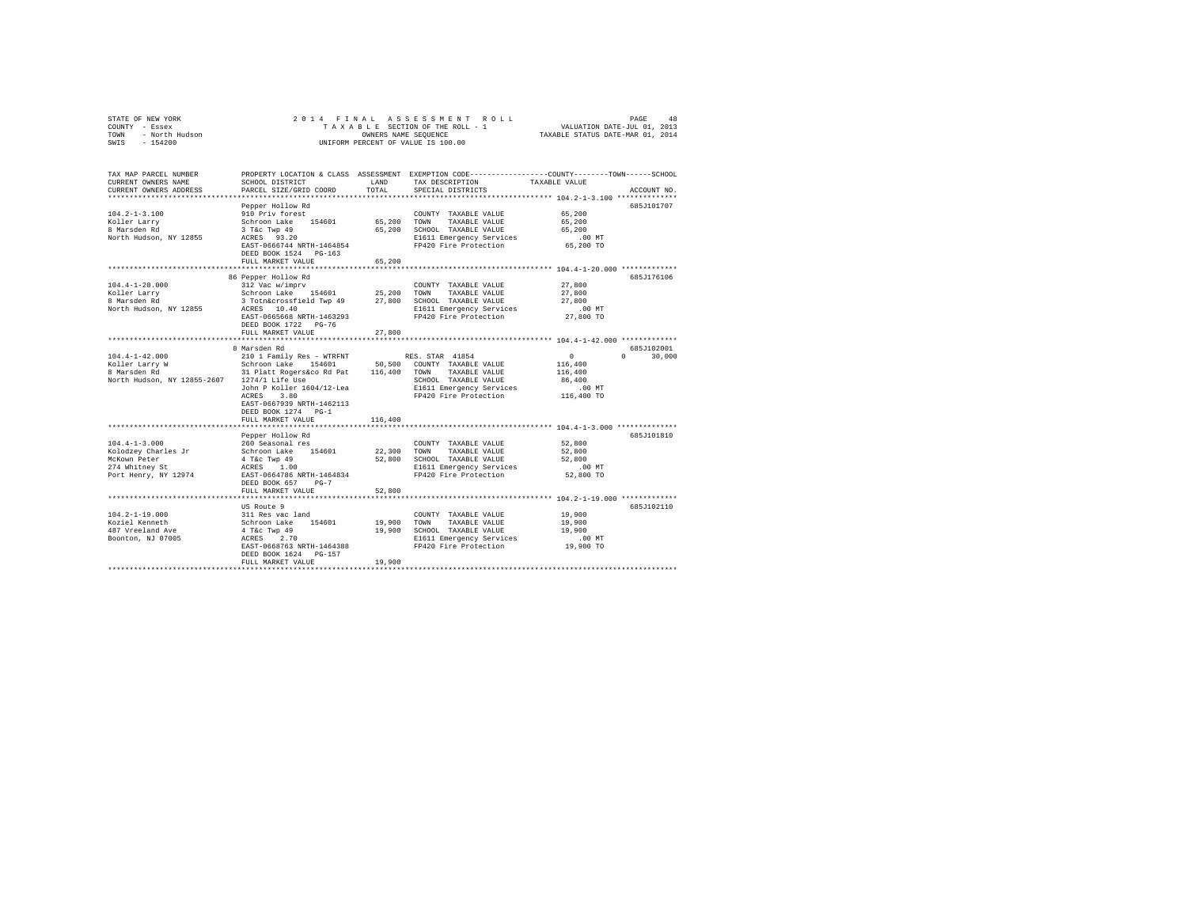STATE OF NEW YORK  
COUNTY - Essex  
TOWN - North Hudson  
SWIS - 154200

2014 FINAL ASSESSMENT ROLL  
TAXABLE SECTION OF THE ROLL - 1  
OWNERS NAME SEQUENCE  
UNIFORM PERCENT OF VALUE IS 100.00

VALUATION DATE-JUL 01, 2013  
TAXABLE STATUS DATE-MAR 01, 2014

```
TAX MAP PARCEL NUMBER      PROPERTY LOCATION & CLASS  ASSESSMENT  EXEMPTION CODE-----------------COUNTY--------TOWN------SCHOOL
CURRENT OWNERS NAME        SCHOOL DISTRICT               LAND      TAX DESCRIPTION            TAXABLE VALUE
CURRENT OWNERS ADDRESS     PARCEL SIZE/GRID COORD        TOTAL     SPECIAL DISTRICTS                                    ACCOUNT NO.
******************************************************************************************************* 104.2-1-3.100 **************
                           Pepper Hollow Rd                                                                             685J101707
104.2-1-3.100              910 Priv forest                          COUNTY  TAXABLE VALUE          65,200
Koller Larry               Schroon Lake    154601       65,200      TOWN    TAXABLE VALUE          65,200
8 Marsden Rd               3 T&c Twp 49                 65,200      SCHOOL  TAXABLE VALUE          65,200
North Hudson, NY 12855     ACRES   93.20                            E1611 Emergency Services          .00 MT
                           EAST-0666744 NRTH-1464854                FP420 Fire Protection          65,200 TO
                           DEED BOOK 1524   PG-163
                           FULL MARKET VALUE            65,200
******************************************************************************************************* 104.4-1-20.000 *************
                           86 Pepper Hollow Rd                                                                          685J176106
104.4-1-20.000             312 Vac w/imprv                          COUNTY  TAXABLE VALUE          27,800
Koller Larry               Schroon Lake    154601       25,200      TOWN    TAXABLE VALUE          27,800
8 Marsden Rd               3 Totn&crossfield Twp 49     27,800      SCHOOL  TAXABLE VALUE          27,800
North Hudson, NY 12855     ACRES   10.40                            E1611 Emergency Services          .00 MT
                           EAST-0665668 NRTH-1463293                FP420 Fire Protection          27,800 TO
                           DEED BOOK 1722   PG-76
                           FULL MARKET VALUE            27,800
******************************************************************************************************* 104.4-1-42.000 *************
                           8 Marsden Rd                                                                                 685J102001
104.4-1-42.000             210 1 Family Res - WTRFNT                RES. STAR 41854                     0          0     30,000
Koller Larry W             Schroon Lake    154601       50,500      COUNTY  TAXABLE VALUE         116,400
8 Marsden Rd               31 Platt Rogers&co Rd Pat   116,400      TOWN    TAXABLE VALUE         116,400
North Hudson, NY 12855-2607  1274/1 Life Use                        SCHOOL  TAXABLE VALUE          86,400
                           John P Koller 1604/12-Lea                E1611 Emergency Services          .00 MT
                           ACRES    3.80                            FP420 Fire Protection         116,400 TO
                           EAST-0667939 NRTH-1462113
                           DEED BOOK 1274   PG-1
                           FULL MARKET VALUE           116,400
******************************************************************************************************* 104.4-1-3.000 **************
                           Pepper Hollow Rd                                                                             685J101810
104.4-1-3.000              260 Seasonal res                         COUNTY  TAXABLE VALUE          52,800
Kolodzey Charles Jr        Schroon Lake    154601       22,300      TOWN    TAXABLE VALUE          52,800
McKown Peter               4 T&c Twp 49                 52,800      SCHOOL  TAXABLE VALUE          52,800
274 Whitney St             ACRES    1.00                            E1611 Emergency Services          .00 MT
Port Henry, NY 12974       EAST-0664786 NRTH-1464834                FP420 Fire Protection          52,800 TO
                           DEED BOOK 657    PG-7
                           FULL MARKET VALUE            52,800
******************************************************************************************************* 104.2-1-19.000 *************
                           US Route 9                                                                                   685J102110
104.2-1-19.000             311 Res vac land                         COUNTY  TAXABLE VALUE          19,900
Koziel Kenneth             Schroon Lake    154601       19,900      TOWN    TAXABLE VALUE          19,900
487 Vreeland Ave           4 T&c Twp 49                 19,900      SCHOOL  TAXABLE VALUE          19,900
Boonton, NJ 07005          ACRES    2.70                            E1611 Emergency Services          .00 MT
                           EAST-0668763 NRTH-1464388                FP420 Fire Protection          19,900 TO
                           DEED BOOK 1624   PG-157
                           FULL MARKET VALUE            19,900
************************************************************************************************************************************
```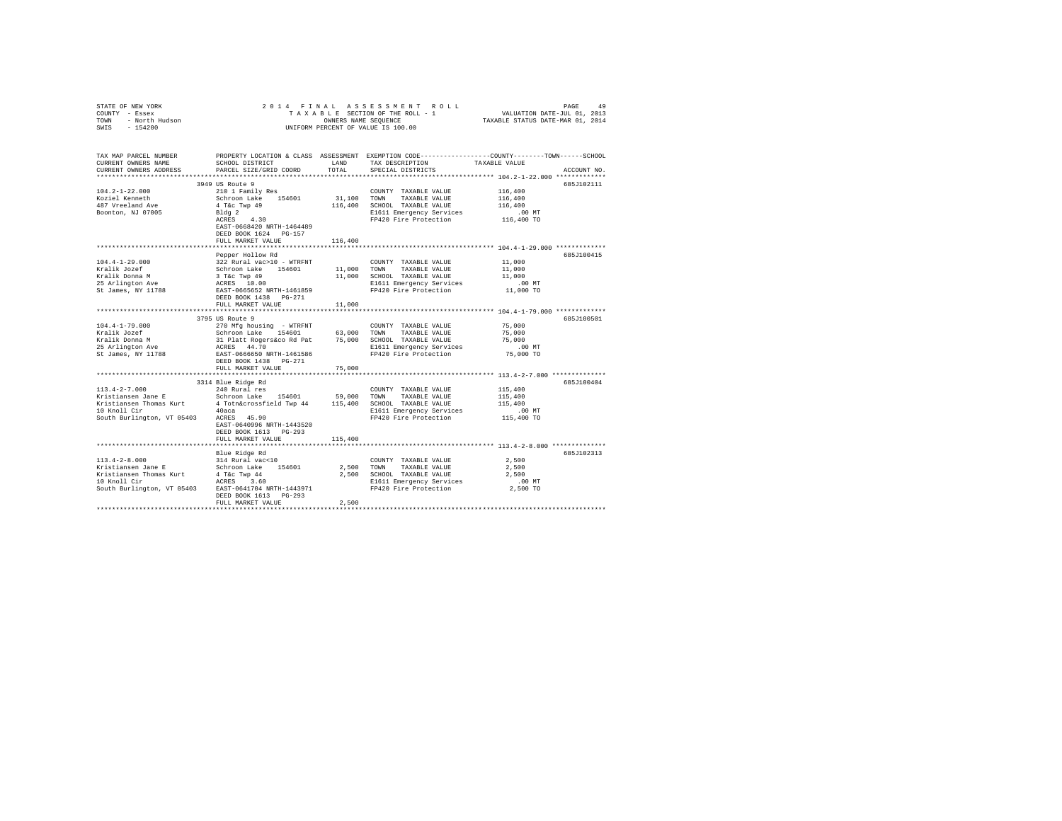STATE OF NEW YORK | 2014 FINAL ASSESSMENT ROLL | VALUATION DATE-JUL 01, 2013
COUNTY - Essex | TAXABLE SECTION OF THE ROLL - 1 | TAXABLE STATUS DATE-MAR 01, 2014
TOWN - North Hudson | OWNERS NAME SEQUENCE
SWIS - 154200 | UNIFORM PERCENT OF VALUE IS 100.00

| TAX MAP PARCEL NUMBER / CURRENT OWNERS NAME / CURRENT OWNERS ADDRESS | PROPERTY LOCATION & CLASS / SCHOOL DISTRICT / PARCEL SIZE/GRID COORD | ASSESSMENT LAND | TOTAL | EXEMPTION CODE / TAX DESCRIPTION / SPECIAL DISTRICTS | COUNTY--------TOWN------SCHOOL TAXABLE VALUE | ACCOUNT NO. |
|---|---|---|---|---|---|---|
| **104.2-1-22.000** | 3949 US Route 9 | | | | | 685J102111 |
| 104.2-1-22.000 | 210 1 Family Res | | | COUNTY TAXABLE VALUE | 116,400 | |
| Koziel Kenneth | Schroon Lake 154601 | 31,100 | | TOWN TAXABLE VALUE | 116,400 | |
| 487 Vreeland Ave | 4 T&c Twp 49 | | 116,400 | SCHOOL TAXABLE VALUE | 116,400 | |
| Boonton, NJ 07005 | Bldg 2 | | | E1611 Emergency Services | .00 MT | |
| | ACRES 4.30 | | | FP420 Fire Protection | 116,400 TO | |
| | EAST-0668420 NRTH-1464489 | | | | | |
| | DEED BOOK 1624 PG-157 | | | | | |
| | FULL MARKET VALUE | | 116,400 | | | |
| **104.4-1-29.000** | Pepper Hollow Rd | | | | | 685J100415 |
| 104.4-1-29.000 | 322 Rural vac>10 - WTRFNT | | | COUNTY TAXABLE VALUE | 11,000 | |
| Kralik Jozef | Schroon Lake 154601 | 11,000 | | TOWN TAXABLE VALUE | 11,000 | |
| Kralik Donna M | 3 T&c Twp 49 | | 11,000 | SCHOOL TAXABLE VALUE | 11,000 | |
| 25 Arlington Ave | ACRES 10.00 | | | E1611 Emergency Services | .00 MT | |
| St James, NY 11788 | EAST-0665652 NRTH-1461859 | | | FP420 Fire Protection | 11,000 TO | |
| | DEED BOOK 1438 PG-271 | | | | | |
| | FULL MARKET VALUE | | 11,000 | | | |
| **104.4-1-79.000** | 3795 US Route 9 | | | | | 685J100501 |
| 104.4-1-79.000 | 270 Mfg housing - WTRFNT | | | COUNTY TAXABLE VALUE | 75,000 | |
| Kralik Jozef | Schroon Lake 154601 | 63,000 | | TOWN TAXABLE VALUE | 75,000 | |
| Kralik Donna M | 31 Platt Rogers&co Rd Pat | | 75,000 | SCHOOL TAXABLE VALUE | 75,000 | |
| 25 Arlington Ave | ACRES 44.70 | | | E1611 Emergency Services | .00 MT | |
| St James, NY 11788 | EAST-0666650 NRTH-1461586 | | | FP420 Fire Protection | 75,000 TO | |
| | DEED BOOK 1438 PG-271 | | | | | |
| | FULL MARKET VALUE | | 75,000 | | | |
| **113.4-2-7.000** | 3314 Blue Ridge Rd | | | | | 685J100404 |
| 113.4-2-7.000 | 240 Rural res | | | COUNTY TAXABLE VALUE | 115,400 | |
| Kristiansen Jane E | Schroon Lake 154601 | 59,000 | | TOWN TAXABLE VALUE | 115,400 | |
| Kristiansen Thomas Kurt | 4 Totn&crossfield Twp 44 | | 115,400 | SCHOOL TAXABLE VALUE | 115,400 | |
| 10 Knoll Cir | 40aca | | | E1611 Emergency Services | .00 MT | |
| South Burlington, VT 05403 | ACRES 45.90 | | | FP420 Fire Protection | 115,400 TO | |
| | EAST-0640996 NRTH-1443520 | | | | | |
| | DEED BOOK 1613 PG-293 | | | | | |
| | FULL MARKET VALUE | | 115,400 | | | |
| **113.4-2-8.000** | Blue Ridge Rd | | | | | 685J102313 |
| 113.4-2-8.000 | 314 Rural vac<10 | | | COUNTY TAXABLE VALUE | 2,500 | |
| Kristiansen Jane E | Schroon Lake 154601 | 2,500 | | TOWN TAXABLE VALUE | 2,500 | |
| Kristiansen Thomas Kurt | 4 T&c Twp 44 | | 2,500 | SCHOOL TAXABLE VALUE | 2,500 | |
| 10 Knoll Cir | ACRES 3.60 | | | E1611 Emergency Services | .00 MT | |
| South Burlington, VT 05403 | EAST-0641704 NRTH-1443971 | | | FP420 Fire Protection | 2,500 TO | |
| | DEED BOOK 1613 PG-293 | | | | | |
| | FULL MARKET VALUE | | 2,500 | | | |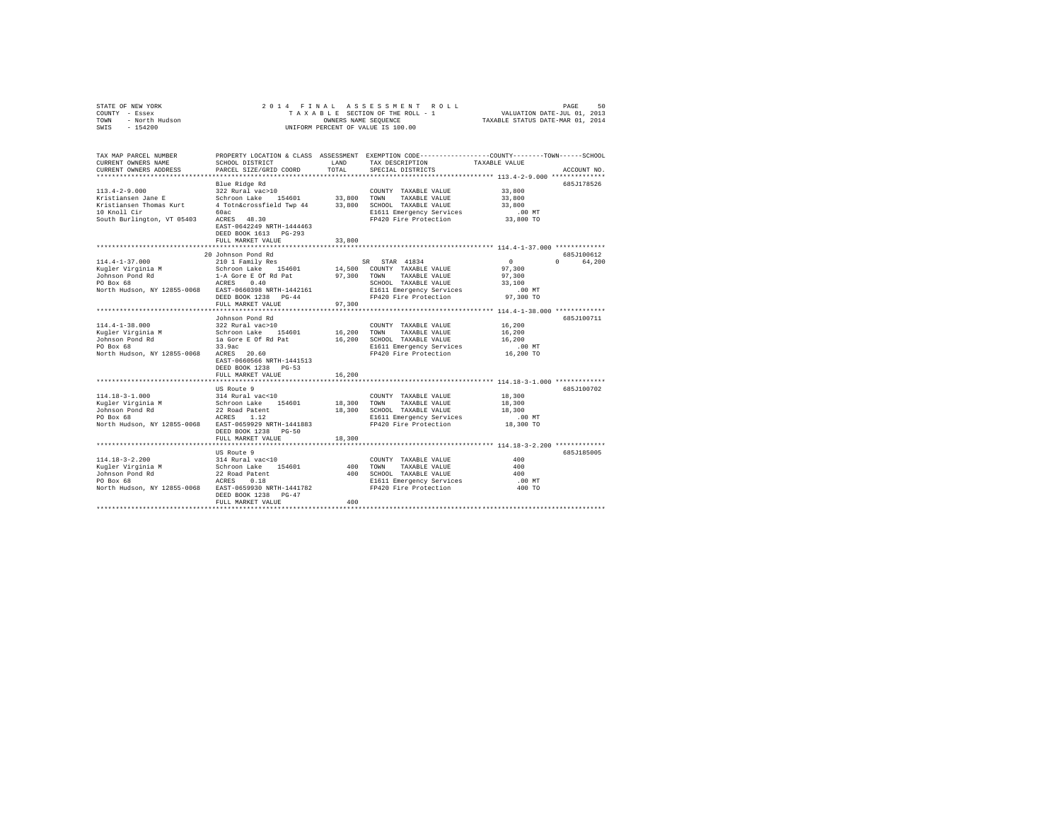STATE OF NEW YORK — 2014 FINAL ASSESSMENT ROLL — PAGE 50
COUNTY - Essex — TAXABLE SECTION OF THE ROLL - 1 — VALUATION DATE-JUL 01, 2013
TOWN - North Hudson — OWNERS NAME SEQUENCE — TAXABLE STATUS DATE-MAR 01, 2014
SWIS - 154200 — UNIFORM PERCENT OF VALUE IS 100.00

```
TAX MAP PARCEL NUMBER          PROPERTY LOCATION & CLASS  ASSESSMENT  EXEMPTION CODE-----------------COUNTY--------TOWN------SCHOOL
CURRENT OWNERS NAME            SCHOOL DISTRICT               LAND      TAX DESCRIPTION           TAXABLE VALUE
CURRENT OWNERS ADDRESS         PARCEL SIZE/GRID COORD        TOTAL     SPECIAL DISTRICTS                                  ACCOUNT NO.
*********************************************************************************************** 113.4-2-9.000 **************
                               Blue Ridge Rd                                                                          685J178526
113.4-2-9.000                  322 Rural vac>10                        COUNTY  TAXABLE VALUE           33,800
Kristiansen Jane E             Schroon Lake   154601      33,800       TOWN    TAXABLE VALUE           33,800
Kristiansen Thomas Kurt        4 Totn&crossfield Twp 44   33,800       SCHOOL  TAXABLE VALUE           33,800
10 Knoll Cir                   60ac                                    E1611 Emergency Services          .00 MT
South Burlington, VT 05403     ACRES  48.30                            FP420 Fire Protection           33,800 TO
                               EAST-0642249 NRTH-1444463
                               DEED BOOK 1613   PG-293
                               FULL MARKET VALUE          33,800
*********************************************************************************************** 114.4-1-37.000 *************
                               20 Johnson Pond Rd                                                                     685J100612
114.4-1-37.000                 210 1 Family Res                        SR  STAR  41834                 0          0     64,200
Kugler Virginia M              Schroon Lake   154601      14,500       COUNTY  TAXABLE VALUE           97,300
Johnson Pond Rd                1-A Gore E Of Rd Pat       97,300       TOWN    TAXABLE VALUE           97,300
PO Box 68                      ACRES   0.40                            SCHOOL  TAXABLE VALUE           33,100
North Hudson, NY 12855-0068    EAST-0660398 NRTH-1442161               E1611 Emergency Services          .00 MT
                               DEED BOOK 1238   PG-44                  FP420 Fire Protection           97,300 TO
                               FULL MARKET VALUE          97,300
*********************************************************************************************** 114.4-1-38.000 *************
                               Johnson Pond Rd                                                                        685J100711
114.4-1-38.000                 322 Rural vac>10                        COUNTY  TAXABLE VALUE           16,200
Kugler Virginia M              Schroon Lake   154601      16,200       TOWN    TAXABLE VALUE           16,200
Johnson Pond Rd                1a Gore E Of Rd Pat        16,200       SCHOOL  TAXABLE VALUE           16,200
PO Box 68                      33.9ac                                  E1611 Emergency Services          .00 MT
North Hudson, NY 12855-0068    ACRES  20.60                            FP420 Fire Protection           16,200 TO
                               EAST-0660566 NRTH-1441513
                               DEED BOOK 1238   PG-53
                               FULL MARKET VALUE          16,200
*********************************************************************************************** 114.18-3-1.000 *************
                               US Route 9                                                                             685J100702
114.18-3-1.000                 314 Rural vac<10                        COUNTY  TAXABLE VALUE           18,300
Kugler Virginia M              Schroon Lake   154601      18,300       TOWN    TAXABLE VALUE           18,300
Johnson Pond Rd                22 Road Patent             18,300       SCHOOL  TAXABLE VALUE           18,300
PO Box 68                      ACRES   1.12                            E1611 Emergency Services          .00 MT
North Hudson, NY 12855-0068    EAST-0659929 NRTH-1441883               FP420 Fire Protection           18,300 TO
                               DEED BOOK 1238   PG-50
                               FULL MARKET VALUE          18,300
*********************************************************************************************** 114.18-3-2.200 *************
                               US Route 9                                                                             685J185005
114.18-3-2.200                 314 Rural vac<10                        COUNTY  TAXABLE VALUE              400
Kugler Virginia M              Schroon Lake   154601         400       TOWN    TAXABLE VALUE              400
Johnson Pond Rd                22 Road Patent                400       SCHOOL  TAXABLE VALUE              400
PO Box 68                      ACRES   0.18                            E1611 Emergency Services          .00 MT
North Hudson, NY 12855-0068    EAST-0659930 NRTH-1441782               FP420 Fire Protection              400 TO
                               DEED BOOK 1238   PG-47
                               FULL MARKET VALUE             400
****************************************************************************************************************************
```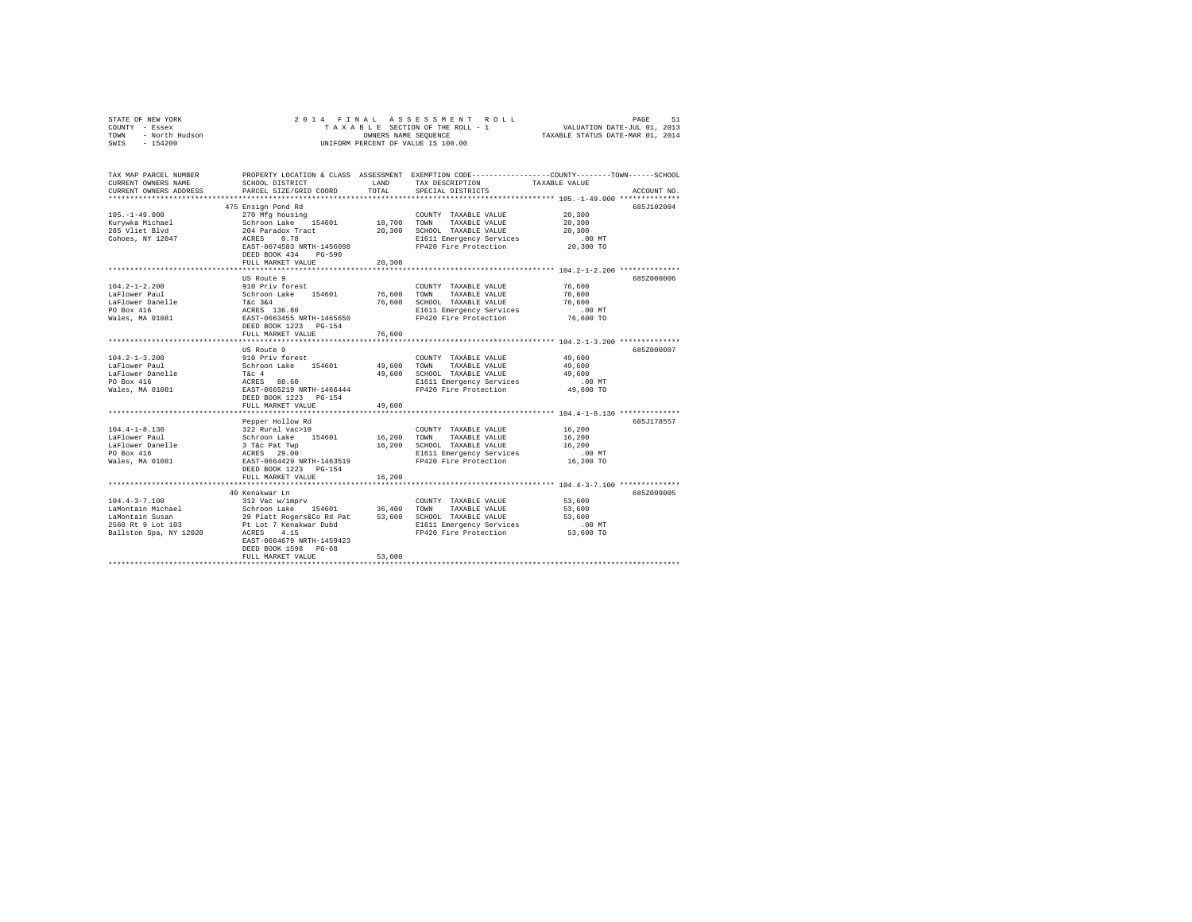STATE OF NEW YORK
COUNTY - Essex
TOWN - North Hudson
SWIS - 154200

2014 FINAL ASSESSMENT ROLL
TAXABLE SECTION OF THE ROLL - 1
OWNERS NAME SEQUENCE
UNIFORM PERCENT OF VALUE IS 100.00

VALUATION DATE-JUL 01, 2013
TAXABLE STATUS DATE-MAR 01, 2014

| TAX MAP PARCEL NUMBER / CURRENT OWNERS NAME / CURRENT OWNERS ADDRESS | PROPERTY LOCATION & CLASS / SCHOOL DISTRICT / PARCEL SIZE/GRID COORD | ASSESSMENT LAND / TOTAL | EXEMPTION CODE / TAX DESCRIPTION / SPECIAL DISTRICTS | TAXABLE VALUE (COUNTY / TOWN / SCHOOL) | ACCOUNT NO. |
|---|---|---|---|---|---|
| 105.-1-49.000 | 475 Ensign Pond Rd | | | | 685J102004 |
| | 270 Mfg housing | | COUNTY TAXABLE VALUE | 20,300 | |
| Kurywka Michael | Schroon Lake 154601 | 18,700 | TOWN TAXABLE VALUE | 20,300 | |
| 285 Vliet Blvd | 204 Paradox Tract | 20,300 | SCHOOL TAXABLE VALUE | 20,300 | |
| Cohoes, NY 12047 | ACRES 0.78 | | E1611 Emergency Services | .00 MT | |
| | EAST-0674583 NRTH-1456098 | | FP420 Fire Protection | 20,300 TO | |
| | DEED BOOK 434 PG-590 | | | | |
| | FULL MARKET VALUE | 20,300 | | | |
| 104.2-1-2.200 | US Route 9 | | | | 685Z000006 |
| | 910 Priv forest | | COUNTY TAXABLE VALUE | 76,600 | |
| LaFlower Paul | Schroon Lake 154601 | 76,600 | TOWN TAXABLE VALUE | 76,600 | |
| LaFlower Danelle | T&c 3&4 | 76,600 | SCHOOL TAXABLE VALUE | 76,600 | |
| PO Box 416 | ACRES 136.80 | | E1611 Emergency Services | .00 MT | |
| Wales, MA 01081 | EAST-0663455 NRTH-1465650 | | FP420 Fire Protection | 76,600 TO | |
| | DEED BOOK 1223 PG-154 | | | | |
| | FULL MARKET VALUE | 76,600 | | | |
| 104.2-1-3.200 | US Route 9 | | | | 685Z000007 |
| | 910 Priv forest | | COUNTY TAXABLE VALUE | 49,600 | |
| LaFlower Paul | Schroon Lake 154601 | 49,600 | TOWN TAXABLE VALUE | 49,600 | |
| LaFlower Danelle | T&c 4 | 49,600 | SCHOOL TAXABLE VALUE | 49,600 | |
| PO Box 416 | ACRES 88.60 | | E1611 Emergency Services | .00 MT | |
| Wales, MA 01081 | EAST-0665219 NRTH-1466444 | | FP420 Fire Protection | 49,600 TO | |
| | DEED BOOK 1223 PG-154 | | | | |
| | FULL MARKET VALUE | 49,600 | | | |
| 104.4-1-8.130 | Pepper Hollow Rd | | | | 685J178557 |
| | 322 Rural vac>10 | | COUNTY TAXABLE VALUE | 16,200 | |
| LaFlower Paul | Schroon Lake 154601 | 16,200 | TOWN TAXABLE VALUE | 16,200 | |
| LaFlower Danelle | 3 T&c Pat Twp | 16,200 | SCHOOL TAXABLE VALUE | 16,200 | |
| PO Box 416 | ACRES 29.00 | | E1611 Emergency Services | .00 MT | |
| Wales, MA 01081 | EAST-0664429 NRTH-1463519 | | FP420 Fire Protection | 16,200 TO | |
| | DEED BOOK 1223 PG-154 | | | | |
| | FULL MARKET VALUE | 16,200 | | | |
| 104.4-3-7.100 | 40 Kenakwar Ln | | | | 685Z009005 |
| | 312 Vac w/imprv | | COUNTY TAXABLE VALUE | 53,600 | |
| LaMontain Michael | Schroon Lake 154601 | 36,400 | TOWN TAXABLE VALUE | 53,600 | |
| LaMontain Susan | 29 Platt Rogers&Co Rd Pat | 53,600 | SCHOOL TAXABLE VALUE | 53,600 | |
| 2560 Rt 9 Lot 103 | Pt Lot 7 Kenakwar Dubd | | E1611 Emergency Services | .00 MT | |
| Ballston Spa, NY 12020 | ACRES 4.15 | | FP420 Fire Protection | 53,600 TO | |
| | EAST-0664679 NRTH-1459423 | | | | |
| | DEED BOOK 1598 PG-68 | | | | |
| | FULL MARKET VALUE | 53,600 | | | |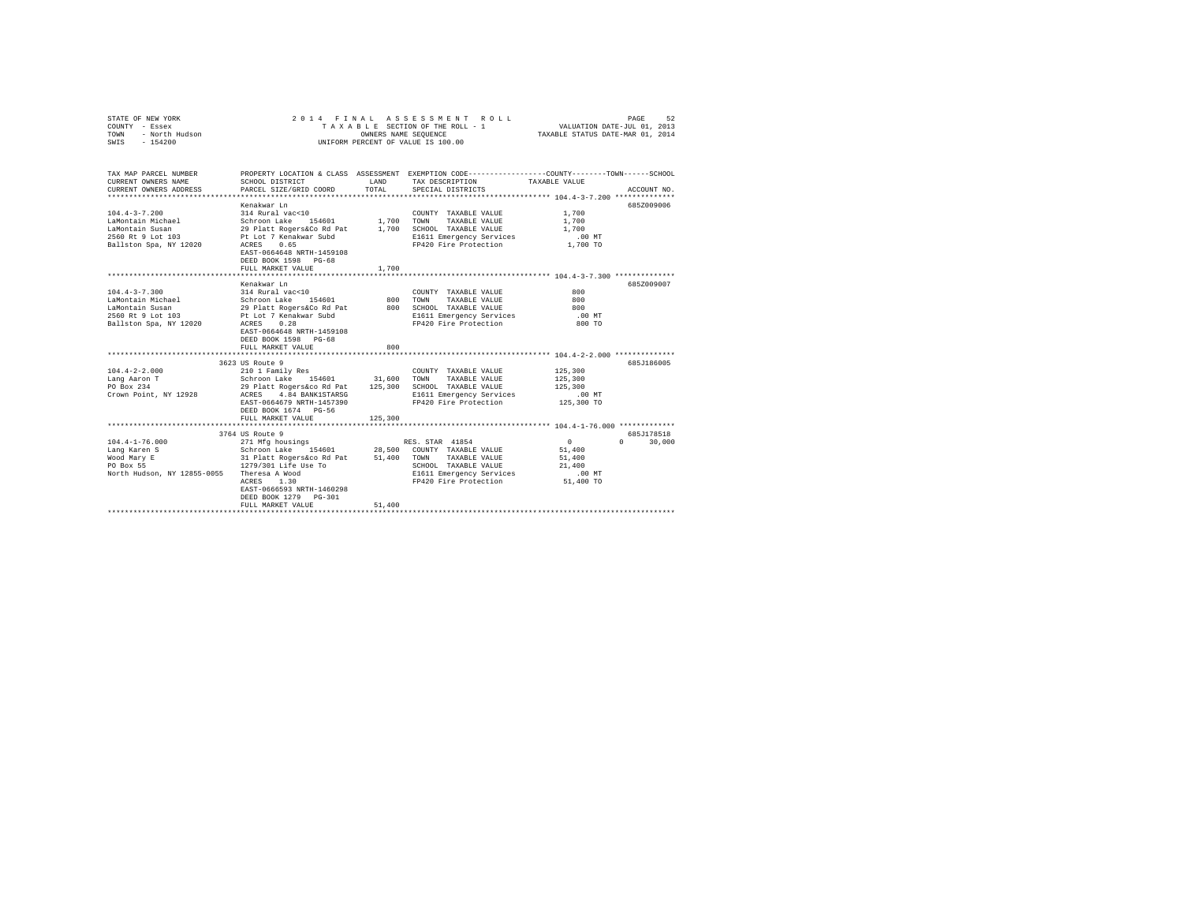STATE OF NEW YORK
COUNTY - Essex
TOWN - North Hudson
SWIS - 154200

2014 FINAL ASSESSMENT ROLL
TAXABLE SECTION OF THE ROLL - 1
OWNERS NAME SEQUENCE
UNIFORM PERCENT OF VALUE IS 100.00

VALUATION DATE-JUL 01, 2013
TAXABLE STATUS DATE-MAR 01, 2014

```
TAX MAP PARCEL NUMBER     PROPERTY LOCATION & CLASS  ASSESSMENT  EXEMPTION CODE-----------------COUNTY--------TOWN------SCHOOL
CURRENT OWNERS NAME       SCHOOL DISTRICT              LAND      TAX DESCRIPTION            TAXABLE VALUE
CURRENT OWNERS ADDRESS    PARCEL SIZE/GRID COORD       TOTAL     SPECIAL DISTRICTS                                    ACCOUNT NO.
******************************************************************************************************* 104.4-3-7.200 **************
                          Kenakwar Ln                                                                                 685Z009006
104.4-3-7.200             314 Rural vac<10                       COUNTY  TAXABLE VALUE             1,700
LaMontain Michael         Schroon Lake   154601        1,700     TOWN    TAXABLE VALUE             1,700
LaMontain Susan           29 Platt Rogers&Co Rd Pat    1,700     SCHOOL  TAXABLE VALUE             1,700
2560 Rt 9 Lot 103         Pt Lot 7 Kenakwar Subd                 E1611 Emergency Services            .00 MT
Ballston Spa, NY 12020    ACRES    0.65                          FP420 Fire Protection             1,700 TO
                          EAST-0664648 NRTH-1459108
                          DEED BOOK 1598   PG-68
                          FULL MARKET VALUE              1,700
******************************************************************************************************* 104.4-3-7.300 **************
                          Kenakwar Ln                                                                                 685Z009007
104.4-3-7.300             314 Rural vac<10                       COUNTY  TAXABLE VALUE               800
LaMontain Michael         Schroon Lake   154601          800     TOWN    TAXABLE VALUE               800
LaMontain Susan           29 Platt Rogers&Co Rd Pat      800     SCHOOL  TAXABLE VALUE               800
2560 Rt 9 Lot 103         Pt Lot 7 Kenakwar Subd                 E1611 Emergency Services            .00 MT
Ballston Spa, NY 12020    ACRES    0.28                          FP420 Fire Protection               800 TO
                          EAST-0664648 NRTH-1459108
                          DEED BOOK 1598   PG-68
                          FULL MARKET VALUE                800
******************************************************************************************************* 104.4-2-2.000 **************
                          3623 US Route 9                                                                             685J186005
104.4-2-2.000             210 1 Family Res                       COUNTY  TAXABLE VALUE           125,300
Lang Aaron T              Schroon Lake   154601       31,600     TOWN    TAXABLE VALUE           125,300
PO Box 234                29 Platt Rogers&co Rd Pat  125,300     SCHOOL  TAXABLE VALUE           125,300
Crown Point, NY 12928     ACRES    4.84 BANK1STARSG              E1611 Emergency Services            .00 MT
                          EAST-0664679 NRTH-1457390              FP420 Fire Protection           125,300 TO
                          DEED BOOK 1674   PG-56
                          FULL MARKET VALUE            125,300
******************************************************************************************************* 104.4-1-76.000 *************
                          3764 US Route 9                                                                             685J178518
104.4-1-76.000            271 Mfg housings                       RES. STAR  41854                      0             0      30,000
Lang Karen S              Schroon Lake   154601       28,500     COUNTY  TAXABLE VALUE            51,400
Wood Mary E               31 Platt Rogers&co Rd Pat   51,400     TOWN    TAXABLE VALUE            51,400
PO Box 55                 1279/301 Life Use To                   SCHOOL  TAXABLE VALUE            21,400
North Hudson, NY 12855-0055  Theresa A Wood                      E1611 Emergency Services            .00 MT
                          ACRES    1.30                          FP420 Fire Protection            51,400 TO
                          EAST-0666593 NRTH-1460298
                          DEED BOOK 1279   PG-301
                          FULL MARKET VALUE             51,400
************************************************************************************************************************************
```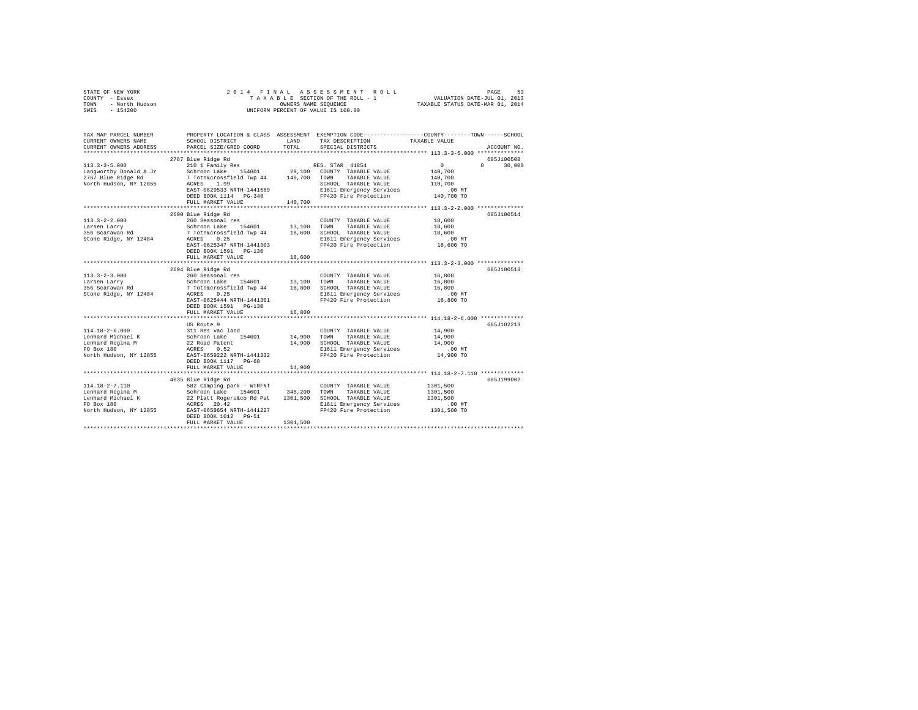STATE OF NEW YORK
COUNTY - Essex
TOWN - North Hudson
SWIS - 154200

2014 FINAL ASSESSMENT ROLL
TAXABLE SECTION OF THE ROLL - 1
OWNERS NAME SEQUENCE
UNIFORM PERCENT OF VALUE IS 100.00

VALUATION DATE-JUL 01, 2013
TAXABLE STATUS DATE-MAR 01, 2014

| TAX MAP PARCEL NUMBER / CURRENT OWNERS NAME / CURRENT OWNERS ADDRESS | PROPERTY LOCATION & CLASS / SCHOOL DISTRICT / PARCEL SIZE/GRID COORD | ASSESSMENT LAND / TOTAL | EXEMPTION CODE / TAX DESCRIPTION / SPECIAL DISTRICTS | TAXABLE VALUE (COUNTY / TOWN / SCHOOL) | ACCOUNT NO. |
|---|---|---|---|---|---|
| 113.3-3-5.000 | 2767 Blue Ridge Rd | | | | 685J100508 |
| | 210 1 Family Res | | RES. STAR 41854 | 0 0 30,000 | |
| Langworthy Donald A Jr | Schroon Lake 154601 | 29,100 | COUNTY TAXABLE VALUE | 140,700 | |
| 2767 Blue Ridge Rd | 7 Totn&crossfield Twp 44 | 140,700 | TOWN TAXABLE VALUE | 140,700 | |
| North Hudson, NY 12855 | ACRES 1.99 | | SCHOOL TAXABLE VALUE | 110,700 | |
| | EAST-0629533 NRTH-1441569 | | E1611 Emergency Services | .00 MT | |
| | DEED BOOK 1114 PG-348 | | FP420 Fire Protection | 140,700 TO | |
| | FULL MARKET VALUE | 140,700 | | | |
| 113.3-2-2.000 | 2600 Blue Ridge Rd | | | | 685J100514 |
| | 260 Seasonal res | | COUNTY TAXABLE VALUE | 18,600 | |
| Larsen Larry | Schroon Lake 154601 | 13,100 | TOWN TAXABLE VALUE | 18,600 | |
| 356 Scarawan Rd | 7 Totn&crossfield Twp 44 | 18,600 | SCHOOL TAXABLE VALUE | 18,600 | |
| Stone Ridge, NY 12484 | ACRES 0.25 | | E1611 Emergency Services | .00 MT | |
| | EAST-0625347 NRTH-1441303 | | FP420 Fire Protection | 18,600 TO | |
| | DEED BOOK 1591 PG-130 | | | | |
| | FULL MARKET VALUE | 18,600 | | | |
| 113.3-2-3.000 | 2604 Blue Ridge Rd | | | | 685J100513 |
| | 260 Seasonal res | | COUNTY TAXABLE VALUE | 16,800 | |
| Larsen Larry | Schroon Lake 154601 | 13,100 | TOWN TAXABLE VALUE | 16,800 | |
| 356 Scarawan Rd | 7 Totn&crossfield Twp 44 | 16,800 | SCHOOL TAXABLE VALUE | 16,800 | |
| Stone Ridge, NY 12484 | ACRES 0.25 | | E1611 Emergency Services | .00 MT | |
| | EAST-0625444 NRTH-1441301 | | FP420 Fire Protection | 16,800 TO | |
| | DEED BOOK 1591 PG-130 | | | | |
| | FULL MARKET VALUE | 16,800 | | | |
| 114.18-2-6.000 | US Route 9 | | | | 685J102213 |
| | 311 Res vac land | | COUNTY TAXABLE VALUE | 14,900 | |
| Lenhard Michael K | Schroon Lake 154601 | 14,900 | TOWN TAXABLE VALUE | 14,900 | |
| Lenhard Regina M | 22 Road Patent | 14,900 | SCHOOL TAXABLE VALUE | 14,900 | |
| PO Box 180 | ACRES 0.52 | | E1611 Emergency Services | .00 MT | |
| North Hudson, NY 12855 | EAST-0659222 NRTH-1441332 | | FP420 Fire Protection | 14,900 TO | |
| | DEED BOOK 1117 PG-68 | | | | |
| | FULL MARKET VALUE | 14,900 | | | |
| 114.18-2-7.110 | 4035 Blue Ridge Rd | | | | 685J199002 |
| | 582 Camping park - WTRFNT | | COUNTY TAXABLE VALUE | 1301,500 | |
| Lenhard Regina M | Schroon Lake 154601 | 346,200 | TOWN TAXABLE VALUE | 1301,500 | |
| Lenhard Michael K | 22 Platt Rogers&co Rd Pat | 1301,500 | SCHOOL TAXABLE VALUE | 1301,500 | |
| PO Box 180 | ACRES 20.42 | | E1611 Emergency Services | .00 MT | |
| North Hudson, NY 12855 | EAST-0658654 NRTH-1441227 | | FP420 Fire Protection | 1301,500 TO | |
| | DEED BOOK 1012 PG-51 | | | | |
| | FULL MARKET VALUE | 1301,500 | | | |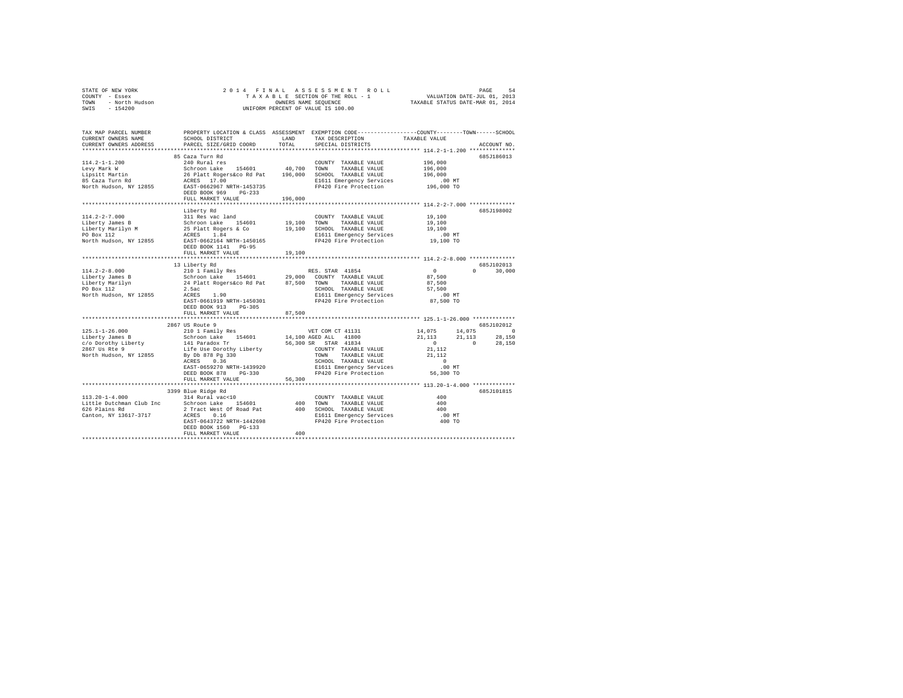STATE OF NEW YORK | 2014 FINAL ASSESSMENT ROLL | VALUATION DATE-JUL 01, 2013
COUNTY - Essex | TAXABLE SECTION OF THE ROLL - 1 | TAXABLE STATUS DATE-MAR 01, 2014
TOWN - North Hudson | OWNERS NAME SEQUENCE
SWIS - 154200 | UNIFORM PERCENT OF VALUE IS 100.00

```
TAX MAP PARCEL NUMBER    PROPERTY LOCATION & CLASS  ASSESSMENT  EXEMPTION CODE-----------------COUNTY--------TOWN------SCHOOL
CURRENT OWNERS NAME      SCHOOL DISTRICT             LAND       TAX DESCRIPTION            TAXABLE VALUE
CURRENT OWNERS ADDRESS   PARCEL SIZE/GRID COORD      TOTAL      SPECIAL DISTRICTS                                    ACCOUNT NO.
******************************************************************************************************* 114.2-1-1.200 **************
                         85 Caza Turn Rd                                                                              685J186013
114.2-1-1.200            240 Rural res                          COUNTY  TAXABLE VALUE           196,000
Levy Mark W              Schroon Lake   154601       40,700     TOWN    TAXABLE VALUE           196,000
Lipsitt Martin           26 Platt Rogers&co Rd Pat  196,000     SCHOOL  TAXABLE VALUE           196,000
85 Caza Turn Rd          ACRES   17.00                          E1611 Emergency Services            .00 MT
North Hudson, NY 12855   EAST-0662967 NRTH-1453735              FP420 Fire Protection           196,000 TO
                         DEED BOOK 969    PG-233
                         FULL MARKET VALUE          196,000
******************************************************************************************************* 114.2-2-7.000 **************
                         Liberty Rd                                                                                   685J198002
114.2-2-7.000            311 Res vac land                       COUNTY  TAXABLE VALUE            19,100
Liberty James B          Schroon Lake   154601       19,100     TOWN    TAXABLE VALUE            19,100
Liberty Marilyn M        25 Platt Rogers & Co        19,100     SCHOOL  TAXABLE VALUE            19,100
PO Box 112               ACRES    1.84                          E1611 Emergency Services            .00 MT
North Hudson, NY 12855   EAST-0662164 NRTH-1450165              FP420 Fire Protection            19,100 TO
                         DEED BOOK 1141   PG-95
                         FULL MARKET VALUE           19,100
******************************************************************************************************* 114.2-2-8.000 **************
                         13 Liberty Rd                                                                                685J102013
114.2-2-8.000            210 1 Family Res                       RES. STAR 41854                       0           0      30,000
Liberty James B          Schroon Lake   154601       29,000     COUNTY  TAXABLE VALUE            87,500
Liberty Marilyn          24 Platt Rogers&co Rd Pat   87,500     TOWN    TAXABLE VALUE            87,500
PO Box 112               2.5ac                                  SCHOOL  TAXABLE VALUE            57,500
North Hudson, NY 12855   ACRES    1.90                          E1611 Emergency Services            .00 MT
                         EAST-0661919 NRTH-1450301              FP420 Fire Protection            87,500 TO
                         DEED BOOK 913    PG-305
                         FULL MARKET VALUE           87,500
******************************************************************************************************* 125.1-1-26.000 *************
                         2867 US Route 9                                                                              685J102012
125.1-1-26.000           210 1 Family Res                       VET COM CT 41131                 14,075      14,075           0
Liberty James B          Schroon Lake   154601       14,100 AGED ALL   41800                     21,113      21,113      28,150
c/o Dorothy Liberty      141 Paradox Tr              56,300 SR  STAR 41834                            0           0      28,150
2867 Us Rte 9            Life Use Dorothy Liberty               COUNTY  TAXABLE VALUE            21,112
North Hudson, NY 12855   By Db 878 Pg 330                       TOWN    TAXABLE VALUE            21,112
                         ACRES    0.36                          SCHOOL  TAXABLE VALUE                 0
                         EAST-0659270 NRTH-1439920              E1611 Emergency Services            .00 MT
                         DEED BOOK 878    PG-330                FP420 Fire Protection            56,300 TO
                         FULL MARKET VALUE           56,300
******************************************************************************************************* 113.20-1-4.000 *************
                         3399 Blue Ridge Rd                                                                           685J101815
113.20-1-4.000           314 Rural vac<10                       COUNTY  TAXABLE VALUE               400
Little Dutchman Club Inc Schroon Lake   154601          400     TOWN    TAXABLE VALUE               400
626 Plains Rd            2 Tract West Of Road Pat       400     SCHOOL  TAXABLE VALUE               400
Canton, NY 13617-3717    ACRES    0.16                          E1611 Emergency Services            .00 MT
                         EAST-0643722 NRTH-1442698              FP420 Fire Protection               400 TO
                         DEED BOOK 1560   PG-133
                         FULL MARKET VALUE              400
************************************************************************************************************************************
```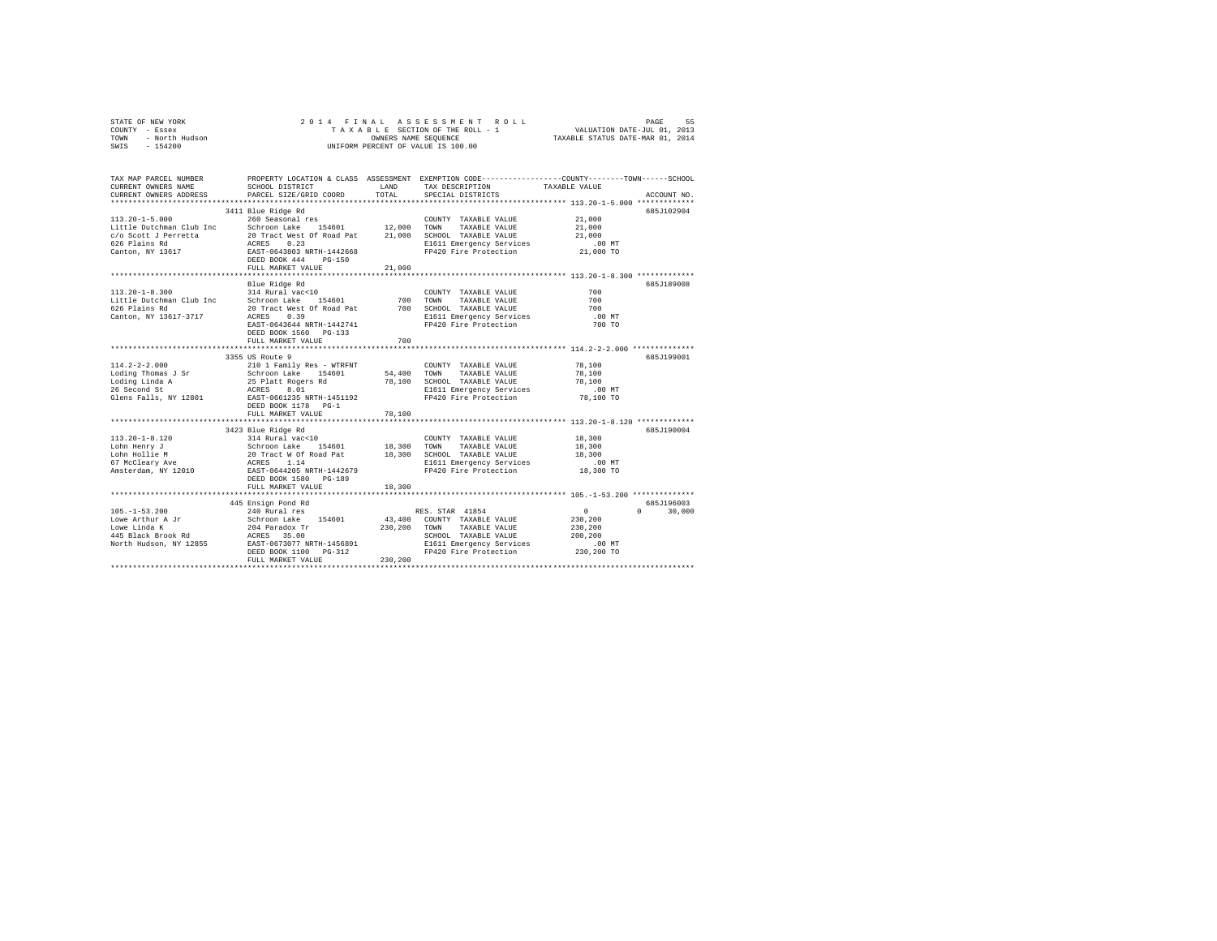STATE OF NEW YORK | COUNTY - Essex | TOWN - North Hudson | SWIS - 154200

2014 FINAL ASSESSMENT ROLL
TAXABLE SECTION OF THE ROLL - 1
OWNERS NAME SEQUENCE
UNIFORM PERCENT OF VALUE IS 100.00

VALUATION DATE-JUL 01, 2013
TAXABLE STATUS DATE-MAR 01, 2014

```
TAX MAP PARCEL NUMBER         PROPERTY LOCATION & CLASS  ASSESSMENT  EXEMPTION CODE-----------------COUNTY--------TOWN------SCHOOL
CURRENT OWNERS NAME           SCHOOL DISTRICT               LAND      TAX DESCRIPTION            TAXABLE VALUE
CURRENT OWNERS ADDRESS        PARCEL SIZE/GRID COORD        TOTAL     SPECIAL DISTRICTS                                    ACCOUNT NO.
******************************************************************************************************* 113.20-1-5.000 *************
                              3411 Blue Ridge Rd                                                                           685J102904
113.20-1-5.000                260 Seasonal res                          COUNTY  TAXABLE VALUE            21,000
Little Dutchman Club Inc      Schroon Lake    154601       12,000       TOWN    TAXABLE VALUE            21,000
c/o Scott J Perretta          20 Tract West Of Road Pat    21,000       SCHOOL  TAXABLE VALUE            21,000
626 Plains Rd                 ACRES    0.23                             E1611 Emergency Services            .00 MT
Canton, NY 13617              EAST-0643803 NRTH-1442668                 FP420 Fire Protection            21,000 TO
                              DEED BOOK 444    PG-150
                              FULL MARKET VALUE            21,000
******************************************************************************************************* 113.20-1-8.300 *************
                              Blue Ridge Rd                                                                                685J189008
113.20-1-8.300                314 Rural vac<10                          COUNTY  TAXABLE VALUE               700
Little Dutchman Club Inc      Schroon Lake    154601          700       TOWN    TAXABLE VALUE               700
626 Plains Rd                 20 Tract West Of Road Pat       700       SCHOOL  TAXABLE VALUE               700
Canton, NY 13617-3717         ACRES    0.39                             E1611 Emergency Services            .00 MT
                              EAST-0643644 NRTH-1442741                 FP420 Fire Protection               700 TO
                              DEED BOOK 1560   PG-133
                              FULL MARKET VALUE               700
******************************************************************************************************* 114.2-2-2.000 **************
                              3355 US Route 9                                                                              685J199001
114.2-2-2.000                 210 1 Family Res - WTRFNT                 COUNTY  TAXABLE VALUE            78,100
Loding Thomas J Sr            Schroon Lake    154601       54,400       TOWN    TAXABLE VALUE            78,100
Loding Linda A                25 Platt Rogers Rd           78,100       SCHOOL  TAXABLE VALUE            78,100
26 Second St                  ACRES    8.01                             E1611 Emergency Services            .00 MT
Glens Falls, NY 12801         EAST-0661235 NRTH-1451192                 FP420 Fire Protection            78,100 TO
                              DEED BOOK 1178   PG-1
                              FULL MARKET VALUE            78,100
******************************************************************************************************* 113.20-1-8.120 *************
                              3423 Blue Ridge Rd                                                                           685J190004
113.20-1-8.120                314 Rural vac<10                          COUNTY  TAXABLE VALUE            18,300
Lohn Henry J                  Schroon Lake    154601       18,300       TOWN    TAXABLE VALUE            18,300
Lohn Hollie M                 20 Tract W Of Road Pat       18,300       SCHOOL  TAXABLE VALUE            18,300
67 McCleary Ave               ACRES    1.14                             E1611 Emergency Services            .00 MT
Amsterdam, NY 12010           EAST-0644205 NRTH-1442679                 FP420 Fire Protection            18,300 TO
                              DEED BOOK 1580   PG-189
                              FULL MARKET VALUE            18,300
******************************************************************************************************* 105.-1-53.200 **************
                              445 Ensign Pond Rd                                                                           685J196003
105.-1-53.200                 240 Rural res                             RES. STAR 41854                       0          0    30,000
Lowe Arthur A Jr              Schroon Lake    154601       43,400       COUNTY  TAXABLE VALUE           230,200
Lowe Linda K                  204 Paradox Tr              230,200       TOWN    TAXABLE VALUE           230,200
445 Black Brook Rd            ACRES   35.00                             SCHOOL  TAXABLE VALUE           200,200
North Hudson, NY 12855        EAST-0673077 NRTH-1456891                 E1611 Emergency Services            .00 MT
                              DEED BOOK 1100   PG-312                   FP420 Fire Protection           230,200 TO
                              FULL MARKET VALUE           230,200
************************************************************************************************************************************
```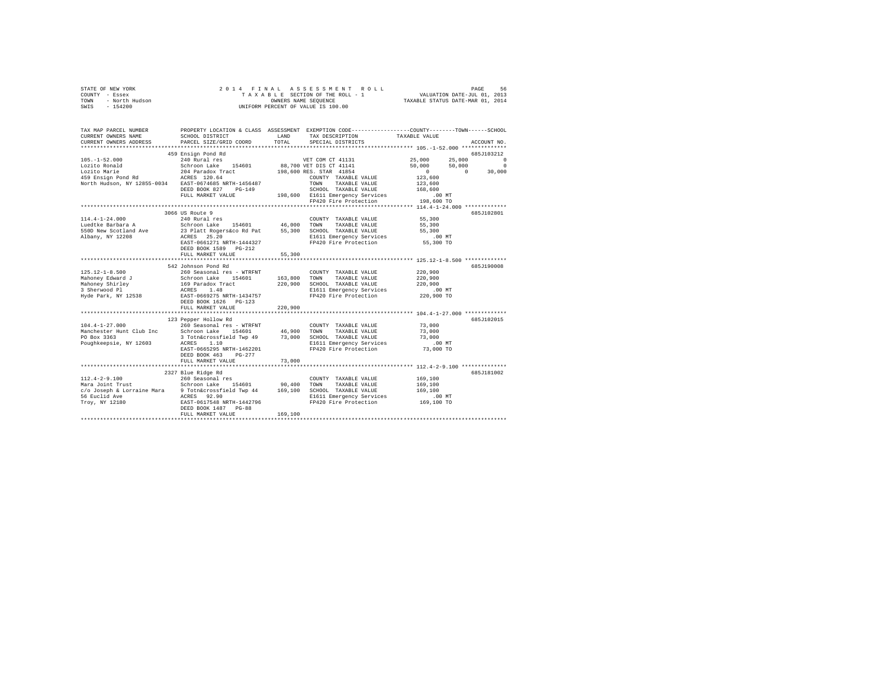STATE OF NEW YORK
COUNTY - Essex
TOWN - North Hudson
SWIS - 154200

2014 FINAL ASSESSMENT ROLL
TAXABLE SECTION OF THE ROLL - 1
OWNERS NAME SEQUENCE
UNIFORM PERCENT OF VALUE IS 100.00

VALUATION DATE-JUL 01, 2013
TAXABLE STATUS DATE-MAR 01, 2014

```
TAX MAP PARCEL NUMBER          PROPERTY LOCATION & CLASS  ASSESSMENT  EXEMPTION CODE-----------------COUNTY--------TOWN------SCHOOL
CURRENT OWNERS NAME            SCHOOL DISTRICT              LAND      TAX DESCRIPTION            TAXABLE VALUE
CURRENT OWNERS ADDRESS         PARCEL SIZE/GRID COORD       TOTAL     SPECIAL DISTRICTS                                   ACCOUNT NO.
************************************************************************************************* 105.-1-52.000 **************
                               459 Ensign Pond Rd                                                                       685J103212
105.-1-52.000                  240 Rural res                          VET COM CT 41131            25,000     25,000          0
Lozito Ronald                  Schroon Lake   154601       88,700 VET DIS CT 41141               50,000     50,000          0
Lozito Marie                   204 Paradox Tract          198,600 RES. STAR 41854                     0          0     30,000
459 Ensign Pond Rd             ACRES  120.64                          COUNTY  TAXABLE VALUE          123,600
North Hudson, NY 12855-0034    EAST-0674685 NRTH-1456487              TOWN    TAXABLE VALUE          123,600
                               DEED BOOK 827    PG-149                SCHOOL  TAXABLE VALUE          168,600
                               FULL MARKET VALUE          198,600 E1611 Emergency Services            .00 MT
                                                                   FP420 Fire Protection          198,600 TO
************************************************************************************************* 114.4-1-24.000 *************
                               3066 US Route 9                                                                          685J102801
114.4-1-24.000                 240 Rural res                          COUNTY  TAXABLE VALUE           55,300
Luedtke Barbara A              Schroon Lake   154601       46,000    TOWN    TAXABLE VALUE           55,300
550D New Scotland Ave          23 Platt Rogers&co Rd Pat   55,300    SCHOOL  TAXABLE VALUE           55,300
Albany, NY 12208               ACRES   25.20                          E1611 Emergency Services           .00 MT
                               EAST-0661271 NRTH-1444327              FP420 Fire Protection           55,300 TO
                               DEED BOOK 1589   PG-212
                               FULL MARKET VALUE           55,300
************************************************************************************************* 125.12-1-8.500 *************
                               542 Johnson Pond Rd                                                                      685J190008
125.12-1-8.500                 260 Seasonal res - WTRFNT              COUNTY  TAXABLE VALUE          220,900
Mahoney Edward J               Schroon Lake   154601      163,800    TOWN    TAXABLE VALUE          220,900
Mahoney Shirley                169 Paradox Tract          220,900    SCHOOL  TAXABLE VALUE          220,900
3 Sherwood Pl                  ACRES    1.48                          E1611 Emergency Services           .00 MT
Hyde Park, NY 12538            EAST-0669275 NRTH-1434757              FP420 Fire Protection          220,900 TO
                               DEED BOOK 1626   PG-123
                               FULL MARKET VALUE          220,900
************************************************************************************************* 104.4-1-27.000 *************
                               123 Pepper Hollow Rd                                                                     685J102015
104.4-1-27.000                 260 Seasonal res - WTRFNT              COUNTY  TAXABLE VALUE           73,000
Manchester Hunt Club Inc       Schroon Lake   154601       46,900    TOWN    TAXABLE VALUE           73,000
PO Box 3363                    3 Totn&crossfield Twp 49    73,000    SCHOOL  TAXABLE VALUE           73,000
Poughkeepsie, NY 12603         ACRES    1.10                          E1611 Emergency Services           .00 MT
                               EAST-0665295 NRTH-1462201              FP420 Fire Protection           73,000 TO
                               DEED BOOK 463    PG-277
                               FULL MARKET VALUE           73,000
************************************************************************************************* 112.4-2-9.100 **************
                               2327 Blue Ridge Rd                                                                       685J181002
112.4-2-9.100                  260 Seasonal res                       COUNTY  TAXABLE VALUE          169,100
Mara Joint Trust               Schroon Lake   154601       90,400    TOWN    TAXABLE VALUE          169,100
c/o Joseph & Lorraine Mara     9 Totn&crossfield Twp 44   169,100    SCHOOL  TAXABLE VALUE          169,100
56 Euclid Ave                  ACRES   92.90                          E1611 Emergency Services           .00 MT
Troy, NY 12180                 EAST-0617548 NRTH-1442796              FP420 Fire Protection          169,100 TO
                               DEED BOOK 1487   PG-88
                               FULL MARKET VALUE          169,100
******************************************************************************************************************************
```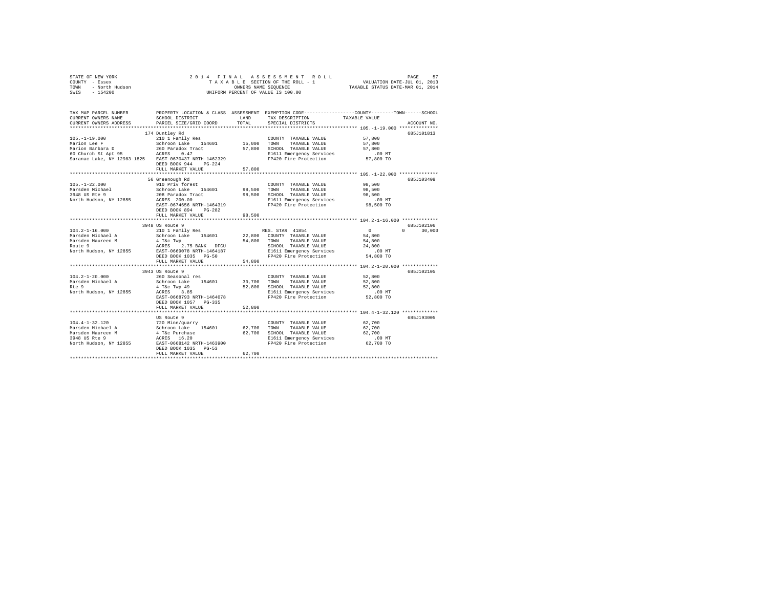STATE OF NEW YORK — 2014 FINAL ASSESSMENT ROLL — TAXABLE SECTION OF THE ROLL - 1

COUNTY - Essex — OWNERS NAME SEQUENCE — VALUATION DATE-JUL 01, 2013

TOWN - North Hudson — UNIFORM PERCENT OF VALUE IS 100.00 — TAXABLE STATUS DATE-MAR 01, 2014

SWIS - 154200

| TAX MAP PARCEL NUMBER / CURRENT OWNERS NAME / CURRENT OWNERS ADDRESS | PROPERTY LOCATION & CLASS / SCHOOL DISTRICT / PARCEL SIZE/GRID COORD | ASSESSMENT LAND | TOTAL | EXEMPTION CODE / TAX DESCRIPTION / SPECIAL DISTRICTS | COUNTY | TOWN | SCHOOL | TAXABLE VALUE | ACCOUNT NO. |
|---|---|---|---|---|---|---|---|---|---|
| **105.-1-19.000** | 174 Duntley Rd | | | | | | | | 685J101813 |
| Marion Lee F | 210 1 Family Res | | | COUNTY TAXABLE VALUE | | | | 57,800 | |
| Marion Barbara D | Schroon Lake 154601 | 15,000 | | TOWN TAXABLE VALUE | | | | 57,800 | |
| 60 Church St Apt 95 | 260 Paradox Tract | | 57,800 | SCHOOL TAXABLE VALUE | | | | 57,800 | |
| Saranac Lake, NY 12983-1825 | ACRES 0.47 | | | E1611 Emergency Services | | | | .00 MT | |
| | EAST-0670437 NRTH-1462329 | | | FP420 Fire Protection | | | | 57,800 TO | |
| | DEED BOOK 944 PG-224 | | | | | | | | |
| | FULL MARKET VALUE | | 57,800 | | | | | | |
| **105.-1-22.000** | 56 Greenough Rd | | | | | | | | 685J103408 |
| Marsden Michael | 910 Priv forest | | | COUNTY TAXABLE VALUE | | | | 98,500 | |
| 3948 US Rte 9 | Schroon Lake 154601 | 98,500 | | TOWN TAXABLE VALUE | | | | 98,500 | |
| North Hudson, NY 12855 | 208 Paradox Tract | | 98,500 | SCHOOL TAXABLE VALUE | | | | 98,500 | |
| | ACRES 200.00 | | | E1611 Emergency Services | | | | .00 MT | |
| | EAST-0674656 NRTH-1464319 | | | FP420 Fire Protection | | | | 98,500 TO | |
| | DEED BOOK 894 PG-282 | | | | | | | | |
| | FULL MARKET VALUE | | 98,500 | | | | | | |
| **104.2-1-16.000** | 3948 US Route 9 | | | | | | | | 685J102106 |
| Marsden Michael A | 210 1 Family Res | | | RES. STAR 41854 | 0 | 0 | 30,000 | | |
| Marsden Maureen M | Schroon Lake 154601 | 22,800 | | COUNTY TAXABLE VALUE | | | | 54,800 | |
| Route 9 | 4 T&c Twp | | 54,800 | TOWN TAXABLE VALUE | | | | 54,800 | |
| North Hudson, NY 12855 | ACRES 2.75 BANK DFCU | | | SCHOOL TAXABLE VALUE | | | | 24,800 | |
| | EAST-0669078 NRTH-1464187 | | | E1611 Emergency Services | | | | .00 MT | |
| | DEED BOOK 1035 PG-50 | | | FP420 Fire Protection | | | | 54,800 TO | |
| | FULL MARKET VALUE | | 54,800 | | | | | | |
| **104.2-1-20.000** | 3943 US Route 9 | | | | | | | | 685J102105 |
| Marsden Michael A | 260 Seasonal res | | | COUNTY TAXABLE VALUE | | | | 52,800 | |
| Rte 9 | Schroon Lake 154601 | 30,700 | | TOWN TAXABLE VALUE | | | | 52,800 | |
| North Hudson, NY 12855 | 4 T&c Twp 49 | | 52,800 | SCHOOL TAXABLE VALUE | | | | 52,800 | |
| | ACRES 3.85 | | | E1611 Emergency Services | | | | .00 MT | |
| | EAST-0668793 NRTH-1464078 | | | FP420 Fire Protection | | | | 52,800 TO | |
| | DEED BOOK 1057 PG-335 | | | | | | | | |
| | FULL MARKET VALUE | | 52,800 | | | | | | |
| **104.4-1-32.120** | US Route 9 | | | | | | | | 685J193005 |
| Marsden Michael A | 720 Mine/quarry | | | COUNTY TAXABLE VALUE | | | | 62,700 | |
| Marsden Maureen M | Schroon Lake 154601 | 62,700 | | TOWN TAXABLE VALUE | | | | 62,700 | |
| 3948 US Rte 9 | 4 T&c Purchase | | 62,700 | SCHOOL TAXABLE VALUE | | | | 62,700 | |
| North Hudson, NY 12855 | ACRES 16.20 | | | E1611 Emergency Services | | | | .00 MT | |
| | EAST-0668142 NRTH-1463900 | | | FP420 Fire Protection | | | | 62,700 TO | |
| | DEED BOOK 1035 PG-53 | | | | | | | | |
| | FULL MARKET VALUE | | 62,700 | | | | | | |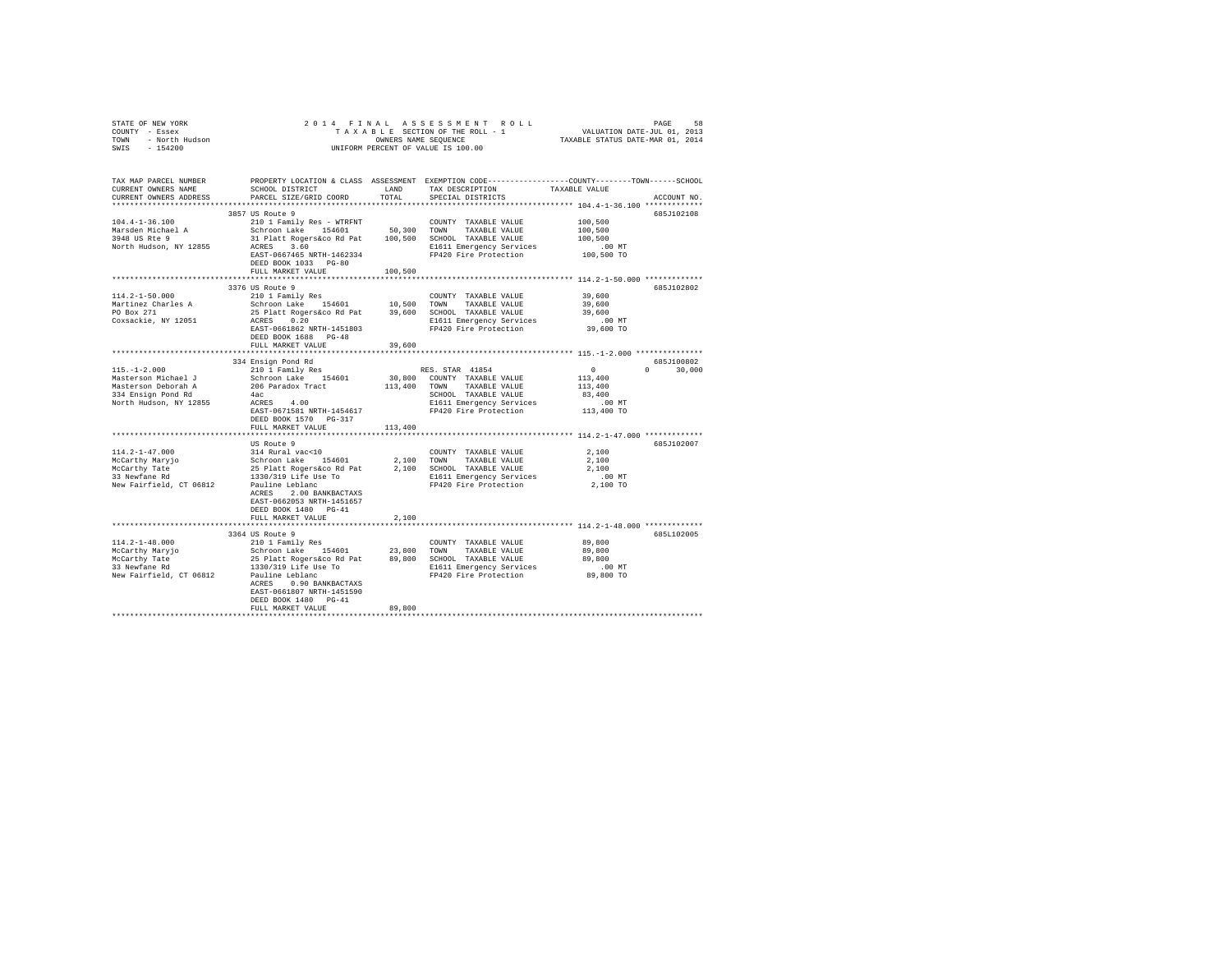STATE OF NEW YORK
COUNTY - Essex
TOWN - North Hudson
SWIS - 154200

2014 FINAL ASSESSMENT ROLL
TAXABLE SECTION OF THE ROLL - 1
OWNERS NAME SEQUENCE
UNIFORM PERCENT OF VALUE IS 100.00

VALUATION DATE-JUL 01, 2013
TAXABLE STATUS DATE-MAR 01, 2014

| TAX MAP PARCEL NUMBER / CURRENT OWNERS NAME / CURRENT OWNERS ADDRESS | PROPERTY LOCATION & CLASS / SCHOOL DISTRICT / PARCEL SIZE/GRID COORD | ASSESSMENT LAND / TOTAL | EXEMPTION CODE / TAX DESCRIPTION / SPECIAL DISTRICTS | COUNTY / TOWN / SCHOOL TAXABLE VALUE | ACCOUNT NO. |
|---|---|---|---|---|---|
| 104.4-1-36.100 | 3857 US Route 9 | | | | 685J102108 |
| Marsden Michael A | 210 1 Family Res - WTRFNT | | COUNTY TAXABLE VALUE | 100,500 | |
| 3948 US Rte 9 | Schroon Lake 154601 | 50,300 | TOWN TAXABLE VALUE | 100,500 | |
| North Hudson, NY 12855 | 31 Platt Rogers&co Rd Pat | 100,500 | SCHOOL TAXABLE VALUE | 100,500 | |
| | ACRES 3.60 | | E1611 Emergency Services | .00 MT | |
| | EAST-0667465 NRTH-1462334 | | FP420 Fire Protection | 100,500 TO | |
| | DEED BOOK 1033 PG-80 | | | | |
| | FULL MARKET VALUE | 100,500 | | | |
| 114.2-1-50.000 | 3376 US Route 9 | | | | 685J102802 |
| Martinez Charles A | 210 1 Family Res | | COUNTY TAXABLE VALUE | 39,600 | |
| PO Box 271 | Schroon Lake 154601 | 10,500 | TOWN TAXABLE VALUE | 39,600 | |
| Coxsackie, NY 12051 | 25 Platt Rogers&co Rd Pat | 39,600 | SCHOOL TAXABLE VALUE | 39,600 | |
| | ACRES 0.20 | | E1611 Emergency Services | .00 MT | |
| | EAST-0661862 NRTH-1451803 | | FP420 Fire Protection | 39,600 TO | |
| | DEED BOOK 1688 PG-48 | | | | |
| | FULL MARKET VALUE | 39,600 | | | |
| 115.-1-2.000 | 334 Ensign Pond Rd | | | | 685J100802 |
| Masterson Michael J | 210 1 Family Res | | RES. STAR 41854 | 0 0 30,000 | |
| Masterson Deborah A | Schroon Lake 154601 | 30,800 | COUNTY TAXABLE VALUE | 113,400 | |
| 334 Ensign Pond Rd | 206 Paradox Tract | 113,400 | TOWN TAXABLE VALUE | 113,400 | |
| North Hudson, NY 12855 | 4ac | | SCHOOL TAXABLE VALUE | 83,400 | |
| | ACRES 4.00 | | E1611 Emergency Services | .00 MT | |
| | EAST-0671581 NRTH-1454617 | | FP420 Fire Protection | 113,400 TO | |
| | DEED BOOK 1570 PG-317 | | | | |
| | FULL MARKET VALUE | 113,400 | | | |
| 114.2-1-47.000 | US Route 9 | | | | 685J102007 |
| McCarthy Maryjo | 314 Rural vac<10 | | COUNTY TAXABLE VALUE | 2,100 | |
| McCarthy Tate | Schroon Lake 154601 | 2,100 | TOWN TAXABLE VALUE | 2,100 | |
| 33 Newfane Rd | 25 Platt Rogers&co Rd Pat | 2,100 | SCHOOL TAXABLE VALUE | 2,100 | |
| New Fairfield, CT 06812 | 1330/319 Life Use To | | E1611 Emergency Services | .00 MT | |
| | Pauline Leblanc | | FP420 Fire Protection | 2,100 TO | |
| | ACRES 2.00 BANKBACTAXS | | | | |
| | EAST-0662053 NRTH-1451657 | | | | |
| | DEED BOOK 1480 PG-41 | | | | |
| | FULL MARKET VALUE | 2,100 | | | |
| 114.2-1-48.000 | 3364 US Route 9 | | | | 685L102005 |
| McCarthy Maryjo | 210 1 Family Res | | COUNTY TAXABLE VALUE | 89,800 | |
| McCarthy Tate | Schroon Lake 154601 | 23,800 | TOWN TAXABLE VALUE | 89,800 | |
| 33 Newfane Rd | 25 Platt Rogers&co Rd Pat | 89,800 | SCHOOL TAXABLE VALUE | 89,800 | |
| New Fairfield, CT 06812 | 1330/319 Life Use To | | E1611 Emergency Services | .00 MT | |
| | Pauline Leblanc | | FP420 Fire Protection | 89,800 TO | |
| | ACRES 0.90 BANKBACTAXS | | | | |
| | EAST-0661807 NRTH-1451590 | | | | |
| | DEED BOOK 1480 PG-41 | | | | |
| | FULL MARKET VALUE | 89,800 | | | |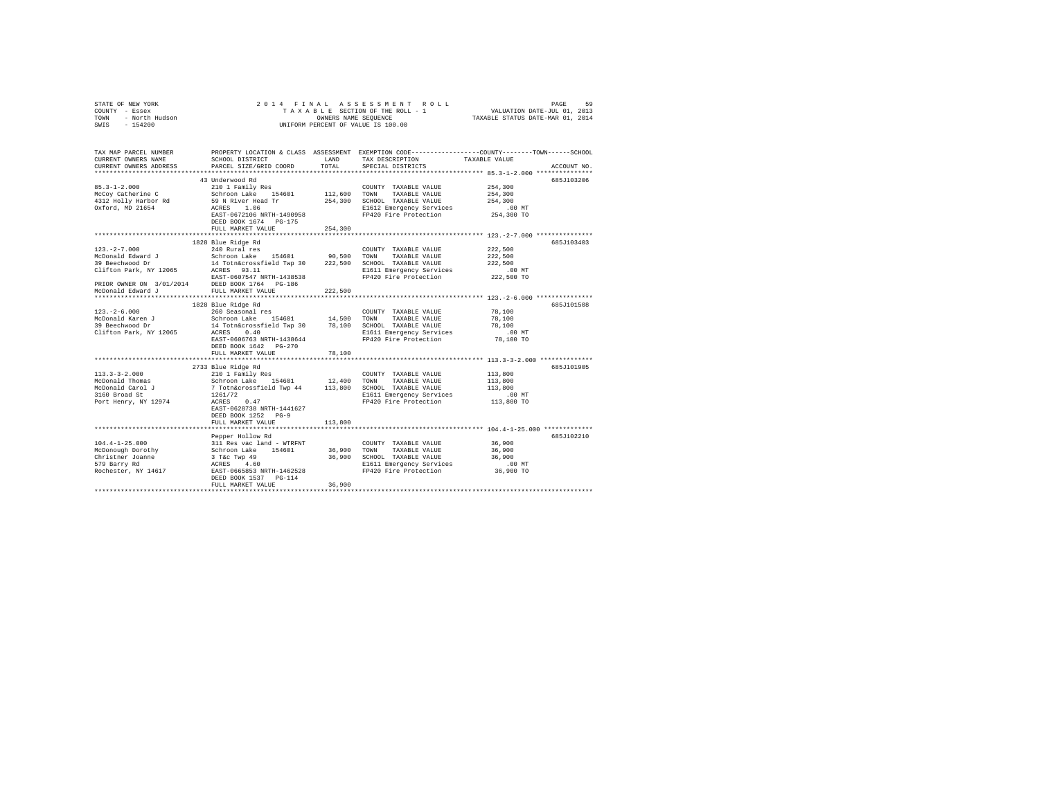STATE OF NEW YORK
COUNTY - Essex
TOWN - North Hudson
SWIS - 154200

2 0 1 4 F I N A L A S S E S S M E N T R O L L
T A X A B L E SECTION OF THE ROLL - 1
OWNERS NAME SEQUENCE
UNIFORM PERCENT OF VALUE IS 100.00

VALUATION DATE-JUL 01, 2013
TAXABLE STATUS DATE-MAR 01, 2014

| TAX MAP PARCEL NUMBER / CURRENT OWNERS NAME / CURRENT OWNERS ADDRESS | PROPERTY LOCATION & CLASS / SCHOOL DISTRICT / PARCEL SIZE/GRID COORD | ASSESSMENT LAND / TOTAL | EXEMPTION CODE / TAX DESCRIPTION / SPECIAL DISTRICTS | COUNTY / TOWN / SCHOOL TAXABLE VALUE | ACCOUNT NO. |
|---|---|---|---|---|---|
| 85.3-1-2.000 | 43 Underwood Rd | | | | 685J103206 |
| | 210 1 Family Res | | COUNTY TAXABLE VALUE | 254,300 | |
| McCoy Catherine C | Schroon Lake 154601 | 112,600 | TOWN TAXABLE VALUE | 254,300 | |
| 4312 Holly Harbor Rd | 59 N River Head Tr | 254,300 | SCHOOL TAXABLE VALUE | 254,300 | |
| Oxford, MD 21654 | ACRES 1.06 | | E1612 Emergency Services | .00 MT | |
| | EAST-0672106 NRTH-1490958 | | FP420 Fire Protection | 254,300 TO | |
| | DEED BOOK 1674 PG-175 | | | | |
| | FULL MARKET VALUE | 254,300 | | | |
| 123.-2-7.000 | 1828 Blue Ridge Rd | | | | 685J103403 |
| | 240 Rural res | | COUNTY TAXABLE VALUE | 222,500 | |
| McDonald Edward J | Schroon Lake 154601 | 90,500 | TOWN TAXABLE VALUE | 222,500 | |
| 39 Beechwood Dr | 14 Totn&crossfield Twp 30 | 222,500 | SCHOOL TAXABLE VALUE | 222,500 | |
| Clifton Park, NY 12065 | ACRES 93.11 | | E1611 Emergency Services | .00 MT | |
| | EAST-0607547 NRTH-1438538 | | FP420 Fire Protection | 222,500 TO | |
| PRIOR OWNER ON 3/01/2014 | DEED BOOK 1764 PG-186 | | | | |
| McDonald Edward J | FULL MARKET VALUE | 222,500 | | | |
| 123.-2-6.000 | 1828 Blue Ridge Rd | | | | 685J101508 |
| | 260 Seasonal res | | COUNTY TAXABLE VALUE | 78,100 | |
| McDonald Karen J | Schroon Lake 154601 | 14,500 | TOWN TAXABLE VALUE | 78,100 | |
| 39 Beechwood Dr | 14 Totn&crossfield Twp 30 | 78,100 | SCHOOL TAXABLE VALUE | 78,100 | |
| Clifton Park, NY 12065 | ACRES 0.40 | | E1611 Emergency Services | .00 MT | |
| | EAST-0606763 NRTH-1438644 | | FP420 Fire Protection | 78,100 TO | |
| | DEED BOOK 1642 PG-270 | | | | |
| | FULL MARKET VALUE | 78,100 | | | |
| 113.3-3-2.000 | 2733 Blue Ridge Rd | | | | 685J101905 |
| | 210 1 Family Res | | COUNTY TAXABLE VALUE | 113,800 | |
| McDonald Thomas | Schroon Lake 154601 | 12,400 | TOWN TAXABLE VALUE | 113,800 | |
| McDonald Carol J | 7 Totn&crossfield Twp 44 | 113,800 | SCHOOL TAXABLE VALUE | 113,800 | |
| 3160 Broad St | 1261/72 | | E1611 Emergency Services | .00 MT | |
| Port Henry, NY 12974 | ACRES 0.47 | | FP420 Fire Protection | 113,800 TO | |
| | EAST-0628738 NRTH-1441627 | | | | |
| | DEED BOOK 1252 PG-9 | | | | |
| | FULL MARKET VALUE | 113,800 | | | |
| 104.4-1-25.000 | Pepper Hollow Rd | | | | 685J102210 |
| | 311 Res vac land - WTRFNT | | COUNTY TAXABLE VALUE | 36,900 | |
| McDonough Dorothy | Schroon Lake 154601 | 36,900 | TOWN TAXABLE VALUE | 36,900 | |
| Christner Joanne | 3 T&c Twp 49 | 36,900 | SCHOOL TAXABLE VALUE | 36,900 | |
| 579 Barry Rd | ACRES 4.60 | | E1611 Emergency Services | .00 MT | |
| Rochester, NY 14617 | EAST-0665853 NRTH-1462528 | | FP420 Fire Protection | 36,900 TO | |
| | DEED BOOK 1537 PG-114 | | | | |
| | FULL MARKET VALUE | 36,900 | | | |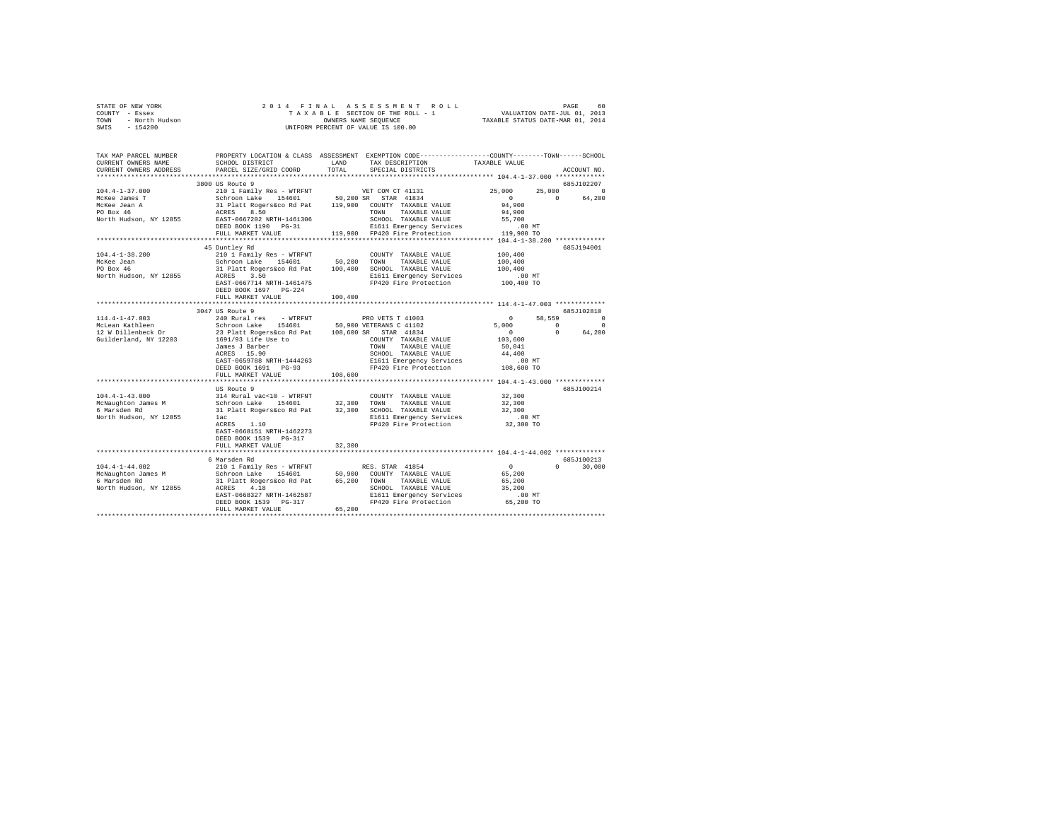STATE OF NEW YORK
COUNTY - Essex
TOWN - North Hudson
SWIS - 154200

2014 FINAL ASSESSMENT ROLL
TAXABLE SECTION OF THE ROLL - 1
OWNERS NAME SEQUENCE
UNIFORM PERCENT OF VALUE IS 100.00

VALUATION DATE-JUL 01, 2013
TAXABLE STATUS DATE-MAR 01, 2014

```
TAX MAP PARCEL NUMBER          PROPERTY LOCATION & CLASS  ASSESSMENT  EXEMPTION CODE-----------------COUNTY--------TOWN------SCHOOL
CURRENT OWNERS NAME            SCHOOL DISTRICT              LAND      TAX DESCRIPTION              TAXABLE VALUE
CURRENT OWNERS ADDRESS         PARCEL SIZE/GRID COORD       TOTAL     SPECIAL DISTRICTS                                    ACCOUNT NO.
****************************************************************************************************** 104.4-1-37.000 ************
                          3800 US Route 9                                                                              685J102207
104.4-1-37.000                 210 1 Family Res - WTRFNT            VET COM CT 41131              25,000      25,000            0
McKee James T                  Schroon Lake   154601     50,200 SR  STAR 41834                          0           0      64,200
McKee Jean A                   31 Platt Rogers&co Rd Pat  119,900  COUNTY  TAXABLE VALUE             94,900
PO Box 46                      ACRES    8.50                       TOWN    TAXABLE VALUE             94,900
North Hudson, NY 12855         EAST-0667202 NRTH-1461306           SCHOOL  TAXABLE VALUE             55,700
                               DEED BOOK 1190   PG-31              E1611 Emergency Services               .00 MT
                               FULL MARKET VALUE         119,900   FP420 Fire Protection            119,900 TO
****************************************************************************************************** 104.4-1-38.200 ************
                          45 Duntley Rd                                                                                685J194001
104.4-1-38.200                 210 1 Family Res - WTRFNT            COUNTY  TAXABLE VALUE            100,400
McKee Jean                     Schroon Lake   154601     50,200    TOWN    TAXABLE VALUE            100,400
PO Box 46                      31 Platt Rogers&co Rd Pat  100,400  SCHOOL  TAXABLE VALUE            100,400
North Hudson, NY 12855         ACRES    3.50                       E1611 Emergency Services               .00 MT
                               EAST-0667714 NRTH-1461475           FP420 Fire Protection            100,400 TO
                               DEED BOOK 1697   PG-224
                               FULL MARKET VALUE         100,400
****************************************************************************************************** 114.4-1-47.003 ************
                          3047 US Route 9                                                                              685J102810
114.4-1-47.003                 240 Rural res    - WTRFNT            PRO VETS T 41003                    0      58,559            0
McLean Kathleen                Schroon Lake   154601     50,900 VETERANS C 41102                    5,000           0            0
12 W Dillenbeck Dr             23 Platt Rogers&co Rd Pat  108,600 SR  STAR 41834                        0           0      64,200
Guilderland, NY 12203          1691/93 Life Use to                 COUNTY  TAXABLE VALUE            103,600
                               James J Barber                      TOWN    TAXABLE VALUE             50,041
                               ACRES   15.90                       SCHOOL  TAXABLE VALUE             44,400
                               EAST-0659788 NRTH-1444263           E1611 Emergency Services               .00 MT
                               DEED BOOK 1691   PG-93              FP420 Fire Protection            108,600 TO
                               FULL MARKET VALUE         108,600
****************************************************************************************************** 104.4-1-43.000 ************
                               US Route 9                                                                              685J100214
104.4-1-43.000                 314 Rural vac<10 - WTRFNT            COUNTY  TAXABLE VALUE             32,300
McNaughton James M             Schroon Lake   154601     32,300    TOWN    TAXABLE VALUE             32,300
6 Marsden Rd                   31 Platt Rogers&co Rd Pat   32,300  SCHOOL  TAXABLE VALUE             32,300
North Hudson, NY 12855         1ac                                 E1611 Emergency Services               .00 MT
                               ACRES    1.10                       FP420 Fire Protection             32,300 TO
                               EAST-0668151 NRTH-1462273
                               DEED BOOK 1539   PG-317
                               FULL MARKET VALUE          32,300
****************************************************************************************************** 104.4-1-44.002 ************
                             6 Marsden Rd                                                                              685J100213
104.4-1-44.002                 210 1 Family Res - WTRFNT            RES. STAR 41854                     0           0      30,000
McNaughton James M             Schroon Lake   154601     50,900    COUNTY  TAXABLE VALUE             65,200
6 Marsden Rd                   31 Platt Rogers&co Rd Pat   65,200  TOWN    TAXABLE VALUE             65,200
North Hudson, NY 12855         ACRES    4.18                       SCHOOL  TAXABLE VALUE             35,200
                               EAST-0668327 NRTH-1462587           E1611 Emergency Services               .00 MT
                               DEED BOOK 1539   PG-317             FP420 Fire Protection             65,200 TO
                               FULL MARKET VALUE          65,200
************************************************************************************************************************************
```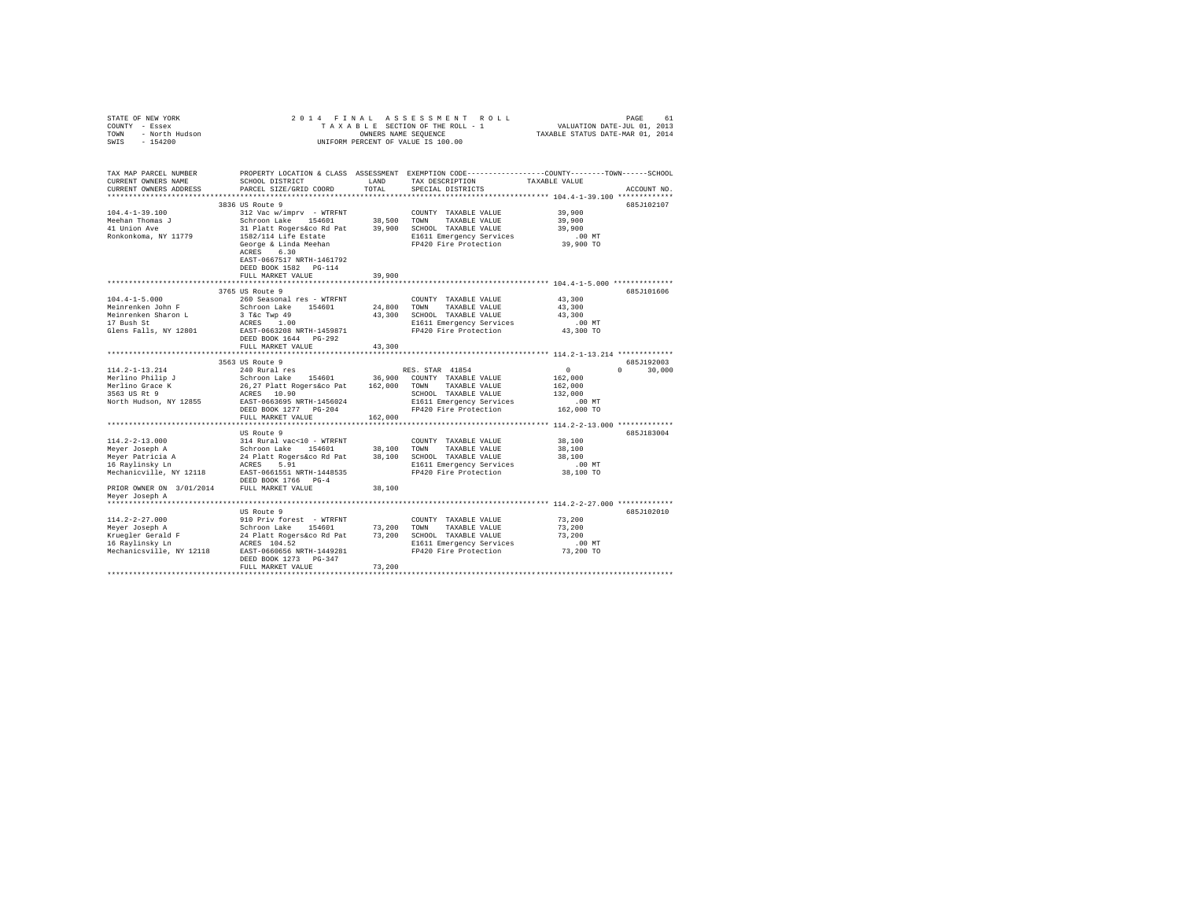STATE OF NEW YORK
COUNTY - Essex
TOWN - North Hudson
SWIS - 154200

2014 FINAL ASSESSMENT ROLL
TAXABLE SECTION OF THE ROLL - 1
OWNERS NAME SEQUENCE
UNIFORM PERCENT OF VALUE IS 100.00

VALUATION DATE-JUL 01, 2013
TAXABLE STATUS DATE-MAR 01, 2014

| TAX MAP PARCEL NUMBER / CURRENT OWNERS NAME / CURRENT OWNERS ADDRESS | PROPERTY LOCATION & CLASS / SCHOOL DISTRICT / PARCEL SIZE/GRID COORD | ASSESSMENT LAND | TOTAL | EXEMPTION CODE / TAX DESCRIPTION / SPECIAL DISTRICTS | COUNTY TAXABLE VALUE | TOWN | SCHOOL | ACCOUNT NO. |
|---|---|---|---|---|---|---|---|---|
| **104.4-1-39.100** | 3836 US Route 9 | | | | | | | 685J102107 |
| 104.4-1-39.100 | 312 Vac w/imprv - WTRFNT | | | COUNTY TAXABLE VALUE | 39,900 | | | |
| Meehan Thomas J | Schroon Lake 154601 | 38,500 | | TOWN TAXABLE VALUE | 39,900 | | | |
| 41 Union Ave | 31 Platt Rogers&co Rd Pat | | 39,900 | SCHOOL TAXABLE VALUE | 39,900 | | | |
| Ronkonkoma, NY 11779 | 1582/114 Life Estate | | | E1611 Emergency Services | .00 MT | | | |
| | George & Linda Meehan | | | FP420 Fire Protection | 39,900 TO | | | |
| | ACRES 6.30 | | | | | | | |
| | EAST-0667517 NRTH-1461792 | | | | | | | |
| | DEED BOOK 1582 PG-114 | | | | | | | |
| | FULL MARKET VALUE | | 39,900 | | | | | |
| **104.4-1-5.000** | 3765 US Route 9 | | | | | | | 685J101606 |
| 104.4-1-5.000 | 260 Seasonal res - WTRFNT | | | COUNTY TAXABLE VALUE | 43,300 | | | |
| Meinrenken John F | Schroon Lake 154601 | 24,800 | | TOWN TAXABLE VALUE | 43,300 | | | |
| Meinrenken Sharon L | 3 T&c Twp 49 | | 43,300 | SCHOOL TAXABLE VALUE | 43,300 | | | |
| 17 Bush St | ACRES 1.00 | | | E1611 Emergency Services | .00 MT | | | |
| Glens Falls, NY 12801 | EAST-0663208 NRTH-1459871 | | | FP420 Fire Protection | 43,300 TO | | | |
| | DEED BOOK 1644 PG-292 | | | | | | | |
| | FULL MARKET VALUE | | 43,300 | | | | | |
| **114.2-1-13.214** | 3563 US Route 9 | | | | | | | 685J192003 |
| 114.2-1-13.214 | 240 Rural res | | | RES. STAR 41854 | 0 | 0 | 30,000 | |
| Merlino Philip J | Schroon Lake 154601 | 36,900 | | COUNTY TAXABLE VALUE | 162,000 | | | |
| Merlino Grace K | 26,27 Platt Rogers&co Pat | | 162,000 | TOWN TAXABLE VALUE | 162,000 | | | |
| 3563 US Rt 9 | ACRES 10.90 | | | SCHOOL TAXABLE VALUE | 132,000 | | | |
| North Hudson, NY 12855 | EAST-0663695 NRTH-1456024 | | | E1611 Emergency Services | .00 MT | | | |
| | DEED BOOK 1277 PG-204 | | | FP420 Fire Protection | 162,000 TO | | | |
| | FULL MARKET VALUE | | 162,000 | | | | | |
| **114.2-2-13.000** | US Route 9 | | | | | | | 685J183004 |
| 114.2-2-13.000 | 314 Rural vac<10 - WTRFNT | | | COUNTY TAXABLE VALUE | 38,100 | | | |
| Meyer Joseph A | Schroon Lake 154601 | 38,100 | | TOWN TAXABLE VALUE | 38,100 | | | |
| Meyer Patricia A | 24 Platt Rogers&co Rd Pat | | 38,100 | SCHOOL TAXABLE VALUE | 38,100 | | | |
| 16 Raylinsky Ln | ACRES 5.91 | | | E1611 Emergency Services | .00 MT | | | |
| Mechanicville, NY 12118 | EAST-0661551 NRTH-1448535 | | | FP420 Fire Protection | 38,100 TO | | | |
| | DEED BOOK 1766 PG-4 | | | | | | | |
| PRIOR OWNER ON 3/01/2014 | FULL MARKET VALUE | | 38,100 | | | | | |
| Meyer Joseph A | | | | | | | | |
| **114.2-2-27.000** | US Route 9 | | | | | | | 685J102010 |
| 114.2-2-27.000 | 910 Priv forest - WTRFNT | | | COUNTY TAXABLE VALUE | 73,200 | | | |
| Meyer Joseph A | Schroon Lake 154601 | 73,200 | | TOWN TAXABLE VALUE | 73,200 | | | |
| Kruegler Gerald F | 24 Platt Rogers&co Rd Pat | | 73,200 | SCHOOL TAXABLE VALUE | 73,200 | | | |
| 16 Raylinsky Ln | ACRES 104.52 | | | E1611 Emergency Services | .00 MT | | | |
| Mechanicsville, NY 12118 | EAST-0660656 NRTH-1449281 | | | FP420 Fire Protection | 73,200 TO | | | |
| | DEED BOOK 1273 PG-347 | | | | | | | |
| | FULL MARKET VALUE | | 73,200 | | | | | |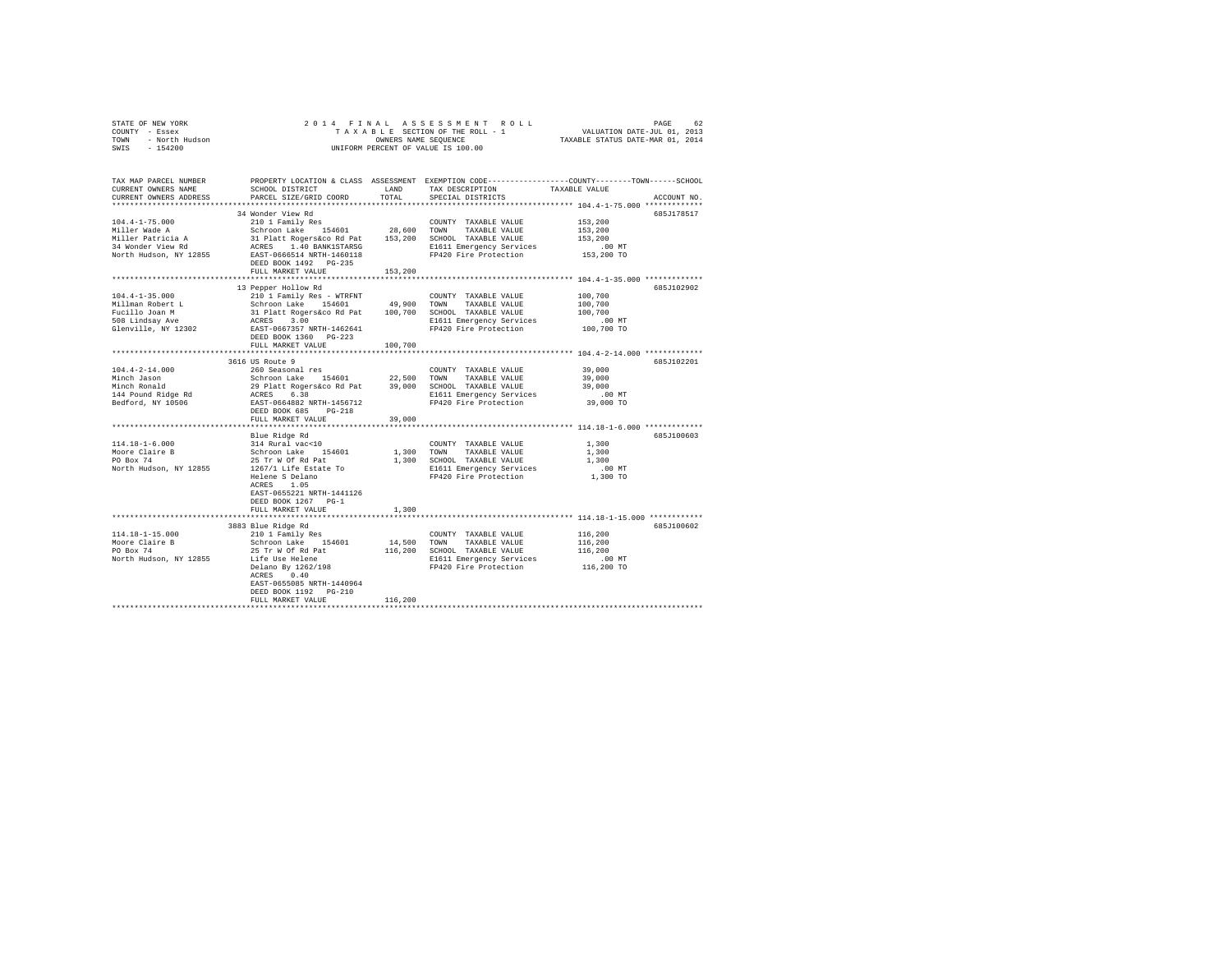STATE OF NEW YORK                    2014 FINAL ASSESSMENT ROLL                    PAGE 62
COUNTY - Essex                       TAXABLE SECTION OF THE ROLL - 1               VALUATION DATE-JUL 01, 2013
TOWN - North Hudson                  OWNERS NAME SEQUENCE                          TAXABLE STATUS DATE-MAR 01, 2014
SWIS - 154200                        UNIFORM PERCENT OF VALUE IS 100.00

| TAX MAP PARCEL NUMBER / CURRENT OWNERS NAME / CURRENT OWNERS ADDRESS | PROPERTY LOCATION & CLASS / SCHOOL DISTRICT / PARCEL SIZE/GRID COORD | ASSESSMENT LAND / TOTAL | EXEMPTION CODE / TAX DESCRIPTION / SPECIAL DISTRICTS | TAXABLE VALUE (COUNTY--TOWN--SCHOOL) | ACCOUNT NO. |
|---|---|---|---|---|---|
| | 34 Wonder View Rd | | | | 685J178517 |
| 104.4-1-75.000 | 210 1 Family Res | | COUNTY TAXABLE VALUE | 153,200 | |
| Miller Wade A | Schroon Lake 154601 | 28,600 | TOWN TAXABLE VALUE | 153,200 | |
| Miller Patricia A | 31 Platt Rogers&co Rd Pat | 153,200 | SCHOOL TAXABLE VALUE | 153,200 | |
| 34 Wonder View Rd | ACRES 1.40 BANK1STARSG | | E1611 Emergency Services | .00 MT | |
| North Hudson, NY 12855 | EAST-0666514 NRTH-1460118 | | FP420 Fire Protection | 153,200 TO | |
| | DEED BOOK 1492 PG-235 | | | | |
| | FULL MARKET VALUE | 153,200 | | | |
| | 13 Pepper Hollow Rd | | | | 685J102902 |
| 104.4-1-35.000 | 210 1 Family Res - WTRFNT | | COUNTY TAXABLE VALUE | 100,700 | |
| Millman Robert L | Schroon Lake 154601 | 49,900 | TOWN TAXABLE VALUE | 100,700 | |
| Fucillo Joan M | 31 Platt Rogers&co Rd Pat | 100,700 | SCHOOL TAXABLE VALUE | 100,700 | |
| 508 Lindsay Ave | ACRES 3.00 | | E1611 Emergency Services | .00 MT | |
| Glenville, NY 12302 | EAST-0667357 NRTH-1462641 | | FP420 Fire Protection | 100,700 TO | |
| | DEED BOOK 1360 PG-223 | | | | |
| | FULL MARKET VALUE | 100,700 | | | |
| | 3616 US Route 9 | | | | 685J102201 |
| 104.4-2-14.000 | 260 Seasonal res | | COUNTY TAXABLE VALUE | 39,000 | |
| Minch Jason | Schroon Lake 154601 | 22,500 | TOWN TAXABLE VALUE | 39,000 | |
| Minch Ronald | 29 Platt Rogers&co Rd Pat | 39,000 | SCHOOL TAXABLE VALUE | 39,000 | |
| 144 Pound Ridge Rd | ACRES 6.38 | | E1611 Emergency Services | .00 MT | |
| Bedford, NY 10506 | EAST-0664882 NRTH-1456712 | | FP420 Fire Protection | 39,000 TO | |
| | DEED BOOK 685 PG-218 | | | | |
| | FULL MARKET VALUE | 39,000 | | | |
| | Blue Ridge Rd | | | | 685J100603 |
| 114.18-1-6.000 | 314 Rural vac<10 | | COUNTY TAXABLE VALUE | 1,300 | |
| Moore Claire B | Schroon Lake 154601 | 1,300 | TOWN TAXABLE VALUE | 1,300 | |
| PO Box 74 | 25 Tr W Of Rd Pat | 1,300 | SCHOOL TAXABLE VALUE | 1,300 | |
| North Hudson, NY 12855 | 1267/1 Life Estate To | | E1611 Emergency Services | .00 MT | |
| | Helene S Delano | | FP420 Fire Protection | 1,300 TO | |
| | ACRES 1.05 | | | | |
| | EAST-0655221 NRTH-1441126 | | | | |
| | DEED BOOK 1267 PG-1 | | | | |
| | FULL MARKET VALUE | 1,300 | | | |
| | 3883 Blue Ridge Rd | | | | 685J100602 |
| 114.18-1-15.000 | 210 1 Family Res | | COUNTY TAXABLE VALUE | 116,200 | |
| Moore Claire B | Schroon Lake 154601 | 14,500 | TOWN TAXABLE VALUE | 116,200 | |
| PO Box 74 | 25 Tr W Of Rd Pat | 116,200 | SCHOOL TAXABLE VALUE | 116,200 | |
| North Hudson, NY 12855 | Life Use Helene | | E1611 Emergency Services | .00 MT | |
| | Delano By 1262/198 | | FP420 Fire Protection | 116,200 TO | |
| | ACRES 0.40 | | | | |
| | EAST-0655085 NRTH-1440964 | | | | |
| | DEED BOOK 1192 PG-210 | | | | |
| | FULL MARKET VALUE | 116,200 | | | |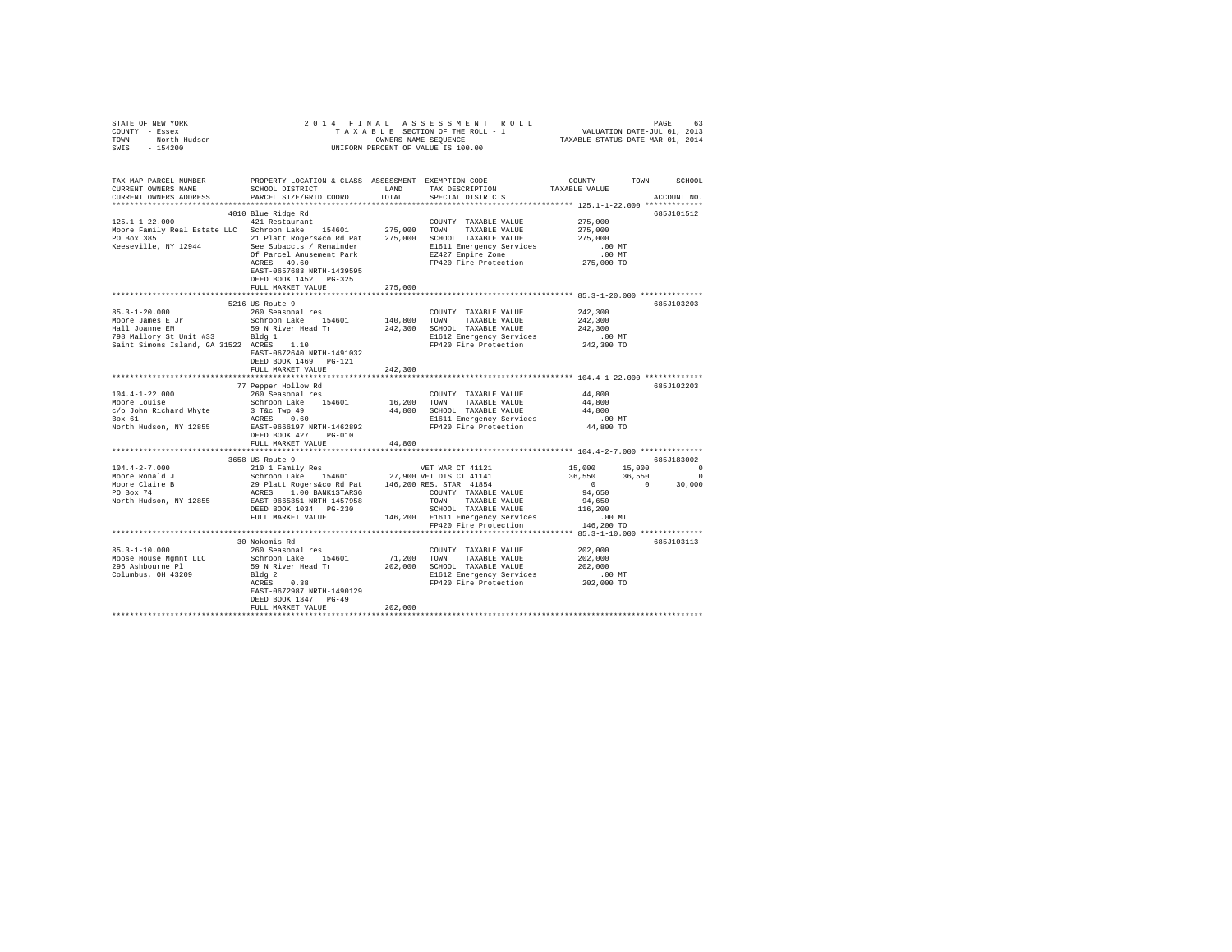```
STATE OF NEW YORK                2 0 1 4   F I N A L   A S S E S S M E N T   R O L L                PAGE    63
COUNTY  - Essex                    T A X A B L E  SECTION OF THE ROLL - 1             VALUATION DATE-JUL 01, 2013
TOWN    - North Hudson                    OWNERS NAME SEQUENCE                    TAXABLE STATUS DATE-MAR 01, 2014
SWIS    - 154200                  UNIFORM PERCENT OF VALUE IS 100.00


TAX MAP PARCEL NUMBER          PROPERTY LOCATION & CLASS  ASSESSMENT  EXEMPTION CODE------------------COUNTY--------TOWN------SCHOOL
CURRENT OWNERS NAME            SCHOOL DISTRICT               LAND     TAX DESCRIPTION             TAXABLE VALUE
CURRENT OWNERS ADDRESS         PARCEL SIZE/GRID COORD       TOTAL     SPECIAL DISTRICTS                                  ACCOUNT NO.
******************************************************************************************************* 125.1-1-22.000 *************
                           4010 Blue Ridge Rd                                                                         685J101512
125.1-1-22.000                 421 Restaurant                         COUNTY  TAXABLE VALUE          275,000
Moore Family Real Estate LLC   Schroon Lake   154601       275,000   TOWN    TAXABLE VALUE          275,000
PO Box 385                     21 Platt Rogers&co Rd Pat   275,000   SCHOOL  TAXABLE VALUE          275,000
Keeseville, NY 12944           See Subaccts / Remainder               E1611 Emergency Services          .00 MT
                               Of Parcel Amusement Park               EZ427 Empire Zone                 .00 MT
                               ACRES   49.60                          FP420 Fire Protection         275,000 TO
                               EAST-0657683 NRTH-1439595
                               DEED BOOK 1452   PG-325
                               FULL MARKET VALUE           275,000
******************************************************************************************************* 85.3-1-20.000 **************
                           5216 US Route 9                                                                            685J103203
85.3-1-20.000                  260 Seasonal res                       COUNTY  TAXABLE VALUE          242,300
Moore James E Jr               Schroon Lake   154601       140,800   TOWN    TAXABLE VALUE          242,300
Hall Joanne EM                 59 N River Head Tr          242,300   SCHOOL  TAXABLE VALUE          242,300
798 Mallory St Unit #33        Bldg 1                                 E1612 Emergency Services          .00 MT
Saint Simons Island, GA 31522  ACRES    1.10                          FP420 Fire Protection         242,300 TO
                               EAST-0672640 NRTH-1491032
                               DEED BOOK 1469   PG-121
                               FULL MARKET VALUE           242,300
******************************************************************************************************* 104.4-1-22.000 *************
                           77 Pepper Hollow Rd                                                                        685J102203
104.4-1-22.000                 260 Seasonal res                       COUNTY  TAXABLE VALUE           44,800
Moore Louise                   Schroon Lake   154601        16,200   TOWN    TAXABLE VALUE           44,800
c/o John Richard Whyte         3 T&c Twp 49                 44,800   SCHOOL  TAXABLE VALUE           44,800
Box 61                         ACRES    0.60                          E1611 Emergency Services          .00 MT
North Hudson, NY 12855         EAST-0666197 NRTH-1462892              FP420 Fire Protection          44,800 TO
                               DEED BOOK 427    PG-010
                               FULL MARKET VALUE            44,800
******************************************************************************************************* 104.4-2-7.000 **************
                           3658 US Route 9                                                                            685J183002
104.4-2-7.000                  210 1 Family Res                  VET WAR CT 41121           15,000     15,000          0
Moore Ronald J                 Schroon Lake   154601        27,900 VET DIS CT 41141         36,550     36,550          0
Moore Claire B                 29 Platt Rogers&co Rd Pat   146,200 RES. STAR 41854               0          0     30,000
PO Box 74                      ACRES    1.00 BANK1STARSG              COUNTY  TAXABLE VALUE           94,650
North Hudson, NY 12855         EAST-0665351 NRTH-1457958              TOWN    TAXABLE VALUE           94,650
                               DEED BOOK 1034   PG-230                SCHOOL  TAXABLE VALUE          116,200
                               FULL MARKET VALUE           146,200   E1611 Emergency Services          .00 MT
                                                                      FP420 Fire Protection         146,200 TO
******************************************************************************************************* 85.3-1-10.000 **************
                           30 Nokomis Rd                                                                              685J103113
85.3-1-10.000                  260 Seasonal res                       COUNTY  TAXABLE VALUE          202,000
Moose House Mgmnt LLC          Schroon Lake   154601        71,200   TOWN    TAXABLE VALUE          202,000
296 Ashbourne Pl               59 N River Head Tr          202,000   SCHOOL  TAXABLE VALUE          202,000
Columbus, OH 43209             Bldg 2                                 E1612 Emergency Services          .00 MT
                               ACRES    0.38                          FP420 Fire Protection         202,000 TO
                               EAST-0672987 NRTH-1490129
                               DEED BOOK 1347   PG-49
                               FULL MARKET VALUE           202,000
************************************************************************************************************************************
```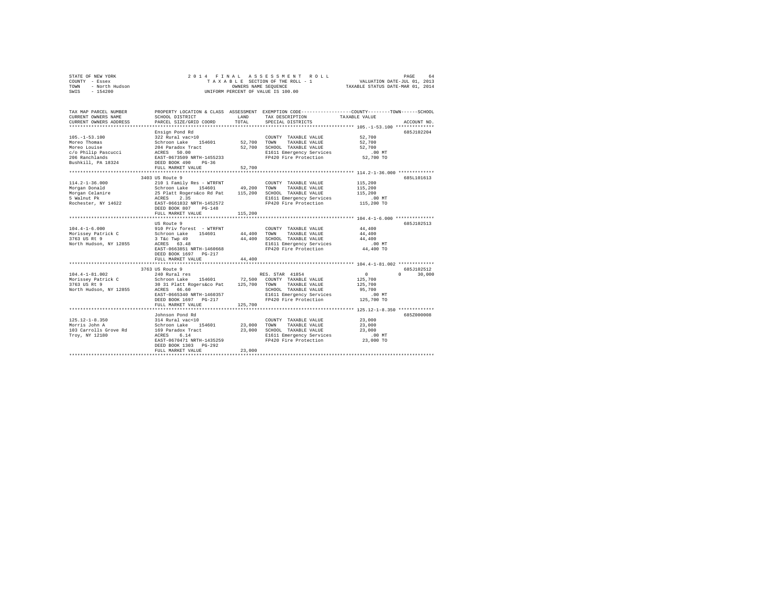STATE OF NEW YORK
COUNTY - Essex
TOWN - North Hudson
SWIS - 154200

2014 FINAL ASSESSMENT ROLL
TAXABLE SECTION OF THE ROLL - 1
OWNERS NAME SEQUENCE
UNIFORM PERCENT OF VALUE IS 100.00

VALUATION DATE-JUL 01, 2013
TAXABLE STATUS DATE-MAR 01, 2014

```
TAX MAP PARCEL NUMBER          PROPERTY LOCATION & CLASS  ASSESSMENT  EXEMPTION CODE------------------COUNTY--------TOWN------SCHOOL
CURRENT OWNERS NAME            SCHOOL DISTRICT              LAND      TAX DESCRIPTION            TAXABLE VALUE
CURRENT OWNERS ADDRESS         PARCEL SIZE/GRID COORD       TOTAL     SPECIAL DISTRICTS                                      ACCOUNT NO.
******************************************************************************************************* 105.-1-53.100 **************
                               Ensign Pond Rd                                                                              685J102204
105.-1-53.100                  322 Rural vac>10                        COUNTY  TAXABLE VALUE          52,700
Moreo Thomas                   Schroon Lake   154601        52,700     TOWN    TAXABLE VALUE          52,700
Moreo Louise                   204 Paradox Tract            52,700     SCHOOL  TAXABLE VALUE          52,700
c/o Philip Pascucci            ACRES  50.00                            E1611 Emergency Services          .00 MT
206 Ranchlands                 EAST-0673509 NRTH-1455233               FP420 Fire Protection          52,700 TO
Bushkill, PA 18324             DEED BOOK 490    PG-36
                               FULL MARKET VALUE            52,700
******************************************************************************************************* 114.2-1-36.000 *************
                          3403 US Route 9                                                                                  685L101613
114.2-1-36.000                 210 1 Family Res - WTRFNT               COUNTY  TAXABLE VALUE         115,200
Morgan Donald                  Schroon Lake   154601        49,200     TOWN    TAXABLE VALUE         115,200
Morgan Celanire                25 Platt Rogers&co Rd Pat   115,200     SCHOOL  TAXABLE VALUE         115,200
5 Walnut Pk                    ACRES   2.35                            E1611 Emergency Services          .00 MT
Rochester, NY 14622            EAST-0661832 NRTH-1452572               FP420 Fire Protection         115,200 TO
                               DEED BOOK 807    PG-148
                               FULL MARKET VALUE           115,200
******************************************************************************************************* 104.4-1-6.000 **************
                               US Route 9                                                                                  685J102513
104.4-1-6.000                  910 Priv forest  - WTRFNT               COUNTY  TAXABLE VALUE          44,400
Morissey Patrick C             Schroon Lake   154601        44,400     TOWN    TAXABLE VALUE          44,400
3763 US Rt 9                   3 T&c Twp 49                 44,400     SCHOOL  TAXABLE VALUE          44,400
North Hudson, NY 12855         ACRES  63.48                            E1611 Emergency Services          .00 MT
                               EAST-0663851 NRTH-1460668               FP420 Fire Protection          44,400 TO
                               DEED BOOK 1697   PG-217
                               FULL MARKET VALUE            44,400
******************************************************************************************************* 104.4-1-81.002 *************
                          3763 US Route 9                                                                                  685J102512
104.4-1-81.002                 240 Rural res                           RES. STAR  41854                    0            0      30,000
Morissey Patrick C             Schroon Lake   154601        72,500     COUNTY  TAXABLE VALUE         125,700
3763 US Rt 9                   30 31 Platt Rogers&co Pat   125,700     TOWN    TAXABLE VALUE         125,700
North Hudson, NY 12855         ACRES  66.60                            SCHOOL  TAXABLE VALUE          95,700
                               EAST-0665340 NRTH-1460357               E1611 Emergency Services          .00 MT
                               DEED BOOK 1697   PG-217                 FP420 Fire Protection         125,700 TO
                               FULL MARKET VALUE           125,700
******************************************************************************************************* 125.12-1-8.350 *************
                               Johnson Pond Rd                                                                             685Z000008
125.12-1-8.350                 314 Rural vac<10                        COUNTY  TAXABLE VALUE          23,000
Morris John A                  Schroon Lake   154601        23,000     TOWN    TAXABLE VALUE          23,000
103 Carrolls Grove Rd          169 Paradox Tract            23,000     SCHOOL  TAXABLE VALUE          23,000
Troy, NY 12180                 ACRES   6.14                            E1611 Emergency Services          .00 MT
                               EAST-0670471 NRTH-1435259               FP420 Fire Protection          23,000 TO
                               DEED BOOK 1303   PG-292
                               FULL MARKET VALUE            23,000
************************************************************************************************************************************
```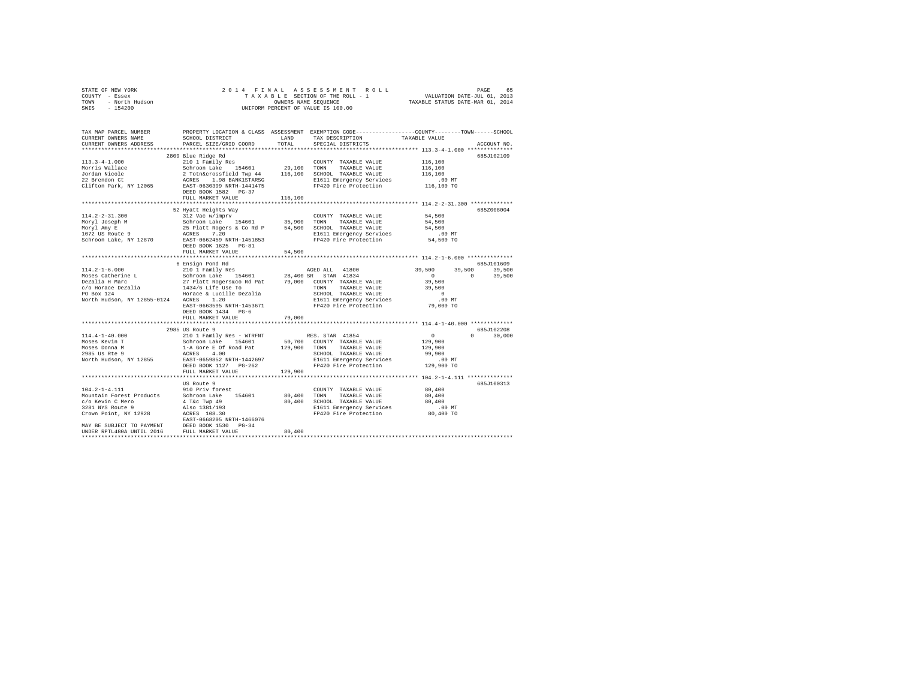```
STATE OF NEW YORK              2 0 1 4   F I N A L   A S S E S S M E N T   R O L L                    PAGE    65
COUNTY  - Essex                  T A X A B L E SECTION OF THE ROLL - 1              VALUATION DATE-JUL 01, 2013
TOWN    - North Hudson                  OWNERS NAME SEQUENCE                   TAXABLE STATUS DATE-MAR 01, 2014
SWIS    - 154200                   UNIFORM PERCENT OF VALUE IS 100.00

TAX MAP PARCEL NUMBER          PROPERTY LOCATION & CLASS  ASSESSMENT  EXEMPTION CODE------------------COUNTY--------TOWN------SCHOOL
CURRENT OWNERS NAME            SCHOOL DISTRICT             LAND      TAX DESCRIPTION            TAXABLE VALUE
CURRENT OWNERS ADDRESS         PARCEL SIZE/GRID COORD      TOTAL     SPECIAL DISTRICTS                                   ACCOUNT NO.
******************************************************************************************************* 113.3-4-1.000 **************
                              2809 Blue Ridge Rd                                                                      685J102109
113.3-4-1.000                 210 1 Family Res                          COUNTY  TAXABLE VALUE          116,100
Morris Wallace                Schroon Lake   154601        29,100   TOWN    TAXABLE VALUE          116,100
Jordan Nicole                 2 Totn&crossfield Twp 44    116,100   SCHOOL  TAXABLE VALUE          116,100
22 Brendon Ct                 ACRES    1.98 BANK1STARSG              E1611 Emergency Services             .00 MT
Clifton Park, NY 12065        EAST-0630399 NRTH-1441475              FP420 Fire Protection           116,100 TO
                              DEED BOOK 1582   PG-37
                              FULL MARKET VALUE           116,100
******************************************************************************************************* 114.2-2-31.300 *************
                              52 Hyatt Heights Way                                                                    685Z008004
114.2-2-31.300                312 Vac w/imprv                           COUNTY  TAXABLE VALUE           54,500
Moryl Joseph M                Schroon Lake   154601        35,900   TOWN    TAXABLE VALUE           54,500
Moryl Amy E                   25 Platt Rogers & Co Rd P    54,500   SCHOOL  TAXABLE VALUE           54,500
1072 US Route 9               ACRES    7.20                          E1611 Emergency Services             .00 MT
Schroon Lake, NY 12870        EAST-0662459 NRTH-1451853              FP420 Fire Protection            54,500 TO
                              DEED BOOK 1625   PG-81
                              FULL MARKET VALUE            54,500
******************************************************************************************************* 114.2-1-6.000 **************
                              6 Ensign Pond Rd                                                                        685J101609
114.2-1-6.000                 210 1 Family Res                   AGED ALL  41800                39,500      39,500      39,500
Moses Catherine L             Schroon Lake   154601        28,400 SR  STAR  41834                    0           0      39,500
DeZalia H Marc                27 Platt Rogers&co Rd Pat    79,000   COUNTY  TAXABLE VALUE           39,500
c/o Horace DeZalia            1434/6 Life Use To                     TOWN    TAXABLE VALUE           39,500
PO Box 124                    Horace & Lucille DeZalia               SCHOOL  TAXABLE VALUE                0
North Hudson, NY 12855-0124   ACRES    1.20                          E1611 Emergency Services             .00 MT
                              EAST-0663595 NRTH-1453671              FP420 Fire Protection            79,000 TO
                              DEED BOOK 1434   PG-6
                              FULL MARKET VALUE            79,000
******************************************************************************************************* 114.4-1-40.000 *************
                              2985 US Route 9                                                                         685J102208
114.4-1-40.000                210 1 Family Res - WTRFNT          RES. STAR 41854                     0           0      30,000
Moses Kevin T                 Schroon Lake   154601        50,700   COUNTY  TAXABLE VALUE          129,900
Moses Donna M                 1-A Gore E Of Road Pat      129,900   TOWN    TAXABLE VALUE          129,900
2985 Us Rte 9                 ACRES    4.00                          SCHOOL  TAXABLE VALUE           99,900
North Hudson, NY 12855        EAST-0659852 NRTH-1442697              E1611 Emergency Services             .00 MT
                              DEED BOOK 1127   PG-262                FP420 Fire Protection           129,900 TO
                              FULL MARKET VALUE           129,900
******************************************************************************************************* 104.2-1-4.111 **************
                              US Route 9                                                                              685J100313
104.2-1-4.111                 910 Priv forest                           COUNTY  TAXABLE VALUE           80,400
Mountain Forest Products      Schroon Lake   154601        80,400   TOWN    TAXABLE VALUE           80,400
c/o Kevin C Mero              4 T&c Twp 49                 80,400   SCHOOL  TAXABLE VALUE           80,400
3281 NYS Route 9              Also 1381/193                          E1611 Emergency Services             .00 MT
Crown Point, NY 12928         ACRES  108.30                          FP420 Fire Protection            80,400 TO
                              EAST-0668205 NRTH-1466076
MAY BE SUBJECT TO PAYMENT     DEED BOOK 1530   PG-34
UNDER RPTL480A UNTIL 2016     FULL MARKET VALUE            80,400
************************************************************************************************************************************
```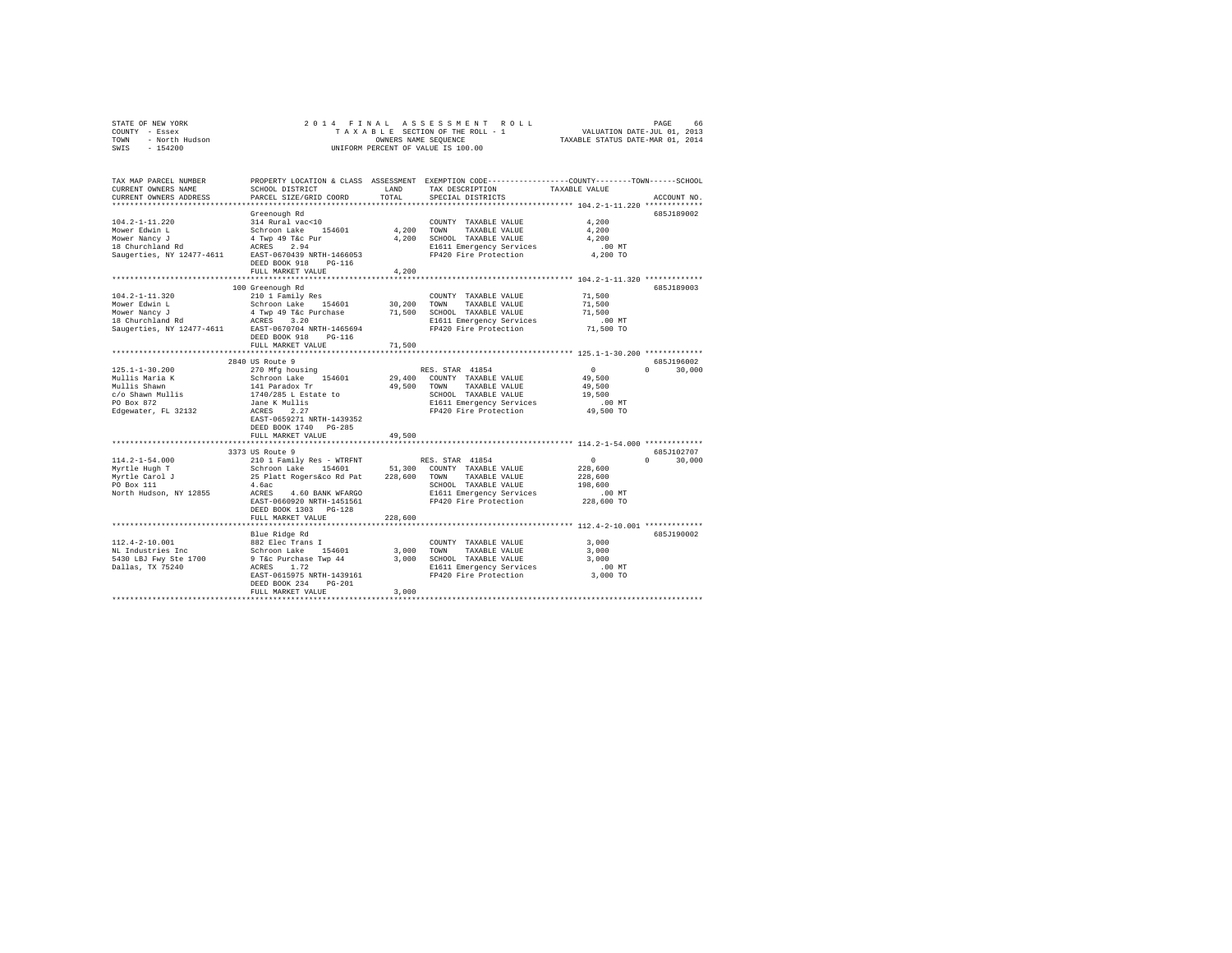STATE OF NEW YORK
COUNTY - Essex
TOWN - North Hudson
SWIS - 154200

2014 FINAL ASSESSMENT ROLL
TAXABLE SECTION OF THE ROLL - 1
OWNERS NAME SEQUENCE
UNIFORM PERCENT OF VALUE IS 100.00

VALUATION DATE-JUL 01, 2013
TAXABLE STATUS DATE-MAR 01, 2014

```
TAX MAP PARCEL NUMBER          PROPERTY LOCATION & CLASS  ASSESSMENT  EXEMPTION CODE-----------------COUNTY--------TOWN------SCHOOL
CURRENT OWNERS NAME            SCHOOL DISTRICT              LAND      TAX DESCRIPTION                 TAXABLE VALUE
CURRENT OWNERS ADDRESS         PARCEL SIZE/GRID COORD       TOTAL     SPECIAL DISTRICTS                                     ACCOUNT NO.
******************************************************************************************************* 104.2-1-11.220 *************
                               Greenough Rd                                                                              685J189002
104.2-1-11.220                 314 Rural vac<10                       COUNTY  TAXABLE VALUE              4,200
Mower Edwin L                  Schroon Lake   154601        4,200     TOWN    TAXABLE VALUE              4,200
Mower Nancy J                  4 Twp 49 T&c Pur             4,200     SCHOOL  TAXABLE VALUE              4,200
18 Churchland Rd               ACRES    2.94                          E1611 Emergency Services            .00 MT
Saugerties, NY 12477-4611      EAST-0670439 NRTH-1466053              FP420 Fire Protection             4,200 TO
                               DEED BOOK 918    PG-116
                               FULL MARKET VALUE            4,200
******************************************************************************************************* 104.2-1-11.320 *************
                               100 Greenough Rd                                                                          685J189003
104.2-1-11.320                 210 1 Family Res                       COUNTY  TAXABLE VALUE             71,500
Mower Edwin L                  Schroon Lake   154601       30,200     TOWN    TAXABLE VALUE             71,500
Mower Nancy J                  4 Twp 49 T&c Purchase       71,500     SCHOOL  TAXABLE VALUE             71,500
18 Churchland Rd               ACRES    3.20                          E1611 Emergency Services            .00 MT
Saugerties, NY 12477-4611      EAST-0670704 NRTH-1465694              FP420 Fire Protection            71,500 TO
                               DEED BOOK 918    PG-116
                               FULL MARKET VALUE           71,500
******************************************************************************************************* 125.1-1-30.200 *************
                               2840 US Route 9                                                                           685J196002
125.1-1-30.200                 270 Mfg housing                        RES. STAR  41854                      0         0      30,000
Mullis Maria K                 Schroon Lake   154601       29,400     COUNTY  TAXABLE VALUE             49,500
Mullis Shawn                   141 Paradox Tr              49,500     TOWN    TAXABLE VALUE             49,500
c/o Shawn Mullis               1740/285 L Estate to                   SCHOOL  TAXABLE VALUE             19,500
PO Box 872                     Jane K Mullis                          E1611 Emergency Services            .00 MT
Edgewater, FL 32132            ACRES    2.27                          FP420 Fire Protection            49,500 TO
                               EAST-0659271 NRTH-1439352
                               DEED BOOK 1740   PG-285
                               FULL MARKET VALUE           49,500
******************************************************************************************************* 114.2-1-54.000 *************
                               3373 US Route 9                                                                           685J102707
114.2-1-54.000                 210 1 Family Res - WTRFNT              RES. STAR  41854                      0         0      30,000
Myrtle Hugh T                  Schroon Lake   154601       51,300     COUNTY  TAXABLE VALUE            228,600
Myrtle Carol J                 25 Platt Rogers&co Rd Pat  228,600     TOWN    TAXABLE VALUE            228,600
PO Box 111                     4.6ac                                  SCHOOL  TAXABLE VALUE            198,600
North Hudson, NY 12855         ACRES    4.60 BANK WFARGO              E1611 Emergency Services            .00 MT
                               EAST-0660920 NRTH-1451561              FP420 Fire Protection           228,600 TO
                               DEED BOOK 1303   PG-128
                               FULL MARKET VALUE          228,600
******************************************************************************************************* 112.4-2-10.001 *************
                               Blue Ridge Rd                                                                             685J190002
112.4-2-10.001                 882 Elec Trans I                       COUNTY  TAXABLE VALUE              3,000
NL Industries Inc              Schroon Lake   154601        3,000     TOWN    TAXABLE VALUE              3,000
5430 LBJ Fwy Ste 1700          9 T&c Purchase Twp 44        3,000     SCHOOL  TAXABLE VALUE              3,000
Dallas, TX 75240               ACRES    1.72                          E1611 Emergency Services            .00 MT
                               EAST-0615975 NRTH-1439161              FP420 Fire Protection             3,000 TO
                               DEED BOOK 234    PG-201
                               FULL MARKET VALUE            3,000
************************************************************************************************************************************
```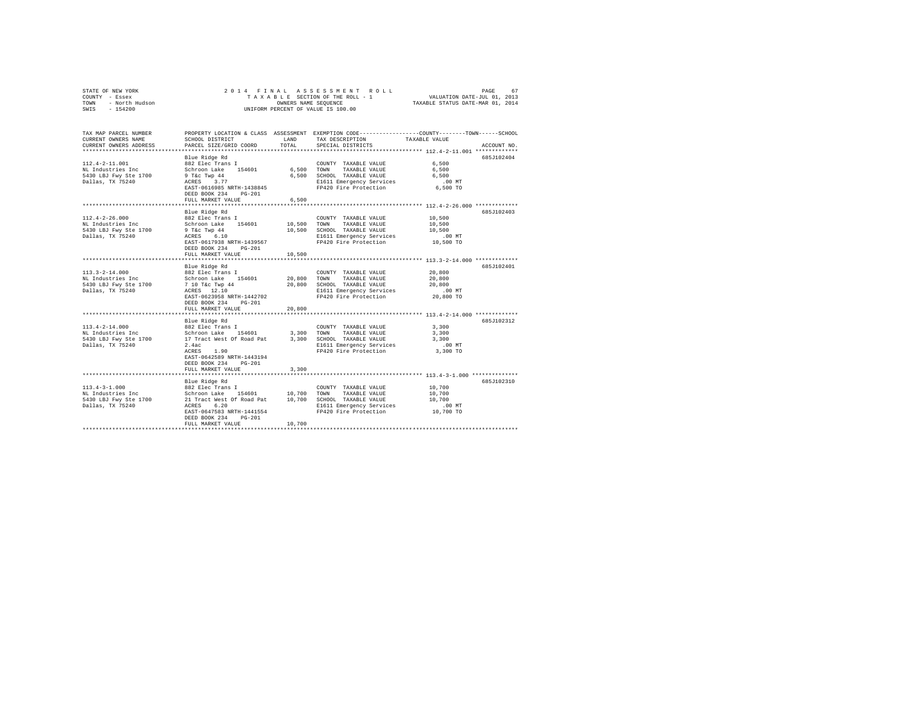STATE OF NEW YORK — 2014 FINAL ASSESSMENT ROLL
COUNTY - Essex — TAXABLE SECTION OF THE ROLL - 1 — VALUATION DATE-JUL 01, 2013
TOWN - North Hudson — OWNERS NAME SEQUENCE — TAXABLE STATUS DATE-MAR 01, 2014
SWIS - 154200 — UNIFORM PERCENT OF VALUE IS 100.00

| TAX MAP PARCEL NUMBER / CURRENT OWNERS NAME / CURRENT OWNERS ADDRESS | PROPERTY LOCATION & CLASS / SCHOOL DISTRICT / PARCEL SIZE/GRID COORD | ASSESSMENT LAND | TOTAL | EXEMPTION CODE / TAX DESCRIPTION / SPECIAL DISTRICTS | COUNTY--------TOWN------SCHOOL TAXABLE VALUE | ACCOUNT NO. |
|---|---|---|---|---|---|---|
| 112.4-2-11.001 | Blue Ridge Rd | | | | | 685J102404 |
| NL Industries Inc | 882 Elec Trans I | | | COUNTY TAXABLE VALUE | 6,500 | |
| 5430 LBJ Fwy Ste 1700 | Schroon Lake 154601 | 6,500 | | TOWN TAXABLE VALUE | 6,500 | |
| Dallas, TX 75240 | 9 T&c Twp 44 | | 6,500 | SCHOOL TAXABLE VALUE | 6,500 | |
| | ACRES 3.77 | | | E1611 Emergency Services | .00 MT | |
| | EAST-0616985 NRTH-1438845 | | | FP420 Fire Protection | 6,500 TO | |
| | DEED BOOK 234 PG-201 | | | | | |
| | FULL MARKET VALUE | | 6,500 | | | |
| 112.4-2-26.000 | Blue Ridge Rd | | | | | 685J102403 |
| NL Industries Inc | 882 Elec Trans I | | | COUNTY TAXABLE VALUE | 10,500 | |
| 5430 LBJ Fwy Ste 1700 | Schroon Lake 154601 | 10,500 | | TOWN TAXABLE VALUE | 10,500 | |
| Dallas, TX 75240 | 9 T&c Twp 44 | | 10,500 | SCHOOL TAXABLE VALUE | 10,500 | |
| | ACRES 6.10 | | | E1611 Emergency Services | .00 MT | |
| | EAST-0617938 NRTH-1439567 | | | FP420 Fire Protection | 10,500 TO | |
| | DEED BOOK 234 PG-201 | | | | | |
| | FULL MARKET VALUE | | 10,500 | | | |
| 113.3-2-14.000 | Blue Ridge Rd | | | | | 685J102401 |
| NL Industries Inc | 882 Elec Trans I | | | COUNTY TAXABLE VALUE | 20,800 | |
| 5430 LBJ Fwy Ste 1700 | Schroon Lake 154601 | 20,800 | | TOWN TAXABLE VALUE | 20,800 | |
| Dallas, TX 75240 | 7 10 T&c Twp 44 | | 20,800 | SCHOOL TAXABLE VALUE | 20,800 | |
| | ACRES 12.10 | | | E1611 Emergency Services | .00 MT | |
| | EAST-0623958 NRTH-1442702 | | | FP420 Fire Protection | 20,800 TO | |
| | DEED BOOK 234 PG-201 | | | | | |
| | FULL MARKET VALUE | | 20,800 | | | |
| 113.4-2-14.000 | Blue Ridge Rd | | | | | 685J102312 |
| NL Industries Inc | 882 Elec Trans I | | | COUNTY TAXABLE VALUE | 3,300 | |
| 5430 LBJ Fwy Ste 1700 | Schroon Lake 154601 | 3,300 | | TOWN TAXABLE VALUE | 3,300 | |
| Dallas, TX 75240 | 17 Tract West Of Road Pat | | 3,300 | SCHOOL TAXABLE VALUE | 3,300 | |
| | 2.4ac | | | E1611 Emergency Services | .00 MT | |
| | ACRES 1.90 | | | FP420 Fire Protection | 3,300 TO | |
| | EAST-0642589 NRTH-1443194 | | | | | |
| | DEED BOOK 234 PG-201 | | | | | |
| | FULL MARKET VALUE | | 3,300 | | | |
| 113.4-3-1.000 | Blue Ridge Rd | | | | | 685J102310 |
| NL Industries Inc | 882 Elec Trans I | | | COUNTY TAXABLE VALUE | 10,700 | |
| 5430 LBJ Fwy Ste 1700 | Schroon Lake 154601 | 10,700 | | TOWN TAXABLE VALUE | 10,700 | |
| Dallas, TX 75240 | 21 Tract West Of Road Pat | | 10,700 | SCHOOL TAXABLE VALUE | 10,700 | |
| | ACRES 6.20 | | | E1611 Emergency Services | .00 MT | |
| | EAST-0647583 NRTH-1441554 | | | FP420 Fire Protection | 10,700 TO | |
| | DEED BOOK 234 PG-201 | | | | | |
| | FULL MARKET VALUE | | 10,700 | | | |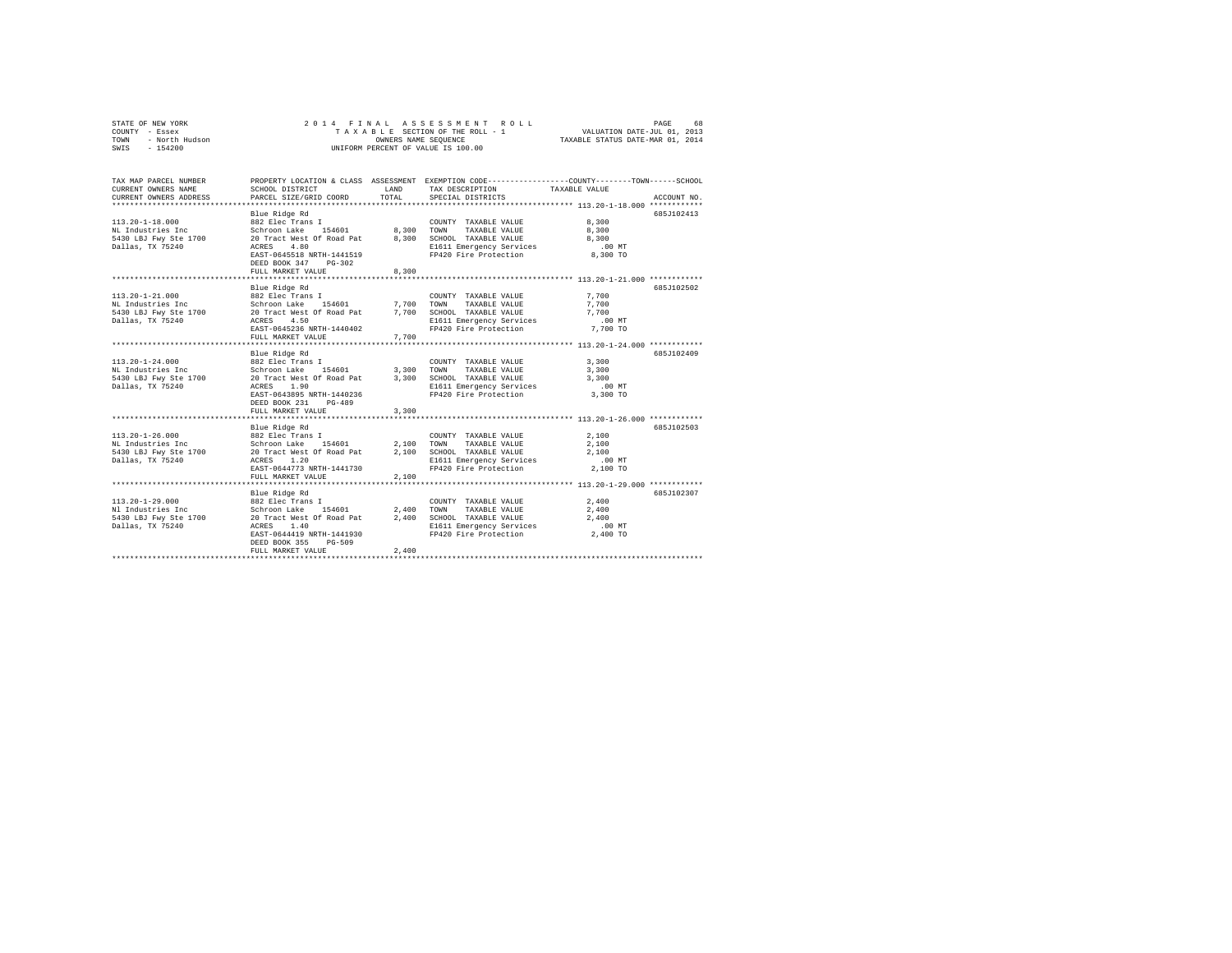STATE OF NEW YORK
COUNTY - Essex
TOWN - North Hudson
SWIS - 154200

2014 FINAL ASSESSMENT ROLL
TAXABLE SECTION OF THE ROLL - 1
OWNERS NAME SEQUENCE
UNIFORM PERCENT OF VALUE IS 100.00

VALUATION DATE-JUL 01, 2013
TAXABLE STATUS DATE-MAR 01, 2014

| TAX MAP PARCEL NUMBER / CURRENT OWNERS NAME / CURRENT OWNERS ADDRESS | PROPERTY LOCATION & CLASS / SCHOOL DISTRICT / PARCEL SIZE/GRID COORD | ASSESSMENT LAND / TOTAL | EXEMPTION CODE / TAX DESCRIPTION / SPECIAL DISTRICTS | COUNTY / TOWN / SCHOOL TAXABLE VALUE | ACCOUNT NO. |
|---|---|---|---|---|---|
| 113.20-1-18.000 | Blue Ridge Rd | | | | 685J102413 |
| NL Industries Inc | 882 Elec Trans I | | COUNTY TAXABLE VALUE | 8,300 | |
| 5430 LBJ Fwy Ste 1700 | Schroon Lake 154601 | 8,300 | TOWN TAXABLE VALUE | 8,300 | |
| Dallas, TX 75240 | 20 Tract West Of Road Pat | 8,300 | SCHOOL TAXABLE VALUE | 8,300 | |
| | ACRES 4.80 | | E1611 Emergency Services | .00 MT | |
| | EAST-0645518 NRTH-1441519 | | FP420 Fire Protection | 8,300 TO | |
| | DEED BOOK 347 PG-302 | | | | |
| | FULL MARKET VALUE | 8,300 | | | |
| 113.20-1-21.000 | Blue Ridge Rd | | | | 685J102502 |
| NL Industries Inc | 882 Elec Trans I | | COUNTY TAXABLE VALUE | 7,700 | |
| 5430 LBJ Fwy Ste 1700 | Schroon Lake 154601 | 7,700 | TOWN TAXABLE VALUE | 7,700 | |
| Dallas, TX 75240 | 20 Tract West Of Road Pat | 7,700 | SCHOOL TAXABLE VALUE | 7,700 | |
| | ACRES 4.50 | | E1611 Emergency Services | .00 MT | |
| | EAST-0645236 NRTH-1440402 | | FP420 Fire Protection | 7,700 TO | |
| | FULL MARKET VALUE | 7,700 | | | |
| 113.20-1-24.000 | Blue Ridge Rd | | | | 685J102409 |
| NL Industries Inc | 882 Elec Trans I | | COUNTY TAXABLE VALUE | 3,300 | |
| 5430 LBJ Fwy Ste 1700 | Schroon Lake 154601 | 3,300 | TOWN TAXABLE VALUE | 3,300 | |
| Dallas, TX 75240 | 20 Tract West Of Road Pat | 3,300 | SCHOOL TAXABLE VALUE | 3,300 | |
| | ACRES 1.90 | | E1611 Emergency Services | .00 MT | |
| | EAST-0643895 NRTH-1440236 | | FP420 Fire Protection | 3,300 TO | |
| | DEED BOOK 231 PG-489 | | | | |
| | FULL MARKET VALUE | 3,300 | | | |
| 113.20-1-26.000 | Blue Ridge Rd | | | | 685J102503 |
| NL Industries Inc | 882 Elec Trans I | | COUNTY TAXABLE VALUE | 2,100 | |
| 5430 LBJ Fwy Ste 1700 | Schroon Lake 154601 | 2,100 | TOWN TAXABLE VALUE | 2,100 | |
| Dallas, TX 75240 | 20 Tract West Of Road Pat | 2,100 | SCHOOL TAXABLE VALUE | 2,100 | |
| | ACRES 1.20 | | E1611 Emergency Services | .00 MT | |
| | EAST-0644773 NRTH-1441730 | | FP420 Fire Protection | 2,100 TO | |
| | FULL MARKET VALUE | 2,100 | | | |
| 113.20-1-29.000 | Blue Ridge Rd | | | | 685J102307 |
| Nl Industries Inc | 882 Elec Trans I | | COUNTY TAXABLE VALUE | 2,400 | |
| 5430 LBJ Fwy Ste 1700 | Schroon Lake 154601 | 2,400 | TOWN TAXABLE VALUE | 2,400 | |
| Dallas, TX 75240 | 20 Tract West Of Road Pat | 2,400 | SCHOOL TAXABLE VALUE | 2,400 | |
| | ACRES 1.40 | | E1611 Emergency Services | .00 MT | |
| | EAST-0644419 NRTH-1441930 | | FP420 Fire Protection | 2,400 TO | |
| | DEED BOOK 355 PG-509 | | | | |
| | FULL MARKET VALUE | 2,400 | | | |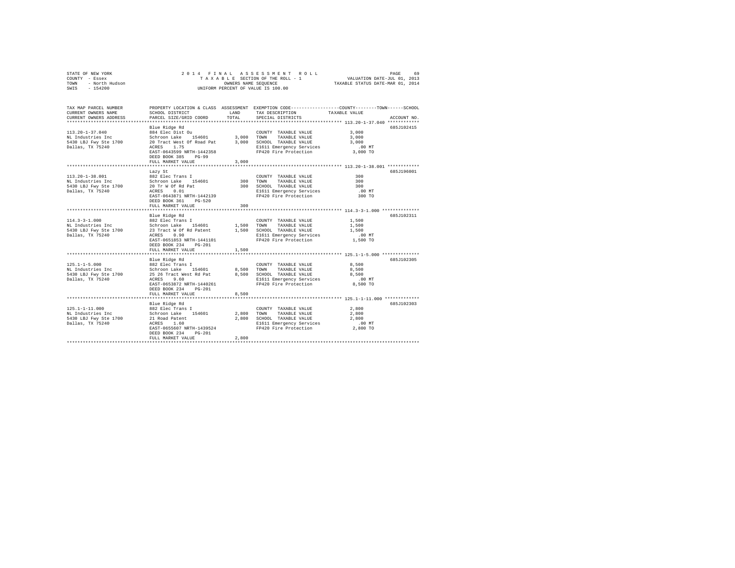STATE OF NEW YORK
COUNTY - Essex
TOWN - North Hudson
SWIS - 154200

2014 FINAL ASSESSMENT ROLL
TAXABLE SECTION OF THE ROLL - 1
OWNERS NAME SEQUENCE
UNIFORM PERCENT OF VALUE IS 100.00

VALUATION DATE-JUL 01, 2013
TAXABLE STATUS DATE-MAR 01, 2014

| TAX MAP PARCEL NUMBER / CURRENT OWNERS NAME / CURRENT OWNERS ADDRESS | PROPERTY LOCATION & CLASS / SCHOOL DISTRICT / PARCEL SIZE/GRID COORD | ASSESSMENT LAND / TOTAL | EXEMPTION CODE / TAX DESCRIPTION / SPECIAL DISTRICTS | TAXABLE VALUE (COUNTY / TOWN / SCHOOL) | ACCOUNT NO. |
|---|---|---|---|---|---|
| 113.20-1-37.040 | Blue Ridge Rd | | | | 685J102415 |
| | 884 Elec Dist Ou | | COUNTY TAXABLE VALUE | 3,000 | |
| NL Industries Inc | Schroon Lake 154601 | 3,000 | TOWN TAXABLE VALUE | 3,000 | |
| 5430 LBJ Fwy Ste 1700 | 20 Tract West Of Road Pat | 3,000 | SCHOOL TAXABLE VALUE | 3,000 | |
| Dallas, TX 75240 | ACRES 1.75 | | E1611 Emergency Services | .00 MT | |
| | EAST-0643599 NRTH-1442358 | | FP420 Fire Protection | 3,000 TO | |
| | DEED BOOK 385 PG-99 | | | | |
| | FULL MARKET VALUE | 3,000 | | | |
| 113.20-1-38.001 | Lazy St | | | | 685J196001 |
| | 882 Elec Trans I | | COUNTY TAXABLE VALUE | 300 | |
| NL Industries Inc | Schroon Lake 154601 | 300 | TOWN TAXABLE VALUE | 300 | |
| 5430 LBJ Fwy Ste 1700 | 20 Tr W Of Rd Pat | 300 | SCHOOL TAXABLE VALUE | 300 | |
| Dallas, TX 75240 | ACRES 0.01 | | E1611 Emergency Services | .00 MT | |
| | EAST-0643871 NRTH-1442139 | | FP420 Fire Protection | 300 TO | |
| | DEED BOOK 361 PG-520 | | | | |
| | FULL MARKET VALUE | 300 | | | |
| 114.3-3-1.000 | Blue Ridge Rd | | | | 685J102311 |
| | 882 Elec Trans I | | COUNTY TAXABLE VALUE | 1,500 | |
| NL Industries Inc | Schroon Lake 154601 | 1,500 | TOWN TAXABLE VALUE | 1,500 | |
| 5430 LBJ Fwy Ste 1700 | 23 Tract W Of Rd Patent | 1,500 | SCHOOL TAXABLE VALUE | 1,500 | |
| Dallas, TX 75240 | ACRES 0.90 | | E1611 Emergency Services | .00 MT | |
| | EAST-0651853 NRTH-1441101 | | FP420 Fire Protection | 1,500 TO | |
| | DEED BOOK 234 PG-201 | | | | |
| | FULL MARKET VALUE | 1,500 | | | |
| 125.1-1-5.000 | Blue Ridge Rd | | | | 685J102305 |
| | 882 Elec Trans I | | COUNTY TAXABLE VALUE | 8,500 | |
| NL Industries Inc | Schroon Lake 154601 | 8,500 | TOWN TAXABLE VALUE | 8,500 | |
| 5430 LBJ Fwy Ste 1700 | 25 26 Tract West Rd Pat | 8,500 | SCHOOL TAXABLE VALUE | 8,500 | |
| Dallas, TX 75240 | ACRES 9.60 | | E1611 Emergency Services | .00 MT | |
| | EAST-0653872 NRTH-1440261 | | FP420 Fire Protection | 8,500 TO | |
| | DEED BOOK 234 PG-201 | | | | |
| | FULL MARKET VALUE | 8,500 | | | |
| 125.1-1-11.000 | Blue Ridge Rd | | | | 685J102303 |
| | 882 Elec Trans I | | COUNTY TAXABLE VALUE | 2,800 | |
| NL Industries Inc | Schroon Lake 154601 | 2,800 | TOWN TAXABLE VALUE | 2,800 | |
| 5430 LBJ Fwy Ste 1700 | 21 Road Patent | 2,800 | SCHOOL TAXABLE VALUE | 2,800 | |
| Dallas, TX 75240 | ACRES 1.60 | | E1611 Emergency Services | .00 MT | |
| | EAST-0655607 NRTH-1439524 | | FP420 Fire Protection | 2,800 TO | |
| | DEED BOOK 234 PG-201 | | | | |
| | FULL MARKET VALUE | 2,800 | | | |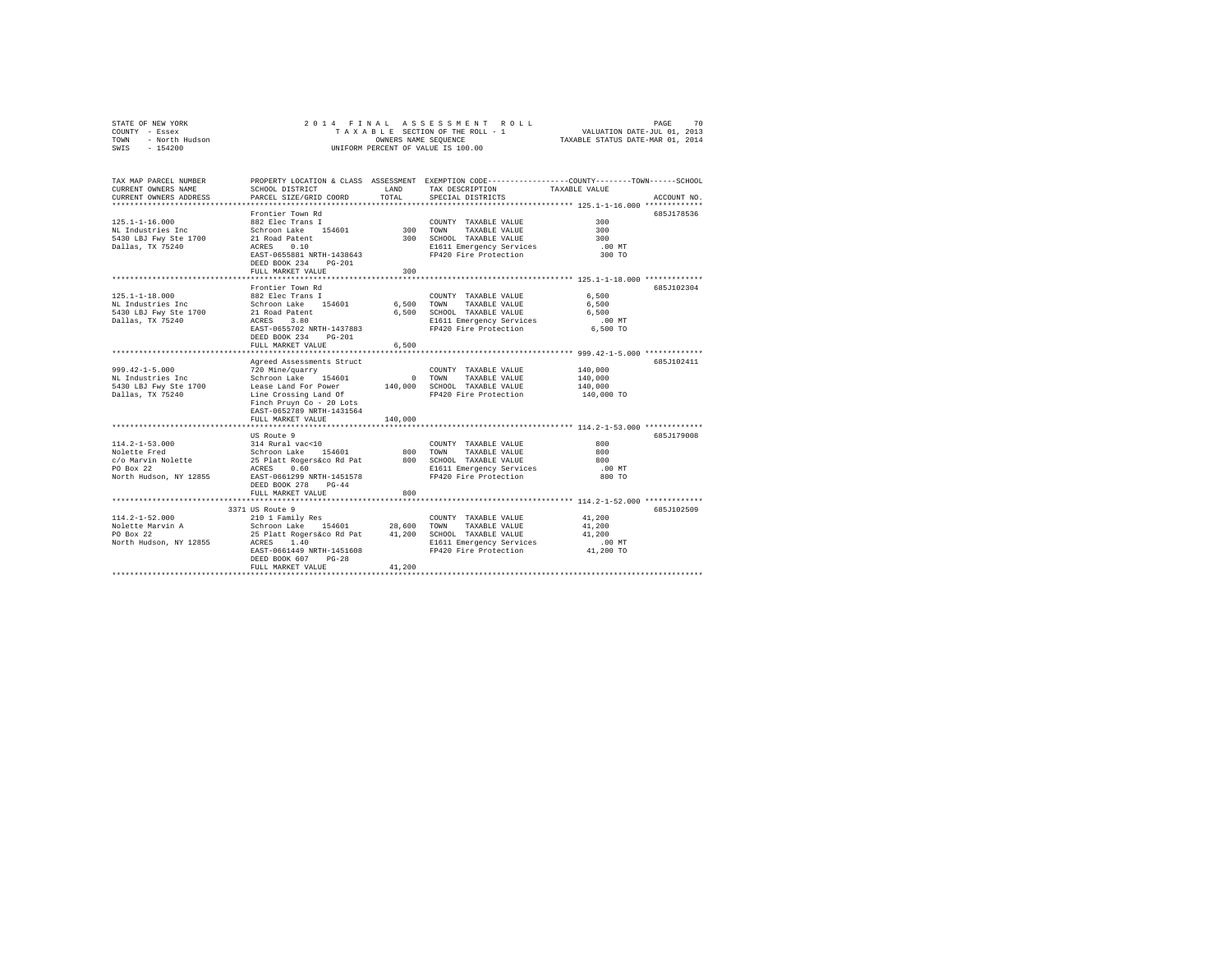STATE OF NEW YORK · COUNTY - Essex · TOWN - North Hudson · SWIS - 154200

2014 FINAL ASSESSMENT ROLL
TAXABLE SECTION OF THE ROLL - 1
OWNERS NAME SEQUENCE
UNIFORM PERCENT OF VALUE IS 100.00

VALUATION DATE-JUL 01, 2013
TAXABLE STATUS DATE-MAR 01, 2014

| TAX MAP PARCEL NUMBER / CURRENT OWNERS NAME / CURRENT OWNERS ADDRESS | PROPERTY LOCATION & CLASS / SCHOOL DISTRICT / PARCEL SIZE/GRID COORD | ASSESSMENT LAND | ASSESSMENT TOTAL | EXEMPTION CODE / TAX DESCRIPTION / SPECIAL DISTRICTS | TAXABLE VALUE (COUNTY--TOWN--SCHOOL) | ACCOUNT NO. |
|---|---|---|---|---|---|---|
| 125.1-1-16.000 | Frontier Town Rd | | | | | 685J178536 |
| NL Industries Inc | 882 Elec Trans I | | | COUNTY TAXABLE VALUE | 300 | |
| 5430 LBJ Fwy Ste 1700 | Schroon Lake 154601 | 300 | | TOWN TAXABLE VALUE | 300 | |
| Dallas, TX 75240 | 21 Road Patent | | 300 | SCHOOL TAXABLE VALUE | 300 | |
| | ACRES 0.10 | | | E1611 Emergency Services | .00 MT | |
| | EAST-0655881 NRTH-1438643 | | | FP420 Fire Protection | 300 TO | |
| | DEED BOOK 234 PG-201 | | | | | |
| | FULL MARKET VALUE | | 300 | | | |
| 125.1-1-18.000 | Frontier Town Rd | | | | | 685J102304 |
| NL Industries Inc | 882 Elec Trans I | | | COUNTY TAXABLE VALUE | 6,500 | |
| 5430 LBJ Fwy Ste 1700 | Schroon Lake 154601 | 6,500 | | TOWN TAXABLE VALUE | 6,500 | |
| Dallas, TX 75240 | 21 Road Patent | | 6,500 | SCHOOL TAXABLE VALUE | 6,500 | |
| | ACRES 3.80 | | | E1611 Emergency Services | .00 MT | |
| | EAST-0655702 NRTH-1437883 | | | FP420 Fire Protection | 6,500 TO | |
| | DEED BOOK 234 PG-201 | | | | | |
| | FULL MARKET VALUE | | 6,500 | | | |
| 999.42-1-5.000 | Agreed Assessments Struct | | | | | 685J102411 |
| NL Industries Inc | 720 Mine/quarry | | | COUNTY TAXABLE VALUE | 140,000 | |
| 5430 LBJ Fwy Ste 1700 | Schroon Lake 154601 | 0 | | TOWN TAXABLE VALUE | 140,000 | |
| Dallas, TX 75240 | Lease Land For Power | | 140,000 | SCHOOL TAXABLE VALUE | 140,000 | |
| | Line Crossing Land Of | | | FP420 Fire Protection | 140,000 TO | |
| | Finch Pruyn Co - 20 Lots | | | | | |
| | EAST-0652789 NRTH-1431564 | | | | | |
| | FULL MARKET VALUE | | 140,000 | | | |
| 114.2-1-53.000 | US Route 9 | | | | | 685J179008 |
| Nolette Fred | 314 Rural vac<10 | | | COUNTY TAXABLE VALUE | 800 | |
| c/o Marvin Nolette | Schroon Lake 154601 | 800 | | TOWN TAXABLE VALUE | 800 | |
| PO Box 22 | 25 Platt Rogers&co Rd Pat | | 800 | SCHOOL TAXABLE VALUE | 800 | |
| North Hudson, NY 12855 | ACRES 0.60 | | | E1611 Emergency Services | .00 MT | |
| | EAST-0661299 NRTH-1451578 | | | FP420 Fire Protection | 800 TO | |
| | DEED BOOK 278 PG-44 | | | | | |
| | FULL MARKET VALUE | | 800 | | | |
| 114.2-1-52.000 | 3371 US Route 9 | | | | | 685J102509 |
| Nolette Marvin A | 210 1 Family Res | | | COUNTY TAXABLE VALUE | 41,200 | |
| PO Box 22 | Schroon Lake 154601 | 28,600 | | TOWN TAXABLE VALUE | 41,200 | |
| North Hudson, NY 12855 | 25 Platt Rogers&co Rd Pat | | 41,200 | SCHOOL TAXABLE VALUE | 41,200 | |
| | ACRES 1.40 | | | E1611 Emergency Services | .00 MT | |
| | EAST-0661449 NRTH-1451608 | | | FP420 Fire Protection | 41,200 TO | |
| | DEED BOOK 607 PG-28 | | | | | |
| | FULL MARKET VALUE | | 41,200 | | | |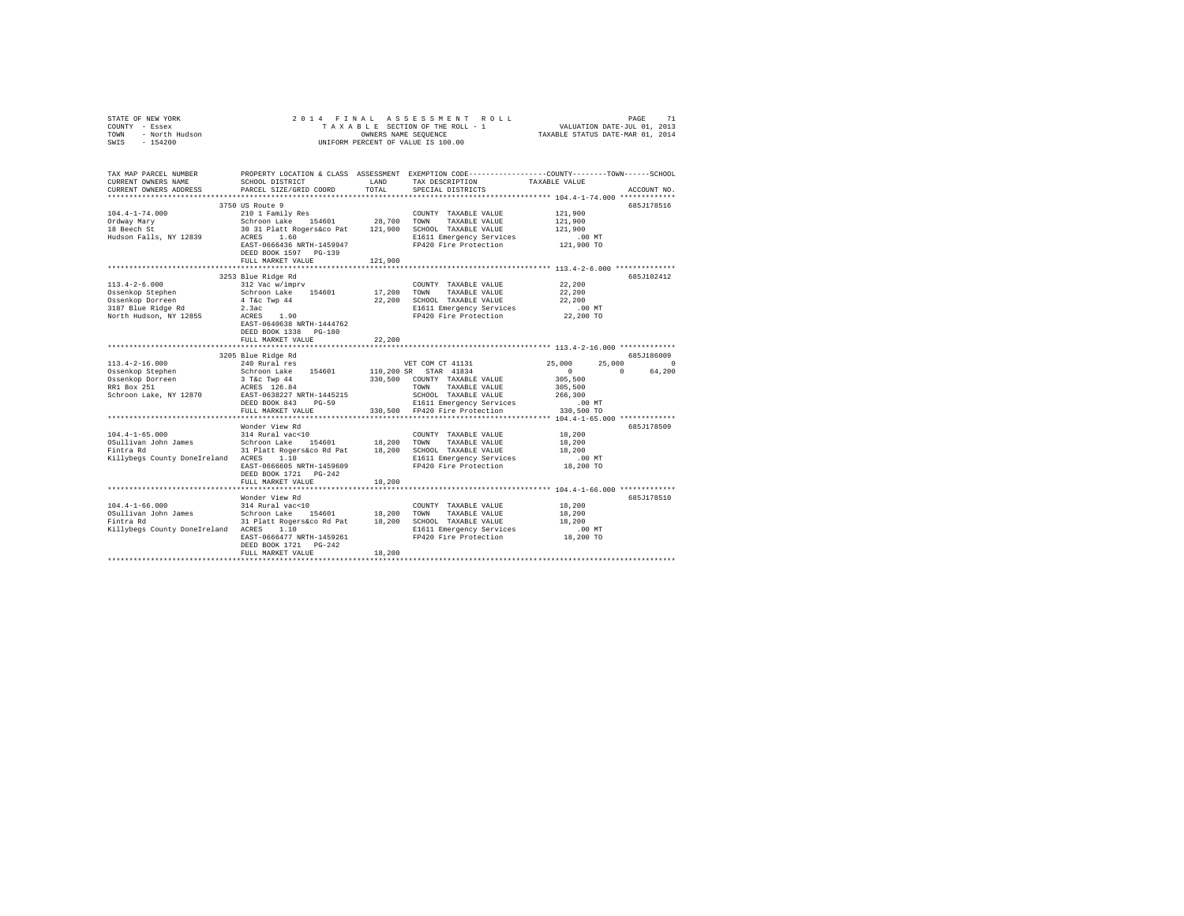STATE OF NEW YORK
COUNTY - Essex
TOWN - North Hudson
SWIS - 154200

2014 FINAL ASSESSMENT ROLL
TAXABLE SECTION OF THE ROLL - 1
OWNERS NAME SEQUENCE
UNIFORM PERCENT OF VALUE IS 100.00

VALUATION DATE-JUL 01, 2013
TAXABLE STATUS DATE-MAR 01, 2014

```
TAX MAP PARCEL NUMBER          PROPERTY LOCATION & CLASS  ASSESSMENT  EXEMPTION CODE-----------------COUNTY--------TOWN------SCHOOL
CURRENT OWNERS NAME            SCHOOL DISTRICT              LAND      TAX DESCRIPTION            TAXABLE VALUE
CURRENT OWNERS ADDRESS         PARCEL SIZE/GRID COORD       TOTAL     SPECIAL DISTRICTS                                    ACCOUNT NO.
************************************************************************************************* 104.4-1-74.000 *************
                               3750 US Route 9                                                                            685J178516
104.4-1-74.000                 210 1 Family Res                       COUNTY  TAXABLE VALUE          121,900
Ordway Mary                    Schroon Lake    154601       28,700    TOWN    TAXABLE VALUE          121,900
18 Beech St                    30 31 Platt Rogers&co Pat   121,900    SCHOOL  TAXABLE VALUE          121,900
Hudson Falls, NY 12839         ACRES    1.60                          E1611 Emergency Services            .00 MT
                               EAST-0666436 NRTH-1459947              FP420 Fire Protection          121,900 TO
                               DEED BOOK 1597   PG-139
                               FULL MARKET VALUE           121,900
************************************************************************************************* 113.4-2-6.000 **************
                               3253 Blue Ridge Rd                                                                         685J102412
113.4-2-6.000                  312 Vac w/imprv                        COUNTY  TAXABLE VALUE           22,200
Ossenkop Stephen               Schroon Lake    154601       17,200    TOWN    TAXABLE VALUE           22,200
Ossenkop Dorreen               4 T&c Twp 44                 22,200    SCHOOL  TAXABLE VALUE           22,200
3187 Blue Ridge Rd             2.3ac                                  E1611 Emergency Services            .00 MT
North Hudson, NY 12855         ACRES    1.90                          FP420 Fire Protection           22,200 TO
                               EAST-0640638 NRTH-1444762
                               DEED BOOK 1338   PG-180
                               FULL MARKET VALUE            22,200
************************************************************************************************* 113.4-2-16.000 *************
                               3205 Blue Ridge Rd                                                                         685J186009
113.4-2-16.000                 240 Rural res                          VET COM CT 41131         25,000      25,000           0
Ossenkop Stephen               Schroon Lake    154601      110,200 SR  STAR 41834                   0           0      64,200
Ossenkop Dorreen               3 T&c Twp 44                330,500    COUNTY  TAXABLE VALUE          305,500
RR1 Box 251                    ACRES  126.84                          TOWN    TAXABLE VALUE          305,500
Schroon Lake, NY 12870         EAST-0638227 NRTH-1445215              SCHOOL  TAXABLE VALUE          266,300
                               DEED BOOK 843    PG-59                 E1611 Emergency Services            .00 MT
                               FULL MARKET VALUE           330,500    FP420 Fire Protection          330,500 TO
************************************************************************************************* 104.4-1-65.000 *************
                               Wonder View Rd                                                                             685J178509
104.4-1-65.000                 314 Rural vac<10                       COUNTY  TAXABLE VALUE           18,200
OSullivan John James           Schroon Lake    154601       18,200    TOWN    TAXABLE VALUE           18,200
Fintra Rd                      31 Platt Rogers&co Rd Pat    18,200    SCHOOL  TAXABLE VALUE           18,200
Killybegs County DoneIreland   ACRES    1.10                          E1611 Emergency Services            .00 MT
                               EAST-0666605 NRTH-1459609              FP420 Fire Protection           18,200 TO
                               DEED BOOK 1721   PG-242
                               FULL MARKET VALUE            18,200
************************************************************************************************* 104.4-1-66.000 *************
                               Wonder View Rd                                                                             685J178510
104.4-1-66.000                 314 Rural vac<10                       COUNTY  TAXABLE VALUE           18,200
OSullivan John James           Schroon Lake    154601       18,200    TOWN    TAXABLE VALUE           18,200
Fintra Rd                      31 Platt Rogers&co Rd Pat    18,200    SCHOOL  TAXABLE VALUE           18,200
Killybegs County DoneIreland   ACRES    1.10                          E1611 Emergency Services            .00 MT
                               EAST-0666477 NRTH-1459261              FP420 Fire Protection           18,200 TO
                               DEED BOOK 1721   PG-242
                               FULL MARKET VALUE            18,200
******************************************************************************************************************************
```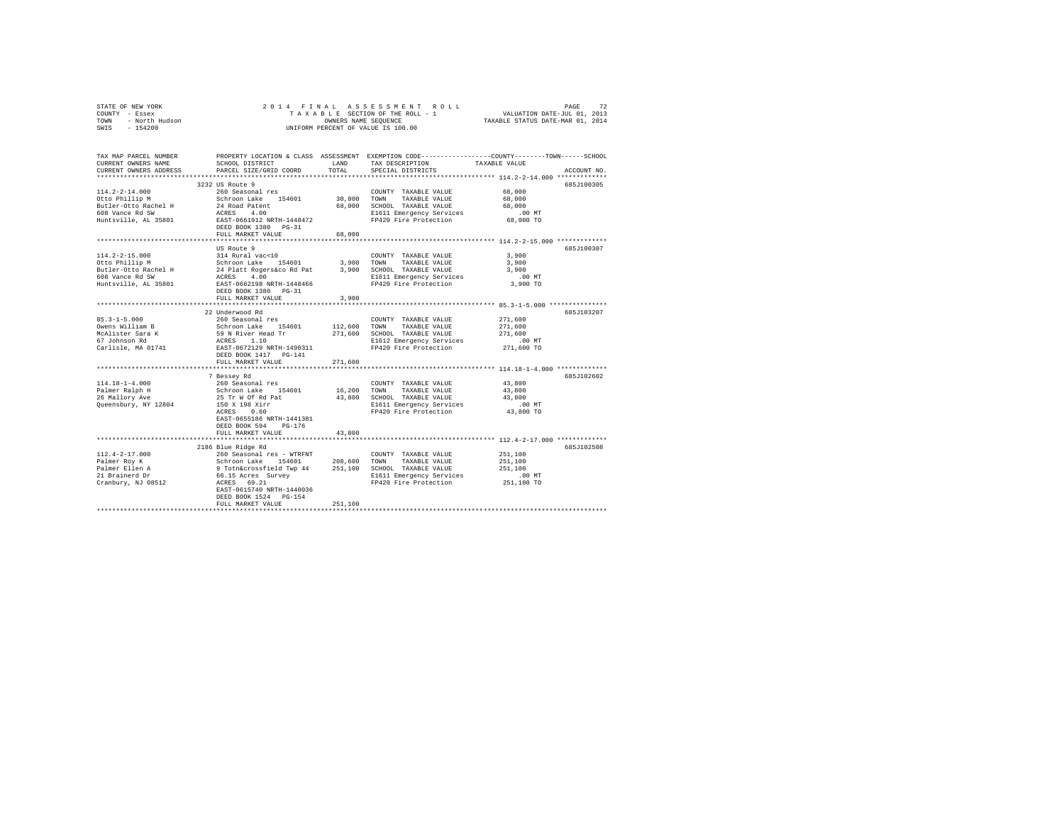STATE OF NEW YORK
COUNTY - Essex
TOWN - North Hudson
SWIS - 154200

2014 FINAL ASSESSMENT ROLL
TAXABLE SECTION OF THE ROLL - 1
OWNERS NAME SEQUENCE
UNIFORM PERCENT OF VALUE IS 100.00

VALUATION DATE-JUL 01, 2013
TAXABLE STATUS DATE-MAR 01, 2014

| TAX MAP PARCEL NUMBER / CURRENT OWNERS NAME / CURRENT OWNERS ADDRESS | PROPERTY LOCATION & CLASS / SCHOOL DISTRICT / PARCEL SIZE/GRID COORD | ASSESSMENT LAND / TOTAL | EXEMPTION CODE / TAX DESCRIPTION / SPECIAL DISTRICTS | TAXABLE VALUE (COUNTY / TOWN / SCHOOL) | ACCOUNT NO. |
|---|---|---|---|---|---|
| | 3232 US Route 9 | | | | 685J100305 |
| 114.2-2-14.000 | 260 Seasonal res | | COUNTY TAXABLE VALUE | 68,000 | |
| Otto Phillip M | Schroon Lake 154601 | 30,800 | TOWN TAXABLE VALUE | 68,000 | |
| Butler-Otto Rachel H | 24 Road Patent | 68,000 | SCHOOL TAXABLE VALUE | 68,000 | |
| 608 Vance Rd SW | ACRES 4.00 | | E1611 Emergency Services | .00 MT | |
| Huntsville, AL 35801 | EAST-0661912 NRTH-1448472 | | FP420 Fire Protection | 68,000 TO | |
| | DEED BOOK 1380 PG-31 | | | | |
| | FULL MARKET VALUE | 68,000 | | | |
| | US Route 9 | | | | 685J100307 |
| 114.2-2-15.000 | 314 Rural vac<10 | | COUNTY TAXABLE VALUE | 3,900 | |
| Otto Phillip M | Schroon Lake 154601 | 3,900 | TOWN TAXABLE VALUE | 3,900 | |
| Butler-Otto Rachel H | 24 Platt Rogers&co Rd Pat | 3,900 | SCHOOL TAXABLE VALUE | 3,900 | |
| 608 Vance Rd SW | ACRES 4.00 | | E1611 Emergency Services | .00 MT | |
| Huntsville, AL 35801 | EAST-0662198 NRTH-1448466 | | FP420 Fire Protection | 3,900 TO | |
| | DEED BOOK 1380 PG-31 | | | | |
| | FULL MARKET VALUE | 3,900 | | | |
| | 22 Underwood Rd | | | | 685J103207 |
| 85.3-1-5.000 | 260 Seasonal res | | COUNTY TAXABLE VALUE | 271,600 | |
| Owens William B | Schroon Lake 154601 | 112,600 | TOWN TAXABLE VALUE | 271,600 | |
| McAlister Sara K | 59 N River Head Tr | 271,600 | SCHOOL TAXABLE VALUE | 271,600 | |
| 67 Johnson Rd | ACRES 1.10 | | E1612 Emergency Services | .00 MT | |
| Carlisle, MA 01741 | EAST-0672129 NRTH-1490311 | | FP420 Fire Protection | 271,600 TO | |
| | DEED BOOK 1417 PG-141 | | | | |
| | FULL MARKET VALUE | 271,600 | | | |
| | 7 Bessey Rd | | | | 685J102602 |
| 114.18-1-4.000 | 260 Seasonal res | | COUNTY TAXABLE VALUE | 43,800 | |
| Palmer Ralph H | Schroon Lake 154601 | 16,200 | TOWN TAXABLE VALUE | 43,800 | |
| 26 Mallory Ave | 25 Tr W Of Rd Pat | 43,800 | SCHOOL TAXABLE VALUE | 43,800 | |
| Queensbury, NY 12804 | 150 X 198 Xirr | | E1611 Emergency Services | .00 MT | |
| | ACRES 0.60 | | FP420 Fire Protection | 43,800 TO | |
| | EAST-0655186 NRTH-1441381 | | | | |
| | DEED BOOK 594 PG-176 | | | | |
| | FULL MARKET VALUE | 43,800 | | | |
| | 2186 Blue Ridge Rd | | | | 685J102508 |
| 112.4-2-17.000 | 260 Seasonal res - WTRFNT | | COUNTY TAXABLE VALUE | 251,100 | |
| Palmer Roy K | Schroon Lake 154601 | 208,600 | TOWN TAXABLE VALUE | 251,100 | |
| Palmer Ellen A | 9 Totn&crossfield Twp 44 | 251,100 | SCHOOL TAXABLE VALUE | 251,100 | |
| 21 Brainerd Dr | 66.15 Acres Survey | | E1611 Emergency Services | .00 MT | |
| Cranbury, NJ 08512 | ACRES 69.21 | | FP420 Fire Protection | 251,100 TO | |
| | EAST-0615740 NRTH-1440036 | | | | |
| | DEED BOOK 1524 PG-154 | | | | |
| | FULL MARKET VALUE | 251,100 | | | |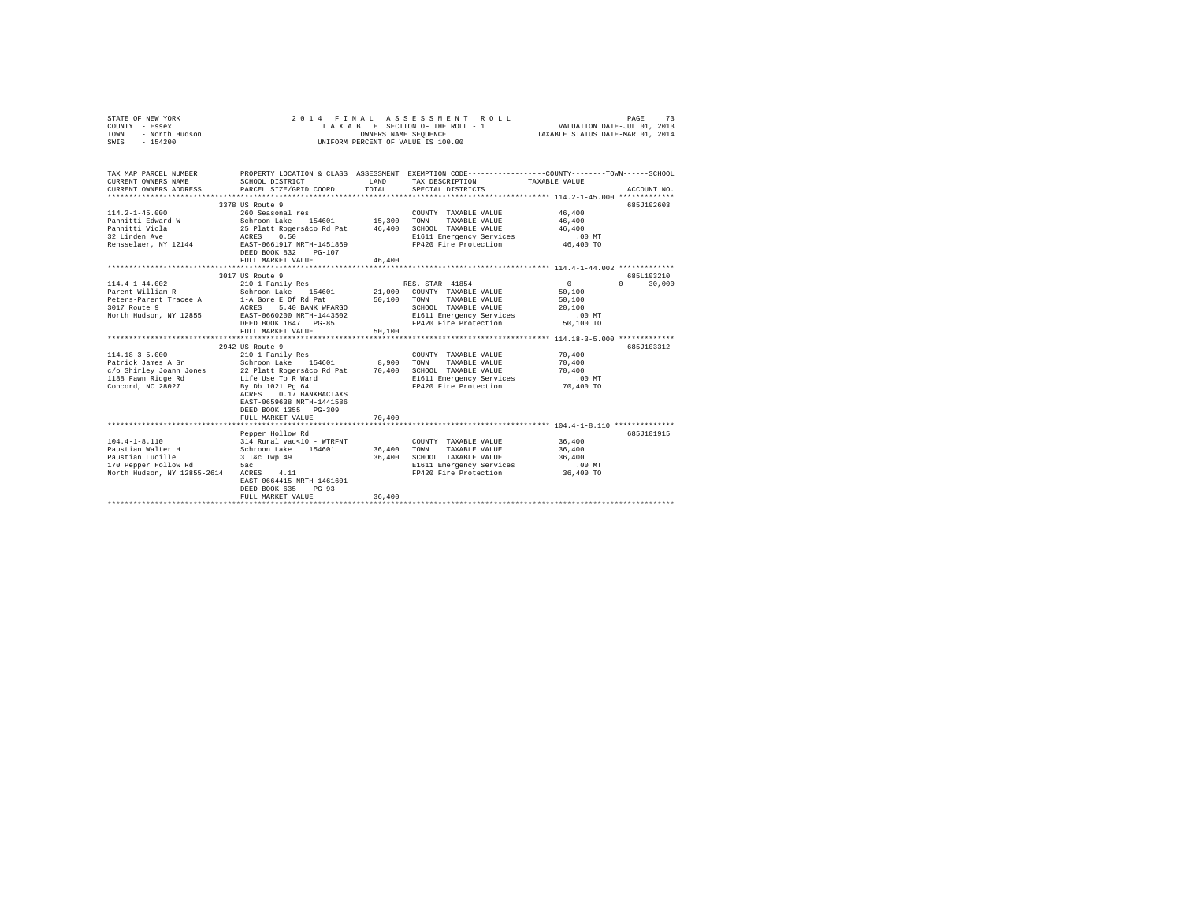STATE OF NEW YORK — 2014 FINAL ASSESSMENT ROLL — PAGE 73
COUNTY - Essex — TAXABLE SECTION OF THE ROLL - 1 — VALUATION DATE-JUL 01, 2013
TOWN - North Hudson — OWNERS NAME SEQUENCE — TAXABLE STATUS DATE-MAR 01, 2014
SWIS - 154200 — UNIFORM PERCENT OF VALUE IS 100.00

```
TAX MAP PARCEL NUMBER          PROPERTY LOCATION & CLASS  ASSESSMENT  EXEMPTION CODE-----------------COUNTY--------TOWN------SCHOOL
CURRENT OWNERS NAME            SCHOOL DISTRICT              LAND      TAX DESCRIPTION            TAXABLE VALUE
CURRENT OWNERS ADDRESS         PARCEL SIZE/GRID COORD       TOTAL     SPECIAL DISTRICTS                                  ACCOUNT NO.
******************************************************************************************************* 114.2-1-45.000 *************
                    3378 US Route 9                                                                                  685J102603
114.2-1-45.000               260 Seasonal res                          COUNTY  TAXABLE VALUE            46,400
Pannitti Edward W            Schroon Lake    154601       15,300   TOWN    TAXABLE VALUE            46,400
Pannitti Viola               25 Platt Rogers&co Rd Pat    46,400   SCHOOL  TAXABLE VALUE            46,400
32 Linden Ave                ACRES    0.50                          E1611 Emergency Services            .00 MT
Rensselaer, NY 12144         EAST-0661917 NRTH-1451869             FP420 Fire Protection           46,400 TO
                             DEED BOOK 832    PG-107
                             FULL MARKET VALUE            46,400
******************************************************************************************************* 114.4-1-44.002 *************
                    3017 US Route 9                                                                                  685L103210
114.4-1-44.002               210 1 Family Res                          RES. STAR 41854                       0           0      30,000
Parent William R             Schroon Lake    154601       21,000   COUNTY  TAXABLE VALUE            50,100
Peters-Parent Tracee A       1-A Gore E Of Rd Pat         50,100   TOWN    TAXABLE VALUE            50,100
3017 Route 9                 ACRES    5.40 BANK WFARGO                  SCHOOL  TAXABLE VALUE            20,100
North Hudson, NY 12855       EAST-0660200 NRTH-1443502             E1611 Emergency Services            .00 MT
                             DEED BOOK 1647   PG-85                FP420 Fire Protection           50,100 TO
                             FULL MARKET VALUE            50,100
******************************************************************************************************* 114.18-3-5.000 *************
                    2942 US Route 9                                                                                  685J103312
114.18-3-5.000               210 1 Family Res                          COUNTY  TAXABLE VALUE            70,400
Patrick James A Sr           Schroon Lake    154601        8,900   TOWN    TAXABLE VALUE            70,400
c/o Shirley Joann Jones      22 Platt Rogers&co Rd Pat    70,400   SCHOOL  TAXABLE VALUE            70,400
1188 Fawn Ridge Rd           Life Use To R Ward                    E1611 Emergency Services            .00 MT
Concord, NC 28027            By Db 1021 Pg 64                      FP420 Fire Protection           70,400 TO
                             ACRES    0.17 BANKBACTAXS
                             EAST-0659638 NRTH-1441586
                             DEED BOOK 1355   PG-309
                             FULL MARKET VALUE            70,400
******************************************************************************************************* 104.4-1-8.110 **************
                         Pepper Hollow Rd                                                                            685J101915
104.4-1-8.110                314 Rural vac<10 - WTRFNT                 COUNTY  TAXABLE VALUE            36,400
Paustian Walter H            Schroon Lake    154601       36,400   TOWN    TAXABLE VALUE            36,400
Paustian Lucille             3 T&c Twp 49                 36,400   SCHOOL  TAXABLE VALUE            36,400
170 Pepper Hollow Rd         5ac                                    E1611 Emergency Services            .00 MT
North Hudson, NY 12855-2614  ACRES    4.11                          FP420 Fire Protection           36,400 TO
                             EAST-0664415 NRTH-1461601
                             DEED BOOK 635    PG-93
                             FULL MARKET VALUE            36,400
************************************************************************************************************************************
```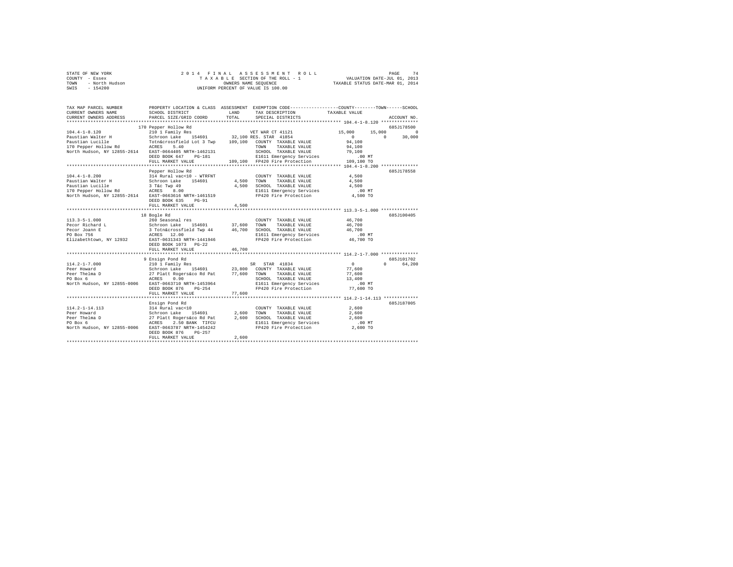STATE OF NEW YORK 2014 FINAL ASSESSMENT ROLL
COUNTY - Essex TAXABLE SECTION OF THE ROLL - 1 VALUATION DATE-JUL 01, 2013
TOWN - North Hudson OWNERS NAME SEQUENCE TAXABLE STATUS DATE-MAR 01, 2014
SWIS - 154200 UNIFORM PERCENT OF VALUE IS 100.00

```
TAX MAP PARCEL NUMBER          PROPERTY LOCATION & CLASS  ASSESSMENT  EXEMPTION CODE-----------------COUNTY--------TOWN------SCHOOL
CURRENT OWNERS NAME            SCHOOL DISTRICT              LAND      TAX DESCRIPTION            TAXABLE VALUE
CURRENT OWNERS ADDRESS         PARCEL SIZE/GRID COORD       TOTAL     SPECIAL DISTRICTS                                   ACCOUNT NO.
******************************************************************************************************* 104.4-1-8.120 **************
                               170 Pepper Hollow Rd                                                                        685J178500
104.4-1-8.120                  210 1 Family Res                      VET WAR CT 41121           15,000      15,000          0
Paustian Walter H              Schroon Lake   154601       32,100 RES. STAR  41854                  0           0     30,000
Paustian Lucille               Totn&crossfield Lot 3 Twp  109,100   COUNTY  TAXABLE VALUE           94,100
170 Pepper Hollow Rd           ACRES    5.40                         TOWN    TAXABLE VALUE           94,100
North Hudson, NY 12855-2614    EAST-0664405 NRTH-1462131             SCHOOL  TAXABLE VALUE           79,100
                               DEED BOOK 647    PG-181               E1611 Emergency Services          .00 MT
                               FULL MARKET VALUE          109,100    FP420 Fire Protection          109,100 TO
******************************************************************************************************* 104.4-1-8.200 **************
                               Pepper Hollow Rd                                                                            685J178558
104.4-1-8.200                  314 Rural vac<10 - WTRFNT             COUNTY  TAXABLE VALUE            4,500
Paustian Walter H              Schroon Lake   154601        4,500    TOWN    TAXABLE VALUE            4,500
Paustian Lucille               3 T&c Twp 49                 4,500    SCHOOL  TAXABLE VALUE            4,500
170 Pepper Hollow Rd           ACRES    8.00                         E1611 Emergency Services          .00 MT
North Hudson, NY 12855-2614    EAST-0663616 NRTH-1461519             FP420 Fire Protection            4,500 TO
                               DEED BOOK 635    PG-91
                               FULL MARKET VALUE            4,500
******************************************************************************************************* 113.3-5-1.000 **************
                               18 Bogle Rd                                                                                 685J100405
113.3-5-1.000                  260 Seasonal res                      COUNTY  TAXABLE VALUE           46,700
Pecor Richard L                Schroon Lake   154601       37,600    TOWN    TAXABLE VALUE           46,700
Pecor Joann E                  3 Totn&crossfield Twp 44    46,700    SCHOOL  TAXABLE VALUE           46,700
PO Box 756                     ACRES   12.00                         E1611 Emergency Services          .00 MT
Elizabethtown, NY 12932        EAST-0631343 NRTH-1441946             FP420 Fire Protection           46,700 TO
                               DEED BOOK 1073   PG-22
                               FULL MARKET VALUE           46,700
******************************************************************************************************* 114.2-1-7.000 **************
                               9 Ensign Pond Rd                                                                            685J101702
114.2-1-7.000                  210 1 Family Res                      SR  STAR  41834                0           0     64,200
Peer Howard                    Schroon Lake   154601       23,800    COUNTY  TAXABLE VALUE           77,600
Peer Thelma D                  27 Platt Rogers&co Rd Pat   77,600    TOWN    TAXABLE VALUE           77,600
PO Box 6                       ACRES    0.90                         SCHOOL  TAXABLE VALUE           13,400
North Hudson, NY 12855-0006    EAST-0663710 NRTH-1453964             E1611 Emergency Services          .00 MT
                               DEED BOOK 876    PG-254               FP420 Fire Protection           77,600 TO
                               FULL MARKET VALUE           77,600
******************************************************************************************************* 114.2-1-14.113 *************
                               Ensign Pond Rd                                                                              685J187005
114.2-1-14.113                 314 Rural vac<10                      COUNTY  TAXABLE VALUE            2,600
Peer Howard                    Schroon Lake   154601        2,600    TOWN    TAXABLE VALUE            2,600
Peer Thelma D                  27 Platt Rogers&co Rd Pat    2,600    SCHOOL  TAXABLE VALUE            2,600
PO Box 6                       ACRES    2.50 BANK  TIFCU             E1611 Emergency Services          .00 MT
North Hudson, NY 12855-0006    EAST-0663787 NRTH-1454242             FP420 Fire Protection            2,600 TO
                               DEED BOOK 876    PG-257
                               FULL MARKET VALUE            2,600
************************************************************************************************************************************
```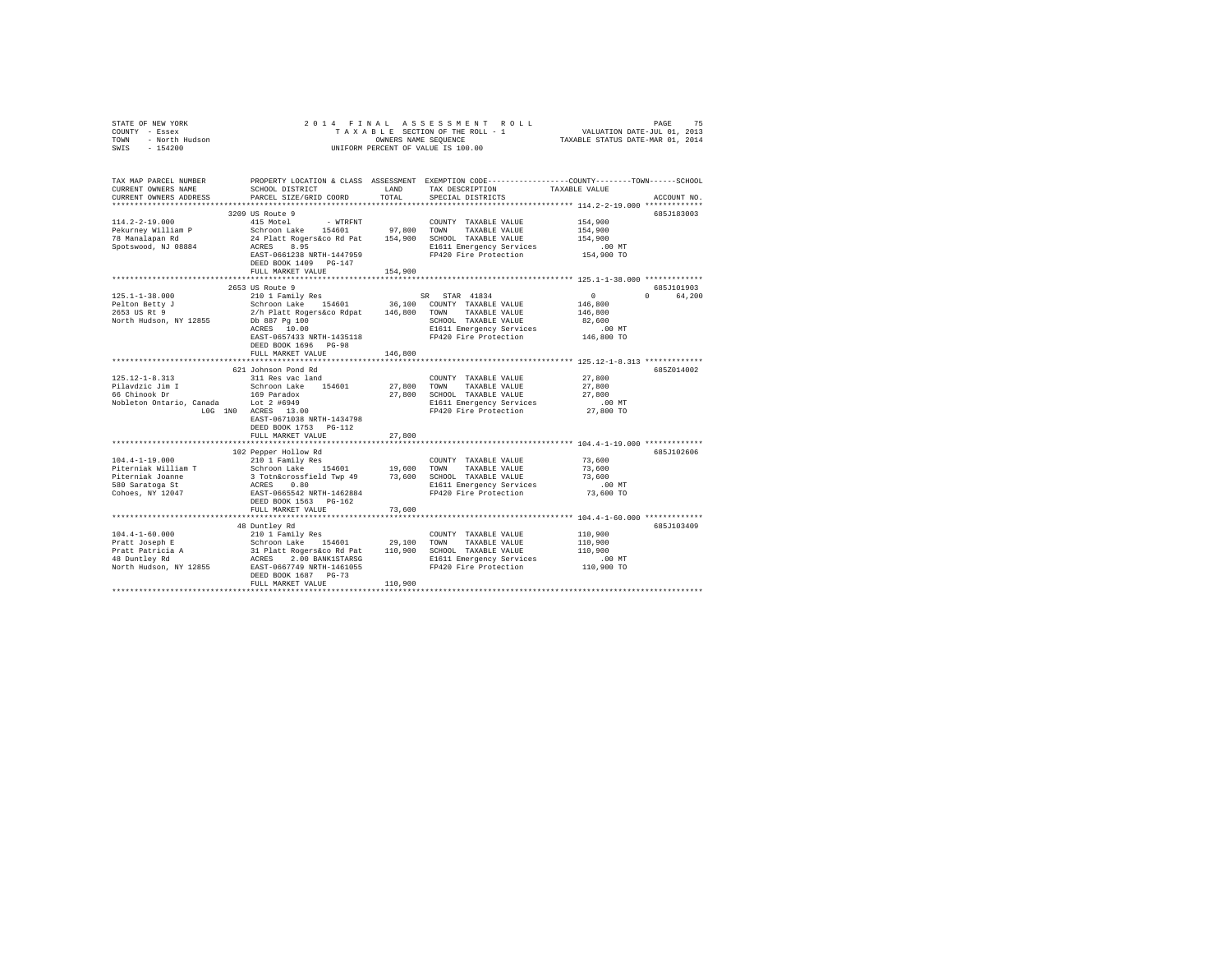STATE OF NEW YORK
COUNTY - Essex
TOWN - North Hudson
SWIS - 154200

2 0 1 4 F I N A L A S S E S S M E N T R O L L
T A X A B L E SECTION OF THE ROLL - 1
OWNERS NAME SEQUENCE
UNIFORM PERCENT OF VALUE IS 100.00

VALUATION DATE-JUL 01, 2013
TAXABLE STATUS DATE-MAR 01, 2014

| TAX MAP PARCEL NUMBER / CURRENT OWNERS NAME / CURRENT OWNERS ADDRESS | PROPERTY LOCATION & CLASS / SCHOOL DISTRICT / PARCEL SIZE/GRID COORD | ASSESSMENT LAND | TOTAL | EXEMPTION CODE / TAX DESCRIPTION / SPECIAL DISTRICTS | COUNTY / TOWN / SCHOOL TAXABLE VALUE | ACCOUNT NO. |
|---|---|---|---|---|---|---|
| 114.2-2-19.000 | 3209 US Route 9 | | | | | 685J183003 |
| Pekurney William P | 415 Motel - WTRFNT | | | COUNTY TAXABLE VALUE | 154,900 | |
| 78 Manalapan Rd | Schroon Lake 154601 | 97,800 | | TOWN TAXABLE VALUE | 154,900 | |
| Spotswood, NJ 08884 | 24 Platt Rogers&co Rd Pat | | 154,900 | SCHOOL TAXABLE VALUE | 154,900 | |
| | ACRES 8.95 | | | E1611 Emergency Services | .00 MT | |
| | EAST-0661238 NRTH-1447959 | | | FP420 Fire Protection | 154,900 TO | |
| | DEED BOOK 1409 PG-147 | | | | | |
| | FULL MARKET VALUE | | 154,900 | | | |
| 125.1-1-38.000 | 2653 US Route 9 | | | | | 685J101903 |
| Pelton Betty J | 210 1 Family Res | | | SR STAR 41834 | 0 0 64,200 | |
| 2653 US Rt 9 | Schroon Lake 154601 | 36,100 | | COUNTY TAXABLE VALUE | 146,800 | |
| North Hudson, NY 12855 | 2/h Platt Rogers&co Rdpat | | 146,800 | TOWN TAXABLE VALUE | 146,800 | |
| | Db 887 Pg 100 | | | SCHOOL TAXABLE VALUE | 82,600 | |
| | ACRES 10.00 | | | E1611 Emergency Services | .00 MT | |
| | EAST-0657433 NRTH-1435118 | | | FP420 Fire Protection | 146,800 TO | |
| | DEED BOOK 1696 PG-98 | | | | | |
| | FULL MARKET VALUE | | 146,800 | | | |
| 125.12-1-8.313 | 621 Johnson Pond Rd | | | | | 685Z014002 |
| Pilavdzic Jim I | 311 Res vac land | | | COUNTY TAXABLE VALUE | 27,800 | |
| 66 Chinook Dr | Schroon Lake 154601 | 27,800 | | TOWN TAXABLE VALUE | 27,800 | |
| Nobleton Ontario, Canada | 169 Paradox | | 27,800 | SCHOOL TAXABLE VALUE | 27,800 | |
| L0G 1N0 | Lot 2 #6949 | | | E1611 Emergency Services | .00 MT | |
| | ACRES 13.00 | | | FP420 Fire Protection | 27,800 TO | |
| | EAST-0671038 NRTH-1434798 | | | | | |
| | DEED BOOK 1753 PG-112 | | | | | |
| | FULL MARKET VALUE | | 27,800 | | | |
| 104.4-1-19.000 | 102 Pepper Hollow Rd | | | | | 685J102606 |
| Piterniak William T | 210 1 Family Res | | | COUNTY TAXABLE VALUE | 73,600 | |
| Piterniak Joanne | Schroon Lake 154601 | 19,600 | | TOWN TAXABLE VALUE | 73,600 | |
| 580 Saratoga St | 3 Totn&crossfield Twp 49 | | 73,600 | SCHOOL TAXABLE VALUE | 73,600 | |
| Cohoes, NY 12047 | ACRES 0.80 | | | E1611 Emergency Services | .00 MT | |
| | EAST-0665542 NRTH-1462884 | | | FP420 Fire Protection | 73,600 TO | |
| | DEED BOOK 1563 PG-162 | | | | | |
| | FULL MARKET VALUE | | 73,600 | | | |
| 104.4-1-60.000 | 48 Duntley Rd | | | | | 685J103409 |
| Pratt Joseph E | 210 1 Family Res | | | COUNTY TAXABLE VALUE | 110,900 | |
| Pratt Patricia A | Schroon Lake 154601 | 29,100 | | TOWN TAXABLE VALUE | 110,900 | |
| 48 Duntley Rd | 31 Platt Rogers&co Rd Pat | | 110,900 | SCHOOL TAXABLE VALUE | 110,900 | |
| North Hudson, NY 12855 | ACRES 2.00 BANK1STARSG | | | E1611 Emergency Services | .00 MT | |
| | EAST-0667749 NRTH-1461055 | | | FP420 Fire Protection | 110,900 TO | |
| | DEED BOOK 1687 PG-73 | | | | | |
| | FULL MARKET VALUE | | 110,900 | | | |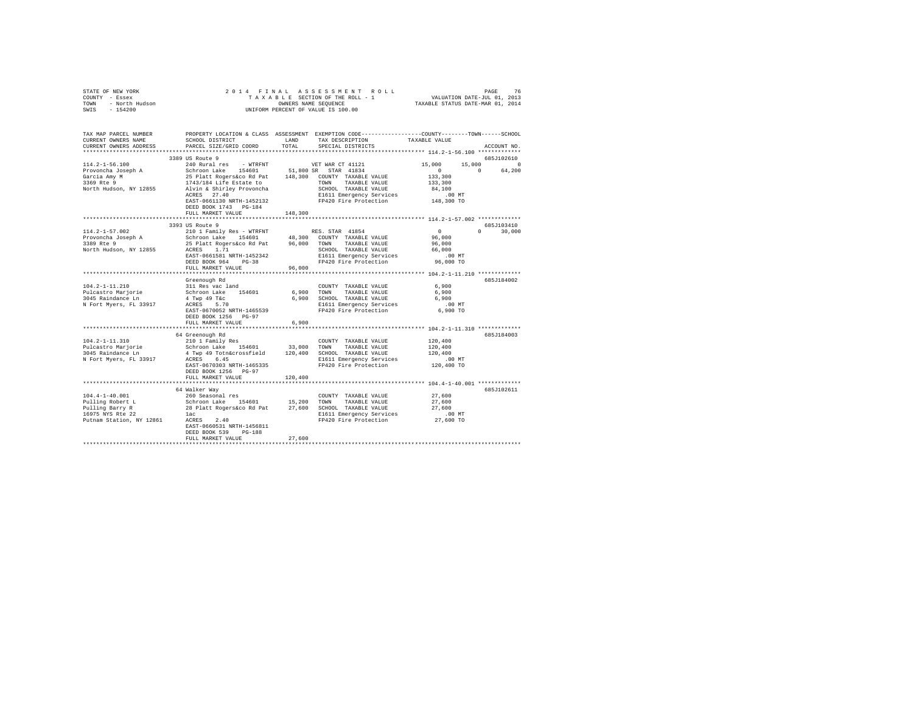STATE OF NEW YORK
COUNTY - Essex
TOWN - North Hudson
SWIS - 154200

2014 FINAL ASSESSMENT ROLL
TAXABLE SECTION OF THE ROLL - 1
OWNERS NAME SEQUENCE
UNIFORM PERCENT OF VALUE IS 100.00

VALUATION DATE-JUL 01, 2013
TAXABLE STATUS DATE-MAR 01, 2014

```
TAX MAP PARCEL NUMBER          PROPERTY LOCATION & CLASS  ASSESSMENT  EXEMPTION CODE-----------------COUNTY--------TOWN------SCHOOL
CURRENT OWNERS NAME            SCHOOL DISTRICT               LAND      TAX DESCRIPTION            TAXABLE VALUE
CURRENT OWNERS ADDRESS         PARCEL SIZE/GRID COORD        TOTAL     SPECIAL DISTRICTS                                    ACCOUNT NO.
******************************************************************************************************* 114.2-1-56.100 *************
                               3389 US Route 9                                                                              685J102610
114.2-1-56.100                 240 Rural res    - WTRFNT           VET WAR CT 41121                15,000     15,000          0
Provoncha Joseph A             Schroon Lake   154601       51,800 SR  STAR  41834                      0          0      64,200
Garcia Amy M                   25 Platt Rogers&co Rd Pat   148,300  COUNTY  TAXABLE VALUE          133,300
3369 Rte 9                     1743/184 Life Estate to               TOWN    TAXABLE VALUE          133,300
North Hudson, NY 12855         Alvin & Shirley Provoncha             SCHOOL  TAXABLE VALUE           84,100
                               ACRES   27.40                          E1611 Emergency Services           .00 MT
                               EAST-0661130 NRTH-1452132              FP420 Fire Protection          148,300 TO
                               DEED BOOK 1743   PG-184
                               FULL MARKET VALUE           148,300
******************************************************************************************************* 114.2-1-57.002 *************
                               3393 US Route 9                                                                              685J103410
114.2-1-57.002                 210 1 Family Res - WTRFNT          RES. STAR  41854                     0          0      30,000
Provoncha Joseph A             Schroon Lake   154601       48,300  COUNTY  TAXABLE VALUE           96,000
3389 Rte 9                     25 Platt Rogers&co Rd Pat    96,000  TOWN    TAXABLE VALUE           96,000
North Hudson, NY 12855         ACRES    1.71                          SCHOOL  TAXABLE VALUE           66,000
                               EAST-0661581 NRTH-1452342              E1611 Emergency Services           .00 MT
                               DEED BOOK 964    PG-38                 FP420 Fire Protection           96,000 TO
                               FULL MARKET VALUE            96,000
******************************************************************************************************* 104.2-1-11.210 *************
                               Greenough Rd                                                                                 685J184002
104.2-1-11.210                 311 Res vac land                        COUNTY  TAXABLE VALUE            6,900
Pulcastro Marjorie             Schroon Lake   154601        6,900  TOWN    TAXABLE VALUE            6,900
3045 Raindance Ln              4 Twp 49 T&c                  6,900  SCHOOL  TAXABLE VALUE            6,900
N Fort Myers, FL 33917         ACRES    5.70                          E1611 Emergency Services           .00 MT
                               EAST-0670052 NRTH-1465539              FP420 Fire Protection            6,900 TO
                               DEED BOOK 1256   PG-97
                               FULL MARKET VALUE             6,900
******************************************************************************************************* 104.2-1-11.310 *************
                               64 Greenough Rd                                                                              685J184003
104.2-1-11.310                 210 1 Family Res                        COUNTY  TAXABLE VALUE          120,400
Pulcastro Marjorie             Schroon Lake   154601       33,000  TOWN    TAXABLE VALUE          120,400
3045 Raindance Ln              4 Twp 49 Totn&crossfield    120,400  SCHOOL  TAXABLE VALUE          120,400
N Fort Myers, FL 33917         ACRES    6.45                          E1611 Emergency Services           .00 MT
                               EAST-0670303 NRTH-1465335              FP420 Fire Protection          120,400 TO
                               DEED BOOK 1256   PG-97
                               FULL MARKET VALUE           120,400
******************************************************************************************************* 104.4-1-40.001 *************
                               64 Walker Way                                                                                685J102611
104.4-1-40.001                 260 Seasonal res                        COUNTY  TAXABLE VALUE           27,600
Pulling Robert L               Schroon Lake   154601       15,200  TOWN    TAXABLE VALUE           27,600
Pulling Barry R                28 Platt Rogers&co Rd Pat    27,600  SCHOOL  TAXABLE VALUE           27,600
16975 NYS Rte 22               1ac                                    E1611 Emergency Services           .00 MT
Putnam Station, NY 12861       ACRES    2.40                          FP420 Fire Protection           27,600 TO
                               EAST-0660531 NRTH-1456811
                               DEED BOOK 539    PG-188
                               FULL MARKET VALUE            27,600
************************************************************************************************************************************
```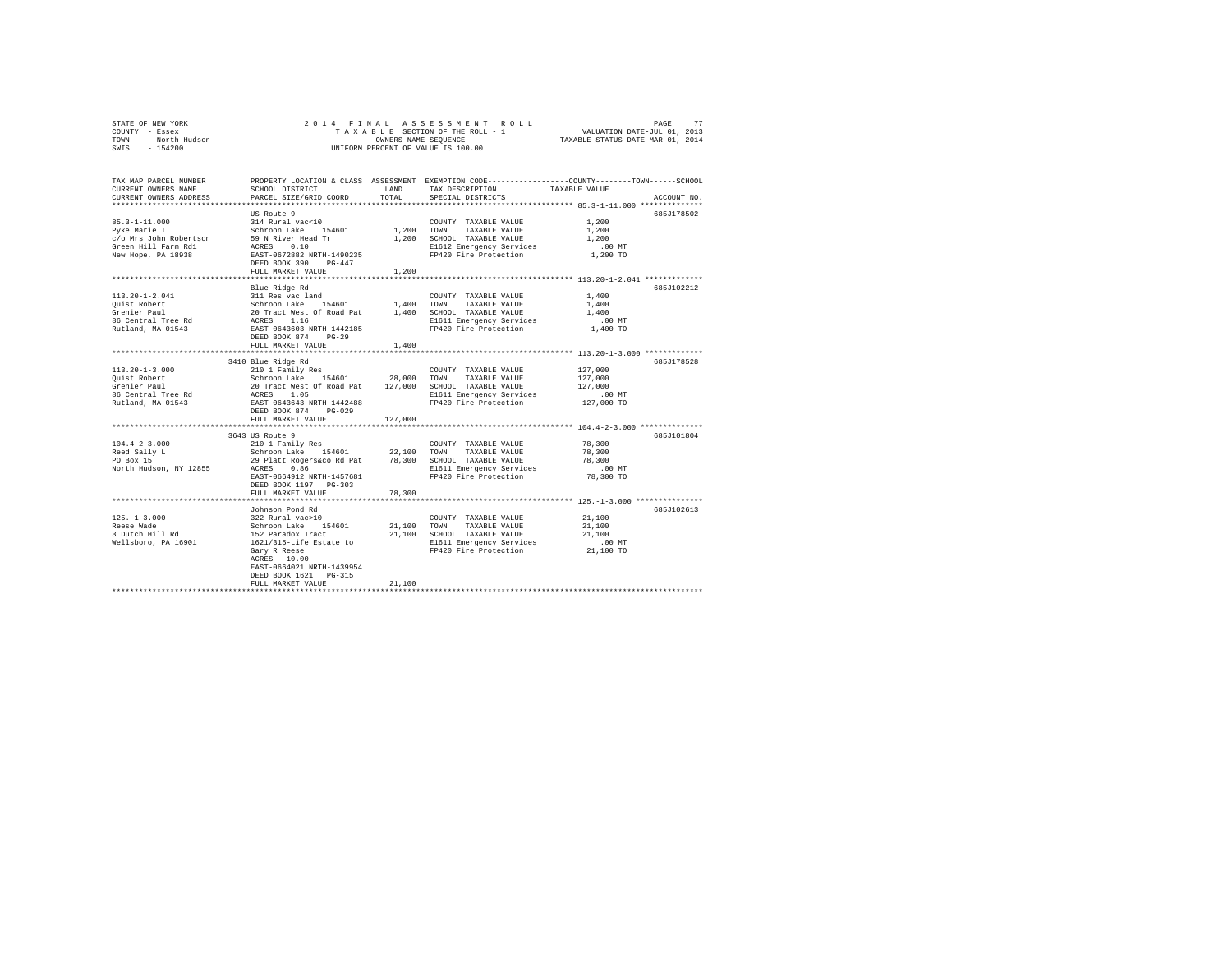STATE OF NEW YORK
COUNTY - Essex
TOWN - North Hudson
SWIS - 154200

2014 FINAL ASSESSMENT ROLL
TAXABLE SECTION OF THE ROLL - 1
OWNERS NAME SEQUENCE
UNIFORM PERCENT OF VALUE IS 100.00

VALUATION DATE-JUL 01, 2013
TAXABLE STATUS DATE-MAR 01, 2014

| TAX MAP PARCEL NUMBER / CURRENT OWNERS NAME / CURRENT OWNERS ADDRESS | PROPERTY LOCATION & CLASS / SCHOOL DISTRICT / PARCEL SIZE/GRID COORD | ASSESSMENT LAND | TOTAL | EXEMPTION CODE / TAX DESCRIPTION / SPECIAL DISTRICTS | TAXABLE VALUE (COUNTY / TOWN / SCHOOL) | ACCOUNT NO. |
|---|---|---|---|---|---|---|
| 85.3-1-11.000 | US Route 9 | | | | | 685J178502 |
| Pyke Marie T | 314 Rural vac<10 | | | COUNTY TAXABLE VALUE | 1,200 | |
| c/o Mrs John Robertson | Schroon Lake 154601 | 1,200 | | TOWN TAXABLE VALUE | 1,200 | |
| Green Hill Farm Rd1 | 59 N River Head Tr | | 1,200 | SCHOOL TAXABLE VALUE | 1,200 | |
| New Hope, PA 18938 | ACRES 0.10 | | | E1612 Emergency Services | .00 MT | |
| | EAST-0672882 NRTH-1490235 | | | FP420 Fire Protection | 1,200 TO | |
| | DEED BOOK 390 PG-447 | | | | | |
| | FULL MARKET VALUE | | 1,200 | | | |
| 113.20-1-2.041 | Blue Ridge Rd | | | | | 685J102212 |
| Quist Robert | 311 Res vac land | | | COUNTY TAXABLE VALUE | 1,400 | |
| Grenier Paul | Schroon Lake 154601 | 1,400 | | TOWN TAXABLE VALUE | 1,400 | |
| 86 Central Tree Rd | 20 Tract West Of Road Pat | | 1,400 | SCHOOL TAXABLE VALUE | 1,400 | |
| Rutland, MA 01543 | ACRES 1.16 | | | E1611 Emergency Services | .00 MT | |
| | EAST-0643603 NRTH-1442185 | | | FP420 Fire Protection | 1,400 TO | |
| | DEED BOOK 874 PG-29 | | | | | |
| | FULL MARKET VALUE | | 1,400 | | | |
| 113.20-1-3.000 | 3410 Blue Ridge Rd | | | | | 685J178528 |
| Quist Robert | 210 1 Family Res | | | COUNTY TAXABLE VALUE | 127,000 | |
| Grenier Paul | Schroon Lake 154601 | 28,000 | | TOWN TAXABLE VALUE | 127,000 | |
| 86 Central Tree Rd | 20 Tract West Of Road Pat | | 127,000 | SCHOOL TAXABLE VALUE | 127,000 | |
| Rutland, MA 01543 | ACRES 1.05 | | | E1611 Emergency Services | .00 MT | |
| | EAST-0643643 NRTH-1442488 | | | FP420 Fire Protection | 127,000 TO | |
| | DEED BOOK 874 PG-029 | | | | | |
| | FULL MARKET VALUE | | 127,000 | | | |
| 104.4-2-3.000 | 3643 US Route 9 | | | | | 685J101804 |
| Reed Sally L | 210 1 Family Res | | | COUNTY TAXABLE VALUE | 78,300 | |
| PO Box 15 | Schroon Lake 154601 | 22,100 | | TOWN TAXABLE VALUE | 78,300 | |
| North Hudson, NY 12855 | 29 Platt Rogers&co Rd Pat | | 78,300 | SCHOOL TAXABLE VALUE | 78,300 | |
| | ACRES 0.86 | | | E1611 Emergency Services | .00 MT | |
| | EAST-0664912 NRTH-1457681 | | | FP420 Fire Protection | 78,300 TO | |
| | DEED BOOK 1197 PG-303 | | | | | |
| | FULL MARKET VALUE | | 78,300 | | | |
| 125.-1-3.000 | Johnson Pond Rd | | | | | 685J102613 |
| Reese Wade | 322 Rural vac>10 | | | COUNTY TAXABLE VALUE | 21,100 | |
| 3 Dutch Hill Rd | Schroon Lake 154601 | 21,100 | | TOWN TAXABLE VALUE | 21,100 | |
| Wellsboro, PA 16901 | 152 Paradox Tract | | 21,100 | SCHOOL TAXABLE VALUE | 21,100 | |
| | 1621/315-Life Estate to | | | E1611 Emergency Services | .00 MT | |
| | Gary R Reese | | | FP420 Fire Protection | 21,100 TO | |
| | ACRES 10.00 | | | | | |
| | EAST-0664021 NRTH-1439954 | | | | | |
| | DEED BOOK 1621 PG-315 | | | | | |
| | FULL MARKET VALUE | | 21,100 | | | |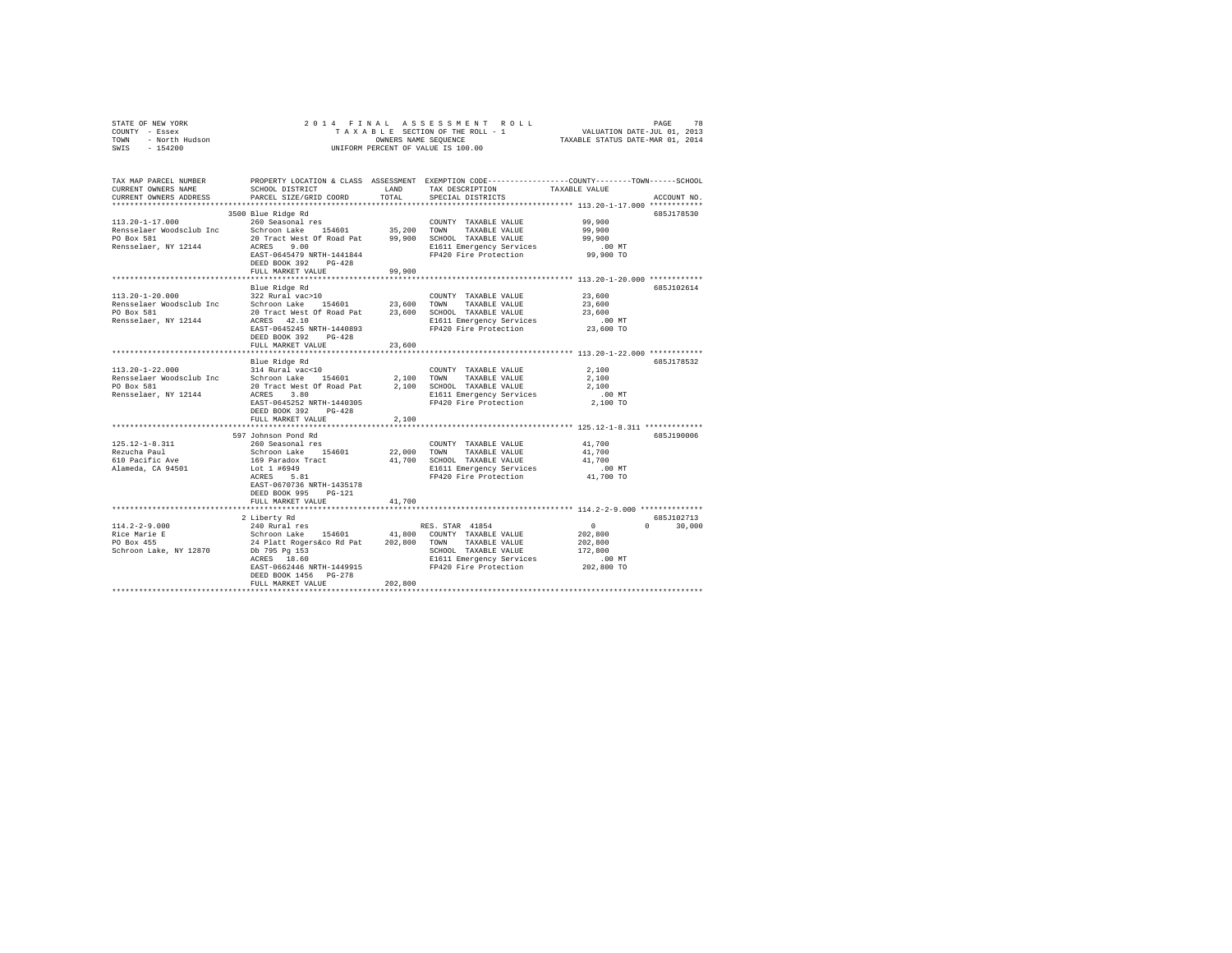STATE OF NEW YORK
COUNTY - Essex
TOWN - North Hudson
SWIS - 154200

2014 FINAL ASSESSMENT ROLL
TAXABLE SECTION OF THE ROLL - 1
OWNERS NAME SEQUENCE
UNIFORM PERCENT OF VALUE IS 100.00

VALUATION DATE-JUL 01, 2013
TAXABLE STATUS DATE-MAR 01, 2014

```
TAX MAP PARCEL NUMBER          PROPERTY LOCATION & CLASS  ASSESSMENT  EXEMPTION CODE-----------------COUNTY--------TOWN------SCHOOL
CURRENT OWNERS NAME            SCHOOL DISTRICT              LAND      TAX DESCRIPTION            TAXABLE VALUE
CURRENT OWNERS ADDRESS         PARCEL SIZE/GRID COORD       TOTAL     SPECIAL DISTRICTS                                   ACCOUNT NO.
******************************************************************************************************* 113.20-1-17.000 ************
                               3500 Blue Ridge Rd                                                                         685J178530
113.20-1-17.000                260 Seasonal res                        COUNTY  TAXABLE VALUE          99,900
Rensselaer Woodsclub Inc       Schroon Lake   154601      35,200       TOWN    TAXABLE VALUE          99,900
PO Box 581                     20 Tract West Of Road Pat  99,900       SCHOOL  TAXABLE VALUE          99,900
Rensselaer, NY 12144           ACRES    9.00                           E1611 Emergency Services          .00 MT
                               EAST-0645479 NRTH-1441844               FP420 Fire Protection           99,900 TO
                               DEED BOOK 392    PG-428
                               FULL MARKET VALUE          99,900
******************************************************************************************************* 113.20-1-20.000 ************
                               Blue Ridge Rd                                                                              685J102614
113.20-1-20.000                322 Rural vac>10                        COUNTY  TAXABLE VALUE          23,600
Rensselaer Woodsclub Inc       Schroon Lake   154601      23,600       TOWN    TAXABLE VALUE          23,600
PO Box 581                     20 Tract West Of Road Pat  23,600       SCHOOL  TAXABLE VALUE          23,600
Rensselaer, NY 12144           ACRES   42.10                           E1611 Emergency Services          .00 MT
                               EAST-0645245 NRTH-1440893               FP420 Fire Protection           23,600 TO
                               DEED BOOK 392    PG-428
                               FULL MARKET VALUE          23,600
******************************************************************************************************* 113.20-1-22.000 ************
                               Blue Ridge Rd                                                                              685J178532
113.20-1-22.000                314 Rural vac<10                        COUNTY  TAXABLE VALUE           2,100
Rensselaer Woodsclub Inc       Schroon Lake   154601       2,100       TOWN    TAXABLE VALUE           2,100
PO Box 581                     20 Tract West Of Road Pat   2,100       SCHOOL  TAXABLE VALUE           2,100
Rensselaer, NY 12144           ACRES    3.80                           E1611 Emergency Services          .00 MT
                               EAST-0645252 NRTH-1440305               FP420 Fire Protection            2,100 TO
                               DEED BOOK 392    PG-428
                               FULL MARKET VALUE           2,100
******************************************************************************************************* 125.12-1-8.311 *************
                               597 Johnson Pond Rd                                                                        685J190006
125.12-1-8.311                 260 Seasonal res                        COUNTY  TAXABLE VALUE          41,700
Rezucha Paul                   Schroon Lake   154601      22,000       TOWN    TAXABLE VALUE          41,700
610 Pacific Ave                169 Paradox Tract          41,700       SCHOOL  TAXABLE VALUE          41,700
Alameda, CA 94501              Lot 1 #6949                             E1611 Emergency Services          .00 MT
                               ACRES    5.81                           FP420 Fire Protection           41,700 TO
                               EAST-0670736 NRTH-1435178
                               DEED BOOK 995    PG-121
                               FULL MARKET VALUE          41,700
******************************************************************************************************* 114.2-2-9.000 **************
                               2 Liberty Rd                                                                               685J102713
114.2-2-9.000                  240 Rural res                           RES. STAR 41854                     0           0      30,000
Rice Marie E                   Schroon Lake   154601      41,800       COUNTY  TAXABLE VALUE         202,800
PO Box 455                     24 Platt Rogers&co Rd Pat  202,800      TOWN    TAXABLE VALUE         202,800
Schroon Lake, NY 12870         Db 795 Pg 153                           SCHOOL  TAXABLE VALUE         172,800
                               ACRES   18.60                           E1611 Emergency Services          .00 MT
                               EAST-0662446 NRTH-1449915               FP420 Fire Protection          202,800 TO
                               DEED BOOK 1456   PG-278
                               FULL MARKET VALUE         202,800
************************************************************************************************************************************
```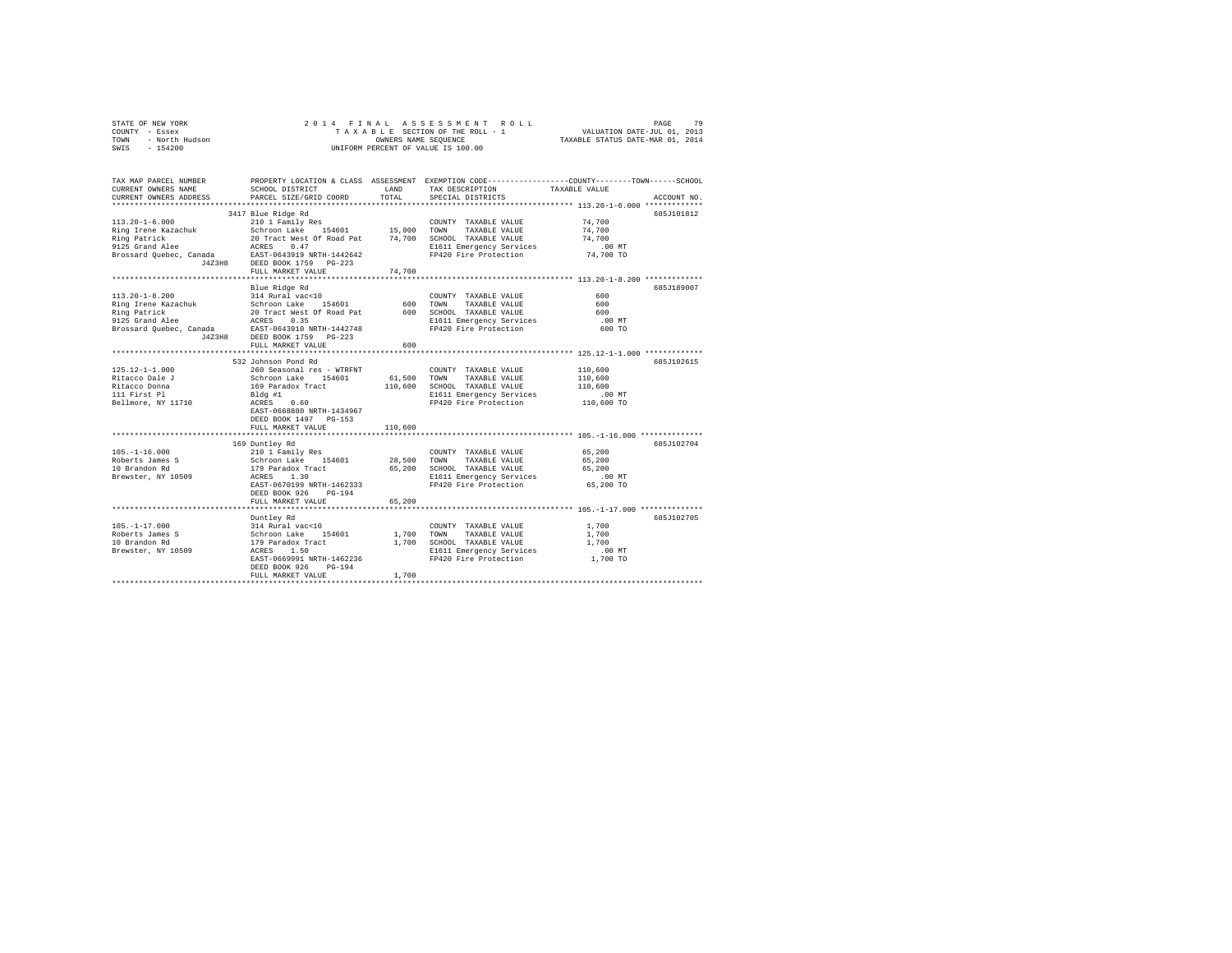STATE OF NEW YORK
COUNTY - Essex
TOWN - North Hudson
SWIS - 154200

2014 FINAL ASSESSMENT ROLL
TAXABLE SECTION OF THE ROLL - 1
OWNERS NAME SEQUENCE
UNIFORM PERCENT OF VALUE IS 100.00

VALUATION DATE-JUL 01, 2013
TAXABLE STATUS DATE-MAR 01, 2014

| TAX MAP PARCEL NUMBER / CURRENT OWNERS NAME / CURRENT OWNERS ADDRESS | PROPERTY LOCATION & CLASS / SCHOOL DISTRICT / PARCEL SIZE/GRID COORD | ASSESSMENT LAND / TOTAL | EXEMPTION CODE / TAX DESCRIPTION / SPECIAL DISTRICTS | TAXABLE VALUE (COUNTY / TOWN / SCHOOL) | ACCOUNT NO. |
|---|---|---|---|---|---|
| **113.20-1-6.000** | 3417 Blue Ridge Rd | | | | 685J101812 |
| 113.20-1-6.000 | 210 1 Family Res | | COUNTY TAXABLE VALUE | 74,700 | |
| Ring Irene Kazachuk | Schroon Lake 154601 | 15,000 | TOWN TAXABLE VALUE | 74,700 | |
| Ring Patrick | 20 Tract West Of Road Pat | 74,700 | SCHOOL TAXABLE VALUE | 74,700 | |
| 9125 Grand Alee | ACRES 0.47 | | E1611 Emergency Services | .00 MT | |
| Brossard Quebec, Canada J4Z3H8 | EAST-0643919 NRTH-1442642 | | FP420 Fire Protection | 74,700 TO | |
| | DEED BOOK 1759 PG-223 | | | | |
| | FULL MARKET VALUE | 74,700 | | | |
| **113.20-1-8.200** | Blue Ridge Rd | | | | 685J189007 |
| 113.20-1-8.200 | 314 Rural vac<10 | | COUNTY TAXABLE VALUE | 600 | |
| Ring Irene Kazachuk | Schroon Lake 154601 | 600 | TOWN TAXABLE VALUE | 600 | |
| Ring Patrick | 20 Tract West Of Road Pat | 600 | SCHOOL TAXABLE VALUE | 600 | |
| 9125 Grand Alee | ACRES 0.35 | | E1611 Emergency Services | .00 MT | |
| Brossard Quebec, Canada J4Z3H8 | EAST-0643910 NRTH-1442748 | | FP420 Fire Protection | 600 TO | |
| | DEED BOOK 1759 PG-223 | | | | |
| | FULL MARKET VALUE | 600 | | | |
| **125.12-1-1.000** | 532 Johnson Pond Rd | | | | 685J102615 |
| 125.12-1-1.000 | 260 Seasonal res - WTRFNT | | COUNTY TAXABLE VALUE | 110,600 | |
| Ritacco Dale J | Schroon Lake 154601 | 61,500 | TOWN TAXABLE VALUE | 110,600 | |
| Ritacco Donna | 169 Paradox Tract | 110,600 | SCHOOL TAXABLE VALUE | 110,600 | |
| 111 First Pl | Bldg #1 | | E1611 Emergency Services | .00 MT | |
| Bellmore, NY 11710 | ACRES 0.60 | | FP420 Fire Protection | 110,600 TO | |
| | EAST-0668880 NRTH-1434967 | | | | |
| | DEED BOOK 1497 PG-153 | | | | |
| | FULL MARKET VALUE | 110,600 | | | |
| **105.-1-16.000** | 169 Duntley Rd | | | | 685J102704 |
| 105.-1-16.000 | 210 1 Family Res | | COUNTY TAXABLE VALUE | 65,200 | |
| Roberts James S | Schroon Lake 154601 | 28,500 | TOWN TAXABLE VALUE | 65,200 | |
| 10 Brandon Rd | 179 Paradox Tract | 65,200 | SCHOOL TAXABLE VALUE | 65,200 | |
| Brewster, NY 10509 | ACRES 1.30 | | E1611 Emergency Services | .00 MT | |
| | EAST-0670199 NRTH-1462333 | | FP420 Fire Protection | 65,200 TO | |
| | DEED BOOK 926 PG-194 | | | | |
| | FULL MARKET VALUE | 65,200 | | | |
| **105.-1-17.000** | Duntley Rd | | | | 685J102705 |
| 105.-1-17.000 | 314 Rural vac<10 | | COUNTY TAXABLE VALUE | 1,700 | |
| Roberts James S | Schroon Lake 154601 | 1,700 | TOWN TAXABLE VALUE | 1,700 | |
| 10 Brandon Rd | 179 Paradox Tract | 1,700 | SCHOOL TAXABLE VALUE | 1,700 | |
| Brewster, NY 10509 | ACRES 1.50 | | E1611 Emergency Services | .00 MT | |
| | EAST-0669991 NRTH-1462236 | | FP420 Fire Protection | 1,700 TO | |
| | DEED BOOK 926 PG-194 | | | | |
| | FULL MARKET VALUE | 1,700 | | | |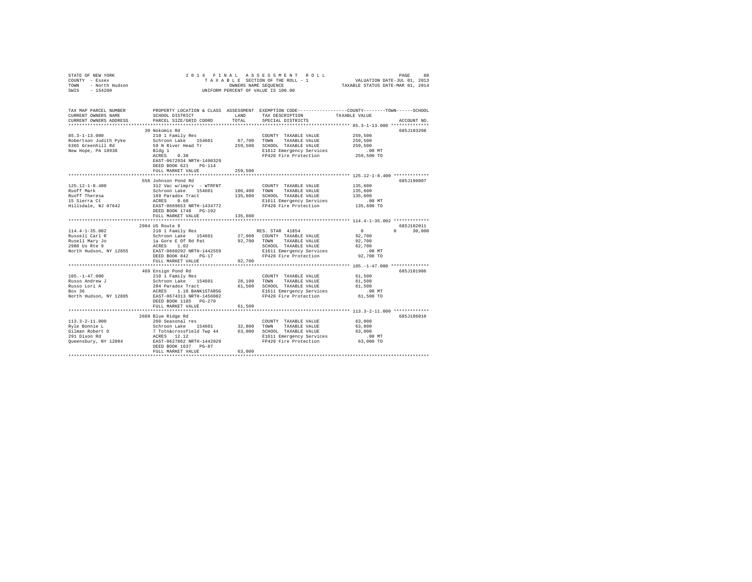STATE OF NEW YORK
COUNTY - Essex
TOWN - North Hudson
SWIS - 154200

2014 FINAL ASSESSMENT ROLL
TAXABLE SECTION OF THE ROLL - 1
OWNERS NAME SEQUENCE
UNIFORM PERCENT OF VALUE IS 100.00

VALUATION DATE-JUL 01, 2013
TAXABLE STATUS DATE-MAR 01, 2014

```
TAX MAP PARCEL NUMBER          PROPERTY LOCATION & CLASS  ASSESSMENT  EXEMPTION CODE-----------------COUNTY--------TOWN------SCHOOL
CURRENT OWNERS NAME            SCHOOL DISTRICT               LAND     TAX DESCRIPTION            TAXABLE VALUE
CURRENT OWNERS ADDRESS         PARCEL SIZE/GRID COORD        TOTAL    SPECIAL DISTRICTS                                  ACCOUNT NO.
****************************************************************************************************** 85.3-1-13.000 **************
                               30 Nokomis Rd                                                                        685J103208
85.3-1-13.000                  210 1 Family Res                       COUNTY  TAXABLE VALUE          259,500
Robertson Judith Pyke          Schroon Lake    154601       67,700    TOWN    TAXABLE VALUE          259,500
6365 Greenhill Rd              59 N River Head Tr          259,500    SCHOOL  TAXABLE VALUE          259,500
New Hope, PA 18938             Bldg 1                                 E1612 Emergency Services           .00 MT
                               ACRES    0.30                          FP420 Fire Protection          259,500 TO
                               EAST-0672934 NRTH-1490329
                               DEED BOOK 621    PG-114
                               FULL MARKET VALUE           259,500
****************************************************************************************************** 125.12-1-8.400 *************
                               556 Johnson Pond Rd                                                                  685J190007
125.12-1-8.400                 312 Vac w/imprv  - WTRFNT              COUNTY  TAXABLE VALUE          135,600
Ruoff Mark                     Schroon Lake    154601      106,400    TOWN    TAXABLE VALUE          135,600
Ruoff Theresa                  169 Paradox Tract           135,600    SCHOOL  TAXABLE VALUE          135,600
15 Sierra Ct                   ACRES    0.60                          E1611 Emergency Services           .00 MT
Hillsdale, NJ 07642            EAST-0669653 NRTH-1434772              FP420 Fire Protection          135,600 TO
                               DEED BOOK 1748   PG-192
                               FULL MARKET VALUE           135,600
****************************************************************************************************** 114.4-1-35.002 *************
                               2984 US Route 9                                                                      685J102011
114.4-1-35.002                 210 1 Family Res                       RES. STAR 41854                    0           0     30,000
Russell Carl R                 Schroon Lake    154601       27,900    COUNTY  TAXABLE VALUE           92,700
Rusell Mary Jo                 1a Gore E Of Rd Pat          92,700    TOWN    TAXABLE VALUE           92,700
2988 Us Rte 9                  ACRES    1.02                          SCHOOL  TAXABLE VALUE           62,700
North Hudson, NY 12855         EAST-0660292 NRTH-1442559              E1611 Emergency Services           .00 MT
                               DEED BOOK 842    PG-17                 FP420 Fire Protection           92,700 TO
                               FULL MARKET VALUE            92,700
****************************************************************************************************** 105.-1-47.000 **************
                               469 Ensign Pond Rd                                                                   685J101906
105.-1-47.000                  210 1 Family Res                       COUNTY  TAXABLE VALUE           61,500
Russo Andrew J                 Schroon Lake    154601       28,100    TOWN    TAXABLE VALUE           61,500
Russo Lori A                   204 Paradox Tract            61,500    SCHOOL  TAXABLE VALUE           61,500
Box 36                         ACRES    1.10 BANK1STARSG              E1611 Emergency Services           .00 MT
North Hudson, NY 12885         EAST-0674313 NRTH-1456082              FP420 Fire Protection           61,500 TO
                               DEED BOOK 1185   PG-270
                               FULL MARKET VALUE            61,500
****************************************************************************************************** 113.3-2-11.000 *************
                               2689 Blue Ridge Rd                                                                   685J186010
113.3-2-11.000                 260 Seasonal res                       COUNTY  TAXABLE VALUE           63,000
Ryle Bonnie L                  Schroon Lake    154601       32,800    TOWN    TAXABLE VALUE           63,000
Gilman Robert D                7 Totn&crossfield Twp 44     63,000    SCHOOL  TAXABLE VALUE           63,000
291 Dixon Rd                   ACRES   12.12                          E1611 Emergency Services           .00 MT
Queensbury, NY 12804           EAST-0627062 NRTH-1442029              FP420 Fire Protection           63,000 TO
                               DEED BOOK 1637   PG-87
                               FULL MARKET VALUE            63,000
************************************************************************************************************************************
```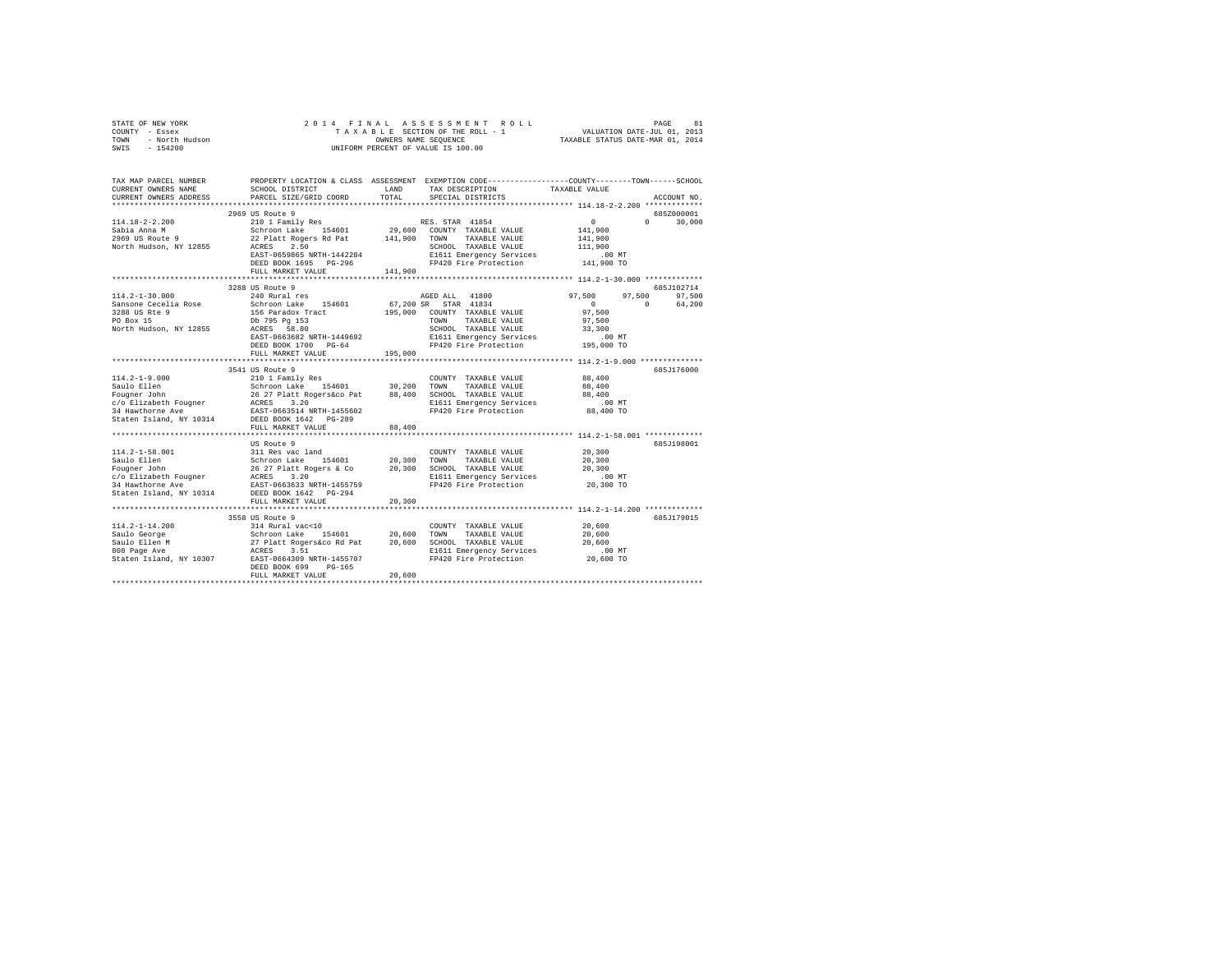STATE OF NEW YORK — 2014 FINAL ASSESSMENT ROLL
COUNTY - Essex — TAXABLE SECTION OF THE ROLL - 1 — VALUATION DATE-JUL 01, 2013
TOWN - North Hudson — OWNERS NAME SEQUENCE — TAXABLE STATUS DATE-MAR 01, 2014
SWIS - 154200 — UNIFORM PERCENT OF VALUE IS 100.00

```
TAX MAP PARCEL NUMBER          PROPERTY LOCATION & CLASS  ASSESSMENT  EXEMPTION CODE-----------------COUNTY--------TOWN------SCHOOL
CURRENT OWNERS NAME            SCHOOL DISTRICT               LAND      TAX DESCRIPTION            TAXABLE VALUE
CURRENT OWNERS ADDRESS         PARCEL SIZE/GRID COORD       TOTAL      SPECIAL DISTRICTS                                   ACCOUNT NO.
************************************************************************************************ 114.18-2-2.200 *************
                             2969 US Route 9                                                                            685Z000001
114.18-2-2.200               210 1 Family Res                        RES. STAR 41854                 0             0      30,000
Sabia Anna M                 Schroon Lake    154601       29,600   COUNTY  TAXABLE VALUE          141,900
2969 US Route 9              22 Platt Rogers Rd Pat      141,900   TOWN    TAXABLE VALUE          141,900
North Hudson, NY 12855       ACRES    2.50                         SCHOOL  TAXABLE VALUE          111,900
                             EAST-0659865 NRTH-1442284              E1611 Emergency Services           .00 MT
                             DEED BOOK 1695   PG-296                FP420 Fire Protection          141,900 TO
                             FULL MARKET VALUE           141,900
************************************************************************************************ 114.2-1-30.000 *************
                             3288 US Route 9                                                                            685J102714
114.2-1-30.000               240 Rural res                           AGED ALL  41800              97,500        97,500     97,500
Sansone Cecelia Rose         Schroon Lake    154601       67,200 SR  STAR  41834                     0             0      64,200
3288 US Rte 9                156 Paradox Tract           195,000   COUNTY  TAXABLE VALUE           97,500
PO Box 15                    Db 795 Pg 153                         TOWN    TAXABLE VALUE           97,500
North Hudson, NY 12855       ACRES   58.80                         SCHOOL  TAXABLE VALUE           33,300
                             EAST-0663682 NRTH-1449692              E1611 Emergency Services           .00 MT
                             DEED BOOK 1700   PG-64                 FP420 Fire Protection          195,000 TO
                             FULL MARKET VALUE           195,000
************************************************************************************************ 114.2-1-9.000 **************
                             3541 US Route 9                                                                            685J176000
114.2-1-9.000                210 1 Family Res                      COUNTY  TAXABLE VALUE           88,400
Saulo Ellen                  Schroon Lake    154601       30,200   TOWN    TAXABLE VALUE           88,400
Fougner John                 26 27 Platt Rogers&co Pat    88,400   SCHOOL  TAXABLE VALUE           88,400
c/o Elizabeth Fougner        ACRES    3.20                         E1611 Emergency Services           .00 MT
34 Hawthorne Ave             EAST-0663514 NRTH-1455602              FP420 Fire Protection           88,400 TO
Staten Island, NY 10314      DEED BOOK 1642   PG-289
                             FULL MARKET VALUE            88,400
************************************************************************************************ 114.2-1-58.001 *************
                             US Route 9                                                                                 685J198001
114.2-1-58.001               311 Res vac land                      COUNTY  TAXABLE VALUE           20,300
Saulo Ellen                  Schroon Lake    154601       20,300   TOWN    TAXABLE VALUE           20,300
Fougner John                 26 27 Platt Rogers & Co      20,300   SCHOOL  TAXABLE VALUE           20,300
c/o Elizabeth Fougner        ACRES    3.20                         E1611 Emergency Services           .00 MT
34 Hawthorne Ave             EAST-0663633 NRTH-1455759              FP420 Fire Protection           20,300 TO
Staten Island, NY 10314      DEED BOOK 1642   PG-294
                             FULL MARKET VALUE            20,300
************************************************************************************************ 114.2-1-14.200 *************
                             3558 US Route 9                                                                            685J179015
114.2-1-14.200               314 Rural vac<10                      COUNTY  TAXABLE VALUE           20,600
Saulo George                 Schroon Lake    154601       20,600   TOWN    TAXABLE VALUE           20,600
Saulo Ellen M                27 Platt Rogers&co Rd Pat    20,600   SCHOOL  TAXABLE VALUE           20,600
808 Page Ave                 ACRES    3.51                         E1611 Emergency Services           .00 MT
Staten Island, NY 10307      EAST-0664309 NRTH-1455707              FP420 Fire Protection           20,600 TO
                             DEED BOOK 699    PG-165
                             FULL MARKET VALUE            20,600
******************************************************************************************************************************
```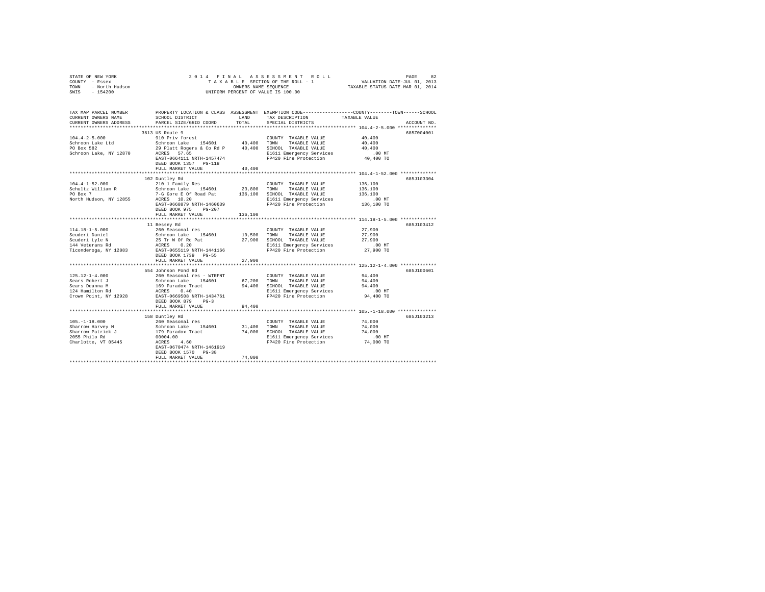STATE OF NEW YORK
COUNTY - Essex
TOWN - North Hudson
SWIS - 154200

2014 FINAL ASSESSMENT ROLL
TAXABLE SECTION OF THE ROLL - 1
OWNERS NAME SEQUENCE
UNIFORM PERCENT OF VALUE IS 100.00

VALUATION DATE-JUL 01, 2013
TAXABLE STATUS DATE-MAR 01, 2014

```
TAX MAP PARCEL NUMBER          PROPERTY LOCATION & CLASS  ASSESSMENT  EXEMPTION CODE-----------------COUNTY--------TOWN------SCHOOL
CURRENT OWNERS NAME            SCHOOL DISTRICT              LAND      TAX DESCRIPTION              TAXABLE VALUE
CURRENT OWNERS ADDRESS         PARCEL SIZE/GRID COORD       TOTAL     SPECIAL DISTRICTS                                  ACCOUNT NO.
******************************************************************************************************* 104.4-2-5.000 **************
                               3613 US Route 9                                                                           685Z004001
104.4-2-5.000                  910 Priv forest                        COUNTY  TAXABLE VALUE            40,400
Schroon Lake Ltd               Schroon Lake   154601       40,400     TOWN    TAXABLE VALUE            40,400
PO Box 582                     29 Platt Rogers & Co Rd P   40,400     SCHOOL  TAXABLE VALUE            40,400
Schroon Lake, NY 12870         ACRES   57.65                          E1611 Emergency Services            .00 MT
                               EAST-0664111 NRTH-1457474              FP420 Fire Protection            40,400 TO
                               DEED BOOK 1357   PG-118
                               FULL MARKET VALUE           40,400
******************************************************************************************************* 104.4-1-52.000 *************
                               102 Duntley Rd                                                                            685J103304
104.4-1-52.000                 210 1 Family Res                       COUNTY  TAXABLE VALUE           136,100
Schultz William R              Schroon Lake   154601       23,800     TOWN    TAXABLE VALUE           136,100
PO Box 7                       7-G Gore E Of Road Pat     136,100     SCHOOL  TAXABLE VALUE           136,100
North Hudson, NY 12855         ACRES   10.20                          E1611 Emergency Services            .00 MT
                               EAST-0668879 NRTH-1460639              FP420 Fire Protection           136,100 TO
                               DEED BOOK 975    PG-207
                               FULL MARKET VALUE          136,100
******************************************************************************************************* 114.18-1-5.000 *************
                               11 Bessey Rd                                                                              685J103412
114.18-1-5.000                 260 Seasonal res                       COUNTY  TAXABLE VALUE            27,900
Scuderi Daniel                 Schroon Lake   154601       10,500     TOWN    TAXABLE VALUE            27,900
Scuderi Lyle N                 25 Tr W Of Rd Pat           27,900     SCHOOL  TAXABLE VALUE            27,900
144 Veterans Rd                ACRES    0.20                          E1611 Emergency Services            .00 MT
Ticonderoga, NY 12883          EAST-0655119 NRTH-1441166              FP420 Fire Protection            27,900 TO
                               DEED BOOK 1739   PG-55
                               FULL MARKET VALUE           27,900
******************************************************************************************************* 125.12-1-4.000 *************
                               554 Johnson Pond Rd                                                                       685J100601
125.12-1-4.000                 260 Seasonal res - WTRFNT              COUNTY  TAXABLE VALUE            94,400
Sears Robert J                 Schroon Lake   154601       67,200     TOWN    TAXABLE VALUE            94,400
Sears Deanna M                 169 Paradox Tract           94,400     SCHOOL  TAXABLE VALUE            94,400
124 Hamilton Rd                ACRES    0.40                          E1611 Emergency Services            .00 MT
Crown Point, NY 12928          EAST-0669508 NRTH-1434761              FP420 Fire Protection            94,400 TO
                               DEED BOOK 879    PG-3
                               FULL MARKET VALUE           94,400
******************************************************************************************************* 105.-1-18.000 **************
                               158 Duntley Rd                                                                            685J103213
105.-1-18.000                  260 Seasonal res                       COUNTY  TAXABLE VALUE            74,000
Sharrow Harvey M               Schroon Lake   154601       31,400     TOWN    TAXABLE VALUE            74,000
Sharrow Patrick J              179 Paradox Tract           74,000     SCHOOL  TAXABLE VALUE            74,000
2055 Philo Rd                  00004.00                               E1611 Emergency Services            .00 MT
Charlotte, VT 05445            ACRES    4.60                          FP420 Fire Protection            74,000 TO
                               EAST-0670474 NRTH-1461919
                               DEED BOOK 1570   PG-38
                               FULL MARKET VALUE           74,000
************************************************************************************************************************************
```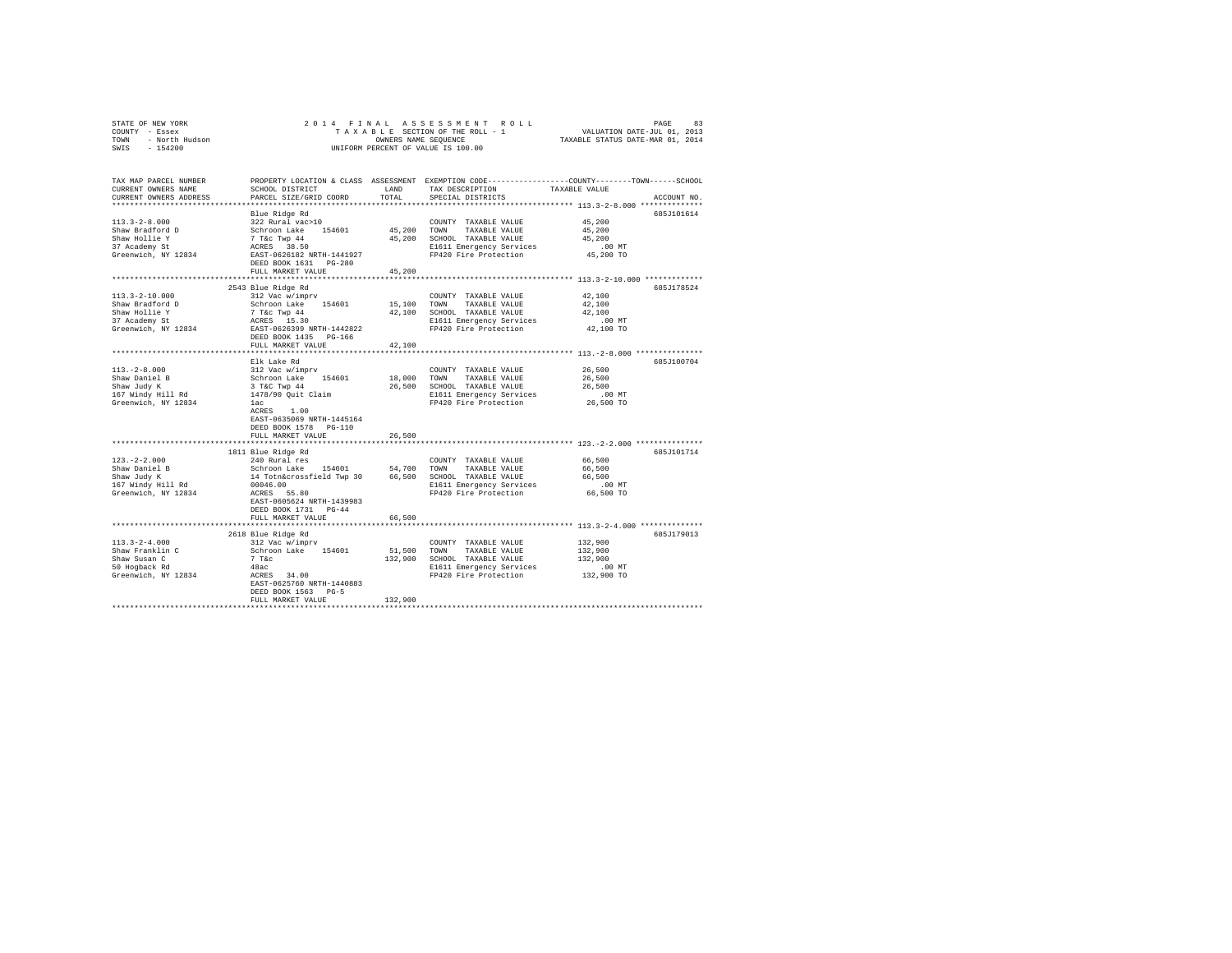STATE OF NEW YORK
COUNTY - Essex
TOWN - North Hudson
SWIS - 154200

2014 FINAL ASSESSMENT ROLL
TAXABLE SECTION OF THE ROLL - 1
OWNERS NAME SEQUENCE
UNIFORM PERCENT OF VALUE IS 100.00

VALUATION DATE-JUL 01, 2013
TAXABLE STATUS DATE-MAR 01, 2014

| TAX MAP PARCEL NUMBER / CURRENT OWNERS NAME / CURRENT OWNERS ADDRESS | PROPERTY LOCATION & CLASS / SCHOOL DISTRICT / PARCEL SIZE/GRID COORD | ASSESSMENT LAND | TOTAL | EXEMPTION CODE / TAX DESCRIPTION / SPECIAL DISTRICTS | TAXABLE VALUE (COUNTY--TOWN--SCHOOL) | ACCOUNT NO. |
|---|---|---|---|---|---|---|
| **113.3-2-8.000** | Blue Ridge Rd | | | | | 685J101614 |
| 113.3-2-8.000 | 322 Rural vac>10 | | | COUNTY TAXABLE VALUE | 45,200 | |
| Shaw Bradford D | Schroon Lake 154601 | 45,200 | | TOWN TAXABLE VALUE | 45,200 | |
| Shaw Hollie Y | 7 T&c Twp 44 | | 45,200 | SCHOOL TAXABLE VALUE | 45,200 | |
| 37 Academy St | ACRES 38.50 | | | E1611 Emergency Services | .00 MT | |
| Greenwich, NY 12834 | EAST-0626182 NRTH-1441927 | | | FP420 Fire Protection | 45,200 TO | |
| | DEED BOOK 1631 PG-280 | | | | | |
| | FULL MARKET VALUE | | 45,200 | | | |
| **113.3-2-10.000** | 2543 Blue Ridge Rd | | | | | 685J178524 |
| 113.3-2-10.000 | 312 Vac w/imprv | | | COUNTY TAXABLE VALUE | 42,100 | |
| Shaw Bradford D | Schroon Lake 154601 | 15,100 | | TOWN TAXABLE VALUE | 42,100 | |
| Shaw Hollie Y | 7 T&c Twp 44 | | 42,100 | SCHOOL TAXABLE VALUE | 42,100 | |
| 37 Academy St | ACRES 15.30 | | | E1611 Emergency Services | .00 MT | |
| Greenwich, NY 12834 | EAST-0626399 NRTH-1442822 | | | FP420 Fire Protection | 42,100 TO | |
| | DEED BOOK 1435 PG-166 | | | | | |
| | FULL MARKET VALUE | | 42,100 | | | |
| **113.-2-8.000** | Elk Lake Rd | | | | | 685J100704 |
| 113.-2-8.000 | 312 Vac w/imprv | | | COUNTY TAXABLE VALUE | 26,500 | |
| Shaw Daniel B | Schroon Lake 154601 | 18,000 | | TOWN TAXABLE VALUE | 26,500 | |
| Shaw Judy K | 3 T&C Twp 44 | | 26,500 | SCHOOL TAXABLE VALUE | 26,500 | |
| 167 Windy Hill Rd | 1478/90 Quit Claim | | | E1611 Emergency Services | .00 MT | |
| Greenwich, NY 12834 | 1ac | | | FP420 Fire Protection | 26,500 TO | |
| | ACRES 1.00 | | | | | |
| | EAST-0635069 NRTH-1445164 | | | | | |
| | DEED BOOK 1578 PG-110 | | | | | |
| | FULL MARKET VALUE | | 26,500 | | | |
| **123.-2-2.000** | 1811 Blue Ridge Rd | | | | | 685J101714 |
| 123.-2-2.000 | 240 Rural res | | | COUNTY TAXABLE VALUE | 66,500 | |
| Shaw Daniel B | Schroon Lake 154601 | 54,700 | | TOWN TAXABLE VALUE | 66,500 | |
| Shaw Judy K | 14 Totn&crossfield Twp 30 | | 66,500 | SCHOOL TAXABLE VALUE | 66,500 | |
| 167 Windy Hill Rd | 00046.00 | | | E1611 Emergency Services | .00 MT | |
| Greenwich, NY 12834 | ACRES 55.80 | | | FP420 Fire Protection | 66,500 TO | |
| | EAST-0605624 NRTH-1439983 | | | | | |
| | DEED BOOK 1731 PG-44 | | | | | |
| | FULL MARKET VALUE | | 66,500 | | | |
| **113.3-2-4.000** | 2618 Blue Ridge Rd | | | | | 685J179013 |
| 113.3-2-4.000 | 312 Vac w/imprv | | | COUNTY TAXABLE VALUE | 132,900 | |
| Shaw Franklin C | Schroon Lake 154601 | 51,500 | | TOWN TAXABLE VALUE | 132,900 | |
| Shaw Susan C | 7 T&c | | 132,900 | SCHOOL TAXABLE VALUE | 132,900 | |
| 50 Hogback Rd | 48ac | | | E1611 Emergency Services | .00 MT | |
| Greenwich, NY 12834 | ACRES 34.00 | | | FP420 Fire Protection | 132,900 TO | |
| | EAST-0625760 NRTH-1440883 | | | | | |
| | DEED BOOK 1563 PG-5 | | | | | |
| | FULL MARKET VALUE | | 132,900 | | | |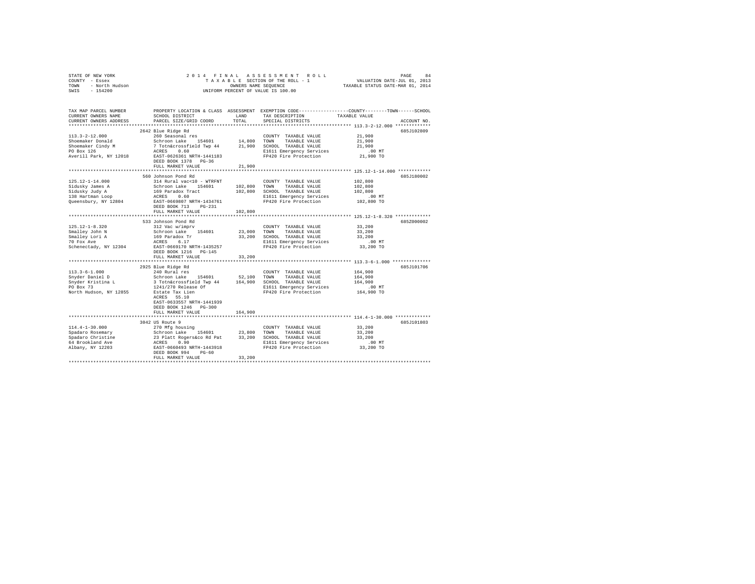STATE OF NEW YORK
COUNTY - Essex
TOWN - North Hudson
SWIS - 154200

2014 FINAL ASSESSMENT ROLL
TAXABLE SECTION OF THE ROLL - 1
OWNERS NAME SEQUENCE
UNIFORM PERCENT OF VALUE IS 100.00

VALUATION DATE-JUL 01, 2013
TAXABLE STATUS DATE-MAR 01, 2014

| TAX MAP PARCEL NUMBER / CURRENT OWNERS NAME / CURRENT OWNERS ADDRESS | PROPERTY LOCATION & CLASS / SCHOOL DISTRICT / PARCEL SIZE/GRID COORD | ASSESSMENT LAND / TOTAL | EXEMPTION CODE / TAX DESCRIPTION / SPECIAL DISTRICTS | TAXABLE VALUE (COUNTY--------TOWN------SCHOOL) | ACCOUNT NO. |
|---|---|---|---|---|---|
| 113.3-2-12.000 | 2642 Blue Ridge Rd | | | | 685J102809 |
| Shoemaker Donald | 260 Seasonal res | | COUNTY TAXABLE VALUE | 21,900 | |
| Shoemaker Cindy M | Schroon Lake 154601 | 14,800 | TOWN TAXABLE VALUE | 21,900 | |
| PO Box 126 | 7 Totn&crossfield Twp 44 | 21,900 | SCHOOL TAXABLE VALUE | 21,900 | |
| Averill Park, NY 12018 | ACRES 0.60 | | E1611 Emergency Services | .00 MT | |
| | EAST-0626361 NRTH-1441183 | | FP420 Fire Protection | 21,900 TO | |
| | DEED BOOK 1378 PG-36 | | | | |
| | FULL MARKET VALUE | 21,900 | | | |
| 125.12-1-14.000 | 560 Johnson Pond Rd | | | | 685J180002 |
| Sidusky James A | 314 Rural vac<10 - WTRFNT | | COUNTY TAXABLE VALUE | 102,800 | |
| Sidusky Judy A | Schroon Lake 154601 | 102,800 | TOWN TAXABLE VALUE | 102,800 | |
| 138 Hartman Loop | 169 Paradox Tract | 102,800 | SCHOOL TAXABLE VALUE | 102,800 | |
| Queensbury, NY 12804 | ACRES 0.60 | | E1611 Emergency Services | .00 MT | |
| | EAST-0669807 NRTH-1434761 | | FP420 Fire Protection | 102,800 TO | |
| | DEED BOOK 713 PG-231 | | | | |
| | FULL MARKET VALUE | 102,800 | | | |
| 125.12-1-8.320 | 533 Johnson Pond Rd | | | | 685Z000002 |
| Smalley John N | 312 Vac w/imprv | | COUNTY TAXABLE VALUE | 33,200 | |
| Smalley Lori A | Schroon Lake 154601 | 23,000 | TOWN TAXABLE VALUE | 33,200 | |
| 70 Fox Ave | 169 Paradox Tr | 33,200 | SCHOOL TAXABLE VALUE | 33,200 | |
| Schenectady, NY 12304 | ACRES 6.17 | | E1611 Emergency Services | .00 MT | |
| | EAST-0669170 NRTH-1435257 | | FP420 Fire Protection | 33,200 TO | |
| | DEED BOOK 1216 PG-145 | | | | |
| | FULL MARKET VALUE | 33,200 | | | |
| 113.3-6-1.000 | 2925 Blue Ridge Rd | | | | 685J101706 |
| Snyder Daniel D | 240 Rural res | | COUNTY TAXABLE VALUE | 164,900 | |
| Snyder Kristina L | Schroon Lake 154601 | 52,100 | TOWN TAXABLE VALUE | 164,900 | |
| PO Box 73 | 3 Totn&crossfield Twp 44 | 164,900 | SCHOOL TAXABLE VALUE | 164,900 | |
| North Hudson, NY 12855 | 1241/270 Release Of | | E1611 Emergency Services | .00 MT | |
| | Estate Tax Lien | | FP420 Fire Protection | 164,900 TO | |
| | ACRES 55.10 | | | | |
| | EAST-0633557 NRTH-1441939 | | | | |
| | DEED BOOK 1246 PG-300 | | | | |
| | FULL MARKET VALUE | 164,900 | | | |
| 114.4-1-30.000 | 3042 US Route 9 | | | | 685J101803 |
| Spadaro Rosemary | 270 Mfg housing | | COUNTY TAXABLE VALUE | 33,200 | |
| Spadaro Christine | Schroon Lake 154601 | 23,800 | TOWN TAXABLE VALUE | 33,200 | |
| 64 Brookland Ave | 23 Platt Rogers&co Rd Pat | 33,200 | SCHOOL TAXABLE VALUE | 33,200 | |
| Albany, NY 12203 | ACRES 0.90 | | E1611 Emergency Services | .00 MT | |
| | EAST-0660493 NRTH-1443918 | | FP420 Fire Protection | 33,200 TO | |
| | DEED BOOK 994 PG-60 | | | | |
| | FULL MARKET VALUE | 33,200 | | | |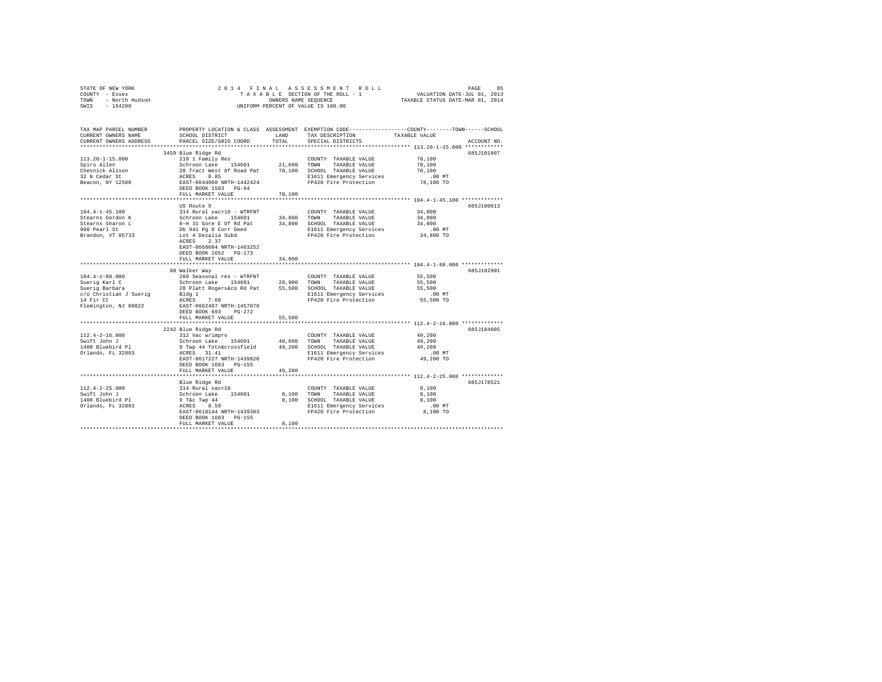STATE OF NEW YORK
COUNTY - Essex
TOWN - North Hudson
SWIS - 154200

2014 FINAL ASSESSMENT ROLL
TAXABLE SECTION OF THE ROLL - 1
OWNERS NAME SEQUENCE
UNIFORM PERCENT OF VALUE IS 100.00

VALUATION DATE-JUL 01, 2013
TAXABLE STATUS DATE-MAR 01, 2014

```
TAX MAP PARCEL NUMBER          PROPERTY LOCATION & CLASS  ASSESSMENT  EXEMPTION CODE-----------------COUNTY--------TOWN------SCHOOL
CURRENT OWNERS NAME            SCHOOL DISTRICT               LAND      TAX DESCRIPTION             TAXABLE VALUE
CURRENT OWNERS ADDRESS         PARCEL SIZE/GRID COORD        TOTAL     SPECIAL DISTRICTS                                    ACCOUNT NO.
******************************************************************************************************* 113.20-1-15.000 ************
                               3459 Blue Ridge Rd                                                                           685J101807
113.20-1-15.000                210 1 Family Res                        COUNTY  TAXABLE VALUE           78,100
Spiro Allen                    Schroon Lake   154601       21,600      TOWN    TAXABLE VALUE           78,100
Chesnick Alison                20 Tract West Of Road Pat   78,100      SCHOOL  TAXABLE VALUE           78,100
32 N Cedar St                  ACRES    0.85                           E1611 Emergency Services           .00 MT
Beacon, NY 12508               EAST-0644960 NRTH-1442424               FP420 Fire Protection           78,100 TO
                               DEED BOOK 1583   PG-94
                               FULL MARKET VALUE           78,100
******************************************************************************************************* 104.4-1-45.100 *************
                               US Route 9                                                                                   685J100613
104.4-1-45.100                 314 Rural vac<10 - WTRFNT               COUNTY  TAXABLE VALUE           34,800
Stearns Gordon K               Schroon Lake   154601       34,800      TOWN    TAXABLE VALUE           34,800
Stearns Sharon L               8-H 31 Gore E Of Rd Pat     34,800      SCHOOL  TAXABLE VALUE           34,800
900 Pearl St                   Db 941 Pg 8 Corr Deed                   E1611 Emergency Services           .00 MT
Brandon, VT 05733              Lot 4 Dezalia Subd                      FP420 Fire Protection           34,800 TO
                               ACRES    2.37
                               EAST-0668604 NRTH-1463252
                               DEED BOOK 1652   PG-173
                               FULL MARKET VALUE           34,800
******************************************************************************************************* 104.4-1-88.000 *************
                               88 Walker Way                                                                                685J102901
104.4-1-88.000                 260 Seasonal res - WTRFNT               COUNTY  TAXABLE VALUE           55,500
Suerig Karl C                  Schroon Lake   154601       28,900      TOWN    TAXABLE VALUE           55,500
Suerig Barbara                 28 Platt Rogers&co Rd Pat   55,500      SCHOOL  TAXABLE VALUE           55,500
c/o Christian J Suerig         Bldg 1                                  E1611 Emergency Services           .00 MT
14 Fir Ct                      ACRES    7.60                           FP420 Fire Protection           55,500 TO
Flemington, NJ 08822           EAST-0662407 NRTH-1457078
                               DEED BOOK 693    PG-272
                               FULL MARKET VALUE           55,500
******************************************************************************************************* 112.4-2-16.000 *************
                               2242 Blue Ridge Rd                                                                           685J184005
112.4-2-16.000                 312 Vac w/imprv                         COUNTY  TAXABLE VALUE           49,200
Swift John J                   Schroon Lake   154601       40,600      TOWN    TAXABLE VALUE           49,200
1408 Bluebird Pl               9 Twp 44 Totn&crossfield    49,200      SCHOOL  TAXABLE VALUE           49,200
Orlando, FL 32803              ACRES   31.41                           E1611 Emergency Services           .00 MT
                               EAST-0617227 NRTH-1439820               FP420 Fire Protection           49,200 TO
                               DEED BOOK 1683   PG-155
                               FULL MARKET VALUE           49,200
******************************************************************************************************* 112.4-2-25.000 *************
                               Blue Ridge Rd                                                                                685J178521
112.4-2-25.000                 314 Rural vac<10                        COUNTY  TAXABLE VALUE            8,100
Swift John J                   Schroon Lake   154601        8,100      TOWN    TAXABLE VALUE            8,100
1408 Bluebird Pl               9 T&c Twp 44                 8,100      SCHOOL  TAXABLE VALUE            8,100
Orlando, FL 32803              ACRES    8.59                           E1611 Emergency Services           .00 MT
                               EAST-0618144 NRTH-1439383               FP420 Fire Protection            8,100 TO
                               DEED BOOK 1683   PG-155
                               FULL MARKET VALUE            8,100
************************************************************************************************************************************
```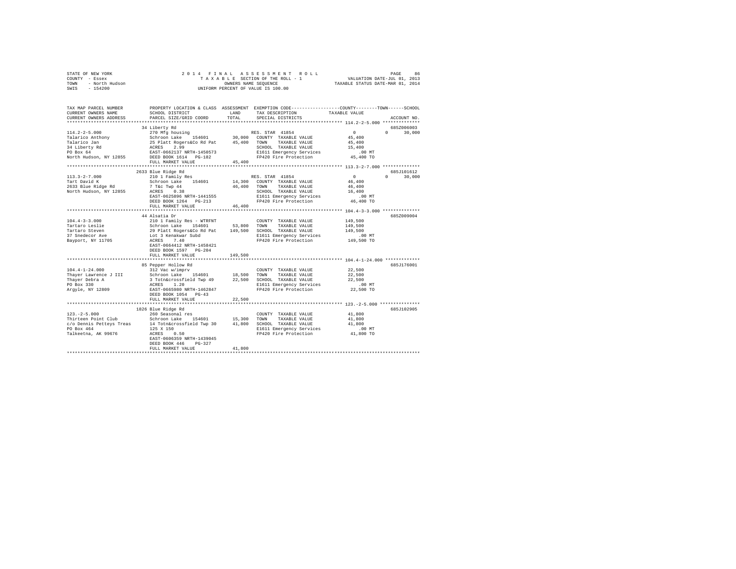STATE OF NEW YORK
COUNTY - Essex
TOWN - North Hudson
SWIS - 154200

2 0 1 4 F I N A L A S S E S S M E N T R O L L
T A X A B L E SECTION OF THE ROLL - 1
OWNERS NAME SEQUENCE
UNIFORM PERCENT OF VALUE IS 100.00

VALUATION DATE-JUL 01, 2013
TAXABLE STATUS DATE-MAR 01, 2014

| TAX MAP PARCEL NUMBER / CURRENT OWNERS NAME / CURRENT OWNERS ADDRESS | PROPERTY LOCATION & CLASS / SCHOOL DISTRICT / PARCEL SIZE/GRID COORD | ASSESSMENT LAND | TOTAL | EXEMPTION CODE / TAX DESCRIPTION / SPECIAL DISTRICTS | COUNTY / TAXABLE VALUE | TOWN | SCHOOL | ACCOUNT NO. |
|---|---|---|---|---|---|---|---|---|
| 114.2-2-5.000 | 34 Liberty Rd | | | | | | | 685Z006003 |
| Talarico Anthony | 270 Mfg housing | | | RES. STAR 41854 | 0 | 0 | 30,000 | |
| Talarico Jan | Schroon Lake 154601 | 30,000 | | COUNTY TAXABLE VALUE | 45,400 | | | |
| 34 Liberty Rd | 25 Platt Rogers&Co Rd Pat | | 45,400 | TOWN TAXABLE VALUE | 45,400 | | | |
| PO Box 64 | ACRES 2.99 | | | SCHOOL TAXABLE VALUE | 15,400 | | | |
| North Hudson, NY 12855 | EAST-0662137 NRTH-1450573 | | | E1611 Emergency Services | .00 MT | | | |
| | DEED BOOK 1614 PG-182 | | | FP420 Fire Protection | 45,400 TO | | | |
| | FULL MARKET VALUE | | 45,400 | | | | | |
| 113.3-2-7.000 | 2633 Blue Ridge Rd | | | | | | | 685J101612 |
| Tart David K | 210 1 Family Res | | | RES. STAR 41854 | 0 | 0 | 30,000 | |
| 2633 Blue Ridge Rd | Schroon Lake 154601 | 14,300 | | COUNTY TAXABLE VALUE | 46,400 | | | |
| North Hudson, NY 12855 | 7 T&c Twp 44 | | 46,400 | TOWN TAXABLE VALUE | 46,400 | | | |
| | ACRES 0.38 | | | SCHOOL TAXABLE VALUE | 16,400 | | | |
| | EAST-0625896 NRTH-1441555 | | | E1611 Emergency Services | .00 MT | | | |
| | DEED BOOK 1264 PG-213 | | | FP420 Fire Protection | 46,400 TO | | | |
| | FULL MARKET VALUE | | 46,400 | | | | | |
| 104.4-3-3.000 | 44 Alsatia Dr | | | | | | | 685Z009004 |
| Tartaro Leslie | 210 1 Family Res - WTRFNT | | | COUNTY TAXABLE VALUE | 149,500 | | | |
| Tartaro Steven | Schroon Lake 154601 | 53,800 | | TOWN TAXABLE VALUE | 149,500 | | | |
| 37 Snedecor Ave | 29 Platt Rogers&Co Rd Pat | | 149,500 | SCHOOL TAXABLE VALUE | 149,500 | | | |
| Bayport, NY 11705 | Lot 3 Kenakwar Subd | | | E1611 Emergency Services | .00 MT | | | |
| | ACRES 7.40 | | | FP420 Fire Protection | 149,500 TO | | | |
| | EAST-0664412 NRTH-1458421 | | | | | | | |
| | DEED BOOK 1597 PG-204 | | | | | | | |
| | FULL MARKET VALUE | | 149,500 | | | | | |
| 104.4-1-24.000 | 85 Pepper Hollow Rd | | | | | | | 685J176001 |
| Thayer Lawrence J III | 312 Vac w/imprv | | | COUNTY TAXABLE VALUE | 22,500 | | | |
| Thayer Debra A | Schroon Lake 154601 | 18,500 | | TOWN TAXABLE VALUE | 22,500 | | | |
| PO Box 330 | 3 Totn&crossfield Twp 49 | | 22,500 | SCHOOL TAXABLE VALUE | 22,500 | | | |
| Argyle, NY 12809 | ACRES 1.20 | | | E1611 Emergency Services | .00 MT | | | |
| | EAST-0665980 NRTH-1462847 | | | FP420 Fire Protection | 22,500 TO | | | |
| | DEED BOOK 1054 PG-43 | | | | | | | |
| | FULL MARKET VALUE | | 22,500 | | | | | |
| 123.-2-5.000 | 1826 Blue Ridge Rd | | | | | | | 685J102905 |
| Thirteen Point Club | 260 Seasonal res | | | COUNTY TAXABLE VALUE | 41,800 | | | |
| c/o Dennis Petteys Treas | Schroon Lake 154601 | 15,300 | | TOWN TAXABLE VALUE | 41,800 | | | |
| PO Box 464 | 14 Totn&crossfield Twp 30 | | 41,800 | SCHOOL TAXABLE VALUE | 41,800 | | | |
| Talkeetna, AK 99676 | 125 X 150 | | | E1611 Emergency Services | .00 MT | | | |
| | ACRES 0.50 | | | FP420 Fire Protection | 41,800 TO | | | |
| | EAST-0606359 NRTH-1439045 | | | | | | | |
| | DEED BOOK 446 PG-327 | | | | | | | |
| | FULL MARKET VALUE | | 41,800 | | | | | |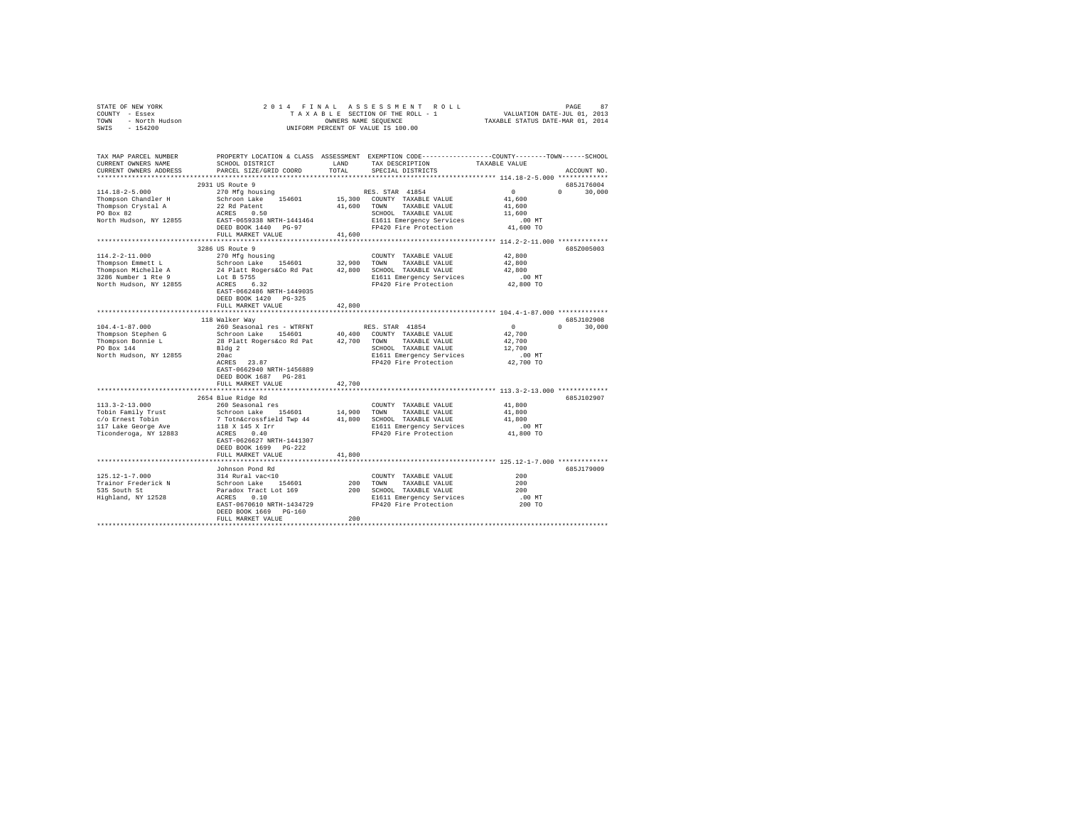STATE OF NEW YORK  
COUNTY - Essex  
TOWN - North Hudson  
SWIS - 154200

2014 FINAL ASSESSMENT ROLL  
TAXABLE SECTION OF THE ROLL - 1  
OWNERS NAME SEQUENCE  
UNIFORM PERCENT OF VALUE IS 100.00

VALUATION DATE-JUL 01, 2013  
TAXABLE STATUS DATE-MAR 01, 2014

```
TAX MAP PARCEL NUMBER    PROPERTY LOCATION & CLASS  ASSESSMENT  EXEMPTION CODE-----------------COUNTY--------TOWN------SCHOOL
CURRENT OWNERS NAME      SCHOOL DISTRICT             LAND       TAX DESCRIPTION            TAXABLE VALUE
CURRENT OWNERS ADDRESS   PARCEL SIZE/GRID COORD      TOTAL      SPECIAL DISTRICTS                                   ACCOUNT NO.
************************************************************************************************ 114.18-2-5.000 *************
                         2931 US Route 9                                                                            685J176004
114.18-2-5.000           270 Mfg housing                          RES. STAR  41854           0           0      30,000
Thompson Chandler H      Schroon Lake    154601       15,300   COUNTY  TAXABLE VALUE        41,600
Thompson Crystal A       22 Rd Patent                 41,600   TOWN    TAXABLE VALUE        41,600
PO Box 82                ACRES    0.50                         SCHOOL  TAXABLE VALUE        11,600
North Hudson, NY 12855   EAST-0659338 NRTH-1441464             E1611 Emergency Services       .00 MT
                         DEED BOOK 1440   PG-97                FP420 Fire Protection        41,600 TO
                         FULL MARKET VALUE            41,600
************************************************************************************************ 114.2-2-11.000 *************
                         3286 US Route 9                                                                            685Z005003
114.2-2-11.000           270 Mfg housing                       COUNTY  TAXABLE VALUE        42,800
Thompson Emmett L        Schroon Lake    154601       32,900   TOWN    TAXABLE VALUE        42,800
Thompson Michelle A      24 Platt Rogers&Co Rd Pat    42,800   SCHOOL  TAXABLE VALUE        42,800
3286 Number 1 Rte 9      Lot B 5755                            E1611 Emergency Services       .00 MT
North Hudson, NY 12855   ACRES    6.32                         FP420 Fire Protection        42,800 TO
                         EAST-0662486 NRTH-1449035
                         DEED BOOK 1420   PG-325
                         FULL MARKET VALUE            42,800
************************************************************************************************ 104.4-1-87.000 *************
                         118 Walker Way                                                                             685J102908
104.4-1-87.000           260 Seasonal res - WTRFNT                RES. STAR  41854           0           0      30,000
Thompson Stephen G       Schroon Lake    154601       40,400   COUNTY  TAXABLE VALUE        42,700
Thompson Bonnie L        28 Platt Rogers&co Rd Pat    42,700   TOWN    TAXABLE VALUE        42,700
PO Box 144               Bldg 2                                SCHOOL  TAXABLE VALUE        12,700
North Hudson, NY 12855   20ac                                  E1611 Emergency Services       .00 MT
                         ACRES   23.87                         FP420 Fire Protection        42,700 TO
                         EAST-0662940 NRTH-1456889
                         DEED BOOK 1687   PG-281
                         FULL MARKET VALUE            42,700
************************************************************************************************ 113.3-2-13.000 *************
                         2654 Blue Ridge Rd                                                                         685J102907
113.3-2-13.000           260 Seasonal res                      COUNTY  TAXABLE VALUE        41,800
Tobin Family Trust       Schroon Lake    154601       14,900   TOWN    TAXABLE VALUE        41,800
c/o Ernest Tobin         7 Totn&crossfield Twp 44     41,800   SCHOOL  TAXABLE VALUE        41,800
117 Lake George Ave      118 X 145 X Irr                       E1611 Emergency Services       .00 MT
Ticonderoga, NY 12883    ACRES    0.40                         FP420 Fire Protection        41,800 TO
                         EAST-0626627 NRTH-1441307
                         DEED BOOK 1699   PG-222
                         FULL MARKET VALUE            41,800
************************************************************************************************ 125.12-1-7.000 *************
                         Johnson Pond Rd                                                                            685J179009
125.12-1-7.000           314 Rural vac<10                      COUNTY  TAXABLE VALUE           200
Trainor Frederick N      Schroon Lake    154601          200   TOWN    TAXABLE VALUE           200
535 South St             Paradox Tract Lot 169           200   SCHOOL  TAXABLE VALUE           200
Highland, NY 12528       ACRES    0.10                         E1611 Emergency Services       .00 MT
                         EAST-0670610 NRTH-1434729             FP420 Fire Protection           200 TO
                         DEED BOOK 1669   PG-160
                         FULL MARKET VALUE               200
*****************************************************************************************************************************
```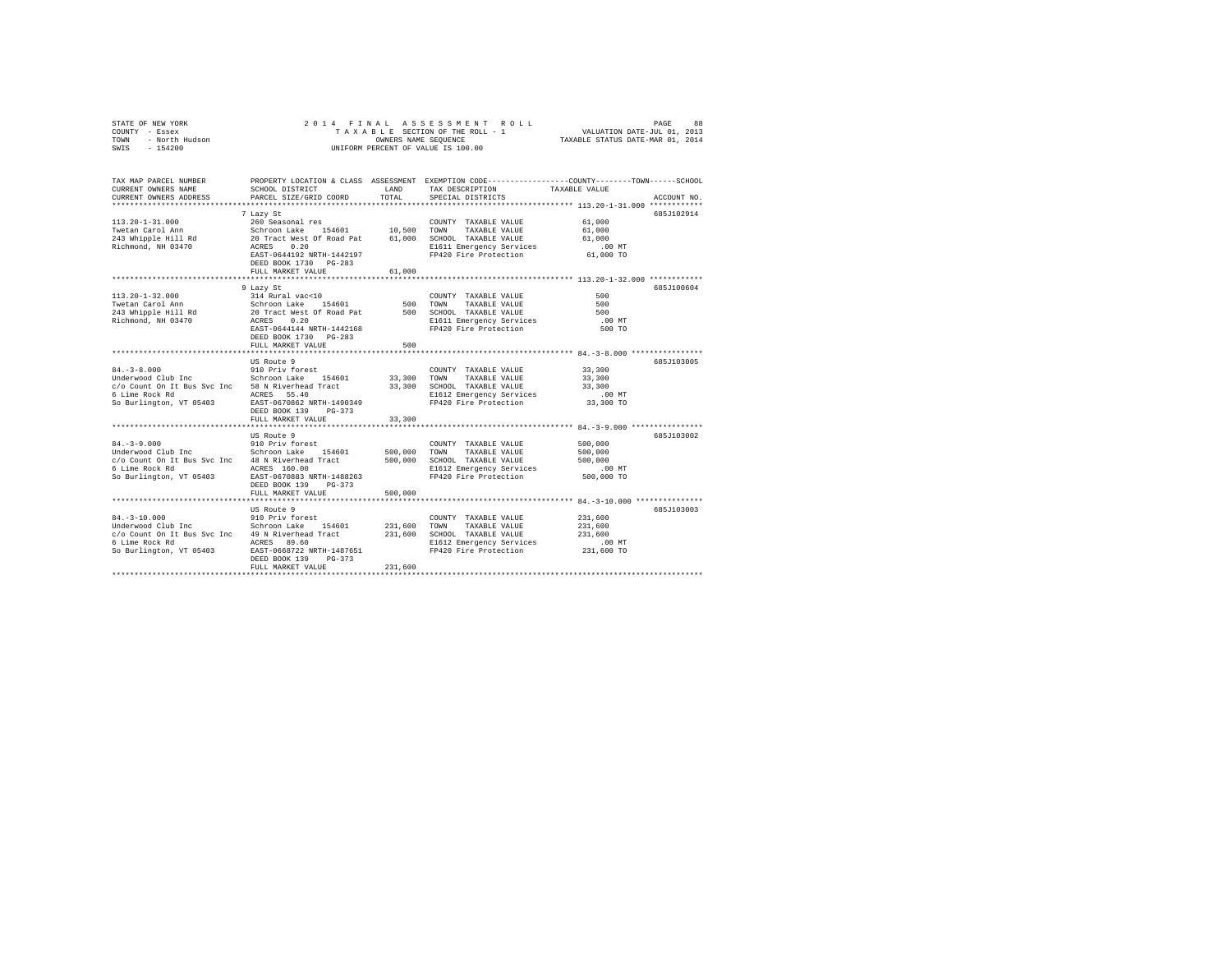STATE OF NEW YORK — 2014 FINAL ASSESSMENT ROLL — PAGE 88
COUNTY - Essex — TAXABLE SECTION OF THE ROLL - 1 — VALUATION DATE-JUL 01, 2013
TOWN - North Hudson — OWNERS NAME SEQUENCE — TAXABLE STATUS DATE-MAR 01, 2014
SWIS - 154200 — UNIFORM PERCENT OF VALUE IS 100.00

| TAX MAP PARCEL NUMBER / CURRENT OWNERS NAME / CURRENT OWNERS ADDRESS | PROPERTY LOCATION & CLASS / SCHOOL DISTRICT / PARCEL SIZE/GRID COORD | ASSESSMENT LAND / TOTAL | EXEMPTION CODE / TAX DESCRIPTION / SPECIAL DISTRICTS | COUNTY--------TOWN------SCHOOL TAXABLE VALUE | ACCOUNT NO. |
|---|---|---|---|---|---|
| **113.20-1-31.000** | 7 Lazy St | | | | 685J102914 |
| 113.20-1-31.000 | 260 Seasonal res | | COUNTY TAXABLE VALUE | 61,000 | |
| Twetan Carol Ann | Schroon Lake 154601 | 10,500 | TOWN TAXABLE VALUE | 61,000 | |
| 243 Whipple Hill Rd | 20 Tract West Of Road Pat | 61,000 | SCHOOL TAXABLE VALUE | 61,000 | |
| Richmond, NH 03470 | ACRES 0.20 | | E1611 Emergency Services | .00 MT | |
| | EAST-0644192 NRTH-1442197 | | FP420 Fire Protection | 61,000 TO | |
| | DEED BOOK 1730 PG-283 | | | | |
| | FULL MARKET VALUE | 61,000 | | | |
| **113.20-1-32.000** | 9 Lazy St | | | | 685J100604 |
| 113.20-1-32.000 | 314 Rural vac<10 | | COUNTY TAXABLE VALUE | 500 | |
| Twetan Carol Ann | Schroon Lake 154601 | 500 | TOWN TAXABLE VALUE | 500 | |
| 243 Whipple Hill Rd | 20 Tract West Of Road Pat | 500 | SCHOOL TAXABLE VALUE | 500 | |
| Richmond, NH 03470 | ACRES 0.20 | | E1611 Emergency Services | .00 MT | |
| | EAST-0644144 NRTH-1442168 | | FP420 Fire Protection | 500 TO | |
| | DEED BOOK 1730 PG-283 | | | | |
| | FULL MARKET VALUE | 500 | | | |
| **84.-3-8.000** | US Route 9 | | | | 685J103005 |
| 84.-3-8.000 | 910 Priv forest | | COUNTY TAXABLE VALUE | 33,300 | |
| Underwood Club Inc | Schroon Lake 154601 | 33,300 | TOWN TAXABLE VALUE | 33,300 | |
| c/o Count On It Bus Svc Inc | 58 N Riverhead Tract | 33,300 | SCHOOL TAXABLE VALUE | 33,300 | |
| 6 Lime Rock Rd | ACRES 55.40 | | E1612 Emergency Services | .00 MT | |
| So Burlington, VT 05403 | EAST-0670862 NRTH-1490349 | | FP420 Fire Protection | 33,300 TO | |
| | DEED BOOK 139 PG-373 | | | | |
| | FULL MARKET VALUE | 33,300 | | | |
| **84.-3-9.000** | US Route 9 | | | | 685J103002 |
| 84.-3-9.000 | 910 Priv forest | | COUNTY TAXABLE VALUE | 500,000 | |
| Underwood Club Inc | Schroon Lake 154601 | 500,000 | TOWN TAXABLE VALUE | 500,000 | |
| c/o Count On It Bus Svc Inc | 48 N Riverhead Tract | 500,000 | SCHOOL TAXABLE VALUE | 500,000 | |
| 6 Lime Rock Rd | ACRES 160.00 | | E1612 Emergency Services | .00 MT | |
| So Burlington, VT 05403 | EAST-0670883 NRTH-1488263 | | FP420 Fire Protection | 500,000 TO | |
| | DEED BOOK 139 PG-373 | | | | |
| | FULL MARKET VALUE | 500,000 | | | |
| **84.-3-10.000** | US Route 9 | | | | 685J103003 |
| 84.-3-10.000 | 910 Priv forest | | COUNTY TAXABLE VALUE | 231,600 | |
| Underwood Club Inc | Schroon Lake 154601 | 231,600 | TOWN TAXABLE VALUE | 231,600 | |
| c/o Count On It Bus Svc Inc | 49 N Riverhead Tract | 231,600 | SCHOOL TAXABLE VALUE | 231,600 | |
| 6 Lime Rock Rd | ACRES 89.60 | | E1612 Emergency Services | .00 MT | |
| So Burlington, VT 05403 | EAST-0668722 NRTH-1487651 | | FP420 Fire Protection | 231,600 TO | |
| | DEED BOOK 139 PG-373 | | | | |
| | FULL MARKET VALUE | 231,600 | | | |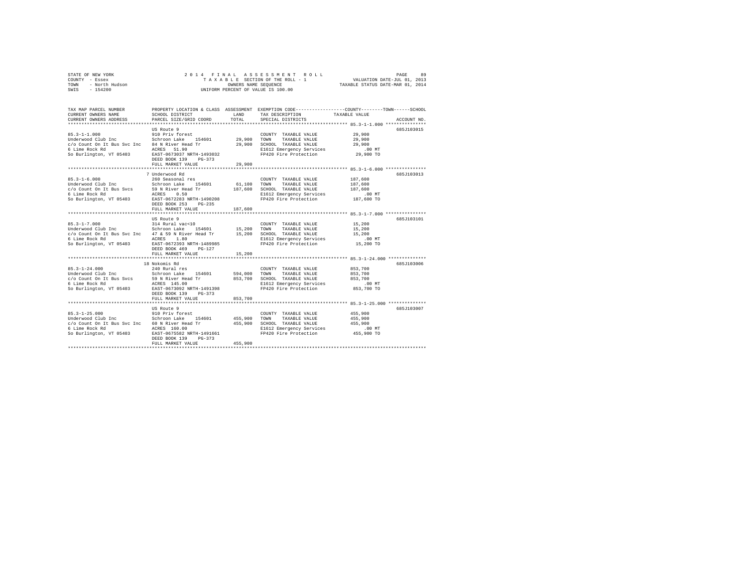STATE OF NEW YORK — 2014 FINAL ASSESSMENT ROLL
COUNTY - Essex — TAXABLE SECTION OF THE ROLL - 1 — VALUATION DATE-JUL 01, 2013
TOWN - North Hudson — OWNERS NAME SEQUENCE — TAXABLE STATUS DATE-MAR 01, 2014
SWIS - 154200 — UNIFORM PERCENT OF VALUE IS 100.00

| TAX MAP PARCEL NUMBER / CURRENT OWNERS NAME / CURRENT OWNERS ADDRESS | PROPERTY LOCATION & CLASS / SCHOOL DISTRICT / PARCEL SIZE/GRID COORD | ASSESSMENT LAND | TOTAL | EXEMPTION CODE / TAX DESCRIPTION / SPECIAL DISTRICTS | TAXABLE VALUE (COUNTY / TOWN / SCHOOL) | ACCOUNT NO. |
|---|---|---|---|---|---|---|
| 85.3-1-1.000 | US Route 9 | | | | | 685J103015 |
| | 910 Priv forest | | | COUNTY TAXABLE VALUE | 29,900 | |
| Underwood Club Inc | Schroon Lake 154601 | 29,900 | | TOWN TAXABLE VALUE | 29,900 | |
| c/o Count On It Bus Svc Inc | 84 N River Head Tr | | 29,900 | SCHOOL TAXABLE VALUE | 29,900 | |
| 6 Lime Rock Rd | ACRES 51.90 | | | E1612 Emergency Services | .00 MT | |
| So Burlington, VT 05403 | EAST-0673037 NRTH-1493032 | | | FP420 Fire Protection | 29,900 TO | |
| | DEED BOOK 139 PG-373 | | | | | |
| | FULL MARKET VALUE | | 29,900 | | | |
| 85.3-1-6.000 | 7 Underwood Rd | | | | | 685J103013 |
| | 260 Seasonal res | | | COUNTY TAXABLE VALUE | 187,600 | |
| Underwood Club Inc | Schroon Lake 154601 | 61,100 | | TOWN TAXABLE VALUE | 187,600 | |
| c/o Count On It Bus Svcs | 59 N River Head Tr | | 187,600 | SCHOOL TAXABLE VALUE | 187,600 | |
| 6 Lime Rock Rd | ACRES 0.50 | | | E1612 Emergency Services | .00 MT | |
| So Burlington, VT 05403 | EAST-0672283 NRTH-1490208 | | | FP420 Fire Protection | 187,600 TO | |
| | DEED BOOK 253 PG-235 | | | | | |
| | FULL MARKET VALUE | | 187,600 | | | |
| 85.3-1-7.000 | US Route 9 | | | | | 685J103101 |
| | 314 Rural vac<10 | | | COUNTY TAXABLE VALUE | 15,200 | |
| Underwood Club Inc | Schroon Lake 154601 | 15,200 | | TOWN TAXABLE VALUE | 15,200 | |
| c/o Count On It Bus Svc Inc | 47 & 59 N River Head Tr | | 15,200 | SCHOOL TAXABLE VALUE | 15,200 | |
| 6 Lime Rock Rd | ACRES 1.80 | | | E1612 Emergency Services | .00 MT | |
| So Burlington, VT 05403 | EAST-0672393 NRTH-1489985 | | | FP420 Fire Protection | 15,200 TO | |
| | DEED BOOK 469 PG-127 | | | | | |
| | FULL MARKET VALUE | | 15,200 | | | |
| 85.3-1-24.000 | 18 Nokomis Rd | | | | | 685J103006 |
| | 240 Rural res | | | COUNTY TAXABLE VALUE | 853,700 | |
| Underwood Club Inc | Schroon Lake 154601 | 594,000 | | TOWN TAXABLE VALUE | 853,700 | |
| c/o Count On It Bus Svcs | 59 N River Head Tr | | 853,700 | SCHOOL TAXABLE VALUE | 853,700 | |
| 6 Lime Rock Rd | ACRES 145.00 | | | E1612 Emergency Services | .00 MT | |
| So Burlington, VT 05403 | EAST-0673092 NRTH-1491398 | | | FP420 Fire Protection | 853,700 TO | |
| | DEED BOOK 139 PG-373 | | | | | |
| | FULL MARKET VALUE | | 853,700 | | | |
| 85.3-1-25.000 | US Route 9 | | | | | 685J103007 |
| | 910 Priv forest | | | COUNTY TAXABLE VALUE | 455,900 | |
| Underwood Club Inc | Schroon Lake 154601 | 455,900 | | TOWN TAXABLE VALUE | 455,900 | |
| c/o Count On It Bus Svc Inc | 60 N River Head Tr | | 455,900 | SCHOOL TAXABLE VALUE | 455,900 | |
| 6 Lime Rock Rd | ACRES 160.00 | | | E1612 Emergency Services | .00 MT | |
| So Burlington, VT 05403 | EAST-0675582 NRTH-1491661 | | | FP420 Fire Protection | 455,900 TO | |
| | DEED BOOK 139 PG-373 | | | | | |
| | FULL MARKET VALUE | | 455,900 | | | |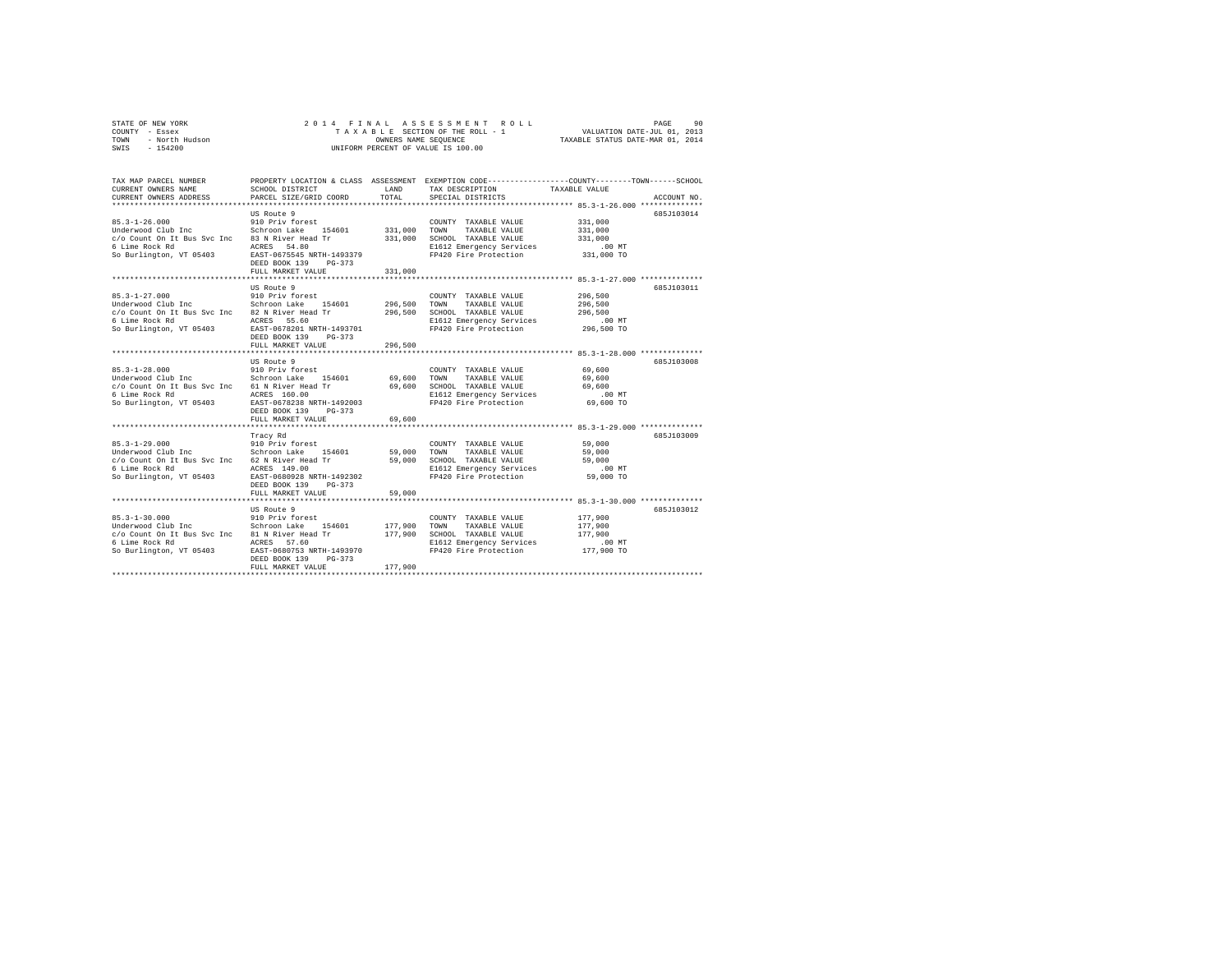STATE OF NEW YORK | COUNTY - Essex | TOWN - North Hudson | SWIS - 154200

2014 FINAL ASSESSMENT ROLL
TAXABLE SECTION OF THE ROLL - 1
OWNERS NAME SEQUENCE
UNIFORM PERCENT OF VALUE IS 100.00

VALUATION DATE-JUL 01, 2013
TAXABLE STATUS DATE-MAR 01, 2014

| TAX MAP PARCEL NUMBER / CURRENT OWNERS NAME / CURRENT OWNERS ADDRESS | PROPERTY LOCATION & CLASS / SCHOOL DISTRICT / PARCEL SIZE/GRID COORD | ASSESSMENT LAND / TOTAL | EXEMPTION CODE / TAX DESCRIPTION / SPECIAL DISTRICTS | COUNTY / TOWN / SCHOOL TAXABLE VALUE | ACCOUNT NO. |
|---|---|---|---|---|---|
| 85.3-1-26.000 | US Route 9 | | | | 685J103014 |
| | 910 Priv forest | | COUNTY TAXABLE VALUE | 331,000 | |
| Underwood Club Inc | Schroon Lake 154601 | 331,000 | TOWN TAXABLE VALUE | 331,000 | |
| c/o Count On It Bus Svc Inc | 83 N River Head Tr | 331,000 | SCHOOL TAXABLE VALUE | 331,000 | |
| 6 Lime Rock Rd | ACRES 54.80 | | E1612 Emergency Services | .00 MT | |
| So Burlington, VT 05403 | EAST-0675545 NRTH-1493379 | | FP420 Fire Protection | 331,000 TO | |
| | DEED BOOK 139 PG-373 | | | | |
| | FULL MARKET VALUE | 331,000 | | | |
| 85.3-1-27.000 | US Route 9 | | | | 685J103011 |
| | 910 Priv forest | | COUNTY TAXABLE VALUE | 296,500 | |
| Underwood Club Inc | Schroon Lake 154601 | 296,500 | TOWN TAXABLE VALUE | 296,500 | |
| c/o Count On It Bus Svc Inc | 82 N River Head Tr | 296,500 | SCHOOL TAXABLE VALUE | 296,500 | |
| 6 Lime Rock Rd | ACRES 55.60 | | E1612 Emergency Services | .00 MT | |
| So Burlington, VT 05403 | EAST-0678201 NRTH-1493701 | | FP420 Fire Protection | 296,500 TO | |
| | DEED BOOK 139 PG-373 | | | | |
| | FULL MARKET VALUE | 296,500 | | | |
| 85.3-1-28.000 | US Route 9 | | | | 685J103008 |
| | 910 Priv forest | | COUNTY TAXABLE VALUE | 69,600 | |
| Underwood Club Inc | Schroon Lake 154601 | 69,600 | TOWN TAXABLE VALUE | 69,600 | |
| c/o Count On It Bus Svc Inc | 61 N River Head Tr | 69,600 | SCHOOL TAXABLE VALUE | 69,600 | |
| 6 Lime Rock Rd | ACRES 160.00 | | E1612 Emergency Services | .00 MT | |
| So Burlington, VT 05403 | EAST-0678238 NRTH-1492003 | | FP420 Fire Protection | 69,600 TO | |
| | DEED BOOK 139 PG-373 | | | | |
| | FULL MARKET VALUE | 69,600 | | | |
| 85.3-1-29.000 | Tracy Rd | | | | 685J103009 |
| | 910 Priv forest | | COUNTY TAXABLE VALUE | 59,000 | |
| Underwood Club Inc | Schroon Lake 154601 | 59,000 | TOWN TAXABLE VALUE | 59,000 | |
| c/o Count On It Bus Svc Inc | 62 N River Head Tr | 59,000 | SCHOOL TAXABLE VALUE | 59,000 | |
| 6 Lime Rock Rd | ACRES 149.00 | | E1612 Emergency Services | .00 MT | |
| So Burlington, VT 05403 | EAST-0680928 NRTH-1492302 | | FP420 Fire Protection | 59,000 TO | |
| | DEED BOOK 139 PG-373 | | | | |
| | FULL MARKET VALUE | 59,000 | | | |
| 85.3-1-30.000 | US Route 9 | | | | 685J103012 |
| | 910 Priv forest | | COUNTY TAXABLE VALUE | 177,900 | |
| Underwood Club Inc | Schroon Lake 154601 | 177,900 | TOWN TAXABLE VALUE | 177,900 | |
| c/o Count On It Bus Svc Inc | 81 N River Head Tr | 177,900 | SCHOOL TAXABLE VALUE | 177,900 | |
| 6 Lime Rock Rd | ACRES 57.60 | | E1612 Emergency Services | .00 MT | |
| So Burlington, VT 05403 | EAST-0680753 NRTH-1493970 | | FP420 Fire Protection | 177,900 TO | |
| | DEED BOOK 139 PG-373 | | | | |
| | FULL MARKET VALUE | 177,900 | | | |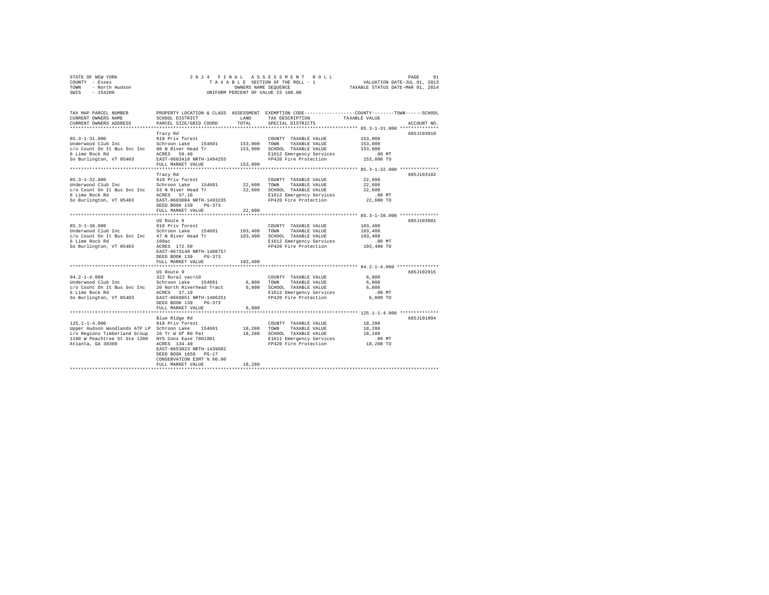STATE OF NEW YORK
COUNTY - Essex
TOWN - North Hudson
SWIS - 154200

2 0 1 4 F I N A L A S S E S S M E N T R O L L
T A X A B L E SECTION OF THE ROLL - 1
OWNERS NAME SEQUENCE
UNIFORM PERCENT OF VALUE IS 100.00

VALUATION DATE-JUL 01, 2013
TAXABLE STATUS DATE-MAR 01, 2014

| TAX MAP PARCEL NUMBER / CURRENT OWNERS NAME / CURRENT OWNERS ADDRESS | PROPERTY LOCATION & CLASS / SCHOOL DISTRICT / PARCEL SIZE/GRID COORD | ASSESSMENT LAND / TOTAL | EXEMPTION CODE / TAX DESCRIPTION / SPECIAL DISTRICTS | COUNTY--------TOWN------SCHOOL TAXABLE VALUE | ACCOUNT NO. |
|---|---|---|---|---|---|
| 85.3-1-31.000 | Tracy Rd | | | | 685J103010 |
| | 910 Priv forest | | COUNTY TAXABLE VALUE | 153,000 | |
| Underwood Club Inc | Schroon Lake 154601 | 153,000 | TOWN TAXABLE VALUE | 153,000 | |
| c/o Count On It Bus Svc Inc | 80 N River Head Tr | 153,000 | SCHOOL TAXABLE VALUE | 153,000 | |
| 6 Lime Rock Rd | ACRES 59.40 | | E1612 Emergency Services | .00 MT | |
| So Burlington, VT 05403 | EAST-0683418 NRTH-1494255 | | FP420 Fire Protection | 153,000 TO | |
| | FULL MARKET VALUE | 153,000 | | | |
| 85.3-1-32.000 | Tracy Rd | | | | 685J103102 |
| | 910 Priv forest | | COUNTY TAXABLE VALUE | 22,600 | |
| Underwood Club Inc | Schroon Lake 154601 | 22,600 | TOWN TAXABLE VALUE | 22,600 | |
| c/o Count On It Bus Svc Inc | 63 N River Head Tr | 22,600 | SCHOOL TAXABLE VALUE | 22,600 | |
| 6 Lime Rock Rd | ACRES 57.10 | | E1612 Emergency Services | .00 MT | |
| So Burlington, VT 05403 | EAST-0683004 NRTH-1493235 | | FP420 Fire Protection | 22,600 TO | |
| | DEED BOOK 139 PG-373 | | | | |
| | FULL MARKET VALUE | 22,600 | | | |
| 85.3-1-38.000 | US Route 9 | | | | 685J103001 |
| | 910 Priv forest | | COUNTY TAXABLE VALUE | 103,400 | |
| Underwood Club Inc | Schroon Lake 154601 | 103,400 | TOWN TAXABLE VALUE | 103,400 | |
| c/o Count On It Bus Svc Inc | 47 N River Head Tr | 103,400 | SCHOOL TAXABLE VALUE | 103,400 | |
| 6 Lime Rock Rd | 160ac | | E1612 Emergency Services | .00 MT | |
| So Burlington, VT 05403 | ACRES 172.50 | | FP420 Fire Protection | 103,400 TO | |
| | EAST-0673149 NRTH-1488757 | | | | |
| | DEED BOOK 139 PG-373 | | | | |
| | FULL MARKET VALUE | 103,400 | | | |
| 94.2-1-4.000 | US Route 9 | | | | 685J102915 |
| | 322 Rural vac>10 | | COUNTY TAXABLE VALUE | 6,800 | |
| Underwood Club Inc | Schroon Lake 154601 | 6,800 | TOWN TAXABLE VALUE | 6,800 | |
| c/o Count On It Bus Svc Inc | 20 North Riverhead Tract | 6,800 | SCHOOL TAXABLE VALUE | 6,800 | |
| 6 Lime Rock Rd | ACRES 17.10 | | E1612 Emergency Services | .00 MT | |
| So Burlington, VT 05403 | EAST-0668851 NRTH-1486251 | | FP420 Fire Protection | 6,800 TO | |
| | DEED BOOK 139 PG-373 | | | | |
| | FULL MARKET VALUE | 6,800 | | | |
| 125.1-1-4.000 | Blue Ridge Rd | | | | 685J101004 |
| | 910 Priv forest | | COUNTY TAXABLE VALUE | 18,280 | |
| Upper Hudson Woodlands ATP LP | Schroon Lake 154601 | 18,280 | TOWN TAXABLE VALUE | 18,280 | |
| c/o Regions Timberland Group | 26 Tr W Of Rd Pat | 18,280 | SCHOOL TAXABLE VALUE | 18,280 | |
| 1180 W Peachtree St Ste 1200 | NYS Cons Ease 7001901 | | E1611 Emergency Services | .00 MT | |
| Atlanta, GA 30309 | ACRES 134.40 | | FP420 Fire Protection | 18,280 TO | |
| | EAST-0653023 NRTH-1439602 | | | | |
| | DEED BOOK 1658 PG-17 | | | | |
| | CONSERVATION ESMT % 60.00 | | | | |
| | FULL MARKET VALUE | 18,280 | | | |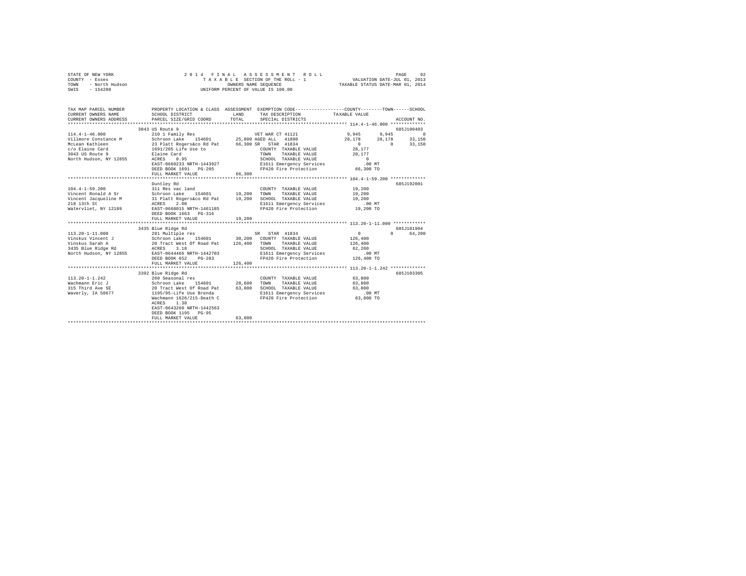STATE OF NEW YORK — 2014 FINAL ASSESSMENT ROLL
COUNTY - Essex — TAXABLE SECTION OF THE ROLL - 1 — VALUATION DATE-JUL 01, 2013
TOWN - North Hudson — OWNERS NAME SEQUENCE — TAXABLE STATUS DATE-MAR 01, 2014
SWIS - 154200 — UNIFORM PERCENT OF VALUE IS 100.00

| TAX MAP PARCEL NUMBER / CURRENT OWNERS NAME / CURRENT OWNERS ADDRESS | PROPERTY LOCATION & CLASS / SCHOOL DISTRICT / PARCEL SIZE/GRID COORD | ASSESSMENT LAND | ASSESSMENT TOTAL | EXEMPTION CODE / TAX DESCRIPTION / SPECIAL DISTRICTS | COUNTY TAXABLE VALUE | TOWN | SCHOOL | ACCOUNT NO. |
|---|---|---|---|---|---|---|---|---|
| 114.4-1-46.000 | 3043 US Route 9 | | | | | | | 685J100403 |
| Villmore Constance M | 210 1 Family Res | | | VET WAR CT 41121 | 9,945 | 9,945 | 0 | |
| McLean Kathleen | Schroon Lake 154601 | 25,800 | | AGED ALL 41800 | 28,178 | 28,178 | 33,150 | |
| c/o Elaine Card | 23 Platt Rogers&co Rd Pat | | 66,300 | SR STAR 41834 | 0 | 0 | 33,150 | |
| 3043 US Route 9 | 1691/205 Life Use to | | | COUNTY TAXABLE VALUE | 28,177 | | | |
| North Hudson, NY 12855 | Elaine Card | | | TOWN TAXABLE VALUE | 28,177 | | | |
| | ACRES 0.95 | | | SCHOOL TAXABLE VALUE | 0 | | | |
| | EAST-0660233 NRTH-1443927 | | | E1611 Emergency Services | .00 MT | | | |
| | DEED BOOK 1691 PG-205 | | | FP420 Fire Protection | 66,300 TO | | | |
| | FULL MARKET VALUE | | 66,300 | | | | | |
| 104.4-1-59.200 | Duntley Rd | | | | | | | 685J192001 |
| Vincent Ronald A Sr | 311 Res vac land | | | COUNTY TAXABLE VALUE | 19,200 | | | |
| Vincent Jacqueline M | Schroon Lake 154601 | 19,200 | | TOWN TAXABLE VALUE | 19,200 | | | |
| 218 13th St | 31 Platt Rogers&co Rd Pat | | 19,200 | SCHOOL TAXABLE VALUE | 19,200 | | | |
| Watervliet, NY 12189 | ACRES 2.00 | | | E1611 Emergency Services | .00 MT | | | |
| | EAST-0668015 NRTH-1461185 | | | FP420 Fire Protection | 19,200 TO | | | |
| | DEED BOOK 1663 PG-316 | | | | | | | |
| | FULL MARKET VALUE | | 19,200 | | | | | |
| 113.20-1-11.000 | 3435 Blue Ridge Rd | | | | | | | 685J101904 |
| Vinskus Vincent J | 281 Multiple res | | | SR STAR 41834 | 0 | 0 | 64,200 | |
| Vinskus Sarah A | Schroon Lake 154601 | 30,200 | | COUNTY TAXABLE VALUE | 126,400 | | | |
| 3435 Blue Ridge Rd | 20 Tract West Of Road Pat | | 126,400 | TOWN TAXABLE VALUE | 126,400 | | | |
| North Hudson, NY 12855 | ACRES 3.18 | | | SCHOOL TAXABLE VALUE | 62,200 | | | |
| | EAST-0644466 NRTH-1442703 | | | E1611 Emergency Services | .00 MT | | | |
| | DEED BOOK 652 PG-283 | | | FP420 Fire Protection | 126,400 TO | | | |
| | FULL MARKET VALUE | | 126,400 | | | | | |
| 113.20-1-1.242 | 3392 Blue Ridge Rd | | | | | | | 685J103305 |
| Wachmann Eric J | 260 Seasonal res | | | COUNTY TAXABLE VALUE | 63,800 | | | |
| 315 Third Ave SE | Schroon Lake 154601 | 28,600 | | TOWN TAXABLE VALUE | 63,800 | | | |
| Waverly, IA 50677 | 20 Tract West Of Road Pat | | 63,800 | SCHOOL TAXABLE VALUE | 63,800 | | | |
| | 1195/95-Life Use Brenda | | | E1611 Emergency Services | .00 MT | | | |
| | Wachmann 1626/215-Death C | | | FP420 Fire Protection | 63,800 TO | | | |
| | ACRES 1.38 | | | | | | | |
| | EAST-0643260 NRTH-1442563 | | | | | | | |
| | DEED BOOK 1195 PG-95 | | | | | | | |
| | FULL MARKET VALUE | | 63,800 | | | | | |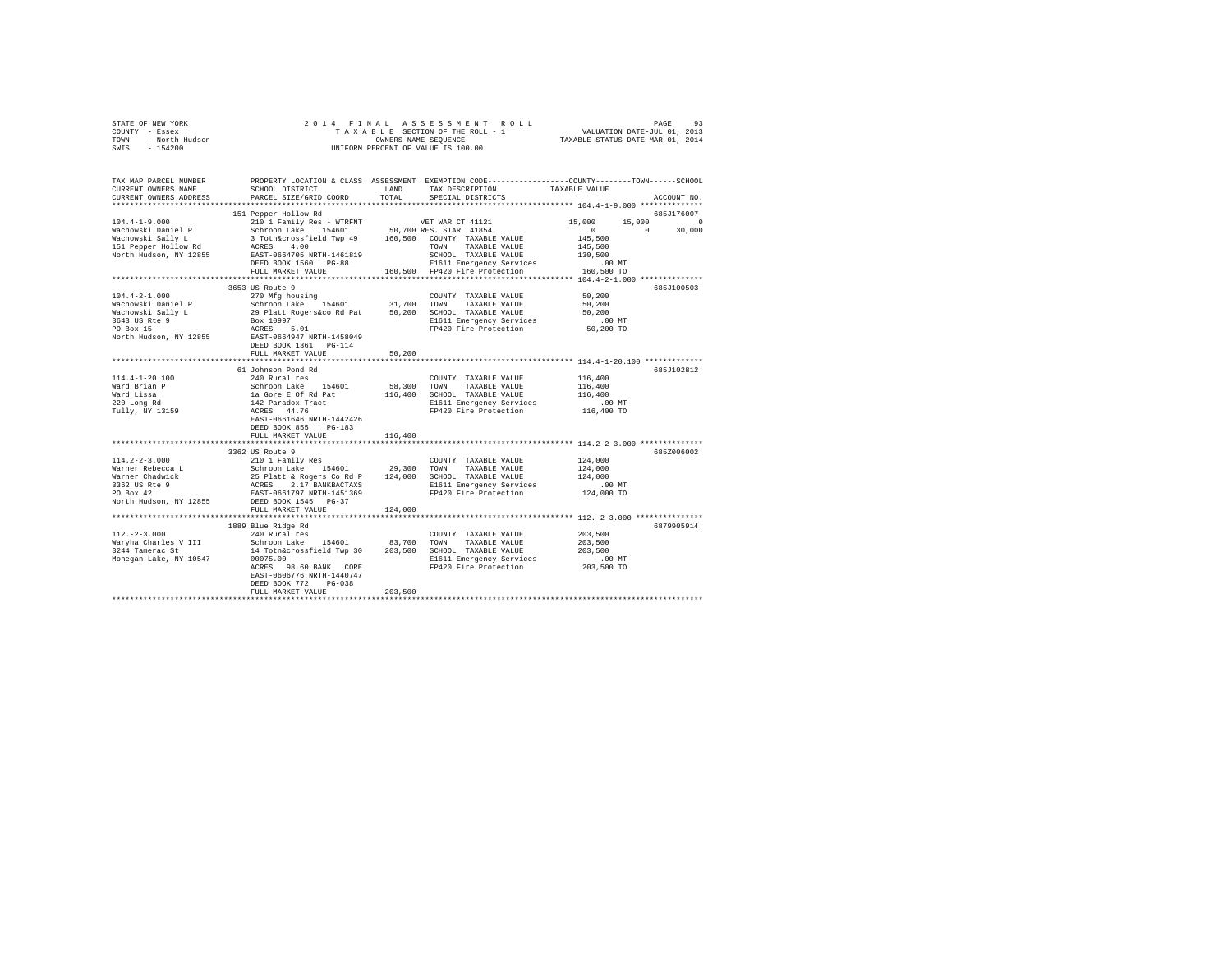STATE OF NEW YORK
COUNTY - Essex
TOWN - North Hudson
SWIS - 154200

2014 FINAL ASSESSMENT ROLL
TAXABLE SECTION OF THE ROLL - 1
OWNERS NAME SEQUENCE
UNIFORM PERCENT OF VALUE IS 100.00

VALUATION DATE-JUL 01, 2013
TAXABLE STATUS DATE-MAR 01, 2014

```
TAX MAP PARCEL NUMBER          PROPERTY LOCATION & CLASS  ASSESSMENT  EXEMPTION CODE------------------COUNTY--------TOWN------SCHOOL
CURRENT OWNERS NAME            SCHOOL DISTRICT              LAND      TAX DESCRIPTION             TAXABLE VALUE
CURRENT OWNERS ADDRESS         PARCEL SIZE/GRID COORD       TOTAL     SPECIAL DISTRICTS                                       ACCOUNT NO.
******************************************************************************************************* 104.4-1-9.000 **************
                               151 Pepper Hollow Rd                                                                        685J176007
104.4-1-9.000                  210 1 Family Res - WTRFNT             VET WAR CT 41121          15,000      15,000           0
Wachowski Daniel P             Schroon Lake    154601      50,700 RES. STAR  41854                  0           0      30,000
Wachowski Sally L              3 Totn&crossfield Twp 49   160,500   COUNTY  TAXABLE VALUE        145,500
151 Pepper Hollow Rd           ACRES    4.00                         TOWN    TAXABLE VALUE        145,500
North Hudson, NY 12855         EAST-0664705 NRTH-1461819             SCHOOL  TAXABLE VALUE        130,500
                               DEED BOOK 1560   PG-88                E1611 Emergency Services         .00 MT
                               FULL MARKET VALUE          160,500    FP420 Fire Protection        160,500 TO
******************************************************************************************************* 104.4-2-1.000 **************
                               3653 US Route 9                                                                             685J100503
104.4-2-1.000                  270 Mfg housing                       COUNTY  TAXABLE VALUE         50,200
Wachowski Daniel P             Schroon Lake    154601      31,700    TOWN    TAXABLE VALUE         50,200
Wachowski Sally L              29 Platt Rogers&co Rd Pat   50,200    SCHOOL  TAXABLE VALUE         50,200
3643 US Rte 9                  Box 10997                             E1611 Emergency Services         .00 MT
PO Box 15                      ACRES    5.01                         FP420 Fire Protection         50,200 TO
North Hudson, NY 12855         EAST-0664947 NRTH-1458049
                               DEED BOOK 1361   PG-114
                               FULL MARKET VALUE           50,200
******************************************************************************************************* 114.4-1-20.100 *************
                               61 Johnson Pond Rd                                                                          685J102812
114.4-1-20.100                 240 Rural res                         COUNTY  TAXABLE VALUE        116,400
Ward Brian P                   Schroon Lake    154601      58,300    TOWN    TAXABLE VALUE        116,400
Ward Lissa                     1a Gore E Of Rd Pat        116,400    SCHOOL  TAXABLE VALUE        116,400
220 Long Rd                    142 Paradox Tract                     E1611 Emergency Services         .00 MT
Tully, NY 13159                ACRES   44.76                         FP420 Fire Protection        116,400 TO
                               EAST-0661646 NRTH-1442426
                               DEED BOOK 855    PG-183
                               FULL MARKET VALUE          116,400
******************************************************************************************************* 114.2-2-3.000 **************
                               3362 US Route 9                                                                             685Z006002
114.2-2-3.000                  210 1 Family Res                      COUNTY  TAXABLE VALUE        124,000
Warner Rebecca L               Schroon Lake    154601      29,300    TOWN    TAXABLE VALUE        124,000
Warner Chadwick                25 Platt & Rogers Co Rd P  124,000    SCHOOL  TAXABLE VALUE        124,000
3362 US Rte 9                  ACRES    2.17 BANKBACTAXS             E1611 Emergency Services         .00 MT
PO Box 42                      EAST-0661797 NRTH-1451369             FP420 Fire Protection        124,000 TO
North Hudson, NY 12855         DEED BOOK 1545   PG-37
                               FULL MARKET VALUE          124,000
******************************************************************************************************* 112.-2-3.000 ***************
                               1889 Blue Ridge Rd                                                                          6879905914
112.-2-3.000                   240 Rural res                         COUNTY  TAXABLE VALUE        203,500
Waryha Charles V III           Schroon Lake    154601      83,700    TOWN    TAXABLE VALUE        203,500
3244 Tamerac St                14 Totn&crossfield Twp 30  203,500    SCHOOL  TAXABLE VALUE        203,500
Mohegan Lake, NY 10547         00075.00                              E1611 Emergency Services         .00 MT
                               ACRES   98.60 BANK   CORE             FP420 Fire Protection        203,500 TO
                               EAST-0606776 NRTH-1440747
                               DEED BOOK 772    PG-038
                               FULL MARKET VALUE          203,500
************************************************************************************************************************************
```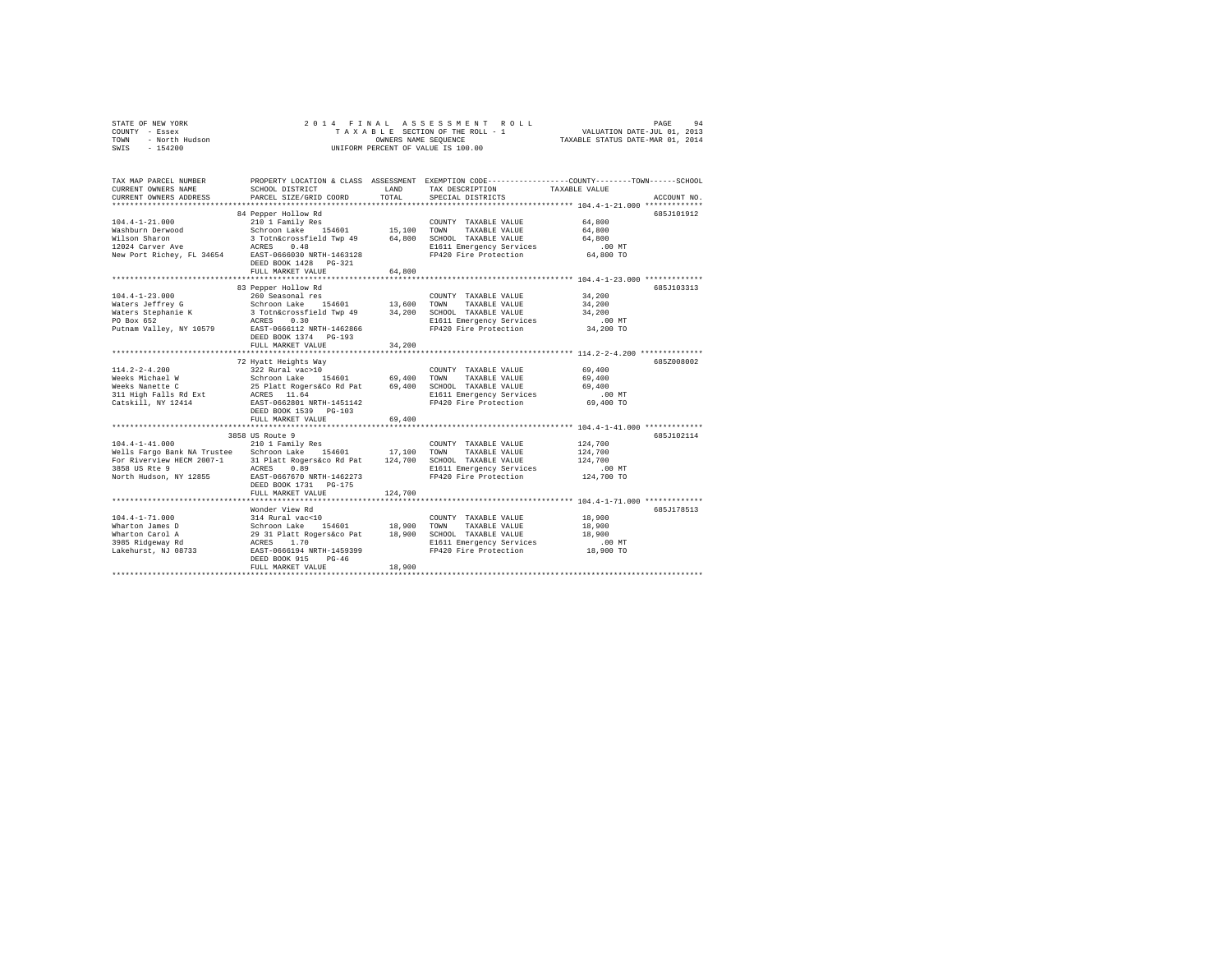STATE OF NEW YORK
COUNTY - Essex
TOWN - North Hudson
SWIS - 154200

2014 FINAL ASSESSMENT ROLL
TAXABLE SECTION OF THE ROLL - 1
OWNERS NAME SEQUENCE
UNIFORM PERCENT OF VALUE IS 100.00

VALUATION DATE-JUL 01, 2013
TAXABLE STATUS DATE-MAR 01, 2014

| TAX MAP PARCEL NUMBER / CURRENT OWNERS NAME / CURRENT OWNERS ADDRESS | PROPERTY LOCATION & CLASS / SCHOOL DISTRICT / PARCEL SIZE/GRID COORD | ASSESSMENT LAND | TOTAL | EXEMPTION CODE / TAX DESCRIPTION / SPECIAL DISTRICTS | TAXABLE VALUE (COUNTY / TOWN / SCHOOL) | ACCOUNT NO. |
|---|---|---|---|---|---|---|
| **104.4-1-21.000** | 84 Pepper Hollow Rd | | | | | 685J101912 |
| 104.4-1-21.000 | 210 1 Family Res | | | COUNTY TAXABLE VALUE | 64,800 | |
| Washburn Derwood | Schroon Lake 154601 | 15,100 | | TOWN TAXABLE VALUE | 64,800 | |
| Wilson Sharon | 3 Totn&crossfield Twp 49 | | 64,800 | SCHOOL TAXABLE VALUE | 64,800 | |
| 12024 Carver Ave | ACRES 0.48 | | | E1611 Emergency Services | .00 MT | |
| New Port Richey, FL 34654 | EAST-0666030 NRTH-1463128 | | | FP420 Fire Protection | 64,800 TO | |
| | DEED BOOK 1428 PG-321 | | | | | |
| | FULL MARKET VALUE | | 64,800 | | | |
| **104.4-1-23.000** | 83 Pepper Hollow Rd | | | | | 685J103313 |
| 104.4-1-23.000 | 260 Seasonal res | | | COUNTY TAXABLE VALUE | 34,200 | |
| Waters Jeffrey G | Schroon Lake 154601 | 13,600 | | TOWN TAXABLE VALUE | 34,200 | |
| Waters Stephanie K | 3 Totn&crossfield Twp 49 | | 34,200 | SCHOOL TAXABLE VALUE | 34,200 | |
| PO Box 652 | ACRES 0.30 | | | E1611 Emergency Services | .00 MT | |
| Putnam Valley, NY 10579 | EAST-0666112 NRTH-1462866 | | | FP420 Fire Protection | 34,200 TO | |
| | DEED BOOK 1374 PG-193 | | | | | |
| | FULL MARKET VALUE | | 34,200 | | | |
| **114.2-2-4.200** | 72 Hyatt Heights Way | | | | | 685Z008002 |
| 114.2-2-4.200 | 322 Rural vac>10 | | | COUNTY TAXABLE VALUE | 69,400 | |
| Weeks Michael W | Schroon Lake 154601 | 69,400 | | TOWN TAXABLE VALUE | 69,400 | |
| Weeks Nanette C | 25 Platt Rogers&Co Rd Pat | | 69,400 | SCHOOL TAXABLE VALUE | 69,400 | |
| 311 High Falls Rd Ext | ACRES 11.64 | | | E1611 Emergency Services | .00 MT | |
| Catskill, NY 12414 | EAST-0662801 NRTH-1451142 | | | FP420 Fire Protection | 69,400 TO | |
| | DEED BOOK 1539 PG-103 | | | | | |
| | FULL MARKET VALUE | | 69,400 | | | |
| **104.4-1-41.000** | 3858 US Route 9 | | | | | 685J102114 |
| 104.4-1-41.000 | 210 1 Family Res | | | COUNTY TAXABLE VALUE | 124,700 | |
| Wells Fargo Bank NA Trustee | Schroon Lake 154601 | 17,100 | | TOWN TAXABLE VALUE | 124,700 | |
| For Riverview HECM 2007-1 | 31 Platt Rogers&Co Rd Pat | | 124,700 | SCHOOL TAXABLE VALUE | 124,700 | |
| 3858 US Rte 9 | ACRES 0.89 | | | E1611 Emergency Services | .00 MT | |
| North Hudson, NY 12855 | EAST-0667670 NRTH-1462273 | | | FP420 Fire Protection | 124,700 TO | |
| | DEED BOOK 1731 PG-175 | | | | | |
| | FULL MARKET VALUE | | 124,700 | | | |
| **104.4-1-71.000** | Wonder View Rd | | | | | 685J178513 |
| 104.4-1-71.000 | 314 Rural vac<10 | | | COUNTY TAXABLE VALUE | 18,900 | |
| Wharton James D | Schroon Lake 154601 | 18,900 | | TOWN TAXABLE VALUE | 18,900 | |
| Wharton Carol A | 29 31 Platt Rogers&co Pat | | 18,900 | SCHOOL TAXABLE VALUE | 18,900 | |
| 3985 Ridgeway Rd | ACRES 1.70 | | | E1611 Emergency Services | .00 MT | |
| Lakehurst, NJ 08733 | EAST-0666194 NRTH-1459399 | | | FP420 Fire Protection | 18,900 TO | |
| | DEED BOOK 915 PG-46 | | | | | |
| | FULL MARKET VALUE | | 18,900 | | | |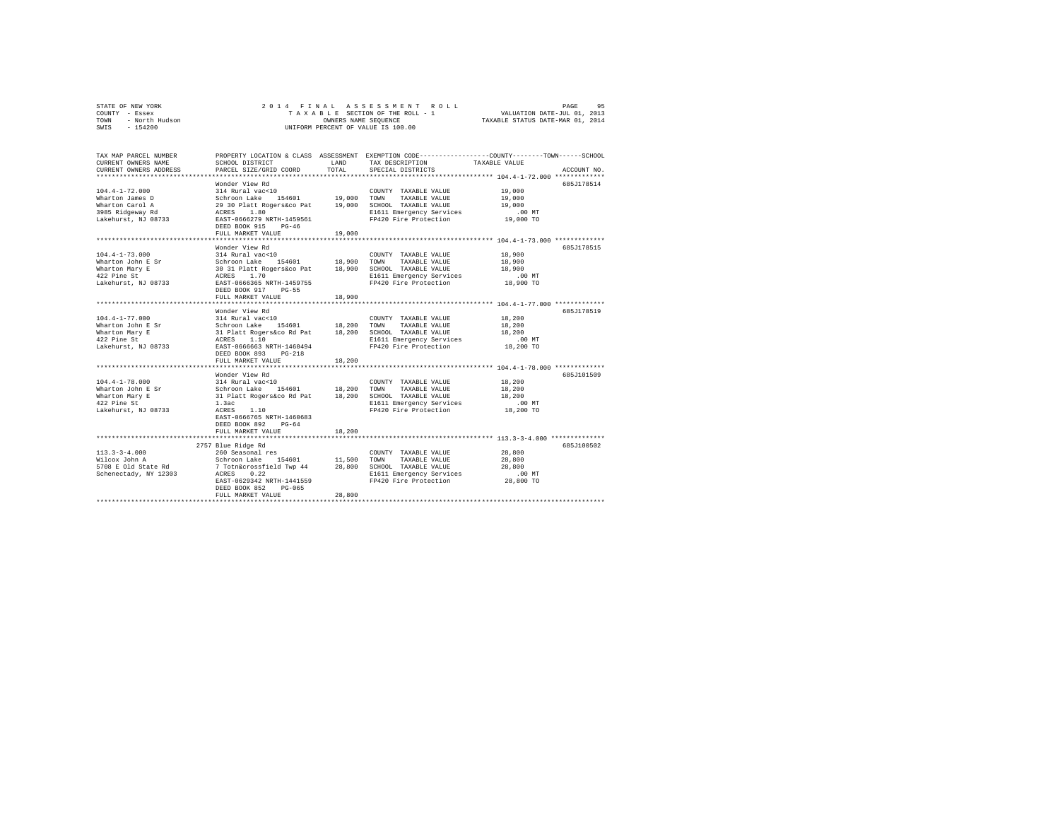STATE OF NEW YORK
COUNTY - Essex
TOWN - North Hudson
SWIS - 154200

2014 FINAL ASSESSMENT ROLL
TAXABLE SECTION OF THE ROLL - 1
OWNERS NAME SEQUENCE
UNIFORM PERCENT OF VALUE IS 100.00

VALUATION DATE-JUL 01, 2013
TAXABLE STATUS DATE-MAR 01, 2014

| TAX MAP PARCEL NUMBER / CURRENT OWNERS NAME / CURRENT OWNERS ADDRESS | PROPERTY LOCATION & CLASS / SCHOOL DISTRICT / PARCEL SIZE/GRID COORD | ASSESSMENT LAND | TOTAL | EXEMPTION CODE / TAX DESCRIPTION / SPECIAL DISTRICTS | TAXABLE VALUE (COUNTY / TOWN / SCHOOL) | ACCOUNT NO. |
|---|---|---|---|---|---|---|
| **104.4-1-72.000** | Wonder View Rd | | | | | 685J178514 |
| 104.4-1-72.000 | 314 Rural vac<10 | | | COUNTY TAXABLE VALUE | 19,000 | |
| Wharton James D | Schroon Lake 154601 | 19,000 | | TOWN TAXABLE VALUE | 19,000 | |
| Wharton Carol A | 29 30 Platt Rogers&co Pat | | 19,000 | SCHOOL TAXABLE VALUE | 19,000 | |
| 3985 Ridgeway Rd | ACRES 1.80 | | | E1611 Emergency Services | .00 MT | |
| Lakehurst, NJ 08733 | EAST-0666279 NRTH-1459561 | | | FP420 Fire Protection | 19,000 TO | |
| | DEED BOOK 915 PG-46 | | | | | |
| | FULL MARKET VALUE | | 19,000 | | | |
| **104.4-1-73.000** | Wonder View Rd | | | | | 685J178515 |
| 104.4-1-73.000 | 314 Rural vac<10 | | | COUNTY TAXABLE VALUE | 18,900 | |
| Wharton John E Sr | Schroon Lake 154601 | 18,900 | | TOWN TAXABLE VALUE | 18,900 | |
| Wharton Mary E | 30 31 Platt Rogers&co Pat | | 18,900 | SCHOOL TAXABLE VALUE | 18,900 | |
| 422 Pine St | ACRES 1.70 | | | E1611 Emergency Services | .00 MT | |
| Lakehurst, NJ 08733 | EAST-0666365 NRTH-1459755 | | | FP420 Fire Protection | 18,900 TO | |
| | DEED BOOK 917 PG-55 | | | | | |
| | FULL MARKET VALUE | | 18,900 | | | |
| **104.4-1-77.000** | Wonder View Rd | | | | | 685J178519 |
| 104.4-1-77.000 | 314 Rural vac<10 | | | COUNTY TAXABLE VALUE | 18,200 | |
| Wharton John E Sr | Schroon Lake 154601 | 18,200 | | TOWN TAXABLE VALUE | 18,200 | |
| Wharton Mary E | 31 Platt Rogers&co Rd Pat | | 18,200 | SCHOOL TAXABLE VALUE | 18,200 | |
| 422 Pine St | ACRES 1.10 | | | E1611 Emergency Services | .00 MT | |
| Lakehurst, NJ 08733 | EAST-0666663 NRTH-1460494 | | | FP420 Fire Protection | 18,200 TO | |
| | DEED BOOK 893 PG-218 | | | | | |
| | FULL MARKET VALUE | | 18,200 | | | |
| **104.4-1-78.000** | Wonder View Rd | | | | | 685J101509 |
| 104.4-1-78.000 | 314 Rural vac<10 | | | COUNTY TAXABLE VALUE | 18,200 | |
| Wharton John E Sr | Schroon Lake 154601 | 18,200 | | TOWN TAXABLE VALUE | 18,200 | |
| Wharton Mary E | 31 Platt Rogers&co Rd Pat | | 18,200 | SCHOOL TAXABLE VALUE | 18,200 | |
| 422 Pine St | 1.3ac | | | E1611 Emergency Services | .00 MT | |
| Lakehurst, NJ 08733 | ACRES 1.10 | | | FP420 Fire Protection | 18,200 TO | |
| | EAST-0666765 NRTH-1460683 | | | | | |
| | DEED BOOK 892 PG-64 | | | | | |
| | FULL MARKET VALUE | | 18,200 | | | |
| **113.3-3-4.000** | 2757 Blue Ridge Rd | | | | | 685J100502 |
| 113.3-3-4.000 | 260 Seasonal res | | | COUNTY TAXABLE VALUE | 28,800 | |
| Wilcox John A | Schroon Lake 154601 | 11,500 | | TOWN TAXABLE VALUE | 28,800 | |
| 5708 E Old State Rd | 7 Totn&crossfield Twp 44 | | 28,800 | SCHOOL TAXABLE VALUE | 28,800 | |
| Schenectady, NY 12303 | ACRES 0.22 | | | E1611 Emergency Services | .00 MT | |
| | EAST-0629342 NRTH-1441559 | | | FP420 Fire Protection | 28,800 TO | |
| | DEED BOOK 852 PG-065 | | | | | |
| | FULL MARKET VALUE | | 28,800 | | | |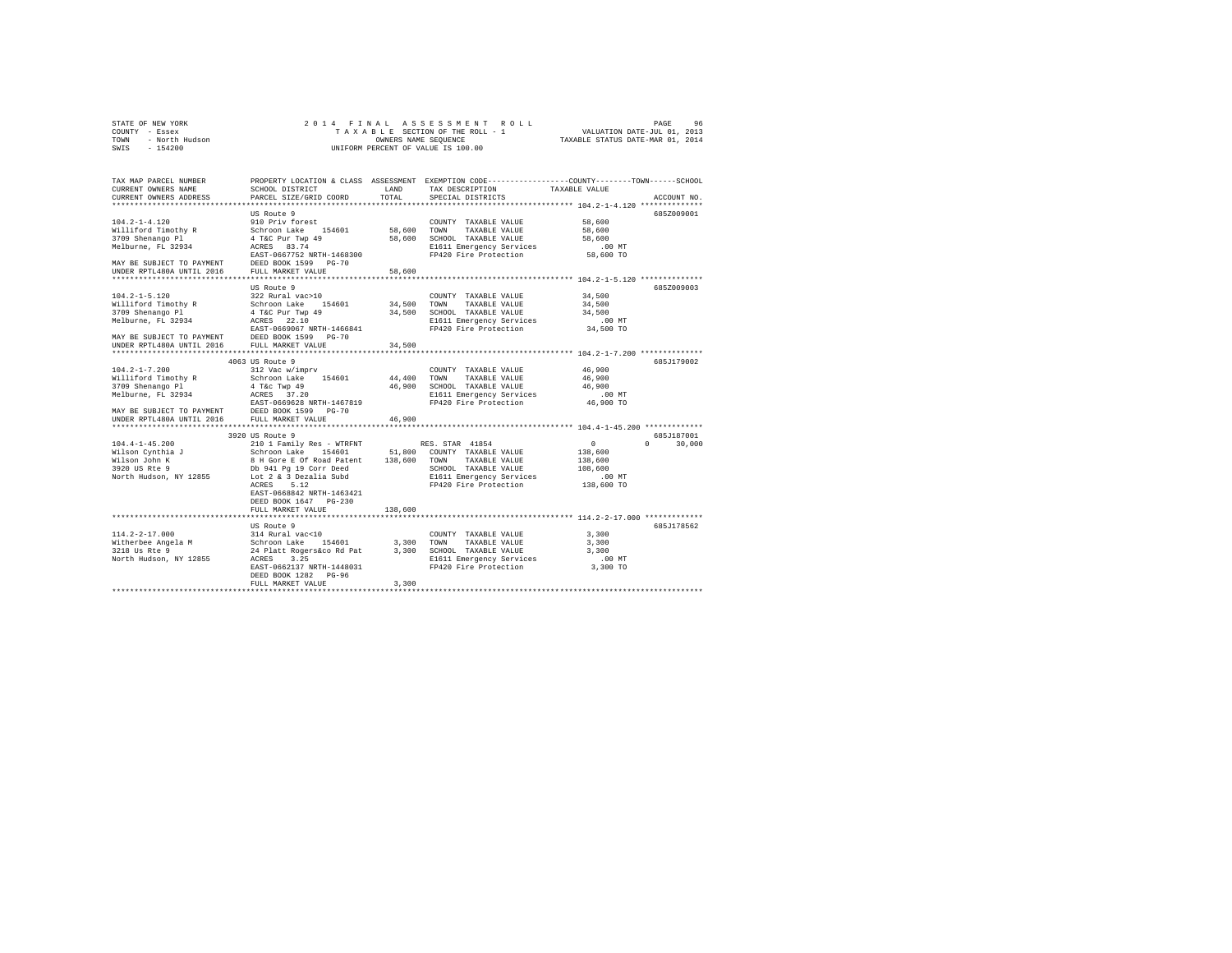STATE OF NEW YORK
COUNTY - Essex
TOWN - North Hudson
SWIS - 154200

2014 FINAL ASSESSMENT ROLL
TAXABLE SECTION OF THE ROLL - 1
OWNERS NAME SEQUENCE
UNIFORM PERCENT OF VALUE IS 100.00

VALUATION DATE-JUL 01, 2013
TAXABLE STATUS DATE-MAR 01, 2014

| TAX MAP PARCEL NUMBER / CURRENT OWNERS NAME / CURRENT OWNERS ADDRESS | PROPERTY LOCATION & CLASS / SCHOOL DISTRICT / PARCEL SIZE/GRID COORD | ASSESSMENT LAND / TOTAL | EXEMPTION CODE / TAX DESCRIPTION / SPECIAL DISTRICTS | COUNTY / TOWN / SCHOOL TAXABLE VALUE | ACCOUNT NO. |
|---|---|---|---|---|---|
| 104.2-1-4.120 | US Route 9 | | | | 685Z009001 |
| 104.2-1-4.120 | 910 Priv forest | | COUNTY TAXABLE VALUE | 58,600 | |
| Williford Timothy R | Schroon Lake 154601 | 58,600 | TOWN TAXABLE VALUE | 58,600 | |
| 3709 Shenango Pl | 4 T&C Pur Twp 49 | 58,600 | SCHOOL TAXABLE VALUE | 58,600 | |
| Melburne, FL 32934 | ACRES 83.74 | | E1611 Emergency Services | .00 MT | |
| | EAST-0667752 NRTH-1468300 | | FP420 Fire Protection | 58,600 TO | |
| MAY BE SUBJECT TO PAYMENT | DEED BOOK 1599 PG-70 | | | | |
| UNDER RPTL480A UNTIL 2016 | FULL MARKET VALUE | 58,600 | | | |
| 104.2-1-5.120 | US Route 9 | | | | 685Z009003 |
| 104.2-1-5.120 | 322 Rural vac>10 | | COUNTY TAXABLE VALUE | 34,500 | |
| Williford Timothy R | Schroon Lake 154601 | 34,500 | TOWN TAXABLE VALUE | 34,500 | |
| 3709 Shenango Pl | 4 T&C Pur Twp 49 | 34,500 | SCHOOL TAXABLE VALUE | 34,500 | |
| Melburne, FL 32934 | ACRES 22.10 | | E1611 Emergency Services | .00 MT | |
| | EAST-0669067 NRTH-1466841 | | FP420 Fire Protection | 34,500 TO | |
| MAY BE SUBJECT TO PAYMENT | DEED BOOK 1599 PG-70 | | | | |
| UNDER RPTL480A UNTIL 2016 | FULL MARKET VALUE | 34,500 | | | |
| 104.2-1-7.200 | 4063 US Route 9 | | | | 685J179002 |
| 104.2-1-7.200 | 312 Vac w/imprv | | COUNTY TAXABLE VALUE | 46,900 | |
| Williford Timothy R | Schroon Lake 154601 | 44,400 | TOWN TAXABLE VALUE | 46,900 | |
| 3709 Shenango Pl | 4 T&c Twp 49 | 46,900 | SCHOOL TAXABLE VALUE | 46,900 | |
| Melburne, FL 32934 | ACRES 37.20 | | E1611 Emergency Services | .00 MT | |
| | EAST-0669628 NRTH-1467819 | | FP420 Fire Protection | 46,900 TO | |
| MAY BE SUBJECT TO PAYMENT | DEED BOOK 1599 PG-70 | | | | |
| UNDER RPTL480A UNTIL 2016 | FULL MARKET VALUE | 46,900 | | | |
| 104.4-1-45.200 | 3920 US Route 9 | | | | 685J187001 |
| 104.4-1-45.200 | 210 1 Family Res - WTRFNT | | RES. STAR 41854 | 0 0 30,000 | |
| Wilson Cynthia J | Schroon Lake 154601 | 51,800 | COUNTY TAXABLE VALUE | 138,600 | |
| Wilson John K | 8 H Gore E Of Road Patent | 138,600 | TOWN TAXABLE VALUE | 138,600 | |
| 3920 US Rte 9 | Db 941 Pg 19 Corr Deed | | SCHOOL TAXABLE VALUE | 108,600 | |
| North Hudson, NY 12855 | Lot 2 & 3 Dezalia Subd | | E1611 Emergency Services | .00 MT | |
| | ACRES 5.12 | | FP420 Fire Protection | 138,600 TO | |
| | EAST-0668842 NRTH-1463421 | | | | |
| | DEED BOOK 1647 PG-230 | | | | |
| | FULL MARKET VALUE | 138,600 | | | |
| 114.2-2-17.000 | US Route 9 | | | | 685J178562 |
| 114.2-2-17.000 | 314 Rural vac<10 | | COUNTY TAXABLE VALUE | 3,300 | |
| Witherbee Angela M | Schroon Lake 154601 | 3,300 | TOWN TAXABLE VALUE | 3,300 | |
| 3218 Us Rte 9 | 24 Platt Rogers&co Rd Pat | 3,300 | SCHOOL TAXABLE VALUE | 3,300 | |
| North Hudson, NY 12855 | ACRES 3.25 | | E1611 Emergency Services | .00 MT | |
| | EAST-0662137 NRTH-1448031 | | FP420 Fire Protection | 3,300 TO | |
| | DEED BOOK 1282 PG-96 | | | | |
| | FULL MARKET VALUE | 3,300 | | | |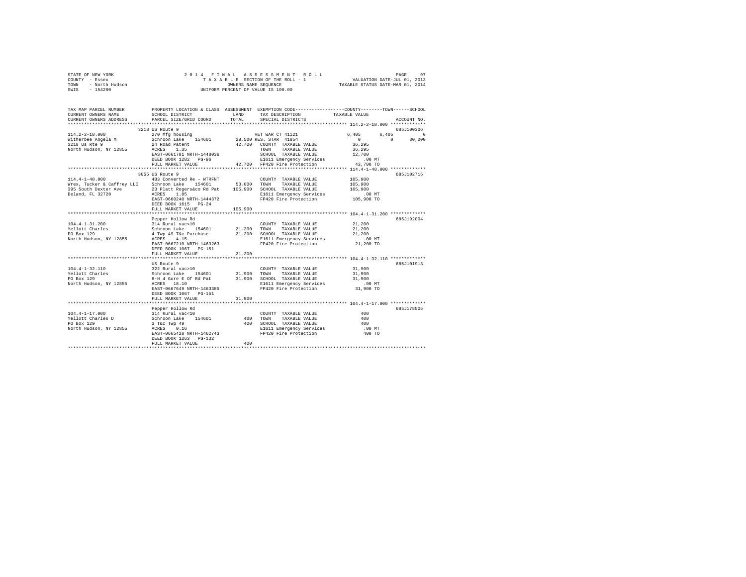STATE OF NEW YORK
COUNTY - Essex
TOWN - North Hudson
SWIS - 154200

2014 FINAL ASSESSMENT ROLL
TAXABLE SECTION OF THE ROLL - 1
OWNERS NAME SEQUENCE
UNIFORM PERCENT OF VALUE IS 100.00

VALUATION DATE-JUL 01, 2013
TAXABLE STATUS DATE-MAR 01, 2014

```
TAX MAP PARCEL NUMBER          PROPERTY LOCATION & CLASS  ASSESSMENT  EXEMPTION CODE-----------------COUNTY--------TOWN------SCHOOL
CURRENT OWNERS NAME            SCHOOL DISTRICT             LAND       TAX DESCRIPTION            TAXABLE VALUE
CURRENT OWNERS ADDRESS         PARCEL SIZE/GRID COORD      TOTAL      SPECIAL DISTRICTS                                     ACCOUNT NO.
************************************************************************************************** 114.2-2-18.000 *************
                               3218 US Route 9                                                                          685J100306
114.2-2-18.000                 270 Mfg housing                        VET WAR CT 41121            6,405      6,405          0
Witherbee Angela M             Schroon Lake    154601      28,500 RES. STAR 41854                    0          0      30,000
3218 Us Rte 9                  24 Road Patent              42,700   COUNTY  TAXABLE VALUE        36,295
North Hudson, NY 12855         ACRES    1.35                        TOWN    TAXABLE VALUE        36,295
                               EAST-0661781 NRTH-1448036            SCHOOL  TAXABLE VALUE        12,700
                               DEED BOOK 1282   PG-96               E1611 Emergency Services        .00 MT
                               FULL MARKET VALUE           42,700   FP420 Fire Protection        42,700 TO
************************************************************************************************** 114.4-1-48.000 *************
                               3055 US Route 9                                                                          685J102715
114.4-1-48.000                 483 Converted Re - WTRFNT            COUNTY  TAXABLE VALUE       105,900
Wrex, Tucker & Caffrey LLC     Schroon Lake    154601      53,000   TOWN    TAXABLE VALUE       105,900
395 South Dexter Ave           23 Platt Rogers&co Rd Pat  105,900   SCHOOL  TAXABLE VALUE       105,900
Deland, FL 32720               ACRES    1.85                        E1611 Emergency Services        .00 MT
                               EAST-0660240 NRTH-1444372            FP420 Fire Protection       105,900 TO
                               DEED BOOK 1615   PG-24
                               FULL MARKET VALUE          105,900
************************************************************************************************** 104.4-1-31.200 *************
                               Pepper Hollow Rd                                                                         685J192004
104.4-1-31.200                 314 Rural vac<10                     COUNTY  TAXABLE VALUE        21,200
Yellott Charles                Schroon Lake    154601      21,200   TOWN    TAXABLE VALUE        21,200
PO Box 129                     4 Twp 49 T&c Purchase       21,200   SCHOOL  TAXABLE VALUE        21,200
North Hudson, NY 12855         ACRES    4.15                        E1611 Emergency Services        .00 MT
                               EAST-0667210 NRTH-1463263            FP420 Fire Protection        21,200 TO
                               DEED BOOK 1067   PG-151
                               FULL MARKET VALUE           21,200
************************************************************************************************** 104.4-1-32.110 *************
                               US Route 9                                                                               685J101913
104.4-1-32.110                 322 Rural vac>10                     COUNTY  TAXABLE VALUE        31,900
Yellott Charles                Schroon Lake    154601      31,900   TOWN    TAXABLE VALUE        31,900
PO Box 129                     8-H 4 Gore E Of Rd Pat      31,900   SCHOOL  TAXABLE VALUE        31,900
North Hudson, NY 12855         ACRES   18.10                        E1611 Emergency Services        .00 MT
                               EAST-0667649 NRTH-1463385            FP420 Fire Protection        31,900 TO
                               DEED BOOK 1067   PG-151
                               FULL MARKET VALUE           31,900
************************************************************************************************** 104.4-1-17.000 *************
                               Pepper Hollow Rd                                                                         685J178505
104.4-1-17.000                 314 Rural vac<10                     COUNTY  TAXABLE VALUE           400
Yellott Charles D              Schroon Lake    154601         400   TOWN    TAXABLE VALUE           400
PO Box 129                     3 T&c Twp 49                   400   SCHOOL  TAXABLE VALUE           400
North Hudson, NY 12855         ACRES    0.16                        E1611 Emergency Services        .00 MT
                               EAST-0665428 NRTH-1462743            FP420 Fire Protection           400 TO
                               DEED BOOK 1263   PG-132
                               FULL MARKET VALUE              400
********************************************************************************************************************************
```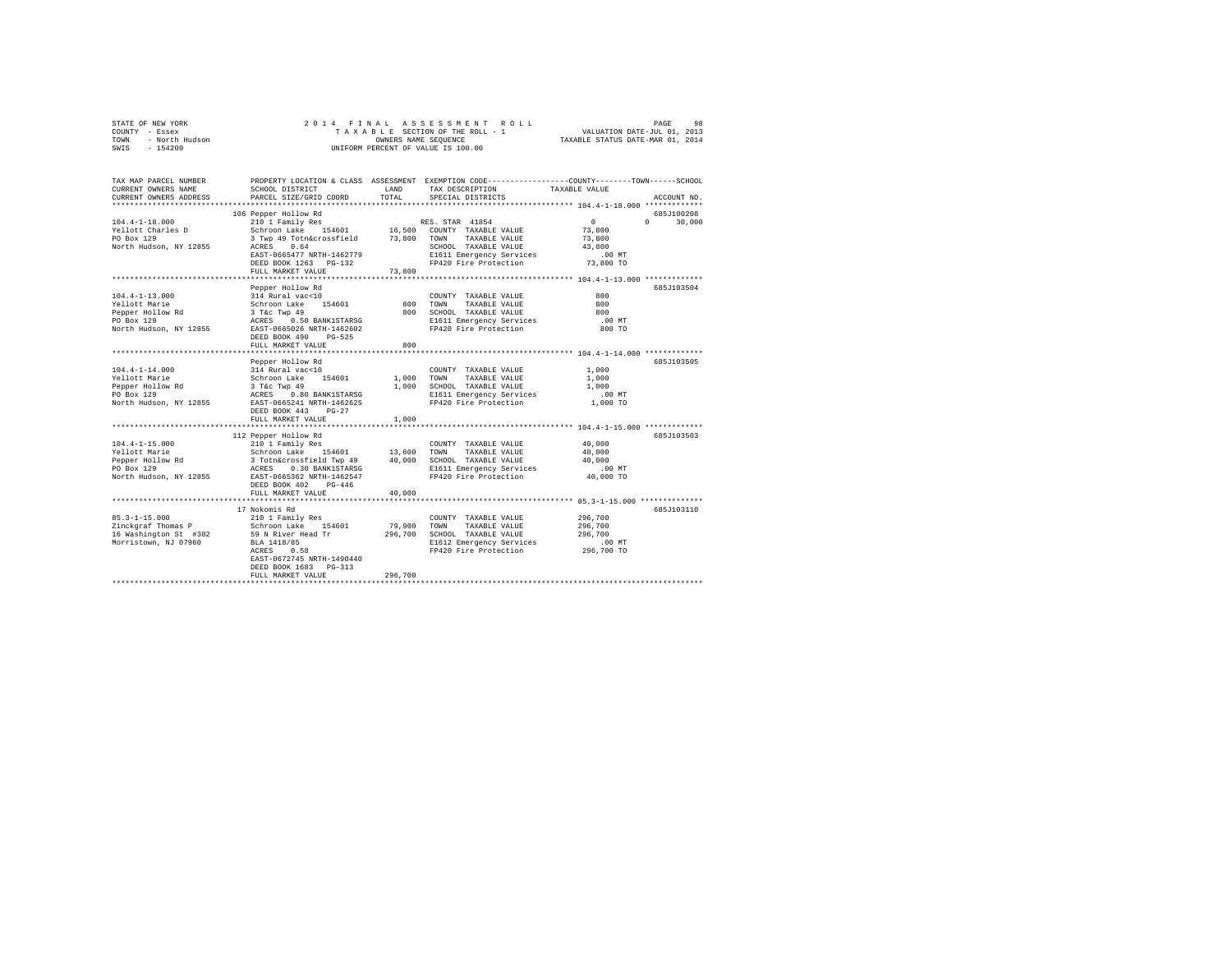STATE OF NEW YORK — COUNTY - Essex — TOWN - North Hudson — SWIS - 154200

2014 FINAL ASSESSMENT ROLL
TAXABLE SECTION OF THE ROLL - 1
OWNERS NAME SEQUENCE
UNIFORM PERCENT OF VALUE IS 100.00

VALUATION DATE-JUL 01, 2013
TAXABLE STATUS DATE-MAR 01, 2014

| TAX MAP PARCEL NUMBER / CURRENT OWNERS NAME / CURRENT OWNERS ADDRESS | PROPERTY LOCATION & CLASS / SCHOOL DISTRICT / PARCEL SIZE/GRID COORD | ASSESSMENT LAND | TOTAL | EXEMPTION CODE / TAX DESCRIPTION / SPECIAL DISTRICTS | COUNTY TAXABLE VALUE | TOWN | SCHOOL | ACCOUNT NO. |
|---|---|---|---|---|---|---|---|---|
| **104.4-1-18.000** | 106 Pepper Hollow Rd | | | | | | | 685J100208 |
| Yellott Charles D | 210 1 Family Res | | | RES. STAR 41854 | 0 | 0 | 30,000 | |
| PO Box 129 | Schroon Lake 154601 | 16,500 | | COUNTY TAXABLE VALUE | 73,800 | | | |
| North Hudson, NY 12855 | 3 Twp 49 Totn&crossfield | | 73,800 | TOWN TAXABLE VALUE | 73,800 | | | |
| | ACRES 0.64 | | | SCHOOL TAXABLE VALUE | 43,800 | | | |
| | EAST-0665477 NRTH-1462779 | | | E1611 Emergency Services | .00 MT | | | |
| | DEED BOOK 1263 PG-132 | | | FP420 Fire Protection | 73,800 TO | | | |
| | FULL MARKET VALUE | | 73,800 | | | | | |
| **104.4-1-13.000** | Pepper Hollow Rd | | | | | | | 685J103504 |
| Yellott Marie | 314 Rural vac<10 | | | COUNTY TAXABLE VALUE | 800 | | | |
| Pepper Hollow Rd | Schroon Lake 154601 | 800 | | TOWN TAXABLE VALUE | 800 | | | |
| PO Box 129 | 3 T&c Twp 49 | | 800 | SCHOOL TAXABLE VALUE | 800 | | | |
| North Hudson, NY 12855 | ACRES 0.50 BANK1STARSG | | | E1611 Emergency Services | .00 MT | | | |
| | EAST-0665026 NRTH-1462602 | | | FP420 Fire Protection | 800 TO | | | |
| | DEED BOOK 490 PG-525 | | | | | | | |
| | FULL MARKET VALUE | | 800 | | | | | |
| **104.4-1-14.000** | Pepper Hollow Rd | | | | | | | 685J103505 |
| Yellott Marie | 314 Rural vac<10 | | | COUNTY TAXABLE VALUE | 1,000 | | | |
| Pepper Hollow Rd | Schroon Lake 154601 | 1,000 | | TOWN TAXABLE VALUE | 1,000 | | | |
| PO Box 129 | 3 T&c Twp 49 | | 1,000 | SCHOOL TAXABLE VALUE | 1,000 | | | |
| North Hudson, NY 12855 | ACRES 0.80 BANK1STARSG | | | E1611 Emergency Services | .00 MT | | | |
| | EAST-0665241 NRTH-1462625 | | | FP420 Fire Protection | 1,000 TO | | | |
| | DEED BOOK 443 PG-27 | | | | | | | |
| | FULL MARKET VALUE | | 1,000 | | | | | |
| **104.4-1-15.000** | 112 Pepper Hollow Rd | | | | | | | 685J103503 |
| Yellott Marie | 210 1 Family Res | | | COUNTY TAXABLE VALUE | 40,000 | | | |
| Pepper Hollow Rd | Schroon Lake 154601 | 13,600 | | TOWN TAXABLE VALUE | 40,000 | | | |
| PO Box 129 | 3 Totn&crossfield Twp 49 | | 40,000 | SCHOOL TAXABLE VALUE | 40,000 | | | |
| North Hudson, NY 12855 | ACRES 0.30 BANK1STARSG | | | E1611 Emergency Services | .00 MT | | | |
| | EAST-0665362 NRTH-1462547 | | | FP420 Fire Protection | 40,000 TO | | | |
| | DEED BOOK 402 PG-446 | | | | | | | |
| | FULL MARKET VALUE | | 40,000 | | | | | |
| **85.3-1-15.000** | 17 Nokomis Rd | | | | | | | 685J103110 |
| Zinckgraf Thomas P | 210 1 Family Res | | | COUNTY TAXABLE VALUE | 296,700 | | | |
| 16 Washington St #302 | Schroon Lake 154601 | 79,900 | | TOWN TAXABLE VALUE | 296,700 | | | |
| Morristown, NJ 07960 | 59 N River Head Tr | | 296,700 | SCHOOL TAXABLE VALUE | 296,700 | | | |
| | BLA 1418/85 | | | E1612 Emergency Services | .00 MT | | | |
| | ACRES 0.58 | | | FP420 Fire Protection | 296,700 TO | | | |
| | EAST-0672745 NRTH-1490440 | | | | | | | |
| | DEED BOOK 1683 PG-313 | | | | | | | |
| | FULL MARKET VALUE | | 296,700 | | | | | |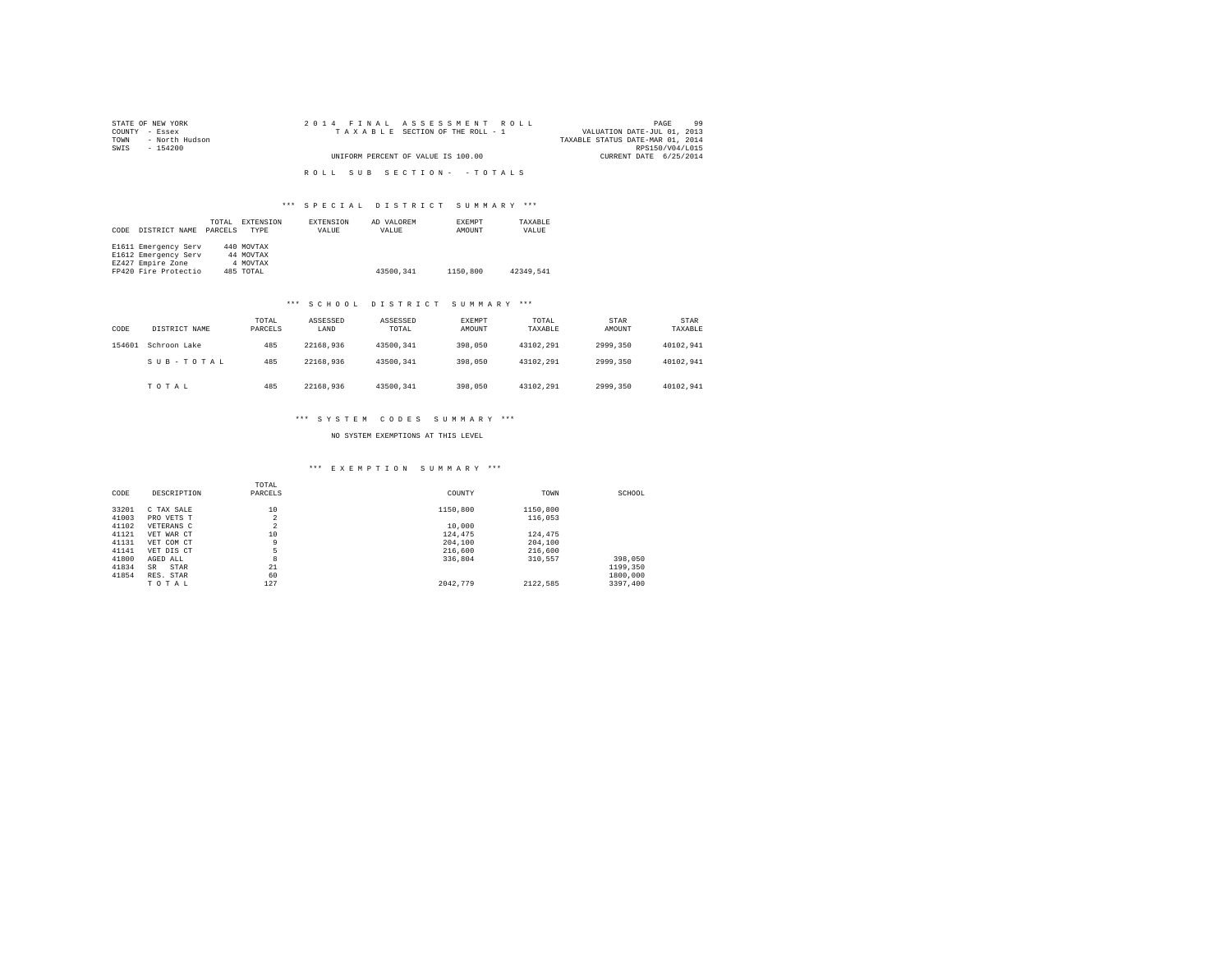STATE OF NEW YORK
COUNTY - Essex
TOWN - North Hudson
SWIS - 154200

2014 FINAL ASSESSMENT ROLL
TAXABLE SECTION OF THE ROLL - 1
UNIFORM PERCENT OF VALUE IS 100.00

VALUATION DATE-JUL 01, 2013
TAXABLE STATUS DATE-MAR 01, 2014
RPS150/V04/L015
CURRENT DATE 6/25/2014

ROLL SUB SECTION- - TOTALS

### *** SPECIAL DISTRICT SUMMARY ***

| CODE | DISTRICT NAME | TOTAL PARCELS | EXTENSION TYPE | EXTENSION VALUE | AD VALOREM VALUE | EXEMPT AMOUNT | TAXABLE VALUE |
|---|---|---|---|---|---|---|---|
| E1611 | Emergency Serv | 440 | MOVTAX | | | | |
| E1612 | Emergency Serv | 44 | MOVTAX | | | | |
| EZ427 | Empire Zone | 4 | MOVTAX | | | | |
| FP420 | Fire Protectio | 485 | TOTAL | | 43500,341 | 1150,800 | 42349,541 |

### *** SCHOOL DISTRICT SUMMARY ***

| CODE | DISTRICT NAME | TOTAL PARCELS | ASSESSED LAND | ASSESSED TOTAL | EXEMPT AMOUNT | TOTAL TAXABLE | STAR AMOUNT | STAR TAXABLE |
|---|---|---|---|---|---|---|---|---|
| 154601 | Schroon Lake | 485 | 22168,936 | 43500,341 | 398,050 | 43102,291 | 2999,350 | 40102,941 |
| | S U B - T O T A L | 485 | 22168,936 | 43500,341 | 398,050 | 43102,291 | 2999,350 | 40102,941 |
| | T O T A L | 485 | 22168,936 | 43500,341 | 398,050 | 43102,291 | 2999,350 | 40102,941 |

### *** SYSTEM CODES SUMMARY ***

NO SYSTEM EXEMPTIONS AT THIS LEVEL

### *** EXEMPTION SUMMARY ***

| CODE | DESCRIPTION | TOTAL PARCELS | COUNTY | TOWN | SCHOOL |
|---|---|---|---|---|---|
| 33201 | C TAX SALE | 10 | 1150,800 | 1150,800 | |
| 41003 | PRO VETS T | 2 | | 116,053 | |
| 41102 | VETERANS C | 2 | 10,000 | | |
| 41121 | VET WAR CT | 10 | 124,475 | 124,475 | |
| 41131 | VET COM CT | 9 | 204,100 | 204,100 | |
| 41141 | VET DIS CT | 5 | 216,600 | 216,600 | |
| 41800 | AGED ALL | 8 | 336,804 | 310,557 | 398,050 |
| 41834 | SR STAR | 21 | | | 1199,350 |
| 41854 | RES. STAR | 60 | | | 1800,000 |
| | T O T A L | 127 | 2042,779 | 2122,585 | 3397,400 |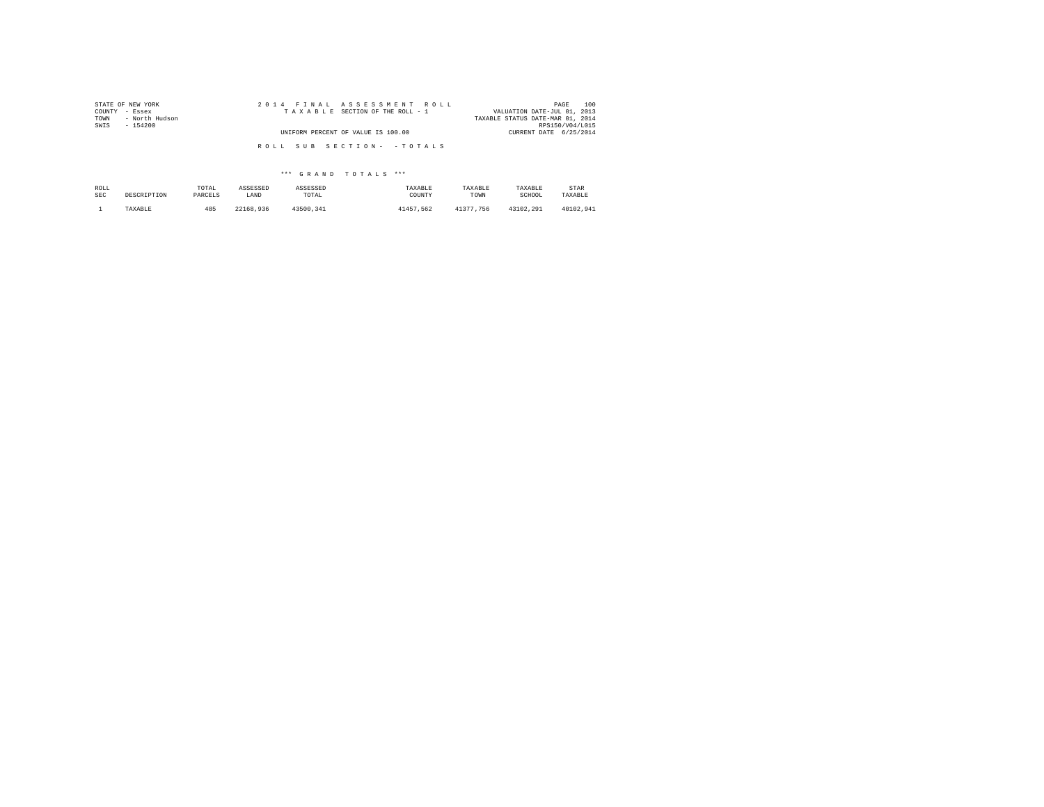STATE OF NEW YORK
COUNTY - Essex
TOWN - North Hudson
SWIS - 154200

2014 FINAL ASSESSMENT ROLL
TAXABLE SECTION OF THE ROLL - 1

UNIFORM PERCENT OF VALUE IS 100.00

VALUATION DATE-JUL 01, 2013
TAXABLE STATUS DATE-MAR 01, 2014
RPS150/V04/L015
CURRENT DATE 6/25/2014

ROLL SUB SECTION- - TOTALS

*** GRAND TOTALS ***

| ROLL SEC | DESCRIPTION | TOTAL PARCELS | ASSESSED LAND | ASSESSED TOTAL | TAXABLE COUNTY | TAXABLE TOWN | TAXABLE SCHOOL | STAR TAXABLE |
|---|---|---|---|---|---|---|---|---|
| 1 | TAXABLE | 485 | 22168,936 | 43500,341 | 41457,562 | 41377,756 | 43102,291 | 40102,941 |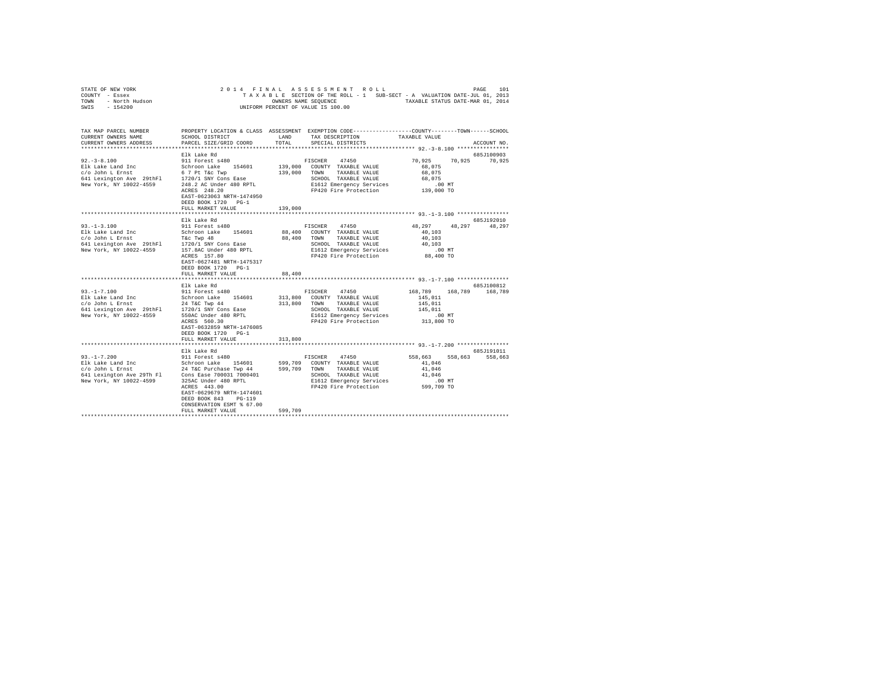STATE OF NEW YORK
COUNTY - Essex
TOWN - North Hudson
SWIS - 154200

2014 FINAL ASSESSMENT ROLL
TAXABLE SECTION OF THE ROLL - 1 SUB-SECT - A VALUATION DATE-JUL 01, 2013
OWNERS NAME SEQUENCE TAXABLE STATUS DATE-MAR 01, 2014
UNIFORM PERCENT OF VALUE IS 100.00

```
TAX MAP PARCEL NUMBER          PROPERTY LOCATION & CLASS  ASSESSMENT  EXEMPTION CODE-----------------COUNTY--------TOWN------SCHOOL
CURRENT OWNERS NAME            SCHOOL DISTRICT              LAND      TAX DESCRIPTION            TAXABLE VALUE
CURRENT OWNERS ADDRESS         PARCEL SIZE/GRID COORD      TOTAL      SPECIAL DISTRICTS                                  ACCOUNT NO.
******************************************************************************************************* 92.-3-8.100 ****************
                               Elk Lake Rd                                                                             685J100903
92.-3-8.100                    911 Forest s480                     FISCHER    47450               70,925     70,925      70,925
Elk Lake Land Inc              Schroon Lake    154601      139,000   COUNTY  TAXABLE VALUE          68,075
c/o John L Ernst               6 7 Pt T&c Twp              139,000   TOWN    TAXABLE VALUE          68,075
641 Lexington Ave  29thFl      1720/1 SNY Cons Ease                  SCHOOL  TAXABLE VALUE          68,075
New York, NY 10022-4559        248.2 AC Under 480 RPTL               E1612 Emergency Services             .00 MT
                               ACRES  248.20                         FP420 Fire Protection           139,000 TO
                               EAST-0623063 NRTH-1474950
                               DEED BOOK 1720   PG-1
                               FULL MARKET VALUE           139,000
******************************************************************************************************* 93.-1-3.100 ****************
                               Elk Lake Rd                                                                             685J192010
93.-1-3.100                    911 Forest s480                     FISCHER    47450               48,297     48,297      48,297
Elk Lake Land Inc              Schroon Lake    154601       88,400   COUNTY  TAXABLE VALUE          40,103
c/o John L Ernst               T&c Twp 48                   88,400   TOWN    TAXABLE VALUE          40,103
641 Lexington Ave  29thFl      1720/1 SNY Cons Ease                  SCHOOL  TAXABLE VALUE          40,103
New York, NY 10022-4559        157.8AC Under 480 RPTL                E1612 Emergency Services             .00 MT
                               ACRES  157.80                         FP420 Fire Protection            88,400 TO
                               EAST-0627481 NRTH-1475317
                               DEED BOOK 1720   PG-1
                               FULL MARKET VALUE            88,400
******************************************************************************************************* 93.-1-7.100 ****************
                               Elk Lake Rd                                                                             685J100812
93.-1-7.100                    911 Forest s480                     FISCHER    47450              168,789    168,789     168,789
Elk Lake Land Inc              Schroon Lake    154601      313,800   COUNTY  TAXABLE VALUE         145,011
c/o John L Ernst               24 T&C Twp 44               313,800   TOWN    TAXABLE VALUE         145,011
641 Lexington Ave  29thFl      1720/1 SNY Cons Ease                  SCHOOL  TAXABLE VALUE         145,011
New York, NY 10022-4559        550AC Under 480 RPTL                  E1612 Emergency Services             .00 MT
                               ACRES  560.30                         FP420 Fire Protection           313,800 TO
                               EAST-0632859 NRTH-1476085
                               DEED BOOK 1720   PG-1
                               FULL MARKET VALUE           313,800
******************************************************************************************************* 93.-1-7.200 ****************
                               Elk Lake Rd                                                                             685J191011
93.-1-7.200                    911 Forest s480                     FISCHER    47450              558,663    558,663     558,663
Elk Lake Land Inc              Schroon Lake    154601      599,709   COUNTY  TAXABLE VALUE          41,046
c/o John L Ernst               24 T&C Purchase Twp 44      599,709   TOWN    TAXABLE VALUE          41,046
641 Lexington Ave 29Th Fl      Cons Ease 700031 7000401              SCHOOL  TAXABLE VALUE          41,046
New York, NY 10022-4599        325AC Under 480 RPTL                  E1612 Emergency Services             .00 MT
                               ACRES  443.00                         FP420 Fire Protection           599,709 TO
                               EAST-0629679 NRTH-1474601
                               DEED BOOK 843    PG-119
                               CONSERVATION ESMT % 67.00
                               FULL MARKET VALUE           599,709
************************************************************************************************************************************
```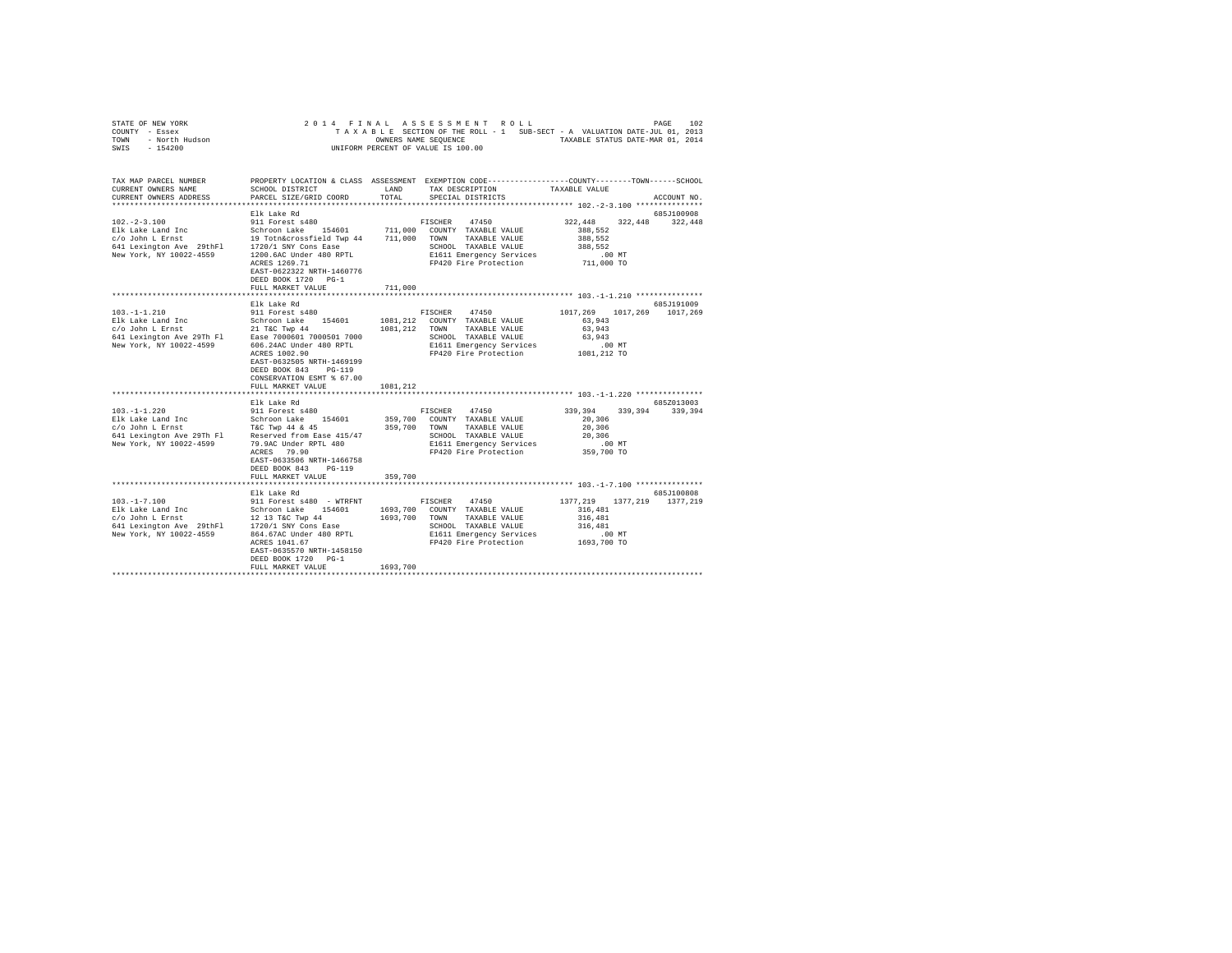STATE OF NEW YORK
COUNTY - Essex
TOWN - North Hudson
SWIS - 154200

2014 FINAL ASSESSMENT ROLL
TAXABLE SECTION OF THE ROLL - 1 SUB-SECT - A VALUATION DATE-JUL 01, 2013
OWNERS NAME SEQUENCE TAXABLE STATUS DATE-MAR 01, 2014
UNIFORM PERCENT OF VALUE IS 100.00

```
TAX MAP PARCEL NUMBER          PROPERTY LOCATION & CLASS  ASSESSMENT  EXEMPTION CODE-----------------COUNTY--------TOWN------SCHOOL
CURRENT OWNERS NAME            SCHOOL DISTRICT              LAND      TAX DESCRIPTION            TAXABLE VALUE
CURRENT OWNERS ADDRESS         PARCEL SIZE/GRID COORD       TOTAL     SPECIAL DISTRICTS                                       ACCOUNT NO.
************************************************************************************************** 102.-2-3.100 ***************
                               Elk Lake Rd                                                                              685J100908
102.-2-3.100                   911 Forest s480                        FISCHER   47450              322,448    322,448    322,448
Elk Lake Land Inc              Schroon Lake    154601        711,000  COUNTY  TAXABLE VALUE          388,552
c/o John L Ernst               19 Totn&crossfield Twp 44     711,000  TOWN    TAXABLE VALUE          388,552
641 Lexington Ave  29thFl      1720/1 SNY Cons Ease                   SCHOOL  TAXABLE VALUE          388,552
New York, NY 10022-4559        1200.6AC Under 480 RPTL                E1611 Emergency Services            .00 MT
                               ACRES 1269.71                          FP420 Fire Protection           711,000 TO
                               EAST-0622322 NRTH-1460776
                               DEED BOOK 1720   PG-1
                               FULL MARKET VALUE             711,000
************************************************************************************************** 103.-1-1.210 ***************
                               Elk Lake Rd                                                                              685J191009
103.-1-1.210                   911 Forest s480                        FISCHER   47450             1017,269   1017,269   1017,269
Elk Lake Land Inc              Schroon Lake    154601       1081,212  COUNTY  TAXABLE VALUE           63,943
c/o John L Ernst               21 T&C Twp 44                1081,212  TOWN    TAXABLE VALUE           63,943
641 Lexington Ave 29Th Fl      Ease 7000601 7000501 7000              SCHOOL  TAXABLE VALUE           63,943
New York, NY 10022-4599        606.24AC Under 480 RPTL                E1611 Emergency Services            .00 MT
                               ACRES 1002.90                          FP420 Fire Protection          1081,212 TO
                               EAST-0632505 NRTH-1469199
                               DEED BOOK 843    PG-119
                               CONSERVATION ESMT % 67.00
                               FULL MARKET VALUE            1081,212
************************************************************************************************** 103.-1-1.220 ***************
                               Elk Lake Rd                                                                              685Z013003
103.-1-1.220                   911 Forest s480                        FISCHER   47450              339,394    339,394    339,394
Elk Lake Land Inc              Schroon Lake    154601        359,700  COUNTY  TAXABLE VALUE           20,306
c/o John L Ernst               T&C Twp 44 & 45               359,700  TOWN    TAXABLE VALUE           20,306
641 Lexington Ave 29Th Fl      Reserved from Ease 415/47              SCHOOL  TAXABLE VALUE           20,306
New York, NY 10022-4599        79.9AC Under RPTL 480                  E1611 Emergency Services            .00 MT
                               ACRES   79.90                          FP420 Fire Protection           359,700 TO
                               EAST-0633506 NRTH-1466758
                               DEED BOOK 843    PG-119
                               FULL MARKET VALUE             359,700
************************************************************************************************** 103.-1-7.100 ***************
                               Elk Lake Rd                                                                              685J100808
103.-1-7.100                   911 Forest s480 - WTRFNT               FISCHER   47450             1377,219   1377,219   1377,219
Elk Lake Land Inc              Schroon Lake    154601       1693,700  COUNTY  TAXABLE VALUE          316,481
c/o John L Ernst               12 13 T&C Twp 44             1693,700  TOWN    TAXABLE VALUE          316,481
641 Lexington Ave  29thFl      1720/1 SNY Cons Ease                   SCHOOL  TAXABLE VALUE          316,481
New York, NY 10022-4559        864.67AC Under 480 RPTL                E1611 Emergency Services            .00 MT
                               ACRES 1041.67                          FP420 Fire Protection          1693,700 TO
                               EAST-0635570 NRTH-1458150
                               DEED BOOK 1720   PG-1
                               FULL MARKET VALUE            1693,700
********************************************************************************************************************************
```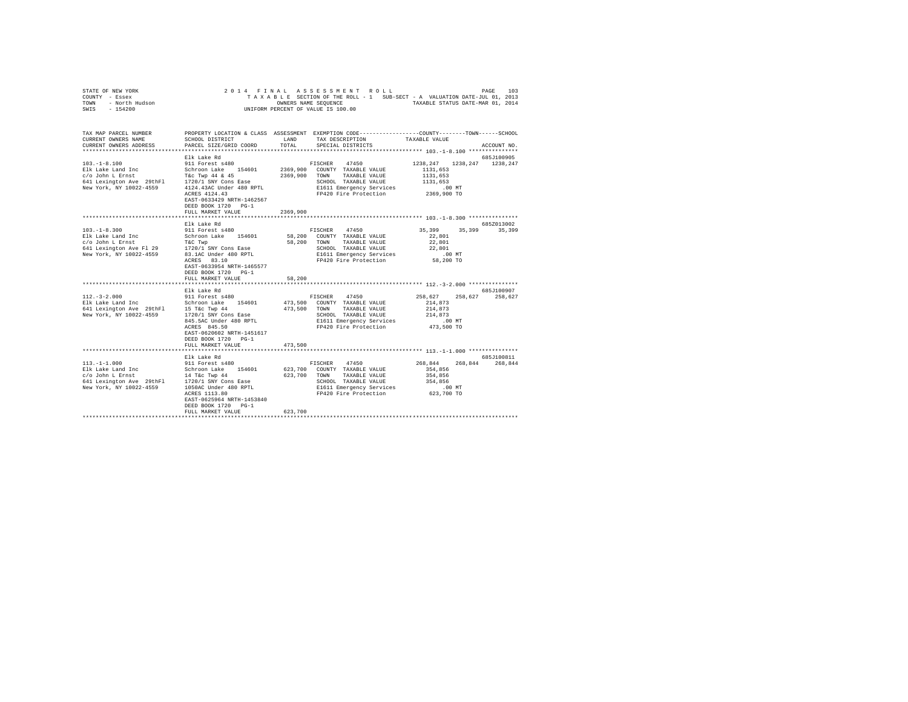STATE OF NEW YORK
COUNTY - Essex
TOWN - North Hudson
SWIS - 154200

2014 FINAL ASSESSMENT ROLL
TAXABLE SECTION OF THE ROLL - 1 SUB-SECT - A VALUATION DATE-JUL 01, 2013
OWNERS NAME SEQUENCE TAXABLE STATUS DATE-MAR 01, 2014
UNIFORM PERCENT OF VALUE IS 100.00

```
TAX MAP PARCEL NUMBER          PROPERTY LOCATION & CLASS  ASSESSMENT  EXEMPTION CODE-----------------COUNTY--------TOWN------SCHOOL
CURRENT OWNERS NAME            SCHOOL DISTRICT              LAND      TAX DESCRIPTION             TAXABLE VALUE
CURRENT OWNERS ADDRESS         PARCEL SIZE/GRID COORD       TOTAL     SPECIAL DISTRICTS                                    ACCOUNT NO.
******************************************************************************************************* 103.-1-8.100 ***************
                               Elk Lake Rd                                                                              685J100905
103.-1-8.100                   911 Forest s480                       FISCHER    47450              1238,247   1238,247   1238,247
Elk Lake Land Inc              Schroon Lake   154601      2369,900   COUNTY  TAXABLE VALUE           1131,653
c/o John L Ernst               T&c Twp 44 & 45            2369,900   TOWN    TAXABLE VALUE           1131,653
641 Lexington Ave  29thFl      1720/1 SNY Cons Ease                  SCHOOL  TAXABLE VALUE           1131,653
New York, NY 10022-4559        4124.43AC Under 480 RPTL              E1611 Emergency Services             .00 MT
                               ACRES 4124.43                         FP420 Fire Protection           2369,900 TO
                               EAST-0633429 NRTH-1462567
                               DEED BOOK 1720   PG-1
                               FULL MARKET VALUE          2369,900
******************************************************************************************************* 103.-1-8.300 ***************
                               Elk Lake Rd                                                                              685Z013002
103.-1-8.300                   911 Forest s480                       FISCHER    47450                35,399     35,399     35,399
Elk Lake Land Inc              Schroon Lake   154601        58,200   COUNTY  TAXABLE VALUE             22,801
c/o John L Ernst               T&C Twp                      58,200   TOWN    TAXABLE VALUE             22,801
641 Lexington Ave Fl 29        1720/1 SNY Cons Ease                  SCHOOL  TAXABLE VALUE             22,801
New York, NY 10022-4559        83.1AC Under 480 RPTL                 E1611 Emergency Services             .00 MT
                               ACRES  83.10                          FP420 Fire Protection             58,200 TO
                               EAST-0633954 NRTH-1465577
                               DEED BOOK 1720   PG-1
                               FULL MARKET VALUE            58,200
******************************************************************************************************* 112.-3-2.000 ***************
                               Elk Lake Rd                                                                              685J100907
112.-3-2.000                   911 Forest s480                       FISCHER    47450               258,627    258,627    258,627
Elk Lake Land Inc              Schroon Lake   154601       473,500   COUNTY  TAXABLE VALUE            214,873
641 Lexington Ave  29thFl      15 T&c Twp 44               473,500   TOWN    TAXABLE VALUE            214,873
New York, NY 10022-4559        1720/1 SNY Cons Ease                  SCHOOL  TAXABLE VALUE            214,873
                               845.5AC Under 480 RPTL                E1611 Emergency Services             .00 MT
                               ACRES 845.50                          FP420 Fire Protection            473,500 TO
                               EAST-0620602 NRTH-1451617
                               DEED BOOK 1720   PG-1
                               FULL MARKET VALUE           473,500
******************************************************************************************************* 113.-1-1.000 ***************
                               Elk Lake Rd                                                                              685J100811
113.-1-1.000                   911 Forest s480                       FISCHER    47450               268,844    268,844    268,844
Elk Lake Land Inc              Schroon Lake   154601       623,700   COUNTY  TAXABLE VALUE            354,856
c/o John L Ernst               14 T&c Twp 44               623,700   TOWN    TAXABLE VALUE            354,856
641 Lexington Ave  29thFl      1720/1 SNY Cons Ease                  SCHOOL  TAXABLE VALUE            354,856
New York, NY 10022-4559        1050AC Under 480 RPTL                 E1611 Emergency Services             .00 MT
                               ACRES 1113.80                         FP420 Fire Protection            623,700 TO
                               EAST-0625964 NRTH-1453840
                               DEED BOOK 1720   PG-1
                               FULL MARKET VALUE           623,700
************************************************************************************************************************************
```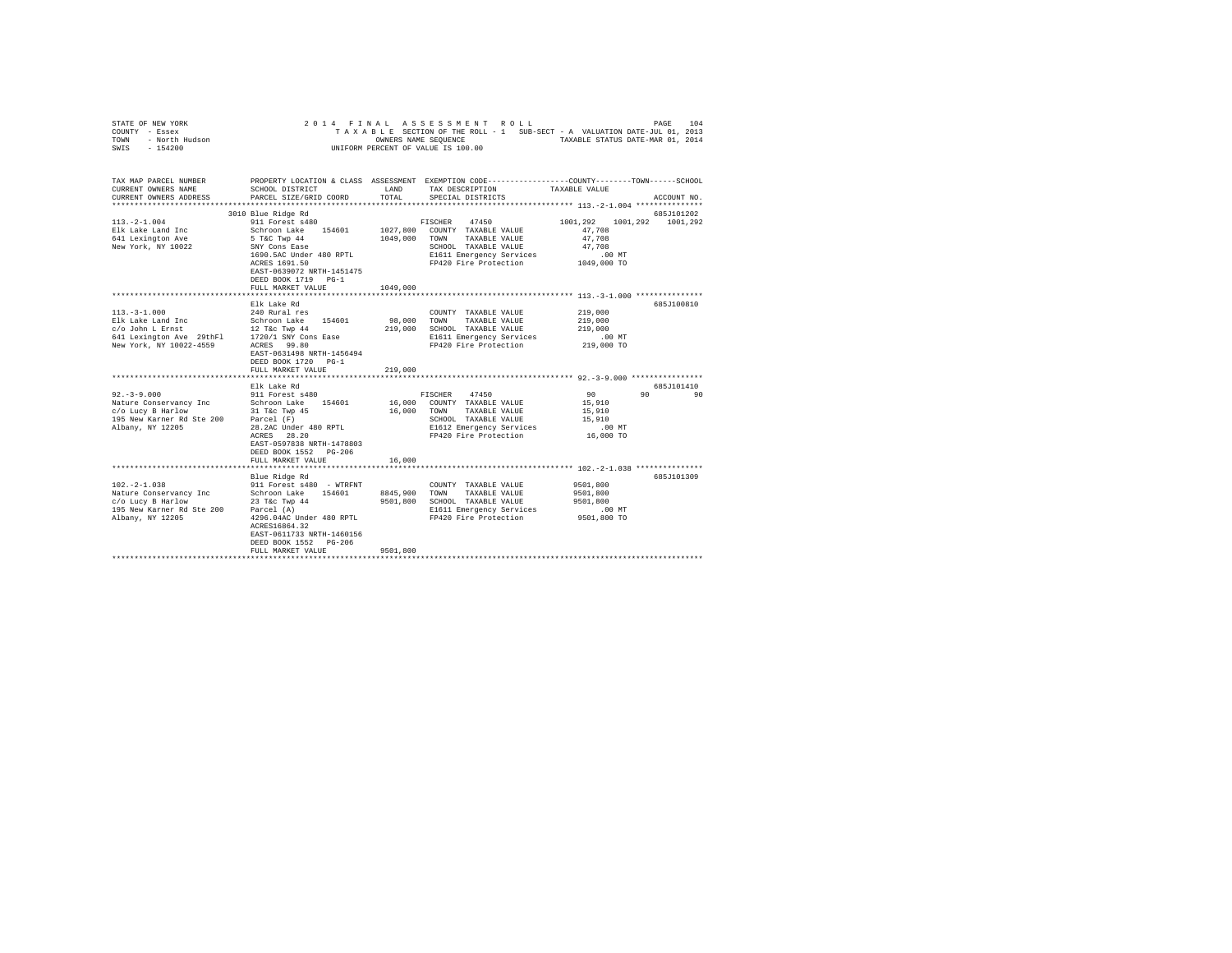STATE OF NEW YORK
COUNTY - Essex
TOWN - North Hudson
SWIS - 154200

2014 FINAL ASSESSMENT ROLL
TAXABLE SECTION OF THE ROLL - 1 SUB-SECT - A VALUATION DATE-JUL 01, 2013
OWNERS NAME SEQUENCE TAXABLE STATUS DATE-MAR 01, 2014
UNIFORM PERCENT OF VALUE IS 100.00

```
TAX MAP PARCEL NUMBER          PROPERTY LOCATION & CLASS  ASSESSMENT  EXEMPTION CODE-----------------COUNTY--------TOWN------SCHOOL
CURRENT OWNERS NAME            SCHOOL DISTRICT              LAND      TAX DESCRIPTION           TAXABLE VALUE
CURRENT OWNERS ADDRESS         PARCEL SIZE/GRID COORD       TOTAL     SPECIAL DISTRICTS                                   ACCOUNT NO.
******************************************************************************************************* 113.-2-1.004 ***************
                               3010 Blue Ridge Rd                                                                          685J101202
113.-2-1.004                   911 Forest s480                        FISCHER    47450             1001,292   1001,292   1001,292
Elk Lake Land Inc              Schroon Lake    154601      1027,800   COUNTY  TAXABLE VALUE           47,708
641 Lexington Ave              5 T&C Twp 44                1049,000   TOWN    TAXABLE VALUE           47,708
New York, NY 10022             SNY Cons Ease                          SCHOOL  TAXABLE VALUE           47,708
                               1690.5AC Under 480 RPTL                E1611 Emergency Services           .00 MT
                               ACRES 1691.50                          FP420 Fire Protection          1049,000 TO
                               EAST-0639072 NRTH-1451475
                               DEED BOOK 1719   PG-1
                               FULL MARKET VALUE           1049,000
******************************************************************************************************* 113.-3-1.000 ***************
                               Elk Lake Rd                                                                                 685J100810
113.-3-1.000                   240 Rural res                          COUNTY  TAXABLE VALUE          219,000
Elk Lake Land Inc              Schroon Lake    154601        98,000   TOWN    TAXABLE VALUE          219,000
c/o John L Ernst               12 T&c Twp 44                219,000   SCHOOL  TAXABLE VALUE          219,000
641 Lexington Ave  29thFl      1720/1 SNY Cons Ease                   E1611 Emergency Services           .00 MT
New York, NY 10022-4559        ACRES  99.80                           FP420 Fire Protection           219,000 TO
                               EAST-0631498 NRTH-1456494
                               DEED BOOK 1720   PG-1
                               FULL MARKET VALUE            219,000
******************************************************************************************************* 92.-3-9.000 ****************
                               Elk Lake Rd                                                                                 685J101410
92.-3-9.000                    911 Forest s480                        FISCHER    47450                   90         90         90
Nature Conservancy Inc         Schroon Lake    154601        16,000   COUNTY  TAXABLE VALUE           15,910
c/o Lucy B Harlow              31 T&c Twp 45                 16,000   TOWN    TAXABLE VALUE           15,910
195 New Karner Rd Ste 200      Parcel (F)                             SCHOOL  TAXABLE VALUE           15,910
Albany, NY 12205               28.2AC Under 480 RPTL                  E1612 Emergency Services           .00 MT
                               ACRES  28.20                           FP420 Fire Protection            16,000 TO
                               EAST-0597838 NRTH-1478803
                               DEED BOOK 1552   PG-206
                               FULL MARKET VALUE             16,000
******************************************************************************************************* 102.-2-1.038 ***************
                               Blue Ridge Rd                                                                               685J101309
102.-2-1.038                   911 Forest s480  - WTRFNT              COUNTY  TAXABLE VALUE         9501,800
Nature Conservancy Inc         Schroon Lake    154601      8845,900   TOWN    TAXABLE VALUE         9501,800
c/o Lucy B Harlow              23 T&c Twp 44               9501,800   SCHOOL  TAXABLE VALUE         9501,800
195 New Karner Rd Ste 200      Parcel (A)                             E1611 Emergency Services           .00 MT
Albany, NY 12205               4296.04AC Under 480 RPTL               FP420 Fire Protection          9501,800 TO
                               ACRES16864.32
                               EAST-0611733 NRTH-1460156
                               DEED BOOK 1552   PG-206
                               FULL MARKET VALUE           9501,800
************************************************************************************************************************************
```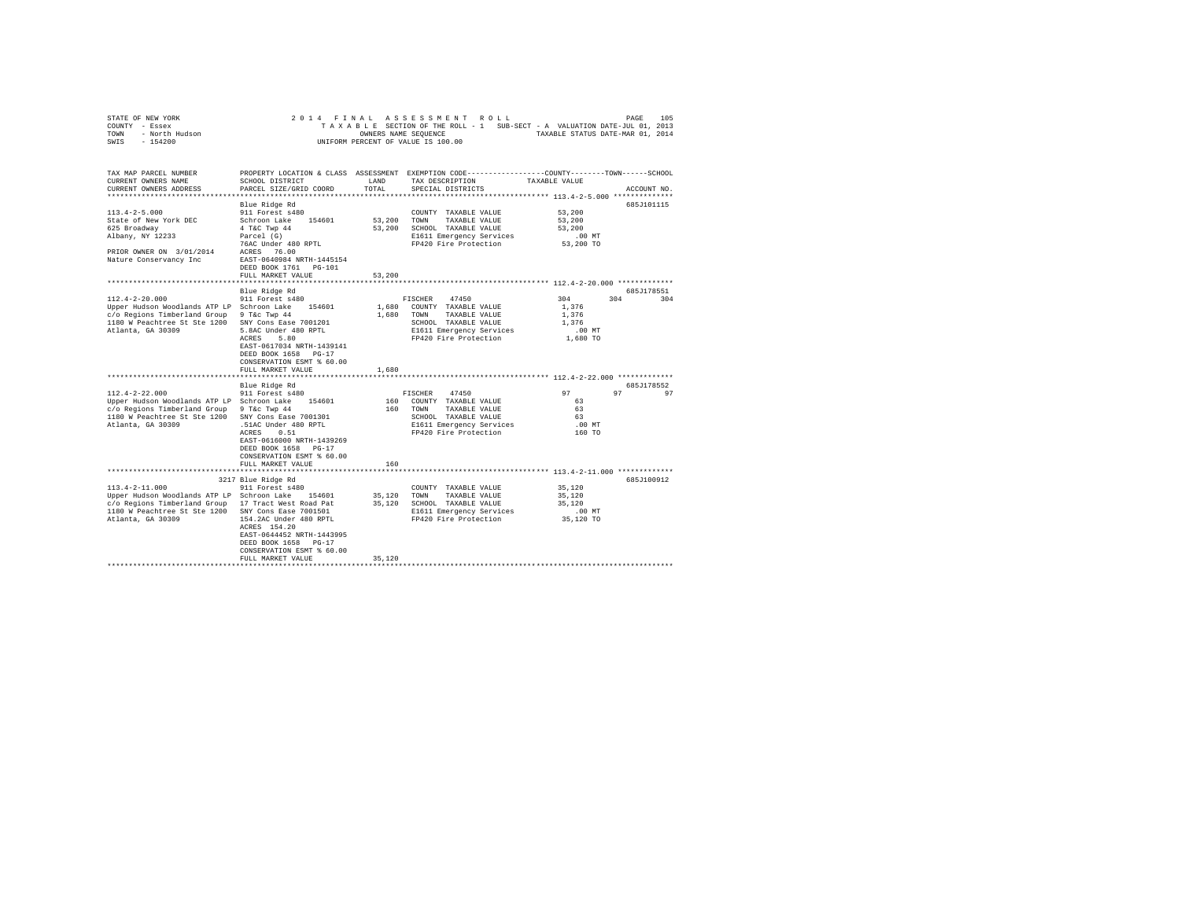STATE OF NEW YORK  
COUNTY - Essex  
TOWN - North Hudson  
SWIS - 154200

2014 FINAL ASSESSMENT ROLL  
TAXABLE SECTION OF THE ROLL - 1 SUB-SECT - A VALUATION DATE-JUL 01, 2013  
OWNERS NAME SEQUENCE TAXABLE STATUS DATE-MAR 01, 2014  
UNIFORM PERCENT OF VALUE IS 100.00

```
TAX MAP PARCEL NUMBER          PROPERTY LOCATION & CLASS  ASSESSMENT  EXEMPTION CODE-----------------COUNTY--------TOWN------SCHOOL
CURRENT OWNERS NAME            SCHOOL DISTRICT              LAND      TAX DESCRIPTION            TAXABLE VALUE
CURRENT OWNERS ADDRESS         PARCEL SIZE/GRID COORD       TOTAL     SPECIAL DISTRICTS                                        ACCOUNT NO.
******************************************************************************************************* 113.4-2-5.000 **************
                               Blue Ridge Rd                                                                                685J101115
113.4-2-5.000                  911 Forest s480                        COUNTY  TAXABLE VALUE           53,200
State of New York DEC          Schroon Lake    154601      53,200     TOWN    TAXABLE VALUE           53,200
625 Broadway                   4 T&C Twp 44                53,200     SCHOOL  TAXABLE VALUE           53,200
Albany, NY 12233               Parcel (G)                             E1611 Emergency Services           .00 MT
                               76AC Under 480 RPTL                    FP420 Fire Protection           53,200 TO
PRIOR OWNER ON 3/01/2014       ACRES  76.00
Nature Conservancy Inc         EAST-0640984 NRTH-1445154
                               DEED BOOK 1761   PG-101
                               FULL MARKET VALUE           53,200
******************************************************************************************************* 112.4-2-20.000 *************
                               Blue Ridge Rd                                                                                685J178551
112.4-2-20.000                 911 Forest s480                        FISCHER    47450                  304         304         304
Upper Hudson Woodlands ATP LP  Schroon Lake    154601       1,680     COUNTY  TAXABLE VALUE            1,376
c/o Regions Timberland Group   9 T&c Twp 44                 1,680     TOWN    TAXABLE VALUE            1,376
1180 W Peachtree St Ste 1200   SNY Cons Ease 7001201                  SCHOOL  TAXABLE VALUE            1,376
Atlanta, GA 30309              5.8AC Under 480 RPTL                   E1611 Emergency Services           .00 MT
                               ACRES   5.80                           FP420 Fire Protection            1,680 TO
                               EAST-0617034 NRTH-1439141
                               DEED BOOK 1658   PG-17
                               CONSERVATION ESMT % 60.00
                               FULL MARKET VALUE            1,680
******************************************************************************************************* 112.4-2-22.000 *************
                               Blue Ridge Rd                                                                                685J178552
112.4-2-22.000                 911 Forest s480                        FISCHER    47450                   97          97          97
Upper Hudson Woodlands ATP LP  Schroon Lake    154601         160     COUNTY  TAXABLE VALUE               63
c/o Regions Timberland Group   9 T&c Twp 44                   160     TOWN    TAXABLE VALUE               63
1180 W Peachtree St Ste 1200   SNY Cons Ease 7001301                  SCHOOL  TAXABLE VALUE               63
Atlanta, GA 30309              .51AC Under 480 RPTL                   E1611 Emergency Services           .00 MT
                               ACRES   0.51                           FP420 Fire Protection              160 TO
                               EAST-0616000 NRTH-1439269
                               DEED BOOK 1658   PG-17
                               CONSERVATION ESMT % 60.00
                               FULL MARKET VALUE              160
******************************************************************************************************* 113.4-2-11.000 *************
                          3217 Blue Ridge Rd                                                                                685J100912
113.4-2-11.000                 911 Forest s480                        COUNTY  TAXABLE VALUE           35,120
Upper Hudson Woodlands ATP LP  Schroon Lake    154601      35,120     TOWN    TAXABLE VALUE           35,120
c/o Regions Timberland Group   17 Tract West Road Pat      35,120     SCHOOL  TAXABLE VALUE           35,120
1180 W Peachtree St Ste 1200   SNY Cons Ease 7001501                  E1611 Emergency Services           .00 MT
Atlanta, GA 30309              154.2AC Under 480 RPTL                 FP420 Fire Protection           35,120 TO
                               ACRES 154.20
                               EAST-0644452 NRTH-1443995
                               DEED BOOK 1658   PG-17
                               CONSERVATION ESMT % 60.00
                               FULL MARKET VALUE           35,120
************************************************************************************************************************************
```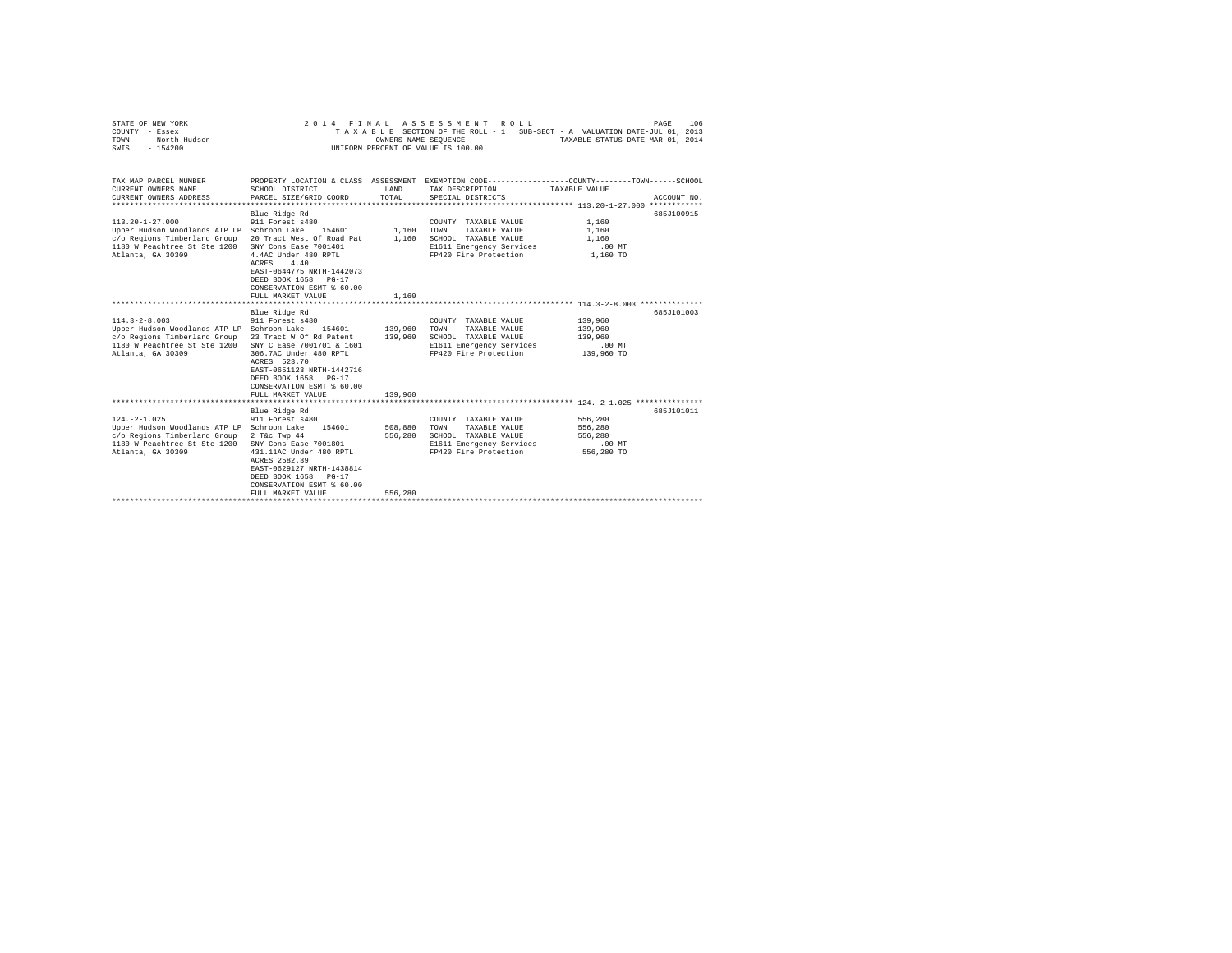STATE OF NEW YORK
COUNTY - Essex
TOWN - North Hudson
SWIS - 154200

2 0 1 4 F I N A L A S S E S S M E N T R O L L
T A X A B L E SECTION OF THE ROLL - 1 SUB-SECT - A VALUATION DATE-JUL 01, 2013
OWNERS NAME SEQUENCE TAXABLE STATUS DATE-MAR 01, 2014
UNIFORM PERCENT OF VALUE IS 100.00

| TAX MAP PARCEL NUMBER / CURRENT OWNERS NAME / CURRENT OWNERS ADDRESS | PROPERTY LOCATION & CLASS / SCHOOL DISTRICT / PARCEL SIZE/GRID COORD | ASSESSMENT LAND / TOTAL | EXEMPTION CODE / TAX DESCRIPTION / SPECIAL DISTRICTS | COUNTY--------TOWN------SCHOOL TAXABLE VALUE | ACCOUNT NO. |
|---|---|---|---|---|---|
| 113.20-1-27.000 | Blue Ridge Rd | | | | 685J100915 |
| | 911 Forest s480 | | COUNTY TAXABLE VALUE | 1,160 | |
| Upper Hudson Woodlands ATP LP | Schroon Lake 154601 | 1,160 | TOWN TAXABLE VALUE | 1,160 | |
| c/o Regions Timberland Group | 20 Tract West Of Road Pat | 1,160 | SCHOOL TAXABLE VALUE | 1,160 | |
| 1180 W Peachtree St Ste 1200 | SNY Cons Ease 7001401 | | E1611 Emergency Services | .00 MT | |
| Atlanta, GA 30309 | 4.4AC Under 480 RPTL | | FP420 Fire Protection | 1,160 TO | |
| | ACRES 4.40 | | | | |
| | EAST-0644775 NRTH-1442073 | | | | |
| | DEED BOOK 1658 PG-17 | | | | |
| | CONSERVATION ESMT % 60.00 | | | | |
| | FULL MARKET VALUE | 1,160 | | | |
| 114.3-2-8.003 | Blue Ridge Rd | | | | 685J101003 |
| | 911 Forest s480 | | COUNTY TAXABLE VALUE | 139,960 | |
| Upper Hudson Woodlands ATP LP | Schroon Lake 154601 | 139,960 | TOWN TAXABLE VALUE | 139,960 | |
| c/o Regions Timberland Group | 23 Tract W Of Rd Patent | 139,960 | SCHOOL TAXABLE VALUE | 139,960 | |
| 1180 W Peachtree St Ste 1200 | SNY C Ease 7001701 & 1601 | | E1611 Emergency Services | .00 MT | |
| Atlanta, GA 30309 | 306.7AC Under 480 RPTL | | FP420 Fire Protection | 139,960 TO | |
| | ACRES 523.70 | | | | |
| | EAST-0651123 NRTH-1442716 | | | | |
| | DEED BOOK 1658 PG-17 | | | | |
| | CONSERVATION ESMT % 60.00 | | | | |
| | FULL MARKET VALUE | 139,960 | | | |
| 124.-2-1.025 | Blue Ridge Rd | | | | 685J101011 |
| | 911 Forest s480 | | COUNTY TAXABLE VALUE | 556,280 | |
| Upper Hudson Woodlands ATP LP | Schroon Lake 154601 | 508,880 | TOWN TAXABLE VALUE | 556,280 | |
| c/o Regions Timberland Group | 2 T&c Twp 44 | 556,280 | SCHOOL TAXABLE VALUE | 556,280 | |
| 1180 W Peachtree St Ste 1200 | SNY Cons Ease 7001801 | | E1611 Emergency Services | .00 MT | |
| Atlanta, GA 30309 | 431.11AC Under 480 RPTL | | FP420 Fire Protection | 556,280 TO | |
| | ACRES 2582.39 | | | | |
| | EAST-0629127 NRTH-1438814 | | | | |
| | DEED BOOK 1658 PG-17 | | | | |
| | CONSERVATION ESMT % 60.00 | | | | |
| | FULL MARKET VALUE | 556,280 | | | |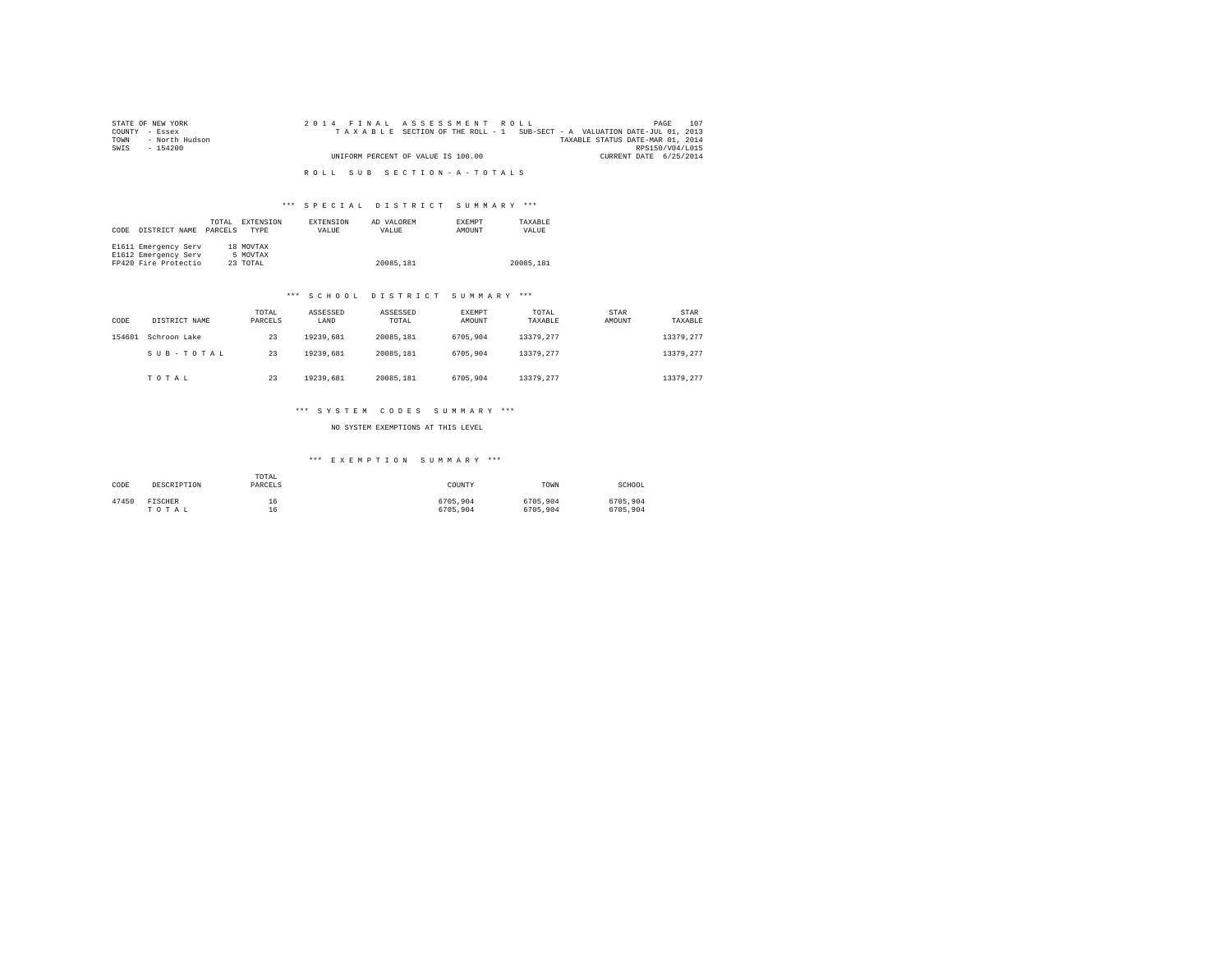STATE OF NEW YORK
COUNTY - Essex
TOWN - North Hudson
SWIS - 154200

2014 FINAL ASSESSMENT ROLL
TAXABLE SECTION OF THE ROLL - 1 SUB-SECT - A VALUATION DATE-JUL 01, 2013
TAXABLE STATUS DATE-MAR 01, 2014
RPS150/V04/L015
UNIFORM PERCENT OF VALUE IS 100.00
CURRENT DATE 6/25/2014

ROLL SUB SECTION-A-TOTALS

### *** SPECIAL DISTRICT SUMMARY ***

| CODE | DISTRICT NAME | TOTAL PARCELS | EXTENSION TYPE | EXTENSION VALUE | AD VALOREM VALUE | EXEMPT AMOUNT | TAXABLE VALUE |
|---|---|---|---|---|---|---|---|
| E1611 | Emergency Serv | 18 | MOVTAX | | | | |
| E1612 | Emergency Serv | 5 | MOVTAX | | | | |
| FP420 | Fire Protectio | 23 | TOTAL | | 20085,181 | | 20085,181 |

### *** SCHOOL DISTRICT SUMMARY ***

| CODE | DISTRICT NAME | TOTAL PARCELS | ASSESSED LAND | ASSESSED TOTAL | EXEMPT AMOUNT | TOTAL TAXABLE | STAR AMOUNT | STAR TAXABLE |
|---|---|---|---|---|---|---|---|---|
| 154601 | Schroon Lake | 23 | 19239,681 | 20085,181 | 6705,904 | 13379,277 | | 13379,277 |
| | SUB-TOTAL | 23 | 19239,681 | 20085,181 | 6705,904 | 13379,277 | | 13379,277 |
| | TOTAL | 23 | 19239,681 | 20085,181 | 6705,904 | 13379,277 | | 13379,277 |

### *** SYSTEM CODES SUMMARY ***

NO SYSTEM EXEMPTIONS AT THIS LEVEL

### *** EXEMPTION SUMMARY ***

| CODE | DESCRIPTION | TOTAL PARCELS | COUNTY | TOWN | SCHOOL |
|---|---|---|---|---|---|
| 47450 | FISCHER | 16 | 6705,904 | 6705,904 | 6705,904 |
| | TOTAL | 16 | 6705,904 | 6705,904 | 6705,904 |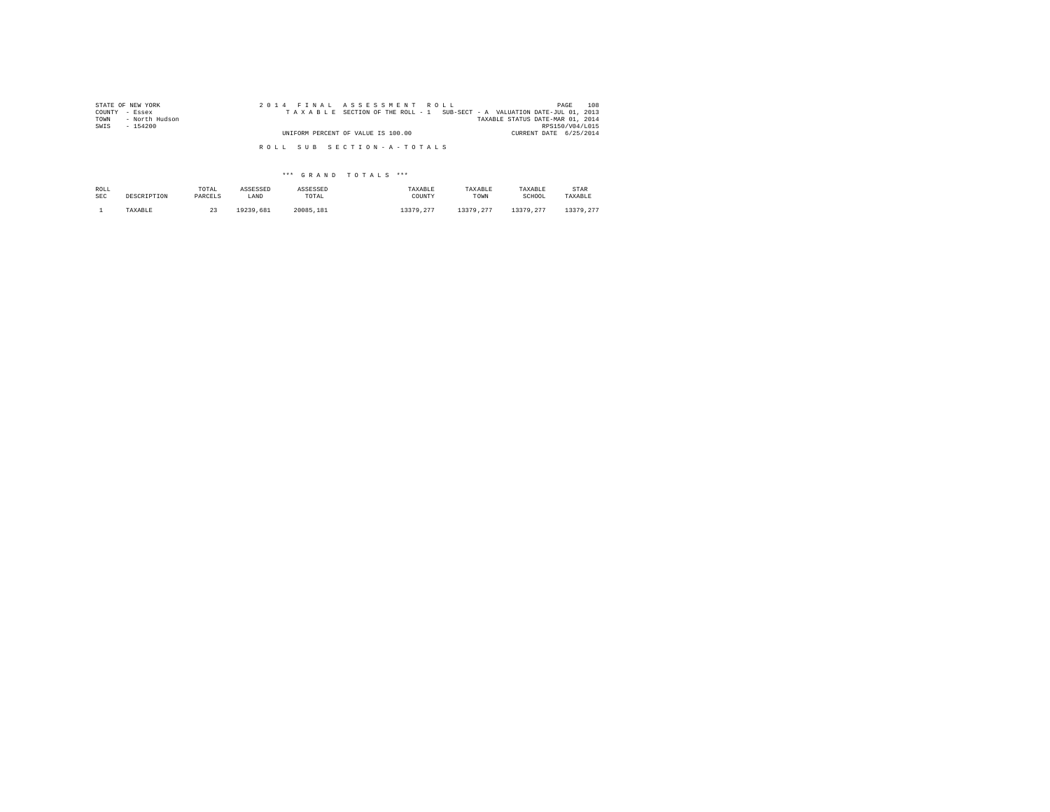STATE OF NEW YORK  
COUNTY - Essex  
TOWN - North Hudson  
SWIS - 154200

2 0 1 4 F I N A L A S S E S S M E N T R O L L  
T A X A B L E SECTION OF THE ROLL - 1 SUB-SECT - A VALUATION DATE-JUL 01, 2013  
TAXABLE STATUS DATE-MAR 01, 2014  
RPS150/V04/L015  
UNIFORM PERCENT OF VALUE IS 100.00  
CURRENT DATE 6/25/2014

R O L L S U B S E C T I O N - A - T O T A L S

\*\*\* G R A N D T O T A L S \*\*\*

| ROLL SEC | DESCRIPTION | TOTAL PARCELS | ASSESSED LAND | ASSESSED TOTAL | TAXABLE COUNTY | TAXABLE TOWN | TAXABLE SCHOOL | STAR TAXABLE |
|---|---|---|---|---|---|---|---|---|
| 1 | TAXABLE | 23 | 19239,681 | 20085,181 | 13379,277 | 13379,277 | 13379,277 | 13379,277 |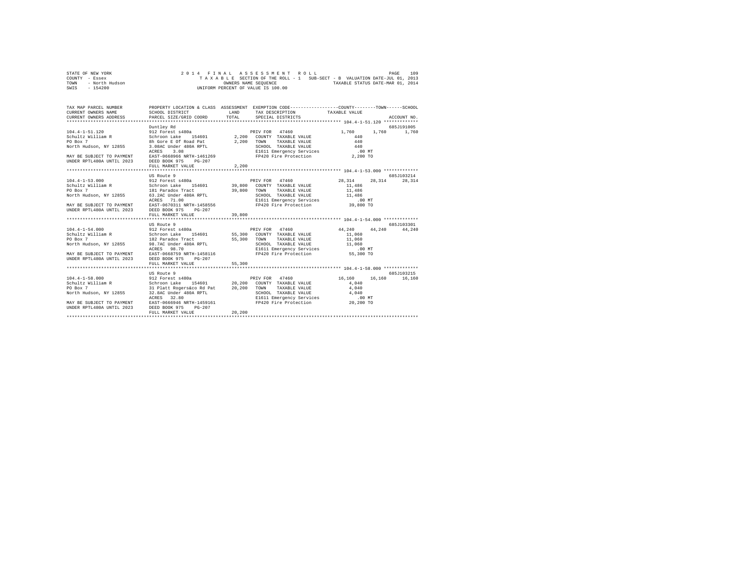STATE OF NEW YORK
COUNTY - Essex
TOWN - North Hudson
SWIS - 154200

2 0 1 4 F I N A L A S S E S S M E N T R O L L
T A X A B L E SECTION OF THE ROLL - 1 SUB-SECT - B VALUATION DATE-JUL 01, 2013
OWNERS NAME SEQUENCE TAXABLE STATUS DATE-MAR 01, 2014
UNIFORM PERCENT OF VALUE IS 100.00

| TAX MAP PARCEL NUMBER / CURRENT OWNERS NAME / CURRENT OWNERS ADDRESS | PROPERTY LOCATION & CLASS / SCHOOL DISTRICT / PARCEL SIZE/GRID COORD | ASSESSMENT LAND | TOTAL | EXEMPTION CODE / TAX DESCRIPTION / SPECIAL DISTRICTS | COUNTY TAXABLE VALUE | TOWN | SCHOOL | ACCOUNT NO. |
|---|---|---|---|---|---|---|---|---|
| **104.4-1-51.120** | Duntley Rd | | | | | | | 685J191005 |
| 104.4-1-51.120 | 912 Forest s480a | | | PRIV FOR 47460 | 1,760 | 1,760 | 1,760 | |
| Schultz William R | Schroon Lake 154601 | 2,200 | | COUNTY TAXABLE VALUE | 440 | | | |
| PO Box 7 | 8h Gore E Of Road Pat | | 2,200 | TOWN TAXABLE VALUE | 440 | | | |
| North Hudson, NY 12855 | 3.08AC Under 480A RPTL | | | SCHOOL TAXABLE VALUE | 440 | | | |
| | ACRES 3.08 | | | E1611 Emergency Services | .00 MT | | | |
| MAY BE SUBJECT TO PAYMENT | EAST-0668966 NRTH-1461269 | | | FP420 Fire Protection | 2,200 TO | | | |
| UNDER RPTL480A UNTIL 2023 | DEED BOOK 975 PG-207 | | | | | | | |
| | FULL MARKET VALUE | | 2,200 | | | | | |
| **104.4-1-53.000** | US Route 9 | | | | | | | 685J103214 |
| 104.4-1-53.000 | 912 Forest s480a | | | PRIV FOR 47460 | 28,314 | 28,314 | 28,314 | |
| Schultz William R | Schroon Lake 154601 | 39,800 | | COUNTY TAXABLE VALUE | 11,486 | | | |
| PO Box 7 | 181 Paradox Tract | | 39,800 | TOWN TAXABLE VALUE | 11,486 | | | |
| North Hudson, NY 12855 | 63.2AC Under 480A RPTL | | | SCHOOL TAXABLE VALUE | 11,486 | | | |
| | ACRES 71.00 | | | E1611 Emergency Services | .00 MT | | | |
| MAY BE SUBJECT TO PAYMENT | EAST-0670311 NRTH-1458556 | | | FP420 Fire Protection | 39,800 TO | | | |
| UNDER RPTL480A UNTIL 2023 | DEED BOOK 975 PG-207 | | | | | | | |
| | FULL MARKET VALUE | | 39,800 | | | | | |
| **104.4-1-54.000** | US Route 9 | | | | | | | 685J103301 |
| 104.4-1-54.000 | 912 Forest s480a | | | PRIV FOR 47460 | 44,240 | 44,240 | 44,240 | |
| Schultz William R | Schroon Lake 154601 | 55,300 | | COUNTY TAXABLE VALUE | 11,060 | | | |
| PO Box 7 | 182 Paradox Tract | | 55,300 | TOWN TAXABLE VALUE | 11,060 | | | |
| North Hudson, NY 12855 | 98.7AC Under 480A RPTL | | | SCHOOL TAXABLE VALUE | 11,060 | | | |
| | ACRES 98.70 | | | E1611 Emergency Services | .00 MT | | | |
| MAY BE SUBJECT TO PAYMENT | EAST-0668759 NRTH-1458116 | | | FP420 Fire Protection | 55,300 TO | | | |
| UNDER RPTL480A UNTIL 2023 | DEED BOOK 975 PG-207 | | | | | | | |
| | FULL MARKET VALUE | | 55,300 | | | | | |
| **104.4-1-58.000** | US Route 9 | | | | | | | 685J103215 |
| 104.4-1-58.000 | 912 Forest s480a | | | PRIV FOR 47460 | 16,160 | 16,160 | 16,160 | |
| Schultz William R | Schroon Lake 154601 | 20,200 | | COUNTY TAXABLE VALUE | 4,040 | | | |
| PO Box 7 | 31 Platt Rogers&co Rd Pat | | 20,200 | TOWN TAXABLE VALUE | 4,040 | | | |
| North Hudson, NY 12855 | 32.8AC Under 480A RPTL | | | SCHOOL TAXABLE VALUE | 4,040 | | | |
| | ACRES 32.80 | | | E1611 Emergency Services | .00 MT | | | |
| MAY BE SUBJECT TO PAYMENT | EAST-0666946 NRTH-1459161 | | | FP420 Fire Protection | 20,200 TO | | | |
| UNDER RPTL480A UNTIL 2023 | DEED BOOK 975 PG-207 | | | | | | | |
| | FULL MARKET VALUE | | 20,200 | | | | | |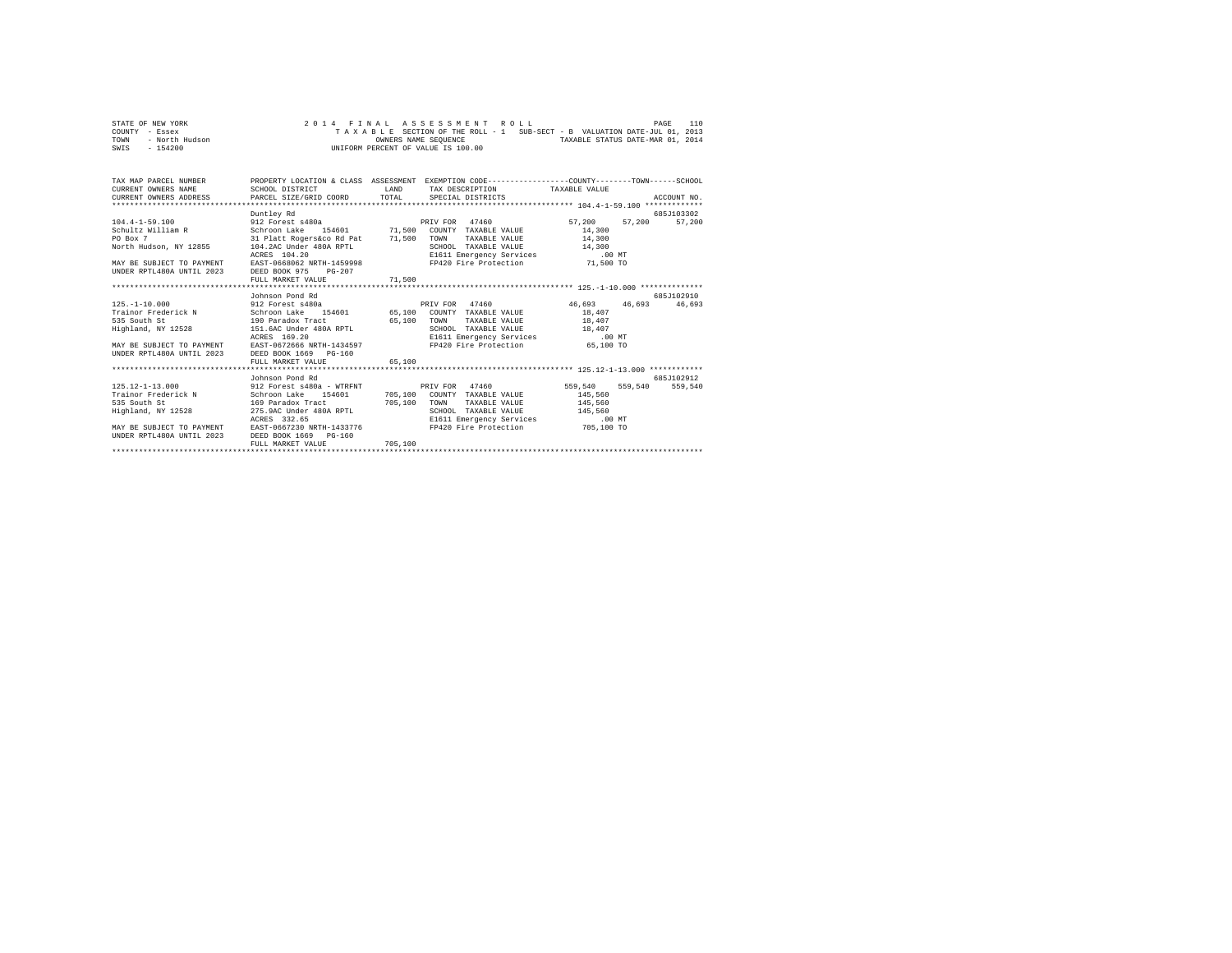STATE OF NEW YORK 2014 FINAL ASSESSMENT ROLL
COUNTY - Essex TAXABLE SECTION OF THE ROLL - 1 SUB-SECT - B VALUATION DATE-JUL 01, 2013
TOWN - North Hudson OWNERS NAME SEQUENCE TAXABLE STATUS DATE-MAR 01, 2014
SWIS - 154200 UNIFORM PERCENT OF VALUE IS 100.00

| TAX MAP PARCEL NUMBER / CURRENT OWNERS NAME / CURRENT OWNERS ADDRESS | PROPERTY LOCATION & CLASS / SCHOOL DISTRICT / PARCEL SIZE/GRID COORD | ASSESSMENT LAND / TOTAL | EXEMPTION CODE / TAX DESCRIPTION / SPECIAL DISTRICTS | COUNTY TAXABLE VALUE | TOWN | SCHOOL | ACCOUNT NO. |
|---|---|---|---|---|---|---|---|
| 104.4-1-59.100 | Duntley Rd | | | | | | 685J103302 |
| | 912 Forest s480a | | PRIV FOR 47460 | 57,200 | 57,200 | 57,200 | |
| Schultz William R | Schroon Lake 154601 | 71,500 | COUNTY TAXABLE VALUE | 14,300 | | | |
| PO Box 7 | 31 Platt Rogers&co Rd Pat | 71,500 | TOWN TAXABLE VALUE | 14,300 | | | |
| North Hudson, NY 12855 | 104.2AC Under 480A RPTL | | SCHOOL TAXABLE VALUE | 14,300 | | | |
| | ACRES 104.20 | | E1611 Emergency Services | .00 MT | | | |
| MAY BE SUBJECT TO PAYMENT | EAST-0668062 NRTH-1459998 | | FP420 Fire Protection | 71,500 TO | | | |
| UNDER RPTL480A UNTIL 2023 | DEED BOOK 975 PG-207 | | | | | | |
| | FULL MARKET VALUE | 71,500 | | | | | |
| 125.-1-10.000 | Johnson Pond Rd | | | | | | 685J102910 |
| | 912 Forest s480a | | PRIV FOR 47460 | 46,693 | 46,693 | 46,693 | |
| Trainor Frederick N | Schroon Lake 154601 | 65,100 | COUNTY TAXABLE VALUE | 18,407 | | | |
| 535 South St | 190 Paradox Tract | 65,100 | TOWN TAXABLE VALUE | 18,407 | | | |
| Highland, NY 12528 | 151.6AC Under 480A RPTL | | SCHOOL TAXABLE VALUE | 18,407 | | | |
| | ACRES 169.20 | | E1611 Emergency Services | .00 MT | | | |
| MAY BE SUBJECT TO PAYMENT | EAST-0672666 NRTH-1434597 | | FP420 Fire Protection | 65,100 TO | | | |
| UNDER RPTL480A UNTIL 2023 | DEED BOOK 1669 PG-160 | | | | | | |
| | FULL MARKET VALUE | 65,100 | | | | | |
| 125.12-1-13.000 | Johnson Pond Rd | | | | | | 685J102912 |
| | 912 Forest s480a - WTRFNT | | PRIV FOR 47460 | 559,540 | 559,540 | 559,540 | |
| Trainor Frederick N | Schroon Lake 154601 | 705,100 | COUNTY TAXABLE VALUE | 145,560 | | | |
| 535 South St | 169 Paradox Tract | 705,100 | TOWN TAXABLE VALUE | 145,560 | | | |
| Highland, NY 12528 | 275.9AC Under 480A RPTL | | SCHOOL TAXABLE VALUE | 145,560 | | | |
| | ACRES 332.65 | | E1611 Emergency Services | .00 MT | | | |
| MAY BE SUBJECT TO PAYMENT | EAST-0667230 NRTH-1433776 | | FP420 Fire Protection | 705,100 TO | | | |
| UNDER RPTL480A UNTIL 2023 | DEED BOOK 1669 PG-160 | | | | | | |
| | FULL MARKET VALUE | 705,100 | | | | | |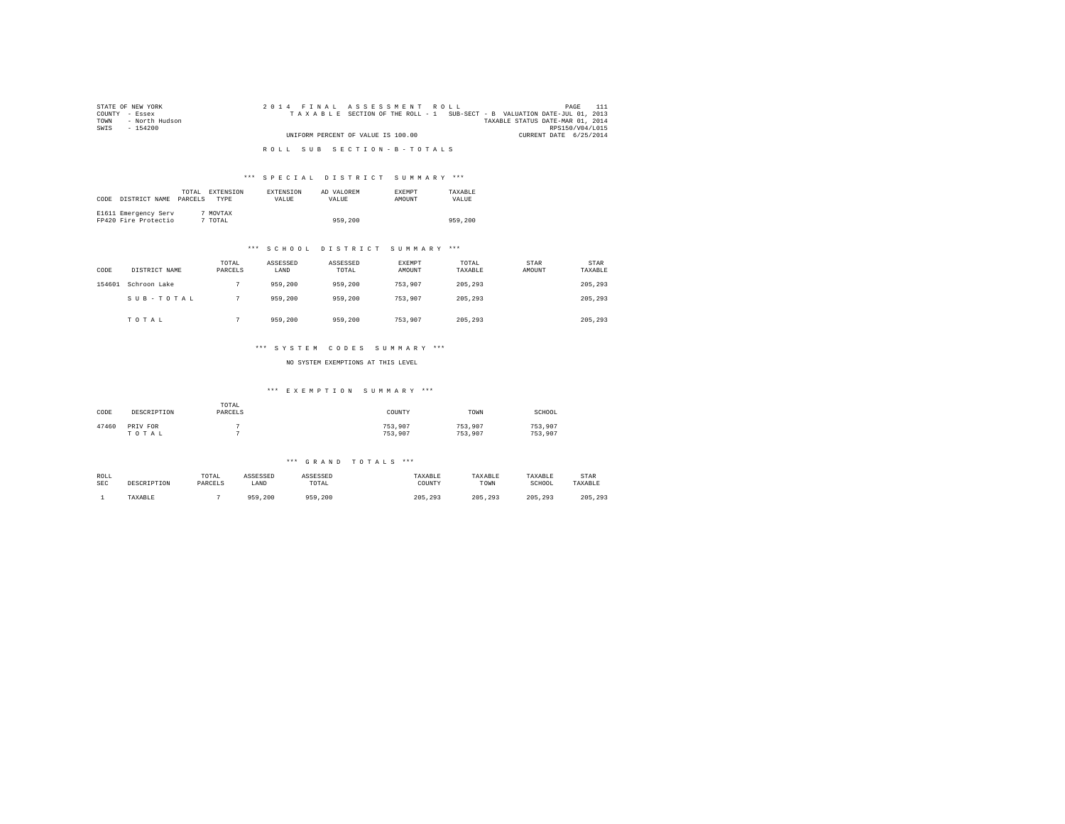STATE OF NEW YORK
COUNTY - Essex
TOWN - North Hudson
SWIS - 154200

2 0 1 4 F I N A L A S S E S S M E N T R O L L
T A X A B L E SECTION OF THE ROLL - 1 SUB-SECT - B VALUATION DATE-JUL 01, 2013
TAXABLE STATUS DATE-MAR 01, 2014
RPS150/V04/L015
UNIFORM PERCENT OF VALUE IS 100.00
CURRENT DATE 6/25/2014

R O L L S U B S E C T I O N - B - T O T A L S

### *** S P E C I A L D I S T R I C T S U M M A R Y ***

| CODE | DISTRICT NAME | TOTAL PARCELS | EXTENSION TYPE | EXTENSION VALUE | AD VALOREM VALUE | EXEMPT AMOUNT | TAXABLE VALUE |
|---|---|---|---|---|---|---|---|
| E1611 | Emergency Serv | 7 | MOVTAX | | | | |
| FP420 | Fire Protectio | 7 | TOTAL | | 959,200 | | 959,200 |

### *** S C H O O L D I S T R I C T S U M M A R Y ***

| CODE | DISTRICT NAME | TOTAL PARCELS | ASSESSED LAND | ASSESSED TOTAL | EXEMPT AMOUNT | TOTAL TAXABLE | STAR AMOUNT | STAR TAXABLE |
|---|---|---|---|---|---|---|---|---|
| 154601 | Schroon Lake | 7 | 959,200 | 959,200 | 753,907 | 205,293 | | 205,293 |
| | S U B - T O T A L | 7 | 959,200 | 959,200 | 753,907 | 205,293 | | 205,293 |
| | T O T A L | 7 | 959,200 | 959,200 | 753,907 | 205,293 | | 205,293 |

### *** S Y S T E M C O D E S S U M M A R Y ***

NO SYSTEM EXEMPTIONS AT THIS LEVEL

### *** E X E M P T I O N S U M M A R Y ***

| CODE | DESCRIPTION | TOTAL PARCELS | COUNTY | TOWN | SCHOOL |
|---|---|---|---|---|---|
| 47460 | PRIV FOR | 7 | 753,907 | 753,907 | 753,907 |
| | T O T A L | 7 | 753,907 | 753,907 | 753,907 |

### *** G R A N D T O T A L S ***

| ROLL SEC | DESCRIPTION | TOTAL PARCELS | ASSESSED LAND | ASSESSED TOTAL | TAXABLE COUNTY | TAXABLE TOWN | TAXABLE SCHOOL | STAR TAXABLE |
|---|---|---|---|---|---|---|---|---|
| 1 | TAXABLE | 7 | 959,200 | 959,200 | 205,293 | 205,293 | 205,293 | 205,293 |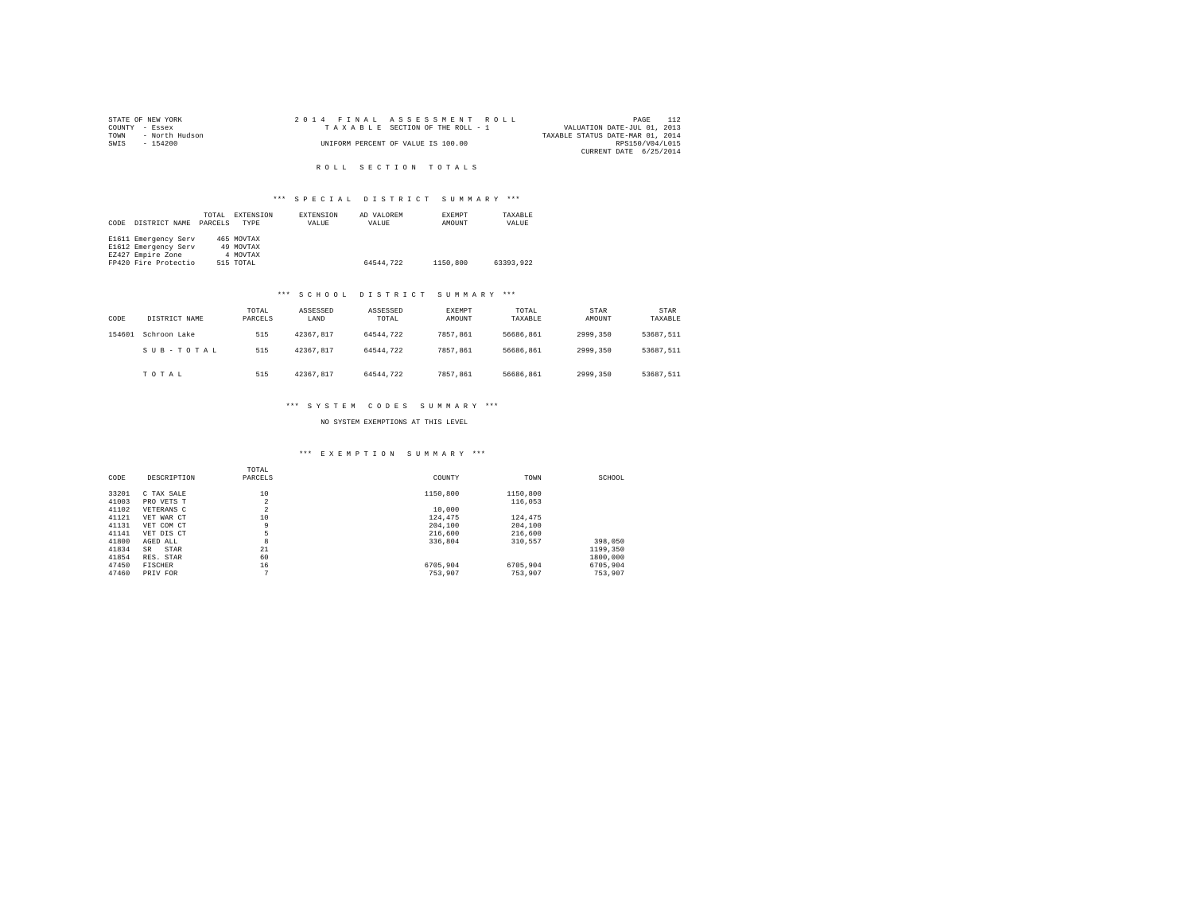STATE OF NEW YORK
COUNTY - Essex
TOWN - North Hudson
SWIS - 154200

2014 FINAL ASSESSMENT ROLL
TAXABLE SECTION OF THE ROLL - 1
UNIFORM PERCENT OF VALUE IS 100.00

VALUATION DATE-JUL 01, 2013
TAXABLE STATUS DATE-MAR 01, 2014
RPS150/V04/L015
CURRENT DATE 6/25/2014

## ROLL SECTION TOTALS

### *** SPECIAL DISTRICT SUMMARY ***

| CODE | DISTRICT NAME | TOTAL PARCELS | EXTENSION TYPE | EXTENSION VALUE | AD VALOREM VALUE | EXEMPT AMOUNT | TAXABLE VALUE |
|---|---|---|---|---|---|---|---|
| E1611 | Emergency Serv | 465 | MOVTAX | | | | |
| E1612 | Emergency Serv | 49 | MOVTAX | | | | |
| EZ427 | Empire Zone | 4 | MOVTAX | | | | |
| FP420 | Fire Protectio | 515 | TOTAL | | 64544,722 | 1150,800 | 63393,922 |

### *** SCHOOL DISTRICT SUMMARY ***

| CODE | DISTRICT NAME | TOTAL PARCELS | ASSESSED LAND | ASSESSED TOTAL | EXEMPT AMOUNT | TOTAL TAXABLE | STAR AMOUNT | STAR TAXABLE |
|---|---|---|---|---|---|---|---|---|
| 154601 | Schroon Lake | 515 | 42367,817 | 64544,722 | 7857,861 | 56686,861 | 2999,350 | 53687,511 |
| | SUB-TOTAL | 515 | 42367,817 | 64544,722 | 7857,861 | 56686,861 | 2999,350 | 53687,511 |
| | TOTAL | 515 | 42367,817 | 64544,722 | 7857,861 | 56686,861 | 2999,350 | 53687,511 |

### *** SYSTEM CODES SUMMARY ***

NO SYSTEM EXEMPTIONS AT THIS LEVEL

### *** EXEMPTION SUMMARY ***

| CODE | DESCRIPTION | TOTAL PARCELS | COUNTY | TOWN | SCHOOL |
|---|---|---|---|---|---|
| 33201 | C TAX SALE | 10 | 1150,800 | 1150,800 | |
| 41003 | PRO VETS T | 2 | | 116,053 | |
| 41102 | VETERANS C | 2 | 10,000 | | |
| 41121 | VET WAR CT | 10 | 124,475 | 124,475 | |
| 41131 | VET COM CT | 9 | 204,100 | 204,100 | |
| 41141 | VET DIS CT | 5 | 216,600 | 216,600 | |
| 41800 | AGED ALL | 8 | 336,804 | 310,557 | 398,050 |
| 41834 | SR STAR | 21 | | | 1199,350 |
| 41854 | RES. STAR | 60 | | | 1800,000 |
| 47450 | FISCHER | 16 | 6705,904 | 6705,904 | 6705,904 |
| 47460 | PRIV FOR | 7 | 753,907 | 753,907 | 753,907 |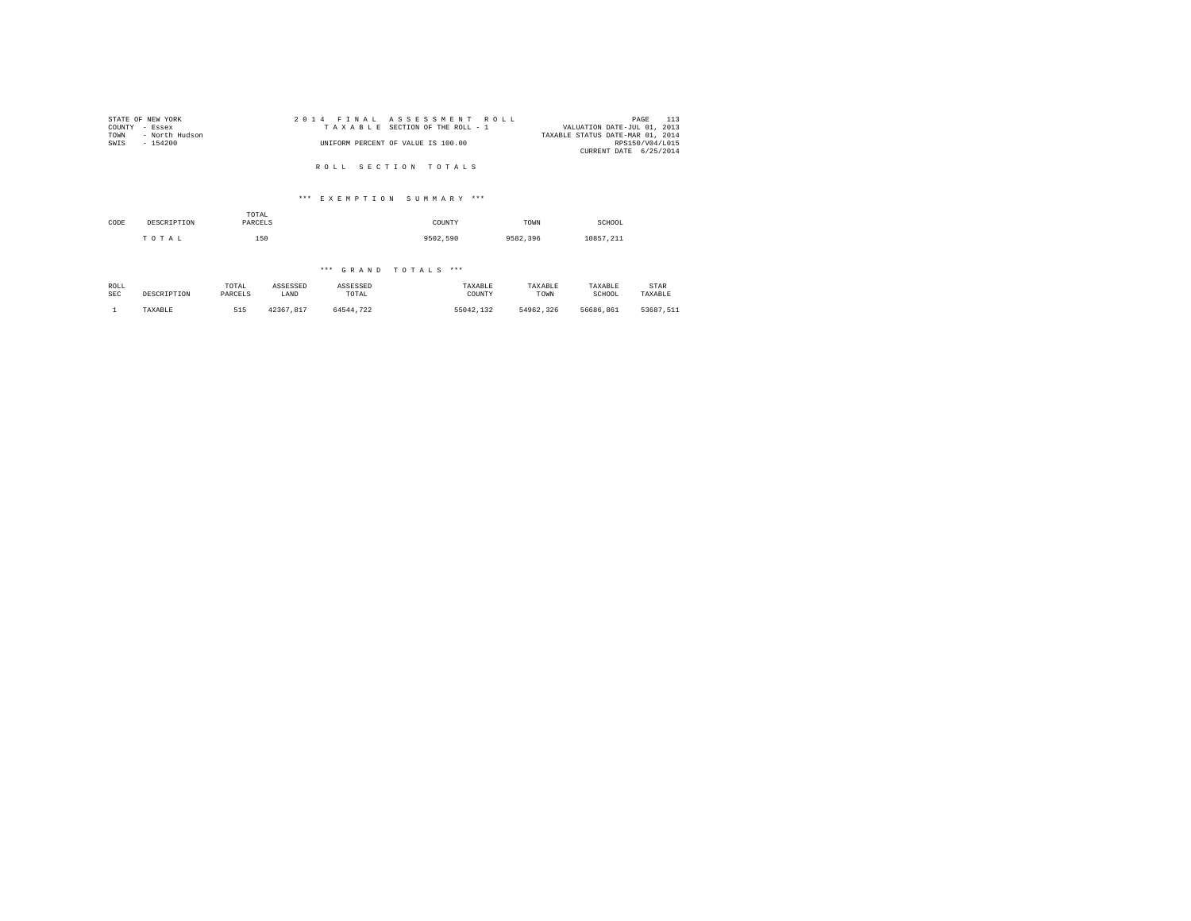STATE OF NEW YORK
COUNTY - Essex
TOWN - North Hudson
SWIS - 154200

2014 FINAL ASSESSMENT ROLL
TAXABLE SECTION OF THE ROLL - 1
UNIFORM PERCENT OF VALUE IS 100.00

VALUATION DATE-JUL 01, 2013
TAXABLE STATUS DATE-MAR 01, 2014
RPS150/V04/L015
CURRENT DATE 6/25/2014

## ROLL SECTION TOTALS

### *** EXEMPTION SUMMARY ***

| CODE | DESCRIPTION | TOTAL PARCELS | COUNTY | TOWN | SCHOOL |
|---|---|---|---|---|---|
| | TOTAL | 150 | 9502,590 | 9582,396 | 10857,211 |

### *** GRAND TOTALS ***

| ROLL SEC | DESCRIPTION | TOTAL PARCELS | ASSESSED LAND | ASSESSED TOTAL | TAXABLE COUNTY | TAXABLE TOWN | TAXABLE SCHOOL | STAR TAXABLE |
|---|---|---|---|---|---|---|---|---|
| 1 | TAXABLE | 515 | 42367,817 | 64544,722 | 55042,132 | 54962,326 | 56686,861 | 53687,511 |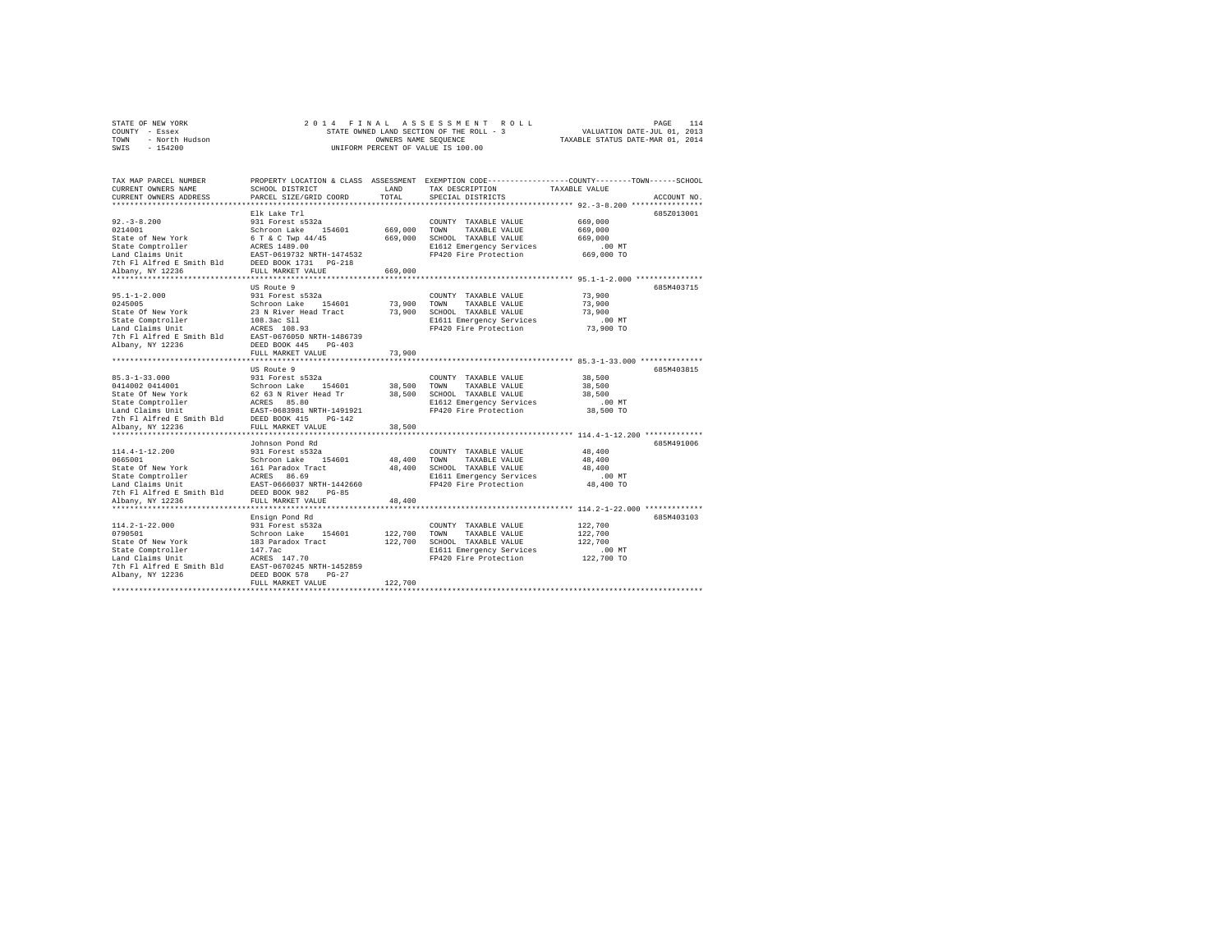STATE OF NEW YORK
COUNTY - Essex
TOWN - North Hudson
SWIS - 154200

2014 FINAL ASSESSMENT ROLL
STATE OWNED LAND SECTION OF THE ROLL - 3
OWNERS NAME SEQUENCE
UNIFORM PERCENT OF VALUE IS 100.00

VALUATION DATE-JUL 01, 2013
TAXABLE STATUS DATE-MAR 01, 2014

| TAX MAP PARCEL NUMBER / CURRENT OWNERS NAME / CURRENT OWNERS ADDRESS | PROPERTY LOCATION & CLASS / SCHOOL DISTRICT / PARCEL SIZE/GRID COORD | ASSESSMENT LAND | TOTAL | EXEMPTION CODE / TAX DESCRIPTION / SPECIAL DISTRICTS | TAXABLE VALUE | ACCOUNT NO. |
|---|---|---|---|---|---|---|
| 92.-3-8.200 | Elk Lake Trl | | | | | 685Z013001 |
| | 931 Forest s532a | | | COUNTY TAXABLE VALUE | 669,000 | |
| 0214001 | Schroon Lake 154601 | 669,000 | | TOWN TAXABLE VALUE | 669,000 | |
| State of New York | 6 T & C Twp 44/45 | | 669,000 | SCHOOL TAXABLE VALUE | 669,000 | |
| State Comptroller | ACRES 1489.00 | | | E1612 Emergency Services | .00 MT | |
| Land Claims Unit | EAST-0619732 NRTH-1474532 | | | FP420 Fire Protection | 669,000 TO | |
| 7th Fl Alfred E Smith Bld | DEED BOOK 1731 PG-218 | | | | | |
| Albany, NY 12236 | FULL MARKET VALUE | | 669,000 | | | |
| 95.1-1-2.000 | US Route 9 | | | | | 685M403715 |
| | 931 Forest s532a | | | COUNTY TAXABLE VALUE | 73,900 | |
| 0245005 | Schroon Lake 154601 | 73,900 | | TOWN TAXABLE VALUE | 73,900 | |
| State Of New York | 23 N River Head Tract | | 73,900 | SCHOOL TAXABLE VALUE | 73,900 | |
| State Comptroller | 108.3ac Sll | | | E1611 Emergency Services | .00 MT | |
| Land Claims Unit | ACRES 108.93 | | | FP420 Fire Protection | 73,900 TO | |
| 7th Fl Alfred E Smith Bld | EAST-0676050 NRTH-1486739 | | | | | |
| Albany, NY 12236 | DEED BOOK 445 PG-403 | | | | | |
| | FULL MARKET VALUE | | 73,900 | | | |
| 85.3-1-33.000 | US Route 9 | | | | | 685M403815 |
| | 931 Forest s532a | | | COUNTY TAXABLE VALUE | 38,500 | |
| 0414002 0414001 | Schroon Lake 154601 | 38,500 | | TOWN TAXABLE VALUE | 38,500 | |
| State Of New York | 62 63 N River Head Tr | | 38,500 | SCHOOL TAXABLE VALUE | 38,500 | |
| State Comptroller | ACRES 85.80 | | | E1612 Emergency Services | .00 MT | |
| Land Claims Unit | EAST-0683981 NRTH-1491921 | | | FP420 Fire Protection | 38,500 TO | |
| 7th Fl Alfred E Smith Bld | DEED BOOK 415 PG-142 | | | | | |
| Albany, NY 12236 | FULL MARKET VALUE | | 38,500 | | | |
| 114.4-1-12.200 | Johnson Pond Rd | | | | | 685M491006 |
| | 931 Forest s532a | | | COUNTY TAXABLE VALUE | 48,400 | |
| 0665001 | Schroon Lake 154601 | 48,400 | | TOWN TAXABLE VALUE | 48,400 | |
| State Of New York | 161 Paradox Tract | | 48,400 | SCHOOL TAXABLE VALUE | 48,400 | |
| State Comptroller | ACRES 86.69 | | | E1611 Emergency Services | .00 MT | |
| Land Claims Unit | EAST-0666037 NRTH-1442660 | | | FP420 Fire Protection | 48,400 TO | |
| 7th Fl Alfred E Smith Bld | DEED BOOK 982 PG-85 | | | | | |
| Albany, NY 12236 | FULL MARKET VALUE | | 48,400 | | | |
| 114.2-1-22.000 | Ensign Pond Rd | | | | | 685M403103 |
| | 931 Forest s532a | | | COUNTY TAXABLE VALUE | 122,700 | |
| 0790501 | Schroon Lake 154601 | 122,700 | | TOWN TAXABLE VALUE | 122,700 | |
| State Of New York | 183 Paradox Tract | | 122,700 | SCHOOL TAXABLE VALUE | 122,700 | |
| State Comptroller | 147.7ac | | | E1611 Emergency Services | .00 MT | |
| Land Claims Unit | ACRES 147.70 | | | FP420 Fire Protection | 122,700 TO | |
| 7th Fl Alfred E Smith Bld | EAST-0670245 NRTH-1452859 | | | | | |
| Albany, NY 12236 | DEED BOOK 578 PG-27 | | | | | |
| | FULL MARKET VALUE | | 122,700 | | | |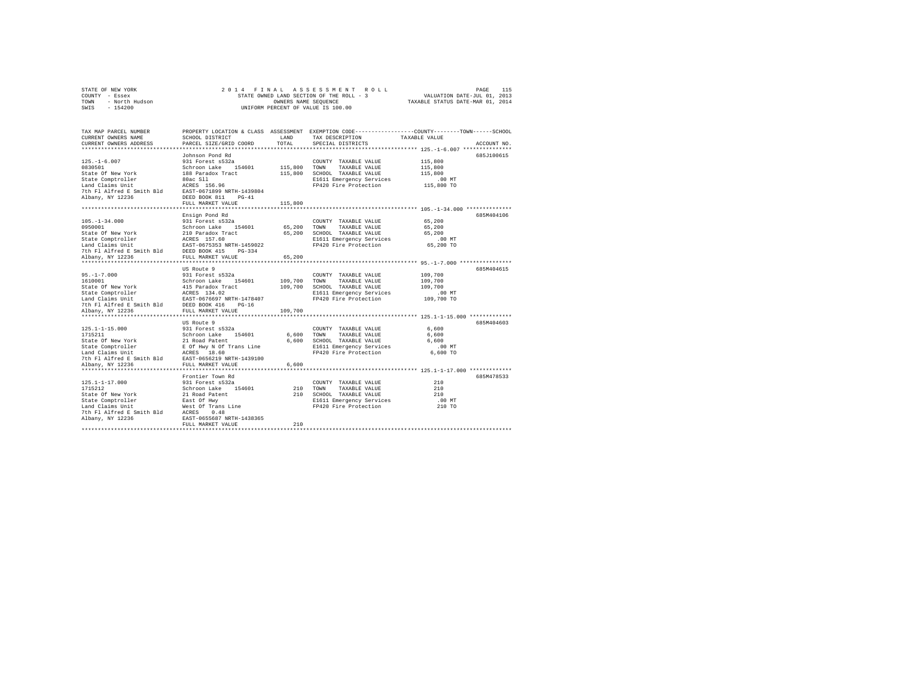STATE OF NEW YORK
COUNTY - Essex
TOWN - North Hudson
SWIS - 154200

2014 FINAL ASSESSMENT ROLL
STATE OWNED LAND SECTION OF THE ROLL - 3
OWNERS NAME SEQUENCE
UNIFORM PERCENT OF VALUE IS 100.00

VALUATION DATE-JUL 01, 2013
TAXABLE STATUS DATE-MAR 01, 2014

| TAX MAP PARCEL NUMBER / CURRENT OWNERS NAME / CURRENT OWNERS ADDRESS | PROPERTY LOCATION & CLASS / SCHOOL DISTRICT / PARCEL SIZE/GRID COORD | ASSESSMENT LAND | TOTAL | EXEMPTION CODE / TAX DESCRIPTION / SPECIAL DISTRICTS | COUNTY--------TOWN------SCHOOL TAXABLE VALUE | ACCOUNT NO. |
|---|---|---|---|---|---|---|
| 125.-1-6.007 | Johnson Pond Rd | | | | | 685J100615 |
| 125.-1-6.007 | 931 Forest s532a | | | COUNTY TAXABLE VALUE | 115,800 | |
| 0830501 | Schroon Lake 154601 | 115,800 | | TOWN TAXABLE VALUE | 115,800 | |
| State Of New York | 188 Paradox Tract | | 115,800 | SCHOOL TAXABLE VALUE | 115,800 | |
| State Comptroller | 80ac Sll | | | E1611 Emergency Services | .00 MT | |
| Land Claims Unit | ACRES 156.96 | | | FP420 Fire Protection | 115,800 TO | |
| 7th Fl Alfred E Smith Bld | EAST-0671899 NRTH-1439804 | | | | | |
| Albany, NY 12236 | DEED BOOK 811 PG-41 | | | | | |
| | FULL MARKET VALUE | | 115,800 | | | |
| 105.-1-34.000 | Ensign Pond Rd | | | | | 685M404106 |
| 105.-1-34.000 | 931 Forest s532a | | | COUNTY TAXABLE VALUE | 65,200 | |
| 0950001 | Schroon Lake 154601 | 65,200 | | TOWN TAXABLE VALUE | 65,200 | |
| State Of New York | 210 Paradox Tract | | 65,200 | SCHOOL TAXABLE VALUE | 65,200 | |
| State Comptroller | ACRES 157.60 | | | E1611 Emergency Services | .00 MT | |
| Land Claims Unit | EAST-0675353 NRTH-1459022 | | | FP420 Fire Protection | 65,200 TO | |
| 7th Fl Alfred E Smith Bld | DEED BOOK 415 PG-334 | | | | | |
| Albany, NY 12236 | FULL MARKET VALUE | | 65,200 | | | |
| 95.-1-7.000 | US Route 9 | | | | | 685M404615 |
| 95.-1-7.000 | 931 Forest s532a | | | COUNTY TAXABLE VALUE | 109,700 | |
| 1610001 | Schroon Lake 154601 | 109,700 | | TOWN TAXABLE VALUE | 109,700 | |
| State Of New York | 415 Paradox Tract | | 109,700 | SCHOOL TAXABLE VALUE | 109,700 | |
| State Comptroller | ACRES 134.02 | | | E1611 Emergency Services | .00 MT | |
| Land Claims Unit | EAST-0676697 NRTH-1478407 | | | FP420 Fire Protection | 109,700 TO | |
| 7th Fl Alfred E Smith Bld | DEED BOOK 416 PG-16 | | | | | |
| Albany, NY 12236 | FULL MARKET VALUE | | 109,700 | | | |
| 125.1-1-15.000 | US Route 9 | | | | | 685M404603 |
| 125.1-1-15.000 | 931 Forest s532a | | | COUNTY TAXABLE VALUE | 6,600 | |
| 1715211 | Schroon Lake 154601 | 6,600 | | TOWN TAXABLE VALUE | 6,600 | |
| State Of New York | 21 Road Patent | | 6,600 | SCHOOL TAXABLE VALUE | 6,600 | |
| State Comptroller | E Of Hwy N Of Trans Line | | | E1611 Emergency Services | .00 MT | |
| Land Claims Unit | ACRES 18.60 | | | FP420 Fire Protection | 6,600 TO | |
| 7th Fl Alfred E Smith Bld | EAST-0656219 NRTH-1439100 | | | | | |
| Albany, NY 12236 | FULL MARKET VALUE | | 6,600 | | | |
| 125.1-1-17.000 | Frontier Town Rd | | | | | 685M478533 |
| 125.1-1-17.000 | 931 Forest s532a | | | COUNTY TAXABLE VALUE | 210 | |
| 1715212 | Schroon Lake 154601 | 210 | | TOWN TAXABLE VALUE | 210 | |
| State Of New York | 21 Road Patent | | 210 | SCHOOL TAXABLE VALUE | 210 | |
| State Comptroller | East Of Hwy | | | E1611 Emergency Services | .00 MT | |
| Land Claims Unit | West Of Trans Line | | | FP420 Fire Protection | 210 TO | |
| 7th Fl Alfred E Smith Bld | ACRES 0.48 | | | | | |
| Albany, NY 12236 | EAST-0655687 NRTH-1438365 | | | | | |
| | FULL MARKET VALUE | | 210 | | | |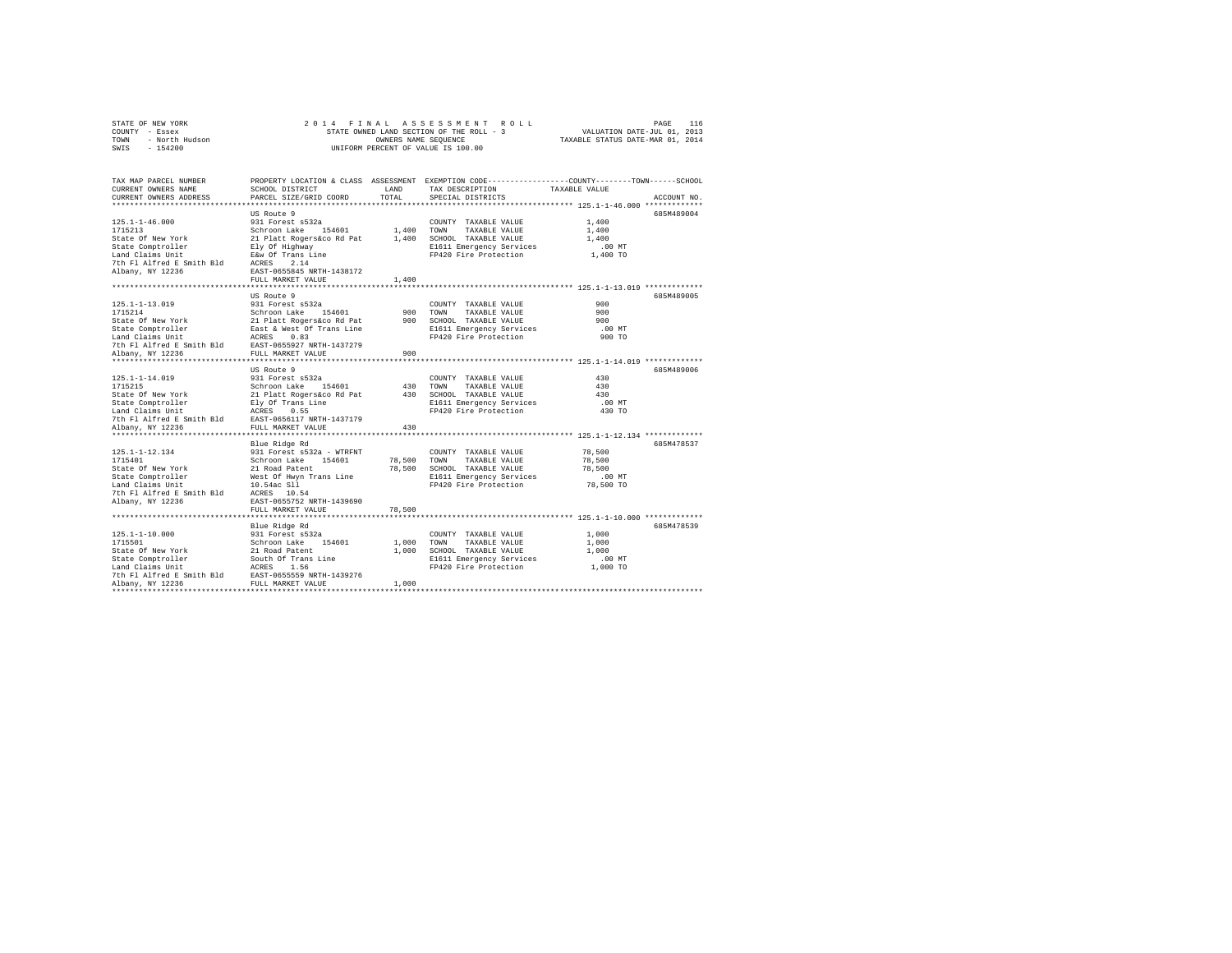STATE OF NEW YORK
COUNTY - Essex
TOWN - North Hudson
SWIS - 154200

2014 FINAL ASSESSMENT ROLL
STATE OWNED LAND SECTION OF THE ROLL - 3
OWNERS NAME SEQUENCE
UNIFORM PERCENT OF VALUE IS 100.00

VALUATION DATE-JUL 01, 2013
TAXABLE STATUS DATE-MAR 01, 2014

| TAX MAP PARCEL NUMBER / CURRENT OWNERS NAME / CURRENT OWNERS ADDRESS | PROPERTY LOCATION & CLASS / SCHOOL DISTRICT / PARCEL SIZE/GRID COORD | ASSESSMENT LAND / TOTAL | EXEMPTION CODE / TAX DESCRIPTION / SPECIAL DISTRICTS | COUNTY/TOWN/SCHOOL TAXABLE VALUE | ACCOUNT NO. |
|---|---|---|---|---|---|
| 125.1-1-46.000 | US Route 9 | | | | 685M489004 |
| 1715213 | 931 Forest s532a | | COUNTY TAXABLE VALUE | 1,400 | |
| State Of New York | Schroon Lake 154601 | 1,400 | TOWN TAXABLE VALUE | 1,400 | |
| State Comptroller | 21 Platt Rogers&co Rd Pat | 1,400 | SCHOOL TAXABLE VALUE | 1,400 | |
| Land Claims Unit | Ely Of Highway | | E1611 Emergency Services | .00 MT | |
| 7th Fl Alfred E Smith Bld | E&w Of Trans Line | | FP420 Fire Protection | 1,400 TO | |
| Albany, NY 12236 | ACRES 2.14 | | | | |
| | EAST-0655845 NRTH-1438172 | | | | |
| | FULL MARKET VALUE | 1,400 | | | |
| 125.1-1-13.019 | US Route 9 | | | | 685M489005 |
| 1715214 | 931 Forest s532a | | COUNTY TAXABLE VALUE | 900 | |
| State Of New York | Schroon Lake 154601 | 900 | TOWN TAXABLE VALUE | 900 | |
| State Comptroller | 21 Platt Rogers&co Rd Pat | 900 | SCHOOL TAXABLE VALUE | 900 | |
| Land Claims Unit | East & West Of Trans Line | | E1611 Emergency Services | .00 MT | |
| 7th Fl Alfred E Smith Bld | ACRES 0.83 | | FP420 Fire Protection | 900 TO | |
| Albany, NY 12236 | EAST-0655927 NRTH-1437279 | | | | |
| | FULL MARKET VALUE | 900 | | | |
| 125.1-1-14.019 | US Route 9 | | | | 685M489006 |
| 1715215 | 931 Forest s532a | | COUNTY TAXABLE VALUE | 430 | |
| State Of New York | Schroon Lake 154601 | 430 | TOWN TAXABLE VALUE | 430 | |
| State Comptroller | 21 Platt Rogers&co Rd Pat | 430 | SCHOOL TAXABLE VALUE | 430 | |
| Land Claims Unit | Ely Of Trans Line | | E1611 Emergency Services | .00 MT | |
| 7th Fl Alfred E Smith Bld | ACRES 0.55 | | FP420 Fire Protection | 430 TO | |
| Albany, NY 12236 | EAST-0656117 NRTH-1437179 | | | | |
| | FULL MARKET VALUE | 430 | | | |
| 125.1-1-12.134 | Blue Ridge Rd | | | | 685M478537 |
| 1715401 | 931 Forest s532a - WTRFNT | | COUNTY TAXABLE VALUE | 78,500 | |
| State Of New York | Schroon Lake 154601 | 78,500 | TOWN TAXABLE VALUE | 78,500 | |
| State Comptroller | 21 Road Patent | 78,500 | SCHOOL TAXABLE VALUE | 78,500 | |
| Land Claims Unit | West Of Hwyn Trans Line | | E1611 Emergency Services | .00 MT | |
| 7th Fl Alfred E Smith Bld | 10.54ac Sll | | FP420 Fire Protection | 78,500 TO | |
| Albany, NY 12236 | ACRES 10.54 | | | | |
| | EAST-0655752 NRTH-1439690 | | | | |
| | FULL MARKET VALUE | 78,500 | | | |
| 125.1-1-10.000 | Blue Ridge Rd | | | | 685M478539 |
| 1715501 | 931 Forest s532a | | COUNTY TAXABLE VALUE | 1,000 | |
| State Of New York | Schroon Lake 154601 | 1,000 | TOWN TAXABLE VALUE | 1,000 | |
| State Comptroller | 21 Road Patent | 1,000 | SCHOOL TAXABLE VALUE | 1,000 | |
| Land Claims Unit | South Of Trans Line | | E1611 Emergency Services | .00 MT | |
| 7th Fl Alfred E Smith Bld | ACRES 1.56 | | FP420 Fire Protection | 1,000 TO | |
| Albany, NY 12236 | EAST-0655559 NRTH-1439276 | | | | |
| | FULL MARKET VALUE | 1,000 | | | |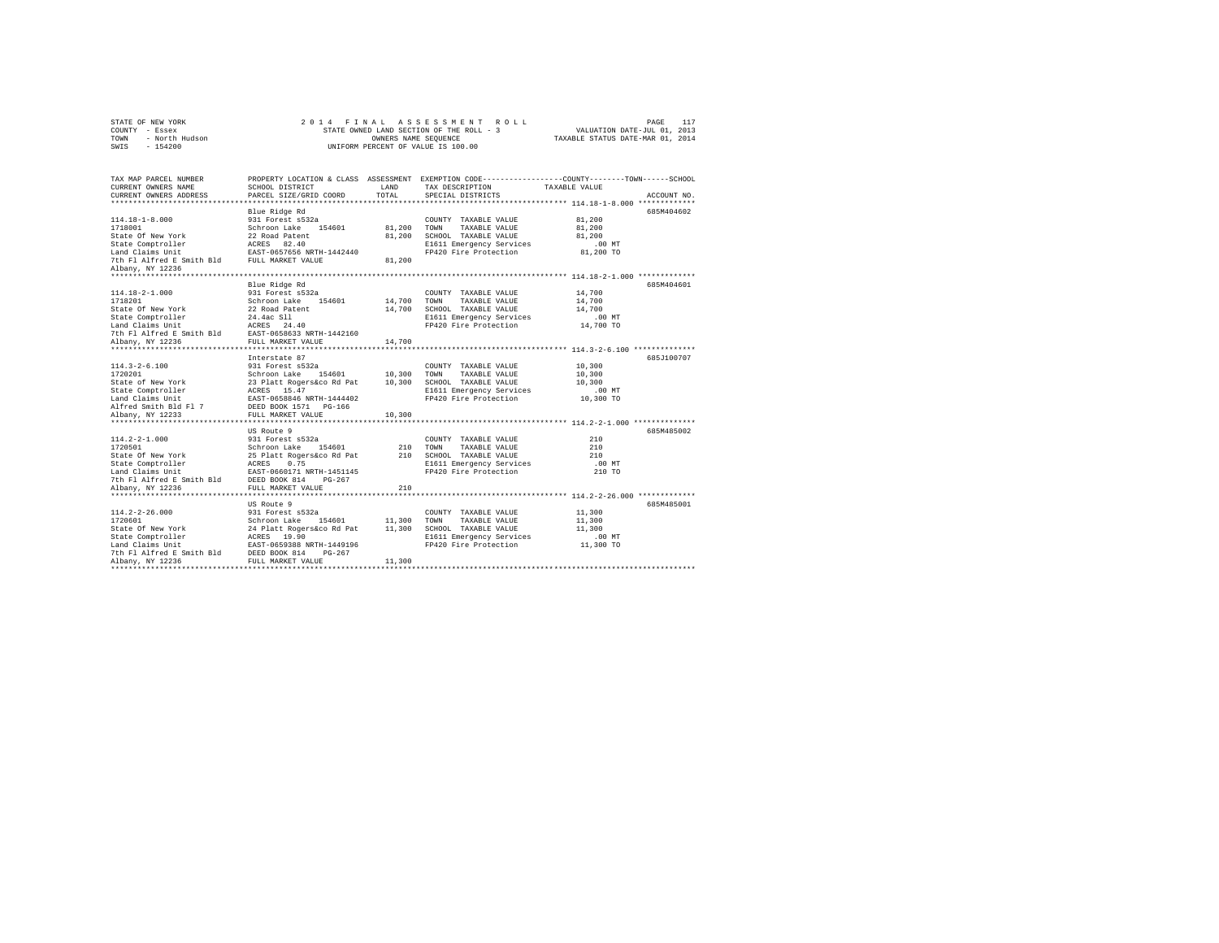STATE OF NEW YORK
COUNTY - Essex
TOWN - North Hudson
SWIS - 154200

2014 FINAL ASSESSMENT ROLL
STATE OWNED LAND SECTION OF THE ROLL - 3
OWNERS NAME SEQUENCE
UNIFORM PERCENT OF VALUE IS 100.00

VALUATION DATE-JUL 01, 2013
TAXABLE STATUS DATE-MAR 01, 2014

| TAX MAP PARCEL NUMBER / CURRENT OWNERS NAME / CURRENT OWNERS ADDRESS | PROPERTY LOCATION & CLASS / SCHOOL DISTRICT / PARCEL SIZE/GRID COORD | ASSESSMENT LAND / TOTAL | EXEMPTION CODE / TAX DESCRIPTION / SPECIAL DISTRICTS | COUNTY / TOWN / SCHOOL TAXABLE VALUE | ACCOUNT NO. |
|---|---|---|---|---|---|
| **114.18-1-8.000** | Blue Ridge Rd | | | | 685M404602 |
| 114.18-1-8.000 | 931 Forest s532a | | COUNTY TAXABLE VALUE | 81,200 | |
| 1718001 | Schroon Lake 154601 | 81,200 | TOWN TAXABLE VALUE | 81,200 | |
| State Of New York | 22 Road Patent | 81,200 | SCHOOL TAXABLE VALUE | 81,200 | |
| State Comptroller | ACRES 82.40 | | E1611 Emergency Services | .00 MT | |
| Land Claims Unit | EAST-0657656 NRTH-1442440 | | FP420 Fire Protection | 81,200 TO | |
| 7th Fl Alfred E Smith Bld | FULL MARKET VALUE | 81,200 | | | |
| Albany, NY 12236 | | | | | |
| **114.18-2-1.000** | Blue Ridge Rd | | | | 685M404601 |
| 114.18-2-1.000 | 931 Forest s532a | | COUNTY TAXABLE VALUE | 14,700 | |
| 1718201 | Schroon Lake 154601 | 14,700 | TOWN TAXABLE VALUE | 14,700 | |
| State Of New York | 22 Road Patent | 14,700 | SCHOOL TAXABLE VALUE | 14,700 | |
| State Comptroller | 24.4ac Sll | | E1611 Emergency Services | .00 MT | |
| Land Claims Unit | ACRES 24.40 | | FP420 Fire Protection | 14,700 TO | |
| 7th Fl Alfred E Smith Bld | EAST-0658633 NRTH-1442160 | | | | |
| Albany, NY 12236 | FULL MARKET VALUE | 14,700 | | | |
| **114.3-2-6.100** | Interstate 87 | | | | 685J100707 |
| 114.3-2-6.100 | 931 Forest s532a | | COUNTY TAXABLE VALUE | 10,300 | |
| 1720201 | Schroon Lake 154601 | 10,300 | TOWN TAXABLE VALUE | 10,300 | |
| State of New York | 23 Platt Rogers&co Rd Pat | 10,300 | SCHOOL TAXABLE VALUE | 10,300 | |
| State Comptroller | ACRES 15.47 | | E1611 Emergency Services | .00 MT | |
| Land Claims Unit | EAST-0658846 NRTH-1444402 | | FP420 Fire Protection | 10,300 TO | |
| Alfred Smith Bld Fl 7 | DEED BOOK 1571 PG-166 | | | | |
| Albany, NY 12233 | FULL MARKET VALUE | 10,300 | | | |
| **114.2-2-1.000** | US Route 9 | | | | 685M485002 |
| 114.2-2-1.000 | 931 Forest s532a | | COUNTY TAXABLE VALUE | 210 | |
| 1720501 | Schroon Lake 154601 | 210 | TOWN TAXABLE VALUE | 210 | |
| State Of New York | 25 Platt Rogers&co Rd Pat | 210 | SCHOOL TAXABLE VALUE | 210 | |
| State Comptroller | ACRES 0.75 | | E1611 Emergency Services | .00 MT | |
| Land Claims Unit | EAST-0660171 NRTH-1451145 | | FP420 Fire Protection | 210 TO | |
| 7th Fl Alfred E Smith Bld | DEED BOOK 814 PG-267 | | | | |
| Albany, NY 12236 | FULL MARKET VALUE | 210 | | | |
| **114.2-2-26.000** | US Route 9 | | | | 685M485001 |
| 114.2-2-26.000 | 931 Forest s532a | | COUNTY TAXABLE VALUE | 11,300 | |
| 1720601 | Schroon Lake 154601 | 11,300 | TOWN TAXABLE VALUE | 11,300 | |
| State Of New York | 24 Platt Rogers&co Rd Pat | 11,300 | SCHOOL TAXABLE VALUE | 11,300 | |
| State Comptroller | ACRES 19.90 | | E1611 Emergency Services | .00 MT | |
| Land Claims Unit | EAST-0659388 NRTH-1449196 | | FP420 Fire Protection | 11,300 TO | |
| 7th Fl Alfred E Smith Bld | DEED BOOK 814 PG-267 | | | | |
| Albany, NY 12236 | FULL MARKET VALUE | 11,300 | | | |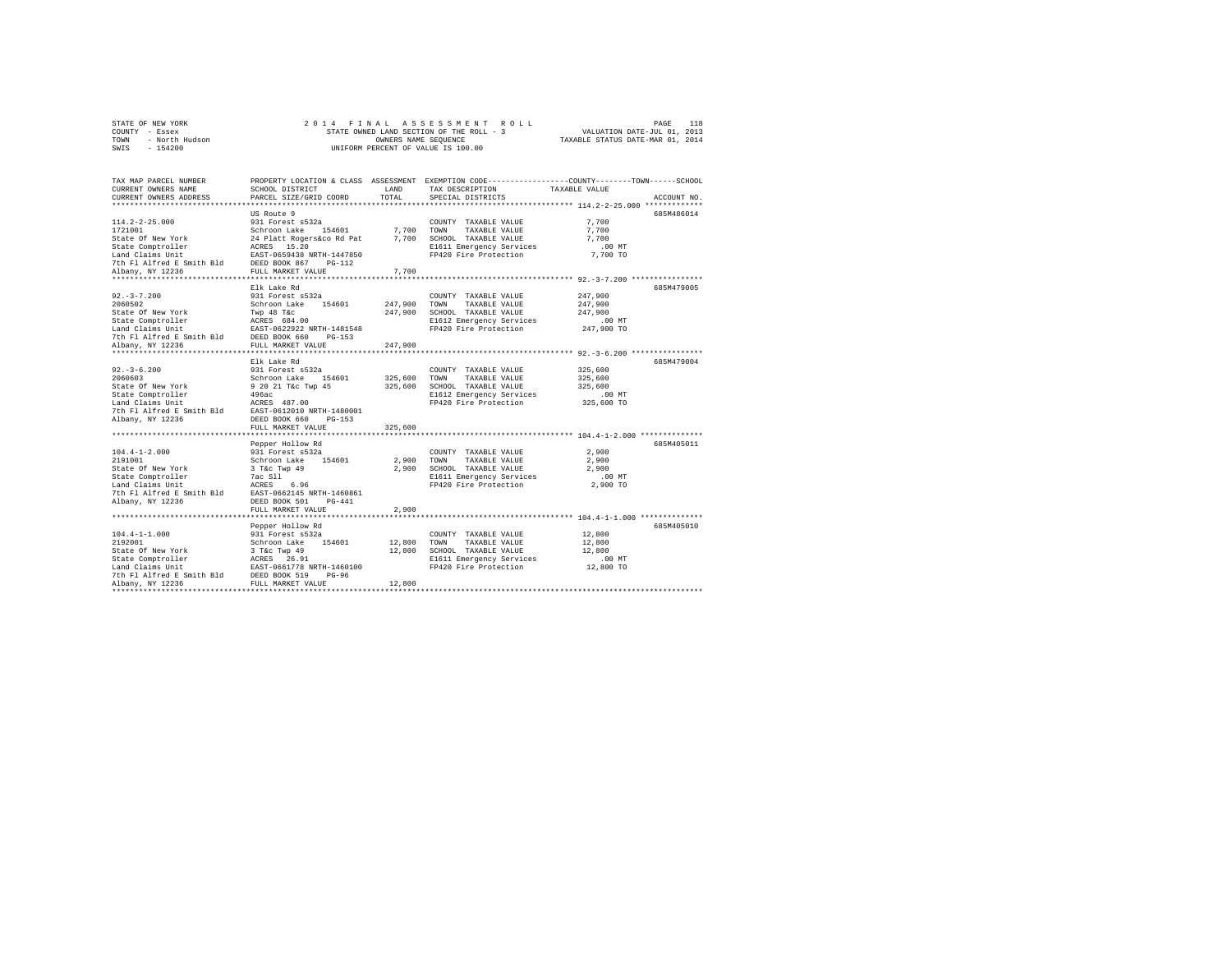STATE OF NEW YORK — 2014 FINAL ASSESSMENT ROLL — PAGE 118
COUNTY - Essex — STATE OWNED LAND SECTION OF THE ROLL - 3 — VALUATION DATE-JUL 01, 2013
TOWN - North Hudson — OWNERS NAME SEQUENCE — TAXABLE STATUS DATE-MAR 01, 2014
SWIS - 154200 — UNIFORM PERCENT OF VALUE IS 100.00

| TAX MAP PARCEL NUMBER / CURRENT OWNERS NAME / CURRENT OWNERS ADDRESS | PROPERTY LOCATION & CLASS / SCHOOL DISTRICT / PARCEL SIZE/GRID COORD | ASSESSMENT LAND / TOTAL | EXEMPTION CODE / TAX DESCRIPTION / SPECIAL DISTRICTS | TAXABLE VALUE (COUNTY / TOWN / SCHOOL) | ACCOUNT NO. |
|---|---|---|---|---|---|
| 114.2-2-25.000 | US Route 9 | | | | 685M486014 |
| 1721001 | 931 Forest s532a | | COUNTY TAXABLE VALUE | 7,700 | |
| State Of New York | Schroon Lake 154601 | 7,700 | TOWN TAXABLE VALUE | 7,700 | |
| State Comptroller | 24 Platt Rogers&co Rd Pat | 7,700 | SCHOOL TAXABLE VALUE | 7,700 | |
| Land Claims Unit | ACRES 15.20 | | E1611 Emergency Services | .00 MT | |
| 7th Fl Alfred E Smith Bld | EAST-0659438 NRTH-1447850 | | FP420 Fire Protection | 7,700 TO | |
| Albany, NY 12236 | DEED BOOK 867 PG-112 | | | | |
| | FULL MARKET VALUE | 7,700 | | | |
| 92.-3-7.200 | Elk Lake Rd | | | | 685M479005 |
| 2060502 | 931 Forest s532a | | COUNTY TAXABLE VALUE | 247,900 | |
| State Of New York | Schroon Lake 154601 | 247,900 | TOWN TAXABLE VALUE | 247,900 | |
| State Comptroller | Twp 48 T&c | 247,900 | SCHOOL TAXABLE VALUE | 247,900 | |
| Land Claims Unit | ACRES 684.00 | | E1612 Emergency Services | .00 MT | |
| 7th Fl Alfred E Smith Bld | EAST-0622922 NRTH-1481548 | | FP420 Fire Protection | 247,900 TO | |
| Albany, NY 12236 | DEED BOOK 660 PG-153 | | | | |
| | FULL MARKET VALUE | 247,900 | | | |
| 92.-3-6.200 | Elk Lake Rd | | | | 685M479004 |
| 2060603 | 931 Forest s532a | | COUNTY TAXABLE VALUE | 325,600 | |
| State Of New York | Schroon Lake 154601 | 325,600 | TOWN TAXABLE VALUE | 325,600 | |
| State Comptroller | 9 20 21 T&c Twp 45 | 325,600 | SCHOOL TAXABLE VALUE | 325,600 | |
| Land Claims Unit | 496ac | | E1612 Emergency Services | .00 MT | |
| 7th Fl Alfred E Smith Bld | ACRES 487.00 | | FP420 Fire Protection | 325,600 TO | |
| Albany, NY 12236 | EAST-0612010 NRTH-1480001 | | | | |
| | DEED BOOK 660 PG-153 | | | | |
| | FULL MARKET VALUE | 325,600 | | | |
| 104.4-1-2.000 | Pepper Hollow Rd | | | | 685M405011 |
| 2191001 | 931 Forest s532a | | COUNTY TAXABLE VALUE | 2,900 | |
| State Of New York | Schroon Lake 154601 | 2,900 | TOWN TAXABLE VALUE | 2,900 | |
| State Comptroller | 3 T&c Twp 49 | 2,900 | SCHOOL TAXABLE VALUE | 2,900 | |
| Land Claims Unit | 7ac Sll | | E1611 Emergency Services | .00 MT | |
| 7th Fl Alfred E Smith Bld | ACRES 6.96 | | FP420 Fire Protection | 2,900 TO | |
| Albany, NY 12236 | EAST-0662145 NRTH-1460861 | | | | |
| | DEED BOOK 501 PG-441 | | | | |
| | FULL MARKET VALUE | 2,900 | | | |
| 104.4-1-1.000 | Pepper Hollow Rd | | | | 685M405010 |
| 2192001 | 931 Forest s532a | | COUNTY TAXABLE VALUE | 12,800 | |
| State Of New York | Schroon Lake 154601 | 12,800 | TOWN TAXABLE VALUE | 12,800 | |
| State Comptroller | 3 T&c Twp 49 | 12,800 | SCHOOL TAXABLE VALUE | 12,800 | |
| Land Claims Unit | ACRES 26.91 | | E1611 Emergency Services | .00 MT | |
| 7th Fl Alfred E Smith Bld | EAST-0661778 NRTH-1460100 | | FP420 Fire Protection | 12,800 TO | |
| Albany, NY 12236 | DEED BOOK 519 PG-96 | | | | |
| | FULL MARKET VALUE | 12,800 | | | |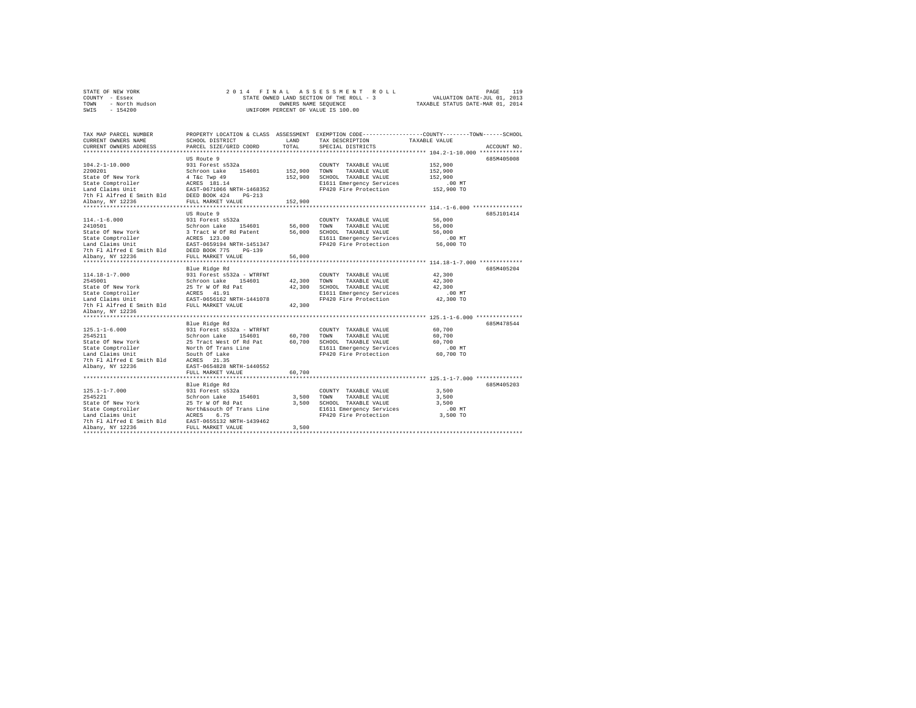STATE OF NEW YORK
COUNTY - Essex
TOWN - North Hudson
SWIS - 154200

2014 FINAL ASSESSMENT ROLL
STATE OWNED LAND SECTION OF THE ROLL - 3
OWNERS NAME SEQUENCE
UNIFORM PERCENT OF VALUE IS 100.00

VALUATION DATE-JUL 01, 2013
TAXABLE STATUS DATE-MAR 01, 2014

| TAX MAP PARCEL NUMBER / CURRENT OWNERS NAME / CURRENT OWNERS ADDRESS | PROPERTY LOCATION & CLASS / SCHOOL DISTRICT / PARCEL SIZE/GRID COORD | ASSESSMENT LAND / TOTAL | EXEMPTION CODE / TAX DESCRIPTION / SPECIAL DISTRICTS | COUNTY / TOWN / SCHOOL TAXABLE VALUE | ACCOUNT NO. |
|---|---|---|---|---|---|
| **104.2-1-10.000** | US Route 9 | | | | 685M405008 |
| 2200201 | 931 Forest s532a | | COUNTY TAXABLE VALUE | 152,900 | |
| State Of New York | Schroon Lake 154601 | 152,900 | TOWN TAXABLE VALUE | 152,900 | |
| State Comptroller | 4 T&c Twp 49 | 152,900 | SCHOOL TAXABLE VALUE | 152,900 | |
| Land Claims Unit | ACRES 181.14 | | E1611 Emergency Services | .00 MT | |
| 7th Fl Alfred E Smith Bld | EAST-0671066 NRTH-1468352 | | FP420 Fire Protection | 152,900 TO | |
| Albany, NY 12236 | DEED BOOK 424 PG-213 | | | | |
| | FULL MARKET VALUE | 152,900 | | | |
| **114.-1-6.000** | US Route 9 | | | | 685J101414 |
| 2410501 | 931 Forest s532a | | COUNTY TAXABLE VALUE | 56,000 | |
| State Of New York | Schroon Lake 154601 | 56,000 | TOWN TAXABLE VALUE | 56,000 | |
| State Comptroller | 3 Tract W Of Rd Patent | 56,000 | SCHOOL TAXABLE VALUE | 56,000 | |
| Land Claims Unit | ACRES 123.00 | | E1611 Emergency Services | .00 MT | |
| 7th Fl Alfred E Smith Bld | EAST-0659194 NRTH-1451347 | | FP420 Fire Protection | 56,000 TO | |
| Albany, NY 12236 | DEED BOOK 775 PG-139 | | | | |
| | FULL MARKET VALUE | 56,000 | | | |
| **114.18-1-7.000** | Blue Ridge Rd | | | | 685M405204 |
| 2545001 | 931 Forest s532a - WTRFNT | | COUNTY TAXABLE VALUE | 42,300 | |
| State Of New York | Schroon Lake 154601 | 42,300 | TOWN TAXABLE VALUE | 42,300 | |
| State Comptroller | 25 Tr W Of Rd Pat | 42,300 | SCHOOL TAXABLE VALUE | 42,300 | |
| Land Claims Unit | ACRES 41.91 | | E1611 Emergency Services | .00 MT | |
| 7th Fl Alfred E Smith Bld | EAST-0656162 NRTH-1441078 | | FP420 Fire Protection | 42,300 TO | |
| Albany, NY 12236 | FULL MARKET VALUE | 42,300 | | | |
| **125.1-1-6.000** | Blue Ridge Rd | | | | 685M478544 |
| 2545211 | 931 Forest s532a - WTRFNT | | COUNTY TAXABLE VALUE | 60,700 | |
| State Of New York | Schroon Lake 154601 | 60,700 | TOWN TAXABLE VALUE | 60,700 | |
| State Comptroller | 25 Tract West Of Rd Pat | 60,700 | SCHOOL TAXABLE VALUE | 60,700 | |
| Land Claims Unit | North Of Trans Line | | E1611 Emergency Services | .00 MT | |
| 7th Fl Alfred E Smith Bld | South Of Lake | | FP420 Fire Protection | 60,700 TO | |
| Albany, NY 12236 | ACRES 21.35 | | | | |
| | EAST-0654828 NRTH-1440552 | | | | |
| | FULL MARKET VALUE | 60,700 | | | |
| **125.1-1-7.000** | Blue Ridge Rd | | | | 685M405203 |
| 2545221 | 931 Forest s532a | | COUNTY TAXABLE VALUE | 3,500 | |
| State Of New York | Schroon Lake 154601 | 3,500 | TOWN TAXABLE VALUE | 3,500 | |
| State Comptroller | 25 Tr W Of Rd Pat | 3,500 | SCHOOL TAXABLE VALUE | 3,500 | |
| Land Claims Unit | North&south Of Trans Line | | E1611 Emergency Services | .00 MT | |
| 7th Fl Alfred E Smith Bld | ACRES 6.75 | | FP420 Fire Protection | 3,500 TO | |
| Albany, NY 12236 | EAST-0655132 NRTH-1439462 | | | | |
| | FULL MARKET VALUE | 3,500 | | | |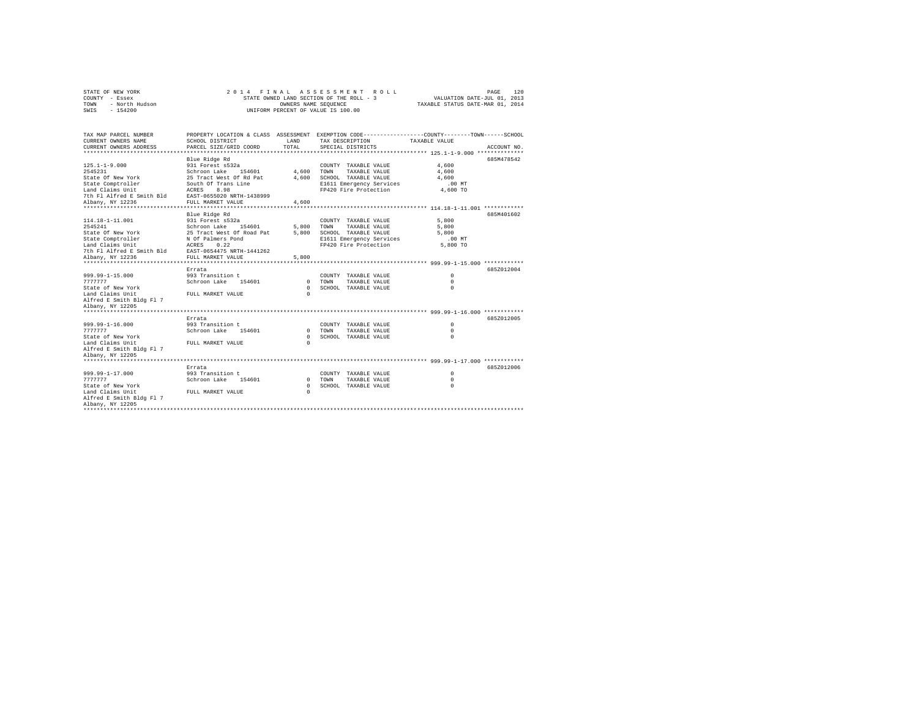STATE OF NEW YORK
COUNTY - Essex
TOWN - North Hudson
SWIS - 154200

2014 FINAL ASSESSMENT ROLL
STATE OWNED LAND SECTION OF THE ROLL - 3
OWNERS NAME SEQUENCE
UNIFORM PERCENT OF VALUE IS 100.00

VALUATION DATE-JUL 01, 2013
TAXABLE STATUS DATE-MAR 01, 2014

```
TAX MAP PARCEL NUMBER      PROPERTY LOCATION & CLASS  ASSESSMENT  EXEMPTION CODE-----------------COUNTY--------TOWN------SCHOOL
CURRENT OWNERS NAME        SCHOOL DISTRICT              LAND      TAX DESCRIPTION            TAXABLE VALUE
CURRENT OWNERS ADDRESS     PARCEL SIZE/GRID COORD       TOTAL     SPECIAL DISTRICTS                                    ACCOUNT NO.
******************************************************************************************************* 125.1-1-9.000 **************
                           Blue Ridge Rd                                                                               685M478542
125.1-1-9.000              931 Forest s532a                        COUNTY  TAXABLE VALUE              4,600
2545231                    Schroon Lake    154601        4,600     TOWN    TAXABLE VALUE              4,600
State Of New York          25 Tract West Of Rd Pat       4,600     SCHOOL  TAXABLE VALUE              4,600
State Comptroller          South Of Trans Line                     E1611 Emergency Services             .00 MT
Land Claims Unit           ACRES    8.98                           FP420 Fire Protection              4,600 TO
7th Fl Alfred E Smith Bld  EAST-0655020 NRTH-1438999
Albany, NY 12236           FULL MARKET VALUE             4,600
******************************************************************************************************* 114.18-1-11.001 ************
                           Blue Ridge Rd                                                                               685M401602
114.18-1-11.001            931 Forest s532a                        COUNTY  TAXABLE VALUE              5,800
2545241                    Schroon Lake    154601        5,800     TOWN    TAXABLE VALUE              5,800
State Of New York          25 Tract West Of Road Pat     5,800     SCHOOL  TAXABLE VALUE              5,800
State Comptroller          N Of Palmers Pond                       E1611 Emergency Services             .00 MT
Land Claims Unit           ACRES    0.22                           FP420 Fire Protection              5,800 TO
7th Fl Alfred E Smith Bld  EAST-0654475 NRTH-1441262
Albany, NY 12236           FULL MARKET VALUE             5,800
******************************************************************************************************* 999.99-1-15.000 ************
                           Errata                                                                                      685Z012004
999.99-1-15.000            993 Transition t                        COUNTY  TAXABLE VALUE                  0
7777777                    Schroon Lake    154601            0     TOWN    TAXABLE VALUE                  0
State of New York                                            0     SCHOOL  TAXABLE VALUE                  0
Land Claims Unit           FULL MARKET VALUE                 0
Alfred E Smith Bldg Fl 7
Albany, NY 12205
******************************************************************************************************* 999.99-1-16.000 ************
                           Errata                                                                                      685Z012005
999.99-1-16.000            993 Transition t                        COUNTY  TAXABLE VALUE                  0
7777777                    Schroon Lake    154601            0     TOWN    TAXABLE VALUE                  0
State of New York                                            0     SCHOOL  TAXABLE VALUE                  0
Land Claims Unit           FULL MARKET VALUE                 0
Alfred E Smith Bldg Fl 7
Albany, NY 12205
******************************************************************************************************* 999.99-1-17.000 ************
                           Errata                                                                                      685Z012006
999.99-1-17.000            993 Transition t                        COUNTY  TAXABLE VALUE                  0
7777777                    Schroon Lake    154601            0     TOWN    TAXABLE VALUE                  0
State of New York                                            0     SCHOOL  TAXABLE VALUE                  0
Land Claims Unit           FULL MARKET VALUE                 0
Alfred E Smith Bldg Fl 7
Albany, NY 12205
************************************************************************************************************************************
```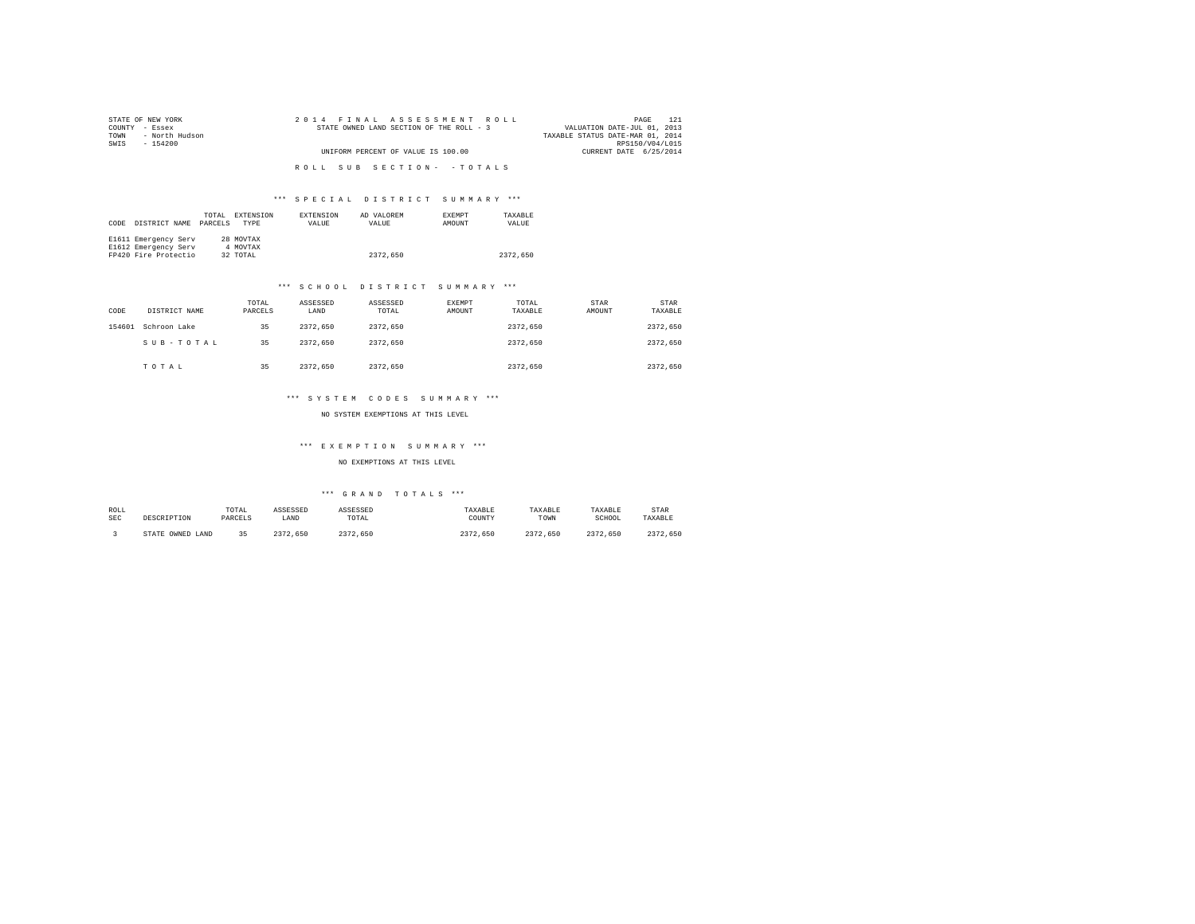STATE OF NEW YORK
COUNTY - Essex
TOWN - North Hudson
SWIS - 154200

2014 FINAL ASSESSMENT ROLL
STATE OWNED LAND SECTION OF THE ROLL - 3
UNIFORM PERCENT OF VALUE IS 100.00

PAGE 121
VALUATION DATE-JUL 01, 2013
TAXABLE STATUS DATE-MAR 01, 2014
RPS150/V04/L015
CURRENT DATE 6/25/2014

ROLL SUB SECTION- -TOTALS

*** SPECIAL DISTRICT SUMMARY ***

| CODE | DISTRICT NAME | TOTAL PARCELS | EXTENSION TYPE | EXTENSION VALUE | AD VALOREM VALUE | EXEMPT AMOUNT | TAXABLE VALUE |
|---|---|---|---|---|---|---|---|
| E1611 | Emergency Serv | 28 | MOVTAX | | | | |
| E1612 | Emergency Serv | 4 | MOVTAX | | | | |
| FP420 | Fire Protectio | 32 | TOTAL | | 2372,650 | | 2372,650 |

*** SCHOOL DISTRICT SUMMARY ***

| CODE | DISTRICT NAME | TOTAL PARCELS | ASSESSED LAND | ASSESSED TOTAL | EXEMPT AMOUNT | TOTAL TAXABLE | STAR AMOUNT | STAR TAXABLE |
|---|---|---|---|---|---|---|---|---|
| 154601 | Schroon Lake | 35 | 2372,650 | 2372,650 | | 2372,650 | | 2372,650 |
| | SUB-TOTAL | 35 | 2372,650 | 2372,650 | | 2372,650 | | 2372,650 |
| | TOTAL | 35 | 2372,650 | 2372,650 | | 2372,650 | | 2372,650 |

*** SYSTEM CODES SUMMARY ***

NO SYSTEM EXEMPTIONS AT THIS LEVEL

*** EXEMPTION SUMMARY ***

NO EXEMPTIONS AT THIS LEVEL

*** GRAND TOTALS ***

| ROLL SEC | DESCRIPTION | TOTAL PARCELS | ASSESSED LAND | ASSESSED TOTAL | TAXABLE COUNTY | TAXABLE TOWN | TAXABLE SCHOOL | STAR TAXABLE |
|---|---|---|---|---|---|---|---|---|
| 3 | STATE OWNED LAND | 35 | 2372,650 | 2372,650 | 2372,650 | 2372,650 | 2372,650 | 2372,650 |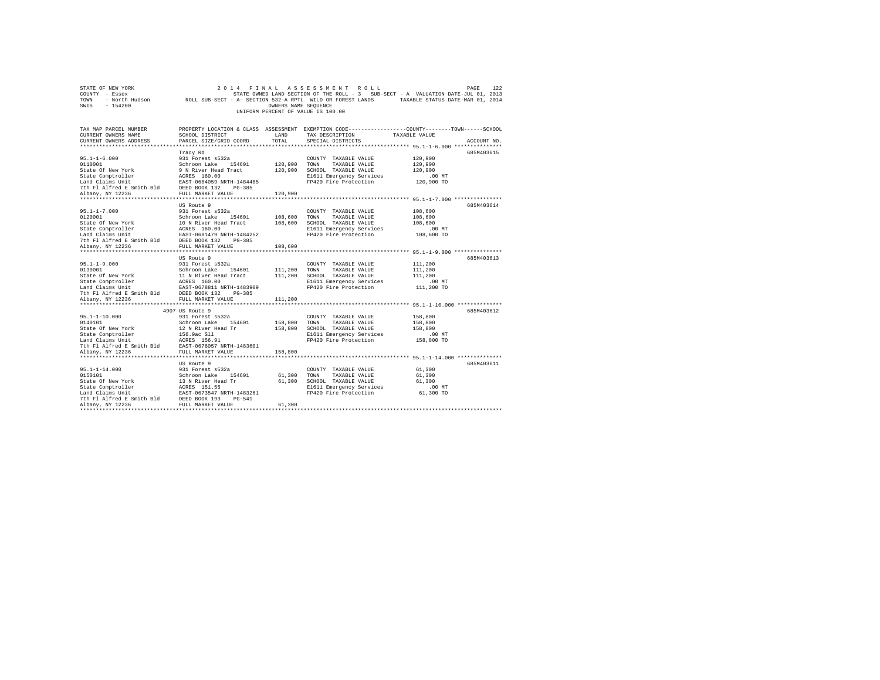STATE OF NEW YORK — 2014 FINAL ASSESSMENT ROLL
COUNTY - Essex — STATE OWNED LAND SECTION OF THE ROLL - 3 SUB-SECT - A VALUATION DATE-JUL 01, 2013
TOWN - North Hudson — ROLL SUB-SECT - A- SECTION 532-A RPTL WILD OR FOREST LANDS — TAXABLE STATUS DATE-MAR 01, 2014
SWIS - 154200 — OWNERS NAME SEQUENCE
UNIFORM PERCENT OF VALUE IS 100.00

| TAX MAP PARCEL NUMBER / CURRENT OWNERS NAME / CURRENT OWNERS ADDRESS | PROPERTY LOCATION & CLASS / SCHOOL DISTRICT / PARCEL SIZE/GRID COORD | ASSESSMENT LAND / TOTAL | EXEMPTION CODE / TAX DESCRIPTION / SPECIAL DISTRICTS | TAXABLE VALUE (COUNTY / TOWN / SCHOOL) | ACCOUNT NO. |
|---|---|---|---|---|---|
| 95.1-1-6.000 | Tracy Rd | | | | 685M403615 |
| 0110001 | 931 Forest s532a | | COUNTY TAXABLE VALUE | 120,900 | |
| State Of New York | Schroon Lake 154601 | 120,900 | TOWN TAXABLE VALUE | 120,900 | |
| State Comptroller | 9 N River Head Tract | 120,900 | SCHOOL TAXABLE VALUE | 120,900 | |
| Land Claims Unit | ACRES 160.00 | | E1611 Emergency Services | .00 MT | |
| 7th Fl Alfred E Smith Bld | EAST-0684059 NRTH-1484485 | | FP420 Fire Protection | 120,900 TO | |
| Albany, NY 12236 | DEED BOOK 132 PG-385 | | | | |
| | FULL MARKET VALUE | 120,900 | | | |
| 95.1-1-7.000 | US Route 9 | | | | 685M403614 |
| 0120001 | 931 Forest s532a | | COUNTY TAXABLE VALUE | 108,600 | |
| State Of New York | Schroon Lake 154601 | 108,600 | TOWN TAXABLE VALUE | 108,600 | |
| State Comptroller | 10 N River Head Tract | 108,600 | SCHOOL TAXABLE VALUE | 108,600 | |
| Land Claims Unit | ACRES 160.00 | | E1611 Emergency Services | .00 MT | |
| 7th Fl Alfred E Smith Bld | EAST-0681479 NRTH-1484252 | | FP420 Fire Protection | 108,600 TO | |
| Albany, NY 12236 | DEED BOOK 132 PG-385 | | | | |
| | FULL MARKET VALUE | 108,600 | | | |
| 95.1-1-9.000 | US Route 9 | | | | 685M403613 |
| 0130001 | 931 Forest s532a | | COUNTY TAXABLE VALUE | 111,200 | |
| State Of New York | Schroon Lake 154601 | 111,200 | TOWN TAXABLE VALUE | 111,200 | |
| State Comptroller | 11 N River Head Tract | 111,200 | SCHOOL TAXABLE VALUE | 111,200 | |
| Land Claims Unit | ACRES 160.00 | | E1611 Emergency Services | .00 MT | |
| 7th Fl Alfred E Smith Bld | EAST-0678811 NRTH-1483909 | | FP420 Fire Protection | 111,200 TO | |
| Albany, NY 12236 | DEED BOOK 132 PG-385 | | | | |
| | FULL MARKET VALUE | 111,200 | | | |
| 95.1-1-10.000 | 4907 US Route 9 | | | | 685M403612 |
| 0140101 | 931 Forest s532a | | COUNTY TAXABLE VALUE | 158,800 | |
| State Of New York | Schroon Lake 154601 | 158,800 | TOWN TAXABLE VALUE | 158,800 | |
| State Comptroller | 12 N River Head Tr | 158,800 | SCHOOL TAXABLE VALUE | 158,800 | |
| Land Claims Unit | 156.9ac Sll | | E1611 Emergency Services | .00 MT | |
| 7th Fl Alfred E Smith Bld | ACRES 156.91 | | FP420 Fire Protection | 158,800 TO | |
| Albany, NY 12236 | EAST-0676057 NRTH-1483601 | | | | |
| | FULL MARKET VALUE | 158,800 | | | |
| 95.1-1-14.000 | US Route 9 | | | | 685M403611 |
| 0150101 | 931 Forest s532a | | COUNTY TAXABLE VALUE | 61,300 | |
| State Of New York | Schroon Lake 154601 | 61,300 | TOWN TAXABLE VALUE | 61,300 | |
| State Comptroller | 13 N River Head Tr | 61,300 | SCHOOL TAXABLE VALUE | 61,300 | |
| Land Claims Unit | ACRES 151.55 | | E1611 Emergency Services | .00 MT | |
| 7th Fl Alfred E Smith Bld | EAST-0673547 NRTH-1483261 | | FP420 Fire Protection | 61,300 TO | |
| Albany, NY 12236 | DEED BOOK 193 PG-541 | | | | |
| | FULL MARKET VALUE | 61,300 | | | |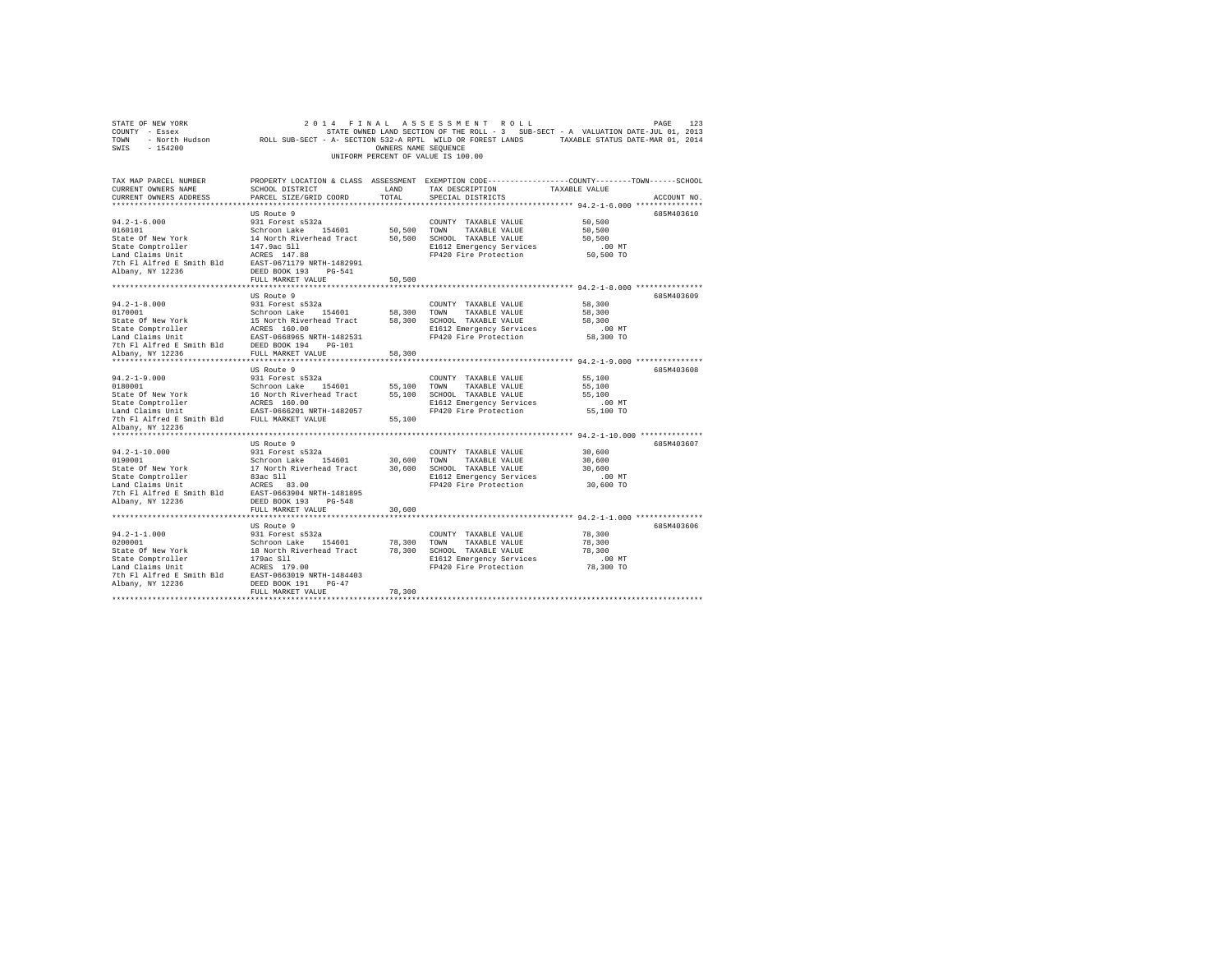STATE OF NEW YORK — 2014 FINAL ASSESSMENT ROLL — STATE OWNED LAND SECTION OF THE ROLL - 3 SUB-SECT - A VALUATION DATE-JUL 01, 2013

COUNTY - Essex

TOWN - North Hudson — ROLL SUB-SECT - A- SECTION 532-A RPTL WILD OR FOREST LANDS — TAXABLE STATUS DATE-MAR 01, 2014

SWIS - 154200 — OWNERS NAME SEQUENCE

UNIFORM PERCENT OF VALUE IS 100.00

| TAX MAP PARCEL NUMBER / CURRENT OWNERS NAME / CURRENT OWNERS ADDRESS | PROPERTY LOCATION & CLASS / SCHOOL DISTRICT / PARCEL SIZE/GRID COORD | ASSESSMENT LAND / TOTAL | EXEMPTION CODE / TAX DESCRIPTION / SPECIAL DISTRICTS | COUNTY--------TOWN------SCHOOL TAXABLE VALUE | ACCOUNT NO. |
|---|---|---|---|---|---|
| 94.2-1-6.000 | US Route 9 | | | | 685M403610 |
| 94.2-1-6.000 | 931 Forest s532a | | COUNTY TAXABLE VALUE | 50,500 | |
| 0160101 | Schroon Lake 154601 | 50,500 | TOWN TAXABLE VALUE | 50,500 | |
| State Of New York | 14 North Riverhead Tract | 50,500 | SCHOOL TAXABLE VALUE | 50,500 | |
| State Comptroller | 147.9ac Sll | | E1612 Emergency Services | .00 MT | |
| Land Claims Unit | ACRES 147.88 | | FP420 Fire Protection | 50,500 TO | |
| 7th Fl Alfred E Smith Bld | EAST-0671179 NRTH-1482991 | | | | |
| Albany, NY 12236 | DEED BOOK 193 PG-541 | | | | |
| | FULL MARKET VALUE | 50,500 | | | |
| 94.2-1-8.000 | US Route 9 | | | | 685M403609 |
| 94.2-1-8.000 | 931 Forest s532a | | COUNTY TAXABLE VALUE | 58,300 | |
| 0170001 | Schroon Lake 154601 | 58,300 | TOWN TAXABLE VALUE | 58,300 | |
| State Of New York | 15 North Riverhead Tract | 58,300 | SCHOOL TAXABLE VALUE | 58,300 | |
| State Comptroller | ACRES 160.00 | | E1612 Emergency Services | .00 MT | |
| Land Claims Unit | EAST-0668965 NRTH-1482531 | | FP420 Fire Protection | 58,300 TO | |
| 7th Fl Alfred E Smith Bld | DEED BOOK 194 PG-101 | | | | |
| Albany, NY 12236 | FULL MARKET VALUE | 58,300 | | | |
| 94.2-1-9.000 | US Route 9 | | | | 685M403608 |
| 94.2-1-9.000 | 931 Forest s532a | | COUNTY TAXABLE VALUE | 55,100 | |
| 0180001 | Schroon Lake 154601 | 55,100 | TOWN TAXABLE VALUE | 55,100 | |
| State Of New York | 16 North Riverhead Tract | 55,100 | SCHOOL TAXABLE VALUE | 55,100 | |
| State Comptroller | ACRES 160.00 | | E1612 Emergency Services | .00 MT | |
| Land Claims Unit | EAST-0666201 NRTH-1482057 | | FP420 Fire Protection | 55,100 TO | |
| 7th Fl Alfred E Smith Bld | FULL MARKET VALUE | 55,100 | | | |
| Albany, NY 12236 | | | | | |
| 94.2-1-10.000 | US Route 9 | | | | 685M403607 |
| 94.2-1-10.000 | 931 Forest s532a | | COUNTY TAXABLE VALUE | 30,600 | |
| 0190001 | Schroon Lake 154601 | 30,600 | TOWN TAXABLE VALUE | 30,600 | |
| State Of New York | 17 North Riverhead Tract | 30,600 | SCHOOL TAXABLE VALUE | 30,600 | |
| State Comptroller | 83ac Sll | | E1612 Emergency Services | .00 MT | |
| Land Claims Unit | ACRES 83.00 | | FP420 Fire Protection | 30,600 TO | |
| 7th Fl Alfred E Smith Bld | EAST-0663904 NRTH-1481895 | | | | |
| Albany, NY 12236 | DEED BOOK 193 PG-548 | | | | |
| | FULL MARKET VALUE | 30,600 | | | |
| 94.2-1-1.000 | US Route 9 | | | | 685M403606 |
| 94.2-1-1.000 | 931 Forest s532a | | COUNTY TAXABLE VALUE | 78,300 | |
| 0200001 | Schroon Lake 154601 | 78,300 | TOWN TAXABLE VALUE | 78,300 | |
| State Of New York | 18 North Riverhead Tract | 78,300 | SCHOOL TAXABLE VALUE | 78,300 | |
| State Comptroller | 179ac Sll | | E1612 Emergency Services | .00 MT | |
| Land Claims Unit | ACRES 179.00 | | FP420 Fire Protection | 78,300 TO | |
| 7th Fl Alfred E Smith Bld | EAST-0663019 NRTH-1484403 | | | | |
| Albany, NY 12236 | DEED BOOK 191 PG-47 | | | | |
| | FULL MARKET VALUE | 78,300 | | | |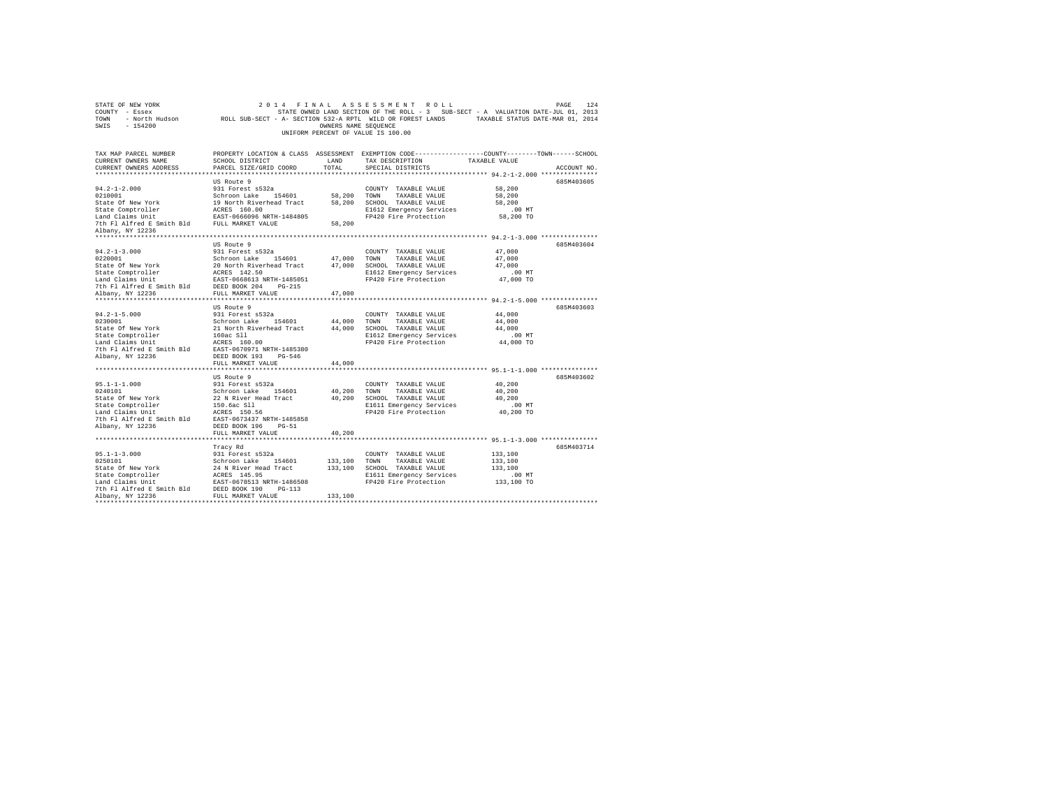STATE OF NEW YORK — 2014 FINAL ASSESSMENT ROLL
COUNTY - Essex — STATE OWNED LAND SECTION OF THE ROLL - 3 SUB-SECT - A VALUATION DATE-JUL 01, 2013
TOWN - North Hudson — ROLL SUB-SECT - A- SECTION 532-A RPTL WILD OR FOREST LANDS — TAXABLE STATUS DATE-MAR 01, 2014
SWIS - 154200 — OWNERS NAME SEQUENCE
UNIFORM PERCENT OF VALUE IS 100.00

| TAX MAP PARCEL NUMBER / CURRENT OWNERS NAME / CURRENT OWNERS ADDRESS | PROPERTY LOCATION & CLASS / SCHOOL DISTRICT / PARCEL SIZE/GRID COORD | ASSESSMENT LAND / TOTAL | EXEMPTION CODE / TAX DESCRIPTION / SPECIAL DISTRICTS | COUNTY / TOWN / SCHOOL TAXABLE VALUE | ACCOUNT NO. |
|---|---|---|---|---|---|
| 94.2-1-2.000 | US Route 9 | | | | 685M403605 |
| 94.2-1-2.000 | 931 Forest s532a | | COUNTY TAXABLE VALUE | 58,200 | |
| 0210001 | Schroon Lake 154601 | 58,200 | TOWN TAXABLE VALUE | 58,200 | |
| State Of New York | 19 North Riverhead Tract | 58,200 | SCHOOL TAXABLE VALUE | 58,200 | |
| State Comptroller | ACRES 160.00 | | E1612 Emergency Services | .00 MT | |
| Land Claims Unit | EAST-0666096 NRTH-1484805 | | FP420 Fire Protection | 58,200 TO | |
| 7th Fl Alfred E Smith Bld | FULL MARKET VALUE | 58,200 | | | |
| Albany, NY 12236 | | | | | |
| 94.2-1-3.000 | US Route 9 | | | | 685M403604 |
| 94.2-1-3.000 | 931 Forest s532a | | COUNTY TAXABLE VALUE | 47,000 | |
| 0220001 | Schroon Lake 154601 | 47,000 | TOWN TAXABLE VALUE | 47,000 | |
| State Of New York | 20 North Riverhead Tract | 47,000 | SCHOOL TAXABLE VALUE | 47,000 | |
| State Comptroller | ACRES 142.50 | | E1612 Emergency Services | .00 MT | |
| Land Claims Unit | EAST-0668613 NRTH-1485051 | | FP420 Fire Protection | 47,000 TO | |
| 7th Fl Alfred E Smith Bld | DEED BOOK 204 PG-215 | | | | |
| Albany, NY 12236 | FULL MARKET VALUE | 47,000 | | | |
| 94.2-1-5.000 | US Route 9 | | | | 685M403603 |
| 94.2-1-5.000 | 931 Forest s532a | | COUNTY TAXABLE VALUE | 44,000 | |
| 0230001 | Schroon Lake 154601 | 44,000 | TOWN TAXABLE VALUE | 44,000 | |
| State Of New York | 21 North Riverhead Tract | 44,000 | SCHOOL TAXABLE VALUE | 44,000 | |
| State Comptroller | 160ac Sll | | E1612 Emergency Services | .00 MT | |
| Land Claims Unit | ACRES 160.00 | | FP420 Fire Protection | 44,000 TO | |
| 7th Fl Alfred E Smith Bld | EAST-0670971 NRTH-1485380 | | | | |
| Albany, NY 12236 | DEED BOOK 193 PG-546 | | | | |
| | FULL MARKET VALUE | 44,000 | | | |
| 95.1-1-1.000 | US Route 9 | | | | 685M403602 |
| 95.1-1-1.000 | 931 Forest s532a | | COUNTY TAXABLE VALUE | 40,200 | |
| 0240101 | Schroon Lake 154601 | 40,200 | TOWN TAXABLE VALUE | 40,200 | |
| State Of New York | 22 N River Head Tract | 40,200 | SCHOOL TAXABLE VALUE | 40,200 | |
| State Comptroller | 150.6ac Sll | | E1611 Emergency Services | .00 MT | |
| Land Claims Unit | ACRES 150.56 | | FP420 Fire Protection | 40,200 TO | |
| 7th Fl Alfred E Smith Bld | EAST-0673437 NRTH-1485858 | | | | |
| Albany, NY 12236 | DEED BOOK 196 PG-51 | | | | |
| | FULL MARKET VALUE | 40,200 | | | |
| 95.1-1-3.000 | Tracy Rd | | | | 685M403714 |
| 95.1-1-3.000 | 931 Forest s532a | | COUNTY TAXABLE VALUE | 133,100 | |
| 0250101 | Schroon Lake 154601 | 133,100 | TOWN TAXABLE VALUE | 133,100 | |
| State Of New York | 24 N River Head Tract | 133,100 | SCHOOL TAXABLE VALUE | 133,100 | |
| State Comptroller | ACRES 145.95 | | E1611 Emergency Services | .00 MT | |
| Land Claims Unit | EAST-0678513 NRTH-1486508 | | FP420 Fire Protection | 133,100 TO | |
| 7th Fl Alfred E Smith Bld | DEED BOOK 190 PG-113 | | | | |
| Albany, NY 12236 | FULL MARKET VALUE | 133,100 | | | |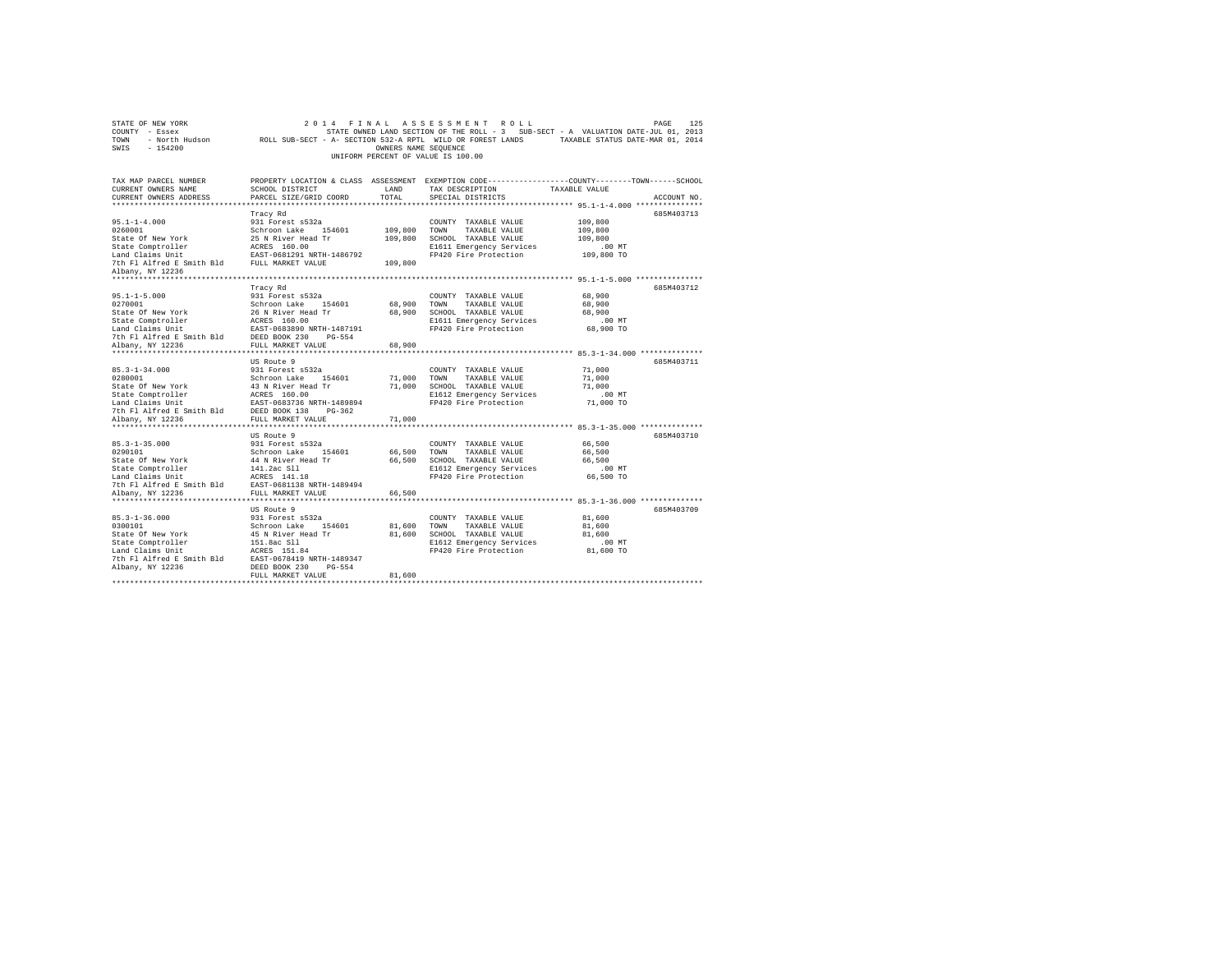STATE OF NEW YORK
COUNTY - Essex
TOWN - North Hudson
SWIS - 154200

2014 FINAL ASSESSMENT ROLL
STATE OWNED LAND SECTION OF THE ROLL - 3 SUB-SECT - A VALUATION DATE-JUL 01, 2013
ROLL SUB-SECT - A- SECTION 532-A RPTL WILD OR FOREST LANDS TAXABLE STATUS DATE-MAR 01, 2014
OWNERS NAME SEQUENCE
UNIFORM PERCENT OF VALUE IS 100.00

```
TAX MAP PARCEL NUMBER      PROPERTY LOCATION & CLASS  ASSESSMENT  EXEMPTION CODE-----------------COUNTY--------TOWN------SCHOOL
CURRENT OWNERS NAME        SCHOOL DISTRICT             LAND       TAX DESCRIPTION            TAXABLE VALUE
CURRENT OWNERS ADDRESS     PARCEL SIZE/GRID COORD      TOTAL      SPECIAL DISTRICTS                                   ACCOUNT NO.
******************************************************************************************************* 95.1-1-4.000 ***************
                           Tracy Rd                                                                                  685M403713
95.1-1-4.000               931 Forest s532a                        COUNTY  TAXABLE VALUE          109,800
0260001                    Schroon Lake   154601      109,800      TOWN    TAXABLE VALUE          109,800
State Of New York          25 N River Head Tr         109,800      SCHOOL  TAXABLE VALUE          109,800
State Comptroller          ACRES  160.00                           E1611 Emergency Services           .00 MT
Land Claims Unit           EAST-0681291 NRTH-1486792               FP420 Fire Protection          109,800 TO
7th Fl Alfred E Smith Bld  FULL MARKET VALUE          109,800
Albany, NY 12236
******************************************************************************************************* 95.1-1-5.000 ***************
                           Tracy Rd                                                                                  685M403712
95.1-1-5.000               931 Forest s532a                        COUNTY  TAXABLE VALUE           68,900
0270001                    Schroon Lake   154601       68,900      TOWN    TAXABLE VALUE           68,900
State Of New York          26 N River Head Tr          68,900      SCHOOL  TAXABLE VALUE           68,900
State Comptroller          ACRES  160.00                           E1611 Emergency Services           .00 MT
Land Claims Unit           EAST-0683890 NRTH-1487191               FP420 Fire Protection           68,900 TO
7th Fl Alfred E Smith Bld  DEED BOOK 230    PG-554
Albany, NY 12236           FULL MARKET VALUE           68,900
******************************************************************************************************* 85.3-1-34.000 **************
                           US Route 9                                                                                685M403711
85.3-1-34.000              931 Forest s532a                        COUNTY  TAXABLE VALUE           71,000
0280001                    Schroon Lake   154601       71,000      TOWN    TAXABLE VALUE           71,000
State Of New York          43 N River Head Tr          71,000      SCHOOL  TAXABLE VALUE           71,000
State Comptroller          ACRES  160.00                           E1612 Emergency Services           .00 MT
Land Claims Unit           EAST-0683736 NRTH-1489894               FP420 Fire Protection           71,000 TO
7th Fl Alfred E Smith Bld  DEED BOOK 138    PG-362
Albany, NY 12236           FULL MARKET VALUE           71,000
******************************************************************************************************* 85.3-1-35.000 **************
                           US Route 9                                                                                685M403710
85.3-1-35.000              931 Forest s532a                        COUNTY  TAXABLE VALUE           66,500
0290101                    Schroon Lake   154601       66,500      TOWN    TAXABLE VALUE           66,500
State Of New York          44 N River Head Tr          66,500      SCHOOL  TAXABLE VALUE           66,500
State Comptroller          141.2ac Sll                             E1612 Emergency Services           .00 MT
Land Claims Unit           ACRES  141.18                           FP420 Fire Protection           66,500 TO
7th Fl Alfred E Smith Bld  EAST-0681138 NRTH-1489494
Albany, NY 12236           FULL MARKET VALUE           66,500
******************************************************************************************************* 85.3-1-36.000 **************
                           US Route 9                                                                                685M403709
85.3-1-36.000              931 Forest s532a                        COUNTY  TAXABLE VALUE           81,600
0300101                    Schroon Lake   154601       81,600      TOWN    TAXABLE VALUE           81,600
State Of New York          45 N River Head Tr          81,600      SCHOOL  TAXABLE VALUE           81,600
State Comptroller          151.8ac Sll                             E1612 Emergency Services           .00 MT
Land Claims Unit           ACRES  151.84                           FP420 Fire Protection           81,600 TO
7th Fl Alfred E Smith Bld  EAST-0678419 NRTH-1489347
Albany, NY 12236           DEED BOOK 230    PG-554
                           FULL MARKET VALUE           81,600
************************************************************************************************************************************
```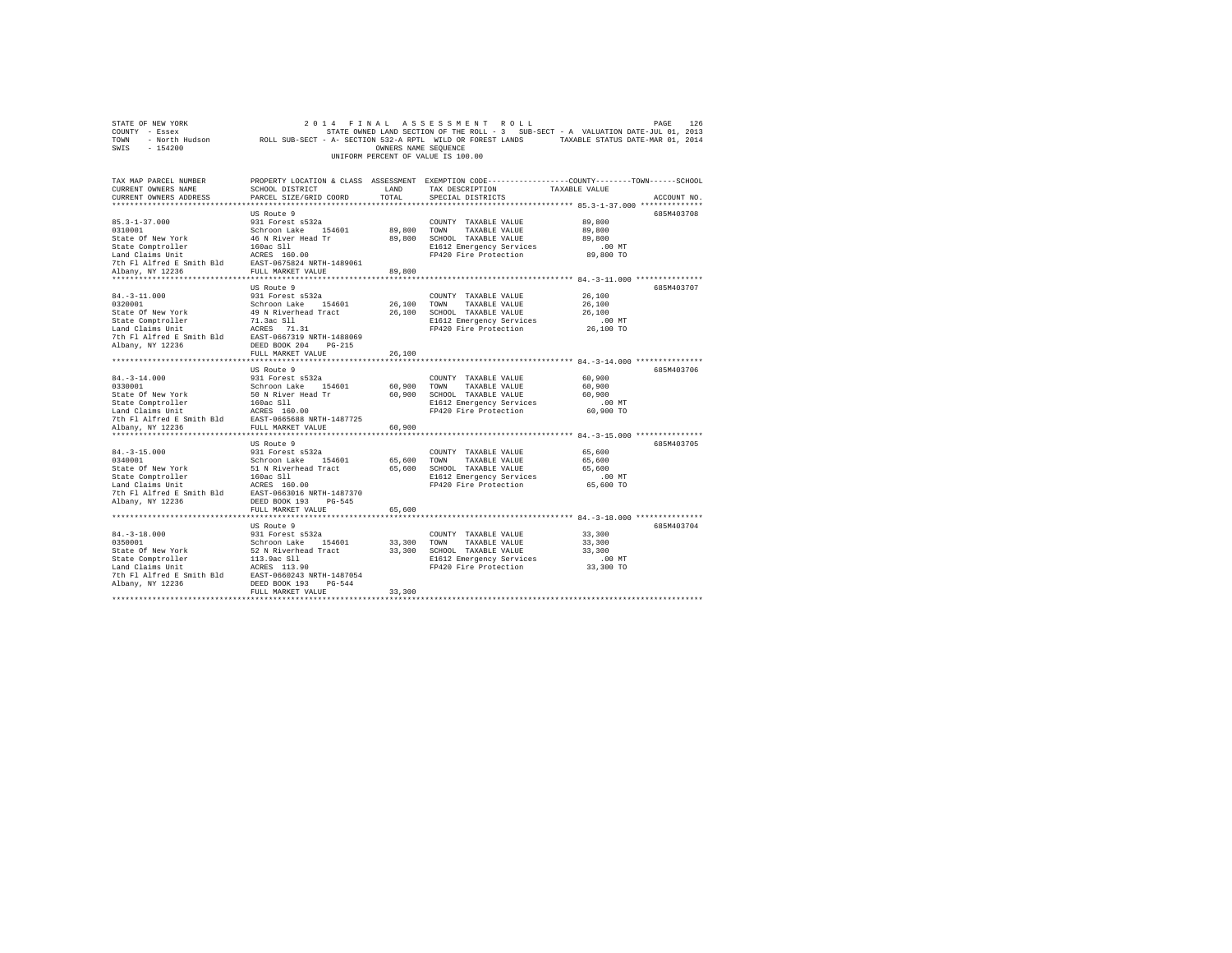STATE OF NEW YORK
COUNTY - Essex
TOWN - North Hudson
SWIS - 154200

2014 FINAL ASSESSMENT ROLL
STATE OWNED LAND SECTION OF THE ROLL - 3 SUB-SECT - A VALUATION DATE-JUL 01, 2013
ROLL SUB-SECT - A- SECTION 532-A RPTL WILD OR FOREST LANDS TAXABLE STATUS DATE-MAR 01, 2014
OWNERS NAME SEQUENCE
UNIFORM PERCENT OF VALUE IS 100.00

| TAX MAP PARCEL NUMBER / CURRENT OWNERS NAME / CURRENT OWNERS ADDRESS | PROPERTY LOCATION & CLASS / SCHOOL DISTRICT / PARCEL SIZE/GRID COORD | ASSESSMENT LAND | TOTAL | EXEMPTION CODE / TAX DESCRIPTION / SPECIAL DISTRICTS | TAXABLE VALUE (COUNTY / TOWN / SCHOOL) | ACCOUNT NO. |
|---|---|---|---|---|---|---|
| 85.3-1-37.000 | US Route 9 | | | | | 685M403708 |
| 0310001 | 931 Forest s532a | | | COUNTY TAXABLE VALUE | 89,800 | |
| State Of New York | Schroon Lake 154601 | 89,800 | | TOWN TAXABLE VALUE | 89,800 | |
| State Comptroller | 46 N River Head Tr | | 89,800 | SCHOOL TAXABLE VALUE | 89,800 | |
| Land Claims Unit | 160ac Sll | | | E1612 Emergency Services | .00 MT | |
| 7th Fl Alfred E Smith Bld | ACRES 160.00 | | | FP420 Fire Protection | 89,800 TO | |
| Albany, NY 12236 | EAST-0675824 NRTH-1489061 | | | | | |
| | FULL MARKET VALUE | | 89,800 | | | |
| 84.-3-11.000 | US Route 9 | | | | | 685M403707 |
| 0320001 | 931 Forest s532a | | | COUNTY TAXABLE VALUE | 26,100 | |
| State Of New York | Schroon Lake 154601 | 26,100 | | TOWN TAXABLE VALUE | 26,100 | |
| State Comptroller | 49 N Riverhead Tract | | 26,100 | SCHOOL TAXABLE VALUE | 26,100 | |
| Land Claims Unit | 71.3ac Sll | | | E1612 Emergency Services | .00 MT | |
| 7th Fl Alfred E Smith Bld | ACRES 71.31 | | | FP420 Fire Protection | 26,100 TO | |
| Albany, NY 12236 | EAST-0667319 NRTH-1488069 | | | | | |
| | DEED BOOK 204 PG-215 | | | | | |
| | FULL MARKET VALUE | | 26,100 | | | |
| 84.-3-14.000 | US Route 9 | | | | | 685M403706 |
| 0330001 | 931 Forest s532a | | | COUNTY TAXABLE VALUE | 60,900 | |
| State Of New York | Schroon Lake 154601 | 60,900 | | TOWN TAXABLE VALUE | 60,900 | |
| State Comptroller | 50 N River Head Tr | | 60,900 | SCHOOL TAXABLE VALUE | 60,900 | |
| Land Claims Unit | 160ac Sll | | | E1612 Emergency Services | .00 MT | |
| 7th Fl Alfred E Smith Bld | ACRES 160.00 | | | FP420 Fire Protection | 60,900 TO | |
| Albany, NY 12236 | EAST-0665688 NRTH-1487725 | | | | | |
| | FULL MARKET VALUE | | 60,900 | | | |
| 84.-3-15.000 | US Route 9 | | | | | 685M403705 |
| 0340001 | 931 Forest s532a | | | COUNTY TAXABLE VALUE | 65,600 | |
| State Of New York | Schroon Lake 154601 | 65,600 | | TOWN TAXABLE VALUE | 65,600 | |
| State Comptroller | 51 N Riverhead Tract | | 65,600 | SCHOOL TAXABLE VALUE | 65,600 | |
| Land Claims Unit | 160ac Sll | | | E1612 Emergency Services | .00 MT | |
| 7th Fl Alfred E Smith Bld | ACRES 160.00 | | | FP420 Fire Protection | 65,600 TO | |
| Albany, NY 12236 | EAST-0663016 NRTH-1487370 | | | | | |
| | DEED BOOK 193 PG-545 | | | | | |
| | FULL MARKET VALUE | | 65,600 | | | |
| 84.-3-18.000 | US Route 9 | | | | | 685M403704 |
| 0350001 | 931 Forest s532a | | | COUNTY TAXABLE VALUE | 33,300 | |
| State Of New York | Schroon Lake 154601 | 33,300 | | TOWN TAXABLE VALUE | 33,300 | |
| State Comptroller | 52 N Riverhead Tract | | 33,300 | SCHOOL TAXABLE VALUE | 33,300 | |
| Land Claims Unit | 113.9ac Sll | | | E1612 Emergency Services | .00 MT | |
| 7th Fl Alfred E Smith Bld | ACRES 113.90 | | | FP420 Fire Protection | 33,300 TO | |
| Albany, NY 12236 | EAST-0660243 NRTH-1487054 | | | | | |
| | DEED BOOK 193 PG-544 | | | | | |
| | FULL MARKET VALUE | | 33,300 | | | |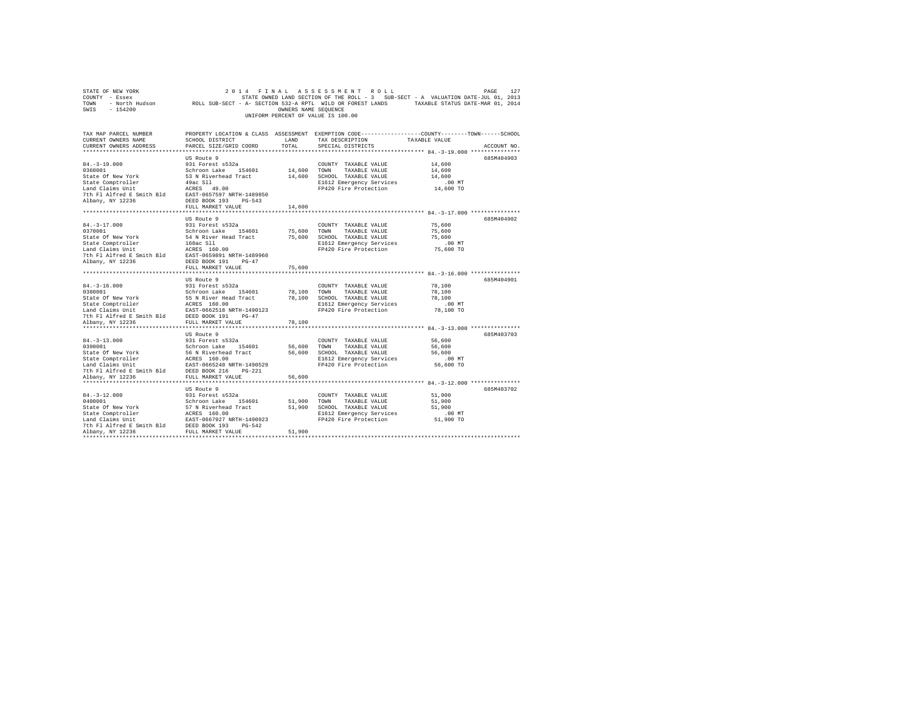STATE OF NEW YORK 2 0 1 4 F I N A L A S S E S S M E N T R O L L
COUNTY - Essex STATE OWNED LAND SECTION OF THE ROLL - 3 SUB-SECT - A VALUATION DATE-JUL 01, 2013
TOWN - North Hudson ROLL SUB-SECT - A- SECTION 532-A RPTL WILD OR FOREST LANDS TAXABLE STATUS DATE-MAR 01, 2014
SWIS - 154200 OWNERS NAME SEQUENCE
UNIFORM PERCENT OF VALUE IS 100.00

| TAX MAP PARCEL NUMBER / CURRENT OWNERS NAME / CURRENT OWNERS ADDRESS | PROPERTY LOCATION & CLASS / SCHOOL DISTRICT / PARCEL SIZE/GRID COORD | ASSESSMENT LAND | TOTAL | EXEMPTION CODE / TAX DESCRIPTION / SPECIAL DISTRICTS | TAXABLE VALUE (COUNTY--TOWN--SCHOOL) | ACCOUNT NO. |
|---|---|---|---|---|---|---|
| 84.-3-19.000 | US Route 9 | | | | | 685M404903 |
| 0360001 | 931 Forest s532a | | | COUNTY TAXABLE VALUE | 14,600 | |
| State Of New York | Schroon Lake 154601 | 14,600 | | TOWN TAXABLE VALUE | 14,600 | |
| State Comptroller | 53 N Riverhead Tract | | 14,600 | SCHOOL TAXABLE VALUE | 14,600 | |
| Land Claims Unit | 49ac Sll | | | E1612 Emergency Services | .00 MT | |
| 7th Fl Alfred E Smith Bld | ACRES 49.00 | | | FP420 Fire Protection | 14,600 TO | |
| Albany, NY 12236 | EAST-0657597 NRTH-1489850 | | | | | |
| | DEED BOOK 193 PG-543 | | | | | |
| | FULL MARKET VALUE | | 14,600 | | | |
| 84.-3-17.000 | US Route 9 | | | | | 685M404902 |
| 0370001 | 931 Forest s532a | | | COUNTY TAXABLE VALUE | 75,600 | |
| State Of New York | Schroon Lake 154601 | 75,600 | | TOWN TAXABLE VALUE | 75,600 | |
| State Comptroller | 54 N River Head Tract | | 75,600 | SCHOOL TAXABLE VALUE | 75,600 | |
| Land Claims Unit | 160ac Sll | | | E1612 Emergency Services | .00 MT | |
| 7th Fl Alfred E Smith Bld | ACRES 160.00 | | | FP420 Fire Protection | 75,600 TO | |
| Albany, NY 12236 | EAST-0659891 NRTH-1489960 | | | | | |
| | DEED BOOK 191 PG-47 | | | | | |
| | FULL MARKET VALUE | | 75,600 | | | |
| 84.-3-16.000 | US Route 9 | | | | | 685M404901 |
| 0380001 | 931 Forest s532a | | | COUNTY TAXABLE VALUE | 78,100 | |
| State Of New York | Schroon Lake 154601 | 78,100 | | TOWN TAXABLE VALUE | 78,100 | |
| State Comptroller | 55 N River Head Tract | | 78,100 | SCHOOL TAXABLE VALUE | 78,100 | |
| Land Claims Unit | ACRES 160.00 | | | E1612 Emergency Services | .00 MT | |
| 7th Fl Alfred E Smith Bld | EAST-0662518 NRTH-1490123 | | | FP420 Fire Protection | 78,100 TO | |
| Albany, NY 12236 | DEED BOOK 191 PG-47 | | | | | |
| | FULL MARKET VALUE | | 78,100 | | | |
| 84.-3-13.000 | US Route 9 | | | | | 685M403703 |
| 0390001 | 931 Forest s532a | | | COUNTY TAXABLE VALUE | 56,600 | |
| State Of New York | Schroon Lake 154601 | 56,600 | | TOWN TAXABLE VALUE | 56,600 | |
| State Comptroller | 56 N Riverhead Tract | | 56,600 | SCHOOL TAXABLE VALUE | 56,600 | |
| Land Claims Unit | ACRES 160.00 | | | E1612 Emergency Services | .00 MT | |
| 7th Fl Alfred E Smith Bld | EAST-0665240 NRTH-1490529 | | | FP420 Fire Protection | 56,600 TO | |
| Albany, NY 12236 | DEED BOOK 216 PG-221 | | | | | |
| | FULL MARKET VALUE | | 56,600 | | | |
| 84.-3-12.000 | US Route 9 | | | | | 685M403702 |
| 0400001 | 931 Forest s532a | | | COUNTY TAXABLE VALUE | 51,900 | |
| State Of New York | Schroon Lake 154601 | 51,900 | | TOWN TAXABLE VALUE | 51,900 | |
| State Comptroller | 57 N Riverhead Tract | | 51,900 | SCHOOL TAXABLE VALUE | 51,900 | |
| Land Claims Unit | ACRES 160.00 | | | E1612 Emergency Services | .00 MT | |
| 7th Fl Alfred E Smith Bld | EAST-0667927 NRTH-1490923 | | | FP420 Fire Protection | 51,900 TO | |
| Albany, NY 12236 | DEED BOOK 193 PG-542 | | | | | |
| | FULL MARKET VALUE | | 51,900 | | | |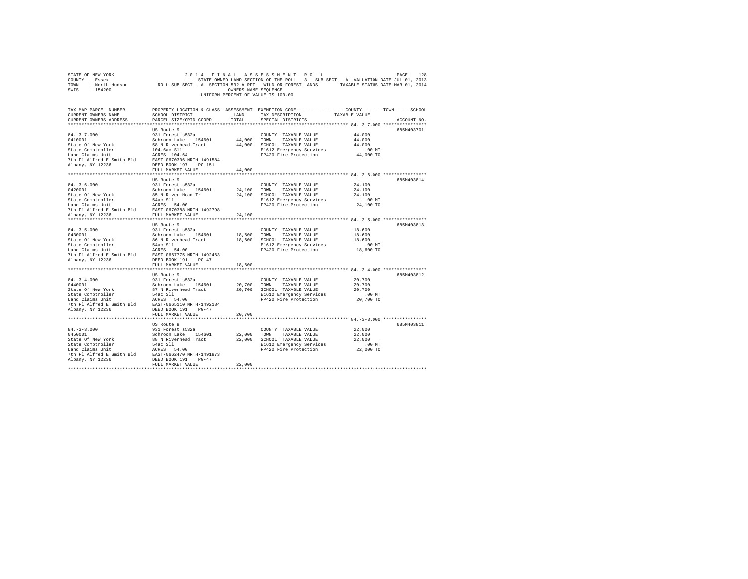STATE OF NEW YORK                2014 FINAL ASSESSMENT ROLL
COUNTY - Essex                   STATE OWNED LAND SECTION OF THE ROLL - 3   SUB-SECT - A  VALUATION DATE-JUL 01, 2013
TOWN - North Hudson    ROLL SUB-SECT - A- SECTION 532-A RPTL WILD OR FOREST LANDS    TAXABLE STATUS DATE-MAR 01, 2014
SWIS - 154200                    OWNERS NAME SEQUENCE
UNIFORM PERCENT OF VALUE IS 100.00

| TAX MAP PARCEL NUMBER / CURRENT OWNERS NAME / CURRENT OWNERS ADDRESS | PROPERTY LOCATION & CLASS / SCHOOL DISTRICT / PARCEL SIZE/GRID COORD | ASSESSMENT LAND | TOTAL | EXEMPTION CODE / TAX DESCRIPTION / SPECIAL DISTRICTS | COUNTY / TOWN / SCHOOL TAXABLE VALUE | ACCOUNT NO. |
|---|---|---|---|---|---|---|
| 84.-3-7.000 | US Route 9 | | | | | 685M403701 |
| 0410001 | 931 Forest s532a | | | COUNTY TAXABLE VALUE | 44,000 | |
| State Of New York | Schroon Lake 154601 | 44,000 | | TOWN TAXABLE VALUE | 44,000 | |
| State Comptroller | 58 N Riverhead Tract | | 44,000 | SCHOOL TAXABLE VALUE | 44,000 | |
| Land Claims Unit | 104.6ac Sll | | | E1612 Emergency Services | .00 MT | |
| 7th Fl Alfred E Smith Bld | ACRES 104.64 | | | FP420 Fire Protection | 44,000 TO | |
| Albany, NY 12236 | EAST-0670306 NRTH-1491584 | | | | | |
| | DEED BOOK 197 PG-151 | | | | | |
| | FULL MARKET VALUE | | 44,000 | | | |
| 84.-3-6.000 | US Route 9 | | | | | 685M403814 |
| 0420001 | 931 Forest s532a | | | COUNTY TAXABLE VALUE | 24,100 | |
| State Of New York | Schroon Lake 154601 | 24,100 | | TOWN TAXABLE VALUE | 24,100 | |
| State Comptroller | 85 N River Head Tr | | 24,100 | SCHOOL TAXABLE VALUE | 24,100 | |
| Land Claims Unit | 54ac Sll | | | E1612 Emergency Services | .00 MT | |
| 7th Fl Alfred E Smith Bld | ACRES 54.00 | | | FP420 Fire Protection | 24,100 TO | |
| Albany, NY 12236 | EAST-0670388 NRTH-1492798 | | | | | |
| | FULL MARKET VALUE | | 24,100 | | | |
| 84.-3-5.000 | US Route 9 | | | | | 685M403813 |
| 0430001 | 931 Forest s532a | | | COUNTY TAXABLE VALUE | 18,600 | |
| State Of New York | Schroon Lake 154601 | 18,600 | | TOWN TAXABLE VALUE | 18,600 | |
| State Comptroller | 86 N Riverhead Tract | | 18,600 | SCHOOL TAXABLE VALUE | 18,600 | |
| Land Claims Unit | 54ac Sll | | | E1612 Emergency Services | .00 MT | |
| 7th Fl Alfred E Smith Bld | ACRES 54.00 | | | FP420 Fire Protection | 18,600 TO | |
| Albany, NY 12236 | EAST-0667775 NRTH-1492463 | | | | | |
| | DEED BOOK 191 PG-47 | | | | | |
| | FULL MARKET VALUE | | 18,600 | | | |
| 84.-3-4.000 | US Route 9 | | | | | 685M403812 |
| 0440001 | 931 Forest s532a | | | COUNTY TAXABLE VALUE | 20,700 | |
| State Of New York | Schroon Lake 154601 | 20,700 | | TOWN TAXABLE VALUE | 20,700 | |
| State Comptroller | 87 N Riverhead Tract | | 20,700 | SCHOOL TAXABLE VALUE | 20,700 | |
| Land Claims Unit | 54ac Sll | | | E1612 Emergency Services | .00 MT | |
| 7th Fl Alfred E Smith Bld | ACRES 54.00 | | | FP420 Fire Protection | 20,700 TO | |
| Albany, NY 12236 | EAST-0665110 NRTH-1492184 | | | | | |
| | DEED BOOK 191 PG-47 | | | | | |
| | FULL MARKET VALUE | | 20,700 | | | |
| 84.-3-3.000 | US Route 9 | | | | | 685M403811 |
| 0450001 | 931 Forest s532a | | | COUNTY TAXABLE VALUE | 22,000 | |
| State Of New York | Schroon Lake 154601 | 22,000 | | TOWN TAXABLE VALUE | 22,000 | |
| State Comptroller | 88 N Riverhead Tract | | 22,000 | SCHOOL TAXABLE VALUE | 22,000 | |
| Land Claims Unit | 54ac Sll | | | E1612 Emergency Services | .00 MT | |
| 7th Fl Alfred E Smith Bld | ACRES 54.00 | | | FP420 Fire Protection | 22,000 TO | |
| Albany, NY 12236 | EAST-0662470 NRTH-1491873 | | | | | |
| | DEED BOOK 191 PG-47 | | | | | |
| | FULL MARKET VALUE | | 22,000 | | | |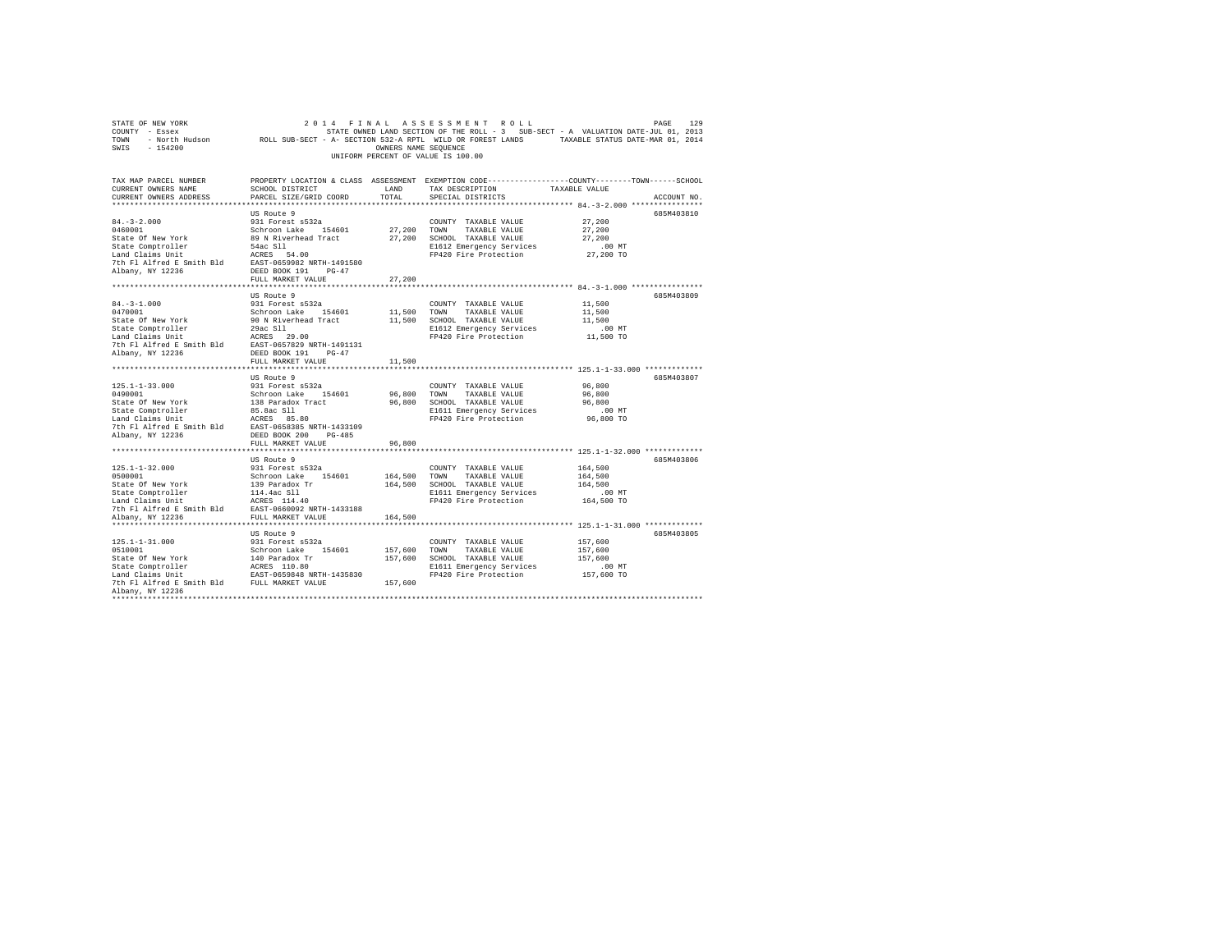```
STATE OF NEW YORK                    2 0 1 4   F I N A L   A S S E S S M E N T   R O L L                     PAGE  129
COUNTY  - Essex                           STATE OWNED LAND SECTION OF THE ROLL - 3   SUB-SECT - A  VALUATION DATE-JUL 01, 2013
TOWN    - North Hudson          ROLL SUB-SECT - A- SECTION 532-A RPTL  WILD OR FOREST LANDS       TAXABLE STATUS DATE-MAR 01, 2014
SWIS    - 154200                                         OWNERS NAME SEQUENCE
                                                    UNIFORM PERCENT OF VALUE IS 100.00

TAX MAP PARCEL NUMBER          PROPERTY LOCATION & CLASS  ASSESSMENT  EXEMPTION CODE-----------------COUNTY--------TOWN------SCHOOL
CURRENT OWNERS NAME            SCHOOL DISTRICT              LAND      TAX DESCRIPTION           TAXABLE VALUE
CURRENT OWNERS ADDRESS         PARCEL SIZE/GRID COORD       TOTAL     SPECIAL DISTRICTS                                  ACCOUNT NO.
****************************************************************************************************** 84.-3-2.000 ****************
                               US Route 9                                                                             685M403810
84.-3-2.000                    931 Forest s532a                        COUNTY  TAXABLE VALUE             27,200
0460001                        Schroon Lake   154601       27,200   TOWN    TAXABLE VALUE             27,200
State Of New York              89 N Riverhead Tract        27,200   SCHOOL  TAXABLE VALUE             27,200
State Comptroller              54ac Sll                              E1612 Emergency Services               .00 MT
Land Claims Unit               ACRES   54.00                         FP420 Fire Protection              27,200 TO
7th Fl Alfred E Smith Bld      EAST-0659982 NRTH-1491580
Albany, NY 12236               DEED BOOK 191    PG-47
                               FULL MARKET VALUE            27,200
****************************************************************************************************** 84.-3-1.000 ****************
                               US Route 9                                                                             685M403809
84.-3-1.000                    931 Forest s532a                        COUNTY  TAXABLE VALUE             11,500
0470001                        Schroon Lake   154601       11,500   TOWN    TAXABLE VALUE             11,500
State Of New York              90 N Riverhead Tract        11,500   SCHOOL  TAXABLE VALUE             11,500
State Comptroller              29ac Sll                              E1612 Emergency Services               .00 MT
Land Claims Unit               ACRES   29.00                         FP420 Fire Protection              11,500 TO
7th Fl Alfred E Smith Bld      EAST-0657829 NRTH-1491131
Albany, NY 12236               DEED BOOK 191    PG-47
                               FULL MARKET VALUE            11,500
****************************************************************************************************** 125.1-1-33.000 *************
                               US Route 9                                                                             685M403807
125.1-1-33.000                 931 Forest s532a                        COUNTY  TAXABLE VALUE             96,800
0490001                        Schroon Lake   154601       96,800   TOWN    TAXABLE VALUE             96,800
State Of New York              138 Paradox Tract           96,800   SCHOOL  TAXABLE VALUE             96,800
State Comptroller              85.8ac Sll                            E1611 Emergency Services               .00 MT
Land Claims Unit               ACRES   85.80                         FP420 Fire Protection              96,800 TO
7th Fl Alfred E Smith Bld      EAST-0658385 NRTH-1433109
Albany, NY 12236               DEED BOOK 200    PG-485
                               FULL MARKET VALUE            96,800
****************************************************************************************************** 125.1-1-32.000 *************
                               US Route 9                                                                             685M403806
125.1-1-32.000                 931 Forest s532a                        COUNTY  TAXABLE VALUE            164,500
0500001                        Schroon Lake   154601      164,500   TOWN    TAXABLE VALUE            164,500
State Of New York              139 Paradox Tr             164,500   SCHOOL  TAXABLE VALUE            164,500
State Comptroller              114.4ac Sll                           E1611 Emergency Services               .00 MT
Land Claims Unit               ACRES  114.40                         FP420 Fire Protection             164,500 TO
7th Fl Alfred E Smith Bld      EAST-0660092 NRTH-1433188
Albany, NY 12236               FULL MARKET VALUE           164,500
****************************************************************************************************** 125.1-1-31.000 *************
                               US Route 9                                                                             685M403805
125.1-1-31.000                 931 Forest s532a                        COUNTY  TAXABLE VALUE            157,600
0510001                        Schroon Lake   154601      157,600   TOWN    TAXABLE VALUE            157,600
State Of New York              140 Paradox Tr             157,600   SCHOOL  TAXABLE VALUE            157,600
State Comptroller              ACRES  110.80                         E1611 Emergency Services               .00 MT
Land Claims Unit               EAST-0659848 NRTH-1435830             FP420 Fire Protection             157,600 TO
7th Fl Alfred E Smith Bld      FULL MARKET VALUE           157,600
Albany, NY 12236
************************************************************************************************************************************
```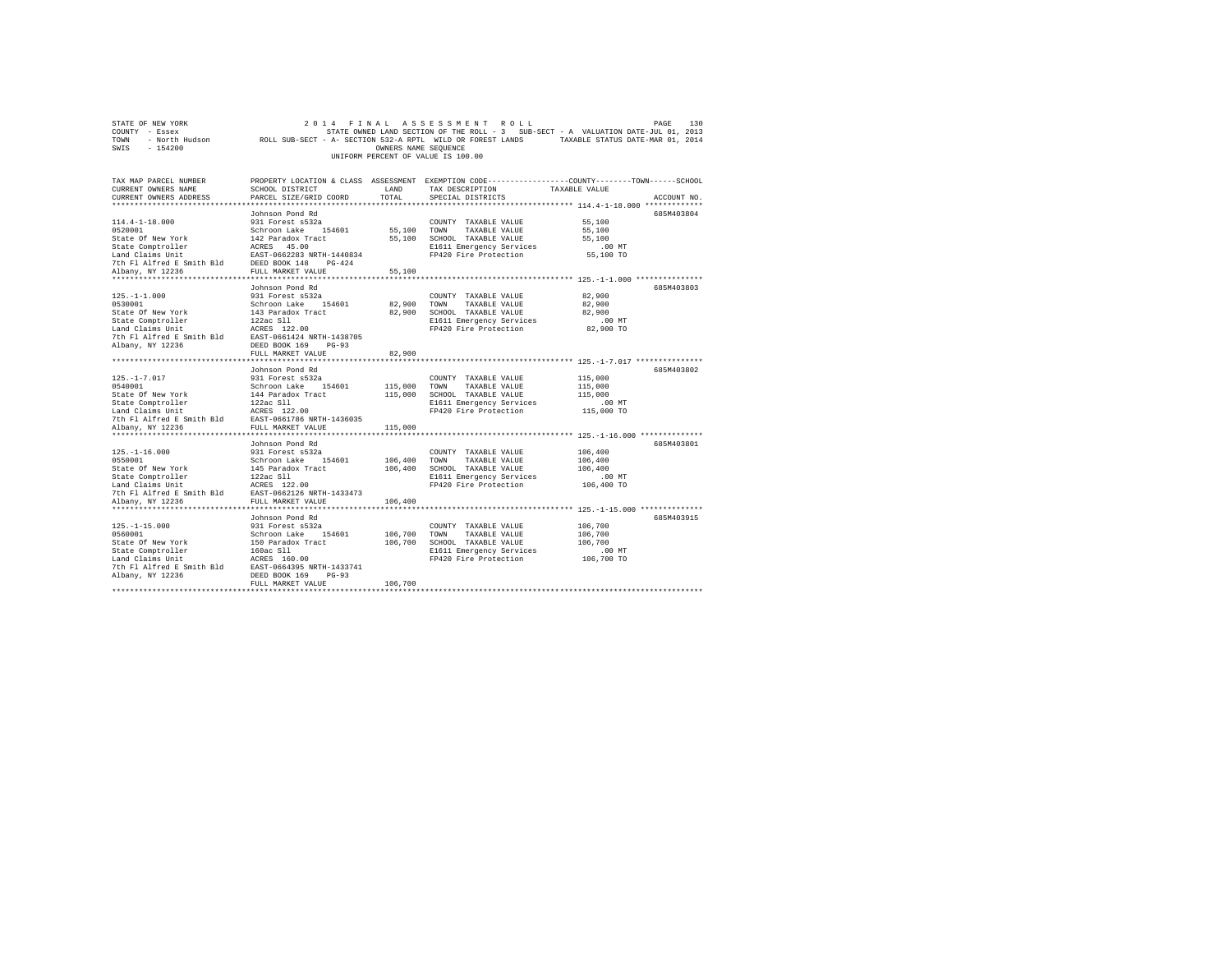STATE OF NEW YORK
COUNTY - Essex
TOWN - North Hudson
SWIS - 154200

2 0 1 4 F I N A L A S S E S S M E N T R O L L
STATE OWNED LAND SECTION OF THE ROLL - 3 SUB-SECT - A VALUATION DATE-JUL 01, 2013
ROLL SUB-SECT - A- SECTION 532-A RPTL WILD OR FOREST LANDS TAXABLE STATUS DATE-MAR 01, 2014
OWNERS NAME SEQUENCE
UNIFORM PERCENT OF VALUE IS 100.00

| TAX MAP PARCEL NUMBER / CURRENT OWNERS NAME / CURRENT OWNERS ADDRESS | PROPERTY LOCATION & CLASS / SCHOOL DISTRICT / PARCEL SIZE/GRID COORD | ASSESSMENT LAND / TOTAL | EXEMPTION CODE / TAX DESCRIPTION / SPECIAL DISTRICTS | TAXABLE VALUE (COUNTY / TOWN / SCHOOL) | ACCOUNT NO. |
|---|---|---|---|---|---|
| 114.4-1-18.000 | Johnson Pond Rd | | | | 685M403804 |
| 0520001 | 931 Forest s532a | | COUNTY TAXABLE VALUE | 55,100 | |
| State Of New York | Schroon Lake 154601 | 55,100 | TOWN TAXABLE VALUE | 55,100 | |
| State Comptroller | 142 Paradox Tract | 55,100 | SCHOOL TAXABLE VALUE | 55,100 | |
| Land Claims Unit | ACRES 45.00 | | E1611 Emergency Services | .00 MT | |
| 7th Fl Alfred E Smith Bld | EAST-0662283 NRTH-1440834 | | FP420 Fire Protection | 55,100 TO | |
| Albany, NY 12236 | DEED BOOK 148 PG-424 | | | | |
| | FULL MARKET VALUE | 55,100 | | | |
| 125.-1-1.000 | Johnson Pond Rd | | | | 685M403803 |
| 0530001 | 931 Forest s532a | | COUNTY TAXABLE VALUE | 82,900 | |
| State Of New York | Schroon Lake 154601 | 82,900 | TOWN TAXABLE VALUE | 82,900 | |
| State Comptroller | 143 Paradox Tract | 82,900 | SCHOOL TAXABLE VALUE | 82,900 | |
| Land Claims Unit | 122ac Sll | | E1611 Emergency Services | .00 MT | |
| 7th Fl Alfred E Smith Bld | ACRES 122.00 | | FP420 Fire Protection | 82,900 TO | |
| Albany, NY 12236 | EAST-0661424 NRTH-1438705 | | | | |
| | DEED BOOK 169 PG-93 | | | | |
| | FULL MARKET VALUE | 82,900 | | | |
| 125.-1-7.017 | Johnson Pond Rd | | | | 685M403802 |
| 0540001 | 931 Forest s532a | | COUNTY TAXABLE VALUE | 115,000 | |
| State Of New York | Schroon Lake 154601 | 115,000 | TOWN TAXABLE VALUE | 115,000 | |
| State Comptroller | 144 Paradox Tract | 115,000 | SCHOOL TAXABLE VALUE | 115,000 | |
| Land Claims Unit | 122ac Sll | | E1611 Emergency Services | .00 MT | |
| 7th Fl Alfred E Smith Bld | ACRES 122.00 | | FP420 Fire Protection | 115,000 TO | |
| Albany, NY 12236 | EAST-0661786 NRTH-1436035 | | | | |
| | FULL MARKET VALUE | 115,000 | | | |
| 125.-1-16.000 | Johnson Pond Rd | | | | 685M403801 |
| 0550001 | 931 Forest s532a | | COUNTY TAXABLE VALUE | 106,400 | |
| State Of New York | Schroon Lake 154601 | 106,400 | TOWN TAXABLE VALUE | 106,400 | |
| State Comptroller | 145 Paradox Tract | 106,400 | SCHOOL TAXABLE VALUE | 106,400 | |
| Land Claims Unit | 122ac Sll | | E1611 Emergency Services | .00 MT | |
| 7th Fl Alfred E Smith Bld | ACRES 122.00 | | FP420 Fire Protection | 106,400 TO | |
| Albany, NY 12236 | EAST-0662126 NRTH-1433473 | | | | |
| | FULL MARKET VALUE | 106,400 | | | |
| 125.-1-15.000 | Johnson Pond Rd | | | | 685M403915 |
| 0560001 | 931 Forest s532a | | COUNTY TAXABLE VALUE | 106,700 | |
| State Of New York | Schroon Lake 154601 | 106,700 | TOWN TAXABLE VALUE | 106,700 | |
| State Comptroller | 150 Paradox Tract | 106,700 | SCHOOL TAXABLE VALUE | 106,700 | |
| Land Claims Unit | 160ac Sll | | E1611 Emergency Services | .00 MT | |
| 7th Fl Alfred E Smith Bld | ACRES 160.00 | | FP420 Fire Protection | 106,700 TO | |
| Albany, NY 12236 | EAST-0664395 NRTH-1433741 | | | | |
| | DEED BOOK 169 PG-93 | | | | |
| | FULL MARKET VALUE | 106,700 | | | |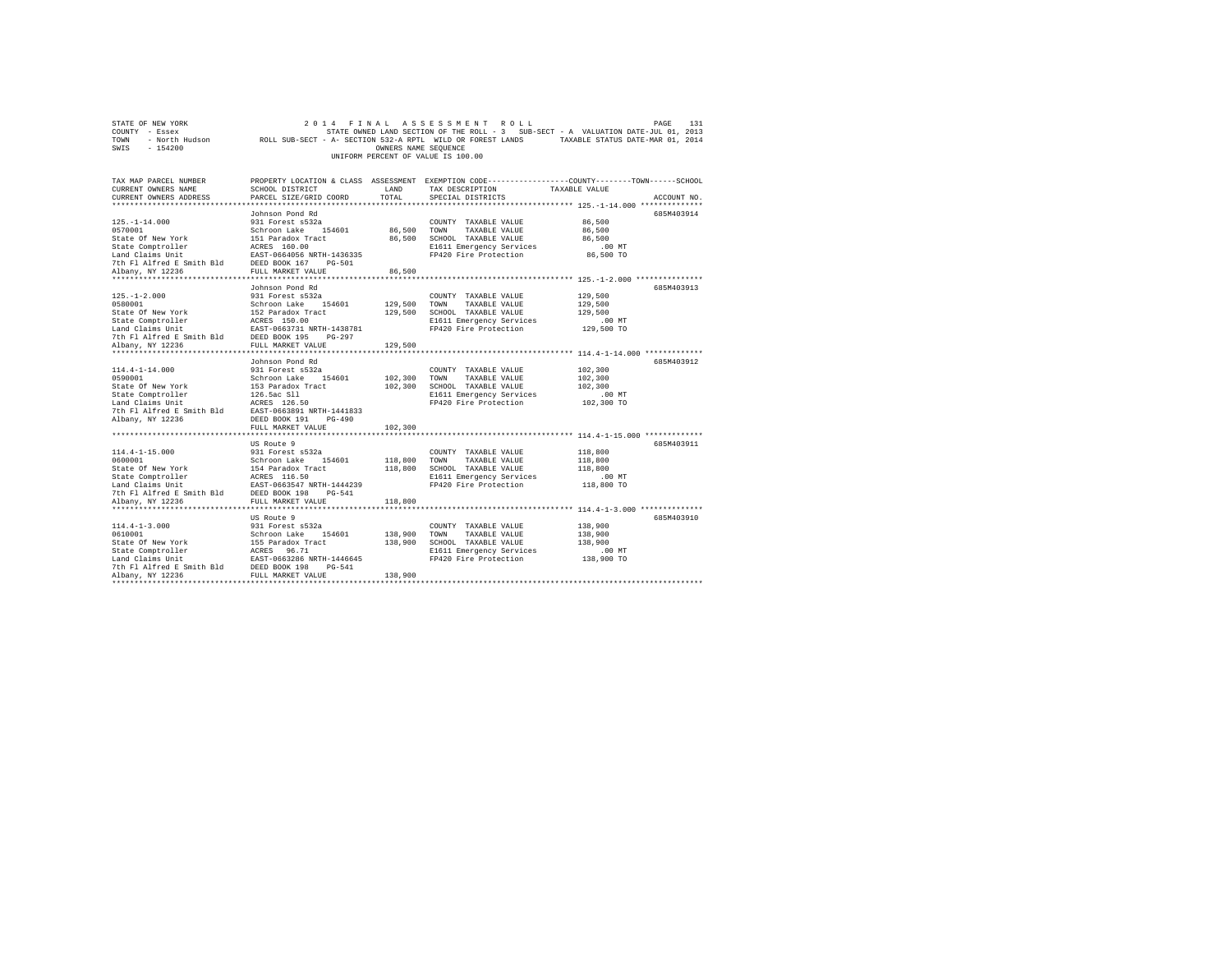STATE OF NEW YORK 2014 FINAL ASSESSMENT ROLL
COUNTY - Essex STATE OWNED LAND SECTION OF THE ROLL - 3 SUB-SECT - A VALUATION DATE-JUL 01, 2013
TOWN - North Hudson ROLL SUB-SECT - A- SECTION 532-A RPTL WILD OR FOREST LANDS TAXABLE STATUS DATE-MAR 01, 2014
SWIS - 154200 OWNERS NAME SEQUENCE
UNIFORM PERCENT OF VALUE IS 100.00

| TAX MAP PARCEL NUMBER / CURRENT OWNERS NAME / CURRENT OWNERS ADDRESS | PROPERTY LOCATION & CLASS / SCHOOL DISTRICT / PARCEL SIZE/GRID COORD | ASSESSMENT LAND / TOTAL | EXEMPTION CODE / TAX DESCRIPTION / SPECIAL DISTRICTS | TAXABLE VALUE (COUNTY / TOWN / SCHOOL) | ACCOUNT NO. |
|---|---|---|---|---|---|
| 125.-1-14.000 | Johnson Pond Rd | | | | 685M403914 |
| 0570001 | 931 Forest s532a | | COUNTY TAXABLE VALUE | 86,500 | |
| State Of New York | Schroon Lake 154601 | 86,500 | TOWN TAXABLE VALUE | 86,500 | |
| State Comptroller | 151 Paradox Tract | 86,500 | SCHOOL TAXABLE VALUE | 86,500 | |
| Land Claims Unit | ACRES 160.00 | | E1611 Emergency Services | .00 MT | |
| 7th Fl Alfred E Smith Bld | EAST-0664056 NRTH-1436335 | | FP420 Fire Protection | 86,500 TO | |
| Albany, NY 12236 | DEED BOOK 167 PG-501 | | | | |
| | FULL MARKET VALUE | 86,500 | | | |
| 125.-1-2.000 | Johnson Pond Rd | | | | 685M403913 |
| 0580001 | 931 Forest s532a | | COUNTY TAXABLE VALUE | 129,500 | |
| State Of New York | Schroon Lake 154601 | 129,500 | TOWN TAXABLE VALUE | 129,500 | |
| State Comptroller | 152 Paradox Tract | 129,500 | SCHOOL TAXABLE VALUE | 129,500 | |
| Land Claims Unit | ACRES 150.00 | | E1611 Emergency Services | .00 MT | |
| 7th Fl Alfred E Smith Bld | EAST-0663731 NRTH-1438781 | | FP420 Fire Protection | 129,500 TO | |
| Albany, NY 12236 | DEED BOOK 195 PG-297 | | | | |
| | FULL MARKET VALUE | 129,500 | | | |
| 114.4-1-14.000 | Johnson Pond Rd | | | | 685M403912 |
| 0590001 | 931 Forest s532a | | COUNTY TAXABLE VALUE | 102,300 | |
| State Of New York | Schroon Lake 154601 | 102,300 | TOWN TAXABLE VALUE | 102,300 | |
| State Comptroller | 153 Paradox Tract | 102,300 | SCHOOL TAXABLE VALUE | 102,300 | |
| Land Claims Unit | 126.5ac Sll | | E1611 Emergency Services | .00 MT | |
| 7th Fl Alfred E Smith Bld | ACRES 126.50 | | FP420 Fire Protection | 102,300 TO | |
| Albany, NY 12236 | EAST-0663891 NRTH-1441833 | | | | |
| | DEED BOOK 191 PG-490 | | | | |
| | FULL MARKET VALUE | 102,300 | | | |
| 114.4-1-15.000 | US Route 9 | | | | 685M403911 |
| 0600001 | 931 Forest s532a | | COUNTY TAXABLE VALUE | 118,800 | |
| State Of New York | Schroon Lake 154601 | 118,800 | TOWN TAXABLE VALUE | 118,800 | |
| State Comptroller | 154 Paradox Tract | 118,800 | SCHOOL TAXABLE VALUE | 118,800 | |
| Land Claims Unit | ACRES 116.50 | | E1611 Emergency Services | .00 MT | |
| 7th Fl Alfred E Smith Bld | EAST-0663547 NRTH-1444239 | | FP420 Fire Protection | 118,800 TO | |
| Albany, NY 12236 | DEED BOOK 198 PG-541 | | | | |
| | FULL MARKET VALUE | 118,800 | | | |
| 114.4-1-3.000 | US Route 9 | | | | 685M403910 |
| 0610001 | 931 Forest s532a | | COUNTY TAXABLE VALUE | 138,900 | |
| State Of New York | Schroon Lake 154601 | 138,900 | TOWN TAXABLE VALUE | 138,900 | |
| State Comptroller | 155 Paradox Tract | 138,900 | SCHOOL TAXABLE VALUE | 138,900 | |
| Land Claims Unit | ACRES 96.71 | | E1611 Emergency Services | .00 MT | |
| 7th Fl Alfred E Smith Bld | EAST-0663286 NRTH-1446645 | | FP420 Fire Protection | 138,900 TO | |
| Albany, NY 12236 | DEED BOOK 198 PG-541 | | | | |
| | FULL MARKET VALUE | 138,900 | | | |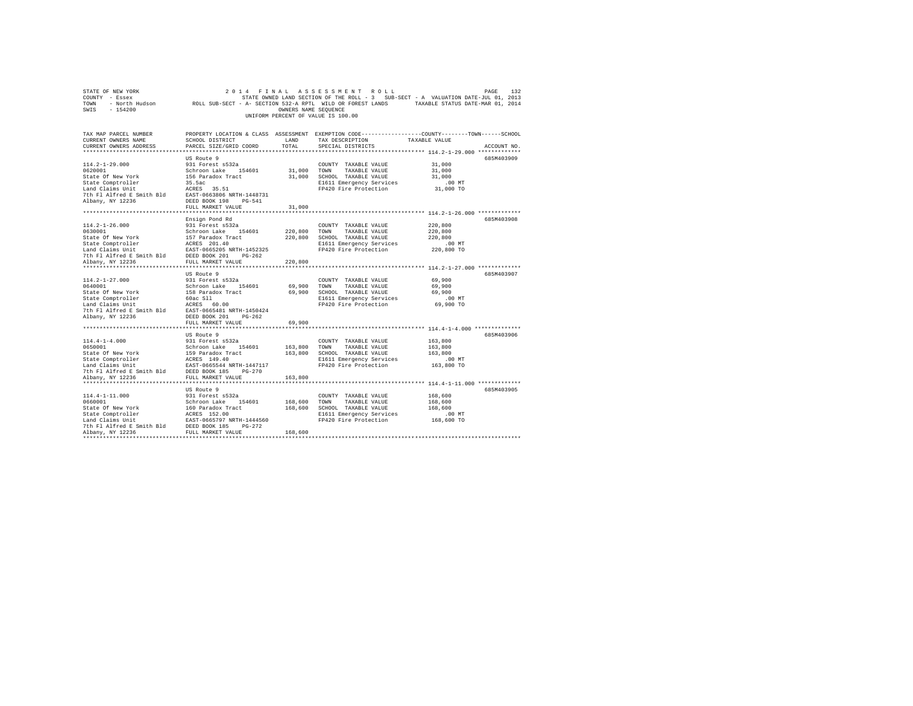STATE OF NEW YORK 2014 FINAL ASSESSMENT ROLL
COUNTY - Essex STATE OWNED LAND SECTION OF THE ROLL - 3 SUB-SECT - A VALUATION DATE-JUL 01, 2013
TOWN - North Hudson ROLL SUB-SECT - A- SECTION 532-A RPTL WILD OR FOREST LANDS TAXABLE STATUS DATE-MAR 01, 2014
SWIS - 154200 OWNERS NAME SEQUENCE
UNIFORM PERCENT OF VALUE IS 100.00

| TAX MAP PARCEL NUMBER / CURRENT OWNERS NAME / CURRENT OWNERS ADDRESS | PROPERTY LOCATION & CLASS / SCHOOL DISTRICT / PARCEL SIZE/GRID COORD | ASSESSMENT LAND / TOTAL | EXEMPTION CODE / TAX DESCRIPTION / SPECIAL DISTRICTS | COUNTY / TOWN / SCHOOL TAXABLE VALUE | ACCOUNT NO. |
|---|---|---|---|---|---|
| **114.2-1-29.000** | US Route 9 | | | | 685M403909 |
| 0620001 | 931 Forest s532a | | COUNTY TAXABLE VALUE | 31,000 | |
| State Of New York | Schroon Lake 154601 | 31,000 | TOWN TAXABLE VALUE | 31,000 | |
| State Comptroller | 156 Paradox Tract | 31,000 | SCHOOL TAXABLE VALUE | 31,000 | |
| Land Claims Unit | 35.5ac | | E1611 Emergency Services | .00 MT | |
| 7th Fl Alfred E Smith Bld | ACRES 35.51 | | FP420 Fire Protection | 31,000 TO | |
| Albany, NY 12236 | EAST-0663806 NRTH-1448731 | | | | |
| | DEED BOOK 198 PG-541 | | | | |
| | FULL MARKET VALUE | 31,000 | | | |
| **114.2-1-26.000** | Ensign Pond Rd | | | | 685M403908 |
| 0630001 | 931 Forest s532a | | COUNTY TAXABLE VALUE | 220,800 | |
| State Of New York | Schroon Lake 154601 | 220,800 | TOWN TAXABLE VALUE | 220,800 | |
| State Comptroller | 157 Paradox Tract | 220,800 | SCHOOL TAXABLE VALUE | 220,800 | |
| Land Claims Unit | ACRES 201.40 | | E1611 Emergency Services | .00 MT | |
| 7th Fl Alfred E Smith Bld | EAST-0665205 NRTH-1452325 | | FP420 Fire Protection | 220,800 TO | |
| Albany, NY 12236 | DEED BOOK 201 PG-262 | | | | |
| | FULL MARKET VALUE | 220,800 | | | |
| **114.2-1-27.000** | US Route 9 | | | | 685M403907 |
| 0640001 | 931 Forest s532a | | COUNTY TAXABLE VALUE | 69,900 | |
| State Of New York | Schroon Lake 154601 | 69,900 | TOWN TAXABLE VALUE | 69,900 | |
| State Comptroller | 158 Paradox Tract | 69,900 | SCHOOL TAXABLE VALUE | 69,900 | |
| Land Claims Unit | 60ac Sll | | E1611 Emergency Services | .00 MT | |
| 7th Fl Alfred E Smith Bld | ACRES 60.00 | | FP420 Fire Protection | 69,900 TO | |
| Albany, NY 12236 | EAST-0665481 NRTH-1450424 | | | | |
| | DEED BOOK 201 PG-262 | | | | |
| | FULL MARKET VALUE | 69,900 | | | |
| **114.4-1-4.000** | US Route 9 | | | | 685M403906 |
| 0650001 | 931 Forest s532a | | COUNTY TAXABLE VALUE | 163,800 | |
| State Of New York | Schroon Lake 154601 | 163,800 | TOWN TAXABLE VALUE | 163,800 | |
| State Comptroller | 159 Paradox Tract | 163,800 | SCHOOL TAXABLE VALUE | 163,800 | |
| Land Claims Unit | ACRES 149.40 | | E1611 Emergency Services | .00 MT | |
| 7th Fl Alfred E Smith Bld | EAST-0665544 NRTH-1447117 | | FP420 Fire Protection | 163,800 TO | |
| Albany, NY 12236 | DEED BOOK 185 PG-270 | | | | |
| | FULL MARKET VALUE | 163,800 | | | |
| **114.4-1-11.000** | US Route 9 | | | | 685M403905 |
| 0660001 | 931 Forest s532a | | COUNTY TAXABLE VALUE | 168,600 | |
| State Of New York | Schroon Lake 154601 | 168,600 | TOWN TAXABLE VALUE | 168,600 | |
| State Comptroller | 160 Paradox Tract | 168,600 | SCHOOL TAXABLE VALUE | 168,600 | |
| Land Claims Unit | ACRES 152.00 | | E1611 Emergency Services | .00 MT | |
| 7th Fl Alfred E Smith Bld | EAST-0665797 NRTH-1444560 | | FP420 Fire Protection | 168,600 TO | |
| Albany, NY 12236 | DEED BOOK 185 PG-272 | | | | |
| | FULL MARKET VALUE | 168,600 | | | |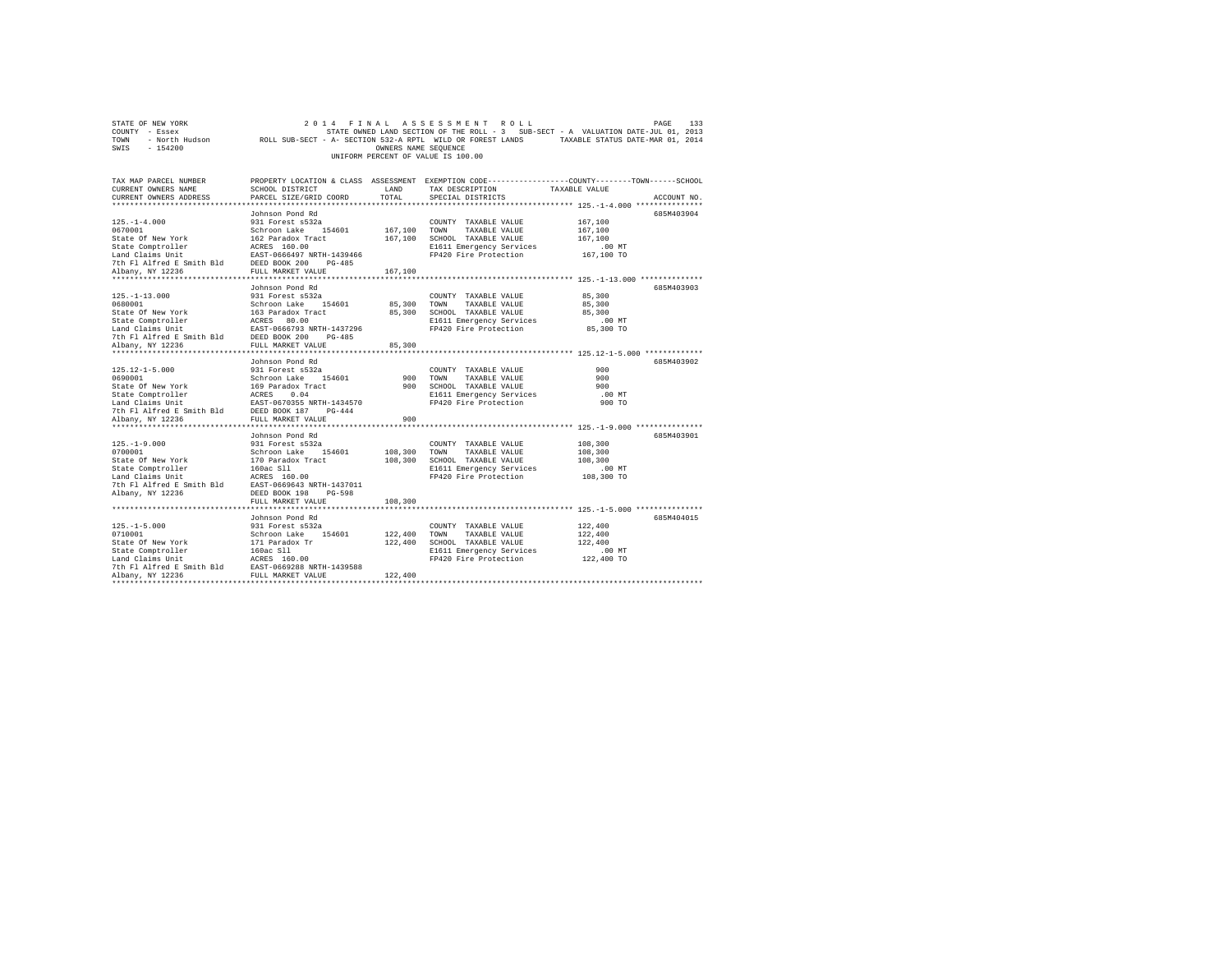STATE OF NEW YORK — 2014 FINAL ASSESSMENT ROLL
COUNTY - Essex — STATE OWNED LAND SECTION OF THE ROLL - 3 SUB-SECT - A VALUATION DATE-JUL 01, 2013
TOWN - North Hudson — ROLL SUB-SECT - A- SECTION 532-A RPTL WILD OR FOREST LANDS — TAXABLE STATUS DATE-MAR 01, 2014
SWIS - 154200 — OWNERS NAME SEQUENCE
UNIFORM PERCENT OF VALUE IS 100.00

| TAX MAP PARCEL NUMBER / CURRENT OWNERS NAME / CURRENT OWNERS ADDRESS | PROPERTY LOCATION & CLASS / SCHOOL DISTRICT / PARCEL SIZE/GRID COORD | ASSESSMENT LAND / TOTAL | EXEMPTION CODE / TAX DESCRIPTION / SPECIAL DISTRICTS | TAXABLE VALUE (COUNTY / TOWN / SCHOOL) | ACCOUNT NO. |
|---|---|---|---|---|---|
| 125.-1-4.000 | Johnson Pond Rd | | | | 685M403904 |
| 0670001 | 931 Forest s532a | | COUNTY TAXABLE VALUE | 167,100 | |
| State Of New York | Schroon Lake 154601 | 167,100 | TOWN TAXABLE VALUE | 167,100 | |
| State Comptroller | 162 Paradox Tract | 167,100 | SCHOOL TAXABLE VALUE | 167,100 | |
| Land Claims Unit | ACRES 160.00 | | E1611 Emergency Services | .00 MT | |
| 7th Fl Alfred E Smith Bld | EAST-0666497 NRTH-1439466 | | FP420 Fire Protection | 167,100 TO | |
| Albany, NY 12236 | DEED BOOK 200 PG-485 | | | | |
| | FULL MARKET VALUE | 167,100 | | | |
| 125.-1-13.000 | Johnson Pond Rd | | | | 685M403903 |
| 0680001 | 931 Forest s532a | | COUNTY TAXABLE VALUE | 85,300 | |
| State Of New York | Schroon Lake 154601 | 85,300 | TOWN TAXABLE VALUE | 85,300 | |
| State Comptroller | 163 Paradox Tract | 85,300 | SCHOOL TAXABLE VALUE | 85,300 | |
| Land Claims Unit | ACRES 80.00 | | E1611 Emergency Services | .00 MT | |
| 7th Fl Alfred E Smith Bld | EAST-0666793 NRTH-1437296 | | FP420 Fire Protection | 85,300 TO | |
| Albany, NY 12236 | DEED BOOK 200 PG-485 | | | | |
| | FULL MARKET VALUE | 85,300 | | | |
| 125.12-1-5.000 | Johnson Pond Rd | | | | 685M403902 |
| 0690001 | 931 Forest s532a | | COUNTY TAXABLE VALUE | 900 | |
| State Of New York | Schroon Lake 154601 | 900 | TOWN TAXABLE VALUE | 900 | |
| State Comptroller | 169 Paradox Tract | 900 | SCHOOL TAXABLE VALUE | 900 | |
| Land Claims Unit | ACRES 0.04 | | E1611 Emergency Services | .00 MT | |
| 7th Fl Alfred E Smith Bld | EAST-0670355 NRTH-1434570 | | FP420 Fire Protection | 900 TO | |
| Albany, NY 12236 | DEED BOOK 187 PG-444 | | | | |
| | FULL MARKET VALUE | 900 | | | |
| 125.-1-9.000 | Johnson Pond Rd | | | | 685M403901 |
| 0700001 | 931 Forest s532a | | COUNTY TAXABLE VALUE | 108,300 | |
| State Of New York | Schroon Lake 154601 | 108,300 | TOWN TAXABLE VALUE | 108,300 | |
| State Comptroller | 170 Paradox Tract | 108,300 | SCHOOL TAXABLE VALUE | 108,300 | |
| Land Claims Unit | 160ac Sll | | E1611 Emergency Services | .00 MT | |
| 7th Fl Alfred E Smith Bld | ACRES 160.00 | | FP420 Fire Protection | 108,300 TO | |
| Albany, NY 12236 | EAST-0669643 NRTH-1437011 | | | | |
| | DEED BOOK 198 PG-598 | | | | |
| | FULL MARKET VALUE | 108,300 | | | |
| 125.-1-5.000 | Johnson Pond Rd | | | | 685M404015 |
| 0710001 | 931 Forest s532a | | COUNTY TAXABLE VALUE | 122,400 | |
| State Of New York | Schroon Lake 154601 | 122,400 | TOWN TAXABLE VALUE | 122,400 | |
| State Comptroller | 171 Paradox Tr | 122,400 | SCHOOL TAXABLE VALUE | 122,400 | |
| Land Claims Unit | 160ac Sll | | E1611 Emergency Services | .00 MT | |
| 7th Fl Alfred E Smith Bld | ACRES 160.00 | | FP420 Fire Protection | 122,400 TO | |
| Albany, NY 12236 | EAST-0669288 NRTH-1439588 | | | | |
| | FULL MARKET VALUE | 122,400 | | | |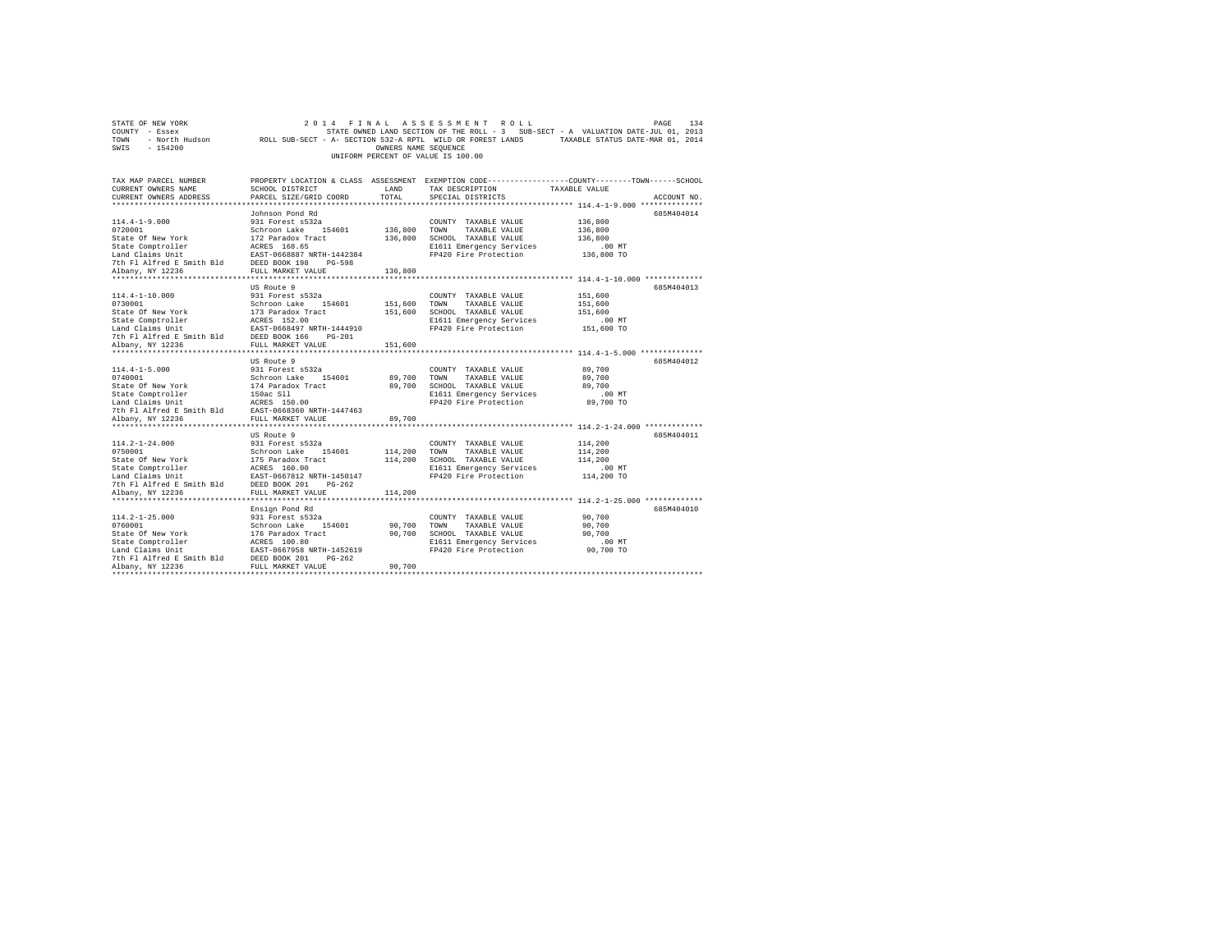STATE OF NEW YORK                    2 0 1 4   F I N A L   A S S E S S M E N T   R O L L                    PAGE   134
COUNTY - Essex                       STATE OWNED LAND SECTION OF THE ROLL - 3   SUB-SECT - A  VALUATION DATE-JUL 01, 2013
TOWN   - North Hudson        ROLL SUB-SECT - A- SECTION 532-A RPTL  WILD OR FOREST LANDS        TAXABLE STATUS DATE-MAR 01, 2014
SWIS   - 154200                                    OWNERS NAME SEQUENCE
                                                   UNIFORM PERCENT OF VALUE IS 100.00

| TAX MAP PARCEL NUMBER / CURRENT OWNERS NAME / CURRENT OWNERS ADDRESS | PROPERTY LOCATION & CLASS / SCHOOL DISTRICT / PARCEL SIZE/GRID COORD | ASSESSMENT LAND / TOTAL | EXEMPTION CODE / TAX DESCRIPTION / SPECIAL DISTRICTS | TAXABLE VALUE (COUNTY / TOWN / SCHOOL) | ACCOUNT NO. |
|---|---|---|---|---|---|
| 114.4-1-9.000 | Johnson Pond Rd | | | | 685M404014 |
| 114.4-1-9.000 | 931 Forest s532a | | COUNTY TAXABLE VALUE | 136,800 | |
| 0720001 | Schroon Lake 154601 | 136,800 | TOWN TAXABLE VALUE | 136,800 | |
| State Of New York | 172 Paradox Tract | 136,800 | SCHOOL TAXABLE VALUE | 136,800 | |
| State Comptroller | ACRES 168.65 | | E1611 Emergency Services | .00 MT | |
| Land Claims Unit | EAST-0668887 NRTH-1442384 | | FP420 Fire Protection | 136,800 TO | |
| 7th Fl Alfred E Smith Bld | DEED BOOK 198 PG-598 | | | | |
| Albany, NY 12236 | FULL MARKET VALUE | 136,800 | | | |
| 114.4-1-10.000 | US Route 9 | | | | 685M404013 |
| 114.4-1-10.000 | 931 Forest s532a | | COUNTY TAXABLE VALUE | 151,600 | |
| 0730001 | Schroon Lake 154601 | 151,600 | TOWN TAXABLE VALUE | 151,600 | |
| State Of New York | 173 Paradox Tract | 151,600 | SCHOOL TAXABLE VALUE | 151,600 | |
| State Comptroller | ACRES 152.00 | | E1611 Emergency Services | .00 MT | |
| Land Claims Unit | EAST-0668497 NRTH-1444910 | | FP420 Fire Protection | 151,600 TO | |
| 7th Fl Alfred E Smith Bld | DEED BOOK 166 PG-201 | | | | |
| Albany, NY 12236 | FULL MARKET VALUE | 151,600 | | | |
| 114.4-1-5.000 | US Route 9 | | | | 685M404012 |
| 114.4-1-5.000 | 931 Forest s532a | | COUNTY TAXABLE VALUE | 89,700 | |
| 0740001 | Schroon Lake 154601 | 89,700 | TOWN TAXABLE VALUE | 89,700 | |
| State Of New York | 174 Paradox Tract | 89,700 | SCHOOL TAXABLE VALUE | 89,700 | |
| State Comptroller | 150ac Sll | | E1611 Emergency Services | .00 MT | |
| Land Claims Unit | ACRES 150.00 | | FP420 Fire Protection | 89,700 TO | |
| 7th Fl Alfred E Smith Bld | EAST-0668360 NRTH-1447463 | | | | |
| Albany, NY 12236 | FULL MARKET VALUE | 89,700 | | | |
| 114.2-1-24.000 | US Route 9 | | | | 685M404011 |
| 114.2-1-24.000 | 931 Forest s532a | | COUNTY TAXABLE VALUE | 114,200 | |
| 0750001 | Schroon Lake 154601 | 114,200 | TOWN TAXABLE VALUE | 114,200 | |
| State Of New York | 175 Paradox Tract | 114,200 | SCHOOL TAXABLE VALUE | 114,200 | |
| State Comptroller | ACRES 160.00 | | E1611 Emergency Services | .00 MT | |
| Land Claims Unit | EAST-0667812 NRTH-1450147 | | FP420 Fire Protection | 114,200 TO | |
| 7th Fl Alfred E Smith Bld | DEED BOOK 201 PG-262 | | | | |
| Albany, NY 12236 | FULL MARKET VALUE | 114,200 | | | |
| 114.2-1-25.000 | Ensign Pond Rd | | | | 685M404010 |
| 114.2-1-25.000 | 931 Forest s532a | | COUNTY TAXABLE VALUE | 90,700 | |
| 0760001 | Schroon Lake 154601 | 90,700 | TOWN TAXABLE VALUE | 90,700 | |
| State Of New York | 176 Paradox Tract | 90,700 | SCHOOL TAXABLE VALUE | 90,700 | |
| State Comptroller | ACRES 100.80 | | E1611 Emergency Services | .00 MT | |
| Land Claims Unit | EAST-0667958 NRTH-1452619 | | FP420 Fire Protection | 90,700 TO | |
| 7th Fl Alfred E Smith Bld | DEED BOOK 201 PG-262 | | | | |
| Albany, NY 12236 | FULL MARKET VALUE | 90,700 | | | |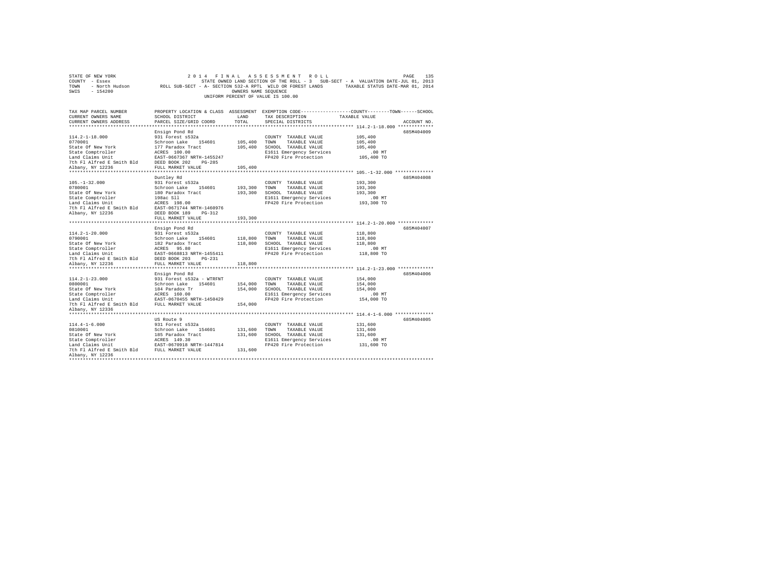STATE OF NEW YORK — 2014 FINAL ASSESSMENT ROLL — PAGE 135
COUNTY - Essex — STATE OWNED LAND SECTION OF THE ROLL - 3 SUB-SECT - A VALUATION DATE-JUL 01, 2013
TOWN - North Hudson — ROLL SUB-SECT - A- SECTION 532-A RPTL WILD OR FOREST LANDS — TAXABLE STATUS DATE-MAR 01, 2014
SWIS - 154200 — OWNERS NAME SEQUENCE
UNIFORM PERCENT OF VALUE IS 100.00

| TAX MAP PARCEL NUMBER / CURRENT OWNERS NAME / CURRENT OWNERS ADDRESS | PROPERTY LOCATION & CLASS / SCHOOL DISTRICT / PARCEL SIZE/GRID COORD | ASSESSMENT LAND / TOTAL | EXEMPTION CODE / TAX DESCRIPTION / SPECIAL DISTRICTS | COUNTY / TOWN / SCHOOL TAXABLE VALUE | ACCOUNT NO. |
|---|---|---|---|---|---|
| 114.2-1-18.000 | Ensign Pond Rd | | | | 685M404009 |
| 0770001 | 931 Forest s532a | | COUNTY TAXABLE VALUE | 105,400 | |
| State Of New York | Schroon Lake 154601 | 105,400 | TOWN TAXABLE VALUE | 105,400 | |
| State Comptroller | 177 Paradox Tract | 105,400 | SCHOOL TAXABLE VALUE | 105,400 | |
| Land Claims Unit | ACRES 100.00 | | E1611 Emergency Services | .00 MT | |
| 7th Fl Alfred E Smith Bld | EAST-0667367 NRTH-1455247 | | FP420 Fire Protection | 105,400 TO | |
| Albany, NY 12236 | DEED BOOK 202 PG-285 | | | | |
| | FULL MARKET VALUE | 105,400 | | | |
| 105.-1-32.000 | Duntley Rd | | | | 685M404008 |
| 0780001 | 931 Forest s532a | | COUNTY TAXABLE VALUE | 193,300 | |
| State Of New York | Schroon Lake 154601 | 193,300 | TOWN TAXABLE VALUE | 193,300 | |
| State Comptroller | 180 Paradox Tract | 193,300 | SCHOOL TAXABLE VALUE | 193,300 | |
| Land Claims Unit | 198ac Sll | | E1611 Emergency Services | .00 MT | |
| 7th Fl Alfred E Smith Bld | ACRES 198.00 | | FP420 Fire Protection | 193,300 TO | |
| Albany, NY 12236 | EAST-0671744 NRTH-1460976 | | | | |
| | DEED BOOK 189 PG-312 | | | | |
| | FULL MARKET VALUE | 193,300 | | | |
| 114.2-1-20.000 | Ensign Pond Rd | | | | 685M404007 |
| 0790001 | 931 Forest s532a | | COUNTY TAXABLE VALUE | 118,800 | |
| State Of New York | Schroon Lake 154601 | 118,800 | TOWN TAXABLE VALUE | 118,800 | |
| State Comptroller | 182 Paradox Tract | 118,800 | SCHOOL TAXABLE VALUE | 118,800 | |
| Land Claims Unit | ACRES 95.80 | | E1611 Emergency Services | .00 MT | |
| 7th Fl Alfred E Smith Bld | EAST-0668813 NRTH-1455411 | | FP420 Fire Protection | 118,800 TO | |
| Albany, NY 12236 | DEED BOOK 203 PG-231 | | | | |
| | FULL MARKET VALUE | 118,800 | | | |
| 114.2-1-23.000 | Ensign Pond Rd | | | | 685M404006 |
| 0800001 | 931 Forest s532a - WTRFNT | | COUNTY TAXABLE VALUE | 154,000 | |
| State Of New York | Schroon Lake 154601 | 154,000 | TOWN TAXABLE VALUE | 154,000 | |
| State Comptroller | 184 Paradox Tr | 154,000 | SCHOOL TAXABLE VALUE | 154,000 | |
| Land Claims Unit | ACRES 160.00 | | E1611 Emergency Services | .00 MT | |
| 7th Fl Alfred E Smith Bld | EAST-0670455 NRTH-1450429 | | FP420 Fire Protection | 154,000 TO | |
| Albany, NY 12336 | FULL MARKET VALUE | 154,000 | | | |
| 114.4-1-6.000 | US Route 9 | | | | 685M404005 |
| 0810001 | 931 Forest s532a | | COUNTY TAXABLE VALUE | 131,600 | |
| State Of New York | Schroon Lake 154601 | 131,600 | TOWN TAXABLE VALUE | 131,600 | |
| State Comptroller | 185 Paradox Tract | 131,600 | SCHOOL TAXABLE VALUE | 131,600 | |
| Land Claims Unit | ACRES 149.30 | | E1611 Emergency Services | .00 MT | |
| 7th Fl Alfred E Smith Bld | EAST-0670918 NRTH-1447814 | | FP420 Fire Protection | 131,600 TO | |
| Albany, NY 12236 | FULL MARKET VALUE | 131,600 | | | |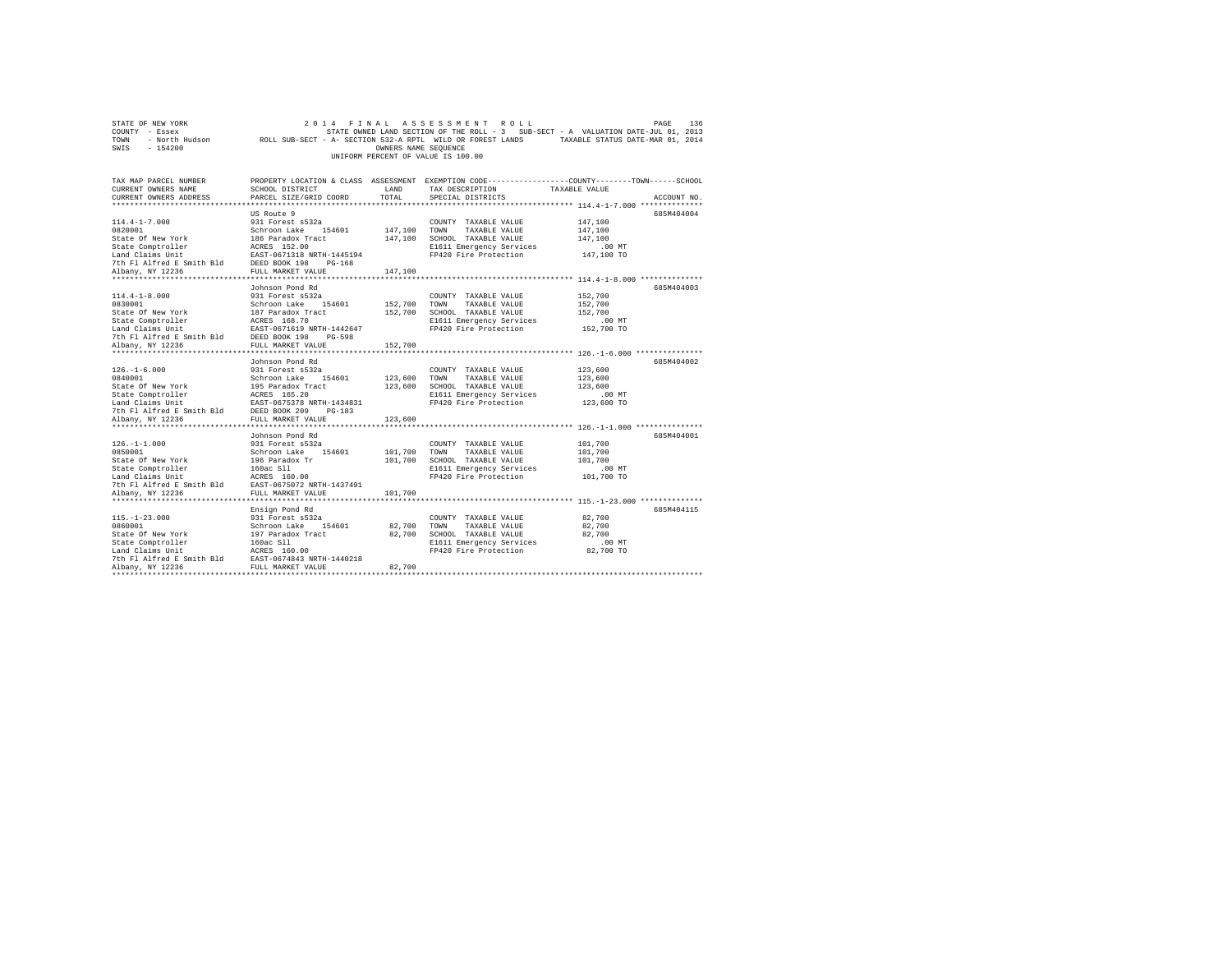STATE OF NEW YORK
COUNTY - Essex
TOWN - North Hudson
SWIS - 154200

2 0 1 4 F I N A L A S S E S S M E N T R O L L

STATE OWNED LAND SECTION OF THE ROLL - 3 SUB-SECT - A VALUATION DATE-JUL 01, 2013

ROLL SUB-SECT - A- SECTION 532-A RPTL WILD OR FOREST LANDS TAXABLE STATUS DATE-MAR 01, 2014

OWNERS NAME SEQUENCE

UNIFORM PERCENT OF VALUE IS 100.00

| TAX MAP PARCEL NUMBER / CURRENT OWNERS NAME / CURRENT OWNERS ADDRESS | PROPERTY LOCATION & CLASS / SCHOOL DISTRICT / PARCEL SIZE/GRID COORD | ASSESSMENT LAND / TOTAL | EXEMPTION CODE / TAX DESCRIPTION / SPECIAL DISTRICTS | TAXABLE VALUE (COUNTY / TOWN / SCHOOL) | ACCOUNT NO. |
|---|---|---|---|---|---|
| **114.4-1-7.000** | US Route 9 | | | | 685M404004 |
| 0820001 | 931 Forest s532a | | COUNTY TAXABLE VALUE | 147,100 | |
| State Of New York | Schroon Lake 154601 | 147,100 | TOWN TAXABLE VALUE | 147,100 | |
| State Comptroller | 186 Paradox Tract | 147,100 | SCHOOL TAXABLE VALUE | 147,100 | |
| Land Claims Unit | ACRES 152.00 | | E1611 Emergency Services | .00 MT | |
| 7th Fl Alfred E Smith Bld | EAST-0671318 NRTH-1445194 | | FP420 Fire Protection | 147,100 TO | |
| Albany, NY 12236 | DEED BOOK 198 PG-168 | | | | |
| | FULL MARKET VALUE | 147,100 | | | |
| **114.4-1-8.000** | Johnson Pond Rd | | | | 685M404003 |
| 0830001 | 931 Forest s532a | | COUNTY TAXABLE VALUE | 152,700 | |
| State Of New York | Schroon Lake 154601 | 152,700 | TOWN TAXABLE VALUE | 152,700 | |
| State Comptroller | 187 Paradox Tract | 152,700 | SCHOOL TAXABLE VALUE | 152,700 | |
| Land Claims Unit | ACRES 168.70 | | E1611 Emergency Services | .00 MT | |
| 7th Fl Alfred E Smith Bld | EAST-0671619 NRTH-1442647 | | FP420 Fire Protection | 152,700 TO | |
| Albany, NY 12236 | DEED BOOK 198 PG-598 | | | | |
| | FULL MARKET VALUE | 152,700 | | | |
| **126.-1-6.000** | Johnson Pond Rd | | | | 685M404002 |
| 0840001 | 931 Forest s532a | | COUNTY TAXABLE VALUE | 123,600 | |
| State Of New York | Schroon Lake 154601 | 123,600 | TOWN TAXABLE VALUE | 123,600 | |
| State Comptroller | 195 Paradox Tract | 123,600 | SCHOOL TAXABLE VALUE | 123,600 | |
| Land Claims Unit | ACRES 165.20 | | E1611 Emergency Services | .00 MT | |
| 7th Fl Alfred E Smith Bld | EAST-0675378 NRTH-1434831 | | FP420 Fire Protection | 123,600 TO | |
| Albany, NY 12236 | DEED BOOK 209 PG-183 | | | | |
| | FULL MARKET VALUE | 123,600 | | | |
| **126.-1-1.000** | Johnson Pond Rd | | | | 685M404001 |
| 0850001 | 931 Forest s532a | | COUNTY TAXABLE VALUE | 101,700 | |
| State Of New York | Schroon Lake 154601 | 101,700 | TOWN TAXABLE VALUE | 101,700 | |
| State Comptroller | 196 Paradox Tr | 101,700 | SCHOOL TAXABLE VALUE | 101,700 | |
| Land Claims Unit | 160ac Sll | | E1611 Emergency Services | .00 MT | |
| 7th Fl Alfred E Smith Bld | ACRES 160.00 | | FP420 Fire Protection | 101,700 TO | |
| Albany, NY 12236 | EAST-0675072 NRTH-1437491 | | | | |
| | FULL MARKET VALUE | 101,700 | | | |
| **115.-1-23.000** | Ensign Pond Rd | | | | 685M404115 |
| 0860001 | 931 Forest s532a | | COUNTY TAXABLE VALUE | 82,700 | |
| State Of New York | Schroon Lake 154601 | 82,700 | TOWN TAXABLE VALUE | 82,700 | |
| State Comptroller | 197 Paradox Tract | 82,700 | SCHOOL TAXABLE VALUE | 82,700 | |
| Land Claims Unit | 160ac Sll | | E1611 Emergency Services | .00 MT | |
| 7th Fl Alfred E Smith Bld | ACRES 160.00 | | FP420 Fire Protection | 82,700 TO | |
| Albany, NY 12236 | EAST-0674843 NRTH-1440218 | | | | |
| | FULL MARKET VALUE | 82,700 | | | |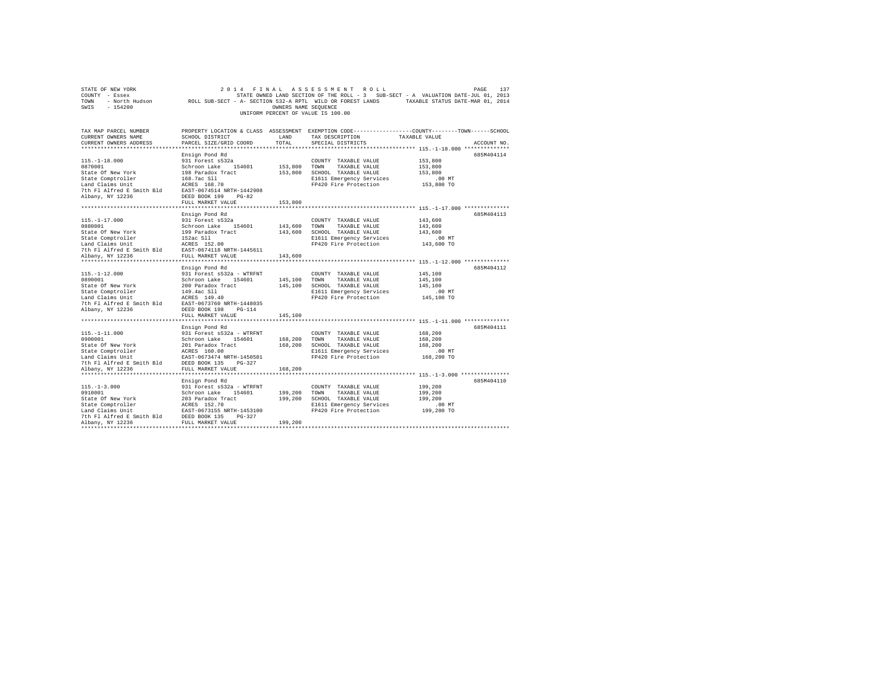STATE OF NEW YORK · COUNTY - Essex · TOWN - North Hudson · SWIS - 154200

2014 FINAL ASSESSMENT ROLL

STATE OWNED LAND SECTION OF THE ROLL - 3 SUB-SECT - A VALUATION DATE-JUL 01, 2013

ROLL SUB-SECT - A- SECTION 532-A RPTL WILD OR FOREST LANDS TAXABLE STATUS DATE-MAR 01, 2014

OWNERS NAME SEQUENCE

UNIFORM PERCENT OF VALUE IS 100.00

| TAX MAP PARCEL NUMBER / CURRENT OWNERS NAME / CURRENT OWNERS ADDRESS | PROPERTY LOCATION & CLASS / SCHOOL DISTRICT / PARCEL SIZE/GRID COORD | ASSESSMENT LAND / TOTAL | EXEMPTION CODE / TAX DESCRIPTION / SPECIAL DISTRICTS | COUNTY / TOWN / SCHOOL TAXABLE VALUE | ACCOUNT NO. |
|---|---|---|---|---|---|
| 115.-1-18.000 | Ensign Pond Rd | | | | 685M404114 |
| | 931 Forest s532a | | COUNTY TAXABLE VALUE | 153,800 | |
| 0870001 | Schroon Lake 154601 | 153,800 | TOWN TAXABLE VALUE | 153,800 | |
| State Of New York | 198 Paradox Tract | 153,800 | SCHOOL TAXABLE VALUE | 153,800 | |
| State Comptroller | 168.7ac Sll | | E1611 Emergency Services | .00 MT | |
| Land Claims Unit | ACRES 168.70 | | FP420 Fire Protection | 153,800 TO | |
| 7th Fl Alfred E Smith Bld | EAST-0674514 NRTH-1442908 | | | | |
| Albany, NY 12236 | DEED BOOK 199 PG-82 | | | | |
| | FULL MARKET VALUE | 153,800 | | | |
| 115.-1-17.000 | Ensign Pond Rd | | | | 685M404113 |
| | 931 Forest s532a | | COUNTY TAXABLE VALUE | 143,600 | |
| 0880001 | Schroon Lake 154601 | 143,600 | TOWN TAXABLE VALUE | 143,600 | |
| State Of New York | 199 Paradox Tract | 143,600 | SCHOOL TAXABLE VALUE | 143,600 | |
| State Comptroller | 152ac Sll | | E1611 Emergency Services | .00 MT | |
| Land Claims Unit | ACRES 152.00 | | FP420 Fire Protection | 143,600 TO | |
| 7th Fl Alfred E Smith Bld | EAST-0674118 NRTH-1445611 | | | | |
| Albany, NY 12236 | FULL MARKET VALUE | 143,600 | | | |
| 115.-1-12.000 | Ensign Pond Rd | | | | 685M404112 |
| | 931 Forest s532a - WTRFNT | | COUNTY TAXABLE VALUE | 145,100 | |
| 0890001 | Schroon Lake 154601 | 145,100 | TOWN TAXABLE VALUE | 145,100 | |
| State Of New York | 200 Paradox Tract | 145,100 | SCHOOL TAXABLE VALUE | 145,100 | |
| State Comptroller | 149.4ac Sll | | E1611 Emergency Services | .00 MT | |
| Land Claims Unit | ACRES 149.40 | | FP420 Fire Protection | 145,100 TO | |
| 7th Fl Alfred E Smith Bld | EAST-0673760 NRTH-1448035 | | | | |
| Albany, NY 12236 | DEED BOOK 198 PG-114 | | | | |
| | FULL MARKET VALUE | 145,100 | | | |
| 115.-1-11.000 | Ensign Pond Rd | | | | 685M404111 |
| | 931 Forest s532a - WTRFNT | | COUNTY TAXABLE VALUE | 168,200 | |
| 0900001 | Schroon Lake 154601 | 168,200 | TOWN TAXABLE VALUE | 168,200 | |
| State Of New York | 201 Paradox Tract | 168,200 | SCHOOL TAXABLE VALUE | 168,200 | |
| State Comptroller | ACRES 160.00 | | E1611 Emergency Services | .00 MT | |
| Land Claims Unit | EAST-0673474 NRTH-1450581 | | FP420 Fire Protection | 168,200 TO | |
| 7th Fl Alfred E Smith Bld | DEED BOOK 135 PG-327 | | | | |
| Albany, NY 12236 | FULL MARKET VALUE | 168,200 | | | |
| 115.-1-3.000 | Ensign Pond Rd | | | | 685M404110 |
| | 931 Forest s532a - WTRFNT | | COUNTY TAXABLE VALUE | 199,200 | |
| 0910001 | Schroon Lake 154601 | 199,200 | TOWN TAXABLE VALUE | 199,200 | |
| State Of New York | 203 Paradox Tract | 199,200 | SCHOOL TAXABLE VALUE | 199,200 | |
| State Comptroller | ACRES 152.70 | | E1611 Emergency Services | .00 MT | |
| Land Claims Unit | EAST-0673155 NRTH-1453100 | | FP420 Fire Protection | 199,200 TO | |
| 7th Fl Alfred E Smith Bld | DEED BOOK 135 PG-327 | | | | |
| Albany, NY 12236 | FULL MARKET VALUE | 199,200 | | | |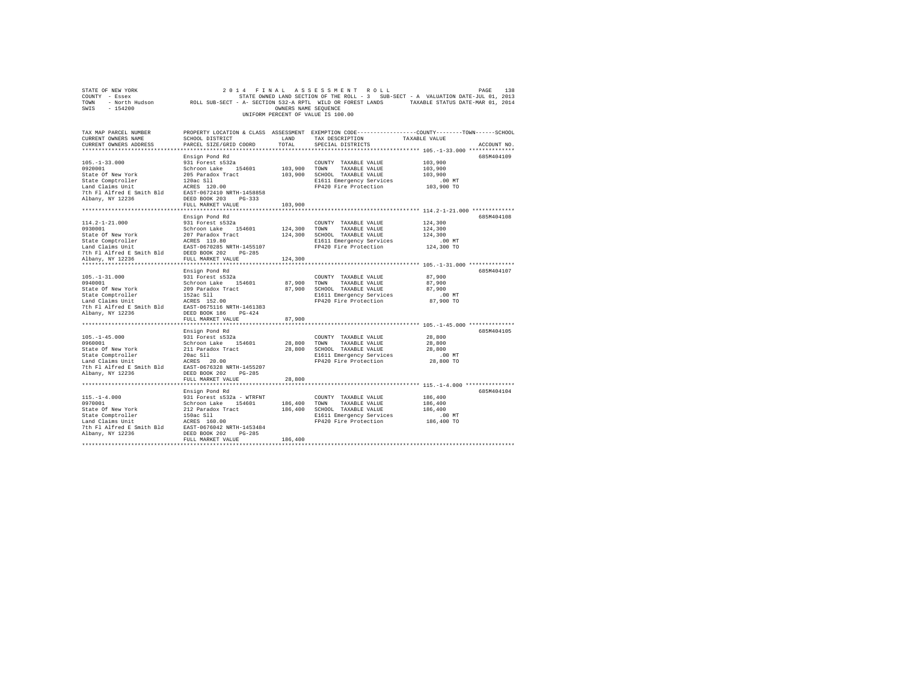STATE OF NEW YORK — 2014 FINAL ASSESSMENT ROLL
COUNTY - Essex — STATE OWNED LAND SECTION OF THE ROLL - 3 SUB-SECT - A VALUATION DATE-JUL 01, 2013
TOWN - North Hudson — ROLL SUB-SECT - A- SECTION 532-A RPTL WILD OR FOREST LANDS — TAXABLE STATUS DATE-MAR 01, 2014
SWIS - 154200 — OWNERS NAME SEQUENCE
UNIFORM PERCENT OF VALUE IS 100.00

| TAX MAP PARCEL NUMBER / CURRENT OWNERS NAME / CURRENT OWNERS ADDRESS | PROPERTY LOCATION & CLASS / SCHOOL DISTRICT / PARCEL SIZE/GRID COORD | ASSESSMENT LAND | TOTAL | EXEMPTION CODE / TAX DESCRIPTION / SPECIAL DISTRICTS | COUNTY--------TOWN------SCHOOL TAXABLE VALUE | ACCOUNT NO. |
|---|---|---|---|---|---|---|
| 105.-1-33.000 | Ensign Pond Rd | | | | | 685M404109 |
| 0920001 | 931 Forest s532a | | | COUNTY TAXABLE VALUE | 103,900 | |
| State Of New York | Schroon Lake 154601 | 103,900 | | TOWN TAXABLE VALUE | 103,900 | |
| State Comptroller | 205 Paradox Tract | | 103,900 | SCHOOL TAXABLE VALUE | 103,900 | |
| Land Claims Unit | 120ac Sll | | | E1611 Emergency Services | .00 MT | |
| 7th Fl Alfred E Smith Bld | ACRES 120.00 | | | FP420 Fire Protection | 103,900 TO | |
| Albany, NY 12236 | EAST-0672410 NRTH-1458858 | | | | | |
| | DEED BOOK 203 PG-333 | | | | | |
| | FULL MARKET VALUE | | 103,900 | | | |
| 114.2-1-21.000 | Ensign Pond Rd | | | | | 685M404108 |
| 0930001 | 931 Forest s532a | | | COUNTY TAXABLE VALUE | 124,300 | |
| State Of New York | Schroon Lake 154601 | 124,300 | | TOWN TAXABLE VALUE | 124,300 | |
| State Comptroller | 207 Paradox Tract | | 124,300 | SCHOOL TAXABLE VALUE | 124,300 | |
| Land Claims Unit | ACRES 119.80 | | | E1611 Emergency Services | .00 MT | |
| 7th Fl Alfred E Smith Bld | EAST-0670285 NRTH-1455107 | | | FP420 Fire Protection | 124,300 TO | |
| Albany, NY 12236 | DEED BOOK 202 PG-285 | | | | | |
| | FULL MARKET VALUE | | 124,300 | | | |
| 105.-1-31.000 | Ensign Pond Rd | | | | | 685M404107 |
| 0940001 | 931 Forest s532a | | | COUNTY TAXABLE VALUE | 87,900 | |
| State Of New York | Schroon Lake 154601 | 87,900 | | TOWN TAXABLE VALUE | 87,900 | |
| State Comptroller | 209 Paradox Tract | | 87,900 | SCHOOL TAXABLE VALUE | 87,900 | |
| Land Claims Unit | 152ac Sll | | | E1611 Emergency Services | .00 MT | |
| 7th Fl Alfred E Smith Bld | ACRES 152.00 | | | FP420 Fire Protection | 87,900 TO | |
| Albany, NY 12236 | EAST-0675116 NRTH-1461383 | | | | | |
| | DEED BOOK 186 PG-424 | | | | | |
| | FULL MARKET VALUE | | 87,900 | | | |
| 105.-1-45.000 | Ensign Pond Rd | | | | | 685M404105 |
| 0960001 | 931 Forest s532a | | | COUNTY TAXABLE VALUE | 28,800 | |
| State Of New York | Schroon Lake 154601 | 28,800 | | TOWN TAXABLE VALUE | 28,800 | |
| State Comptroller | 211 Paradox Tract | | 28,800 | SCHOOL TAXABLE VALUE | 28,800 | |
| Land Claims Unit | 20ac Sll | | | E1611 Emergency Services | .00 MT | |
| 7th Fl Alfred E Smith Bld | ACRES 20.00 | | | FP420 Fire Protection | 28,800 TO | |
| Albany, NY 12236 | EAST-0676328 NRTH-1455207 | | | | | |
| | DEED BOOK 202 PG-285 | | | | | |
| | FULL MARKET VALUE | | 28,800 | | | |
| 115.-1-4.000 | Ensign Pond Rd | | | | | 685M404104 |
| 0970001 | 931 Forest s532a - WTRFNT | | | COUNTY TAXABLE VALUE | 186,400 | |
| State Of New York | Schroon Lake 154601 | 186,400 | | TOWN TAXABLE VALUE | 186,400 | |
| State Comptroller | 212 Paradox Tract | | 186,400 | SCHOOL TAXABLE VALUE | 186,400 | |
| Land Claims Unit | 150ac Sll | | | E1611 Emergency Services | .00 MT | |
| 7th Fl Alfred E Smith Bld | ACRES 160.00 | | | FP420 Fire Protection | 186,400 TO | |
| Albany, NY 12236 | EAST-0676042 NRTH-1453484 | | | | | |
| | DEED BOOK 202 PG-285 | | | | | |
| | FULL MARKET VALUE | | 186,400 | | | |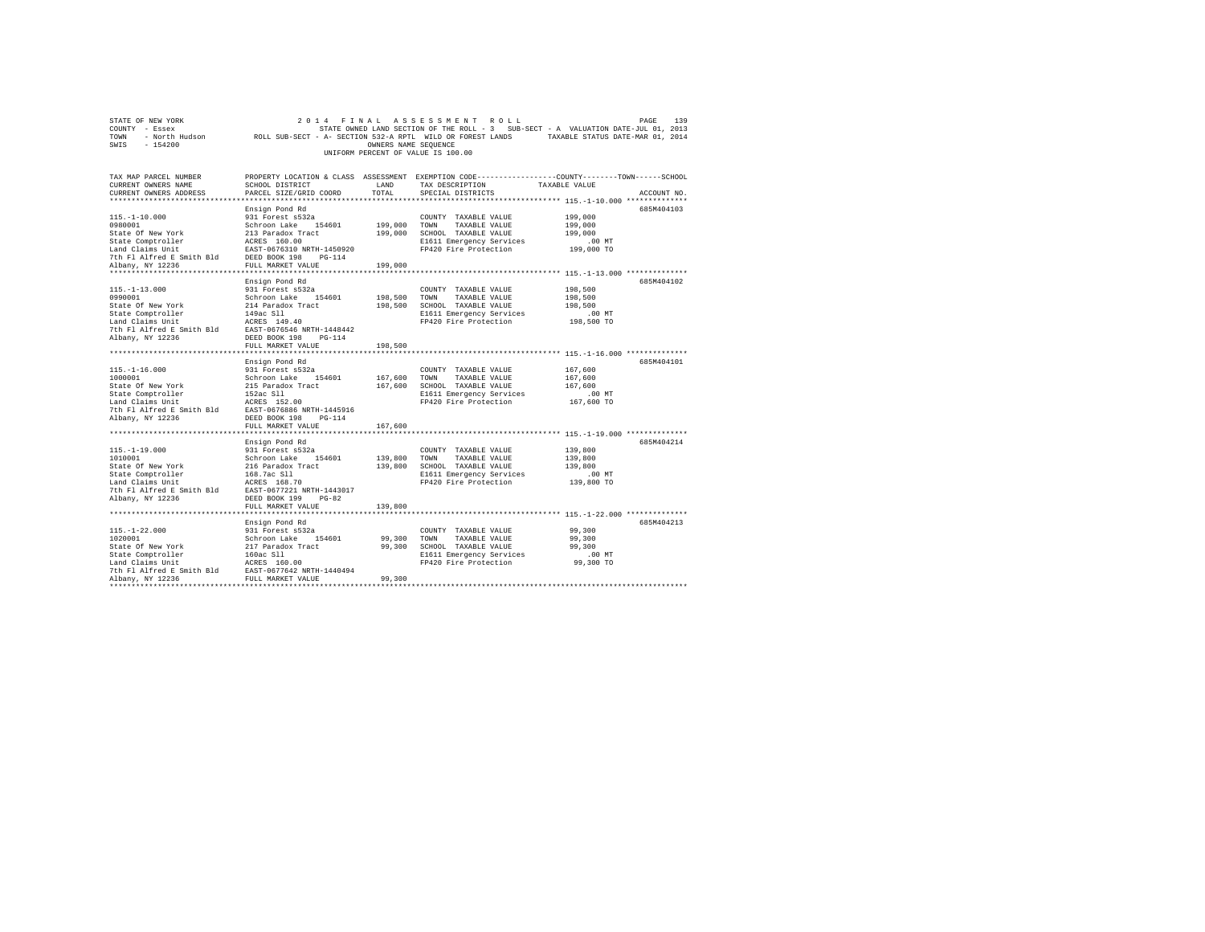STATE OF NEW YORK  
COUNTY - Essex  
TOWN - North Hudson  
SWIS - 154200

2014 FINAL ASSESSMENT ROLL  
STATE OWNED LAND SECTION OF THE ROLL - 3 SUB-SECT - A VALUATION DATE-JUL 01, 2013  
ROLL SUB-SECT - A- SECTION 532-A RPTL WILD OR FOREST LANDS TAXABLE STATUS DATE-MAR 01, 2014  
OWNERS NAME SEQUENCE  
UNIFORM PERCENT OF VALUE IS 100.00

| TAX MAP PARCEL NUMBER / CURRENT OWNERS NAME / CURRENT OWNERS ADDRESS | PROPERTY LOCATION & CLASS / SCHOOL DISTRICT / PARCEL SIZE/GRID COORD | ASSESSMENT LAND | TOTAL | EXEMPTION CODE / TAX DESCRIPTION / SPECIAL DISTRICTS | TAXABLE VALUE (COUNTY / TOWN / SCHOOL) | ACCOUNT NO. |
|---|---|---|---|---|---|---|
| 115.-1-10.000 | Ensign Pond Rd | | | | | 685M404103 |
| | 931 Forest s532a | | | COUNTY TAXABLE VALUE | 199,000 | |
| 0980001 | Schroon Lake 154601 | 199,000 | | TOWN TAXABLE VALUE | 199,000 | |
| State Of New York | 213 Paradox Tract | | 199,000 | SCHOOL TAXABLE VALUE | 199,000 | |
| State Comptroller | ACRES 160.00 | | | E1611 Emergency Services | .00 MT | |
| Land Claims Unit | EAST-0676310 NRTH-1450920 | | | FP420 Fire Protection | 199,000 TO | |
| 7th Fl Alfred E Smith Bld | DEED BOOK 198 PG-114 | | | | | |
| Albany, NY 12236 | FULL MARKET VALUE | | 199,000 | | | |
| 115.-1-13.000 | Ensign Pond Rd | | | | | 685M404102 |
| | 931 Forest s532a | | | COUNTY TAXABLE VALUE | 198,500 | |
| 0990001 | Schroon Lake 154601 | 198,500 | | TOWN TAXABLE VALUE | 198,500 | |
| State Of New York | 214 Paradox Tract | | 198,500 | SCHOOL TAXABLE VALUE | 198,500 | |
| State Comptroller | 149ac Sll | | | E1611 Emergency Services | .00 MT | |
| Land Claims Unit | ACRES 149.40 | | | FP420 Fire Protection | 198,500 TO | |
| 7th Fl Alfred E Smith Bld | EAST-0676546 NRTH-1448442 | | | | | |
| Albany, NY 12236 | DEED BOOK 198 PG-114 | | | | | |
| | FULL MARKET VALUE | | 198,500 | | | |
| 115.-1-16.000 | Ensign Pond Rd | | | | | 685M404101 |
| | 931 Forest s532a | | | COUNTY TAXABLE VALUE | 167,600 | |
| 1000001 | Schroon Lake 154601 | 167,600 | | TOWN TAXABLE VALUE | 167,600 | |
| State Of New York | 215 Paradox Tract | | 167,600 | SCHOOL TAXABLE VALUE | 167,600 | |
| State Comptroller | 152ac Sll | | | E1611 Emergency Services | .00 MT | |
| Land Claims Unit | ACRES 152.00 | | | FP420 Fire Protection | 167,600 TO | |
| 7th Fl Alfred E Smith Bld | EAST-0676886 NRTH-1445916 | | | | | |
| Albany, NY 12236 | DEED BOOK 198 PG-114 | | | | | |
| | FULL MARKET VALUE | | 167,600 | | | |
| 115.-1-19.000 | Ensign Pond Rd | | | | | 685M404214 |
| | 931 Forest s532a | | | COUNTY TAXABLE VALUE | 139,800 | |
| 1010001 | Schroon Lake 154601 | 139,800 | | TOWN TAXABLE VALUE | 139,800 | |
| State Of New York | 216 Paradox Tract | | 139,800 | SCHOOL TAXABLE VALUE | 139,800 | |
| State Comptroller | 168.7ac Sll | | | E1611 Emergency Services | .00 MT | |
| Land Claims Unit | ACRES 168.70 | | | FP420 Fire Protection | 139,800 TO | |
| 7th Fl Alfred E Smith Bld | EAST-0677221 NRTH-1443017 | | | | | |
| Albany, NY 12236 | DEED BOOK 199 PG-82 | | | | | |
| | FULL MARKET VALUE | | 139,800 | | | |
| 115.-1-22.000 | Ensign Pond Rd | | | | | 685M404213 |
| | 931 Forest s532a | | | COUNTY TAXABLE VALUE | 99,300 | |
| 1020001 | Schroon Lake 154601 | 99,300 | | TOWN TAXABLE VALUE | 99,300 | |
| State Of New York | 217 Paradox Tract | | 99,300 | SCHOOL TAXABLE VALUE | 99,300 | |
| State Comptroller | 160ac Sll | | | E1611 Emergency Services | .00 MT | |
| Land Claims Unit | ACRES 160.00 | | | FP420 Fire Protection | 99,300 TO | |
| 7th Fl Alfred E Smith Bld | EAST-0677642 NRTH-1440494 | | | | | |
| Albany, NY 12236 | FULL MARKET VALUE | | 99,300 | | | |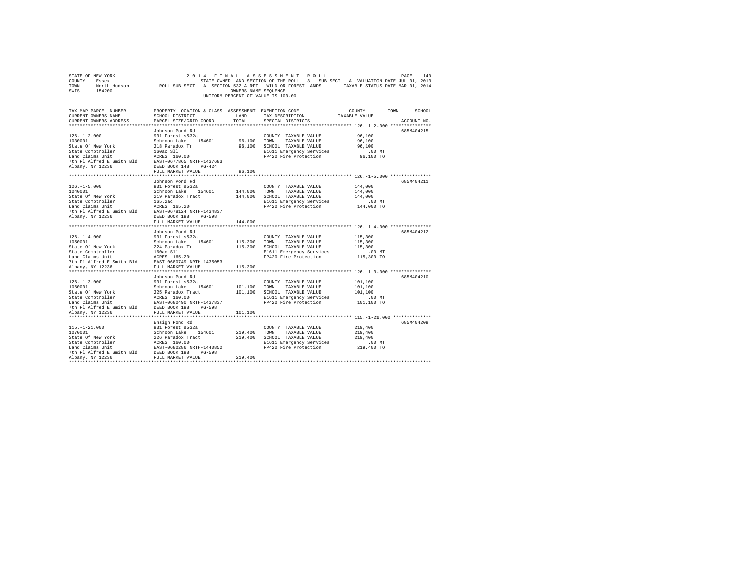```
STATE OF NEW YORK                    2 0 1 4   F I N A L   A S S E S S M E N T   R O L L                        PAGE   140
COUNTY  - Essex                       STATE OWNED LAND SECTION OF THE ROLL - 3   SUB-SECT - A  VALUATION DATE-JUL 01, 2013
TOWN    - North Hudson        ROLL SUB-SECT - A- SECTION 532-A RPTL  WILD OR FOREST LANDS        TAXABLE STATUS DATE-MAR 01, 2014
SWIS    - 154200                                           OWNERS NAME SEQUENCE
                                                    UNIFORM PERCENT OF VALUE IS 100.00

TAX MAP PARCEL NUMBER          PROPERTY LOCATION & CLASS  ASSESSMENT  EXEMPTION CODE------------------COUNTY--------TOWN------SCHOOL
CURRENT OWNERS NAME            SCHOOL DISTRICT               LAND      TAX DESCRIPTION            TAXABLE VALUE
CURRENT OWNERS ADDRESS         PARCEL SIZE/GRID COORD        TOTAL     SPECIAL DISTRICTS                                  ACCOUNT NO.
******************************************************************************************************* 126.-1-2.000 ***************
                               Johnson Pond Rd                                                                          685M404215
126.-1-2.000                   931 Forest s532a                        COUNTY  TAXABLE VALUE           96,100
1030001                        Schroon Lake    154601       96,100    TOWN    TAXABLE VALUE           96,100
State Of New York              218 Paradox Tr               96,100    SCHOOL  TAXABLE VALUE           96,100
State Comptroller              160ac Sll                               E1611 Emergency Services          .00 MT
Land Claims Unit               ACRES  160.00                           FP420 Fire Protection           96,100 TO
7th Fl Alfred E Smith Bld      EAST-0677865 NRTH-1437683
Albany, NY 12236               DEED BOOK 148    PG-424
                               FULL MARKET VALUE            96,100
******************************************************************************************************* 126.-1-5.000 ***************
                               Johnson Pond Rd                                                                          685M404211
126.-1-5.000                   931 Forest s532a                        COUNTY  TAXABLE VALUE          144,000
1040001                        Schroon Lake    154601      144,000    TOWN    TAXABLE VALUE          144,000
State Of New York              219 Paradox Tract           144,000    SCHOOL  TAXABLE VALUE          144,000
State Comptroller              165.2ac                                 E1611 Emergency Services          .00 MT
Land Claims Unit               ACRES  165.20                           FP420 Fire Protection          144,000 TO
7th Fl Alfred E Smith Bld      EAST-0678124 NRTH-1434837
Albany, NY 12236               DEED BOOK 198    PG-598
                               FULL MARKET VALUE           144,000
******************************************************************************************************* 126.-1-4.000 ***************
                               Johnson Pond Rd                                                                          685M404212
126.-1-4.000                   931 Forest s532a                        COUNTY  TAXABLE VALUE          115,300
1050001                        Schroon Lake    154601      115,300    TOWN    TAXABLE VALUE          115,300
State Of New York              224 Paradox Tr              115,300    SCHOOL  TAXABLE VALUE          115,300
State Comptroller              160ac Sll                               E1611 Emergency Services          .00 MT
Land Claims Unit               ACRES  165.20                           FP420 Fire Protection          115,300 TO
7th Fl Alfred E Smith Bld      EAST-0680749 NRTH-1435053
Albany, NY 12236               FULL MARKET VALUE           115,300
******************************************************************************************************* 126.-1-3.000 ***************
                               Johnson Pond Rd                                                                          685M404210
126.-1-3.000                   931 Forest s532a                        COUNTY  TAXABLE VALUE          101,100
1060001                        Schroon Lake    154601      101,100    TOWN    TAXABLE VALUE          101,100
State Of New York              225 Paradox Tract           101,100    SCHOOL  TAXABLE VALUE          101,100
State Comptroller              ACRES  160.00                           E1611 Emergency Services          .00 MT
Land Claims Unit               EAST-0680490 NRTH-1437837               FP420 Fire Protection          101,100 TO
7th Fl Alfred E Smith Bld      DEED BOOK 198    PG-598
Albany, NY 12236               FULL MARKET VALUE           101,100
******************************************************************************************************* 115.-1-21.000 **************
                               Ensign Pond Rd                                                                           685M404209
115.-1-21.000                  931 Forest s532a                        COUNTY  TAXABLE VALUE          219,400
1070001                        Schroon Lake    154601      219,400    TOWN    TAXABLE VALUE          219,400
State Of New York              226 Paradox Tract           219,400    SCHOOL  TAXABLE VALUE          219,400
State Comptroller              ACRES  160.00                           E1611 Emergency Services          .00 MT
Land Claims Unit               EAST-0680286 NRTH-1440852               FP420 Fire Protection          219,400 TO
7th Fl Alfred E Smith Bld      DEED BOOK 198    PG-598
Albany, NY 12236               FULL MARKET VALUE           219,400
************************************************************************************************************************************
```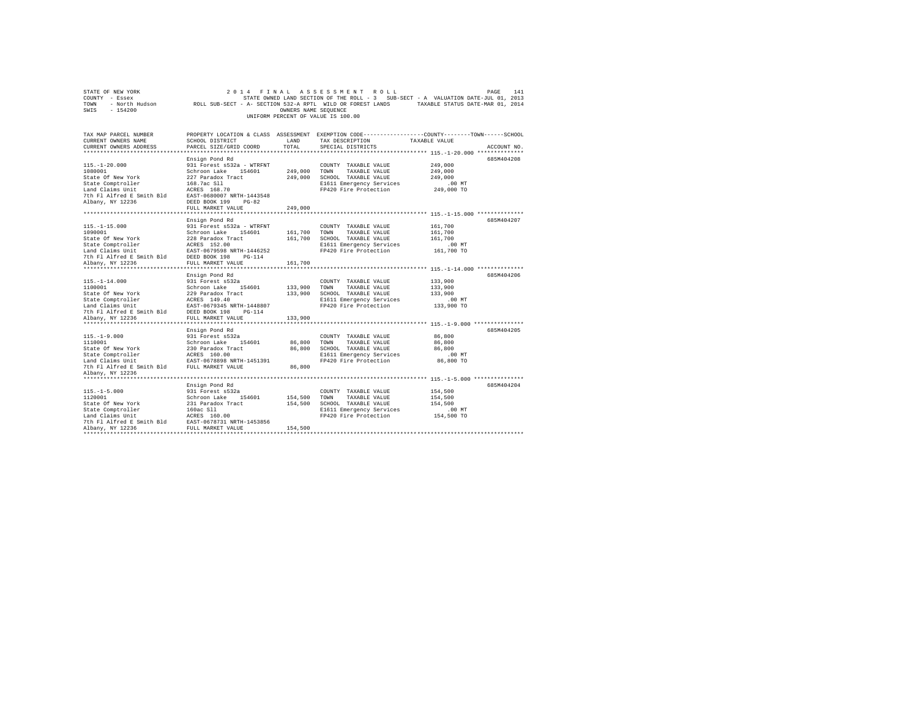STATE OF NEW YORK — 2014 FINAL ASSESSMENT ROLL
COUNTY - Essex — STATE OWNED LAND SECTION OF THE ROLL - 3 SUB-SECT - A VALUATION DATE-JUL 01, 2013
TOWN - North Hudson — ROLL SUB-SECT - A- SECTION 532-A RPTL WILD OR FOREST LANDS — TAXABLE STATUS DATE-MAR 01, 2014
SWIS - 154200 — OWNERS NAME SEQUENCE
UNIFORM PERCENT OF VALUE IS 100.00

| TAX MAP PARCEL NUMBER / CURRENT OWNERS NAME / CURRENT OWNERS ADDRESS | PROPERTY LOCATION & CLASS / SCHOOL DISTRICT / PARCEL SIZE/GRID COORD | ASSESSMENT LAND / TOTAL | EXEMPTION CODE / TAX DESCRIPTION / SPECIAL DISTRICTS | COUNTY / TOWN / SCHOOL TAXABLE VALUE | ACCOUNT NO. |
|---|---|---|---|---|---|
| 115.-1-20.000 | Ensign Pond Rd | | | | 685M404208 |
| 1080001 | 931 Forest s532a - WTRFNT | | COUNTY TAXABLE VALUE | 249,000 | |
| State Of New York | Schroon Lake 154601 | 249,000 | TOWN TAXABLE VALUE | 249,000 | |
| State Comptroller | 227 Paradox Tract | 249,000 | SCHOOL TAXABLE VALUE | 249,000 | |
| Land Claims Unit | 168.7ac Sll | | E1611 Emergency Services | .00 MT | |
| 7th Fl Alfred E Smith Bld | ACRES 168.70 | | FP420 Fire Protection | 249,000 TO | |
| Albany, NY 12236 | EAST-0680007 NRTH-1443548 | | | | |
| | DEED BOOK 199 PG-82 | | | | |
| | FULL MARKET VALUE | 249,000 | | | |
| 115.-1-15.000 | Ensign Pond Rd | | | | 685M404207 |
| 1090001 | 931 Forest s532a - WTRFNT | | COUNTY TAXABLE VALUE | 161,700 | |
| State Of New York | Schroon Lake 154601 | 161,700 | TOWN TAXABLE VALUE | 161,700 | |
| State Comptroller | 228 Paradox Tract | 161,700 | SCHOOL TAXABLE VALUE | 161,700 | |
| Land Claims Unit | ACRES 152.00 | | E1611 Emergency Services | .00 MT | |
| 7th Fl Alfred E Smith Bld | EAST-0679598 NRTH-1446252 | | FP420 Fire Protection | 161,700 TO | |
| Albany, NY 12236 | DEED BOOK 198 PG-114 | | | | |
| | FULL MARKET VALUE | 161,700 | | | |
| 115.-1-14.000 | Ensign Pond Rd | | | | 685M404206 |
| 1100001 | 931 Forest s532a | | COUNTY TAXABLE VALUE | 133,900 | |
| State Of New York | Schroon Lake 154601 | 133,900 | TOWN TAXABLE VALUE | 133,900 | |
| State Comptroller | 229 Paradox Tract | 133,900 | SCHOOL TAXABLE VALUE | 133,900 | |
| Land Claims Unit | ACRES 149.40 | | E1611 Emergency Services | .00 MT | |
| 7th Fl Alfred E Smith Bld | EAST-0679345 NRTH-1448807 | | FP420 Fire Protection | 133,900 TO | |
| Albany, NY 12236 | DEED BOOK 198 PG-114 | | | | |
| | FULL MARKET VALUE | 133,900 | | | |
| 115.-1-9.000 | Ensign Pond Rd | | | | 685M404205 |
| 1110001 | 931 Forest s532a | | COUNTY TAXABLE VALUE | 86,800 | |
| State Of New York | Schroon Lake 154601 | 86,800 | TOWN TAXABLE VALUE | 86,800 | |
| State Comptroller | 230 Paradox Tract | 86,800 | SCHOOL TAXABLE VALUE | 86,800 | |
| Land Claims Unit | ACRES 160.00 | | E1611 Emergency Services | .00 MT | |
| 7th Fl Alfred E Smith Bld | EAST-0678898 NRTH-1451391 | | FP420 Fire Protection | 86,800 TO | |
| Albany, NY 12236 | FULL MARKET VALUE | 86,800 | | | |
| 115.-1-5.000 | Ensign Pond Rd | | | | 685M404204 |
| 1120001 | 931 Forest s532a | | COUNTY TAXABLE VALUE | 154,500 | |
| State Of New York | Schroon Lake 154601 | 154,500 | TOWN TAXABLE VALUE | 154,500 | |
| State Comptroller | 231 Paradox Tract | 154,500 | SCHOOL TAXABLE VALUE | 154,500 | |
| Land Claims Unit | 160ac Sll | | E1611 Emergency Services | .00 MT | |
| 7th Fl Alfred E Smith Bld | ACRES 160.00 | | FP420 Fire Protection | 154,500 TO | |
| Albany, NY 12236 | EAST-0678731 NRTH-1453856 | | | | |
| | FULL MARKET VALUE | 154,500 | | | |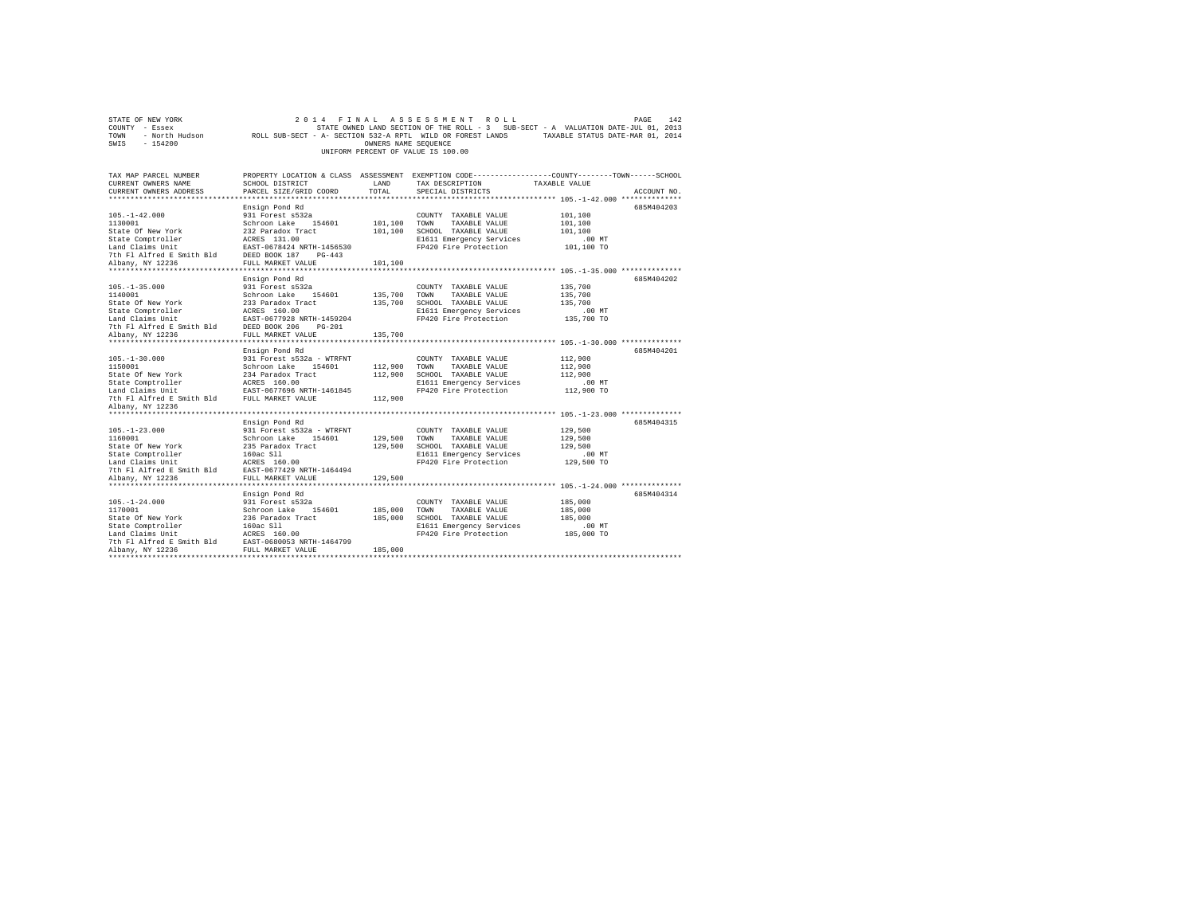STATE OF NEW YORK
COUNTY - Essex
TOWN - North Hudson
SWIS - 154200

2014 FINAL ASSESSMENT ROLL
STATE OWNED LAND SECTION OF THE ROLL - 3 SUB-SECT - A VALUATION DATE-JUL 01, 2013
ROLL SUB-SECT - A- SECTION 532-A RPTL WILD OR FOREST LANDS TAXABLE STATUS DATE-MAR 01, 2014
OWNERS NAME SEQUENCE
UNIFORM PERCENT OF VALUE IS 100.00

| TAX MAP PARCEL NUMBER / CURRENT OWNERS NAME / CURRENT OWNERS ADDRESS | PROPERTY LOCATION & CLASS / SCHOOL DISTRICT / PARCEL SIZE/GRID COORD | ASSESSMENT LAND | TOTAL | EXEMPTION CODE / TAX DESCRIPTION / SPECIAL DISTRICTS | TAXABLE VALUE | ACCOUNT NO. |
|---|---|---|---|---|---|---|
| 105.-1-42.000 | Ensign Pond Rd | | | | | 685M404203 |
| 1130001 | 931 Forest s532a | | | COUNTY TAXABLE VALUE | 101,100 | |
| State Of New York | Schroon Lake 154601 | 101,100 | | TOWN TAXABLE VALUE | 101,100 | |
| State Comptroller | 232 Paradox Tract | | 101,100 | SCHOOL TAXABLE VALUE | 101,100 | |
| Land Claims Unit | ACRES 131.00 | | | E1611 Emergency Services | .00 MT | |
| 7th Fl Alfred E Smith Bld | EAST-0678424 NRTH-1456530 | | | FP420 Fire Protection | 101,100 TO | |
| Albany, NY 12236 | DEED BOOK 187 PG-443 | | | | | |
| | FULL MARKET VALUE | | 101,100 | | | |
| 105.-1-35.000 | Ensign Pond Rd | | | | | 685M404202 |
| 1140001 | 931 Forest s532a | | | COUNTY TAXABLE VALUE | 135,700 | |
| State Of New York | Schroon Lake 154601 | 135,700 | | TOWN TAXABLE VALUE | 135,700 | |
| State Comptroller | 233 Paradox Tract | | 135,700 | SCHOOL TAXABLE VALUE | 135,700 | |
| Land Claims Unit | ACRES 160.00 | | | E1611 Emergency Services | .00 MT | |
| 7th Fl Alfred E Smith Bld | EAST-0677928 NRTH-1459204 | | | FP420 Fire Protection | 135,700 TO | |
| Albany, NY 12236 | DEED BOOK 206 PG-201 | | | | | |
| | FULL MARKET VALUE | | 135,700 | | | |
| 105.-1-30.000 | Ensign Pond Rd | | | | | 685M404201 |
| 1150001 | 931 Forest s532a - WTRFNT | | | COUNTY TAXABLE VALUE | 112,900 | |
| State Of New York | Schroon Lake 154601 | 112,900 | | TOWN TAXABLE VALUE | 112,900 | |
| State Comptroller | 234 Paradox Tract | | 112,900 | SCHOOL TAXABLE VALUE | 112,900 | |
| Land Claims Unit | ACRES 160.00 | | | E1611 Emergency Services | .00 MT | |
| 7th Fl Alfred E Smith Bld | EAST-0677696 NRTH-1461845 | | | FP420 Fire Protection | 112,900 TO | |
| Albany, NY 12236 | FULL MARKET VALUE | | 112,900 | | | |
| 105.-1-23.000 | Ensign Pond Rd | | | | | 685M404315 |
| 1160001 | 931 Forest s532a - WTRFNT | | | COUNTY TAXABLE VALUE | 129,500 | |
| State Of New York | Schroon Lake 154601 | 129,500 | | TOWN TAXABLE VALUE | 129,500 | |
| State Comptroller | 235 Paradox Tract | | 129,500 | SCHOOL TAXABLE VALUE | 129,500 | |
| Land Claims Unit | 160ac Sll | | | E1611 Emergency Services | .00 MT | |
| 7th Fl Alfred E Smith Bld | ACRES 160.00 | | | FP420 Fire Protection | 129,500 TO | |
| Albany, NY 12236 | EAST-0677429 NRTH-1464494 | | | | | |
| | FULL MARKET VALUE | | 129,500 | | | |
| 105.-1-24.000 | Ensign Pond Rd | | | | | 685M404314 |
| 1170001 | 931 Forest s532a | | | COUNTY TAXABLE VALUE | 185,000 | |
| State Of New York | Schroon Lake 154601 | 185,000 | | TOWN TAXABLE VALUE | 185,000 | |
| State Comptroller | 236 Paradox Tract | | 185,000 | SCHOOL TAXABLE VALUE | 185,000 | |
| Land Claims Unit | 160ac Sll | | | E1611 Emergency Services | .00 MT | |
| 7th Fl Alfred E Smith Bld | ACRES 160.00 | | | FP420 Fire Protection | 185,000 TO | |
| Albany, NY 12236 | EAST-0680053 NRTH-1464799 | | | | | |
| | FULL MARKET VALUE | | 185,000 | | | |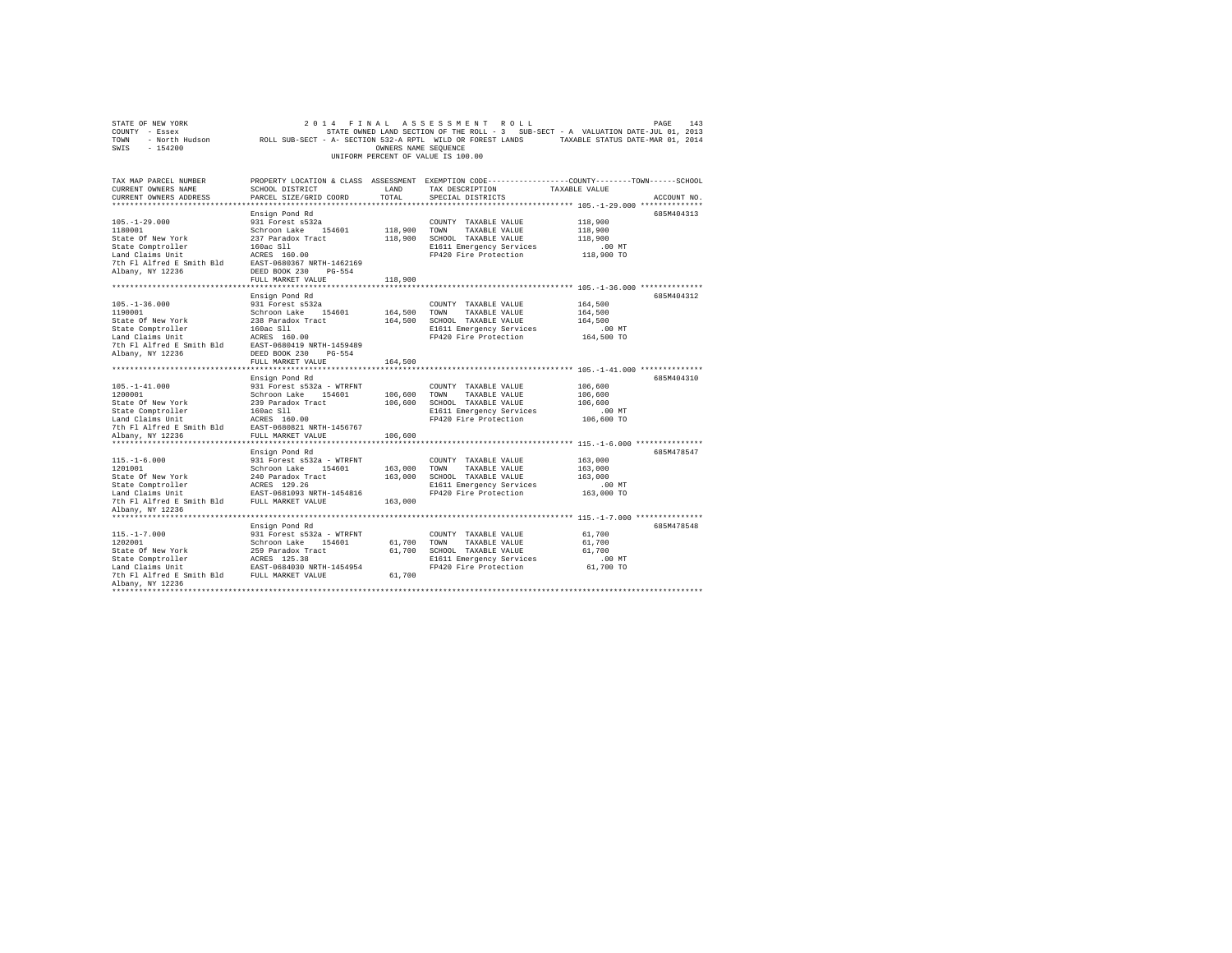STATE OF NEW YORK                    2 0 1 4   F I N A L   A S S E S S M E N T   R O L L
COUNTY - Essex                       STATE OWNED LAND SECTION OF THE ROLL - 3   SUB-SECT - A  VALUATION DATE-JUL 01, 2013
TOWN - North Hudson                  ROLL SUB-SECT - A- SECTION 532-A RPTL  WILD OR FOREST LANDS     TAXABLE STATUS DATE-MAR 01, 2014
SWIS - 154200                        OWNERS NAME SEQUENCE
UNIFORM PERCENT OF VALUE IS 100.00

| TAX MAP PARCEL NUMBER / CURRENT OWNERS NAME / CURRENT OWNERS ADDRESS | PROPERTY LOCATION & CLASS / SCHOOL DISTRICT / PARCEL SIZE/GRID COORD | ASSESSMENT LAND / TOTAL | EXEMPTION CODE / TAX DESCRIPTION / SPECIAL DISTRICTS | COUNTY--------TOWN------SCHOOL TAXABLE VALUE | ACCOUNT NO. |
|---|---|---|---|---|---|
| 105.-1-29.000 | Ensign Pond Rd | | | | 685M404313 |
| 1180001 | 931 Forest s532a | | COUNTY TAXABLE VALUE | 118,900 | |
| State Of New York | Schroon Lake 154601 | 118,900 | TOWN TAXABLE VALUE | 118,900 | |
| State Comptroller | 237 Paradox Tract | 118,900 | SCHOOL TAXABLE VALUE | 118,900 | |
| Land Claims Unit | 160ac Sll | | E1611 Emergency Services | .00 MT | |
| 7th Fl Alfred E Smith Bld | ACRES 160.00 | | FP420 Fire Protection | 118,900 TO | |
| Albany, NY 12236 | EAST-0680367 NRTH-1462169 | | | | |
| | DEED BOOK 230 PG-554 | | | | |
| | FULL MARKET VALUE | 118,900 | | | |
| 105.-1-36.000 | Ensign Pond Rd | | | | 685M404312 |
| 1190001 | 931 Forest s532a | | COUNTY TAXABLE VALUE | 164,500 | |
| State Of New York | Schroon Lake 154601 | 164,500 | TOWN TAXABLE VALUE | 164,500 | |
| State Comptroller | 238 Paradox Tract | 164,500 | SCHOOL TAXABLE VALUE | 164,500 | |
| Land Claims Unit | 160ac Sll | | E1611 Emergency Services | .00 MT | |
| 7th Fl Alfred E Smith Bld | ACRES 160.00 | | FP420 Fire Protection | 164,500 TO | |
| Albany, NY 12236 | EAST-0680419 NRTH-1459489 | | | | |
| | DEED BOOK 230 PG-554 | | | | |
| | FULL MARKET VALUE | 164,500 | | | |
| 105.-1-41.000 | Ensign Pond Rd | | | | 685M404310 |
| 1200001 | 931 Forest s532a - WTRFNT | | COUNTY TAXABLE VALUE | 106,600 | |
| State Of New York | Schroon Lake 154601 | 106,600 | TOWN TAXABLE VALUE | 106,600 | |
| State Comptroller | 239 Paradox Tract | 106,600 | SCHOOL TAXABLE VALUE | 106,600 | |
| Land Claims Unit | 160ac Sll | | E1611 Emergency Services | .00 MT | |
| 7th Fl Alfred E Smith Bld | ACRES 160.00 | | FP420 Fire Protection | 106,600 TO | |
| Albany, NY 12236 | EAST-0680821 NRTH-1456767 | | | | |
| | FULL MARKET VALUE | 106,600 | | | |
| 115.-1-6.000 | Ensign Pond Rd | | | | 685M478547 |
| 1201001 | 931 Forest s532a - WTRFNT | | COUNTY TAXABLE VALUE | 163,000 | |
| State Of New York | Schroon Lake 154601 | 163,000 | TOWN TAXABLE VALUE | 163,000 | |
| State Comptroller | 240 Paradox Tract | 163,000 | SCHOOL TAXABLE VALUE | 163,000 | |
| Land Claims Unit | ACRES 129.26 | | E1611 Emergency Services | .00 MT | |
| 7th Fl Alfred E Smith Bld | EAST-0681093 NRTH-1454816 | | FP420 Fire Protection | 163,000 TO | |
| Albany, NY 12236 | FULL MARKET VALUE | 163,000 | | | |
| 115.-1-7.000 | Ensign Pond Rd | | | | 685M478548 |
| 1202001 | 931 Forest s532a - WTRFNT | | COUNTY TAXABLE VALUE | 61,700 | |
| State Of New York | Schroon Lake 154601 | 61,700 | TOWN TAXABLE VALUE | 61,700 | |
| State Comptroller | 259 Paradox Tract | 61,700 | SCHOOL TAXABLE VALUE | 61,700 | |
| Land Claims Unit | ACRES 125.38 | | E1611 Emergency Services | .00 MT | |
| 7th Fl Alfred E Smith Bld | EAST-0684030 NRTH-1454954 | | FP420 Fire Protection | 61,700 TO | |
| Albany, NY 12236 | FULL MARKET VALUE | 61,700 | | | |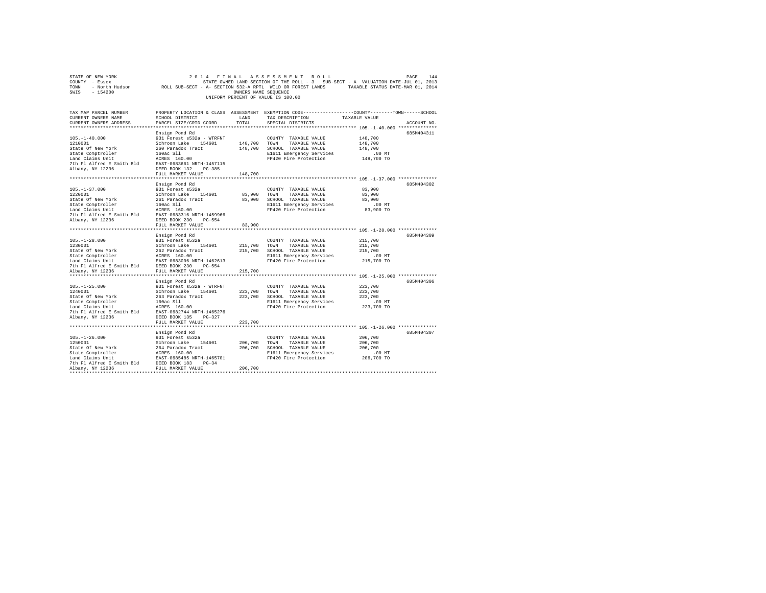STATE OF NEW YORK
COUNTY - Essex
TOWN - North Hudson
SWIS - 154200

2014 FINAL ASSESSMENT ROLL
STATE OWNED LAND SECTION OF THE ROLL - 3 SUB-SECT - A VALUATION DATE-JUL 01, 2013
ROLL SUB-SECT - A- SECTION 532-A RPTL WILD OR FOREST LANDS TAXABLE STATUS DATE-MAR 01, 2014
OWNERS NAME SEQUENCE
UNIFORM PERCENT OF VALUE IS 100.00

```
TAX MAP PARCEL NUMBER       PROPERTY LOCATION & CLASS  ASSESSMENT  EXEMPTION CODE-----------------COUNTY--------TOWN------SCHOOL
CURRENT OWNERS NAME         SCHOOL DISTRICT              LAND      TAX DESCRIPTION            TAXABLE VALUE
CURRENT OWNERS ADDRESS      PARCEL SIZE/GRID COORD       TOTAL     SPECIAL DISTRICTS                                  ACCOUNT NO.
******************************************************************************************************* 105.-1-40.000 **************
                            Ensign Pond Rd                                                                             685M404311
105.-1-40.000               931 Forest s532a - WTRFNT              COUNTY  TAXABLE VALUE         148,700
1210001                     Schroon Lake   154601      148,700    TOWN    TAXABLE VALUE         148,700
State Of New York           260 Paradox Tract          148,700    SCHOOL  TAXABLE VALUE         148,700
State Comptroller           160ac Sll                             E1611 Emergency Services            .00 MT
Land Claims Unit            ACRES  160.00                         FP420 Fire Protection           148,700 TO
7th Fl Alfred E Smith Bld   EAST-0683661 NRTH-1457115
Albany, NY 12236            DEED BOOK 132    PG-385
                            FULL MARKET VALUE          148,700
******************************************************************************************************* 105.-1-37.000 **************
                            Ensign Pond Rd                                                                             685M404302
105.-1-37.000               931 Forest s532a                       COUNTY  TAXABLE VALUE          83,900
1220001                     Schroon Lake   154601       83,900    TOWN    TAXABLE VALUE          83,900
State Of New York           261 Paradox Tract           83,900    SCHOOL  TAXABLE VALUE          83,900
State Comptroller           160ac Sll                             E1611 Emergency Services            .00 MT
Land Claims Unit            ACRES  160.00                         FP420 Fire Protection            83,900 TO
7th Fl Alfred E Smith Bld   EAST-0683316 NRTH-1459966
Albany, NY 12236            DEED BOOK 230    PG-554
                            FULL MARKET VALUE           83,900
******************************************************************************************************* 105.-1-28.000 **************
                            Ensign Pond Rd                                                                             685M404309
105.-1-28.000               931 Forest s532a                       COUNTY  TAXABLE VALUE         215,700
1230001                     Schroon Lake   154601      215,700    TOWN    TAXABLE VALUE         215,700
State Of New York           262 Paradox Tract          215,700    SCHOOL  TAXABLE VALUE         215,700
State Comptroller           ACRES  160.00                         E1611 Emergency Services            .00 MT
Land Claims Unit            EAST-0683006 NRTH-1462613             FP420 Fire Protection           215,700 TO
7th Fl Alfred E Smith Bld   DEED BOOK 230    PG-554
Albany, NY 12236            FULL MARKET VALUE          215,700
******************************************************************************************************* 105.-1-25.000 **************
                            Ensign Pond Rd                                                                             685M404306
105.-1-25.000               931 Forest s532a - WTRFNT              COUNTY  TAXABLE VALUE         223,700
1240001                     Schroon Lake   154601      223,700    TOWN    TAXABLE VALUE         223,700
State Of New York           263 Paradox Tract          223,700    SCHOOL  TAXABLE VALUE         223,700
State Comptroller           160ac Sll                             E1611 Emergency Services            .00 MT
Land Claims Unit            ACRES  160.00                         FP420 Fire Protection           223,700 TO
7th Fl Alfred E Smith Bld   EAST-0682744 NRTH-1465276
Albany, NY 12236            DEED BOOK 135    PG-327
                            FULL MARKET VALUE          223,700
******************************************************************************************************* 105.-1-26.000 **************
                            Ensign Pond Rd                                                                             685M404307
105.-1-26.000               931 Forest s532a                       COUNTY  TAXABLE VALUE         206,700
1250001                     Schroon Lake   154601      206,700    TOWN    TAXABLE VALUE         206,700
State Of New York           264 Paradox Tract          206,700    SCHOOL  TAXABLE VALUE         206,700
State Comptroller           ACRES  160.00                         E1611 Emergency Services            .00 MT
Land Claims Unit            EAST-0685485 NRTH-1465701             FP420 Fire Protection           206,700 TO
7th Fl Alfred E Smith Bld   DEED BOOK 183    PG-34
Albany, NY 12236            FULL MARKET VALUE          206,700
************************************************************************************************************************************
```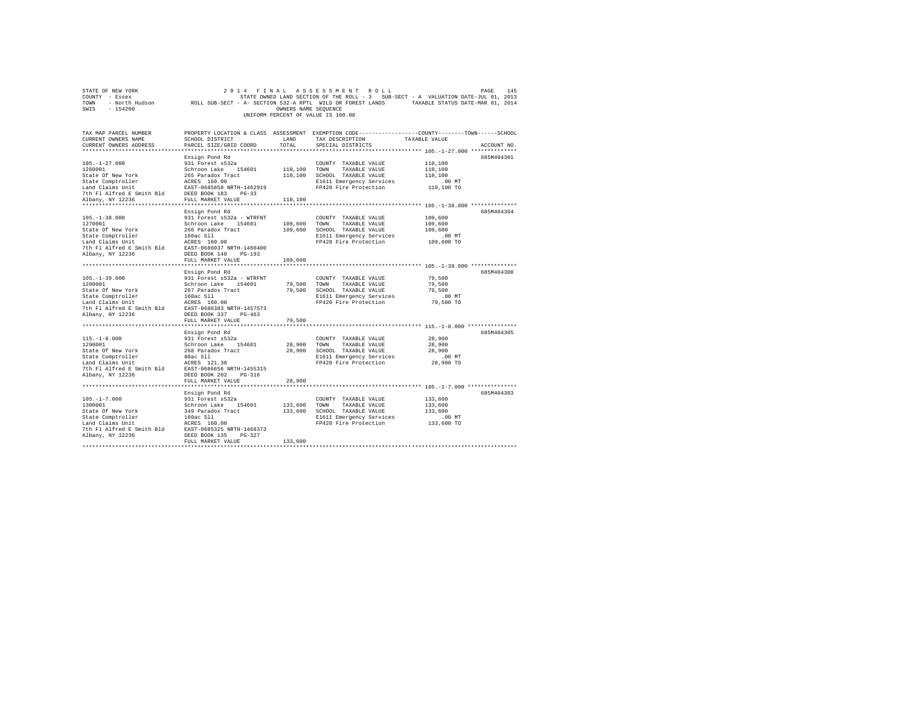STATE OF NEW YORK 2014 FINAL ASSESSMENT ROLL
COUNTY - Essex STATE OWNED LAND SECTION OF THE ROLL - 3 SUB-SECT - A VALUATION DATE-JUL 01, 2013
TOWN - North Hudson ROLL SUB-SECT - A- SECTION 532-A RPTL WILD OR FOREST LANDS TAXABLE STATUS DATE-MAR 01, 2014
SWIS - 154200 OWNERS NAME SEQUENCE
UNIFORM PERCENT OF VALUE IS 100.00

| TAX MAP PARCEL NUMBER / CURRENT OWNERS NAME / CURRENT OWNERS ADDRESS | PROPERTY LOCATION & CLASS / SCHOOL DISTRICT / PARCEL SIZE/GRID COORD | ASSESSMENT LAND | TOTAL | EXEMPTION CODE / TAX DESCRIPTION / SPECIAL DISTRICTS | TAXABLE VALUE (COUNTY / TOWN / SCHOOL) | ACCOUNT NO. |
|---|---|---|---|---|---|---|
| 105.-1-27.000 | Ensign Pond Rd | | | | | 685M404301 |
| 1260001 | 931 Forest s532a | | | COUNTY TAXABLE VALUE | 110,100 | |
| State Of New York | Schroon Lake 154601 | 110,100 | | TOWN TAXABLE VALUE | 110,100 | |
| State Comptroller | 265 Paradox Tract | | 110,100 | SCHOOL TAXABLE VALUE | 110,100 | |
| Land Claims Unit | ACRES 160.00 | | | E1611 Emergency Services | .00 MT | |
| 7th Fl Alfred E Smith Bld | EAST-0685858 NRTH-1462919 | | | FP420 Fire Protection | 110,100 TO | |
| Albany, NY 12236 | DEED BOOK 183 PG-33 | | | | | |
| | FULL MARKET VALUE | | 110,100 | | | |
| 105.-1-38.000 | Ensign Pond Rd | | | | | 685M404304 |
| 1270001 | 931 Forest s532a - WTRFNT | | | COUNTY TAXABLE VALUE | 109,600 | |
| State Of New York | Schroon Lake 154601 | 109,600 | | TOWN TAXABLE VALUE | 109,600 | |
| State Comptroller | 266 Paradox Tract | | 109,600 | SCHOOL TAXABLE VALUE | 109,600 | |
| Land Claims Unit | 160ac Sll | | | E1611 Emergency Services | .00 MT | |
| 7th Fl Alfred E Smith Bld | ACRES 160.00 | | | FP420 Fire Protection | 109,600 TO | |
| Albany, NY 12236 | EAST-0686037 NRTH-1460400 | | | | | |
| | DEED BOOK 140 PG-193 | | | | | |
| | FULL MARKET VALUE | | 109,600 | | | |
| 105.-1-39.000 | Ensign Pond Rd | | | | | 685M404308 |
| 1280001 | 931 Forest s532a - WTRFNT | | | COUNTY TAXABLE VALUE | 79,500 | |
| State Of New York | Schroon Lake 154601 | 79,500 | | TOWN TAXABLE VALUE | 79,500 | |
| State Comptroller | 267 Paradox Tract | | 79,500 | SCHOOL TAXABLE VALUE | 79,500 | |
| Land Claims Unit | 160ac Sll | | | E1611 Emergency Services | .00 MT | |
| 7th Fl Alfred E Smith Bld | ACRES 160.00 | | | FP420 Fire Protection | 79,500 TO | |
| Albany, NY 12236 | EAST-0686383 NRTH-1457573 | | | | | |
| | DEED BOOK 337 PG-463 | | | | | |
| | FULL MARKET VALUE | | 79,500 | | | |
| 115.-1-8.000 | Ensign Pond Rd | | | | | 685M404305 |
| 1290001 | 931 Forest s532a | | | COUNTY TAXABLE VALUE | 28,900 | |
| State Of New York | Schroon Lake 154601 | 28,900 | | TOWN TAXABLE VALUE | 28,900 | |
| State Comptroller | 268 Paradox Tract | | 28,900 | SCHOOL TAXABLE VALUE | 28,900 | |
| Land Claims Unit | 80ac Sll | | | E1611 Emergency Services | .00 MT | |
| 7th Fl Alfred E Smith Bld | ACRES 121.38 | | | FP420 Fire Protection | 28,900 TO | |
| Albany, NY 12236 | EAST-0686656 NRTH-1455315 | | | | | |
| | DEED BOOK 202 PG-316 | | | | | |
| | FULL MARKET VALUE | | 28,900 | | | |
| 105.-1-7.000 | Ensign Pond Rd | | | | | 685M404303 |
| 1300001 | 931 Forest s532a | | | COUNTY TAXABLE VALUE | 133,600 | |
| State Of New York | Schroon Lake 154601 | 133,600 | | TOWN TAXABLE VALUE | 133,600 | |
| State Comptroller | 349 Paradox Tract | | 133,600 | SCHOOL TAXABLE VALUE | 133,600 | |
| Land Claims Unit | 160ac Sll | | | E1611 Emergency Services | .00 MT | |
| 7th Fl Alfred E Smith Bld | ACRES 160.00 | | | FP420 Fire Protection | 133,600 TO | |
| Albany, NY 12236 | EAST-0685325 NRTH-1468373 | | | | | |
| | DEED BOOK 135 PG-327 | | | | | |
| | FULL MARKET VALUE | | 133,600 | | | |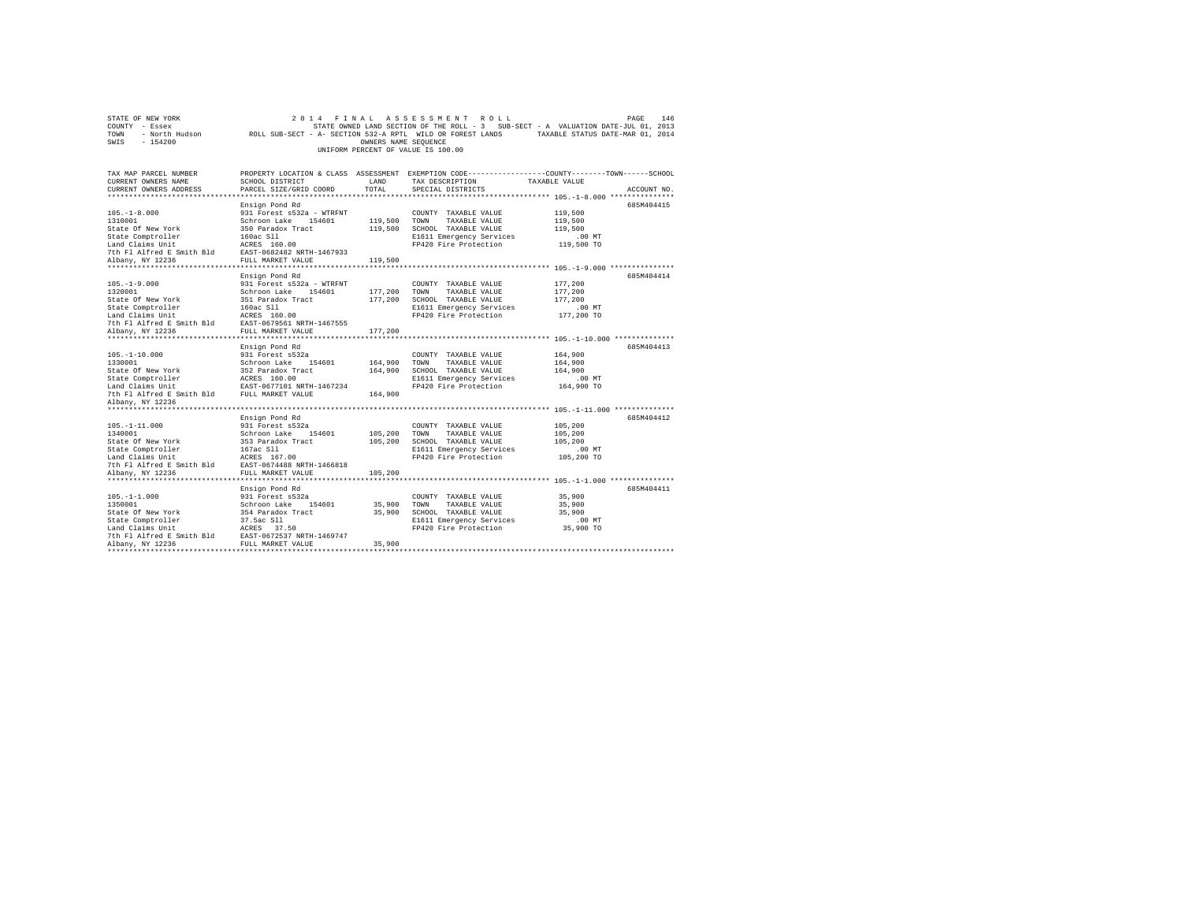STATE OF NEW YORK
COUNTY - Essex
TOWN - North Hudson
SWIS - 154200

2014 FINAL ASSESSMENT ROLL
STATE OWNED LAND SECTION OF THE ROLL - 3 SUB-SECT - A VALUATION DATE-JUL 01, 2013
ROLL SUB-SECT - A- SECTION 532-A RPTL WILD OR FOREST LANDS TAXABLE STATUS DATE-MAR 01, 2014
OWNERS NAME SEQUENCE
UNIFORM PERCENT OF VALUE IS 100.00

| TAX MAP PARCEL NUMBER / CURRENT OWNERS NAME / CURRENT OWNERS ADDRESS | PROPERTY LOCATION & CLASS / SCHOOL DISTRICT / PARCEL SIZE/GRID COORD | ASSESSMENT LAND | TOTAL | EXEMPTION CODE / TAX DESCRIPTION / SPECIAL DISTRICTS | TAXABLE VALUE (COUNTY / TOWN / SCHOOL) | ACCOUNT NO. |
|---|---|---|---|---|---|---|
| 105.-1-8.000 | Ensign Pond Rd | | | | | 685M404415 |
| 1310001 | 931 Forest s532a - WTRFNT | | | COUNTY TAXABLE VALUE | 119,500 | |
| State Of New York | Schroon Lake 154601 | 119,500 | | TOWN TAXABLE VALUE | 119,500 | |
| State Comptroller | 350 Paradox Tract | | 119,500 | SCHOOL TAXABLE VALUE | 119,500 | |
| Land Claims Unit | 160ac Sll | | | E1611 Emergency Services | .00 MT | |
| 7th Fl Alfred E Smith Bld | ACRES 160.00 | | | FP420 Fire Protection | 119,500 TO | |
| Albany, NY 12236 | EAST-0682482 NRTH-1467933 | | | | | |
| | FULL MARKET VALUE | | 119,500 | | | |
| 105.-1-9.000 | Ensign Pond Rd | | | | | 685M404414 |
| 1320001 | 931 Forest s532a - WTRFNT | | | COUNTY TAXABLE VALUE | 177,200 | |
| State Of New York | Schroon Lake 154601 | 177,200 | | TOWN TAXABLE VALUE | 177,200 | |
| State Comptroller | 351 Paradox Tract | | 177,200 | SCHOOL TAXABLE VALUE | 177,200 | |
| Land Claims Unit | 160ac Sll | | | E1611 Emergency Services | .00 MT | |
| 7th Fl Alfred E Smith Bld | ACRES 160.00 | | | FP420 Fire Protection | 177,200 TO | |
| Albany, NY 12236 | EAST-0679561 NRTH-1467555 | | | | | |
| | FULL MARKET VALUE | | 177,200 | | | |
| 105.-1-10.000 | Ensign Pond Rd | | | | | 685M404413 |
| 1330001 | 931 Forest s532a | | | COUNTY TAXABLE VALUE | 164,900 | |
| State Of New York | Schroon Lake 154601 | 164,900 | | TOWN TAXABLE VALUE | 164,900 | |
| State Comptroller | 352 Paradox Tract | | 164,900 | SCHOOL TAXABLE VALUE | 164,900 | |
| Land Claims Unit | ACRES 160.00 | | | E1611 Emergency Services | .00 MT | |
| 7th Fl Alfred E Smith Bld | EAST-0677101 NRTH-1467234 | | | FP420 Fire Protection | 164,900 TO | |
| Albany, NY 12236 | FULL MARKET VALUE | | 164,900 | | | |
| 105.-1-11.000 | Ensign Pond Rd | | | | | 685M404412 |
| 1340001 | 931 Forest s532a | | | COUNTY TAXABLE VALUE | 105,200 | |
| State Of New York | Schroon Lake 154601 | 105,200 | | TOWN TAXABLE VALUE | 105,200 | |
| State Comptroller | 353 Paradox Tract | | 105,200 | SCHOOL TAXABLE VALUE | 105,200 | |
| Land Claims Unit | 167ac Sll | | | E1611 Emergency Services | .00 MT | |
| 7th Fl Alfred E Smith Bld | ACRES 167.00 | | | FP420 Fire Protection | 105,200 TO | |
| Albany, NY 12236 | EAST-0674488 NRTH-1466818 | | | | | |
| | FULL MARKET VALUE | | 105,200 | | | |
| 105.-1-1.000 | Ensign Pond Rd | | | | | 685M404411 |
| 1350001 | 931 Forest s532a | | | COUNTY TAXABLE VALUE | 35,900 | |
| State Of New York | Schroon Lake 154601 | 35,900 | | TOWN TAXABLE VALUE | 35,900 | |
| State Comptroller | 354 Paradox Tract | | 35,900 | SCHOOL TAXABLE VALUE | 35,900 | |
| Land Claims Unit | 37.5ac Sll | | | E1611 Emergency Services | .00 MT | |
| 7th Fl Alfred E Smith Bld | ACRES 37.50 | | | FP420 Fire Protection | 35,900 TO | |
| Albany, NY 12236 | EAST-0672537 NRTH-1469747 | | | | | |
| | FULL MARKET VALUE | | 35,900 | | | |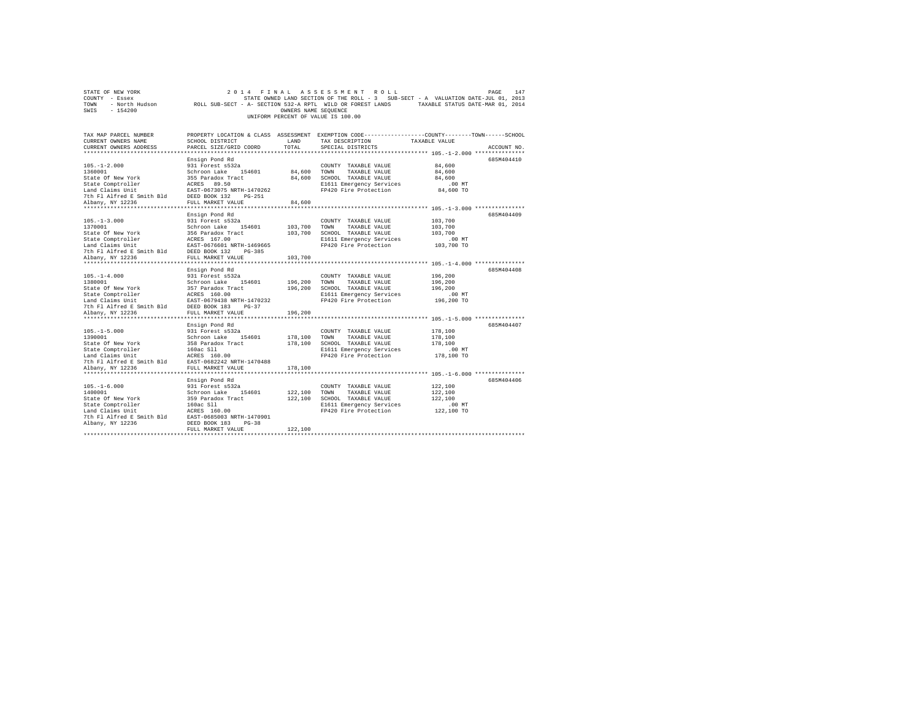STATE OF NEW YORK                    2014 FINAL ASSESSMENT ROLL
COUNTY - Essex                       STATE OWNED LAND SECTION OF THE ROLL - 3   SUB-SECT - A  VALUATION DATE-JUL 01, 2013
TOWN - North Hudson      ROLL SUB-SECT - A- SECTION 532-A RPTL  WILD OR FOREST LANDS      TAXABLE STATUS DATE-MAR 01, 2014
SWIS - 154200                        OWNERS NAME SEQUENCE
                                     UNIFORM PERCENT OF VALUE IS 100.00

| TAX MAP PARCEL NUMBER / CURRENT OWNERS NAME / CURRENT OWNERS ADDRESS | PROPERTY LOCATION & CLASS / SCHOOL DISTRICT / PARCEL SIZE/GRID COORD | ASSESSMENT LAND / TOTAL | EXEMPTION CODE / TAX DESCRIPTION / SPECIAL DISTRICTS | COUNTY / TOWN / SCHOOL TAXABLE VALUE | ACCOUNT NO. |
|---|---|---|---|---|---|
| 105.-1-2.000 | Ensign Pond Rd | | | | 685M404410 |
| 1360001 | 931 Forest s532a | | COUNTY TAXABLE VALUE | 84,600 | |
| State Of New York | Schroon Lake 154601 | 84,600 | TOWN TAXABLE VALUE | 84,600 | |
| State Comptroller | 355 Paradox Tract | 84,600 | SCHOOL TAXABLE VALUE | 84,600 | |
| Land Claims Unit | ACRES 89.50 | | E1611 Emergency Services | .00 MT | |
| 7th Fl Alfred E Smith Bld | EAST-0673075 NRTH-1470262 | | FP420 Fire Protection | 84,600 TO | |
| Albany, NY 12236 | DEED BOOK 132 PG-251 | | | | |
| | FULL MARKET VALUE | 84,600 | | | |
| 105.-1-3.000 | Ensign Pond Rd | | | | 685M404409 |
| 1370001 | 931 Forest s532a | | COUNTY TAXABLE VALUE | 103,700 | |
| State Of New York | Schroon Lake 154601 | 103,700 | TOWN TAXABLE VALUE | 103,700 | |
| State Comptroller | 356 Paradox Tract | 103,700 | SCHOOL TAXABLE VALUE | 103,700 | |
| Land Claims Unit | ACRES 167.00 | | E1611 Emergency Services | .00 MT | |
| 7th Fl Alfred E Smith Bld | EAST-0676601 NRTH-1469665 | | FP420 Fire Protection | 103,700 TO | |
| Albany, NY 12236 | DEED BOOK 132 PG-385 | | | | |
| | FULL MARKET VALUE | 103,700 | | | |
| 105.-1-4.000 | Ensign Pond Rd | | | | 685M404408 |
| 1380001 | 931 Forest s532a | | COUNTY TAXABLE VALUE | 196,200 | |
| State Of New York | Schroon Lake 154601 | 196,200 | TOWN TAXABLE VALUE | 196,200 | |
| State Comptroller | 357 Paradox Tract | 196,200 | SCHOOL TAXABLE VALUE | 196,200 | |
| Land Claims Unit | ACRES 160.00 | | E1611 Emergency Services | .00 MT | |
| 7th Fl Alfred E Smith Bld | EAST-0679438 NRTH-1470232 | | FP420 Fire Protection | 196,200 TO | |
| Albany, NY 12236 | DEED BOOK 183 PG-37 | | | | |
| | FULL MARKET VALUE | 196,200 | | | |
| 105.-1-5.000 | Ensign Pond Rd | | | | 685M404407 |
| 1390001 | 931 Forest s532a | | COUNTY TAXABLE VALUE | 178,100 | |
| State Of New York | Schroon Lake 154601 | 178,100 | TOWN TAXABLE VALUE | 178,100 | |
| State Comptroller | 358 Paradox Tract | 178,100 | SCHOOL TAXABLE VALUE | 178,100 | |
| Land Claims Unit | 160ac Sll | | E1611 Emergency Services | .00 MT | |
| 7th Fl Alfred E Smith Bld | ACRES 160.00 | | FP420 Fire Protection | 178,100 TO | |
| Albany, NY 12236 | EAST-0682242 NRTH-1470488 | | | | |
| | FULL MARKET VALUE | 178,100 | | | |
| 105.-1-6.000 | Ensign Pond Rd | | | | 685M404406 |
| 1400001 | 931 Forest s532a | | COUNTY TAXABLE VALUE | 122,100 | |
| State Of New York | Schroon Lake 154601 | 122,100 | TOWN TAXABLE VALUE | 122,100 | |
| State Comptroller | 359 Paradox Tract | 122,100 | SCHOOL TAXABLE VALUE | 122,100 | |
| Land Claims Unit | 160ac Sll | | E1611 Emergency Services | .00 MT | |
| 7th Fl Alfred E Smith Bld | ACRES 160.00 | | FP420 Fire Protection | 122,100 TO | |
| Albany, NY 12236 | EAST-0685003 NRTH-1470901 | | | | |
| | DEED BOOK 183 PG-38 | | | | |
| | FULL MARKET VALUE | 122,100 | | | |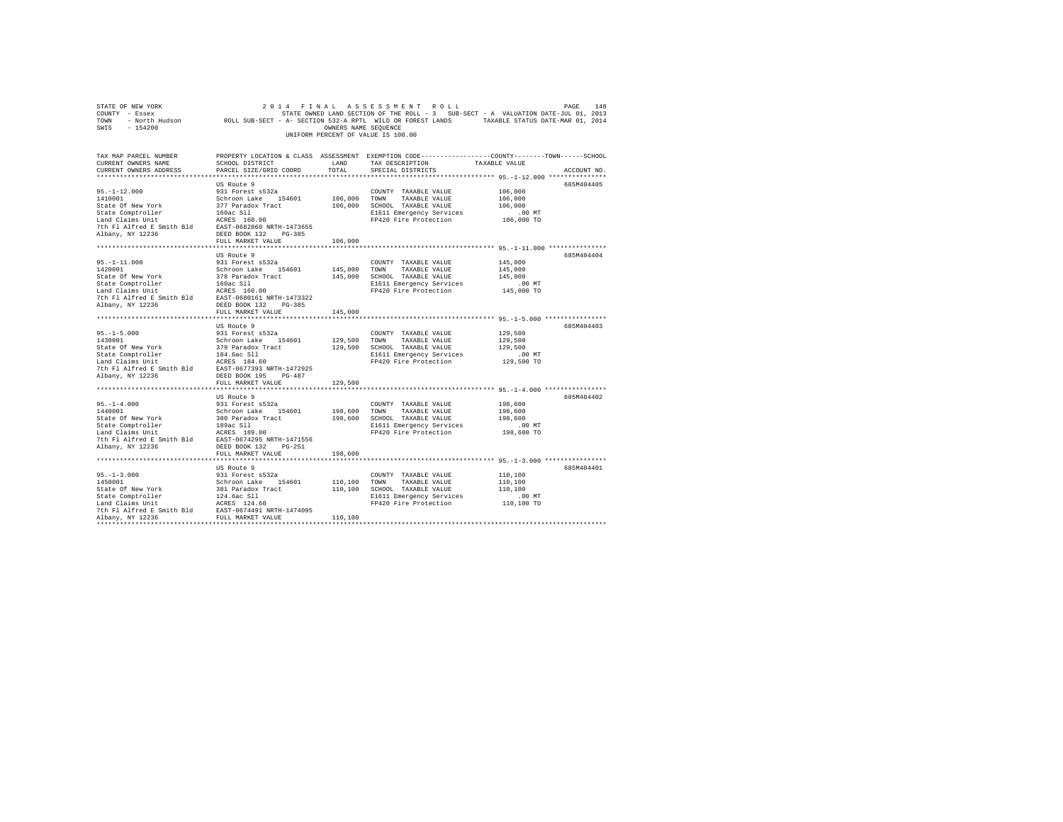```
STATE OF NEW YORK                    2 0 1 4   F I N A L   A S S E S S M E N T   R O L L                    PAGE   148
COUNTY  - Essex                          STATE OWNED LAND SECTION OF THE ROLL - 3   SUB-SECT - A  VALUATION DATE-JUL 01, 2013
TOWN    - North Hudson       ROLL SUB-SECT - A- SECTION 532-A RPTL  WILD OR FOREST LANDS      TAXABLE STATUS DATE-MAR 01, 2014
SWIS    - 154200                                        OWNERS NAME SEQUENCE
                                                  UNIFORM PERCENT OF VALUE IS 100.00

TAX MAP PARCEL NUMBER          PROPERTY LOCATION & CLASS  ASSESSMENT  EXEMPTION CODE-----------------COUNTY--------TOWN------SCHOOL
CURRENT OWNERS NAME            SCHOOL DISTRICT               LAND      TAX DESCRIPTION             TAXABLE VALUE
CURRENT OWNERS ADDRESS         PARCEL SIZE/GRID COORD       TOTAL      SPECIAL DISTRICTS                                ACCOUNT NO.
******************************************************************************************************* 95.-1-12.000 ***************
                               US Route 9                                                                             685M404405
95.-1-12.000                   931 Forest s532a                        COUNTY  TAXABLE VALUE           106,000
1410001                        Schroon Lake   154601       106,000     TOWN    TAXABLE VALUE           106,000
State Of New York              377 Paradox Tract           106,000     SCHOOL  TAXABLE VALUE           106,000
State Comptroller              160ac Sll                               E1611 Emergency Services            .00 MT
Land Claims Unit               ACRES  160.00                           FP420 Fire Protection           106,000 TO
7th Fl Alfred E Smith Bld      EAST-0682860 NRTH-1473655
Albany, NY 12236               DEED BOOK 132    PG-385
                               FULL MARKET VALUE           106,000
******************************************************************************************************* 95.-1-11.000 ***************
                               US Route 9                                                                             685M404404
95.-1-11.000                   931 Forest s532a                        COUNTY  TAXABLE VALUE           145,000
1420001                        Schroon Lake   154601       145,000     TOWN    TAXABLE VALUE           145,000
State Of New York              378 Paradox Tract           145,000     SCHOOL  TAXABLE VALUE           145,000
State Comptroller              160ac Sll                               E1611 Emergency Services            .00 MT
Land Claims Unit               ACRES  160.00                           FP420 Fire Protection           145,000 TO
7th Fl Alfred E Smith Bld      EAST-0680161 NRTH-1473322
Albany, NY 12236               DEED BOOK 132    PG-385
                               FULL MARKET VALUE           145,000
******************************************************************************************************* 95.-1-5.000 ****************
                               US Route 9                                                                             685M404403
95.-1-5.000                    931 Forest s532a                        COUNTY  TAXABLE VALUE           129,500
1430001                        Schroon Lake   154601       129,500     TOWN    TAXABLE VALUE           129,500
State Of New York              379 Paradox Tract           129,500     SCHOOL  TAXABLE VALUE           129,500
State Comptroller              184.6ac Sll                             E1611 Emergency Services            .00 MT
Land Claims Unit               ACRES  184.60                           FP420 Fire Protection           129,500 TO
7th Fl Alfred E Smith Bld      EAST-0677393 NRTH-1472925
Albany, NY 12236               DEED BOOK 195    PG-487
                               FULL MARKET VALUE           129,500
******************************************************************************************************* 95.-1-4.000 ****************
                               US Route 9                                                                             685M404402
95.-1-4.000                    931 Forest s532a                        COUNTY  TAXABLE VALUE           198,600
1440001                        Schroon Lake   154601       198,600     TOWN    TAXABLE VALUE           198,600
State Of New York              380 Paradox Tract           198,600     SCHOOL  TAXABLE VALUE           198,600
State Comptroller              189ac Sll                               E1611 Emergency Services            .00 MT
Land Claims Unit               ACRES  189.00                           FP420 Fire Protection           198,600 TO
7th Fl Alfred E Smith Bld      EAST-0674295 NRTH-1471556
Albany, NY 12236               DEED BOOK 132    PG-251
                               FULL MARKET VALUE           198,600
******************************************************************************************************* 95.-1-3.000 ****************
                               US Route 9                                                                             685M404401
95.-1-3.000                    931 Forest s532a                        COUNTY  TAXABLE VALUE           110,100
1450001                        Schroon Lake   154601       110,100     TOWN    TAXABLE VALUE           110,100
State Of New York              381 Paradox Tract           110,100     SCHOOL  TAXABLE VALUE           110,100
State Comptroller              124.6ac Sll                             E1611 Emergency Services            .00 MT
Land Claims Unit               ACRES  124.60                           FP420 Fire Protection           110,100 TO
7th Fl Alfred E Smith Bld      EAST-0674491 NRTH-1474095
Albany, NY 12236               FULL MARKET VALUE           110,100
************************************************************************************************************************************
```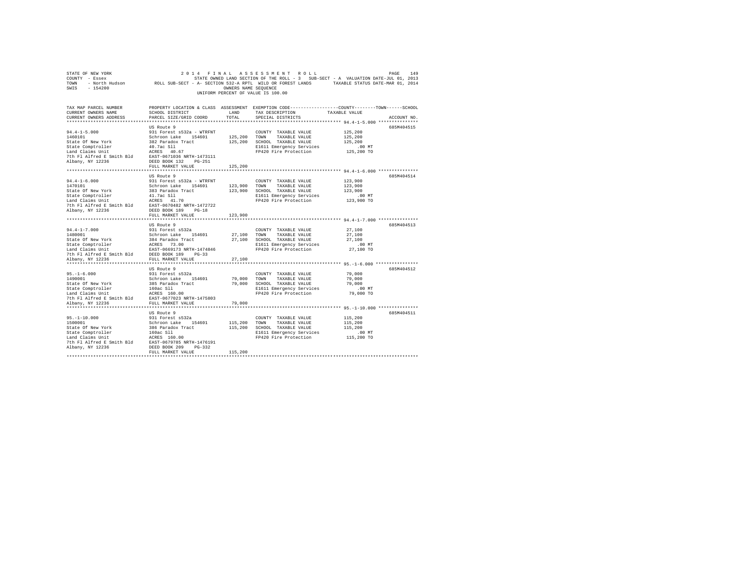STATE OF NEW YORK 2014 FINAL ASSESSMENT ROLL
COUNTY - Essex STATE OWNED LAND SECTION OF THE ROLL - 3 SUB-SECT - A VALUATION DATE-JUL 01, 2013
TOWN - North Hudson ROLL SUB-SECT - A- SECTION 532-A RPTL WILD OR FOREST LANDS TAXABLE STATUS DATE-MAR 01, 2014
SWIS - 154200 OWNERS NAME SEQUENCE
UNIFORM PERCENT OF VALUE IS 100.00

| TAX MAP PARCEL NUMBER / CURRENT OWNERS NAME / CURRENT OWNERS ADDRESS | PROPERTY LOCATION & CLASS / SCHOOL DISTRICT / PARCEL SIZE/GRID COORD | ASSESSMENT LAND | TOTAL | EXEMPTION CODE / TAX DESCRIPTION / SPECIAL DISTRICTS | TAXABLE VALUE (COUNTY / TOWN / SCHOOL) | ACCOUNT NO. |
|---|---|---|---|---|---|---|
| 94.4-1-5.000 | US Route 9 | | | | | 685M404515 |
| 94.4-1-5.000 | 931 Forest s532a - WTRFNT | | | COUNTY TAXABLE VALUE | 125,200 | |
| 1460101 | Schroon Lake 154601 | 125,200 | | TOWN TAXABLE VALUE | 125,200 | |
| State Of New York | 382 Paradox Tract | | 125,200 | SCHOOL TAXABLE VALUE | 125,200 | |
| State Comptroller | 40.7ac Sll | | | E1611 Emergency Services | .00 MT | |
| Land Claims Unit | ACRES 40.67 | | | FP420 Fire Protection | 125,200 TO | |
| 7th Fl Alfred E Smith Bld | EAST-0671036 NRTH-1473111 | | | | | |
| Albany, NY 12236 | DEED BOOK 132 PG-251 | | | | | |
| | FULL MARKET VALUE | | 125,200 | | | |
| 94.4-1-6.000 | US Route 9 | | | | | 685M404514 |
| 94.4-1-6.000 | 931 Forest s532a - WTRFNT | | | COUNTY TAXABLE VALUE | 123,900 | |
| 1470101 | Schroon Lake 154601 | 123,900 | | TOWN TAXABLE VALUE | 123,900 | |
| State Of New York | 383 Paradox Tract | | 123,900 | SCHOOL TAXABLE VALUE | 123,900 | |
| State Comptroller | 41.7ac Sll | | | E1611 Emergency Services | .00 MT | |
| Land Claims Unit | ACRES 41.70 | | | FP420 Fire Protection | 123,900 TO | |
| 7th Fl Alfred E Smith Bld | EAST-0670482 NRTH-1472722 | | | | | |
| Albany, NY 12236 | DEED BOOK 189 PG-18 | | | | | |
| | FULL MARKET VALUE | | 123,900 | | | |
| 94.4-1-7.000 | US Route 9 | | | | | 685M404513 |
| 94.4-1-7.000 | 931 Forest s532a | | | COUNTY TAXABLE VALUE | 27,100 | |
| 1480001 | Schroon Lake 154601 | 27,100 | | TOWN TAXABLE VALUE | 27,100 | |
| State Of New York | 384 Paradox Tract | | 27,100 | SCHOOL TAXABLE VALUE | 27,100 | |
| State Comptroller | ACRES 73.00 | | | E1611 Emergency Services | .00 MT | |
| Land Claims Unit | EAST-0669173 NRTH-1474846 | | | FP420 Fire Protection | 27,100 TO | |
| 7th Fl Alfred E Smith Bld | DEED BOOK 189 PG-33 | | | | | |
| Albany, NY 12236 | FULL MARKET VALUE | | 27,100 | | | |
| 95.-1-6.000 | US Route 9 | | | | | 685M404512 |
| 95.-1-6.000 | 931 Forest s532a | | | COUNTY TAXABLE VALUE | 79,000 | |
| 1490001 | Schroon Lake 154601 | 79,000 | | TOWN TAXABLE VALUE | 79,000 | |
| State Of New York | 385 Paradox Tract | | 79,000 | SCHOOL TAXABLE VALUE | 79,000 | |
| State Comptroller | 160ac Sll | | | E1611 Emergency Services | .00 MT | |
| Land Claims Unit | ACRES 160.00 | | | FP420 Fire Protection | 79,000 TO | |
| 7th Fl Alfred E Smith Bld | EAST-0677023 NRTH-1475803 | | | | | |
| Albany, NY 12236 | FULL MARKET VALUE | | 79,000 | | | |
| 95.-1-10.000 | US Route 9 | | | | | 685M404511 |
| 95.-1-10.000 | 931 Forest s532a | | | COUNTY TAXABLE VALUE | 115,200 | |
| 1500001 | Schroon Lake 154601 | 115,200 | | TOWN TAXABLE VALUE | 115,200 | |
| State Of New York | 386 Paradox Tract | | 115,200 | SCHOOL TAXABLE VALUE | 115,200 | |
| State Comptroller | 160ac Sll | | | E1611 Emergency Services | .00 MT | |
| Land Claims Unit | ACRES 160.00 | | | FP420 Fire Protection | 115,200 TO | |
| 7th Fl Alfred E Smith Bld | EAST-0679785 NRTH-1476191 | | | | | |
| Albany, NY 12236 | DEED BOOK 209 PG-332 | | | | | |
| | FULL MARKET VALUE | | 115,200 | | | |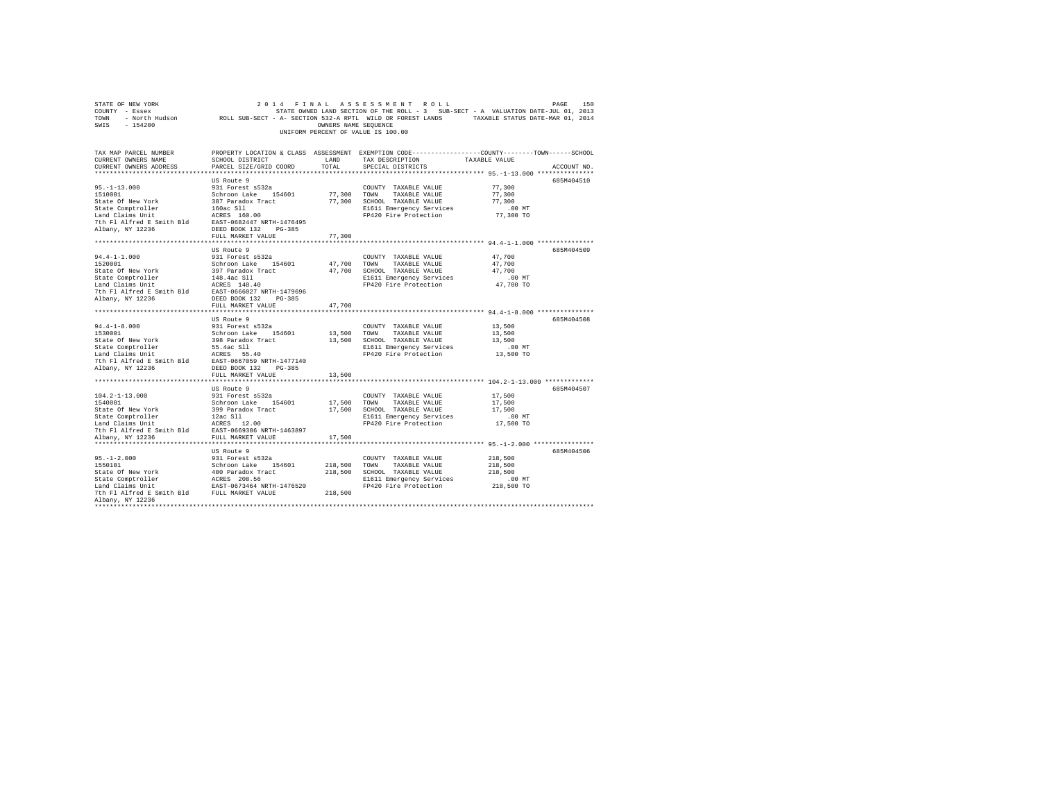STATE OF NEW YORK | 2014 FINAL ASSESSMENT ROLL | PAGE 150
COUNTY - Essex | STATE OWNED LAND SECTION OF THE ROLL - 3 SUB-SECT - A VALUATION DATE-JUL 01, 2013
TOWN - North Hudson | ROLL SUB-SECT - A- SECTION 532-A RPTL WILD OR FOREST LANDS | TAXABLE STATUS DATE-MAR 01, 2014
SWIS - 154200 | OWNERS NAME SEQUENCE
UNIFORM PERCENT OF VALUE IS 100.00

| TAX MAP PARCEL NUMBER / CURRENT OWNERS NAME / CURRENT OWNERS ADDRESS | PROPERTY LOCATION & CLASS / SCHOOL DISTRICT / PARCEL SIZE/GRID COORD | ASSESSMENT LAND / TOTAL | EXEMPTION CODE / TAX DESCRIPTION / SPECIAL DISTRICTS | TAXABLE VALUE (COUNTY--TOWN--SCHOOL) | ACCOUNT NO. |
|---|---|---|---|---|---|
| 95.-1-13.000 | US Route 9 | | | | 685M404510 |
| | 931 Forest s532a | | COUNTY TAXABLE VALUE | 77,300 | |
| 1510001 | Schroon Lake 154601 | 77,300 | TOWN TAXABLE VALUE | 77,300 | |
| State Of New York | 387 Paradox Tract | 77,300 | SCHOOL TAXABLE VALUE | 77,300 | |
| State Comptroller | 160ac Sll | | E1611 Emergency Services | .00 MT | |
| Land Claims Unit | ACRES 160.00 | | FP420 Fire Protection | 77,300 TO | |
| 7th Fl Alfred E Smith Bld | EAST-0682447 NRTH-1476495 | | | | |
| Albany, NY 12236 | DEED BOOK 132 PG-385 | | | | |
| | FULL MARKET VALUE | 77,300 | | | |
| 94.4-1-1.000 | US Route 9 | | | | 685M404509 |
| | 931 Forest s532a | | COUNTY TAXABLE VALUE | 47,700 | |
| 1520001 | Schroon Lake 154601 | 47,700 | TOWN TAXABLE VALUE | 47,700 | |
| State Of New York | 397 Paradox Tract | 47,700 | SCHOOL TAXABLE VALUE | 47,700 | |
| State Comptroller | 148.4ac Sll | | E1611 Emergency Services | .00 MT | |
| Land Claims Unit | ACRES 148.40 | | FP420 Fire Protection | 47,700 TO | |
| 7th Fl Alfred E Smith Bld | EAST-0666027 NRTH-1479696 | | | | |
| Albany, NY 12236 | DEED BOOK 132 PG-385 | | | | |
| | FULL MARKET VALUE | 47,700 | | | |
| 94.4-1-8.000 | US Route 9 | | | | 685M404508 |
| | 931 Forest s532a | | COUNTY TAXABLE VALUE | 13,500 | |
| 1530001 | Schroon Lake 154601 | 13,500 | TOWN TAXABLE VALUE | 13,500 | |
| State Of New York | 398 Paradox Tract | 13,500 | SCHOOL TAXABLE VALUE | 13,500 | |
| State Comptroller | 55.4ac Sll | | E1611 Emergency Services | .00 MT | |
| Land Claims Unit | ACRES 55.40 | | FP420 Fire Protection | 13,500 TO | |
| 7th Fl Alfred E Smith Bld | EAST-0667059 NRTH-1477140 | | | | |
| Albany, NY 12236 | DEED BOOK 132 PG-385 | | | | |
| | FULL MARKET VALUE | 13,500 | | | |
| 104.2-1-13.000 | US Route 9 | | | | 685M404507 |
| | 931 Forest s532a | | COUNTY TAXABLE VALUE | 17,500 | |
| 1540001 | Schroon Lake 154601 | 17,500 | TOWN TAXABLE VALUE | 17,500 | |
| State Of New York | 399 Paradox Tract | 17,500 | SCHOOL TAXABLE VALUE | 17,500 | |
| State Comptroller | 12ac Sll | | E1611 Emergency Services | .00 MT | |
| Land Claims Unit | ACRES 12.00 | | FP420 Fire Protection | 17,500 TO | |
| 7th Fl Alfred E Smith Bld | EAST-0669386 NRTH-1463897 | | | | |
| Albany, NY 12236 | FULL MARKET VALUE | 17,500 | | | |
| 95.-1-2.000 | US Route 9 | | | | 685M404506 |
| | 931 Forest s532a | | COUNTY TAXABLE VALUE | 218,500 | |
| 1550101 | Schroon Lake 154601 | 218,500 | TOWN TAXABLE VALUE | 218,500 | |
| State Of New York | 400 Paradox Tract | 218,500 | SCHOOL TAXABLE VALUE | 218,500 | |
| State Comptroller | ACRES 208.56 | | E1611 Emergency Services | .00 MT | |
| Land Claims Unit | EAST-0673464 NRTH-1476520 | | FP420 Fire Protection | 218,500 TO | |
| 7th Fl Alfred E Smith Bld | FULL MARKET VALUE | 218,500 | | | |
| Albany, NY 12236 | | | | | |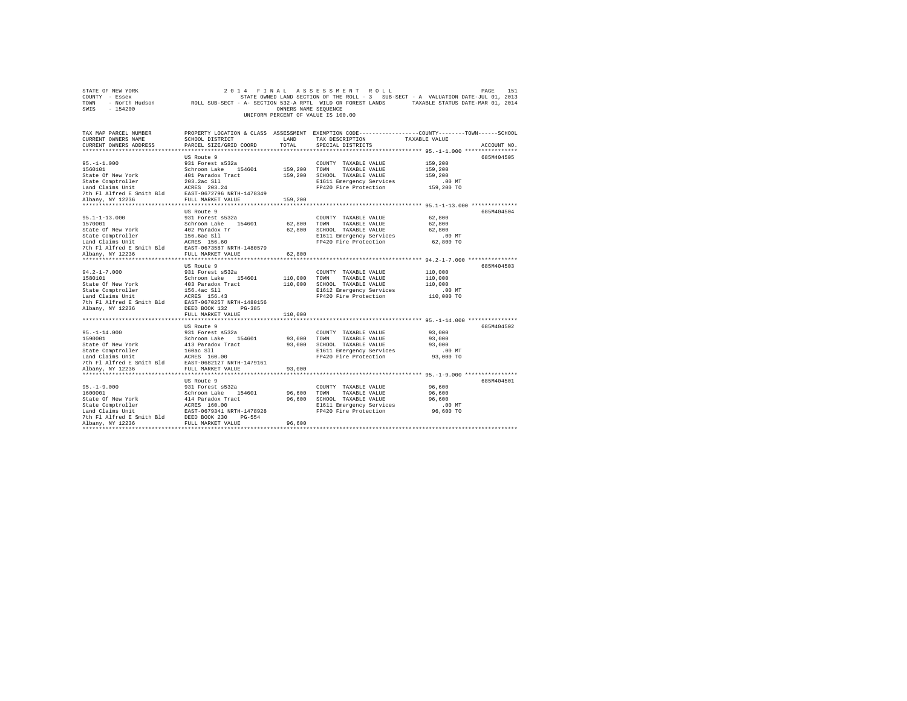```
STATE OF NEW YORK                    2 0 1 4   F I N A L   A S S E S S M E N T   R O L L                           PAGE   151
COUNTY  - Essex                           STATE OWNED LAND SECTION OF THE ROLL - 3   SUB-SECT - A  VALUATION DATE-JUL 01, 2013
TOWN    - North Hudson        ROLL SUB-SECT - A- SECTION 532-A RPTL  WILD OR FOREST LANDS       TAXABLE STATUS DATE-MAR 01, 2014
SWIS    - 154200                                          OWNERS NAME SEQUENCE
                                                  UNIFORM PERCENT OF VALUE IS 100.00


TAX MAP PARCEL NUMBER          PROPERTY LOCATION & CLASS  ASSESSMENT  EXEMPTION CODE------------------COUNTY--------TOWN------SCHOOL
CURRENT OWNERS NAME            SCHOOL DISTRICT              LAND      TAX DESCRIPTION            TAXABLE VALUE
CURRENT OWNERS ADDRESS         PARCEL SIZE/GRID COORD       TOTAL     SPECIAL DISTRICTS                                    ACCOUNT NO.
******************************************************************************************************* 95.-1-1.000 ****************
                               US Route 9                                                                          685M404505
95.-1-1.000                    931 Forest s532a                         COUNTY  TAXABLE VALUE           159,200
1560101                        Schroon Lake    154601       159,200   TOWN    TAXABLE VALUE           159,200
State Of New York              401 Paradox Tract            159,200   SCHOOL  TAXABLE VALUE           159,200
State Comptroller              203.2ac Sll                              E1611 Emergency Services            .00 MT
Land Claims Unit               ACRES  203.24                            FP420 Fire Protection           159,200 TO
7th Fl Alfred E Smith Bld      EAST-0672796 NRTH-1478349
Albany, NY 12236               FULL MARKET VALUE            159,200
******************************************************************************************************* 95.1-1-13.000 **************
                               US Route 9                                                                          685M404504
95.1-1-13.000                  931 Forest s532a                         COUNTY  TAXABLE VALUE            62,800
1570001                        Schroon Lake    154601        62,800   TOWN    TAXABLE VALUE            62,800
State Of New York              402 Paradox Tr                62,800   SCHOOL  TAXABLE VALUE            62,800
State Comptroller              156.6ac Sll                              E1611 Emergency Services            .00 MT
Land Claims Unit               ACRES  156.60                            FP420 Fire Protection            62,800 TO
7th Fl Alfred E Smith Bld      EAST-0673587 NRTH-1480579
Albany, NY 12236               FULL MARKET VALUE             62,800
******************************************************************************************************* 94.2-1-7.000 ***************
                               US Route 9                                                                          685M404503
94.2-1-7.000                   931 Forest s532a                         COUNTY  TAXABLE VALUE           110,000
1580101                        Schroon Lake    154601       110,000   TOWN    TAXABLE VALUE           110,000
State Of New York              403 Paradox Tract            110,000   SCHOOL  TAXABLE VALUE           110,000
State Comptroller              156.4ac Sll                              E1612 Emergency Services            .00 MT
Land Claims Unit               ACRES  156.43                            FP420 Fire Protection           110,000 TO
7th Fl Alfred E Smith Bld      EAST-0670257 NRTH-1480156
Albany, NY 12236               DEED BOOK 132    PG-385
                               FULL MARKET VALUE            110,000
******************************************************************************************************* 95.-1-14.000 ***************
                               US Route 9                                                                          685M404502
95.-1-14.000                   931 Forest s532a                         COUNTY  TAXABLE VALUE            93,000
1590001                        Schroon Lake    154601        93,000   TOWN    TAXABLE VALUE            93,000
State Of New York              413 Paradox Tract             93,000   SCHOOL  TAXABLE VALUE            93,000
State Comptroller              160ac Sll                                E1611 Emergency Services            .00 MT
Land Claims Unit               ACRES  160.00                            FP420 Fire Protection            93,000 TO
7th Fl Alfred E Smith Bld      EAST-0682127 NRTH-1479161
Albany, NY 12236               FULL MARKET VALUE             93,000
******************************************************************************************************* 95.-1-9.000 ****************
                               US Route 9                                                                          685M404501
95.-1-9.000                    931 Forest s532a                         COUNTY  TAXABLE VALUE            96,600
1600001                        Schroon Lake    154601        96,600   TOWN    TAXABLE VALUE            96,600
State Of New York              414 Paradox Tract             96,600   SCHOOL  TAXABLE VALUE            96,600
State Comptroller              ACRES  160.00                            E1611 Emergency Services            .00 MT
Land Claims Unit               EAST-0679341 NRTH-1478928                FP420 Fire Protection            96,600 TO
7th Fl Alfred E Smith Bld      DEED BOOK 230    PG-554
Albany, NY 12236               FULL MARKET VALUE             96,600
************************************************************************************************************************************
```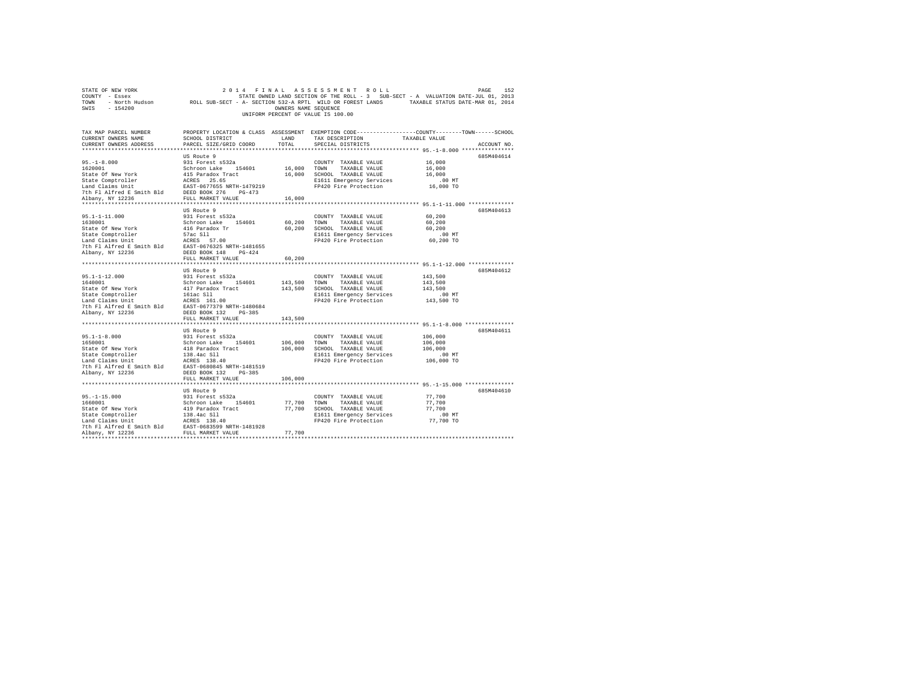STATE OF NEW YORK 2014 FINAL ASSESSMENT ROLL
COUNTY - Essex STATE OWNED LAND SECTION OF THE ROLL - 3 SUB-SECT - A VALUATION DATE-JUL 01, 2013
TOWN - North Hudson ROLL SUB-SECT - A- SECTION 532-A RPTL WILD OR FOREST LANDS TAXABLE STATUS DATE-MAR 01, 2014
SWIS - 154200 OWNERS NAME SEQUENCE
UNIFORM PERCENT OF VALUE IS 100.00

| TAX MAP PARCEL NUMBER / CURRENT OWNERS NAME / CURRENT OWNERS ADDRESS | PROPERTY LOCATION & CLASS / SCHOOL DISTRICT / PARCEL SIZE/GRID COORD | ASSESSMENT LAND / TOTAL | EXEMPTION CODE / TAX DESCRIPTION / SPECIAL DISTRICTS | TAXABLE VALUE (COUNTY / TOWN / SCHOOL) | ACCOUNT NO. |
|---|---|---|---|---|---|
| 95.-1-8.000 | US Route 9 | | | | 685M404614 |
| 1620001 | 931 Forest s532a | | COUNTY TAXABLE VALUE | 16,000 | |
| State Of New York | Schroon Lake 154601 | 16,000 | TOWN TAXABLE VALUE | 16,000 | |
| State Comptroller | 415 Paradox Tract | 16,000 | SCHOOL TAXABLE VALUE | 16,000 | |
| Land Claims Unit | ACRES 25.65 | | E1611 Emergency Services | .00 MT | |
| 7th Fl Alfred E Smith Bld | EAST-0677655 NRTH-1479219 | | FP420 Fire Protection | 16,000 TO | |
| Albany, NY 12236 | DEED BOOK 276 PG-473 | | | | |
| | FULL MARKET VALUE | 16,000 | | | |
| 95.1-1-11.000 | US Route 9 | | | | 685M404613 |
| 1630001 | 931 Forest s532a | | COUNTY TAXABLE VALUE | 60,200 | |
| State Of New York | Schroon Lake 154601 | 60,200 | TOWN TAXABLE VALUE | 60,200 | |
| State Comptroller | 416 Paradox Tr | 60,200 | SCHOOL TAXABLE VALUE | 60,200 | |
| Land Claims Unit | 57ac Sll | | E1611 Emergency Services | .00 MT | |
| 7th Fl Alfred E Smith Bld | ACRES 57.00 | | FP420 Fire Protection | 60,200 TO | |
| Albany, NY 12236 | EAST-0676325 NRTH-1481655 | | | | |
| | DEED BOOK 148 PG-424 | | | | |
| | FULL MARKET VALUE | 60,200 | | | |
| 95.1-1-12.000 | US Route 9 | | | | 685M404612 |
| 1640001 | 931 Forest s532a | | COUNTY TAXABLE VALUE | 143,500 | |
| State Of New York | Schroon Lake 154601 | 143,500 | TOWN TAXABLE VALUE | 143,500 | |
| State Comptroller | 417 Paradox Tract | 143,500 | SCHOOL TAXABLE VALUE | 143,500 | |
| Land Claims Unit | 161ac Sll | | E1611 Emergency Services | .00 MT | |
| 7th Fl Alfred E Smith Bld | ACRES 161.00 | | FP420 Fire Protection | 143,500 TO | |
| Albany, NY 12236 | EAST-0677379 NRTH-1480684 | | | | |
| | DEED BOOK 132 PG-385 | | | | |
| | FULL MARKET VALUE | 143,500 | | | |
| 95.1-1-8.000 | US Route 9 | | | | 685M404611 |
| 1650001 | 931 Forest s532a | | COUNTY TAXABLE VALUE | 106,000 | |
| State Of New York | Schroon Lake 154601 | 106,000 | TOWN TAXABLE VALUE | 106,000 | |
| State Comptroller | 418 Paradox Tract | 106,000 | SCHOOL TAXABLE VALUE | 106,000 | |
| Land Claims Unit | 138.4ac Sll | | E1611 Emergency Services | .00 MT | |
| 7th Fl Alfred E Smith Bld | ACRES 138.40 | | FP420 Fire Protection | 106,000 TO | |
| Albany, NY 12236 | EAST-0680845 NRTH-1481519 | | | | |
| | DEED BOOK 132 PG-385 | | | | |
| | FULL MARKET VALUE | 106,000 | | | |
| 95.-1-15.000 | US Route 9 | | | | 685M404610 |
| 1660001 | 931 Forest s532a | | COUNTY TAXABLE VALUE | 77,700 | |
| State Of New York | Schroon Lake 154601 | 77,700 | TOWN TAXABLE VALUE | 77,700 | |
| State Comptroller | 419 Paradox Tract | 77,700 | SCHOOL TAXABLE VALUE | 77,700 | |
| Land Claims Unit | 138.4ac Sll | | E1611 Emergency Services | .00 MT | |
| 7th Fl Alfred E Smith Bld | ACRES 138.40 | | FP420 Fire Protection | 77,700 TO | |
| Albany, NY 12236 | EAST-0683599 NRTH-1481928 | | | | |
| | FULL MARKET VALUE | 77,700 | | | |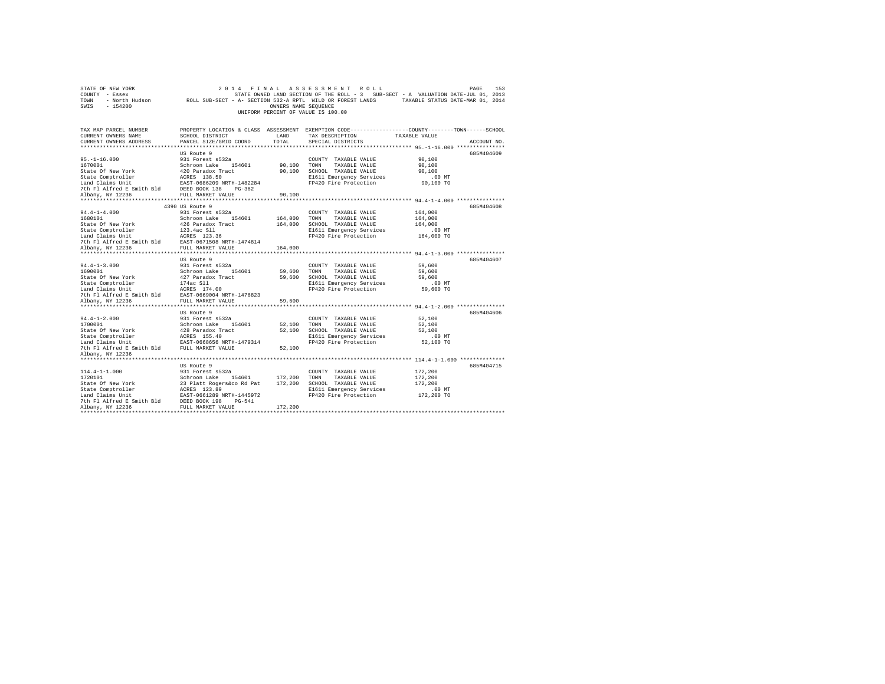STATE OF NEW YORK                    2 0 1 4   F I N A L   A S S E S S M E N T   R O L L
COUNTY - Essex                       STATE OWNED LAND SECTION OF THE ROLL - 3   SUB-SECT - A  VALUATION DATE-JUL 01, 2013
TOWN - North Hudson        ROLL SUB-SECT - A- SECTION 532-A RPTL  WILD OR FOREST LANDS        TAXABLE STATUS DATE-MAR 01, 2014
SWIS - 154200                        OWNERS NAME SEQUENCE
                                     UNIFORM PERCENT OF VALUE IS 100.00

| TAX MAP PARCEL NUMBER / CURRENT OWNERS NAME / CURRENT OWNERS ADDRESS | PROPERTY LOCATION & CLASS / SCHOOL DISTRICT / PARCEL SIZE/GRID COORD | ASSESSMENT LAND / TOTAL | EXEMPTION CODE / TAX DESCRIPTION / SPECIAL DISTRICTS | COUNTY--------TOWN------SCHOOL TAXABLE VALUE | ACCOUNT NO. |
|---|---|---|---|---|---|
| **95.-1-16.000** | US Route 9 | | | | 685M404609 |
| 95.-1-16.000 | 931 Forest s532a | | COUNTY TAXABLE VALUE | 90,100 | |
| 1670001 | Schroon Lake 154601 | 90,100 | TOWN TAXABLE VALUE | 90,100 | |
| State Of New York | 420 Paradox Tract | 90,100 | SCHOOL TAXABLE VALUE | 90,100 | |
| State Comptroller | ACRES 138.50 | | E1611 Emergency Services | .00 MT | |
| Land Claims Unit | EAST-0686209 NRTH-1482284 | | FP420 Fire Protection | 90,100 TO | |
| 7th Fl Alfred E Smith Bld | DEED BOOK 138 PG-362 | | | | |
| Albany, NY 12236 | FULL MARKET VALUE | 90,100 | | | |
| **94.4-1-4.000** | 4390 US Route 9 | | | | 685M404608 |
| 94.4-1-4.000 | 931 Forest s532a | | COUNTY TAXABLE VALUE | 164,000 | |
| 1680101 | Schroon Lake 154601 | 164,000 | TOWN TAXABLE VALUE | 164,000 | |
| State Of New York | 426 Paradox Tract | 164,000 | SCHOOL TAXABLE VALUE | 164,000 | |
| State Comptroller | 123.4ac Sll | | E1611 Emergency Services | .00 MT | |
| Land Claims Unit | ACRES 123.36 | | FP420 Fire Protection | 164,000 TO | |
| 7th Fl Alfred E Smith Bld | EAST-0671508 NRTH-1474814 | | | | |
| Albany, NY 12236 | FULL MARKET VALUE | 164,000 | | | |
| **94.4-1-3.000** | US Route 9 | | | | 685M404607 |
| 94.4-1-3.000 | 931 Forest s532a | | COUNTY TAXABLE VALUE | 59,600 | |
| 1690001 | Schroon Lake 154601 | 59,600 | TOWN TAXABLE VALUE | 59,600 | |
| State Of New York | 427 Paradox Tract | 59,600 | SCHOOL TAXABLE VALUE | 59,600 | |
| State Comptroller | 174ac Sll | | E1611 Emergency Services | .00 MT | |
| Land Claims Unit | ACRES 174.00 | | FP420 Fire Protection | 59,600 TO | |
| 7th Fl Alfred E Smith Bld | EAST-0669004 NRTH-1476823 | | | | |
| Albany, NY 12236 | FULL MARKET VALUE | 59,600 | | | |
| **94.4-1-2.000** | US Route 9 | | | | 685M404606 |
| 94.4-1-2.000 | 931 Forest s532a | | COUNTY TAXABLE VALUE | 52,100 | |
| 1700001 | Schroon Lake 154601 | 52,100 | TOWN TAXABLE VALUE | 52,100 | |
| State Of New York | 428 Paradox Tract | 52,100 | SCHOOL TAXABLE VALUE | 52,100 | |
| State Comptroller | ACRES 155.40 | | E1611 Emergency Services | .00 MT | |
| Land Claims Unit | EAST-0668656 NRTH-1479314 | | FP420 Fire Protection | 52,100 TO | |
| 7th Fl Alfred E Smith Bld | FULL MARKET VALUE | 52,100 | | | |
| Albany, NY 12236 | | | | | |
| **114.4-1-1.000** | US Route 9 | | | | 685M404715 |
| 114.4-1-1.000 | 931 Forest s532a | | COUNTY TAXABLE VALUE | 172,200 | |
| 1720101 | Schroon Lake 154601 | 172,200 | TOWN TAXABLE VALUE | 172,200 | |
| State Of New York | 23 Platt Rogers&co Rd Pat | 172,200 | SCHOOL TAXABLE VALUE | 172,200 | |
| State Comptroller | ACRES 123.89 | | E1611 Emergency Services | .00 MT | |
| Land Claims Unit | EAST-0661289 NRTH-1445972 | | FP420 Fire Protection | 172,200 TO | |
| 7th Fl Alfred E Smith Bld | DEED BOOK 198 PG-541 | | | | |
| Albany, NY 12236 | FULL MARKET VALUE | 172,200 | | | |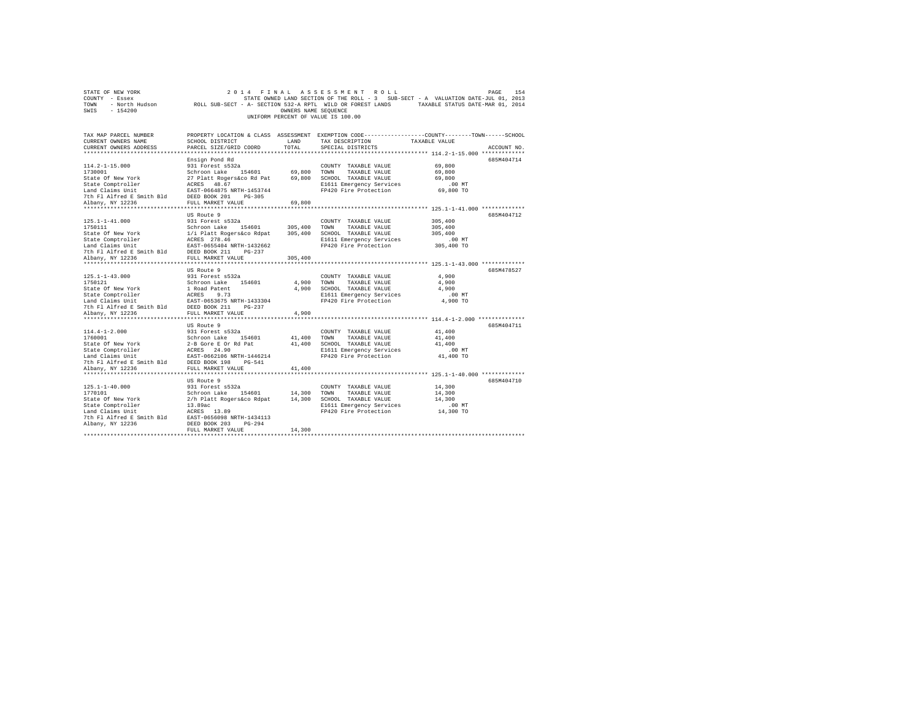STATE OF NEW YORK                    2014 FINAL ASSESSMENT ROLL
COUNTY - Essex                       STATE OWNED LAND SECTION OF THE ROLL - 3   SUB-SECT - A  VALUATION DATE-JUL 01, 2013
TOWN - North Hudson                  ROLL SUB-SECT - A- SECTION 532-A RPTL WILD OR FOREST LANDS    TAXABLE STATUS DATE-MAR 01, 2014
SWIS - 154200                        OWNERS NAME SEQUENCE
UNIFORM PERCENT OF VALUE IS 100.00

| TAX MAP PARCEL NUMBER / CURRENT OWNERS NAME / CURRENT OWNERS ADDRESS | PROPERTY LOCATION & CLASS / SCHOOL DISTRICT / PARCEL SIZE/GRID COORD | ASSESSMENT LAND / TOTAL | EXEMPTION CODE / TAX DESCRIPTION / SPECIAL DISTRICTS | COUNTY / TOWN / SCHOOL TAXABLE VALUE | ACCOUNT NO. |
|---|---|---|---|---|---|
| 114.2-1-15.000 | Ensign Pond Rd | | | | 685M404714 |
| 114.2-1-15.000 | 931 Forest s532a | | COUNTY TAXABLE VALUE | 69,800 | |
| 1730001 | Schroon Lake 154601 | 69,800 | TOWN TAXABLE VALUE | 69,800 | |
| State Of New York | 27 Platt Rogers&co Rd Pat | 69,800 | SCHOOL TAXABLE VALUE | 69,800 | |
| State Comptroller | ACRES 48.67 | | E1611 Emergency Services | .00 MT | |
| Land Claims Unit | EAST-0664875 NRTH-1453744 | | FP420 Fire Protection | 69,800 TO | |
| 7th Fl Alfred E Smith Bld | DEED BOOK 201 PG-305 | | | | |
| Albany, NY 12236 | FULL MARKET VALUE | 69,800 | | | |
| 125.1-1-41.000 | US Route 9 | | | | 685M404712 |
| 125.1-1-41.000 | 931 Forest s532a | | COUNTY TAXABLE VALUE | 305,400 | |
| 1750111 | Schroon Lake 154601 | 305,400 | TOWN TAXABLE VALUE | 305,400 | |
| State Of New York | 1/i Platt Rogers&co Rdpat | 305,400 | SCHOOL TAXABLE VALUE | 305,400 | |
| State Comptroller | ACRES 278.46 | | E1611 Emergency Services | .00 MT | |
| Land Claims Unit | EAST-0655404 NRTH-1432662 | | FP420 Fire Protection | 305,400 TO | |
| 7th Fl Alfred E Smith Bld | DEED BOOK 211 PG-237 | | | | |
| Albany, NY 12236 | FULL MARKET VALUE | 305,400 | | | |
| 125.1-1-43.000 | US Route 9 | | | | 685M478527 |
| 125.1-1-43.000 | 931 Forest s532a | | COUNTY TAXABLE VALUE | 4,900 | |
| 1750121 | Schroon Lake 154601 | 4,900 | TOWN TAXABLE VALUE | 4,900 | |
| State Of New York | 1 Road Patent | 4,900 | SCHOOL TAXABLE VALUE | 4,900 | |
| State Comptroller | ACRES 9.73 | | E1611 Emergency Services | .00 MT | |
| Land Claims Unit | EAST-0653675 NRTH-1433304 | | FP420 Fire Protection | 4,900 TO | |
| 7th Fl Alfred E Smith Bld | DEED BOOK 211 PG-237 | | | | |
| Albany, NY 12236 | FULL MARKET VALUE | 4,900 | | | |
| 114.4-1-2.000 | US Route 9 | | | | 685M404711 |
| 114.4-1-2.000 | 931 Forest s532a | | COUNTY TAXABLE VALUE | 41,400 | |
| 1760001 | Schroon Lake 154601 | 41,400 | TOWN TAXABLE VALUE | 41,400 | |
| State Of New York | 2-B Gore E Or Rd Pat | 41,400 | SCHOOL TAXABLE VALUE | 41,400 | |
| State Comptroller | ACRES 24.90 | | E1611 Emergency Services | .00 MT | |
| Land Claims Unit | EAST-0662106 NRTH-1446214 | | FP420 Fire Protection | 41,400 TO | |
| 7th Fl Alfred E Smith Bld | DEED BOOK 198 PG-541 | | | | |
| Albany, NY 12236 | FULL MARKET VALUE | 41,400 | | | |
| 125.1-1-40.000 | US Route 9 | | | | 685M404710 |
| 125.1-1-40.000 | 931 Forest s532a | | COUNTY TAXABLE VALUE | 14,300 | |
| 1770101 | Schroon Lake 154601 | 14,300 | TOWN TAXABLE VALUE | 14,300 | |
| State Of New York | 2/h Platt Rogers&co Rdpat | 14,300 | SCHOOL TAXABLE VALUE | 14,300 | |
| State Comptroller | 13.89ac | | E1611 Emergency Services | .00 MT | |
| Land Claims Unit | ACRES 13.89 | | FP420 Fire Protection | 14,300 TO | |
| 7th Fl Alfred E Smith Bld | EAST-0656098 NRTH-1434113 | | | | |
| Albany, NY 12236 | DEED BOOK 203 PG-294 | | | | |
| | FULL MARKET VALUE | 14,300 | | | |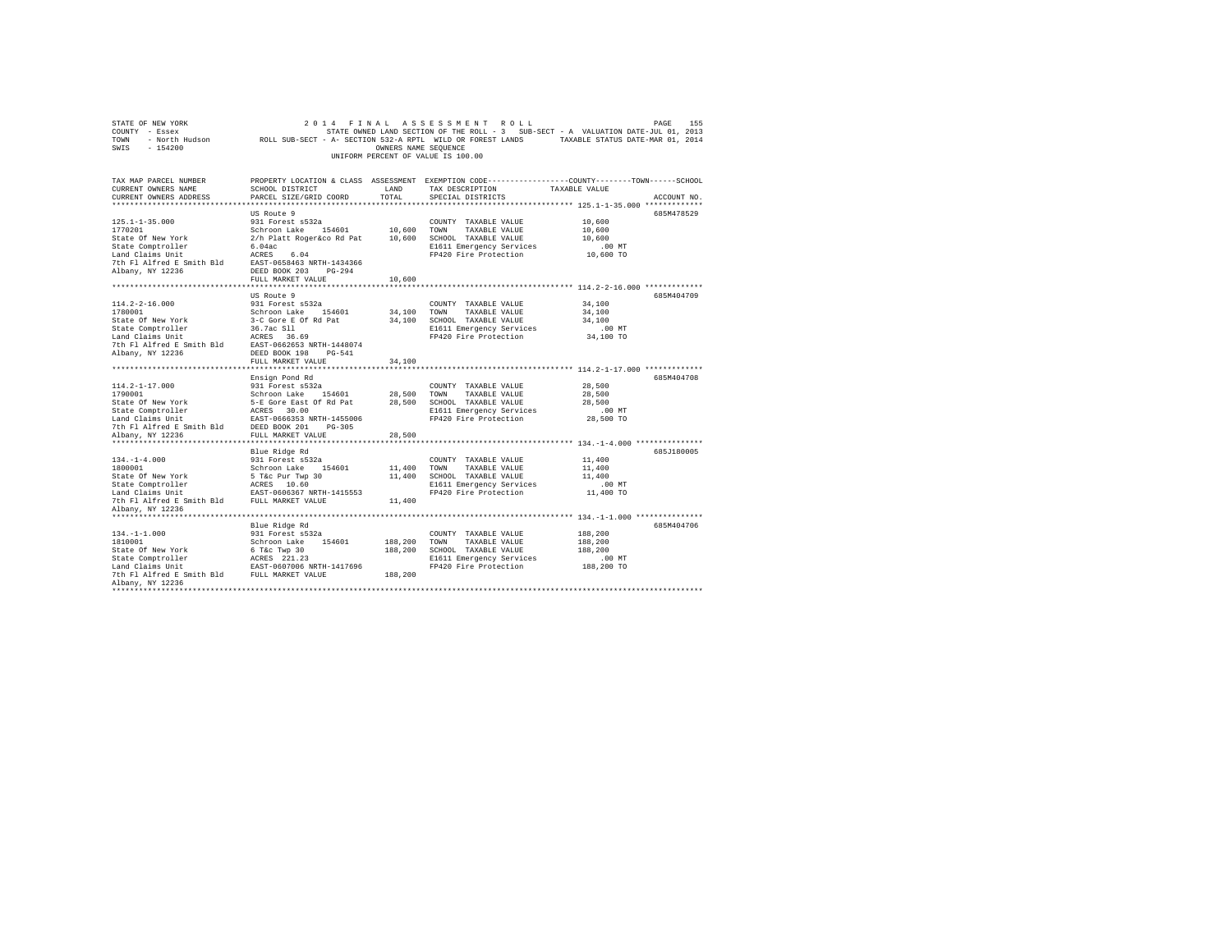STATE OF NEW YORK — 2014 FINAL ASSESSMENT ROLL
COUNTY - Essex — STATE OWNED LAND SECTION OF THE ROLL - 3 SUB-SECT - A VALUATION DATE-JUL 01, 2013
TOWN - North Hudson — ROLL SUB-SECT - A- SECTION 532-A RPTL WILD OR FOREST LANDS — TAXABLE STATUS DATE-MAR 01, 2014
SWIS - 154200 — OWNERS NAME SEQUENCE
UNIFORM PERCENT OF VALUE IS 100.00

| TAX MAP PARCEL NUMBER / CURRENT OWNERS NAME / CURRENT OWNERS ADDRESS | PROPERTY LOCATION & CLASS / SCHOOL DISTRICT / PARCEL SIZE/GRID COORD | ASSESSMENT LAND / TOTAL | EXEMPTION CODE / TAX DESCRIPTION / SPECIAL DISTRICTS | COUNTY / TOWN / SCHOOL TAXABLE VALUE | ACCOUNT NO. |
|---|---|---|---|---|---|
| 125.1-1-35.000 | US Route 9 | | | | 685M478529 |
| 1770201 | 931 Forest s532a | | COUNTY TAXABLE VALUE | 10,600 | |
| State Of New York | Schroon Lake 154601 | 10,600 | TOWN TAXABLE VALUE | 10,600 | |
| State Comptroller | 2/h Platt Roger&co Rd Pat | 10,600 | SCHOOL TAXABLE VALUE | 10,600 | |
| Land Claims Unit | 6.04ac | | E1611 Emergency Services | .00 MT | |
| 7th Fl Alfred E Smith Bld | ACRES 6.04 | | FP420 Fire Protection | 10,600 TO | |
| Albany, NY 12236 | EAST-0658463 NRTH-1434366 | | | | |
| | DEED BOOK 203 PG-294 | | | | |
| | FULL MARKET VALUE | 10,600 | | | |
| 114.2-2-16.000 | US Route 9 | | | | 685M404709 |
| 1780001 | 931 Forest s532a | | COUNTY TAXABLE VALUE | 34,100 | |
| State Of New York | Schroon Lake 154601 | 34,100 | TOWN TAXABLE VALUE | 34,100 | |
| State Comptroller | 3-C Gore E Of Rd Pat | 34,100 | SCHOOL TAXABLE VALUE | 34,100 | |
| Land Claims Unit | 36.7ac Sll | | E1611 Emergency Services | .00 MT | |
| 7th Fl Alfred E Smith Bld | ACRES 36.69 | | FP420 Fire Protection | 34,100 TO | |
| Albany, NY 12236 | EAST-0662653 NRTH-1448074 | | | | |
| | DEED BOOK 198 PG-541 | | | | |
| | FULL MARKET VALUE | 34,100 | | | |
| 114.2-1-17.000 | Ensign Pond Rd | | | | 685M404708 |
| 1790001 | 931 Forest s532a | | COUNTY TAXABLE VALUE | 28,500 | |
| State Of New York | Schroon Lake 154601 | 28,500 | TOWN TAXABLE VALUE | 28,500 | |
| State Comptroller | 5-E Gore East Of Rd Pat | 28,500 | SCHOOL TAXABLE VALUE | 28,500 | |
| Land Claims Unit | ACRES 30.00 | | E1611 Emergency Services | .00 MT | |
| 7th Fl Alfred E Smith Bld | EAST-0666353 NRTH-1455006 | | FP420 Fire Protection | 28,500 TO | |
| Albany, NY 12236 | DEED BOOK 201 PG-305 | | | | |
| | FULL MARKET VALUE | 28,500 | | | |
| 134.-1-4.000 | Blue Ridge Rd | | | | 685J180005 |
| 1800001 | 931 Forest s532a | | COUNTY TAXABLE VALUE | 11,400 | |
| State Of New York | Schroon Lake 154601 | 11,400 | TOWN TAXABLE VALUE | 11,400 | |
| State Comptroller | 5 T&c Pur Twp 30 | 11,400 | SCHOOL TAXABLE VALUE | 11,400 | |
| Land Claims Unit | ACRES 10.60 | | E1611 Emergency Services | .00 MT | |
| 7th Fl Alfred E Smith Bld | EAST-0606367 NRTH-1415553 | | FP420 Fire Protection | 11,400 TO | |
| Albany, NY 12236 | FULL MARKET VALUE | 11,400 | | | |
| 134.-1-1.000 | Blue Ridge Rd | | | | 685M404706 |
| 1810001 | 931 Forest s532a | | COUNTY TAXABLE VALUE | 188,200 | |
| State Of New York | Schroon Lake 154601 | 188,200 | TOWN TAXABLE VALUE | 188,200 | |
| State Comptroller | 6 T&c Twp 30 | 188,200 | SCHOOL TAXABLE VALUE | 188,200 | |
| Land Claims Unit | ACRES 221.23 | | E1611 Emergency Services | .00 MT | |
| 7th Fl Alfred E Smith Bld | EAST-0607006 NRTH-1417696 | | FP420 Fire Protection | 188,200 TO | |
| Albany, NY 12236 | FULL MARKET VALUE | 188,200 | | | |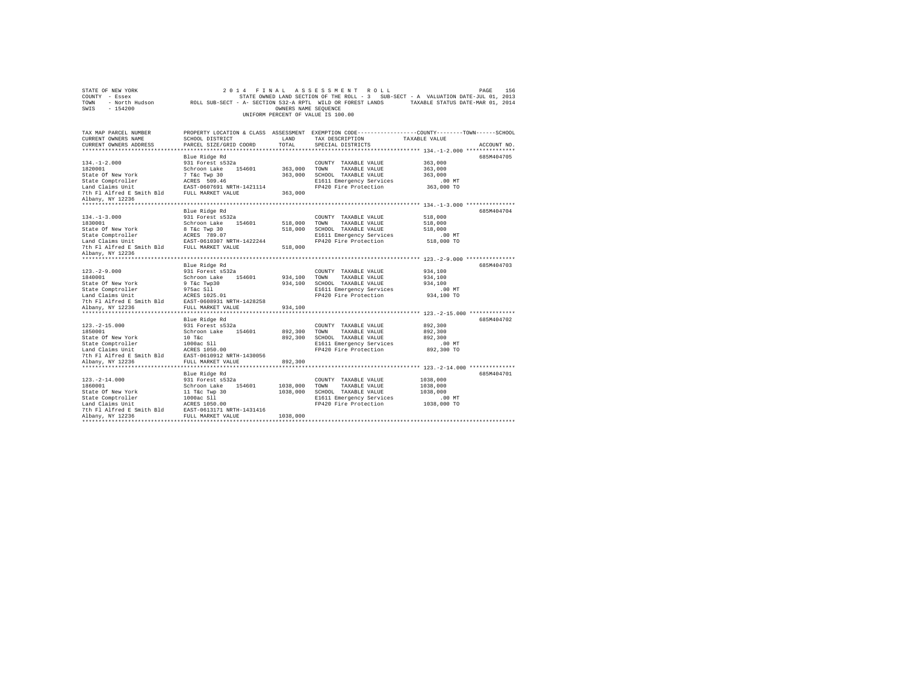STATE OF NEW YORK
COUNTY - Essex
TOWN - North Hudson
SWIS - 154200

2014 FINAL ASSESSMENT ROLL
STATE OWNED LAND SECTION OF THE ROLL - 3 SUB-SECT - A VALUATION DATE-JUL 01, 2013
ROLL SUB-SECT - A- SECTION 532-A RPTL WILD OR FOREST LANDS TAXABLE STATUS DATE-MAR 01, 2014
OWNERS NAME SEQUENCE
UNIFORM PERCENT OF VALUE IS 100.00

| TAX MAP PARCEL NUMBER / CURRENT OWNERS NAME / CURRENT OWNERS ADDRESS | PROPERTY LOCATION & CLASS / SCHOOL DISTRICT / PARCEL SIZE/GRID COORD | ASSESSMENT LAND / TOTAL | EXEMPTION CODE / TAX DESCRIPTION / SPECIAL DISTRICTS | COUNTY--------TOWN------SCHOOL TAXABLE VALUE | ACCOUNT NO. |
|---|---|---|---|---|---|
| **134.-1-2.000** | Blue Ridge Rd | | | | 685M404705 |
| 134.-1-2.000 | 931 Forest s532a | | COUNTY TAXABLE VALUE | 363,000 | |
| 1820001 | Schroon Lake 154601 | 363,000 | TOWN TAXABLE VALUE | 363,000 | |
| State Of New York | 7 T&c Twp 30 | 363,000 | SCHOOL TAXABLE VALUE | 363,000 | |
| State Comptroller | ACRES 509.46 | | E1611 Emergency Services | .00 MT | |
| Land Claims Unit | EAST-0607691 NRTH-1421114 | | FP420 Fire Protection | 363,000 TO | |
| 7th Fl Alfred E Smith Bld | FULL MARKET VALUE | 363,000 | | | |
| Albany, NY 12236 | | | | | |
| **134.-1-3.000** | Blue Ridge Rd | | | | 685M404704 |
| 134.-1-3.000 | 931 Forest s532a | | COUNTY TAXABLE VALUE | 518,000 | |
| 1830001 | Schroon Lake 154601 | 518,000 | TOWN TAXABLE VALUE | 518,000 | |
| State Of New York | 8 T&c Twp 30 | 518,000 | SCHOOL TAXABLE VALUE | 518,000 | |
| State Comptroller | ACRES 789.07 | | E1611 Emergency Services | .00 MT | |
| Land Claims Unit | EAST-0610307 NRTH-1422244 | | FP420 Fire Protection | 518,000 TO | |
| 7th Fl Alfred E Smith Bld | FULL MARKET VALUE | 518,000 | | | |
| Albany, NY 12236 | | | | | |
| **123.-2-9.000** | Blue Ridge Rd | | | | 685M404703 |
| 123.-2-9.000 | 931 Forest s532a | | COUNTY TAXABLE VALUE | 934,100 | |
| 1840001 | Schroon Lake 154601 | 934,100 | TOWN TAXABLE VALUE | 934,100 | |
| State Of New York | 9 T&c Twp30 | 934,100 | SCHOOL TAXABLE VALUE | 934,100 | |
| State Comptroller | 975ac Sll | | E1611 Emergency Services | .00 MT | |
| Land Claims Unit | ACRES 1025.01 | | FP420 Fire Protection | 934,100 TO | |
| 7th Fl Alfred E Smith Bld | EAST-0608931 NRTH-1428258 | | | | |
| Albany, NY 12236 | FULL MARKET VALUE | 934,100 | | | |
| **123.-2-15.000** | Blue Ridge Rd | | | | 685M404702 |
| 123.-2-15.000 | 931 Forest s532a | | COUNTY TAXABLE VALUE | 892,300 | |
| 1850001 | Schroon Lake 154601 | 892,300 | TOWN TAXABLE VALUE | 892,300 | |
| State Of New York | 10 T&c | 892,300 | SCHOOL TAXABLE VALUE | 892,300 | |
| State Comptroller | 1000ac Sll | | E1611 Emergency Services | .00 MT | |
| Land Claims Unit | ACRES 1050.00 | | FP420 Fire Protection | 892,300 TO | |
| 7th Fl Alfred E Smith Bld | EAST-0610912 NRTH-1430056 | | | | |
| Albany, NY 12236 | FULL MARKET VALUE | 892,300 | | | |
| **123.-2-14.000** | Blue Ridge Rd | | | | 685M404701 |
| 123.-2-14.000 | 931 Forest s532a | | COUNTY TAXABLE VALUE | 1038,000 | |
| 1860001 | Schroon Lake 154601 | 1038,000 | TOWN TAXABLE VALUE | 1038,000 | |
| State Of New York | 11 T&c Twp 30 | 1038,000 | SCHOOL TAXABLE VALUE | 1038,000 | |
| State Comptroller | 1000ac Sll | | E1611 Emergency Services | .00 MT | |
| Land Claims Unit | ACRES 1050.00 | | FP420 Fire Protection | 1038,000 TO | |
| 7th Fl Alfred E Smith Bld | EAST-0613171 NRTH-1431416 | | | | |
| Albany, NY 12236 | FULL MARKET VALUE | 1038,000 | | | |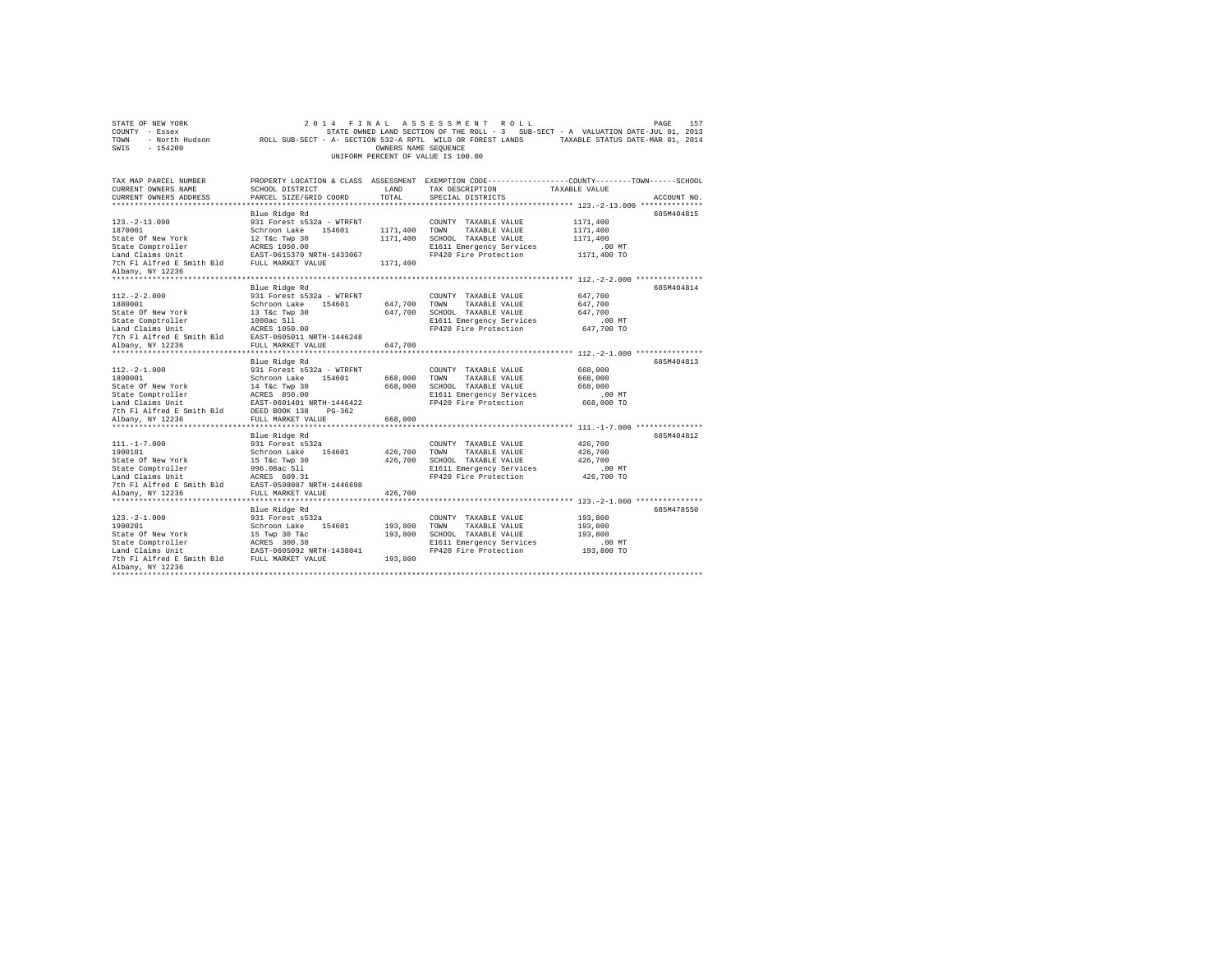STATE OF NEW YORK 2014 FINAL ASSESSMENT ROLL
COUNTY - Essex STATE OWNED LAND SECTION OF THE ROLL - 3 SUB-SECT - A VALUATION DATE-JUL 01, 2013
TOWN - North Hudson ROLL SUB-SECT - A- SECTION 532-A RPTL WILD OR FOREST LANDS TAXABLE STATUS DATE-MAR 01, 2014
SWIS - 154200 OWNERS NAME SEQUENCE
UNIFORM PERCENT OF VALUE IS 100.00

| TAX MAP PARCEL NUMBER / CURRENT OWNERS NAME / CURRENT OWNERS ADDRESS | PROPERTY LOCATION & CLASS / SCHOOL DISTRICT / PARCEL SIZE/GRID COORD | ASSESSMENT LAND / TOTAL | EXEMPTION CODE / TAX DESCRIPTION / SPECIAL DISTRICTS | TAXABLE VALUE (COUNTY / TOWN / SCHOOL) | ACCOUNT NO. |
|---|---|---|---|---|---|
| 123.-2-13.000 | Blue Ridge Rd | | | | 685M404815 |
| 1870001 | 931 Forest s532a - WTRFNT | | COUNTY TAXABLE VALUE | 1171,400 | |
| State Of New York | Schroon Lake 154601 | 1171,400 | TOWN TAXABLE VALUE | 1171,400 | |
| State Comptroller | 12 T&c Twp 30 | 1171,400 | SCHOOL TAXABLE VALUE | 1171,400 | |
| Land Claims Unit | ACRES 1050.00 | | E1611 Emergency Services | .00 MT | |
| 7th Fl Alfred E Smith Bld | EAST-0615370 NRTH-1433067 | | FP420 Fire Protection | 1171,400 TO | |
| Albany, NY 12236 | FULL MARKET VALUE | 1171,400 | | | |
| 112.-2-2.000 | Blue Ridge Rd | | | | 685M404814 |
| 1880001 | 931 Forest s532a - WTRFNT | | COUNTY TAXABLE VALUE | 647,700 | |
| State Of New York | Schroon Lake 154601 | 647,700 | TOWN TAXABLE VALUE | 647,700 | |
| State Comptroller | 13 T&c Twp 30 | 647,700 | SCHOOL TAXABLE VALUE | 647,700 | |
| Land Claims Unit | 1000ac Sll | | E1611 Emergency Services | .00 MT | |
| 7th Fl Alfred E Smith Bld | ACRES 1050.00 | | FP420 Fire Protection | 647,700 TO | |
| | EAST-0605011 NRTH-1446248 | | | | |
| Albany, NY 12236 | FULL MARKET VALUE | 647,700 | | | |
| 112.-2-1.000 | Blue Ridge Rd | | | | 685M404813 |
| 1890001 | 931 Forest s532a - WTRFNT | | COUNTY TAXABLE VALUE | 668,000 | |
| State Of New York | Schroon Lake 154601 | 668,000 | TOWN TAXABLE VALUE | 668,000 | |
| State Comptroller | 14 T&c Twp 30 | 668,000 | SCHOOL TAXABLE VALUE | 668,000 | |
| Land Claims Unit | ACRES 850.00 | | E1611 Emergency Services | .00 MT | |
| 7th Fl Alfred E Smith Bld | EAST-0601401 NRTH-1446422 | | FP420 Fire Protection | 668,000 TO | |
| | DEED BOOK 138 PG-362 | | | | |
| Albany, NY 12236 | FULL MARKET VALUE | 668,000 | | | |
| 111.-1-7.000 | Blue Ridge Rd | | | | 685M404812 |
| 1900101 | 931 Forest s532a | | COUNTY TAXABLE VALUE | 426,700 | |
| State Of New York | Schroon Lake 154601 | 426,700 | TOWN TAXABLE VALUE | 426,700 | |
| State Comptroller | 15 T&c Twp 30 | 426,700 | SCHOOL TAXABLE VALUE | 426,700 | |
| Land Claims Unit | 996.08ac Sll | | E1611 Emergency Services | .00 MT | |
| 7th Fl Alfred E Smith Bld | ACRES 609.31 | | FP420 Fire Protection | 426,700 TO | |
| | EAST-0598087 NRTH-1446698 | | | | |
| Albany, NY 12236 | FULL MARKET VALUE | 426,700 | | | |
| 123.-2-1.000 | Blue Ridge Rd | | | | 685M478550 |
| 1900201 | 931 Forest s532a | | COUNTY TAXABLE VALUE | 193,800 | |
| State Of New York | Schroon Lake 154601 | 193,800 | TOWN TAXABLE VALUE | 193,800 | |
| State Comptroller | 15 Twp 30 T&c | 193,800 | SCHOOL TAXABLE VALUE | 193,800 | |
| Land Claims Unit | ACRES 300.30 | | E1611 Emergency Services | .00 MT | |
| 7th Fl Alfred E Smith Bld | EAST-0605092 NRTH-1438041 | | FP420 Fire Protection | 193,800 TO | |
| Albany, NY 12236 | FULL MARKET VALUE | 193,800 | | | |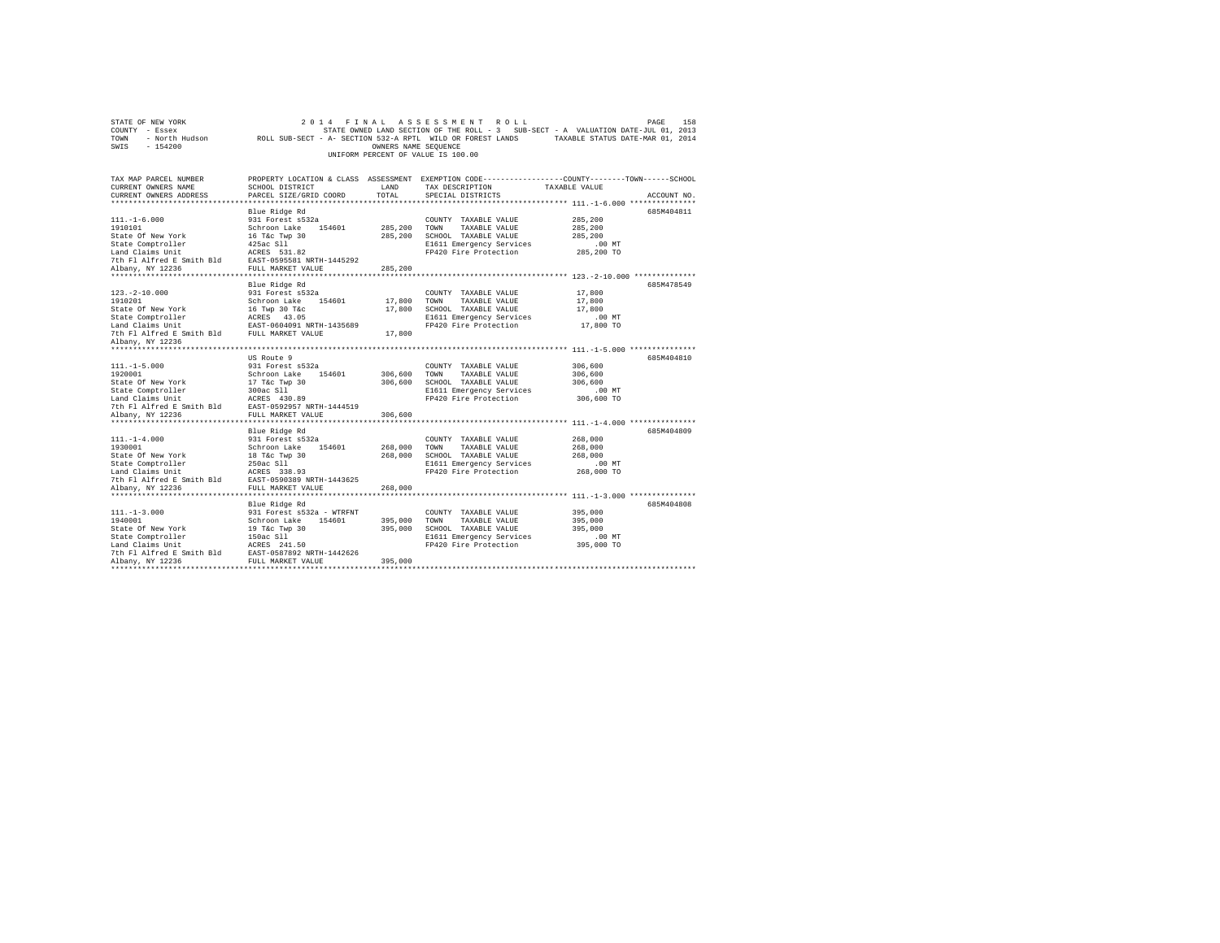STATE OF NEW YORK
COUNTY - Essex
TOWN - North Hudson
SWIS - 154200

2014 FINAL ASSESSMENT ROLL
STATE OWNED LAND SECTION OF THE ROLL - 3 SUB-SECT - A VALUATION DATE-JUL 01, 2013
ROLL SUB-SECT - A- SECTION 532-A RPTL WILD OR FOREST LANDS TAXABLE STATUS DATE-MAR 01, 2014
OWNERS NAME SEQUENCE
UNIFORM PERCENT OF VALUE IS 100.00

| TAX MAP PARCEL NUMBER / CURRENT OWNERS NAME / CURRENT OWNERS ADDRESS | PROPERTY LOCATION & CLASS / SCHOOL DISTRICT / PARCEL SIZE/GRID COORD | ASSESSMENT LAND | ASSESSMENT TOTAL | EXEMPTION CODE / TAX DESCRIPTION / SPECIAL DISTRICTS | TAXABLE VALUE (COUNTY / TOWN / SCHOOL) | ACCOUNT NO. |
|---|---|---|---|---|---|---|
| **111.-1-6.000** | Blue Ridge Rd | | | | | 685M404811 |
| 111.-1-6.000 | 931 Forest s532a | | | COUNTY TAXABLE VALUE | 285,200 | |
| 1910101 | Schroon Lake 154601 | 285,200 | | TOWN TAXABLE VALUE | 285,200 | |
| State Of New York | 16 T&c Twp 30 | | 285,200 | SCHOOL TAXABLE VALUE | 285,200 | |
| State Comptroller | 425ac Sll | | | E1611 Emergency Services | .00 MT | |
| Land Claims Unit | ACRES 531.82 | | | FP420 Fire Protection | 285,200 TO | |
| 7th Fl Alfred E Smith Bld | EAST-0595581 NRTH-1445292 | | | | | |
| Albany, NY 12236 | FULL MARKET VALUE | | 285,200 | | | |
| **123.-2-10.000** | Blue Ridge Rd | | | | | 685M478549 |
| 123.-2-10.000 | 931 Forest s532a | | | COUNTY TAXABLE VALUE | 17,800 | |
| 1910201 | Schroon Lake 154601 | 17,800 | | TOWN TAXABLE VALUE | 17,800 | |
| State Of New York | 16 Twp 30 T&c | | 17,800 | SCHOOL TAXABLE VALUE | 17,800 | |
| State Comptroller | ACRES 43.05 | | | E1611 Emergency Services | .00 MT | |
| Land Claims Unit | EAST-0604091 NRTH-1435689 | | | FP420 Fire Protection | 17,800 TO | |
| 7th Fl Alfred E Smith Bld | FULL MARKET VALUE | | 17,800 | | | |
| Albany, NY 12236 | | | | | | |
| **111.-1-5.000** | US Route 9 | | | | | 685M404810 |
| 111.-1-5.000 | 931 Forest s532a | | | COUNTY TAXABLE VALUE | 306,600 | |
| 1920001 | Schroon Lake 154601 | 306,600 | | TOWN TAXABLE VALUE | 306,600 | |
| State Of New York | 17 T&c Twp 30 | | 306,600 | SCHOOL TAXABLE VALUE | 306,600 | |
| State Comptroller | 300ac Sll | | | E1611 Emergency Services | .00 MT | |
| Land Claims Unit | ACRES 430.89 | | | FP420 Fire Protection | 306,600 TO | |
| 7th Fl Alfred E Smith Bld | EAST-0592957 NRTH-1444519 | | | | | |
| Albany, NY 12236 | FULL MARKET VALUE | | 306,600 | | | |
| **111.-1-4.000** | Blue Ridge Rd | | | | | 685M404809 |
| 111.-1-4.000 | 931 Forest s532a | | | COUNTY TAXABLE VALUE | 268,000 | |
| 1930001 | Schroon Lake 154601 | 268,000 | | TOWN TAXABLE VALUE | 268,000 | |
| State Of New York | 18 T&c Twp 30 | | 268,000 | SCHOOL TAXABLE VALUE | 268,000 | |
| State Comptroller | 250ac Sll | | | E1611 Emergency Services | .00 MT | |
| Land Claims Unit | ACRES 338.93 | | | FP420 Fire Protection | 268,000 TO | |
| 7th Fl Alfred E Smith Bld | EAST-0590389 NRTH-1443625 | | | | | |
| Albany, NY 12236 | FULL MARKET VALUE | | 268,000 | | | |
| **111.-1-3.000** | Blue Ridge Rd | | | | | 685M404808 |
| 111.-1-3.000 | 931 Forest s532a - WTRFNT | | | COUNTY TAXABLE VALUE | 395,000 | |
| 1940001 | Schroon Lake 154601 | 395,000 | | TOWN TAXABLE VALUE | 395,000 | |
| State Of New York | 19 T&c Twp 30 | | 395,000 | SCHOOL TAXABLE VALUE | 395,000 | |
| State Comptroller | 150ac Sll | | | E1611 Emergency Services | .00 MT | |
| Land Claims Unit | ACRES 241.50 | | | FP420 Fire Protection | 395,000 TO | |
| 7th Fl Alfred E Smith Bld | EAST-0587892 NRTH-1442626 | | | | | |
| Albany, NY 12236 | FULL MARKET VALUE | | 395,000 | | | |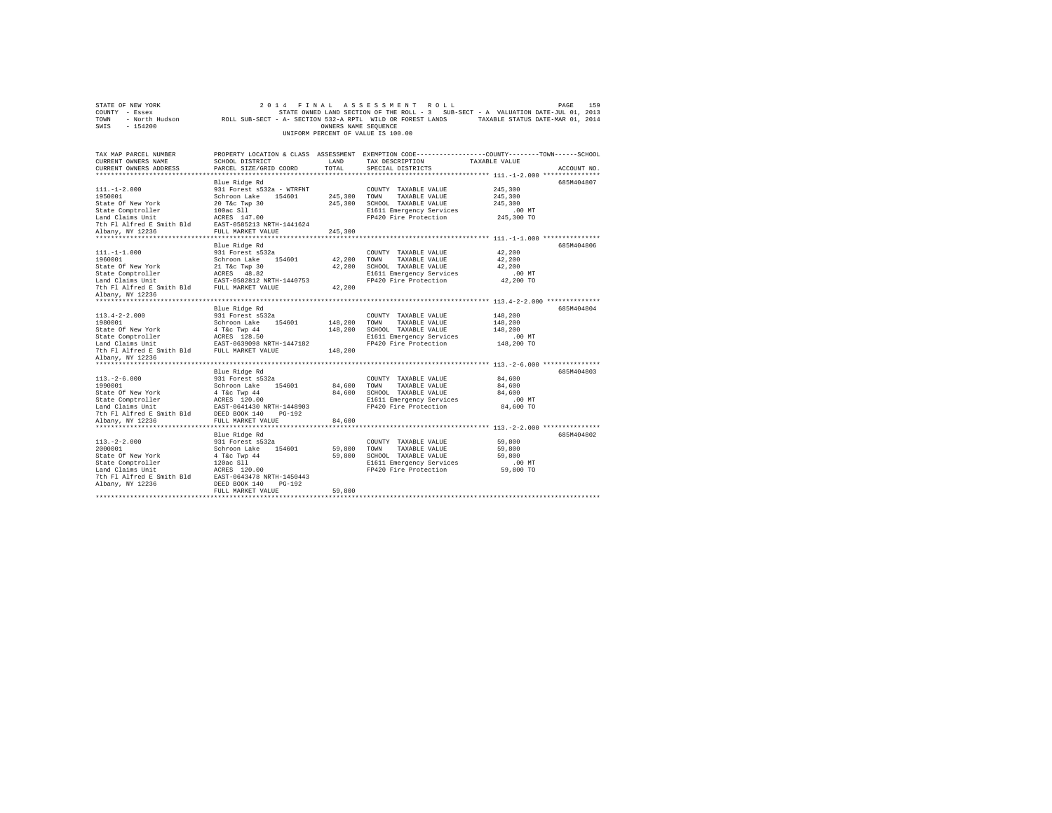STATE OF NEW YORK
COUNTY - Essex
TOWN - North Hudson
SWIS - 154200

2014 FINAL ASSESSMENT ROLL
STATE OWNED LAND SECTION OF THE ROLL - 3 SUB-SECT - A VALUATION DATE-JUL 01, 2013
ROLL SUB-SECT - A- SECTION 532-A RPTL WILD OR FOREST LANDS TAXABLE STATUS DATE-MAR 01, 2014
OWNERS NAME SEQUENCE
UNIFORM PERCENT OF VALUE IS 100.00

| TAX MAP PARCEL NUMBER / CURRENT OWNERS NAME / CURRENT OWNERS ADDRESS | PROPERTY LOCATION & CLASS / SCHOOL DISTRICT / PARCEL SIZE/GRID COORD | ASSESSMENT LAND | TOTAL | EXEMPTION CODE / TAX DESCRIPTION / SPECIAL DISTRICTS | COUNTY--------TOWN------SCHOOL TAXABLE VALUE | ACCOUNT NO. |
|---|---|---|---|---|---|---|
| 111.-1-2.000 | Blue Ridge Rd | | | | | 685M404807 |
| 1950001 | 931 Forest s532a - WTRFNT | | | COUNTY TAXABLE VALUE | 245,300 | |
| State Of New York | Schroon Lake 154601 | 245,300 | | TOWN TAXABLE VALUE | 245,300 | |
| State Comptroller | 20 T&c Twp 30 | | 245,300 | SCHOOL TAXABLE VALUE | 245,300 | |
| Land Claims Unit | 100ac Sll | | | E1611 Emergency Services | .00 MT | |
| 7th Fl Alfred E Smith Bld | ACRES 147.00 | | | FP420 Fire Protection | 245,300 TO | |
| Albany, NY 12236 | EAST-0585213 NRTH-1441624 | | | | | |
| | FULL MARKET VALUE | | 245,300 | | | |
| 111.-1-1.000 | Blue Ridge Rd | | | | | 685M404806 |
| 1960001 | 931 Forest s532a | | | COUNTY TAXABLE VALUE | 42,200 | |
| State Of New York | Schroon Lake 154601 | 42,200 | | TOWN TAXABLE VALUE | 42,200 | |
| State Comptroller | 21 T&c Twp 30 | | 42,200 | SCHOOL TAXABLE VALUE | 42,200 | |
| Land Claims Unit | ACRES 48.82 | | | E1611 Emergency Services | .00 MT | |
| 7th Fl Alfred E Smith Bld | EAST-0582812 NRTH-1440753 | | | FP420 Fire Protection | 42,200 TO | |
| Albany, NY 12236 | FULL MARKET VALUE | | 42,200 | | | |
| 113.4-2-2.000 | Blue Ridge Rd | | | | | 685M404804 |
| 1980001 | 931 Forest s532a | | | COUNTY TAXABLE VALUE | 148,200 | |
| State Of New York | Schroon Lake 154601 | 148,200 | | TOWN TAXABLE VALUE | 148,200 | |
| State Comptroller | 4 T&c Twp 44 | | 148,200 | SCHOOL TAXABLE VALUE | 148,200 | |
| Land Claims Unit | ACRES 128.50 | | | E1611 Emergency Services | .00 MT | |
| 7th Fl Alfred E Smith Bld | EAST-0639098 NRTH-1447182 | | | FP420 Fire Protection | 148,200 TO | |
| Albany, NY 12236 | FULL MARKET VALUE | | 148,200 | | | |
| 113.-2-6.000 | Blue Ridge Rd | | | | | 685M404803 |
| 1990001 | 931 Forest s532a | | | COUNTY TAXABLE VALUE | 84,600 | |
| State Of New York | Schroon Lake 154601 | 84,600 | | TOWN TAXABLE VALUE | 84,600 | |
| State Comptroller | 4 T&c Twp 44 | | 84,600 | SCHOOL TAXABLE VALUE | 84,600 | |
| Land Claims Unit | ACRES 120.00 | | | E1611 Emergency Services | .00 MT | |
| 7th Fl Alfred E Smith Bld | EAST-0641430 NRTH-1448903 | | | FP420 Fire Protection | 84,600 TO | |
| Albany, NY 12236 | DEED BOOK 140 PG-192 | | | | | |
| | FULL MARKET VALUE | | 84,600 | | | |
| 113.-2-2.000 | Blue Ridge Rd | | | | | 685M404802 |
| 2000001 | 931 Forest s532a | | | COUNTY TAXABLE VALUE | 59,800 | |
| State Of New York | Schroon Lake 154601 | 59,800 | | TOWN TAXABLE VALUE | 59,800 | |
| State Comptroller | 4 T&c Twp 44 | | 59,800 | SCHOOL TAXABLE VALUE | 59,800 | |
| Land Claims Unit | 120ac Sll | | | E1611 Emergency Services | .00 MT | |
| 7th Fl Alfred E Smith Bld | ACRES 120.00 | | | FP420 Fire Protection | 59,800 TO | |
| Albany, NY 12236 | EAST-0643478 NRTH-1450443 | | | | | |
| | DEED BOOK 140 PG-192 | | | | | |
| | FULL MARKET VALUE | | 59,800 | | | |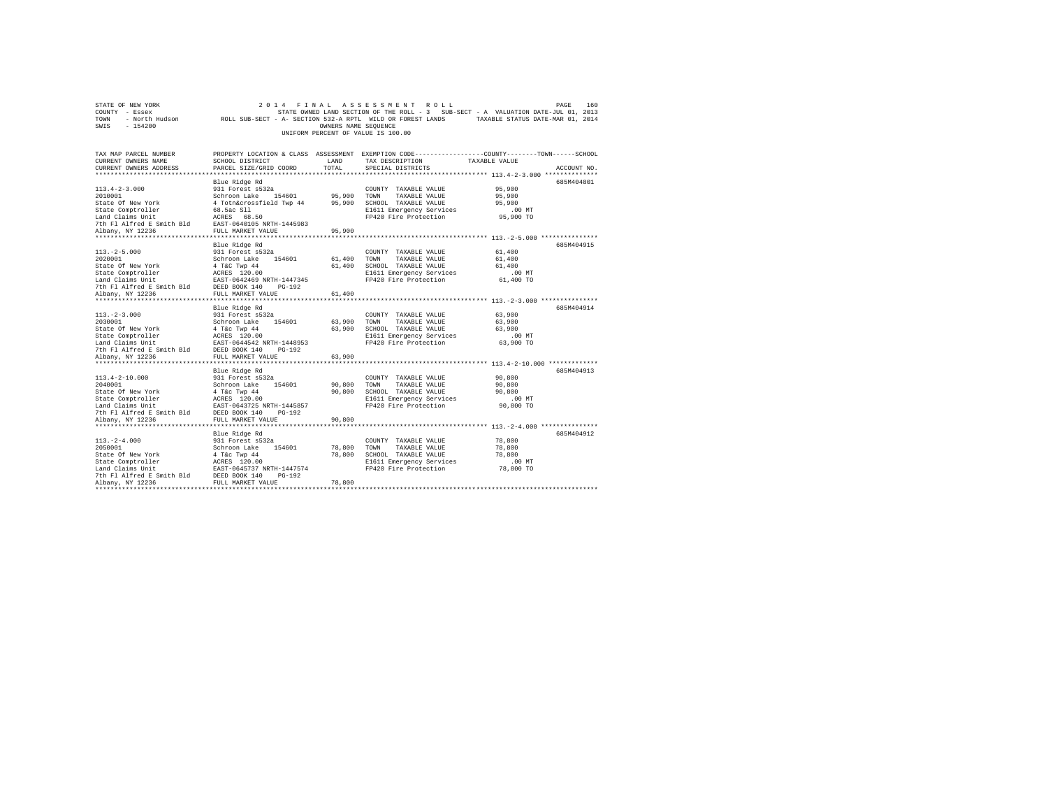STATE OF NEW YORK  
COUNTY - Essex  
TOWN - North Hudson  
SWIS - 154200

2014 FINAL ASSESSMENT ROLL  
STATE OWNED LAND SECTION OF THE ROLL - 3 SUB-SECT - A VALUATION DATE-JUL 01, 2013  
ROLL SUB-SECT - A- SECTION 532-A RPTL WILD OR FOREST LANDS TAXABLE STATUS DATE-MAR 01, 2014  
OWNERS NAME SEQUENCE  
UNIFORM PERCENT OF VALUE IS 100.00

| TAX MAP PARCEL NUMBER / CURRENT OWNERS NAME / CURRENT OWNERS ADDRESS | PROPERTY LOCATION & CLASS / SCHOOL DISTRICT / PARCEL SIZE/GRID COORD | ASSESSMENT LAND / TOTAL | EXEMPTION CODE / TAX DESCRIPTION / SPECIAL DISTRICTS | COUNTY--TOWN--SCHOOL TAXABLE VALUE | ACCOUNT NO. |
|---|---|---|---|---|---|
| 113.4-2-3.000 | Blue Ridge Rd | | | | 685M404801 |
| | 931 Forest s532a | | COUNTY TAXABLE VALUE | 95,900 | |
| 2010001 | Schroon Lake 154601 | 95,900 | TOWN TAXABLE VALUE | 95,900 | |
| State Of New York | 4 Totn&crossfield Twp 44 | 95,900 | SCHOOL TAXABLE VALUE | 95,900 | |
| State Comptroller | 68.5ac Sll | | E1611 Emergency Services | .00 MT | |
| Land Claims Unit | ACRES 68.50 | | FP420 Fire Protection | 95,900 TO | |
| 7th Fl Alfred E Smith Bld | EAST-0640105 NRTH-1445983 | | | | |
| Albany, NY 12236 | FULL MARKET VALUE | 95,900 | | | |
| 113.-2-5.000 | Blue Ridge Rd | | | | 685M404915 |
| | 931 Forest s532a | | COUNTY TAXABLE VALUE | 61,400 | |
| 2020001 | Schroon Lake 154601 | 61,400 | TOWN TAXABLE VALUE | 61,400 | |
| State Of New York | 4 T&C Twp 44 | 61,400 | SCHOOL TAXABLE VALUE | 61,400 | |
| State Comptroller | ACRES 120.00 | | E1611 Emergency Services | .00 MT | |
| Land Claims Unit | EAST-0642469 NRTH-1447345 | | FP420 Fire Protection | 61,400 TO | |
| 7th Fl Alfred E Smith Bld | DEED BOOK 140 PG-192 | | | | |
| Albany, NY 12236 | FULL MARKET VALUE | 61,400 | | | |
| 113.-2-3.000 | Blue Ridge Rd | | | | 685M404914 |
| | 931 Forest s532a | | COUNTY TAXABLE VALUE | 63,900 | |
| 2030001 | Schroon Lake 154601 | 63,900 | TOWN TAXABLE VALUE | 63,900 | |
| State Of New York | 4 T&C Twp 44 | 63,900 | SCHOOL TAXABLE VALUE | 63,900 | |
| State Comptroller | ACRES 120.00 | | E1611 Emergency Services | .00 MT | |
| Land Claims Unit | EAST-0644542 NRTH-1448953 | | FP420 Fire Protection | 63,900 TO | |
| 7th Fl Alfred E Smith Bld | DEED BOOK 140 PG-192 | | | | |
| Albany, NY 12236 | FULL MARKET VALUE | 63,900 | | | |
| 113.4-2-10.000 | Blue Ridge Rd | | | | 685M404913 |
| | 931 Forest s532a | | COUNTY TAXABLE VALUE | 90,800 | |
| 2040001 | Schroon Lake 154601 | 90,800 | TOWN TAXABLE VALUE | 90,800 | |
| State Of New York | 4 T&C Twp 44 | 90,800 | SCHOOL TAXABLE VALUE | 90,800 | |
| State Comptroller | ACRES 120.00 | | E1611 Emergency Services | .00 MT | |
| Land Claims Unit | EAST-0643725 NRTH-1445857 | | FP420 Fire Protection | 90,800 TO | |
| 7th Fl Alfred E Smith Bld | DEED BOOK 140 PG-192 | | | | |
| Albany, NY 12236 | FULL MARKET VALUE | 90,800 | | | |
| 113.-2-4.000 | Blue Ridge Rd | | | | 685M404912 |
| | 931 Forest s532a | | COUNTY TAXABLE VALUE | 78,800 | |
| 2050001 | Schroon Lake 154601 | 78,800 | TOWN TAXABLE VALUE | 78,800 | |
| State Of New York | 4 T&C Twp 44 | 78,800 | SCHOOL TAXABLE VALUE | 78,800 | |
| State Comptroller | ACRES 120.00 | | E1611 Emergency Services | .00 MT | |
| Land Claims Unit | EAST-0645737 NRTH-1447574 | | FP420 Fire Protection | 78,800 TO | |
| 7th Fl Alfred E Smith Bld | DEED BOOK 140 PG-192 | | | | |
| Albany, NY 12236 | FULL MARKET VALUE | 78,800 | | | |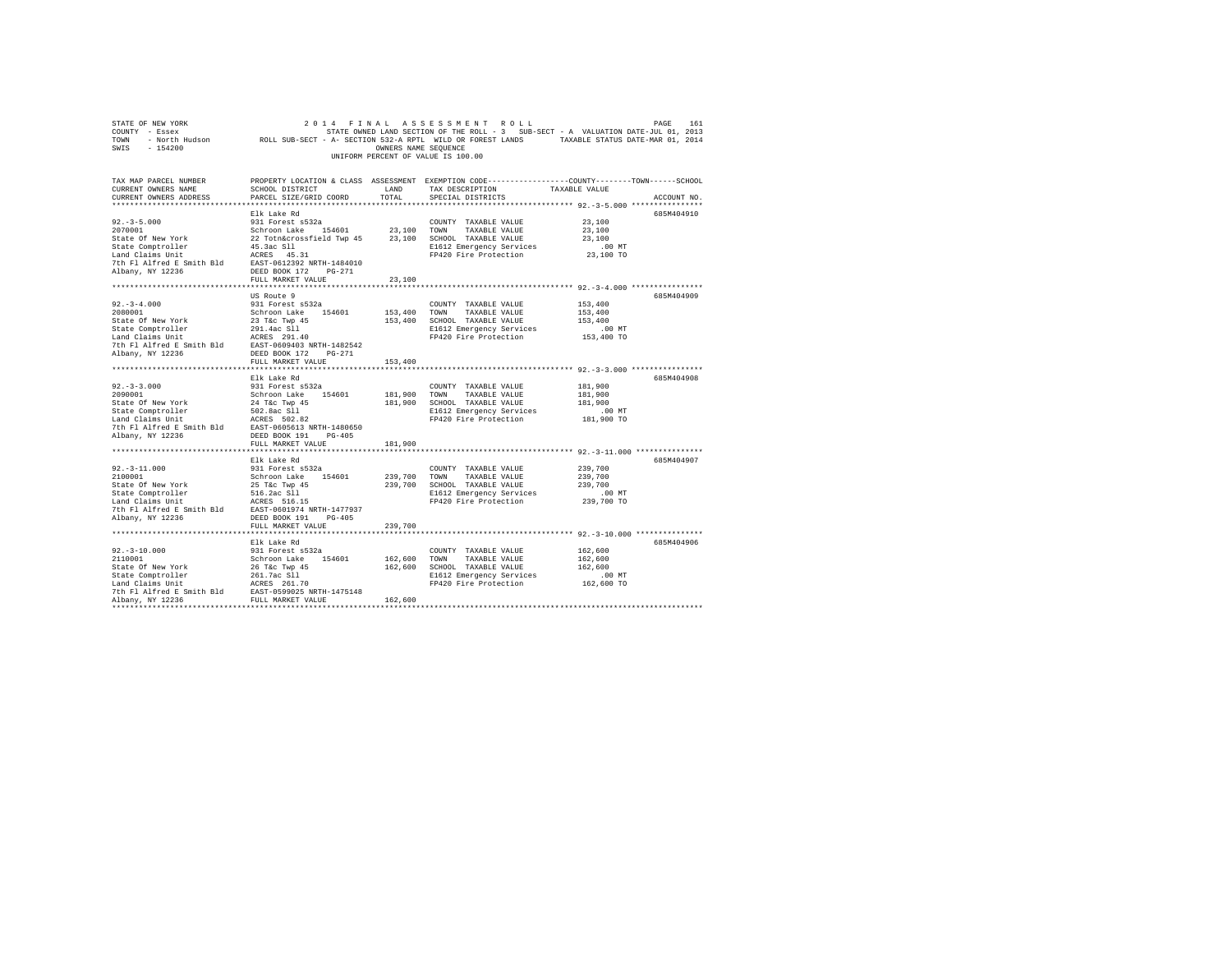STATE OF NEW YORK
COUNTY - Essex
TOWN - North Hudson
SWIS - 154200

2 0 1 4 F I N A L A S S E S S M E N T R O L L

STATE OWNED LAND SECTION OF THE ROLL - 3 SUB-SECT - A VALUATION DATE-JUL 01, 2013

ROLL SUB-SECT - A- SECTION 532-A RPTL WILD OR FOREST LANDS TAXABLE STATUS DATE-MAR 01, 2014

OWNERS NAME SEQUENCE

UNIFORM PERCENT OF VALUE IS 100.00

| TAX MAP PARCEL NUMBER / CURRENT OWNERS NAME / CURRENT OWNERS ADDRESS | PROPERTY LOCATION & CLASS / SCHOOL DISTRICT / PARCEL SIZE/GRID COORD | ASSESSMENT LAND | TOTAL | EXEMPTION CODE / TAX DESCRIPTION / SPECIAL DISTRICTS | TAXABLE VALUE (COUNTY / TOWN / SCHOOL) | ACCOUNT NO. |
|---|---|---|---|---|---|---|
| 92.-3-5.000 | Elk Lake Rd | | | | | 685M404910 |
| 2070001 | 931 Forest s532a | | | COUNTY TAXABLE VALUE | 23,100 | |
| State Of New York | Schroon Lake 154601 | 23,100 | | TOWN TAXABLE VALUE | 23,100 | |
| State Comptroller | 22 Totn&crossfield Twp 45 | | 23,100 | SCHOOL TAXABLE VALUE | 23,100 | |
| Land Claims Unit | 45.3ac Sll | | | E1612 Emergency Services | .00 MT | |
| 7th Fl Alfred E Smith Bld | ACRES 45.31 | | | FP420 Fire Protection | 23,100 TO | |
| Albany, NY 12236 | EAST-0612392 NRTH-1484010 | | | | | |
| | DEED BOOK 172 PG-271 | | | | | |
| | FULL MARKET VALUE | | 23,100 | | | |
| 92.-3-4.000 | US Route 9 | | | | | 685M404909 |
| 2080001 | 931 Forest s532a | | | COUNTY TAXABLE VALUE | 153,400 | |
| State Of New York | Schroon Lake 154601 | 153,400 | | TOWN TAXABLE VALUE | 153,400 | |
| State Comptroller | 23 T&c Twp 45 | | 153,400 | SCHOOL TAXABLE VALUE | 153,400 | |
| Land Claims Unit | 291.4ac Sll | | | E1612 Emergency Services | .00 MT | |
| 7th Fl Alfred E Smith Bld | ACRES 291.40 | | | FP420 Fire Protection | 153,400 TO | |
| Albany, NY 12236 | EAST-0609403 NRTH-1482542 | | | | | |
| | DEED BOOK 172 PG-271 | | | | | |
| | FULL MARKET VALUE | | 153,400 | | | |
| 92.-3-3.000 | Elk Lake Rd | | | | | 685M404908 |
| 2090001 | 931 Forest s532a | | | COUNTY TAXABLE VALUE | 181,900 | |
| State Of New York | Schroon Lake 154601 | 181,900 | | TOWN TAXABLE VALUE | 181,900 | |
| State Comptroller | 24 T&c Twp 45 | | 181,900 | SCHOOL TAXABLE VALUE | 181,900 | |
| Land Claims Unit | 502.8ac Sll | | | E1612 Emergency Services | .00 MT | |
| 7th Fl Alfred E Smith Bld | ACRES 502.82 | | | FP420 Fire Protection | 181,900 TO | |
| Albany, NY 12236 | EAST-0605613 NRTH-1480650 | | | | | |
| | DEED BOOK 191 PG-405 | | | | | |
| | FULL MARKET VALUE | | 181,900 | | | |
| 92.-3-11.000 | Elk Lake Rd | | | | | 685M404907 |
| 2100001 | 931 Forest s532a | | | COUNTY TAXABLE VALUE | 239,700 | |
| State Of New York | Schroon Lake 154601 | 239,700 | | TOWN TAXABLE VALUE | 239,700 | |
| State Comptroller | 25 T&c Twp 45 | | 239,700 | SCHOOL TAXABLE VALUE | 239,700 | |
| Land Claims Unit | 516.2ac Sll | | | E1612 Emergency Services | .00 MT | |
| 7th Fl Alfred E Smith Bld | ACRES 516.15 | | | FP420 Fire Protection | 239,700 TO | |
| Albany, NY 12236 | EAST-0601974 NRTH-1477937 | | | | | |
| | DEED BOOK 191 PG-405 | | | | | |
| | FULL MARKET VALUE | | 239,700 | | | |
| 92.-3-10.000 | Elk Lake Rd | | | | | 685M404906 |
| 2110001 | 931 Forest s532a | | | COUNTY TAXABLE VALUE | 162,600 | |
| State Of New York | Schroon Lake 154601 | 162,600 | | TOWN TAXABLE VALUE | 162,600 | |
| State Comptroller | 26 T&c Twp 45 | | 162,600 | SCHOOL TAXABLE VALUE | 162,600 | |
| Land Claims Unit | 261.7ac Sll | | | E1612 Emergency Services | .00 MT | |
| 7th Fl Alfred E Smith Bld | ACRES 261.70 | | | FP420 Fire Protection | 162,600 TO | |
| Albany, NY 12236 | EAST-0599025 NRTH-1475148 | | | | | |
| | FULL MARKET VALUE | | 162,600 | | | |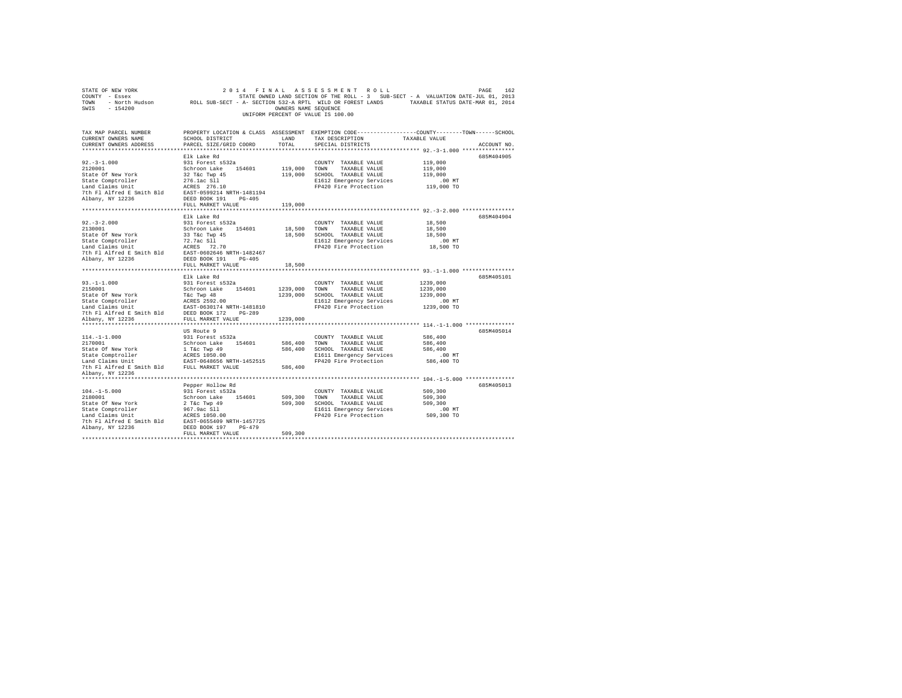STATE OF NEW YORK — 2014 FINAL ASSESSMENT ROLL
COUNTY - Essex — STATE OWNED LAND SECTION OF THE ROLL - 3 SUB-SECT - A VALUATION DATE-JUL 01, 2013
TOWN - North Hudson — ROLL SUB-SECT - A- SECTION 532-A RPTL WILD OR FOREST LANDS — TAXABLE STATUS DATE-MAR 01, 2014
SWIS - 154200 — OWNERS NAME SEQUENCE
UNIFORM PERCENT OF VALUE IS 100.00

| TAX MAP PARCEL NUMBER / CURRENT OWNERS NAME / CURRENT OWNERS ADDRESS | PROPERTY LOCATION & CLASS / SCHOOL DISTRICT / PARCEL SIZE/GRID COORD | ASSESSMENT LAND / TOTAL | EXEMPTION CODE / TAX DESCRIPTION / SPECIAL DISTRICTS | COUNTY / TOWN / SCHOOL TAXABLE VALUE | ACCOUNT NO. |
|---|---|---|---|---|---|
| 92.-3-1.000 | Elk Lake Rd | | | | 685M404905 |
| 2120001 | 931 Forest s532a | | COUNTY TAXABLE VALUE | 119,000 | |
| State Of New York | Schroon Lake 154601 | 119,000 | TOWN TAXABLE VALUE | 119,000 | |
| State Comptroller | 32 T&c Twp 45 | 119,000 | SCHOOL TAXABLE VALUE | 119,000 | |
| Land Claims Unit | 276.1ac Sll | | E1612 Emergency Services | .00 MT | |
| 7th Fl Alfred E Smith Bld | ACRES 276.10 | | FP420 Fire Protection | 119,000 TO | |
| Albany, NY 12236 | EAST-0599214 NRTH-1481194 | | | | |
| | DEED BOOK 191 PG-405 | | | | |
| | FULL MARKET VALUE | 119,000 | | | |
| 92.-3-2.000 | Elk Lake Rd | | | | 685M404904 |
| 2130001 | 931 Forest s532a | | COUNTY TAXABLE VALUE | 18,500 | |
| State Of New York | Schroon Lake 154601 | 18,500 | TOWN TAXABLE VALUE | 18,500 | |
| State Comptroller | 33 T&c Twp 45 | 18,500 | SCHOOL TAXABLE VALUE | 18,500 | |
| Land Claims Unit | 72.7ac Sll | | E1612 Emergency Services | .00 MT | |
| 7th Fl Alfred E Smith Bld | ACRES 72.70 | | FP420 Fire Protection | 18,500 TO | |
| Albany, NY 12236 | EAST-0602646 NRTH-1482467 | | | | |
| | DEED BOOK 191 PG-405 | | | | |
| | FULL MARKET VALUE | 18,500 | | | |
| 93.-1-1.000 | Elk Lake Rd | | | | 685M405101 |
| 2150001 | 931 Forest s532a | | COUNTY TAXABLE VALUE | 1239,000 | |
| State Of New York | Schroon Lake 154601 | 1239,000 | TOWN TAXABLE VALUE | 1239,000 | |
| State Comptroller | T&c Twp 48 | 1239,000 | SCHOOL TAXABLE VALUE | 1239,000 | |
| Land Claims Unit | ACRES 2592.00 | | E1612 Emergency Services | .00 MT | |
| 7th Fl Alfred E Smith Bld | EAST-0630174 NRTH-1481810 | | FP420 Fire Protection | 1239,000 TO | |
| Albany, NY 12236 | DEED BOOK 172 PG-289 | | | | |
| | FULL MARKET VALUE | 1239,000 | | | |
| 114.-1-1.000 | US Route 9 | | | | 685M405014 |
| 2170001 | 931 Forest s532a | | COUNTY TAXABLE VALUE | 586,400 | |
| State Of New York | Schroon Lake 154601 | 586,400 | TOWN TAXABLE VALUE | 586,400 | |
| State Comptroller | 1 T&c Twp 49 | 586,400 | SCHOOL TAXABLE VALUE | 586,400 | |
| Land Claims Unit | ACRES 1050.00 | | E1611 Emergency Services | .00 MT | |
| 7th Fl Alfred E Smith Bld | EAST-0648656 NRTH-1452515 | | FP420 Fire Protection | 586,400 TO | |
| Albany, NY 12236 | FULL MARKET VALUE | 586,400 | | | |
| 104.-1-5.000 | Pepper Hollow Rd | | | | 685M405013 |
| 2180001 | 931 Forest s532a | | COUNTY TAXABLE VALUE | 509,300 | |
| State Of New York | Schroon Lake 154601 | 509,300 | TOWN TAXABLE VALUE | 509,300 | |
| State Comptroller | 2 T&c Twp 49 | 509,300 | SCHOOL TAXABLE VALUE | 509,300 | |
| Land Claims Unit | 967.9ac Sll | | E1611 Emergency Services | .00 MT | |
| 7th Fl Alfred E Smith Bld | ACRES 1050.00 | | FP420 Fire Protection | 509,300 TO | |
| Albany, NY 12236 | EAST-0655409 NRTH-1457725 | | | | |
| | DEED BOOK 197 PG-479 | | | | |
| | FULL MARKET VALUE | 509,300 | | | |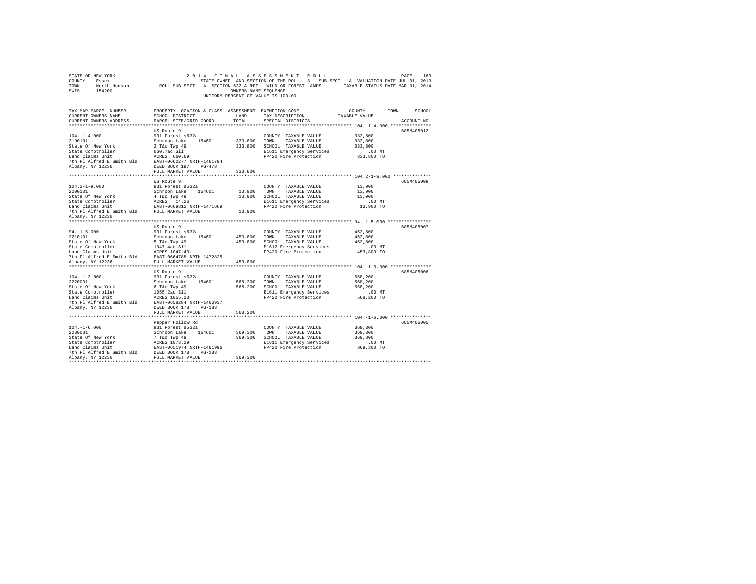STATE OF NEW YORK — 2014 FINAL ASSESSMENT ROLL
COUNTY - Essex — STATE OWNED LAND SECTION OF THE ROLL - 3 SUB-SECT - A VALUATION DATE-JUL 01, 2013
TOWN - North Hudson — ROLL SUB-SECT - A- SECTION 532-A RPTL WILD OR FOREST LANDS — TAXABLE STATUS DATE-MAR 01, 2014
SWIS - 154200 — OWNERS NAME SEQUENCE
UNIFORM PERCENT OF VALUE IS 100.00

| TAX MAP PARCEL NUMBER / CURRENT OWNERS NAME / CURRENT OWNERS ADDRESS | PROPERTY LOCATION & CLASS / SCHOOL DISTRICT / PARCEL SIZE/GRID COORD | ASSESSMENT LAND / TOTAL | EXEMPTION CODE / TAX DESCRIPTION / SPECIAL DISTRICTS | COUNTY--TOWN--SCHOOL TAXABLE VALUE | ACCOUNT NO. |
|---|---|---|---|---|---|
| **104.-1-4.000** | US Route 9 | | | | 685M405012 |
| 2190101 | 931 Forest s532a | | COUNTY TAXABLE VALUE | 333,800 | |
| State Of New York | Schroon Lake 154601 | 333,800 | TOWN TAXABLE VALUE | 333,800 | |
| State Comptroller | 2 T&c Twp 49 | 333,800 | SCHOOL TAXABLE VALUE | 333,800 | |
| Land Claims Unit | 660.7ac Sll | | E1611 Emergency Services | .00 MT | |
| 7th Fl Alfred E Smith Bld | ACRES 660.69 | | FP420 Fire Protection | 333,800 TO | |
| Albany, NY 12236 | EAST-0660277 NRTH-1461794 | | | | |
| | DEED BOOK 197 PG-478 | | | | |
| | FULL MARKET VALUE | 333,800 | | | |
| **104.2-1-9.000** | US Route 9 | | | | 685M405009 |
| 2200101 | 931 Forest s532a | | COUNTY TAXABLE VALUE | 13,900 | |
| State Of New York | Schroon Lake 154601 | 13,900 | TOWN TAXABLE VALUE | 13,900 | |
| State Comptroller | 4 T&c Twp 49 | 13,900 | SCHOOL TAXABLE VALUE | 13,900 | |
| Land Claims Unit | ACRES 14.26 | | E1611 Emergency Services | .00 MT | |
| 7th Fl Alfred E Smith Bld | EAST-0669812 NRTH-1471669 | | FP420 Fire Protection | 13,900 TO | |
| Albany, NY 12236 | FULL MARKET VALUE | 13,900 | | | |
| **94.-1-5.000** | US Route 9 | | | | 685M405007 |
| 2210101 | 931 Forest s532a | | COUNTY TAXABLE VALUE | 453,800 | |
| State Of New York | Schroon Lake 154601 | 453,800 | TOWN TAXABLE VALUE | 453,800 | |
| State Comptroller | 5 T&c Twp 49 | 453,800 | SCHOOL TAXABLE VALUE | 453,800 | |
| Land Claims Unit | 1047.4ac Sll | | E1612 Emergency Services | .00 MT | |
| 7th Fl Alfred E Smith Bld | ACRES 1047.43 | | FP420 Fire Protection | 453,800 TO | |
| Albany, NY 12236 | EAST-0664788 NRTH-1472825 | | | | |
| | FULL MARKET VALUE | 453,800 | | | |
| **104.-1-3.000** | US Route 9 | | | | 685M405006 |
| 2220001 | 931 Forest s532a | | COUNTY TAXABLE VALUE | 568,200 | |
| State Of New York | Schroon Lake 154601 | 568,200 | TOWN TAXABLE VALUE | 568,200 | |
| State Comptroller | 6 T&c Twp 49 | 568,200 | SCHOOL TAXABLE VALUE | 568,200 | |
| Land Claims Unit | 1055.2ac Sll | | E1611 Emergency Services | .00 MT | |
| 7th Fl Alfred E Smith Bld | ACRES 1055.20 | | FP420 Fire Protection | 568,200 TO | |
| Albany, NY 12236 | EAST-0658284 NRTH-1466937 | | | | |
| | DEED BOOK 178 PG-183 | | | | |
| | FULL MARKET VALUE | 568,200 | | | |
| **104.-1-6.000** | Pepper Hollow Rd | | | | 685M405005 |
| 2230001 | 931 Forest s532a | | COUNTY TAXABLE VALUE | 369,300 | |
| State Of New York | Schroon Lake 154601 | 369,300 | TOWN TAXABLE VALUE | 369,300 | |
| State Comptroller | 7 T&c Twp 49 | 369,300 | SCHOOL TAXABLE VALUE | 369,300 | |
| Land Claims Unit | ACRES 1073.29 | | E1611 Emergency Services | .00 MT | |
| 7th Fl Alfred E Smith Bld | EAST-0651974 NRTH-1461996 | | FP420 Fire Protection | 369,300 TO | |
| Albany, NY 12236 | DEED BOOK 178 PG-183 | | | | |
| | FULL MARKET VALUE | 369,300 | | | |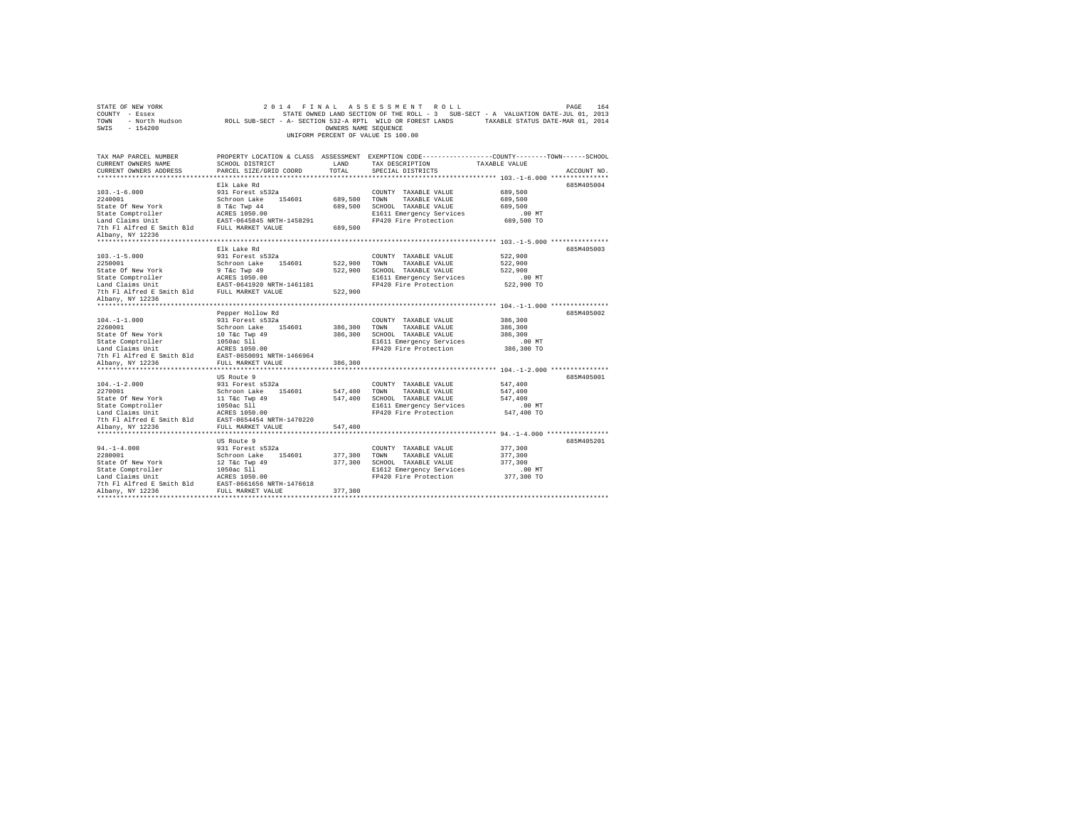STATE OF NEW YORK
COUNTY - Essex
TOWN - North Hudson
SWIS - 154200

2014 FINAL ASSESSMENT ROLL
STATE OWNED LAND SECTION OF THE ROLL - 3 SUB-SECT - A VALUATION DATE-JUL 01, 2013
ROLL SUB-SECT - A- SECTION 532-A RPTL WILD OR FOREST LANDS TAXABLE STATUS DATE-MAR 01, 2014
OWNERS NAME SEQUENCE
UNIFORM PERCENT OF VALUE IS 100.00

| TAX MAP PARCEL NUMBER / CURRENT OWNERS NAME / CURRENT OWNERS ADDRESS | PROPERTY LOCATION & CLASS / SCHOOL DISTRICT / PARCEL SIZE/GRID COORD | ASSESSMENT LAND / TOTAL | EXEMPTION CODE / TAX DESCRIPTION / SPECIAL DISTRICTS | COUNTY / TOWN / SCHOOL TAXABLE VALUE | ACCOUNT NO. |
|---|---|---|---|---|---|
| 103.-1-6.000 | Elk Lake Rd | | | | 685M405004 |
| 103.-1-6.000 | 931 Forest s532a | | COUNTY TAXABLE VALUE | 689,500 | |
| 2240001 | Schroon Lake 154601 | 689,500 | TOWN TAXABLE VALUE | 689,500 | |
| State Of New York | 8 T&c Twp 44 | 689,500 | SCHOOL TAXABLE VALUE | 689,500 | |
| State Comptroller | ACRES 1050.00 | | E1611 Emergency Services | .00 MT | |
| Land Claims Unit | EAST-0645845 NRTH-1458291 | | FP420 Fire Protection | 689,500 TO | |
| 7th Fl Alfred E Smith Bld | FULL MARKET VALUE | 689,500 | | | |
| Albany, NY 12236 | | | | | |
| 103.-1-5.000 | Elk Lake Rd | | | | 685M405003 |
| 103.-1-5.000 | 931 Forest s532a | | COUNTY TAXABLE VALUE | 522,900 | |
| 2250001 | Schroon Lake 154601 | 522,900 | TOWN TAXABLE VALUE | 522,900 | |
| State Of New York | 9 T&c Twp 49 | 522,900 | SCHOOL TAXABLE VALUE | 522,900 | |
| State Comptroller | ACRES 1050.00 | | E1611 Emergency Services | .00 MT | |
| Land Claims Unit | EAST-0641920 NRTH-1461181 | | FP420 Fire Protection | 522,900 TO | |
| 7th Fl Alfred E Smith Bld | FULL MARKET VALUE | 522,900 | | | |
| Albany, NY 12236 | | | | | |
| 104.-1-1.000 | Pepper Hollow Rd | | | | 685M405002 |
| 104.-1-1.000 | 931 Forest s532a | | COUNTY TAXABLE VALUE | 386,300 | |
| 2260001 | Schroon Lake 154601 | 386,300 | TOWN TAXABLE VALUE | 386,300 | |
| State Of New York | 10 T&c Twp 49 | 386,300 | SCHOOL TAXABLE VALUE | 386,300 | |
| State Comptroller | 1050ac Sll | | E1611 Emergency Services | .00 MT | |
| Land Claims Unit | ACRES 1050.00 | | FP420 Fire Protection | 386,300 TO | |
| 7th Fl Alfred E Smith Bld | EAST-0650091 NRTH-1466964 | | | | |
| Albany, NY 12236 | FULL MARKET VALUE | 386,300 | | | |
| 104.-1-2.000 | US Route 9 | | | | 685M405001 |
| 104.-1-2.000 | 931 Forest s532a | | COUNTY TAXABLE VALUE | 547,400 | |
| 2270001 | Schroon Lake 154601 | 547,400 | TOWN TAXABLE VALUE | 547,400 | |
| State Of New York | 11 T&c Twp 49 | 547,400 | SCHOOL TAXABLE VALUE | 547,400 | |
| State Comptroller | 1050ac Sll | | E1611 Emergency Services | .00 MT | |
| Land Claims Unit | ACRES 1050.00 | | FP420 Fire Protection | 547,400 TO | |
| 7th Fl Alfred E Smith Bld | EAST-0654454 NRTH-1470220 | | | | |
| Albany, NY 12236 | FULL MARKET VALUE | 547,400 | | | |
| 94.-1-4.000 | US Route 9 | | | | 685M405201 |
| 94.-1-4.000 | 931 Forest s532a | | COUNTY TAXABLE VALUE | 377,300 | |
| 2280001 | Schroon Lake 154601 | 377,300 | TOWN TAXABLE VALUE | 377,300 | |
| State Of New York | 12 T&c Twp 49 | 377,300 | SCHOOL TAXABLE VALUE | 377,300 | |
| State Comptroller | 1050ac Sll | | E1612 Emergency Services | .00 MT | |
| Land Claims Unit | ACRES 1050.00 | | FP420 Fire Protection | 377,300 TO | |
| 7th Fl Alfred E Smith Bld | EAST-0661656 NRTH-1476618 | | | | |
| Albany, NY 12236 | FULL MARKET VALUE | 377,300 | | | |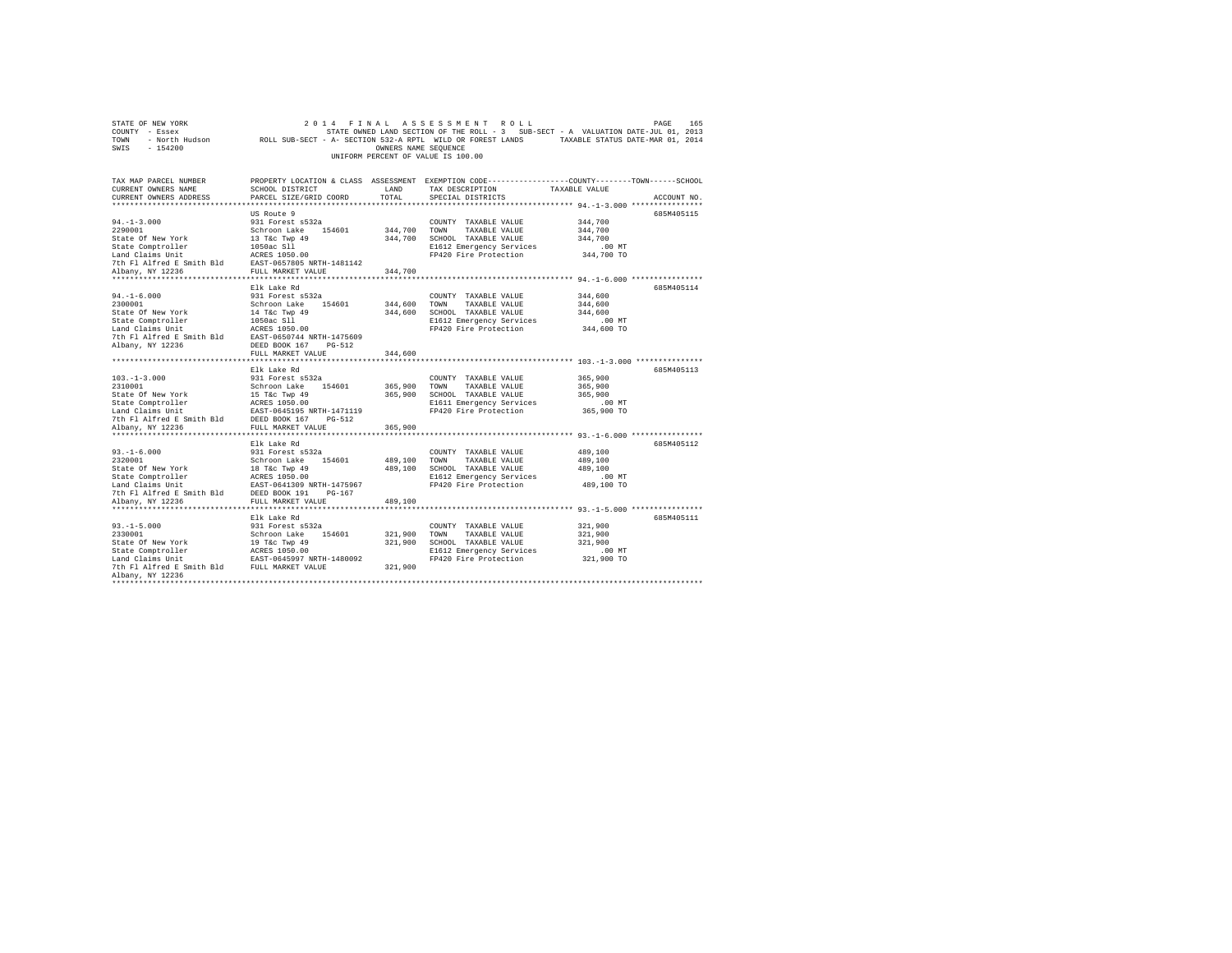STATE OF NEW YORK                    2 0 1 4   F I N A L   A S S E S S M E N T   R O L L
COUNTY - Essex                       STATE OWNED LAND SECTION OF THE ROLL - 3   SUB-SECT - A  VALUATION DATE-JUL 01, 2013
TOWN - North Hudson                  ROLL SUB-SECT - A- SECTION 532-A RPTL WILD OR FOREST LANDS    TAXABLE STATUS DATE-MAR 01, 2014
SWIS - 154200                        OWNERS NAME SEQUENCE
UNIFORM PERCENT OF VALUE IS 100.00

| TAX MAP PARCEL NUMBER / CURRENT OWNERS NAME / CURRENT OWNERS ADDRESS | PROPERTY LOCATION & CLASS / SCHOOL DISTRICT / PARCEL SIZE/GRID COORD | ASSESSMENT LAND / TOTAL | EXEMPTION CODE / TAX DESCRIPTION / SPECIAL DISTRICTS | TAXABLE VALUE (COUNTY / TOWN / SCHOOL) | ACCOUNT NO. |
|---|---|---|---|---|---|
| **94.-1-3.000** | US Route 9 | | | | 685M405115 |
| 2290001 | 931 Forest s532a | | COUNTY TAXABLE VALUE | 344,700 | |
| State Of New York | Schroon Lake 154601 | 344,700 | TOWN TAXABLE VALUE | 344,700 | |
| State Comptroller | 13 T&c Twp 49 | 344,700 | SCHOOL TAXABLE VALUE | 344,700 | |
| Land Claims Unit | 1050ac Sll | | E1612 Emergency Services | .00 MT | |
| 7th Fl Alfred E Smith Bld | ACRES 1050.00 | | FP420 Fire Protection | 344,700 TO | |
| Albany, NY 12236 | EAST-0657805 NRTH-1481142 | | | | |
| | FULL MARKET VALUE | 344,700 | | | |
| **94.-1-6.000** | Elk Lake Rd | | | | 685M405114 |
| 2300001 | 931 Forest s532a | | COUNTY TAXABLE VALUE | 344,600 | |
| State Of New York | Schroon Lake 154601 | 344,600 | TOWN TAXABLE VALUE | 344,600 | |
| State Comptroller | 14 T&c Twp 49 | 344,600 | SCHOOL TAXABLE VALUE | 344,600 | |
| Land Claims Unit | 1050ac Sll | | E1612 Emergency Services | .00 MT | |
| 7th Fl Alfred E Smith Bld | ACRES 1050.00 | | FP420 Fire Protection | 344,600 TO | |
| Albany, NY 12236 | EAST-0650744 NRTH-1475609 | | | | |
| | DEED BOOK 167 PG-512 | | | | |
| | FULL MARKET VALUE | 344,600 | | | |
| **103.-1-3.000** | Elk Lake Rd | | | | 685M405113 |
| 2310001 | 931 Forest s532a | | COUNTY TAXABLE VALUE | 365,900 | |
| State Of New York | Schroon Lake 154601 | 365,900 | TOWN TAXABLE VALUE | 365,900 | |
| State Comptroller | 15 T&c Twp 49 | 365,900 | SCHOOL TAXABLE VALUE | 365,900 | |
| Land Claims Unit | ACRES 1050.00 | | E1611 Emergency Services | .00 MT | |
| 7th Fl Alfred E Smith Bld | EAST-0645195 NRTH-1471119 | | FP420 Fire Protection | 365,900 TO | |
| Albany, NY 12236 | DEED BOOK 167 PG-512 | | | | |
| | FULL MARKET VALUE | 365,900 | | | |
| **93.-1-6.000** | Elk Lake Rd | | | | 685M405112 |
| 2320001 | 931 Forest s532a | | COUNTY TAXABLE VALUE | 489,100 | |
| State Of New York | Schroon Lake 154601 | 489,100 | TOWN TAXABLE VALUE | 489,100 | |
| State Comptroller | 18 T&c Twp 49 | 489,100 | SCHOOL TAXABLE VALUE | 489,100 | |
| Land Claims Unit | ACRES 1050.00 | | E1612 Emergency Services | .00 MT | |
| 7th Fl Alfred E Smith Bld | EAST-0641309 NRTH-1475967 | | FP420 Fire Protection | 489,100 TO | |
| Albany, NY 12236 | DEED BOOK 191 PG-167 | | | | |
| | FULL MARKET VALUE | 489,100 | | | |
| **93.-1-5.000** | Elk Lake Rd | | | | 685M405111 |
| 2330001 | 931 Forest s532a | | COUNTY TAXABLE VALUE | 321,900 | |
| State Of New York | Schroon Lake 154601 | 321,900 | TOWN TAXABLE VALUE | 321,900 | |
| State Comptroller | 19 T&c Twp 49 | 321,900 | SCHOOL TAXABLE VALUE | 321,900 | |
| Land Claims Unit | ACRES 1050.00 | | E1612 Emergency Services | .00 MT | |
| 7th Fl Alfred E Smith Bld | EAST-0645997 NRTH-1480092 | | FP420 Fire Protection | 321,900 TO | |
| Albany, NY 12236 | FULL MARKET VALUE | 321,900 | | | |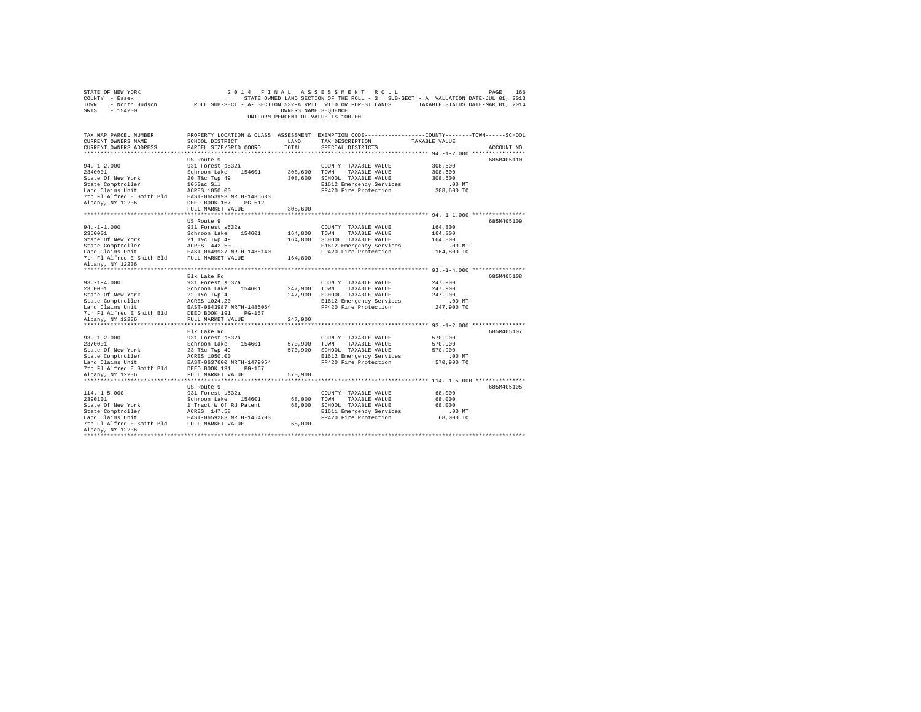STATE OF NEW YORK
COUNTY - Essex
TOWN - North Hudson
SWIS - 154200

2014 FINAL ASSESSMENT ROLL
STATE OWNED LAND SECTION OF THE ROLL - 3 SUB-SECT - A VALUATION DATE-JUL 01, 2013
ROLL SUB-SECT - A- SECTION 532-A RPTL WILD OR FOREST LANDS TAXABLE STATUS DATE-MAR 01, 2014
OWNERS NAME SEQUENCE
UNIFORM PERCENT OF VALUE IS 100.00

| TAX MAP PARCEL NUMBER / CURRENT OWNERS NAME / CURRENT OWNERS ADDRESS | PROPERTY LOCATION & CLASS / SCHOOL DISTRICT / PARCEL SIZE/GRID COORD | ASSESSMENT LAND | TOTAL | EXEMPTION CODE / TAX DESCRIPTION / SPECIAL DISTRICTS | TAXABLE VALUE (COUNTY / TOWN / SCHOOL) | ACCOUNT NO. |
|---|---|---|---|---|---|---|
| 94.-1-2.000 | US Route 9 | | | | | 685M405110 |
| 2340001 | 931 Forest s532a | | | COUNTY TAXABLE VALUE | 308,600 | |
| State Of New York | Schroon Lake 154601 | 308,600 | | TOWN TAXABLE VALUE | 308,600 | |
| State Comptroller | 20 T&c Twp 49 | | 308,600 | SCHOOL TAXABLE VALUE | 308,600 | |
| Land Claims Unit | 1050ac Sll | | | E1612 Emergency Services | .00 MT | |
| 7th Fl Alfred E Smith Bld | ACRES 1050.00 | | | FP420 Fire Protection | 308,600 TO | |
| Albany, NY 12236 | EAST-0653993 NRTH-1485633 | | | | | |
| | DEED BOOK 167 PG-512 | | | | | |
| | FULL MARKET VALUE | | 308,600 | | | |
| 94.-1-1.000 | US Route 9 | | | | | 685M405109 |
| 2350001 | 931 Forest s532a | | | COUNTY TAXABLE VALUE | 164,800 | |
| State Of New York | Schroon Lake 154601 | 164,800 | | TOWN TAXABLE VALUE | 164,800 | |
| State Comptroller | 21 T&c Twp 49 | | 164,800 | SCHOOL TAXABLE VALUE | 164,800 | |
| Land Claims Unit | ACRES 442.50 | | | E1612 Emergency Services | .00 MT | |
| 7th Fl Alfred E Smith Bld | EAST-0649937 NRTH-1488140 | | | FP420 Fire Protection | 164,800 TO | |
| Albany, NY 12236 | FULL MARKET VALUE | | 164,800 | | | |
| 93.-1-4.000 | Elk Lake Rd | | | | | 685M405108 |
| 2360001 | 931 Forest s532a | | | COUNTY TAXABLE VALUE | 247,900 | |
| State Of New York | Schroon Lake 154601 | 247,900 | | TOWN TAXABLE VALUE | 247,900 | |
| State Comptroller | 22 T&c Twp 49 | | 247,900 | SCHOOL TAXABLE VALUE | 247,900 | |
| Land Claims Unit | ACRES 1024.20 | | | E1612 Emergency Services | .00 MT | |
| 7th Fl Alfred E Smith Bld | EAST-0643987 NRTH-1485064 | | | FP420 Fire Protection | 247,900 TO | |
| Albany, NY 12236 | DEED BOOK 191 PG-167 | | | | | |
| | FULL MARKET VALUE | | 247,900 | | | |
| 93.-1-2.000 | Elk Lake Rd | | | | | 685M405107 |
| 2370001 | 931 Forest s532a | | | COUNTY TAXABLE VALUE | 570,900 | |
| State Of New York | Schroon Lake 154601 | 570,900 | | TOWN TAXABLE VALUE | 570,900 | |
| State Comptroller | 23 T&c Twp 49 | | 570,900 | SCHOOL TAXABLE VALUE | 570,900 | |
| Land Claims Unit | ACRES 1050.00 | | | E1612 Emergency Services | .00 MT | |
| 7th Fl Alfred E Smith Bld | EAST-0637600 NRTH-1479954 | | | FP420 Fire Protection | 570,900 TO | |
| Albany, NY 12236 | DEED BOOK 191 PG-167 | | | | | |
| | FULL MARKET VALUE | | 570,900 | | | |
| 114.-1-5.000 | US Route 9 | | | | | 685M405105 |
| 2390101 | 931 Forest s532a | | | COUNTY TAXABLE VALUE | 68,000 | |
| State Of New York | Schroon Lake 154601 | 68,000 | | TOWN TAXABLE VALUE | 68,000 | |
| State Comptroller | 1 Tract W Of Rd Patent | | 68,000 | SCHOOL TAXABLE VALUE | 68,000 | |
| Land Claims Unit | ACRES 147.58 | | | E1611 Emergency Services | .00 MT | |
| 7th Fl Alfred E Smith Bld | EAST-0659283 NRTH-1454703 | | | FP420 Fire Protection | 68,000 TO | |
| Albany, NY 12236 | FULL MARKET VALUE | | 68,000 | | | |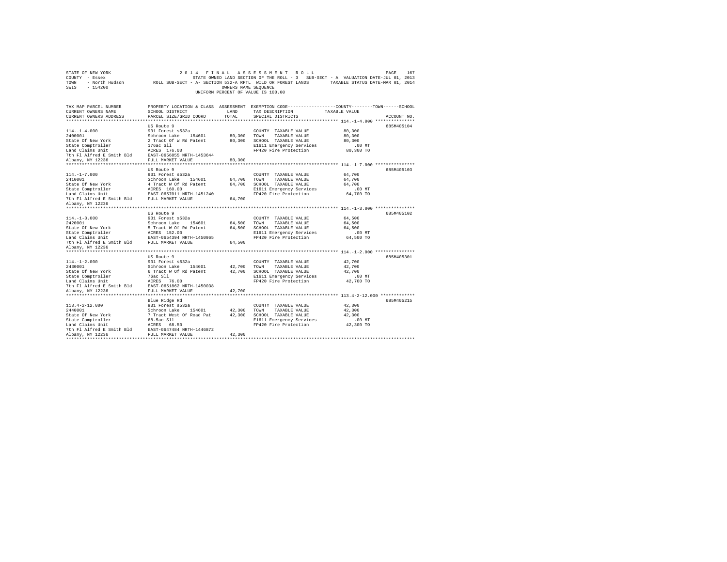STATE OF NEW YORK
COUNTY - Essex
TOWN - North Hudson
SWIS - 154200

2 0 1 4 F I N A L A S S E S S M E N T R O L L
STATE OWNED LAND SECTION OF THE ROLL - 3 SUB-SECT - A VALUATION DATE-JUL 01, 2013
ROLL SUB-SECT - A- SECTION 532-A RPTL WILD OR FOREST LANDS TAXABLE STATUS DATE-MAR 01, 2014
OWNERS NAME SEQUENCE
UNIFORM PERCENT OF VALUE IS 100.00

| TAX MAP PARCEL NUMBER / CURRENT OWNERS NAME / CURRENT OWNERS ADDRESS | PROPERTY LOCATION & CLASS / SCHOOL DISTRICT / PARCEL SIZE/GRID COORD | ASSESSMENT LAND / TOTAL | EXEMPTION CODE / TAX DESCRIPTION / SPECIAL DISTRICTS | TAXABLE VALUE | ACCOUNT NO. |
|---|---|---|---|---|---|
| **114.-1-4.000** | US Route 9 | | | | 685M405104 |
| 114.-1-4.000 | 931 Forest s532a | | COUNTY TAXABLE VALUE | 80,300 | |
| 2400001 | Schroon Lake 154601 | 80,300 | TOWN TAXABLE VALUE | 80,300 | |
| State Of New York | 2 Tract W Of Rd Patent | 80,300 | SCHOOL TAXABLE VALUE | 80,300 | |
| State Comptroller | 176ac Sll | | E1611 Emergency Services | .00 MT | |
| Land Claims Unit | ACRES 176.00 | | FP420 Fire Protection | 80,300 TO | |
| 7th Fl Alfred E Smith Bld | EAST-0656855 NRTH-1453644 | | | | |
| Albany, NY 12236 | FULL MARKET VALUE | 80,300 | | | |
| **114.-1-7.000** | US Route 9 | | | | 685M405103 |
| 114.-1-7.000 | 931 Forest s532a | | COUNTY TAXABLE VALUE | 64,700 | |
| 2410001 | Schroon Lake 154601 | 64,700 | TOWN TAXABLE VALUE | 64,700 | |
| State Of New York | 4 Tract W Of Rd Patent | 64,700 | SCHOOL TAXABLE VALUE | 64,700 | |
| State Comptroller | ACRES 160.00 | | E1611 Emergency Services | .00 MT | |
| Land Claims Unit | EAST-0657011 NRTH-1451240 | | FP420 Fire Protection | 64,700 TO | |
| 7th Fl Alfred E Smith Bld | FULL MARKET VALUE | 64,700 | | | |
| Albany, NY 12236 | | | | | |
| **114.-1-3.000** | US Route 9 | | | | 685M405102 |
| 114.-1-3.000 | 931 Forest s532a | | COUNTY TAXABLE VALUE | 64,500 | |
| 2420001 | Schroon Lake 154601 | 64,500 | TOWN TAXABLE VALUE | 64,500 | |
| State Of New York | 5 Tract W Of Rd Patent | 64,500 | SCHOOL TAXABLE VALUE | 64,500 | |
| State Comptroller | ACRES 152.00 | | E1611 Emergency Services | .00 MT | |
| Land Claims Unit | EAST-0654394 NRTH-1450965 | | FP420 Fire Protection | 64,500 TO | |
| 7th Fl Alfred E Smith Bld | FULL MARKET VALUE | 64,500 | | | |
| Albany, NY 12236 | | | | | |
| **114.-1-2.000** | US Route 9 | | | | 685M405301 |
| 114.-1-2.000 | 931 Forest s532a | | COUNTY TAXABLE VALUE | 42,700 | |
| 2430001 | Schroon Lake 154601 | 42,700 | TOWN TAXABLE VALUE | 42,700 | |
| State Of New York | 6 Tract W Of Rd Patent | 42,700 | SCHOOL TAXABLE VALUE | 42,700 | |
| State Comptroller | 76ac Sll | | E1611 Emergency Services | .00 MT | |
| Land Claims Unit | ACRES 76.00 | | FP420 Fire Protection | 42,700 TO | |
| 7th Fl Alfred E Smith Bld | EAST-0651862 NRTH-1450038 | | | | |
| Albany, NY 12236 | FULL MARKET VALUE | 42,700 | | | |
| **113.4-2-12.000** | Blue Ridge Rd | | | | 685M405215 |
| 113.4-2-12.000 | 931 Forest s532a | | COUNTY TAXABLE VALUE | 42,300 | |
| 2440001 | Schroon Lake 154601 | 42,300 | TOWN TAXABLE VALUE | 42,300 | |
| State Of New York | 7 Tract West Of Road Pat | 42,300 | SCHOOL TAXABLE VALUE | 42,300 | |
| State Comptroller | 68.5ac Sll | | E1611 Emergency Services | .00 MT | |
| Land Claims Unit | ACRES 68.50 | | FP420 Fire Protection | 42,300 TO | |
| 7th Fl Alfred E Smith Bld | EAST-0647484 NRTH-1446872 | | | | |
| Albany, NY 12236 | FULL MARKET VALUE | 42,300 | | | |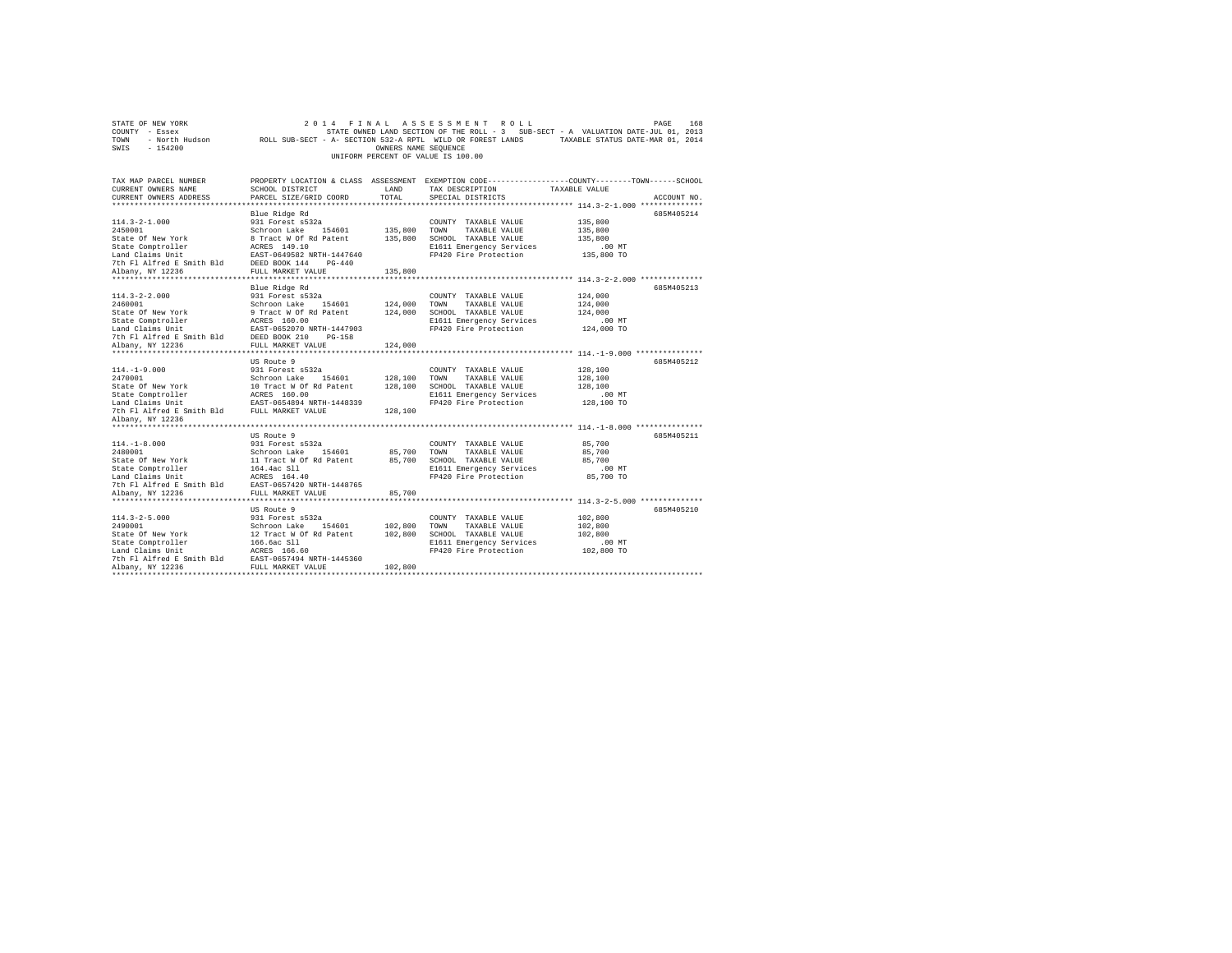STATE OF NEW YORK 2014 FINAL ASSESSMENT ROLL
COUNTY - Essex STATE OWNED LAND SECTION OF THE ROLL - 3 SUB-SECT - A VALUATION DATE-JUL 01, 2013
TOWN - North Hudson ROLL SUB-SECT - A- SECTION 532-A RPTL WILD OR FOREST LANDS TAXABLE STATUS DATE-MAR 01, 2014
SWIS - 154200 OWNERS NAME SEQUENCE
UNIFORM PERCENT OF VALUE IS 100.00

| TAX MAP PARCEL NUMBER<br>CURRENT OWNERS NAME<br>CURRENT OWNERS ADDRESS | PROPERTY LOCATION & CLASS<br>SCHOOL DISTRICT<br>PARCEL SIZE/GRID COORD | ASSESSMENT<br>LAND<br>TOTAL | EXEMPTION CODE<br>TAX DESCRIPTION<br>SPECIAL DISTRICTS | COUNTY--------TOWN------SCHOOL<br>TAXABLE VALUE | ACCOUNT NO. |
|---|---|---|---|---|---|
| 114.3-2-1.000 | Blue Ridge Rd | | | | 685M405214 |
| 114.3-2-1.000 | 931 Forest s532a | | COUNTY TAXABLE VALUE | 135,800 | |
| 2450001 | Schroon Lake 154601 | 135,800 | TOWN TAXABLE VALUE | 135,800 | |
| State Of New York | 8 Tract W Of Rd Patent | 135,800 | SCHOOL TAXABLE VALUE | 135,800 | |
| State Comptroller | ACRES 149.10 | | E1611 Emergency Services | .00 MT | |
| Land Claims Unit | EAST-0649582 NRTH-1447640 | | FP420 Fire Protection | 135,800 TO | |
| 7th Fl Alfred E Smith Bld | DEED BOOK 144 PG-440 | | | | |
| Albany, NY 12236 | FULL MARKET VALUE | 135,800 | | | |
| 114.3-2-2.000 | Blue Ridge Rd | | | | 685M405213 |
| 114.3-2-2.000 | 931 Forest s532a | | COUNTY TAXABLE VALUE | 124,000 | |
| 2460001 | Schroon Lake 154601 | 124,000 | TOWN TAXABLE VALUE | 124,000 | |
| State Of New York | 9 Tract W Of Rd Patent | 124,000 | SCHOOL TAXABLE VALUE | 124,000 | |
| State Comptroller | ACRES 160.00 | | E1611 Emergency Services | .00 MT | |
| Land Claims Unit | EAST-0652070 NRTH-1447903 | | FP420 Fire Protection | 124,000 TO | |
| 7th Fl Alfred E Smith Bld | DEED BOOK 210 PG-158 | | | | |
| Albany, NY 12236 | FULL MARKET VALUE | 124,000 | | | |
| 114.-1-9.000 | US Route 9 | | | | 685M405212 |
| 114.-1-9.000 | 931 Forest s532a | | COUNTY TAXABLE VALUE | 128,100 | |
| 2470001 | Schroon Lake 154601 | 128,100 | TOWN TAXABLE VALUE | 128,100 | |
| State Of New York | 10 Tract W Of Rd Patent | 128,100 | SCHOOL TAXABLE VALUE | 128,100 | |
| State Comptroller | ACRES 160.00 | | E1611 Emergency Services | .00 MT | |
| Land Claims Unit | EAST-0654894 NRTH-1448339 | | FP420 Fire Protection | 128,100 TO | |
| 7th Fl Alfred E Smith Bld | FULL MARKET VALUE | 128,100 | | | |
| Albany, NY 12236 | | | | | |
| 114.-1-8.000 | US Route 9 | | | | 685M405211 |
| 114.-1-8.000 | 931 Forest s532a | | COUNTY TAXABLE VALUE | 85,700 | |
| 2480001 | Schroon Lake 154601 | 85,700 | TOWN TAXABLE VALUE | 85,700 | |
| State Of New York | 11 Tract W Of Rd Patent | 85,700 | SCHOOL TAXABLE VALUE | 85,700 | |
| State Comptroller | 164.4ac Sll | | E1611 Emergency Services | .00 MT | |
| Land Claims Unit | ACRES 164.40 | | FP420 Fire Protection | 85,700 TO | |
| 7th Fl Alfred E Smith Bld | EAST-0657420 NRTH-1448765 | | | | |
| Albany, NY 12236 | FULL MARKET VALUE | 85,700 | | | |
| 114.3-2-5.000 | US Route 9 | | | | 685M405210 |
| 114.3-2-5.000 | 931 Forest s532a | | COUNTY TAXABLE VALUE | 102,800 | |
| 2490001 | Schroon Lake 154601 | 102,800 | TOWN TAXABLE VALUE | 102,800 | |
| State Of New York | 12 Tract W Of Rd Patent | 102,800 | SCHOOL TAXABLE VALUE | 102,800 | |
| State Comptroller | 166.6ac Sll | | E1611 Emergency Services | .00 MT | |
| Land Claims Unit | ACRES 166.60 | | FP420 Fire Protection | 102,800 TO | |
| 7th Fl Alfred E Smith Bld | EAST-0657494 NRTH-1445360 | | | | |
| Albany, NY 12236 | FULL MARKET VALUE | 102,800 | | | |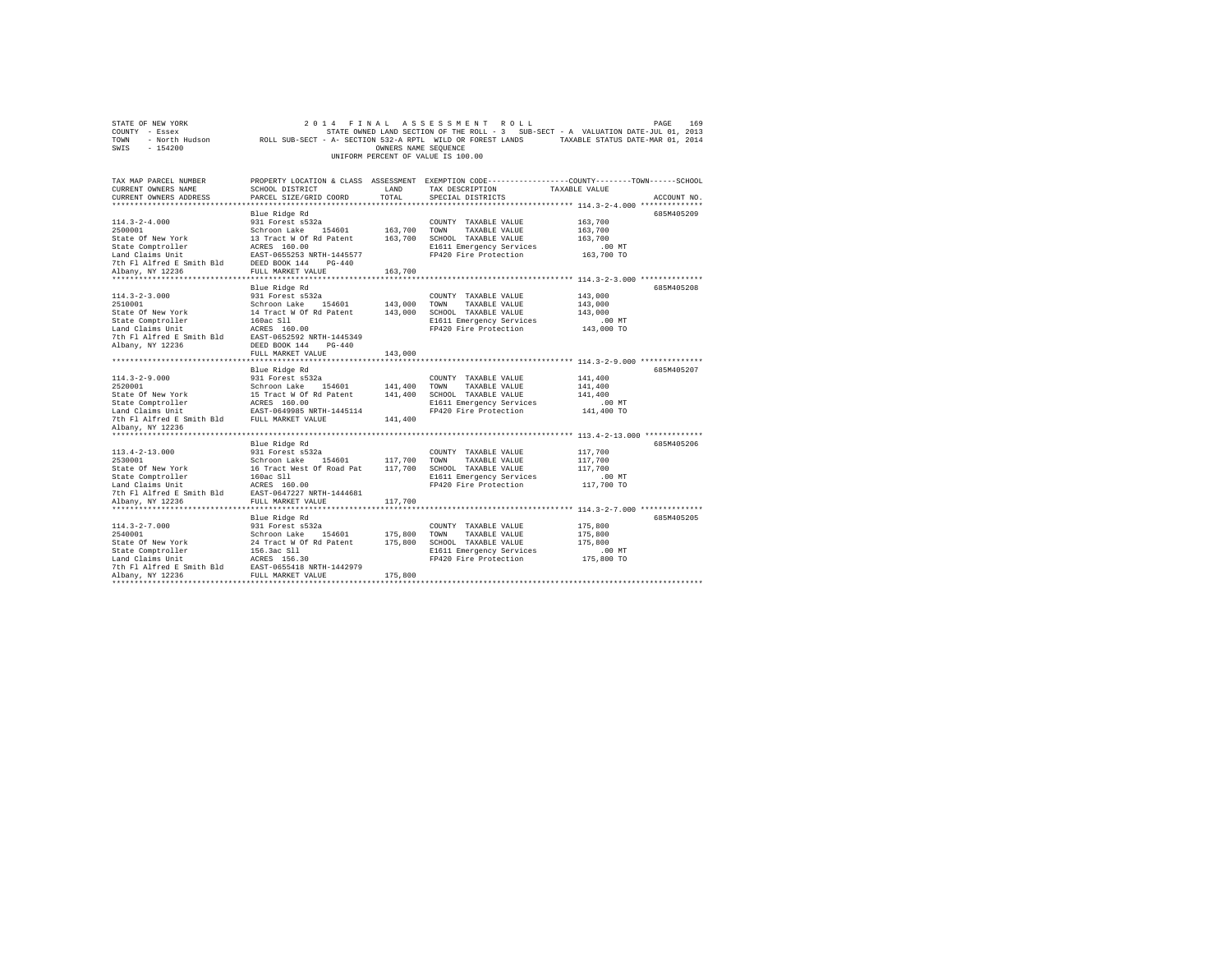STATE OF NEW YORK | 2014 FINAL ASSESSMENT ROLL | PAGE 169
COUNTY - Essex | STATE OWNED LAND SECTION OF THE ROLL - 3 SUB-SECT - A VALUATION DATE-JUL 01, 2013
TOWN - North Hudson | ROLL SUB-SECT - A- SECTION 532-A RPTL WILD OR FOREST LANDS | TAXABLE STATUS DATE-MAR 01, 2014
SWIS - 154200 | OWNERS NAME SEQUENCE
UNIFORM PERCENT OF VALUE IS 100.00

| TAX MAP PARCEL NUMBER / CURRENT OWNERS NAME / CURRENT OWNERS ADDRESS | PROPERTY LOCATION & CLASS / SCHOOL DISTRICT / PARCEL SIZE/GRID COORD | ASSESSMENT LAND / TOTAL | EXEMPTION CODE / TAX DESCRIPTION / SPECIAL DISTRICTS | COUNTY / TOWN / SCHOOL TAXABLE VALUE | ACCOUNT NO. |
|---|---|---|---|---|---|
| **114.3-2-4.000** | Blue Ridge Rd | | | | 685M405209 |
| 114.3-2-4.000 | 931 Forest s532a | | COUNTY TAXABLE VALUE | 163,700 | |
| 2500001 | Schroon Lake 154601 | 163,700 | TOWN TAXABLE VALUE | 163,700 | |
| State Of New York | 13 Tract W Of Rd Patent | 163,700 | SCHOOL TAXABLE VALUE | 163,700 | |
| State Comptroller | ACRES 160.00 | | E1611 Emergency Services | .00 MT | |
| Land Claims Unit | EAST-0655253 NRTH-1445577 | | FP420 Fire Protection | 163,700 TO | |
| 7th Fl Alfred E Smith Bld | DEED BOOK 144 PG-440 | | | | |
| Albany, NY 12236 | FULL MARKET VALUE | 163,700 | | | |
| **114.3-2-3.000** | Blue Ridge Rd | | | | 685M405208 |
| 114.3-2-3.000 | 931 Forest s532a | | COUNTY TAXABLE VALUE | 143,000 | |
| 2510001 | Schroon Lake 154601 | 143,000 | TOWN TAXABLE VALUE | 143,000 | |
| State Of New York | 14 Tract W Of Rd Patent | 143,000 | SCHOOL TAXABLE VALUE | 143,000 | |
| State Comptroller | 160ac Sll | | E1611 Emergency Services | .00 MT | |
| Land Claims Unit | ACRES 160.00 | | FP420 Fire Protection | 143,000 TO | |
| 7th Fl Alfred E Smith Bld | EAST-0652592 NRTH-1445349 | | | | |
| Albany, NY 12236 | DEED BOOK 144 PG-440 | | | | |
| | FULL MARKET VALUE | 143,000 | | | |
| **114.3-2-9.000** | Blue Ridge Rd | | | | 685M405207 |
| 114.3-2-9.000 | 931 Forest s532a | | COUNTY TAXABLE VALUE | 141,400 | |
| 2520001 | Schroon Lake 154601 | 141,400 | TOWN TAXABLE VALUE | 141,400 | |
| State Of New York | 15 Tract W Of Rd Patent | 141,400 | SCHOOL TAXABLE VALUE | 141,400 | |
| State Comptroller | ACRES 160.00 | | E1611 Emergency Services | .00 MT | |
| Land Claims Unit | EAST-0649985 NRTH-1445114 | | FP420 Fire Protection | 141,400 TO | |
| 7th Fl Alfred E Smith Bld | FULL MARKET VALUE | 141,400 | | | |
| Albany, NY 12236 | | | | | |
| **113.4-2-13.000** | Blue Ridge Rd | | | | 685M405206 |
| 113.4-2-13.000 | 931 Forest s532a | | COUNTY TAXABLE VALUE | 117,700 | |
| 2530001 | Schroon Lake 154601 | 117,700 | TOWN TAXABLE VALUE | 117,700 | |
| State Of New York | 16 Tract West Of Road Pat | 117,700 | SCHOOL TAXABLE VALUE | 117,700 | |
| State Comptroller | 160ac Sll | | E1611 Emergency Services | .00 MT | |
| Land Claims Unit | ACRES 160.00 | | FP420 Fire Protection | 117,700 TO | |
| 7th Fl Alfred E Smith Bld | EAST-0647227 NRTH-1444681 | | | | |
| Albany, NY 12236 | FULL MARKET VALUE | 117,700 | | | |
| **114.3-2-7.000** | Blue Ridge Rd | | | | 685M405205 |
| 114.3-2-7.000 | 931 Forest s532a | | COUNTY TAXABLE VALUE | 175,800 | |
| 2540001 | Schroon Lake 154601 | 175,800 | TOWN TAXABLE VALUE | 175,800 | |
| State Of New York | 24 Tract W Of Rd Patent | 175,800 | SCHOOL TAXABLE VALUE | 175,800 | |
| State Comptroller | 156.3ac Sll | | E1611 Emergency Services | .00 MT | |
| Land Claims Unit | ACRES 156.30 | | FP420 Fire Protection | 175,800 TO | |
| 7th Fl Alfred E Smith Bld | EAST-0655418 NRTH-1442979 | | | | |
| Albany, NY 12236 | FULL MARKET VALUE | 175,800 | | | |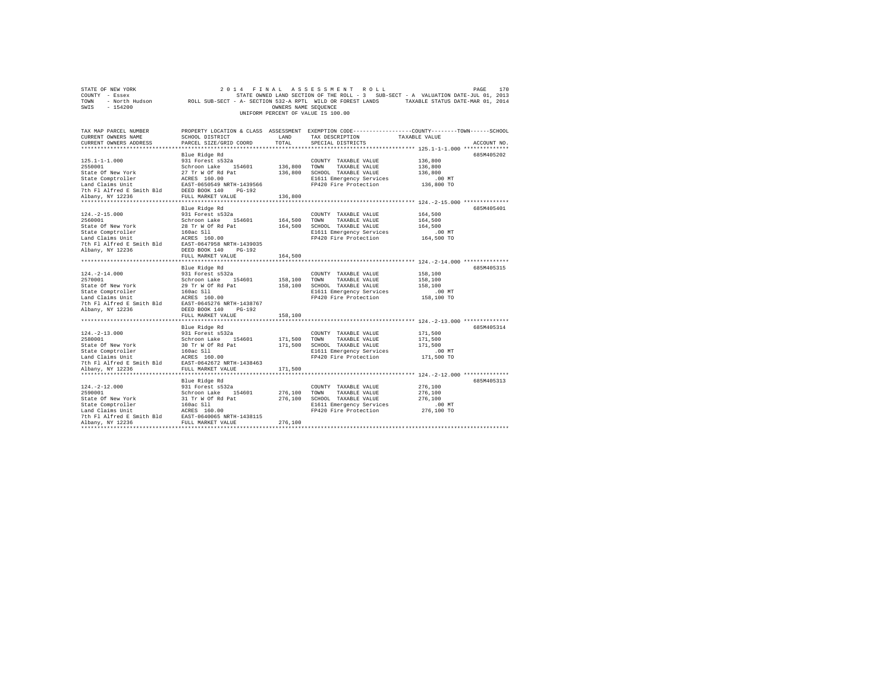STATE OF NEW YORK — 2014 FINAL ASSESSMENT ROLL — PAGE 170
COUNTY - Essex — STATE OWNED LAND SECTION OF THE ROLL - 3 SUB-SECT - A VALUATION DATE-JUL 01, 2013
TOWN - North Hudson — ROLL SUB-SECT - A- SECTION 532-A RPTL WILD OR FOREST LANDS — TAXABLE STATUS DATE-MAR 01, 2014
SWIS - 154200 — OWNERS NAME SEQUENCE
UNIFORM PERCENT OF VALUE IS 100.00

| TAX MAP PARCEL NUMBER / CURRENT OWNERS NAME / CURRENT OWNERS ADDRESS | PROPERTY LOCATION & CLASS / SCHOOL DISTRICT / PARCEL SIZE/GRID COORD | ASSESSMENT LAND / TOTAL | EXEMPTION CODE / TAX DESCRIPTION / SPECIAL DISTRICTS | COUNTY / TOWN / SCHOOL TAXABLE VALUE | ACCOUNT NO. |
|---|---|---|---|---|---|
| 125.1-1-1.000 | Blue Ridge Rd | | | | 685M405202 |
| 2550001 | 931 Forest s532a | | COUNTY TAXABLE VALUE | 136,800 | |
| State Of New York | Schroon Lake 154601 | 136,800 | TOWN TAXABLE VALUE | 136,800 | |
| State Comptroller | 27 Tr W Of Rd Pat | 136,800 | SCHOOL TAXABLE VALUE | 136,800 | |
| Land Claims Unit | ACRES 160.00 | | E1611 Emergency Services | .00 MT | |
| 7th Fl Alfred E Smith Bld | EAST-0650549 NRTH-1439566 | | FP420 Fire Protection | 136,800 TO | |
| Albany, NY 12236 | DEED BOOK 140 PG-192 | | | | |
| | FULL MARKET VALUE | 136,800 | | | |
| 124.-2-15.000 | Blue Ridge Rd | | | | 685M405401 |
| 2560001 | 931 Forest s532a | | COUNTY TAXABLE VALUE | 164,500 | |
| State Of New York | Schroon Lake 154601 | 164,500 | TOWN TAXABLE VALUE | 164,500 | |
| State Comptroller | 28 Tr W Of Rd Pat | 164,500 | SCHOOL TAXABLE VALUE | 164,500 | |
| Land Claims Unit | 160ac Sll | | E1611 Emergency Services | .00 MT | |
| 7th Fl Alfred E Smith Bld | ACRES 160.00 | | FP420 Fire Protection | 164,500 TO | |
| Albany, NY 12236 | EAST-0647958 NRTH-1439035 | | | | |
| | DEED BOOK 140 PG-192 | | | | |
| | FULL MARKET VALUE | 164,500 | | | |
| 124.-2-14.000 | Blue Ridge Rd | | | | 685M405315 |
| 2570001 | 931 Forest s532a | | COUNTY TAXABLE VALUE | 158,100 | |
| State Of New York | Schroon Lake 154601 | 158,100 | TOWN TAXABLE VALUE | 158,100 | |
| State Comptroller | 29 Tr W Of Rd Pat | 158,100 | SCHOOL TAXABLE VALUE | 158,100 | |
| Land Claims Unit | 160ac Sll | | E1611 Emergency Services | .00 MT | |
| 7th Fl Alfred E Smith Bld | ACRES 160.00 | | FP420 Fire Protection | 158,100 TO | |
| Albany, NY 12236 | EAST-0645276 NRTH-1438767 | | | | |
| | DEED BOOK 140 PG-192 | | | | |
| | FULL MARKET VALUE | 158,100 | | | |
| 124.-2-13.000 | Blue Ridge Rd | | | | 685M405314 |
| 2580001 | 931 Forest s532a | | COUNTY TAXABLE VALUE | 171,500 | |
| State Of New York | Schroon Lake 154601 | 171,500 | TOWN TAXABLE VALUE | 171,500 | |
| State Comptroller | 30 Tr W Of Rd Pat | 171,500 | SCHOOL TAXABLE VALUE | 171,500 | |
| Land Claims Unit | 160ac Sll | | E1611 Emergency Services | .00 MT | |
| 7th Fl Alfred E Smith Bld | ACRES 160.00 | | FP420 Fire Protection | 171,500 TO | |
| Albany, NY 12236 | EAST-0642672 NRTH-1438463 | | | | |
| | FULL MARKET VALUE | 171,500 | | | |
| 124.-2-12.000 | Blue Ridge Rd | | | | 685M405313 |
| 2590001 | 931 Forest s532a | | COUNTY TAXABLE VALUE | 276,100 | |
| State Of New York | Schroon Lake 154601 | 276,100 | TOWN TAXABLE VALUE | 276,100 | |
| State Comptroller | 31 Tr W Of Rd Pat | 276,100 | SCHOOL TAXABLE VALUE | 276,100 | |
| Land Claims Unit | 160ac Sll | | E1611 Emergency Services | .00 MT | |
| 7th Fl Alfred E Smith Bld | ACRES 160.00 | | FP420 Fire Protection | 276,100 TO | |
| Albany, NY 12236 | EAST-0640065 NRTH-1438115 | | | | |
| | FULL MARKET VALUE | 276,100 | | | |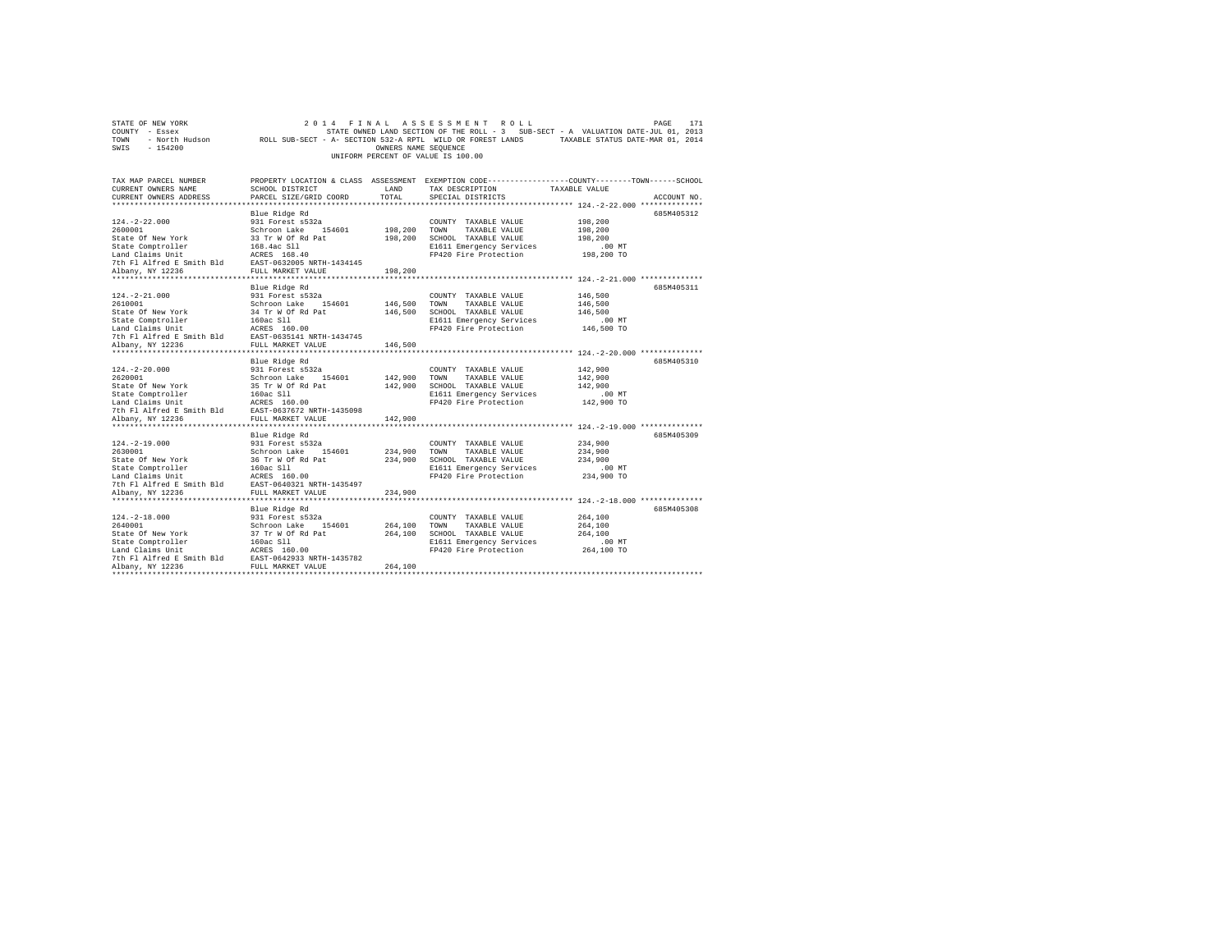STATE OF NEW YORK — 2014 FINAL ASSESSMENT ROLL
COUNTY - Essex — STATE OWNED LAND SECTION OF THE ROLL - 3 SUB-SECT - A VALUATION DATE-JUL 01, 2013
TOWN - North Hudson — ROLL SUB-SECT - A- SECTION 532-A RPTL WILD OR FOREST LANDS — TAXABLE STATUS DATE-MAR 01, 2014
SWIS - 154200 — OWNERS NAME SEQUENCE
UNIFORM PERCENT OF VALUE IS 100.00

| TAX MAP PARCEL NUMBER / CURRENT OWNERS NAME / CURRENT OWNERS ADDRESS | PROPERTY LOCATION & CLASS / SCHOOL DISTRICT / PARCEL SIZE/GRID COORD | ASSESSMENT LAND | TOTAL | EXEMPTION CODE / TAX DESCRIPTION / SPECIAL DISTRICTS | TAXABLE VALUE (COUNTY--TOWN--SCHOOL) | ACCOUNT NO. |
|---|---|---|---|---|---|---|
| 124.-2-22.000 | Blue Ridge Rd | | | | | 685M405312 |
| | 931 Forest s532a | | | COUNTY TAXABLE VALUE | 198,200 | |
| 2600001 | Schroon Lake 154601 | 198,200 | | TOWN TAXABLE VALUE | 198,200 | |
| State Of New York | 33 Tr W Of Rd Pat | | 198,200 | SCHOOL TAXABLE VALUE | 198,200 | |
| State Comptroller | 168.4ac Sll | | | E1611 Emergency Services | .00 MT | |
| Land Claims Unit | ACRES 168.40 | | | FP420 Fire Protection | 198,200 TO | |
| 7th Fl Alfred E Smith Bld | EAST-0632005 NRTH-1434145 | | | | | |
| Albany, NY 12236 | FULL MARKET VALUE | | 198,200 | | | |
| 124.-2-21.000 | Blue Ridge Rd | | | | | 685M405311 |
| | 931 Forest s532a | | | COUNTY TAXABLE VALUE | 146,500 | |
| 2610001 | Schroon Lake 154601 | 146,500 | | TOWN TAXABLE VALUE | 146,500 | |
| State Of New York | 34 Tr W Of Rd Pat | | 146,500 | SCHOOL TAXABLE VALUE | 146,500 | |
| State Comptroller | 160ac Sll | | | E1611 Emergency Services | .00 MT | |
| Land Claims Unit | ACRES 160.00 | | | FP420 Fire Protection | 146,500 TO | |
| 7th Fl Alfred E Smith Bld | EAST-0635141 NRTH-1434745 | | | | | |
| Albany, NY 12236 | FULL MARKET VALUE | | 146,500 | | | |
| 124.-2-20.000 | Blue Ridge Rd | | | | | 685M405310 |
| | 931 Forest s532a | | | COUNTY TAXABLE VALUE | 142,900 | |
| 2620001 | Schroon Lake 154601 | 142,900 | | TOWN TAXABLE VALUE | 142,900 | |
| State Of New York | 35 Tr W Of Rd Pat | | 142,900 | SCHOOL TAXABLE VALUE | 142,900 | |
| State Comptroller | 160ac Sll | | | E1611 Emergency Services | .00 MT | |
| Land Claims Unit | ACRES 160.00 | | | FP420 Fire Protection | 142,900 TO | |
| 7th Fl Alfred E Smith Bld | EAST-0637672 NRTH-1435098 | | | | | |
| Albany, NY 12236 | FULL MARKET VALUE | | 142,900 | | | |
| 124.-2-19.000 | Blue Ridge Rd | | | | | 685M405309 |
| | 931 Forest s532a | | | COUNTY TAXABLE VALUE | 234,900 | |
| 2630001 | Schroon Lake 154601 | 234,900 | | TOWN TAXABLE VALUE | 234,900 | |
| State Of New York | 36 Tr W Of Rd Pat | | 234,900 | SCHOOL TAXABLE VALUE | 234,900 | |
| State Comptroller | 160ac Sll | | | E1611 Emergency Services | .00 MT | |
| Land Claims Unit | ACRES 160.00 | | | FP420 Fire Protection | 234,900 TO | |
| 7th Fl Alfred E Smith Bld | EAST-0640321 NRTH-1435497 | | | | | |
| Albany, NY 12236 | FULL MARKET VALUE | | 234,900 | | | |
| 124.-2-18.000 | Blue Ridge Rd | | | | | 685M405308 |
| | 931 Forest s532a | | | COUNTY TAXABLE VALUE | 264,100 | |
| 2640001 | Schroon Lake 154601 | 264,100 | | TOWN TAXABLE VALUE | 264,100 | |
| State Of New York | 37 Tr W Of Rd Pat | | 264,100 | SCHOOL TAXABLE VALUE | 264,100 | |
| State Comptroller | 160ac Sll | | | E1611 Emergency Services | .00 MT | |
| Land Claims Unit | ACRES 160.00 | | | FP420 Fire Protection | 264,100 TO | |
| 7th Fl Alfred E Smith Bld | EAST-0642933 NRTH-1435782 | | | | | |
| Albany, NY 12236 | FULL MARKET VALUE | | 264,100 | | | |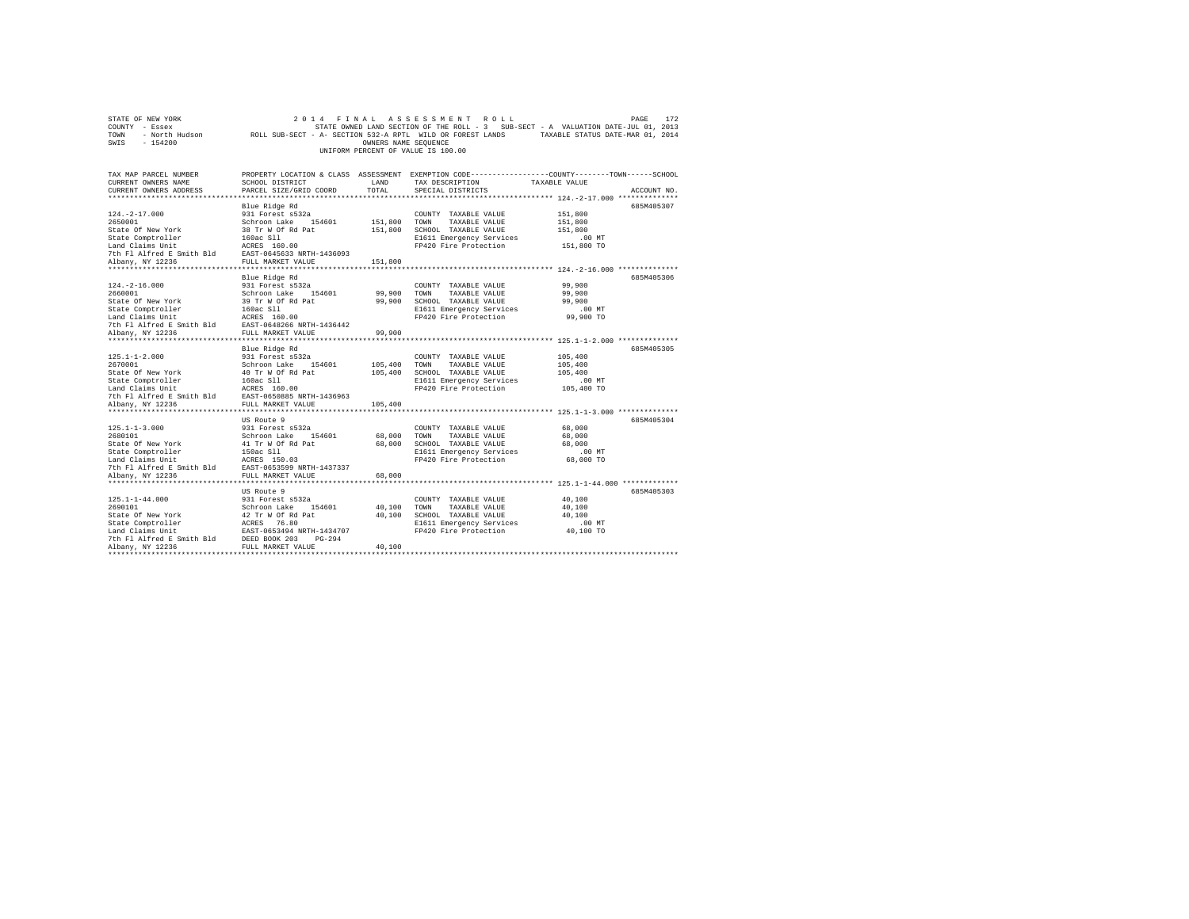STATE OF NEW YORK — 2014 FINAL ASSESSMENT ROLL
COUNTY - Essex — STATE OWNED LAND SECTION OF THE ROLL - 3 SUB-SECT - A VALUATION DATE-JUL 01, 2013
TOWN - North Hudson — ROLL SUB-SECT - A- SECTION 532-A RPTL WILD OR FOREST LANDS — TAXABLE STATUS DATE-MAR 01, 2014
SWIS - 154200 — OWNERS NAME SEQUENCE
UNIFORM PERCENT OF VALUE IS 100.00

| TAX MAP PARCEL NUMBER / CURRENT OWNERS NAME / CURRENT OWNERS ADDRESS | PROPERTY LOCATION & CLASS / SCHOOL DISTRICT / PARCEL SIZE/GRID COORD | ASSESSMENT LAND / TOTAL | EXEMPTION CODE / TAX DESCRIPTION / SPECIAL DISTRICTS | TAXABLE VALUE (COUNTY / TOWN / SCHOOL) | ACCOUNT NO. |
|---|---|---|---|---|---|
| 124.-2-17.000 | Blue Ridge Rd | | | | 685M405307 |
| 2650001 | 931 Forest s532a | | COUNTY TAXABLE VALUE | 151,800 | |
| State Of New York | Schroon Lake 154601 | 151,800 | TOWN TAXABLE VALUE | 151,800 | |
| State Comptroller | 38 Tr W Of Rd Pat | 151,800 | SCHOOL TAXABLE VALUE | 151,800 | |
| Land Claims Unit | 160ac Sll | | E1611 Emergency Services | .00 MT | |
| 7th Fl Alfred E Smith Bld | ACRES 160.00 | | FP420 Fire Protection | 151,800 TO | |
| Albany, NY 12236 | EAST-0645633 NRTH-1436093 | | | | |
| | FULL MARKET VALUE | 151,800 | | | |
| 124.-2-16.000 | Blue Ridge Rd | | | | 685M405306 |
| 2660001 | 931 Forest s532a | | COUNTY TAXABLE VALUE | 99,900 | |
| State Of New York | Schroon Lake 154601 | 99,900 | TOWN TAXABLE VALUE | 99,900 | |
| State Comptroller | 39 Tr W Of Rd Pat | 99,900 | SCHOOL TAXABLE VALUE | 99,900 | |
| Land Claims Unit | 160ac Sll | | E1611 Emergency Services | .00 MT | |
| 7th Fl Alfred E Smith Bld | ACRES 160.00 | | FP420 Fire Protection | 99,900 TO | |
| Albany, NY 12236 | EAST-0648266 NRTH-1436442 | | | | |
| | FULL MARKET VALUE | 99,900 | | | |
| 125.1-1-2.000 | Blue Ridge Rd | | | | 685M405305 |
| 2670001 | 931 Forest s532a | | COUNTY TAXABLE VALUE | 105,400 | |
| State Of New York | Schroon Lake 154601 | 105,400 | TOWN TAXABLE VALUE | 105,400 | |
| State Comptroller | 40 Tr W Of Rd Pat | 105,400 | SCHOOL TAXABLE VALUE | 105,400 | |
| Land Claims Unit | 160ac Sll | | E1611 Emergency Services | .00 MT | |
| 7th Fl Alfred E Smith Bld | ACRES 160.00 | | FP420 Fire Protection | 105,400 TO | |
| Albany, NY 12236 | EAST-0650885 NRTH-1436963 | | | | |
| | FULL MARKET VALUE | 105,400 | | | |
| 125.1-1-3.000 | US Route 9 | | | | 685M405304 |
| 2680101 | 931 Forest s532a | | COUNTY TAXABLE VALUE | 68,000 | |
| State Of New York | Schroon Lake 154601 | 68,000 | TOWN TAXABLE VALUE | 68,000 | |
| State Comptroller | 41 Tr W Of Rd Pat | 68,000 | SCHOOL TAXABLE VALUE | 68,000 | |
| Land Claims Unit | 150ac Sll | | E1611 Emergency Services | .00 MT | |
| 7th Fl Alfred E Smith Bld | ACRES 150.03 | | FP420 Fire Protection | 68,000 TO | |
| Albany, NY 12236 | EAST-0653599 NRTH-1437337 | | | | |
| | FULL MARKET VALUE | 68,000 | | | |
| 125.1-1-44.000 | US Route 9 | | | | 685M405303 |
| 2690101 | 931 Forest s532a | | COUNTY TAXABLE VALUE | 40,100 | |
| State Of New York | Schroon Lake 154601 | 40,100 | TOWN TAXABLE VALUE | 40,100 | |
| State Comptroller | 42 Tr W Of Rd Pat | 40,100 | SCHOOL TAXABLE VALUE | 40,100 | |
| Land Claims Unit | ACRES 76.80 | | E1611 Emergency Services | .00 MT | |
| 7th Fl Alfred E Smith Bld | EAST-0653494 NRTH-1434707 | | FP420 Fire Protection | 40,100 TO | |
| Albany, NY 12236 | DEED BOOK 203 PG-294 | | | | |
| | FULL MARKET VALUE | 40,100 | | | |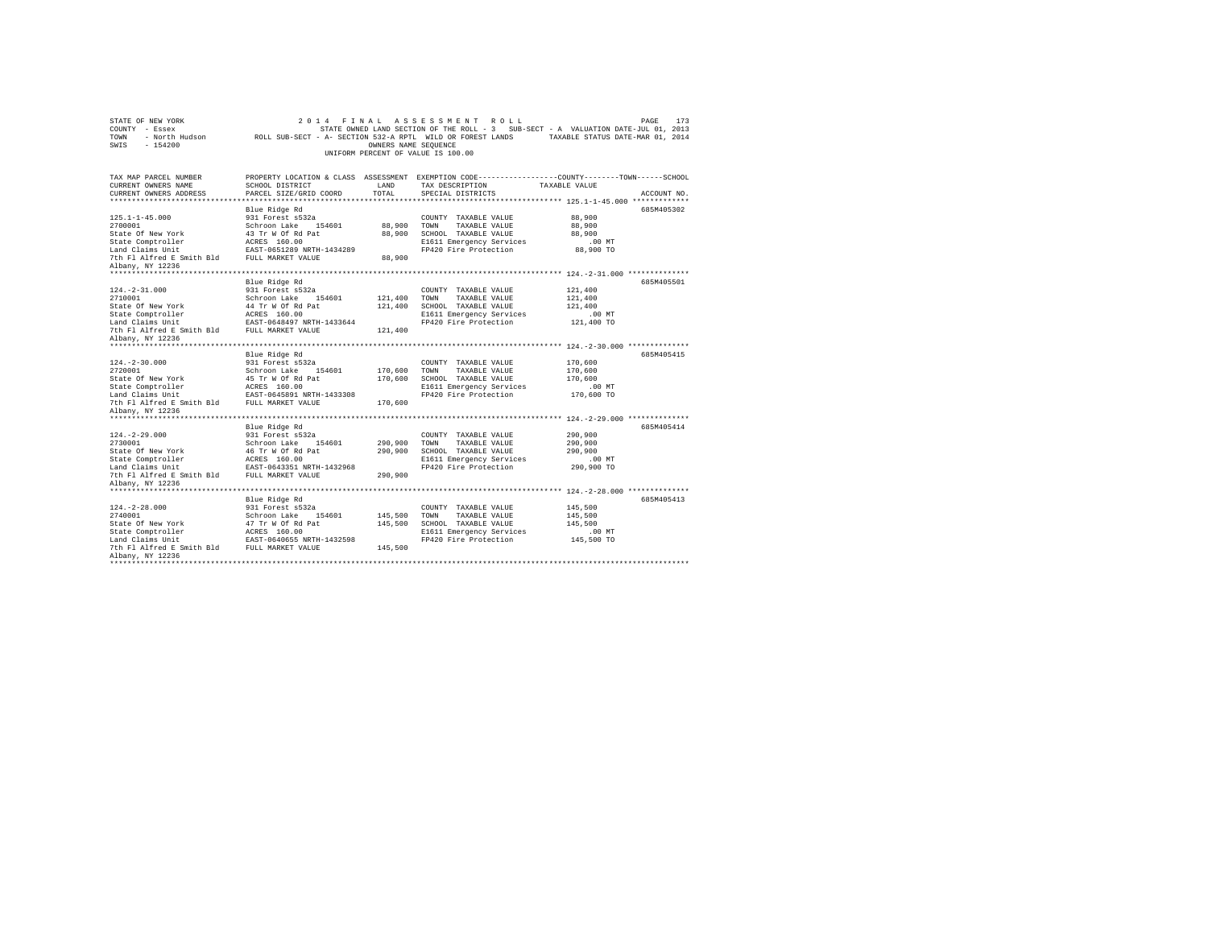STATE OF NEW YORK                    2014 FINAL ASSESSMENT ROLL
COUNTY - Essex                       STATE OWNED LAND SECTION OF THE ROLL - 3   SUB-SECT - A  VALUATION DATE-JUL 01, 2013
TOWN   - North Hudson      ROLL SUB-SECT - A- SECTION 532-A RPTL  WILD OR FOREST LANDS      TAXABLE STATUS DATE-MAR 01, 2014
SWIS   - 154200                      OWNERS NAME SEQUENCE
                                     UNIFORM PERCENT OF VALUE IS 100.00

| TAX MAP PARCEL NUMBER / CURRENT OWNERS NAME / CURRENT OWNERS ADDRESS | PROPERTY LOCATION & CLASS / SCHOOL DISTRICT / PARCEL SIZE/GRID COORD | ASSESSMENT LAND | TOTAL | EXEMPTION CODE / TAX DESCRIPTION / SPECIAL DISTRICTS | COUNTY--------TOWN------SCHOOL TAXABLE VALUE | ACCOUNT NO. |
|---|---|---|---|---|---|---|
| 125.1-1-45.000 | Blue Ridge Rd | | | | | 685M405302 |
| | 931 Forest s532a | | | COUNTY TAXABLE VALUE | 88,900 | |
| 2700001 | Schroon Lake 154601 | 88,900 | | TOWN TAXABLE VALUE | 88,900 | |
| State Of New York | 43 Tr W Of Rd Pat | | 88,900 | SCHOOL TAXABLE VALUE | 88,900 | |
| State Comptroller | ACRES 160.00 | | | E1611 Emergency Services | .00 MT | |
| Land Claims Unit | EAST-0651289 NRTH-1434289 | | | FP420 Fire Protection | 88,900 TO | |
| 7th Fl Alfred E Smith Bld | FULL MARKET VALUE | | 88,900 | | | |
| Albany, NY 12236 | | | | | | |
| 124.-2-31.000 | Blue Ridge Rd | | | | | 685M405501 |
| | 931 Forest s532a | | | COUNTY TAXABLE VALUE | 121,400 | |
| 2710001 | Schroon Lake 154601 | 121,400 | | TOWN TAXABLE VALUE | 121,400 | |
| State Of New York | 44 Tr W Of Rd Pat | | 121,400 | SCHOOL TAXABLE VALUE | 121,400 | |
| State Comptroller | ACRES 160.00 | | | E1611 Emergency Services | .00 MT | |
| Land Claims Unit | EAST-0648497 NRTH-1433644 | | | FP420 Fire Protection | 121,400 TO | |
| 7th Fl Alfred E Smith Bld | FULL MARKET VALUE | | 121,400 | | | |
| Albany, NY 12236 | | | | | | |
| 124.-2-30.000 | Blue Ridge Rd | | | | | 685M405415 |
| | 931 Forest s532a | | | COUNTY TAXABLE VALUE | 170,600 | |
| 2720001 | Schroon Lake 154601 | 170,600 | | TOWN TAXABLE VALUE | 170,600 | |
| State Of New York | 45 Tr W Of Rd Pat | | 170,600 | SCHOOL TAXABLE VALUE | 170,600 | |
| State Comptroller | ACRES 160.00 | | | E1611 Emergency Services | .00 MT | |
| Land Claims Unit | EAST-0645891 NRTH-1433308 | | | FP420 Fire Protection | 170,600 TO | |
| 7th Fl Alfred E Smith Bld | FULL MARKET VALUE | | 170,600 | | | |
| Albany, NY 12236 | | | | | | |
| 124.-2-29.000 | Blue Ridge Rd | | | | | 685M405414 |
| | 931 Forest s532a | | | COUNTY TAXABLE VALUE | 290,900 | |
| 2730001 | Schroon Lake 154601 | 290,900 | | TOWN TAXABLE VALUE | 290,900 | |
| State Of New York | 46 Tr W Of Rd Pat | | 290,900 | SCHOOL TAXABLE VALUE | 290,900 | |
| State Comptroller | ACRES 160.00 | | | E1611 Emergency Services | .00 MT | |
| Land Claims Unit | EAST-0643351 NRTH-1432968 | | | FP420 Fire Protection | 290,900 TO | |
| 7th Fl Alfred E Smith Bld | FULL MARKET VALUE | | 290,900 | | | |
| Albany, NY 12236 | | | | | | |
| 124.-2-28.000 | Blue Ridge Rd | | | | | 685M405413 |
| | 931 Forest s532a | | | COUNTY TAXABLE VALUE | 145,500 | |
| 2740001 | Schroon Lake 154601 | 145,500 | | TOWN TAXABLE VALUE | 145,500 | |
| State Of New York | 47 Tr W Of Rd Pat | | 145,500 | SCHOOL TAXABLE VALUE | 145,500 | |
| State Comptroller | ACRES 160.00 | | | E1611 Emergency Services | .00 MT | |
| Land Claims Unit | EAST-0640655 NRTH-1432598 | | | FP420 Fire Protection | 145,500 TO | |
| 7th Fl Alfred E Smith Bld | FULL MARKET VALUE | | 145,500 | | | |
| Albany, NY 12236 | | | | | | |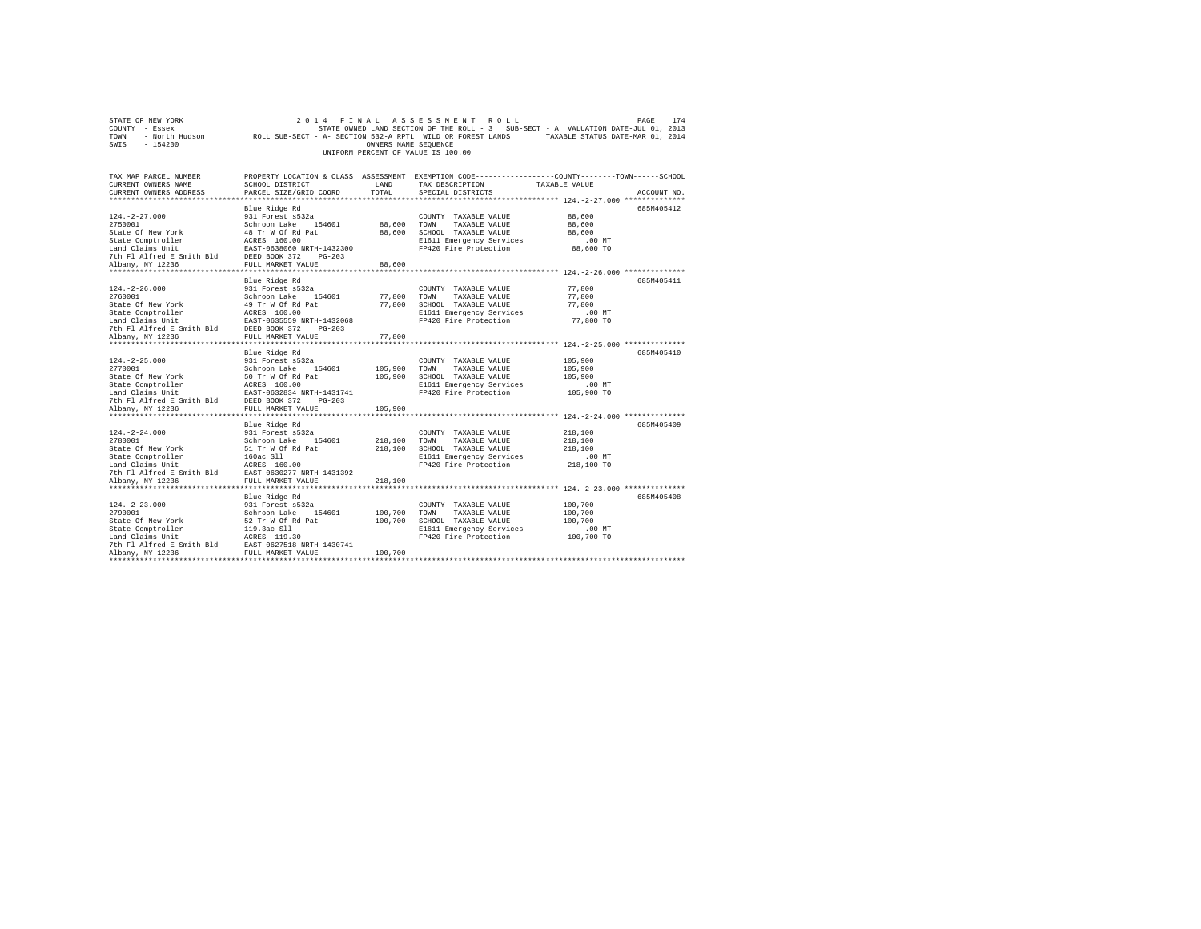STATE OF NEW YORK                2014 FINAL ASSESSMENT ROLL
COUNTY - Essex                   STATE OWNED LAND SECTION OF THE ROLL - 3   SUB-SECT - A  VALUATION DATE-JUL 01, 2013
TOWN - North Hudson              ROLL SUB-SECT - A- SECTION 532-A RPTL WILD OR FOREST LANDS   TAXABLE STATUS DATE-MAR 01, 2014
SWIS - 154200                    OWNERS NAME SEQUENCE
UNIFORM PERCENT OF VALUE IS 100.00

| TAX MAP PARCEL NUMBER / CURRENT OWNERS NAME / CURRENT OWNERS ADDRESS | PROPERTY LOCATION & CLASS / SCHOOL DISTRICT / PARCEL SIZE/GRID COORD | ASSESSMENT LAND | TOTAL | EXEMPTION CODE / TAX DESCRIPTION / SPECIAL DISTRICTS | TAXABLE VALUE (COUNTY / TOWN / SCHOOL) | ACCOUNT NO. |
|---|---|---|---|---|---|---|
| 124.-2-27.000 | Blue Ridge Rd | | | | | 685M405412 |
| 2750001 | 931 Forest s532a | | | COUNTY TAXABLE VALUE | 88,600 | |
| State Of New York | Schroon Lake 154601 | 88,600 | | TOWN TAXABLE VALUE | 88,600 | |
| State Comptroller | 48 Tr W Of Rd Pat | | 88,600 | SCHOOL TAXABLE VALUE | 88,600 | |
| Land Claims Unit | ACRES 160.00 | | | E1611 Emergency Services | .00 MT | |
| 7th Fl Alfred E Smith Bld | EAST-0638060 NRTH-1432300 | | | FP420 Fire Protection | 88,600 TO | |
| Albany, NY 12236 | DEED BOOK 372 PG-203 | | | | | |
| | FULL MARKET VALUE | | 88,600 | | | |
| 124.-2-26.000 | Blue Ridge Rd | | | | | 685M405411 |
| 2760001 | 931 Forest s532a | | | COUNTY TAXABLE VALUE | 77,800 | |
| State Of New York | Schroon Lake 154601 | 77,800 | | TOWN TAXABLE VALUE | 77,800 | |
| State Comptroller | 49 Tr W Of Rd Pat | | 77,800 | SCHOOL TAXABLE VALUE | 77,800 | |
| Land Claims Unit | ACRES 160.00 | | | E1611 Emergency Services | .00 MT | |
| 7th Fl Alfred E Smith Bld | EAST-0635559 NRTH-1432068 | | | FP420 Fire Protection | 77,800 TO | |
| Albany, NY 12236 | DEED BOOK 372 PG-203 | | | | | |
| | FULL MARKET VALUE | | 77,800 | | | |
| 124.-2-25.000 | Blue Ridge Rd | | | | | 685M405410 |
| 2770001 | 931 Forest s532a | | | COUNTY TAXABLE VALUE | 105,900 | |
| State Of New York | Schroon Lake 154601 | 105,900 | | TOWN TAXABLE VALUE | 105,900 | |
| State Comptroller | 50 Tr W Of Rd Pat | | 105,900 | SCHOOL TAXABLE VALUE | 105,900 | |
| Land Claims Unit | ACRES 160.00 | | | E1611 Emergency Services | .00 MT | |
| 7th Fl Alfred E Smith Bld | EAST-0632834 NRTH-1431741 | | | FP420 Fire Protection | 105,900 TO | |
| Albany, NY 12236 | DEED BOOK 372 PG-203 | | | | | |
| | FULL MARKET VALUE | | 105,900 | | | |
| 124.-2-24.000 | Blue Ridge Rd | | | | | 685M405409 |
| 2780001 | 931 Forest s532a | | | COUNTY TAXABLE VALUE | 218,100 | |
| State Of New York | Schroon Lake 154601 | 218,100 | | TOWN TAXABLE VALUE | 218,100 | |
| State Comptroller | 51 Tr W Of Rd Pat | | 218,100 | SCHOOL TAXABLE VALUE | 218,100 | |
| Land Claims Unit | 160ac Sll | | | E1611 Emergency Services | .00 MT | |
| 7th Fl Alfred E Smith Bld | ACRES 160.00 | | | FP420 Fire Protection | 218,100 TO | |
| Albany, NY 12236 | EAST-0630277 NRTH-1431392 | | | | | |
| | FULL MARKET VALUE | | 218,100 | | | |
| 124.-2-23.000 | Blue Ridge Rd | | | | | 685M405408 |
| 2790001 | 931 Forest s532a | | | COUNTY TAXABLE VALUE | 100,700 | |
| State Of New York | Schroon Lake 154601 | 100,700 | | TOWN TAXABLE VALUE | 100,700 | |
| State Comptroller | 52 Tr W Of Rd Pat | | 100,700 | SCHOOL TAXABLE VALUE | 100,700 | |
| Land Claims Unit | 119.3ac Sll | | | E1611 Emergency Services | .00 MT | |
| 7th Fl Alfred E Smith Bld | ACRES 119.30 | | | FP420 Fire Protection | 100,700 TO | |
| Albany, NY 12236 | EAST-0627518 NRTH-1430741 | | | | | |
| | FULL MARKET VALUE | | 100,700 | | | |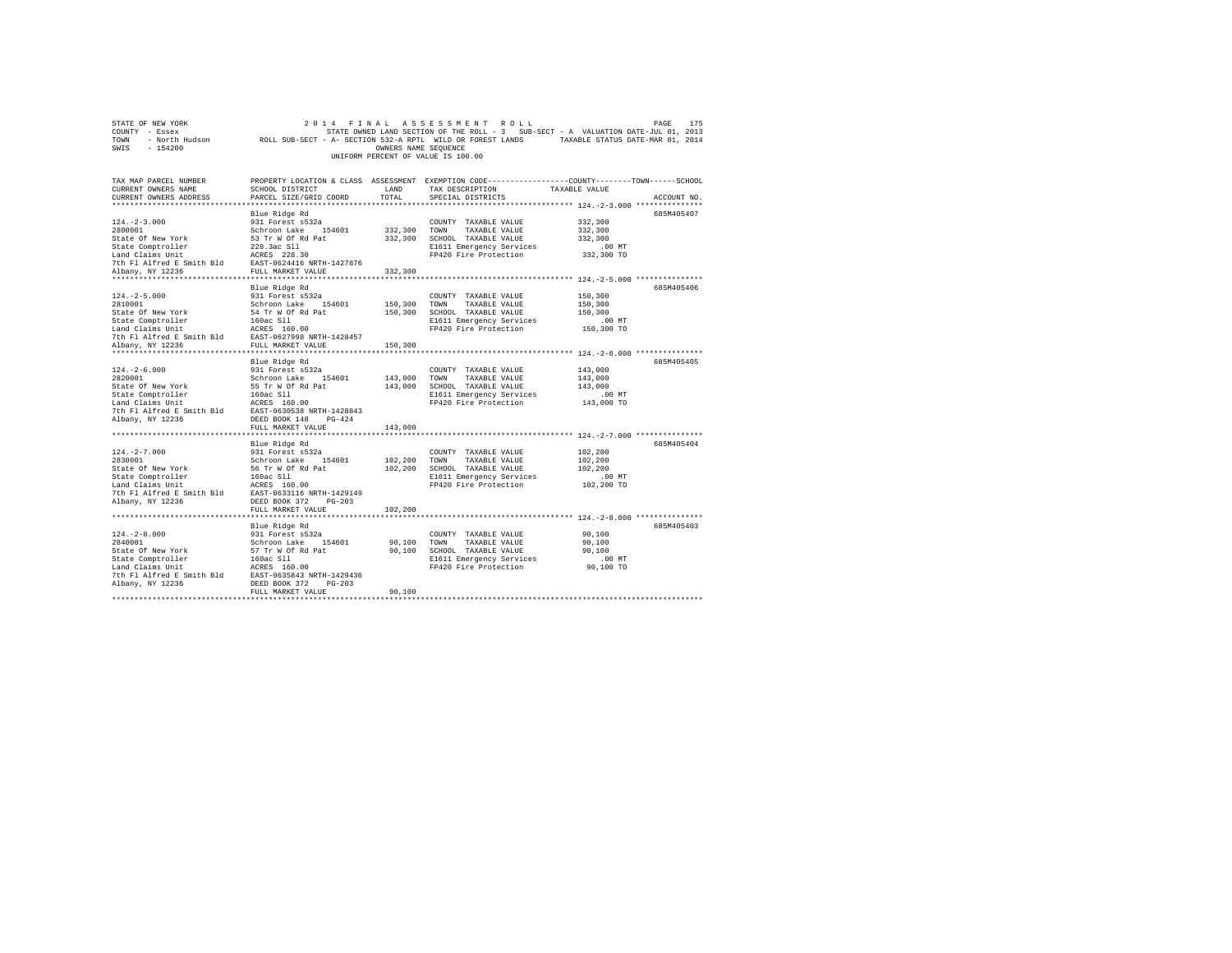STATE OF NEW YORK — 2014 FINAL ASSESSMENT ROLL
COUNTY - Essex — STATE OWNED LAND SECTION OF THE ROLL - 3 SUB-SECT - A VALUATION DATE-JUL 01, 2013
TOWN - North Hudson — ROLL SUB-SECT - A- SECTION 532-A RPTL WILD OR FOREST LANDS — TAXABLE STATUS DATE-MAR 01, 2014
SWIS - 154200 — OWNERS NAME SEQUENCE
UNIFORM PERCENT OF VALUE IS 100.00

| TAX MAP PARCEL NUMBER / CURRENT OWNERS NAME / CURRENT OWNERS ADDRESS | PROPERTY LOCATION & CLASS / SCHOOL DISTRICT / PARCEL SIZE/GRID COORD | ASSESSMENT LAND / TOTAL | EXEMPTION CODE / TAX DESCRIPTION / SPECIAL DISTRICTS | COUNTY / TOWN / SCHOOL TAXABLE VALUE | ACCOUNT NO. |
|---|---|---|---|---|---|
| **124.-2-3.000** | Blue Ridge Rd | | | | 685M405407 |
| 124.-2-3.000 | 931 Forest s532a | | COUNTY TAXABLE VALUE | 332,300 | |
| 2800001 | Schroon Lake 154601 | 332,300 | TOWN TAXABLE VALUE | 332,300 | |
| State Of New York | 53 Tr W Of Rd Pat | 332,300 | SCHOOL TAXABLE VALUE | 332,300 | |
| State Comptroller | 228.3ac Sll | | E1611 Emergency Services | .00 MT | |
| Land Claims Unit | ACRES 228.30 | | FP420 Fire Protection | 332,300 TO | |
| 7th Fl Alfred E Smith Bld | EAST-0624416 NRTH-1427876 | | | | |
| Albany, NY 12236 | FULL MARKET VALUE | 332,300 | | | |
| **124.-2-5.000** | Blue Ridge Rd | | | | 685M405406 |
| 124.-2-5.000 | 931 Forest s532a | | COUNTY TAXABLE VALUE | 150,300 | |
| 2810001 | Schroon Lake 154601 | 150,300 | TOWN TAXABLE VALUE | 150,300 | |
| State Of New York | 54 Tr W Of Rd Pat | 150,300 | SCHOOL TAXABLE VALUE | 150,300 | |
| State Comptroller | 160ac Sll | | E1611 Emergency Services | .00 MT | |
| Land Claims Unit | ACRES 160.00 | | FP420 Fire Protection | 150,300 TO | |
| 7th Fl Alfred E Smith Bld | EAST-0627998 NRTH-1428457 | | | | |
| Albany, NY 12236 | FULL MARKET VALUE | 150,300 | | | |
| **124.-2-6.000** | Blue Ridge Rd | | | | 685M405405 |
| 124.-2-6.000 | 931 Forest s532a | | COUNTY TAXABLE VALUE | 143,000 | |
| 2820001 | Schroon Lake 154601 | 143,000 | TOWN TAXABLE VALUE | 143,000 | |
| State Of New York | 55 Tr W Of Rd Pat | 143,000 | SCHOOL TAXABLE VALUE | 143,000 | |
| State Comptroller | 160ac Sll | | E1611 Emergency Services | .00 MT | |
| Land Claims Unit | ACRES 160.00 | | FP420 Fire Protection | 143,000 TO | |
| 7th Fl Alfred E Smith Bld | EAST-0630538 NRTH-1428843 | | | | |
| Albany, NY 12236 | DEED BOOK 148 PG-424 | | | | |
| | FULL MARKET VALUE | 143,000 | | | |
| **124.-2-7.000** | Blue Ridge Rd | | | | 685M405404 |
| 124.-2-7.000 | 931 Forest s532a | | COUNTY TAXABLE VALUE | 102,200 | |
| 2830001 | Schroon Lake 154601 | 102,200 | TOWN TAXABLE VALUE | 102,200 | |
| State Of New York | 56 Tr W Of Rd Pat | 102,200 | SCHOOL TAXABLE VALUE | 102,200 | |
| State Comptroller | 160ac Sll | | E1611 Emergency Services | .00 MT | |
| Land Claims Unit | ACRES 160.00 | | FP420 Fire Protection | 102,200 TO | |
| 7th Fl Alfred E Smith Bld | EAST-0633116 NRTH-1429149 | | | | |
| Albany, NY 12236 | DEED BOOK 372 PG-203 | | | | |
| | FULL MARKET VALUE | 102,200 | | | |
| **124.-2-8.000** | Blue Ridge Rd | | | | 685M405403 |
| 124.-2-8.000 | 931 Forest s532a | | COUNTY TAXABLE VALUE | 90,100 | |
| 2840001 | Schroon Lake 154601 | 90,100 | TOWN TAXABLE VALUE | 90,100 | |
| State Of New York | 57 Tr W Of Rd Pat | 90,100 | SCHOOL TAXABLE VALUE | 90,100 | |
| State Comptroller | 160ac Sll | | E1611 Emergency Services | .00 MT | |
| Land Claims Unit | ACRES 160.00 | | FP420 Fire Protection | 90,100 TO | |
| 7th Fl Alfred E Smith Bld | EAST-0635843 NRTH-1429436 | | | | |
| Albany, NY 12236 | DEED BOOK 372 PG-203 | | | | |
| | FULL MARKET VALUE | 90,100 | | | |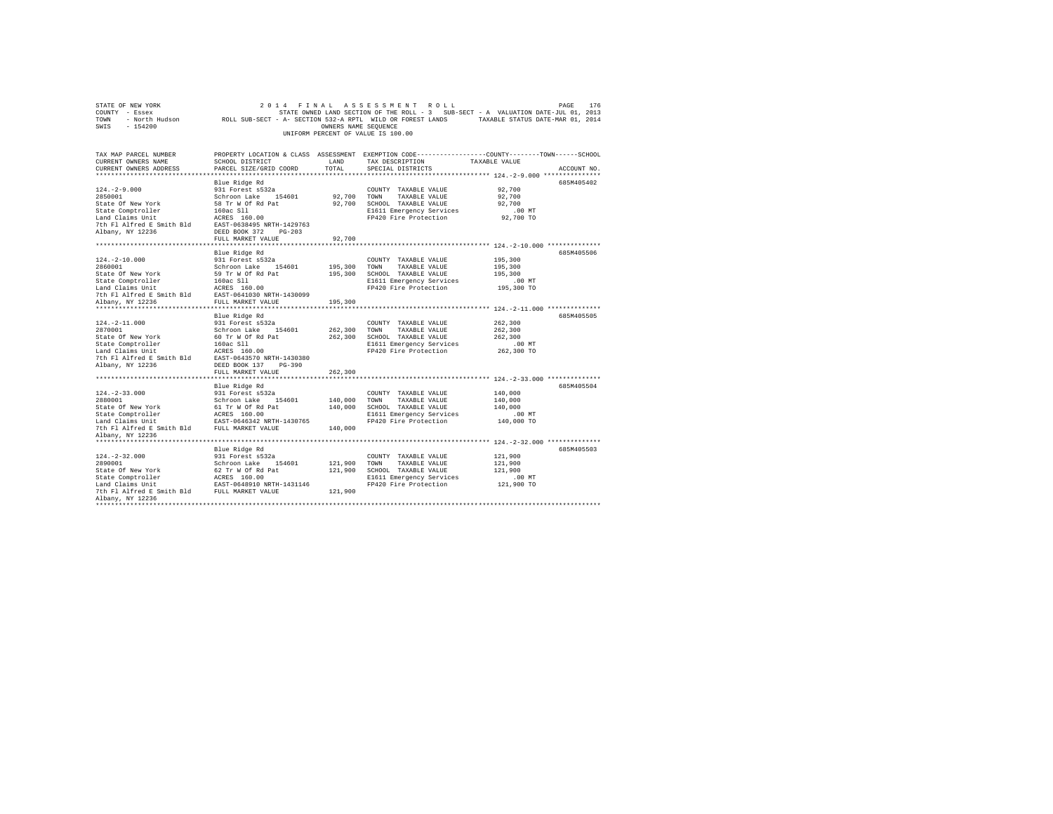STATE OF NEW YORK
COUNTY - Essex
TOWN - North Hudson
SWIS - 154200

2014 FINAL ASSESSMENT ROLL
STATE OWNED LAND SECTION OF THE ROLL - 3 SUB-SECT - A VALUATION DATE-JUL 01, 2013
ROLL SUB-SECT - A- SECTION 532-A RPTL WILD OR FOREST LANDS TAXABLE STATUS DATE-MAR 01, 2014
OWNERS NAME SEQUENCE
UNIFORM PERCENT OF VALUE IS 100.00

| TAX MAP PARCEL NUMBER / CURRENT OWNERS NAME / CURRENT OWNERS ADDRESS | PROPERTY LOCATION & CLASS / SCHOOL DISTRICT / PARCEL SIZE/GRID COORD | ASSESSMENT LAND / TOTAL | EXEMPTION CODE / TAX DESCRIPTION / SPECIAL DISTRICTS | COUNTY / TOWN / SCHOOL TAXABLE VALUE | ACCOUNT NO. |
|---|---|---|---|---|---|
| **124.-2-9.000** | Blue Ridge Rd | | | | 685M405402 |
| 124.-2-9.000 | 931 Forest s532a | | COUNTY TAXABLE VALUE | 92,700 | |
| 2850001 | Schroon Lake 154601 | 92,700 | TOWN TAXABLE VALUE | 92,700 | |
| State Of New York | 58 Tr W Of Rd Pat | 92,700 | SCHOOL TAXABLE VALUE | 92,700 | |
| State Comptroller | 160ac Sll | | E1611 Emergency Services | .00 MT | |
| Land Claims Unit | ACRES 160.00 | | FP420 Fire Protection | 92,700 TO | |
| 7th Fl Alfred E Smith Bld | EAST-0638495 NRTH-1429763 | | | | |
| Albany, NY 12236 | DEED BOOK 372 PG-203 | | | | |
| | FULL MARKET VALUE | 92,700 | | | |
| **124.-2-10.000** | Blue Ridge Rd | | | | 685M405506 |
| 124.-2-10.000 | 931 Forest s532a | | COUNTY TAXABLE VALUE | 195,300 | |
| 2860001 | Schroon Lake 154601 | 195,300 | TOWN TAXABLE VALUE | 195,300 | |
| State Of New York | 59 Tr W Of Rd Pat | 195,300 | SCHOOL TAXABLE VALUE | 195,300 | |
| State Comptroller | 160ac Sll | | E1611 Emergency Services | .00 MT | |
| Land Claims Unit | ACRES 160.00 | | FP420 Fire Protection | 195,300 TO | |
| 7th Fl Alfred E Smith Bld | EAST-0641030 NRTH-1430099 | | | | |
| Albany, NY 12236 | FULL MARKET VALUE | 195,300 | | | |
| **124.-2-11.000** | Blue Ridge Rd | | | | 685M405505 |
| 124.-2-11.000 | 931 Forest s532a | | COUNTY TAXABLE VALUE | 262,300 | |
| 2870001 | Schroon Lake 154601 | 262,300 | TOWN TAXABLE VALUE | 262,300 | |
| State Of New York | 60 Tr W Of Rd Pat | 262,300 | SCHOOL TAXABLE VALUE | 262,300 | |
| State Comptroller | 160ac Sll | | E1611 Emergency Services | .00 MT | |
| Land Claims Unit | ACRES 160.00 | | FP420 Fire Protection | 262,300 TO | |
| 7th Fl Alfred E Smith Bld | EAST-0643570 NRTH-1430380 | | | | |
| Albany, NY 12236 | DEED BOOK 137 PG-390 | | | | |
| | FULL MARKET VALUE | 262,300 | | | |
| **124.-2-33.000** | Blue Ridge Rd | | | | 685M405504 |
| 124.-2-33.000 | 931 Forest s532a | | COUNTY TAXABLE VALUE | 140,000 | |
| 2880001 | Schroon Lake 154601 | 140,000 | TOWN TAXABLE VALUE | 140,000 | |
| State Of New York | 61 Tr W Of Rd Pat | 140,000 | SCHOOL TAXABLE VALUE | 140,000 | |
| State Comptroller | ACRES 160.00 | | E1611 Emergency Services | .00 MT | |
| Land Claims Unit | EAST-0646342 NRTH-1430765 | | FP420 Fire Protection | 140,000 TO | |
| 7th Fl Alfred E Smith Bld | FULL MARKET VALUE | 140,000 | | | |
| Albany, NY 12236 | | | | | |
| **124.-2-32.000** | Blue Ridge Rd | | | | 685M405503 |
| 124.-2-32.000 | 931 Forest s532a | | COUNTY TAXABLE VALUE | 121,900 | |
| 2890001 | Schroon Lake 154601 | 121,900 | TOWN TAXABLE VALUE | 121,900 | |
| State Of New York | 62 Tr W Of Rd Pat | 121,900 | SCHOOL TAXABLE VALUE | 121,900 | |
| State Comptroller | ACRES 160.00 | | E1611 Emergency Services | .00 MT | |
| Land Claims Unit | EAST-0648910 NRTH-1431146 | | FP420 Fire Protection | 121,900 TO | |
| 7th Fl Alfred E Smith Bld | FULL MARKET VALUE | 121,900 | | | |
| Albany, NY 12236 | | | | | |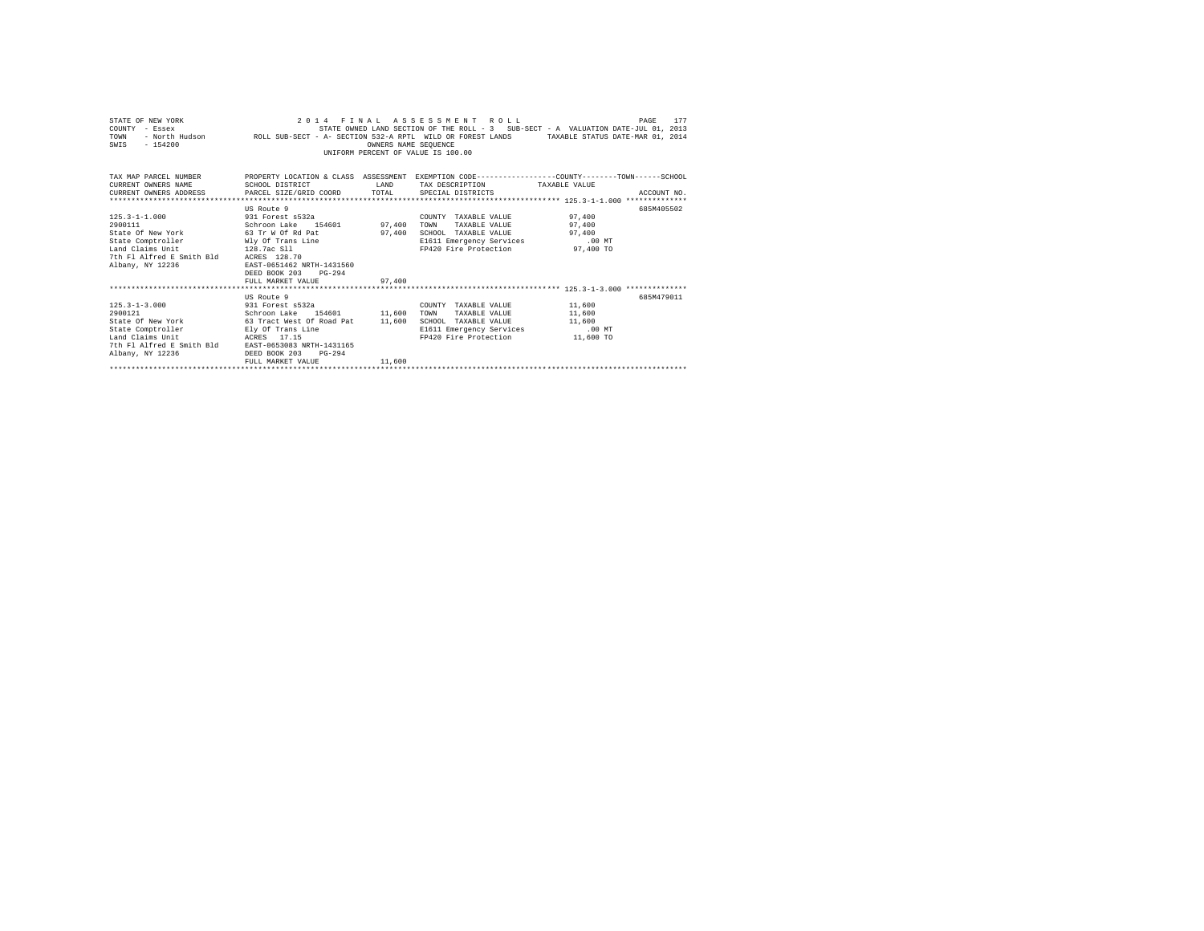STATE OF NEW YORK
COUNTY - Essex
TOWN - North Hudson
SWIS - 154200

2014 FINAL ASSESSMENT ROLL
STATE OWNED LAND SECTION OF THE ROLL - 3 SUB-SECT - A VALUATION DATE-JUL 01, 2013
ROLL SUB-SECT - A- SECTION 532-A RPTL WILD OR FOREST LANDS TAXABLE STATUS DATE-MAR 01, 2014
OWNERS NAME SEQUENCE
UNIFORM PERCENT OF VALUE IS 100.00

| TAX MAP PARCEL NUMBER / CURRENT OWNERS NAME / CURRENT OWNERS ADDRESS | PROPERTY LOCATION & CLASS / SCHOOL DISTRICT / PARCEL SIZE/GRID COORD | ASSESSMENT LAND / TOTAL | EXEMPTION CODE / TAX DESCRIPTION / SPECIAL DISTRICTS | COUNTY / TOWN / SCHOOL TAXABLE VALUE | ACCOUNT NO. |
|---|---|---|---|---|---|
| **125.3-1-1.000** | US Route 9 | | | | 685M405502 |
| 125.3-1-1.000 | 931 Forest s532a | | COUNTY TAXABLE VALUE | 97,400 | |
| 2900111 | Schroon Lake 154601 | 97,400 | TOWN TAXABLE VALUE | 97,400 | |
| State Of New York | 63 Tr W Of Rd Pat | 97,400 | SCHOOL TAXABLE VALUE | 97,400 | |
| State Comptroller | Wly Of Trans Line | | E1611 Emergency Services | .00 MT | |
| Land Claims Unit | 128.7ac Sll | | FP420 Fire Protection | 97,400 TO | |
| 7th Fl Alfred E Smith Bld | ACRES 128.70 | | | | |
| Albany, NY 12236 | EAST-0651462 NRTH-1431560 | | | | |
| | DEED BOOK 203 PG-294 | | | | |
| | FULL MARKET VALUE | 97,400 | | | |
| **125.3-1-3.000** | US Route 9 | | | | 685M479011 |
| 125.3-1-3.000 | 931 Forest s532a | | COUNTY TAXABLE VALUE | 11,600 | |
| 2900121 | Schroon Lake 154601 | 11,600 | TOWN TAXABLE VALUE | 11,600 | |
| State Of New York | 63 Tract West Of Road Pat | 11,600 | SCHOOL TAXABLE VALUE | 11,600 | |
| State Comptroller | Ely Of Trans Line | | E1611 Emergency Services | .00 MT | |
| Land Claims Unit | ACRES 17.15 | | FP420 Fire Protection | 11,600 TO | |
| 7th Fl Alfred E Smith Bld | EAST-0653083 NRTH-1431165 | | | | |
| Albany, NY 12236 | DEED BOOK 203 PG-294 | | | | |
| | FULL MARKET VALUE | 11,600 | | | |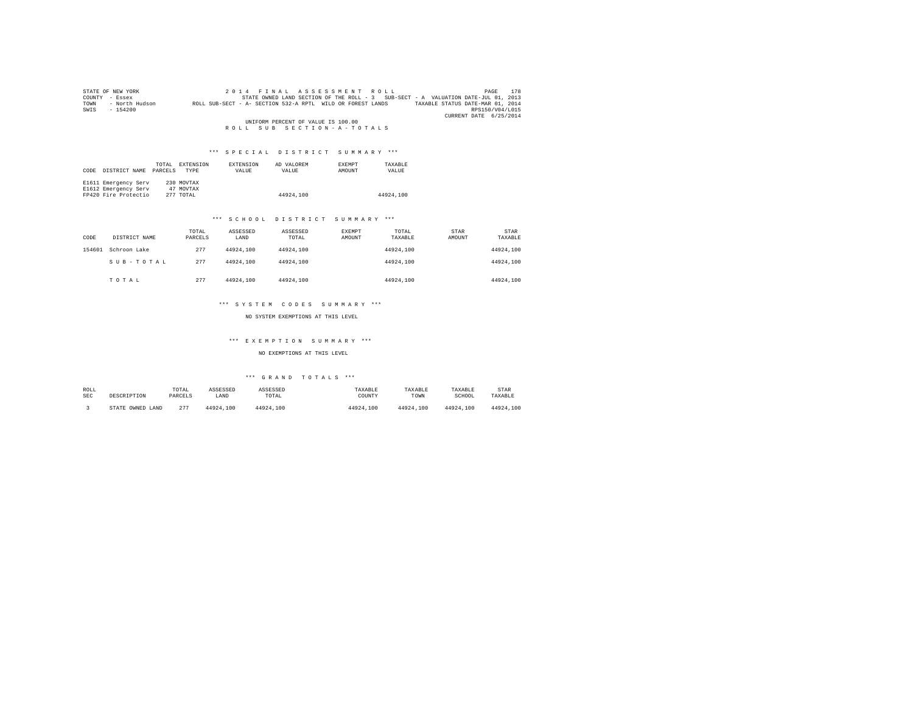STATE OF NEW YORK
COUNTY - Essex
TOWN - North Hudson
SWIS - 154200

2014 FINAL ASSESSMENT ROLL
STATE OWNED LAND SECTION OF THE ROLL - 3 SUB-SECT - A VALUATION DATE-JUL 01, 2013
ROLL SUB-SECT - A- SECTION 532-A RPTL WILD OR FOREST LANDS TAXABLE STATUS DATE-MAR 01, 2014
RPS150/V04/L015
CURRENT DATE 6/25/2014

UNIFORM PERCENT OF VALUE IS 100.00

ROLL SUB SECTION-A-TOTALS

## *** SPECIAL DISTRICT SUMMARY ***

| CODE | DISTRICT NAME | TOTAL PARCELS | EXTENSION TYPE | EXTENSION VALUE | AD VALOREM VALUE | EXEMPT AMOUNT | TAXABLE VALUE |
|---|---|---|---|---|---|---|---|
| E1611 | Emergency Serv | 230 | MOVTAX | | | | |
| E1612 | Emergency Serv | 47 | MOVTAX | | | | |
| FP420 | Fire Protectio | 277 | TOTAL | | 44924,100 | | 44924,100 |

## *** SCHOOL DISTRICT SUMMARY ***

| CODE | DISTRICT NAME | TOTAL PARCELS | ASSESSED LAND | ASSESSED TOTAL | EXEMPT AMOUNT | TOTAL TAXABLE | STAR AMOUNT | STAR TAXABLE |
|---|---|---|---|---|---|---|---|---|
| 154601 | Schroon Lake | 277 | 44924,100 | 44924,100 | | 44924,100 | | 44924,100 |
| | SUB-TOTAL | 277 | 44924,100 | 44924,100 | | 44924,100 | | 44924,100 |
| | TOTAL | 277 | 44924,100 | 44924,100 | | 44924,100 | | 44924,100 |

## *** SYSTEM CODES SUMMARY ***

NO SYSTEM EXEMPTIONS AT THIS LEVEL

## *** EXEMPTION SUMMARY ***

NO EXEMPTIONS AT THIS LEVEL

## *** GRAND TOTALS ***

| ROLL SEC | DESCRIPTION | TOTAL PARCELS | ASSESSED LAND | ASSESSED TOTAL | TAXABLE COUNTY | TAXABLE TOWN | TAXABLE SCHOOL | STAR TAXABLE |
|---|---|---|---|---|---|---|---|---|
| 3 | STATE OWNED LAND | 277 | 44924,100 | 44924,100 | 44924,100 | 44924,100 | 44924,100 | 44924,100 |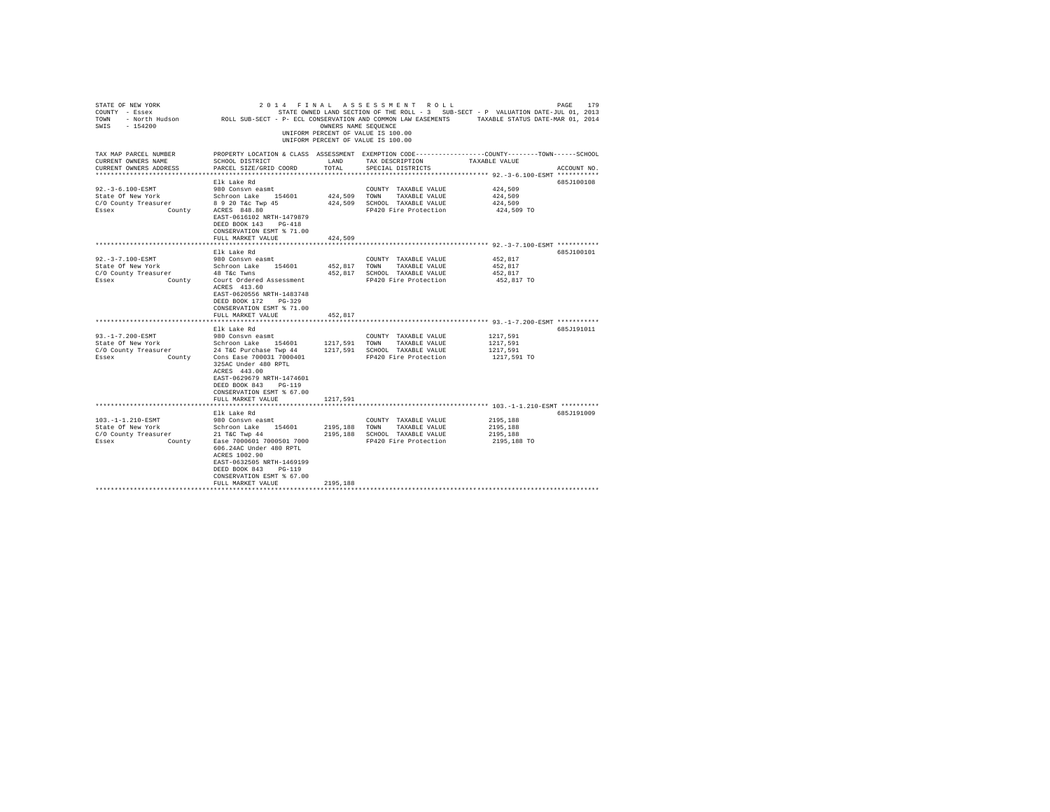STATE OF NEW YORK
COUNTY - Essex
TOWN - North Hudson
SWIS - 154200

2014 FINAL ASSESSMENT ROLL
STATE OWNED LAND SECTION OF THE ROLL - 3 SUB-SECT - P VALUATION DATE-JUL 01, 2013
ROLL SUB-SECT - P- ECL CONSERVATION AND COMMON LAW EASEMENTS TAXABLE STATUS DATE-MAR 01, 2014
OWNERS NAME SEQUENCE
UNIFORM PERCENT OF VALUE IS 100.00

| TAX MAP PARCEL NUMBER / CURRENT OWNERS NAME / CURRENT OWNERS ADDRESS | PROPERTY LOCATION & CLASS / SCHOOL DISTRICT / PARCEL SIZE/GRID COORD | ASSESSMENT LAND / TOTAL | EXEMPTION CODE / TAX DESCRIPTION / SPECIAL DISTRICTS | COUNTY / TOWN / SCHOOL TAXABLE VALUE | ACCOUNT NO. |
|---|---|---|---|---|---|
| 92.-3-6.100-ESMT | Elk Lake Rd | | | | 685J100108 |
| | 980 Consvn easmt | | COUNTY TAXABLE VALUE | 424,509 | |
| State Of New York | Schroon Lake 154601 | 424,509 | TOWN TAXABLE VALUE | 424,509 | |
| C/O County Treasurer | 8 9 20 T&c Twp 45 | 424,509 | SCHOOL TAXABLE VALUE | 424,509 | |
| Essex County | ACRES 848.80 | | FP420 Fire Protection | 424,509 TO | |
| | EAST-0616102 NRTH-1479879 | | | | |
| | DEED BOOK 143 PG-418 | | | | |
| | CONSERVATION ESMT % 71.00 | | | | |
| | FULL MARKET VALUE | 424,509 | | | |
| 92.-3-7.100-ESMT | Elk Lake Rd | | | | 685J100101 |
| | 980 Consvn easmt | | COUNTY TAXABLE VALUE | 452,817 | |
| State Of New York | Schroon Lake 154601 | 452,817 | TOWN TAXABLE VALUE | 452,817 | |
| C/O County Treasurer | 48 T&c Twns | 452,817 | SCHOOL TAXABLE VALUE | 452,817 | |
| Essex County | Court Ordered Assessment | | FP420 Fire Protection | 452,817 TO | |
| | ACRES 413.60 | | | | |
| | EAST-0620556 NRTH-1483748 | | | | |
| | DEED BOOK 172 PG-329 | | | | |
| | CONSERVATION ESMT % 71.00 | | | | |
| | FULL MARKET VALUE | 452,817 | | | |
| 93.-1-7.200-ESMT | Elk Lake Rd | | | | 685J191011 |
| | 980 Consvn easmt | | COUNTY TAXABLE VALUE | 1217,591 | |
| State Of New York | Schroon Lake 154601 | 1217,591 | TOWN TAXABLE VALUE | 1217,591 | |
| C/O County Treasurer | 24 T&C Purchase Twp 44 | 1217,591 | SCHOOL TAXABLE VALUE | 1217,591 | |
| Essex County | Cons Ease 700031 7000401 | | FP420 Fire Protection | 1217,591 TO | |
| | 325AC Under 480 RPTL | | | | |
| | ACRES 443.00 | | | | |
| | EAST-0629679 NRTH-1474601 | | | | |
| | DEED BOOK 843 PG-119 | | | | |
| | CONSERVATION ESMT % 67.00 | | | | |
| | FULL MARKET VALUE | 1217,591 | | | |
| 103.-1-1.210-ESMT | Elk Lake Rd | | | | 685J191009 |
| | 980 Consvn easmt | | COUNTY TAXABLE VALUE | 2195,188 | |
| State Of New York | Schroon Lake 154601 | 2195,188 | TOWN TAXABLE VALUE | 2195,188 | |
| C/O County Treasurer | 21 T&C Twp 44 | 2195,188 | SCHOOL TAXABLE VALUE | 2195,188 | |
| Essex County | Ease 7000601 7000501 7000 | | FP420 Fire Protection | 2195,188 TO | |
| | 606.24AC Under 480 RPTL | | | | |
| | ACRES 1002.90 | | | | |
| | EAST-0632505 NRTH-1469199 | | | | |
| | DEED BOOK 843 PG-119 | | | | |
| | CONSERVATION ESMT % 67.00 | | | | |
| | FULL MARKET VALUE | 2195,188 | | | |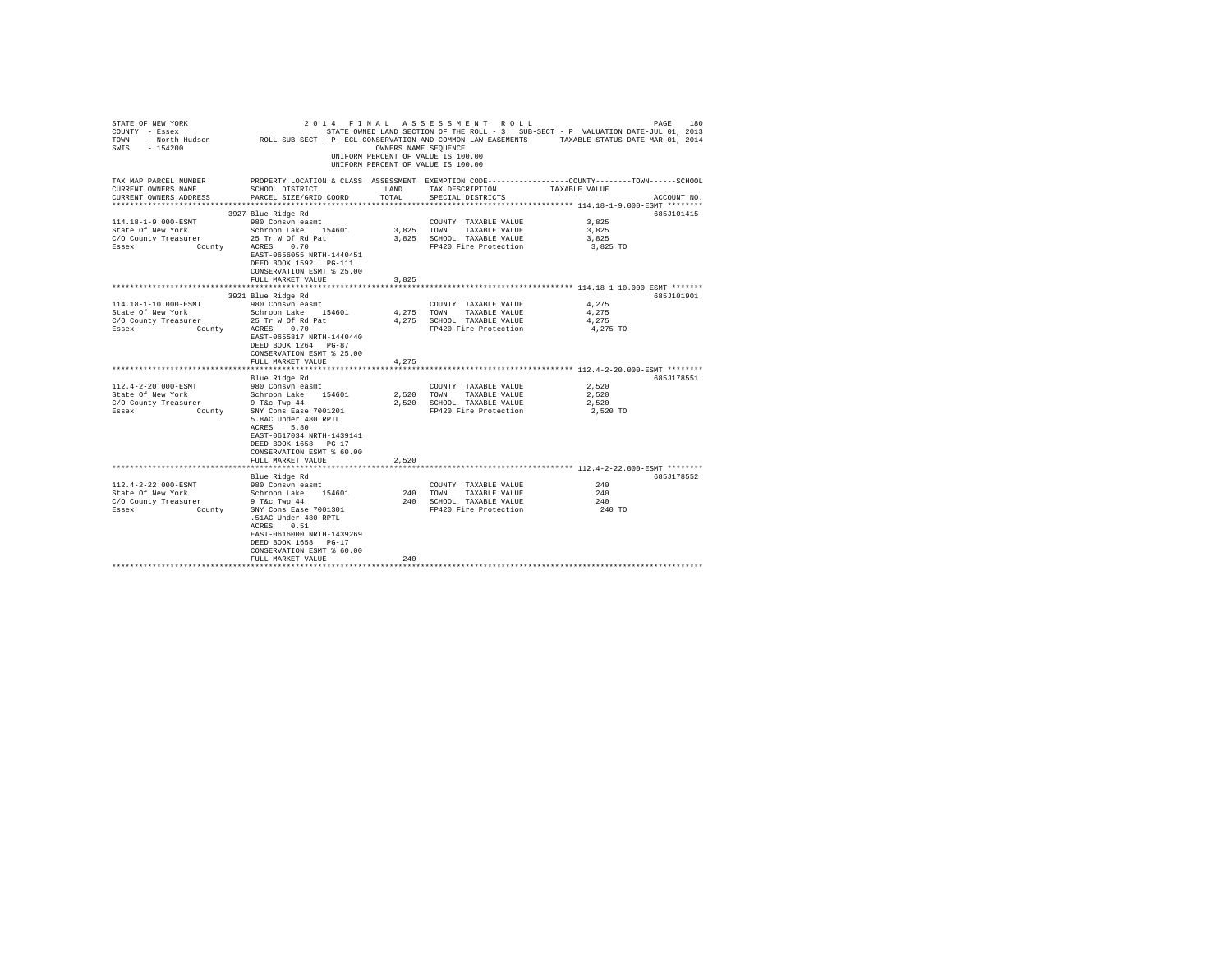```
STATE OF NEW YORK                    2 0 1 4   F I N A L   A S S E S S M E N T   R O L L                    PAGE   180
COUNTY  - Essex                           STATE OWNED LAND SECTION OF THE ROLL - 3   SUB-SECT - P  VALUATION DATE-JUL 01, 2013
TOWN    - North Hudson          ROLL SUB-SECT - P- ECL CONSERVATION AND COMMON LAW EASEMENTS      TAXABLE STATUS DATE-MAR 01, 2014
SWIS    - 154200                                           OWNERS NAME SEQUENCE
                                                   UNIFORM PERCENT OF VALUE IS 100.00
                                                   UNIFORM PERCENT OF VALUE IS 100.00

TAX MAP PARCEL NUMBER          PROPERTY LOCATION & CLASS  ASSESSMENT  EXEMPTION CODE------------------COUNTY--------TOWN------SCHOOL
CURRENT OWNERS NAME            SCHOOL DISTRICT              LAND      TAX DESCRIPTION            TAXABLE VALUE
CURRENT OWNERS ADDRESS         PARCEL SIZE/GRID COORD       TOTAL     SPECIAL DISTRICTS                                    ACCOUNT NO.
******************************************************************************************************* 114.18-1-9.000-ESMT ********
                    3927 Blue Ridge Rd                                                                                 685J101415
114.18-1-9.000-ESMT           980 Consvn easmt                         COUNTY  TAXABLE VALUE              3,825
State Of New York             Schroon Lake   154601         3,825    TOWN    TAXABLE VALUE              3,825
C/O County Treasurer          25 Tr W Of Rd Pat              3,825    SCHOOL  TAXABLE VALUE              3,825
Essex              County     ACRES    0.70                            FP420 Fire Protection               3,825 TO
                              EAST-0656055 NRTH-1440451
                              DEED BOOK 1592   PG-111
                              CONSERVATION ESMT % 25.00
                              FULL MARKET VALUE              3,825
******************************************************************************************************* 114.18-1-10.000-ESMT *******
                    3921 Blue Ridge Rd                                                                                 685J101901
114.18-1-10.000-ESMT          980 Consvn easmt                         COUNTY  TAXABLE VALUE              4,275
State Of New York             Schroon Lake   154601         4,275    TOWN    TAXABLE VALUE              4,275
C/O County Treasurer          25 Tr W Of Rd Pat              4,275    SCHOOL  TAXABLE VALUE              4,275
Essex              County     ACRES    0.70                            FP420 Fire Protection               4,275 TO
                              EAST-0655817 NRTH-1440440
                              DEED BOOK 1264   PG-87
                              CONSERVATION ESMT % 25.00
                              FULL MARKET VALUE              4,275
******************************************************************************************************* 112.4-2-20.000-ESMT ********
                    Blue Ridge Rd                                                                                      685J178551
112.4-2-20.000-ESMT           980 Consvn easmt                         COUNTY  TAXABLE VALUE              2,520
State Of New York             Schroon Lake   154601         2,520    TOWN    TAXABLE VALUE              2,520
C/O County Treasurer          9 T&c Twp 44                   2,520    SCHOOL  TAXABLE VALUE              2,520
Essex              County     SNY Cons Ease 7001201                    FP420 Fire Protection               2,520 TO
                              5.8AC Under 480 RPTL
                              ACRES    5.80
                              EAST-0617034 NRTH-1439141
                              DEED BOOK 1658   PG-17
                              CONSERVATION ESMT % 60.00
                              FULL MARKET VALUE              2,520
******************************************************************************************************* 112.4-2-22.000-ESMT ********
                    Blue Ridge Rd                                                                                      685J178552
112.4-2-22.000-ESMT           980 Consvn easmt                         COUNTY  TAXABLE VALUE                240
State Of New York             Schroon Lake   154601           240    TOWN    TAXABLE VALUE                240
C/O County Treasurer          9 T&c Twp 44                     240    SCHOOL  TAXABLE VALUE                240
Essex              County     SNY Cons Ease 7001301                    FP420 Fire Protection                 240 TO
                              .51AC Under 480 RPTL
                              ACRES    0.51
                              EAST-0616000 NRTH-1439269
                              DEED BOOK 1658   PG-17
                              CONSERVATION ESMT % 60.00
                              FULL MARKET VALUE                240
************************************************************************************************************************************
```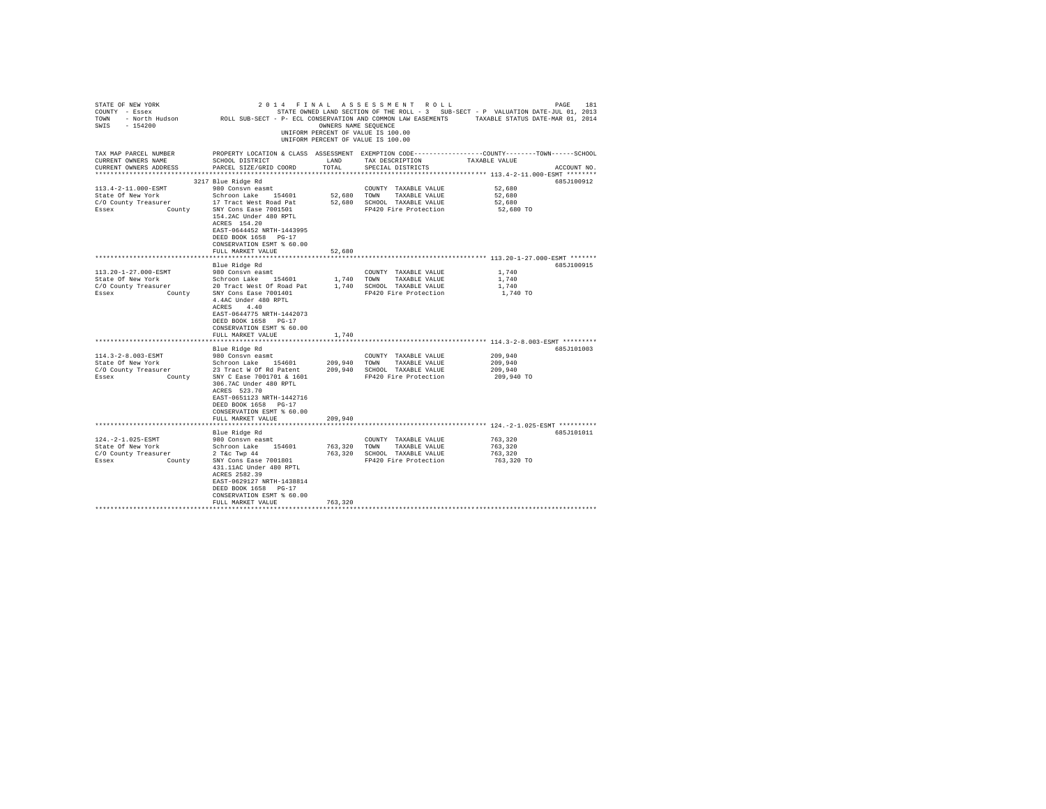```
STATE OF NEW YORK                    2 0 1 4   F I N A L   A S S E S S M E N T   R O L L                        PAGE   181
COUNTY  - Essex                                STATE OWNED LAND SECTION OF THE ROLL - 3   SUB-SECT - P  VALUATION DATE-JUL 01, 2013
TOWN    - North Hudson        ROLL SUB-SECT - P- ECL CONSERVATION AND COMMON LAW EASEMENTS       TAXABLE STATUS DATE-MAR 01, 2014
SWIS    - 154200                                        OWNERS NAME SEQUENCE
                                                   UNIFORM PERCENT OF VALUE IS 100.00
                                                   UNIFORM PERCENT OF VALUE IS 100.00

TAX MAP PARCEL NUMBER          PROPERTY LOCATION & CLASS  ASSESSMENT  EXEMPTION CODE------------------COUNTY--------TOWN------SCHOOL
CURRENT OWNERS NAME            SCHOOL DISTRICT              LAND      TAX DESCRIPTION            TAXABLE VALUE
CURRENT OWNERS ADDRESS         PARCEL SIZE/GRID COORD       TOTAL     SPECIAL DISTRICTS                                     ACCOUNT NO.
*********************************************************************************************** 113.4-2-11.000-ESMT ********
                               3217 Blue Ridge Rd                                                                          685J100912
113.4-2-11.000-ESMT            980 Consvn easmt                            COUNTY  TAXABLE VALUE             52,680
State Of New York              Schroon Lake    154601        52,680       TOWN    TAXABLE VALUE             52,680
C/O County Treasurer           17 Tract West Road Pat        52,680       SCHOOL  TAXABLE VALUE             52,680
Essex              County      SNY Cons Ease 7001501                       FP420 Fire Protection              52,680 TO
                               154.2AC Under 480 RPTL
                               ACRES  154.20
                               EAST-0644452 NRTH-1443995
                               DEED BOOK 1658   PG-17
                               CONSERVATION ESMT % 60.00
                               FULL MARKET VALUE             52,680
*********************************************************************************************** 113.20-1-27.000-ESMT *******
                               Blue Ridge Rd                                                                               685J100915
113.20-1-27.000-ESMT           980 Consvn easmt                            COUNTY  TAXABLE VALUE              1,740
State Of New York              Schroon Lake    154601         1,740       TOWN    TAXABLE VALUE              1,740
C/O County Treasurer           20 Tract West Of Road Pat      1,740       SCHOOL  TAXABLE VALUE              1,740
Essex              County      SNY Cons Ease 7001401                       FP420 Fire Protection               1,740 TO
                               4.4AC Under 480 RPTL
                               ACRES    4.40
                               EAST-0644775 NRTH-1442073
                               DEED BOOK 1658   PG-17
                               CONSERVATION ESMT % 60.00
                               FULL MARKET VALUE              1,740
*********************************************************************************************** 114.3-2-8.003-ESMT *********
                               Blue Ridge Rd                                                                               685J101003
114.3-2-8.003-ESMT             980 Consvn easmt                            COUNTY  TAXABLE VALUE            209,940
State Of New York              Schroon Lake    154601       209,940       TOWN    TAXABLE VALUE            209,940
C/O County Treasurer           23 Tract W Of Rd Patent      209,940       SCHOOL  TAXABLE VALUE            209,940
Essex              County      SNY C Ease 7001701 & 1601                   FP420 Fire Protection             209,940 TO
                               306.7AC Under 480 RPTL
                               ACRES  523.70
                               EAST-0651123 NRTH-1442716
                               DEED BOOK 1658   PG-17
                               CONSERVATION ESMT % 60.00
                               FULL MARKET VALUE            209,940
*********************************************************************************************** 124.-2-1.025-ESMT **********
                               Blue Ridge Rd                                                                               685J101011
124.-2-1.025-ESMT              980 Consvn easmt                            COUNTY  TAXABLE VALUE            763,320
State Of New York              Schroon Lake    154601       763,320       TOWN    TAXABLE VALUE            763,320
C/O County Treasurer           2 T&c Twp 44                 763,320       SCHOOL  TAXABLE VALUE            763,320
Essex              County      SNY Cons Ease 7001801                       FP420 Fire Protection             763,320 TO
                               431.11AC Under 480 RPTL
                               ACRES 2582.39
                               EAST-0629127 NRTH-1438814
                               DEED BOOK 1658   PG-17
                               CONSERVATION ESMT % 60.00
                               FULL MARKET VALUE            763,320
****************************************************************************************************************************
```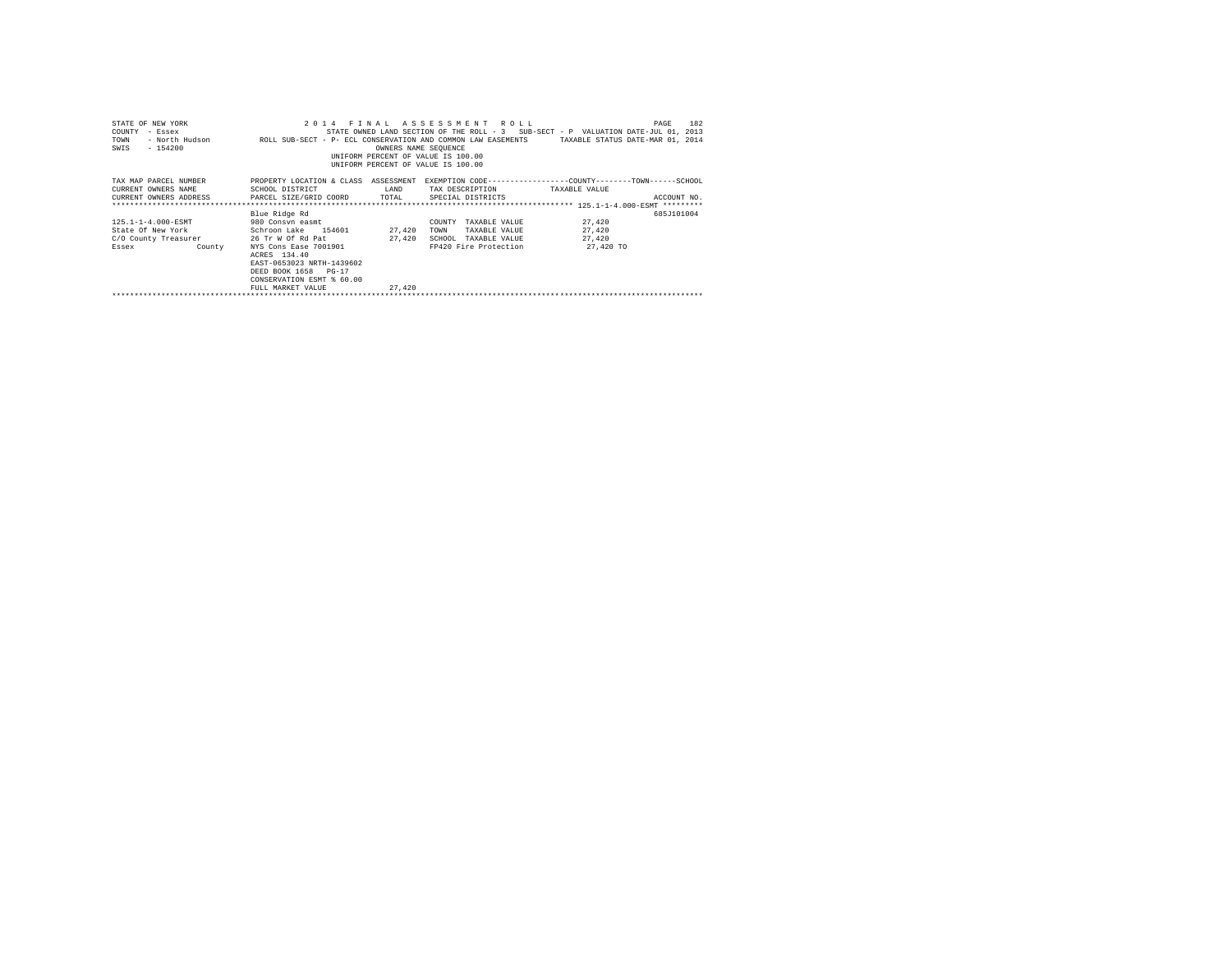STATE OF NEW YORK — 2014 FINAL ASSESSMENT ROLL

COUNTY - Essex — STATE OWNED LAND SECTION OF THE ROLL - 3 SUB-SECT - P VALUATION DATE-JUL 01, 2013

TOWN - North Hudson — ROLL SUB-SECT - P- ECL CONSERVATION AND COMMON LAW EASEMENTS — TAXABLE STATUS DATE-MAR 01, 2014

SWIS - 154200 — OWNERS NAME SEQUENCE

UNIFORM PERCENT OF VALUE IS 100.00

UNIFORM PERCENT OF VALUE IS 100.00

| TAX MAP PARCEL NUMBER / CURRENT OWNERS NAME / CURRENT OWNERS ADDRESS | PROPERTY LOCATION & CLASS / SCHOOL DISTRICT / PARCEL SIZE/GRID COORD | ASSESSMENT LAND / TOTAL | EXEMPTION CODE / TAX DESCRIPTION / SPECIAL DISTRICTS | COUNTY / TOWN / SCHOOL TAXABLE VALUE | ACCOUNT NO. |
|---|---|---|---|---|---|
| 125.1-1-4.000-ESMT | Blue Ridge Rd | | | | 685J101004 |
| | 980 Consvn easmt | | COUNTY TAXABLE VALUE | 27,420 | |
| State Of New York | Schroon Lake 154601 | 27,420 | TOWN TAXABLE VALUE | 27,420 | |
| C/O County Treasurer | 26 Tr W Of Rd Pat | 27,420 | SCHOOL TAXABLE VALUE | 27,420 | |
| Essex County | NYS Cons Ease 7001901 | | FP420 Fire Protection | 27,420 TO | |
| | ACRES 134.40 | | | | |
| | EAST-0653023 NRTH-1439602 | | | | |
| | DEED BOOK 1658 PG-17 | | | | |
| | CONSERVATION ESMT % 60.00 | | | | |
| | FULL MARKET VALUE | 27,420 | | | |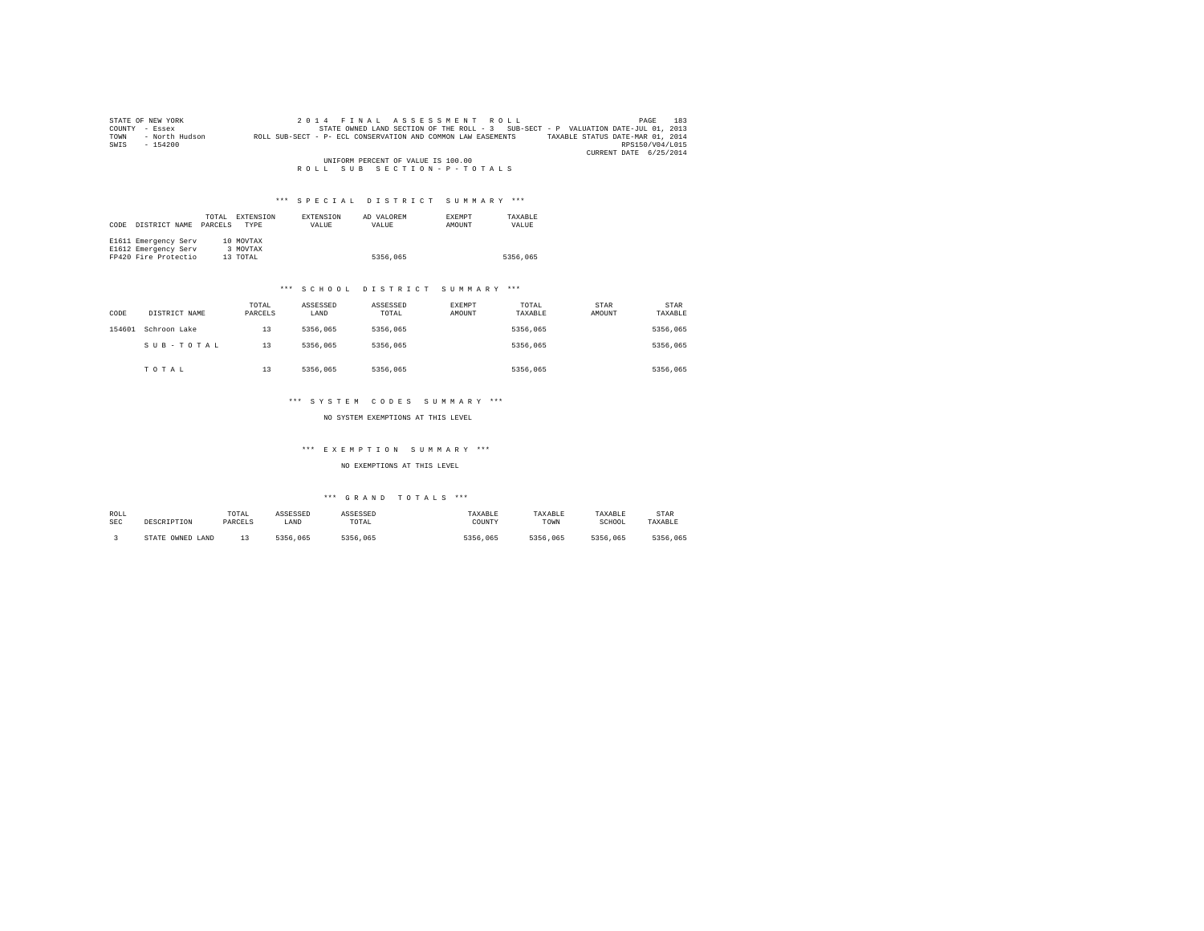STATE OF NEW YORK — 2014 FINAL ASSESSMENT ROLL
COUNTY - Essex — STATE OWNED LAND SECTION OF THE ROLL - 3 SUB-SECT - P VALUATION DATE-JUL 01, 2013
TOWN - North Hudson — ROLL SUB-SECT - P- ECL CONSERVATION AND COMMON LAW EASEMENTS — TAXABLE STATUS DATE-MAR 01, 2014
SWIS - 154200 — RPS150/V04/L015
CURRENT DATE 6/25/2014

UNIFORM PERCENT OF VALUE IS 100.00

ROLL SUB SECTION-P-TOTALS

*** SPECIAL DISTRICT SUMMARY ***

| CODE | DISTRICT NAME | TOTAL PARCELS | EXTENSION TYPE | EXTENSION VALUE | AD VALOREM VALUE | EXEMPT AMOUNT | TAXABLE VALUE |
|---|---|---|---|---|---|---|---|
| E1611 | Emergency Serv | 10 | MOVTAX | | | | |
| E1612 | Emergency Serv | 3 | MOVTAX | | | | |
| FP420 | Fire Protectio | 13 | TOTAL | | 5356,065 | | 5356,065 |

*** SCHOOL DISTRICT SUMMARY ***

| CODE | DISTRICT NAME | TOTAL PARCELS | ASSESSED LAND | ASSESSED TOTAL | EXEMPT AMOUNT | TOTAL TAXABLE | STAR AMOUNT | STAR TAXABLE |
|---|---|---|---|---|---|---|---|---|
| 154601 | Schroon Lake | 13 | 5356,065 | 5356,065 | | 5356,065 | | 5356,065 |
| | SUB-TOTAL | 13 | 5356,065 | 5356,065 | | 5356,065 | | 5356,065 |
| | TOTAL | 13 | 5356,065 | 5356,065 | | 5356,065 | | 5356,065 |

*** SYSTEM CODES SUMMARY ***

NO SYSTEM EXEMPTIONS AT THIS LEVEL

*** EXEMPTION SUMMARY ***

NO EXEMPTIONS AT THIS LEVEL

*** GRAND TOTALS ***

| ROLL SEC | DESCRIPTION | TOTAL PARCELS | ASSESSED LAND | ASSESSED TOTAL | TAXABLE COUNTY | TAXABLE TOWN | TAXABLE SCHOOL | STAR TAXABLE |
|---|---|---|---|---|---|---|---|---|
| 3 | STATE OWNED LAND | 13 | 5356,065 | 5356,065 | 5356,065 | 5356,065 | 5356,065 | 5356,065 |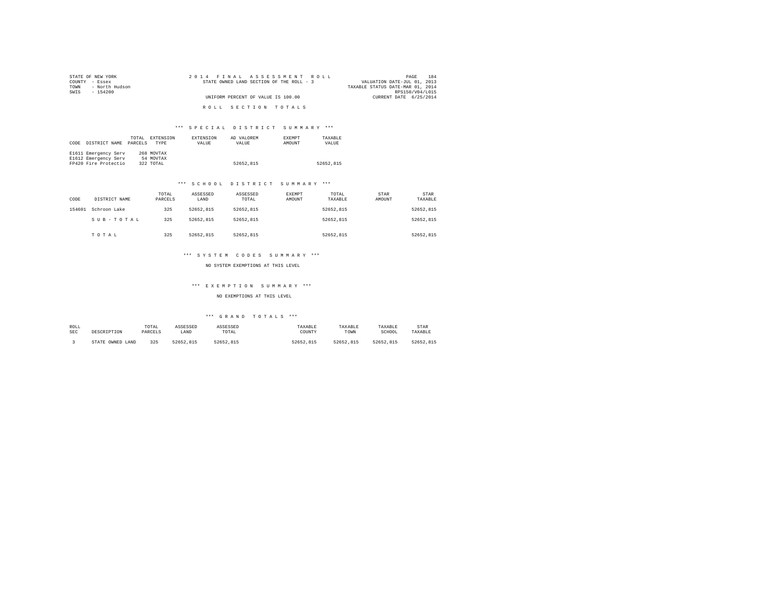STATE OF NEW YORK
COUNTY - Essex
TOWN - North Hudson
SWIS - 154200

2014 FINAL ASSESSMENT ROLL
STATE OWNED LAND SECTION OF THE ROLL - 3
UNIFORM PERCENT OF VALUE IS 100.00

VALUATION DATE-JUL 01, 2013
TAXABLE STATUS DATE-MAR 01, 2014
RPS150/V04/L015
CURRENT DATE 6/25/2014

## ROLL SECTION TOTALS

### *** SPECIAL DISTRICT SUMMARY ***

| CODE | DISTRICT NAME | TOTAL PARCELS | EXTENSION TYPE | EXTENSION VALUE | AD VALOREM VALUE | EXEMPT AMOUNT | TAXABLE VALUE |
|---|---|---|---|---|---|---|---|
| E1611 | Emergency Serv | 268 | MOVTAX | | | | |
| E1612 | Emergency Serv | 54 | MOVTAX | | | | |
| FP420 | Fire Protectio | 322 | TOTAL | | 52652,815 | | 52652,815 |

### *** SCHOOL DISTRICT SUMMARY ***

| CODE | DISTRICT NAME | TOTAL PARCELS | ASSESSED LAND | ASSESSED TOTAL | EXEMPT AMOUNT | TOTAL TAXABLE | STAR AMOUNT | STAR TAXABLE |
|---|---|---|---|---|---|---|---|---|
| 154601 | Schroon Lake | 325 | 52652,815 | 52652,815 | | 52652,815 | | 52652,815 |
| | S U B - T O T A L | 325 | 52652,815 | 52652,815 | | 52652,815 | | 52652,815 |
| | T O T A L | 325 | 52652,815 | 52652,815 | | 52652,815 | | 52652,815 |

### *** SYSTEM CODES SUMMARY ***

NO SYSTEM EXEMPTIONS AT THIS LEVEL

### *** EXEMPTION SUMMARY ***

NO EXEMPTIONS AT THIS LEVEL

### *** GRAND TOTALS ***

| ROLL SEC | DESCRIPTION | TOTAL PARCELS | ASSESSED LAND | ASSESSED TOTAL | TAXABLE COUNTY | TAXABLE TOWN | TAXABLE SCHOOL | STAR TAXABLE |
|---|---|---|---|---|---|---|---|---|
| 3 | STATE OWNED LAND | 325 | 52652,815 | 52652,815 | 52652,815 | 52652,815 | 52652,815 | 52652,815 |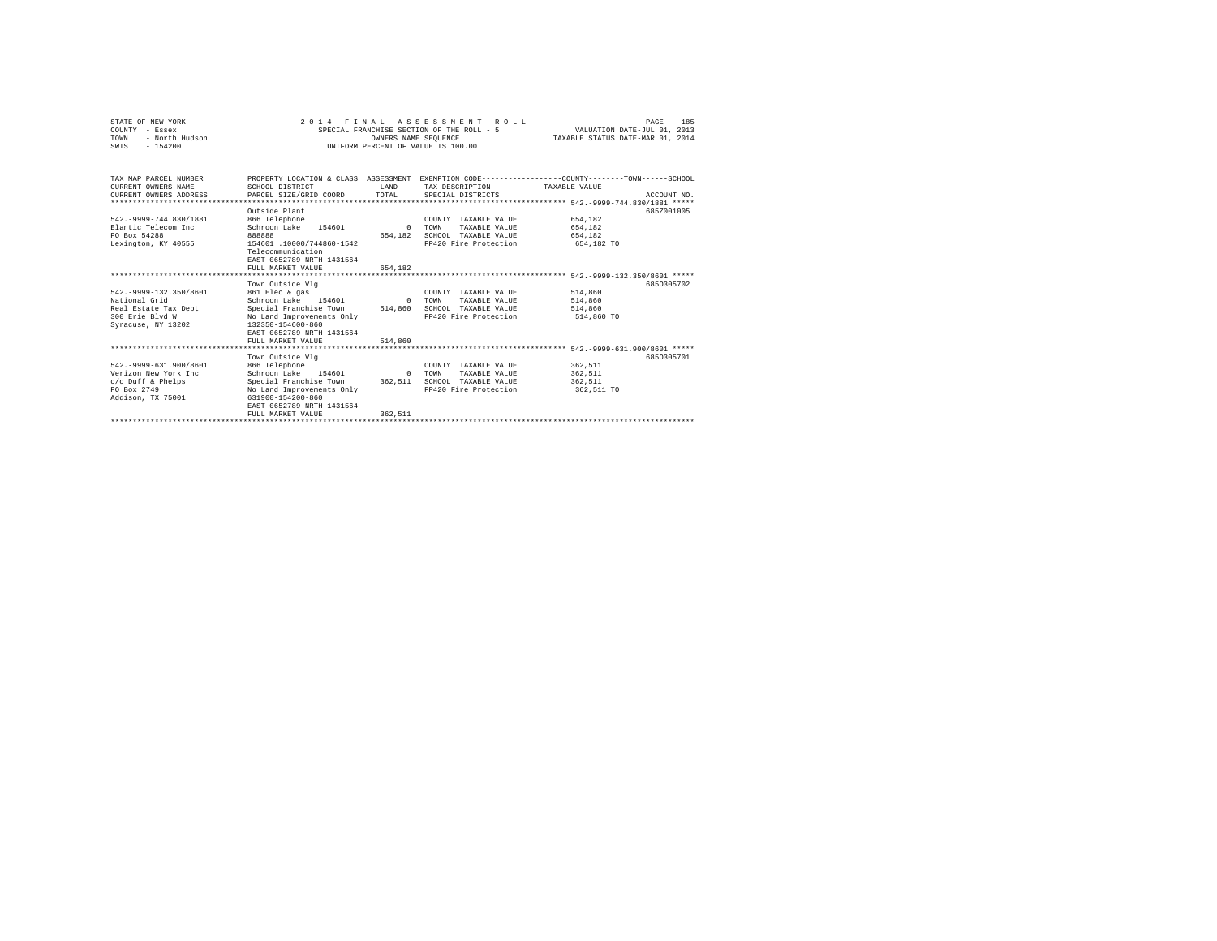STATE OF NEW YORK
COUNTY - Essex
TOWN - North Hudson
SWIS - 154200

2 0 1 4 F I N A L A S S E S S M E N T R O L L
SPECIAL FRANCHISE SECTION OF THE ROLL - 5
OWNERS NAME SEQUENCE
UNIFORM PERCENT OF VALUE IS 100.00

VALUATION DATE-JUL 01, 2013
TAXABLE STATUS DATE-MAR 01, 2014

| TAX MAP PARCEL NUMBER / CURRENT OWNERS NAME / CURRENT OWNERS ADDRESS | PROPERTY LOCATION & CLASS / SCHOOL DISTRICT / PARCEL SIZE/GRID COORD | ASSESSMENT LAND / TOTAL | EXEMPTION CODE / TAX DESCRIPTION / SPECIAL DISTRICTS | TAXABLE VALUE (COUNTY / TOWN / SCHOOL) | ACCOUNT NO. |
|---|---|---|---|---|---|
| **542.-9999-744.830/1881** | Outside Plant | | | | 685Z001005 |
| 542.-9999-744.830/1881 | 866 Telephone | | COUNTY TAXABLE VALUE | 654,182 | |
| Elantic Telecom Inc | Schroon Lake 154601 | 0 | TOWN TAXABLE VALUE | 654,182 | |
| PO Box 54288 | 888888 | 654,182 | SCHOOL TAXABLE VALUE | 654,182 | |
| Lexington, KY 40555 | 154601 .10000/744860-1542 | | FP420 Fire Protection | 654,182 TO | |
| | Telecommunication | | | | |
| | EAST-0652789 NRTH-1431564 | | | | |
| | FULL MARKET VALUE | 654,182 | | | |
| **542.-9999-132.350/8601** | Town Outside Vlg | | | | 6850305702 |
| 542.-9999-132.350/8601 | 861 Elec & gas | | COUNTY TAXABLE VALUE | 514,860 | |
| National Grid | Schroon Lake 154601 | 0 | TOWN TAXABLE VALUE | 514,860 | |
| Real Estate Tax Dept | Special Franchise Town | 514,860 | SCHOOL TAXABLE VALUE | 514,860 | |
| 300 Erie Blvd W | No Land Improvements Only | | FP420 Fire Protection | 514,860 TO | |
| Syracuse, NY 13202 | 132350-154600-860 | | | | |
| | EAST-0652789 NRTH-1431564 | | | | |
| | FULL MARKET VALUE | 514,860 | | | |
| **542.-9999-631.900/8601** | Town Outside Vlg | | | | 6850305701 |
| 542.-9999-631.900/8601 | 866 Telephone | | COUNTY TAXABLE VALUE | 362,511 | |
| Verizon New York Inc | Schroon Lake 154601 | 0 | TOWN TAXABLE VALUE | 362,511 | |
| c/o Duff & Phelps | Special Franchise Town | 362,511 | SCHOOL TAXABLE VALUE | 362,511 | |
| PO Box 2749 | No Land Improvements Only | | FP420 Fire Protection | 362,511 TO | |
| Addison, TX 75001 | 631900-154200-860 | | | | |
| | EAST-0652789 NRTH-1431564 | | | | |
| | FULL MARKET VALUE | 362,511 | | | |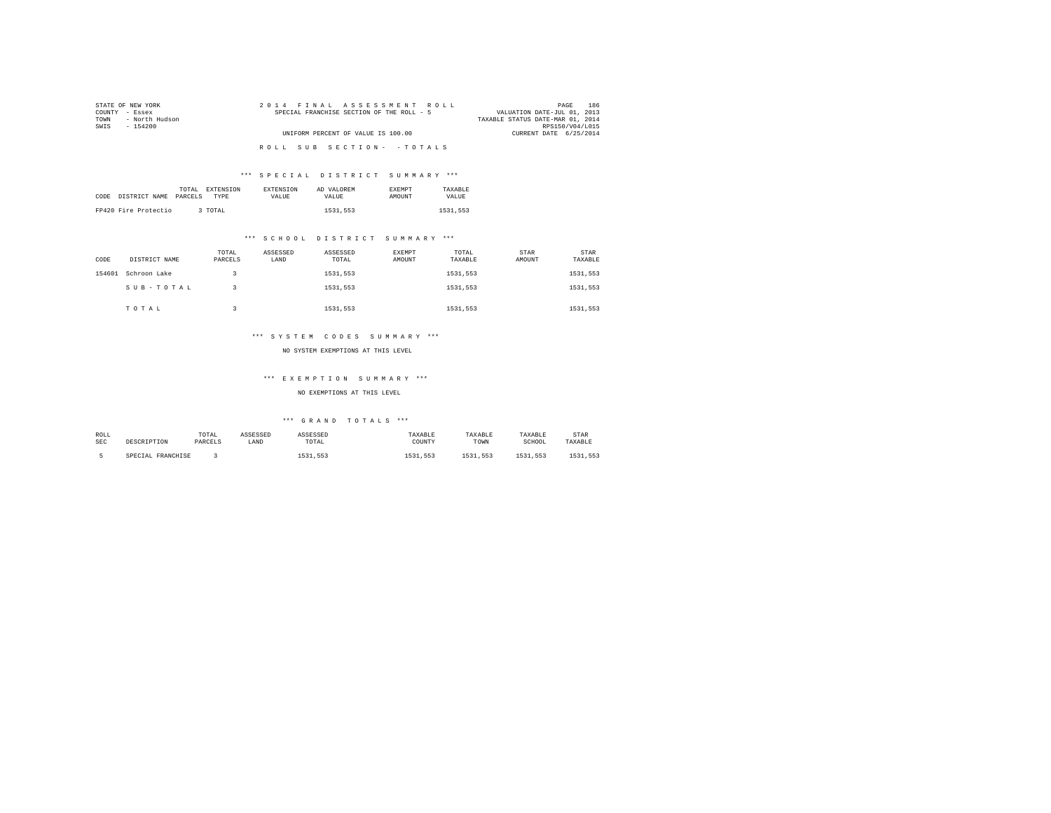STATE OF NEW YORK
COUNTY - Essex
TOWN - North Hudson
SWIS - 154200

2014 FINAL ASSESSMENT ROLL
SPECIAL FRANCHISE SECTION OF THE ROLL - 5
UNIFORM PERCENT OF VALUE IS 100.00

VALUATION DATE-JUL 01, 2013
TAXABLE STATUS DATE-MAR 01, 2014
RPS150/V04/L015
CURRENT DATE 6/25/2014

ROLL SUB SECTION- - TOTALS

*** SPECIAL DISTRICT SUMMARY ***

| CODE | DISTRICT NAME | TOTAL PARCELS | EXTENSION TYPE | EXTENSION VALUE | AD VALOREM VALUE | EXEMPT AMOUNT | TAXABLE VALUE |
|---|---|---|---|---|---|---|---|
| FP420 | Fire Protectio | 3 | TOTAL | | 1531,553 | | 1531,553 |

*** SCHOOL DISTRICT SUMMARY ***

| CODE | DISTRICT NAME | TOTAL PARCELS | ASSESSED LAND | ASSESSED TOTAL | EXEMPT AMOUNT | TOTAL TAXABLE | STAR AMOUNT | STAR TAXABLE |
|---|---|---|---|---|---|---|---|---|
| 154601 | Schroon Lake | 3 | | 1531,553 | | 1531,553 | | 1531,553 |
| | SUB-TOTAL | 3 | | 1531,553 | | 1531,553 | | 1531,553 |
| | TOTAL | 3 | | 1531,553 | | 1531,553 | | 1531,553 |

*** SYSTEM CODES SUMMARY ***

NO SYSTEM EXEMPTIONS AT THIS LEVEL

*** EXEMPTION SUMMARY ***

NO EXEMPTIONS AT THIS LEVEL

*** GRAND TOTALS ***

| ROLL SEC | DESCRIPTION | TOTAL PARCELS | ASSESSED LAND | ASSESSED TOTAL | TAXABLE COUNTY | TAXABLE TOWN | TAXABLE SCHOOL | STAR TAXABLE |
|---|---|---|---|---|---|---|---|---|
| 5 | SPECIAL FRANCHISE | 3 | | 1531,553 | 1531,553 | 1531,553 | 1531,553 | 1531,553 |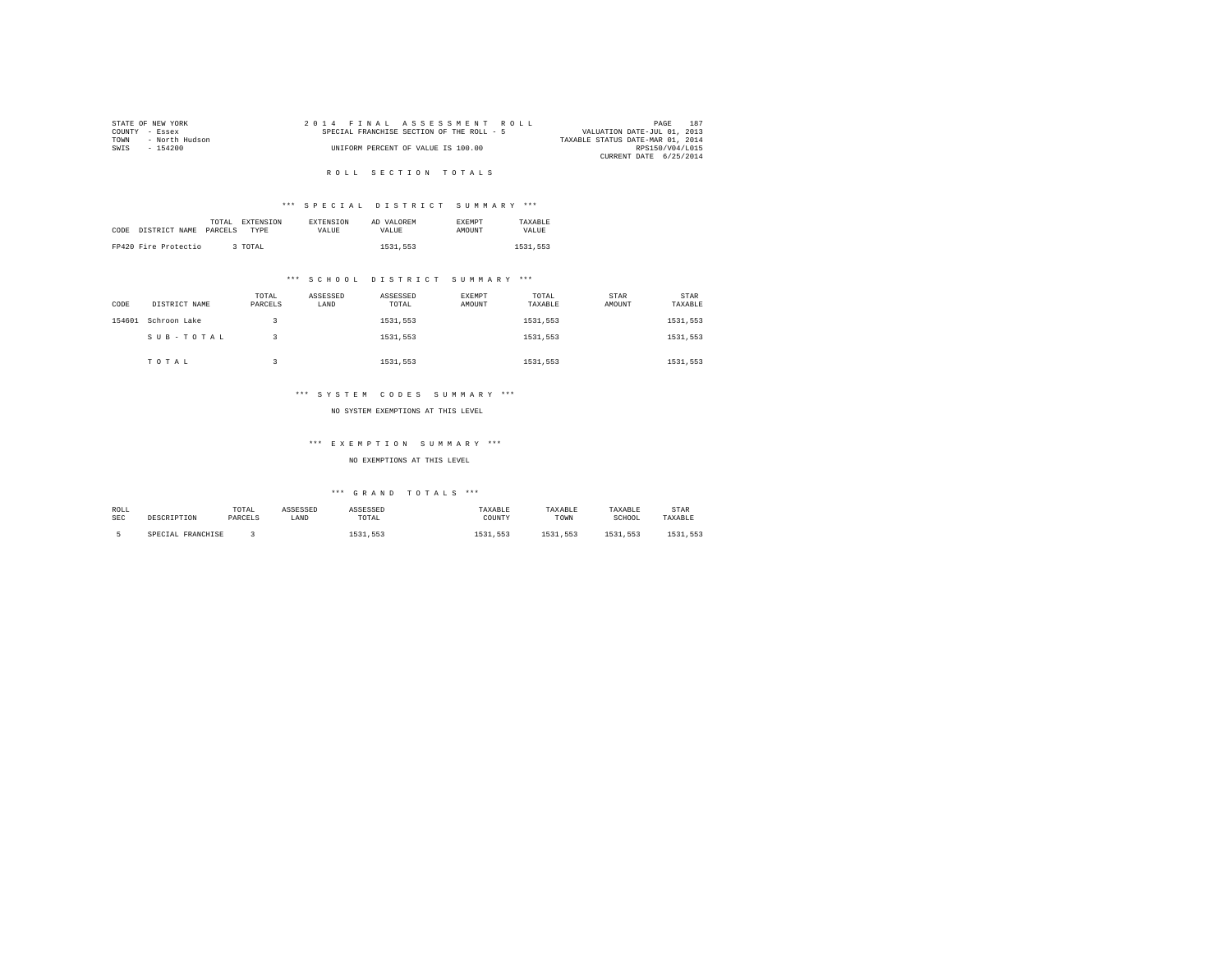STATE OF NEW YORK
COUNTY - Essex
TOWN - North Hudson
SWIS - 154200

2 0 1 4 F I N A L A S S E S S M E N T R O L L
SPECIAL FRANCHISE SECTION OF THE ROLL - 5
UNIFORM PERCENT OF VALUE IS 100.00

VALUATION DATE-JUL 01, 2013
TAXABLE STATUS DATE-MAR 01, 2014
RPS150/V04/L015
CURRENT DATE 6/25/2014

## R O L L S E C T I O N T O T A L S

### *** S P E C I A L D I S T R I C T S U M M A R Y ***

| CODE | DISTRICT NAME | TOTAL PARCELS | EXTENSION TYPE | EXTENSION VALUE | AD VALOREM VALUE | EXEMPT AMOUNT | TAXABLE VALUE |
|---|---|---|---|---|---|---|---|
| FP420 | Fire Protectio | 3 | TOTAL | | 1531,553 | | 1531,553 |

### *** S C H O O L D I S T R I C T S U M M A R Y ***

| CODE | DISTRICT NAME | TOTAL PARCELS | ASSESSED LAND | ASSESSED TOTAL | EXEMPT AMOUNT | TOTAL TAXABLE | STAR AMOUNT | STAR TAXABLE |
|---|---|---|---|---|---|---|---|---|
| 154601 | Schroon Lake | 3 | | 1531,553 | | 1531,553 | | 1531,553 |
| | S U B - T O T A L | 3 | | 1531,553 | | 1531,553 | | 1531,553 |
| | T O T A L | 3 | | 1531,553 | | 1531,553 | | 1531,553 |

### *** S Y S T E M C O D E S S U M M A R Y ***

NO SYSTEM EXEMPTIONS AT THIS LEVEL

### *** E X E M P T I O N S U M M A R Y ***

NO EXEMPTIONS AT THIS LEVEL

### *** G R A N D T O T A L S ***

| ROLL SEC | DESCRIPTION | TOTAL PARCELS | ASSESSED LAND | ASSESSED TOTAL | TAXABLE COUNTY | TAXABLE TOWN | TAXABLE SCHOOL | STAR TAXABLE |
|---|---|---|---|---|---|---|---|---|
| 5 | SPECIAL FRANCHISE | 3 | | 1531,553 | 1531,553 | 1531,553 | 1531,553 | 1531,553 |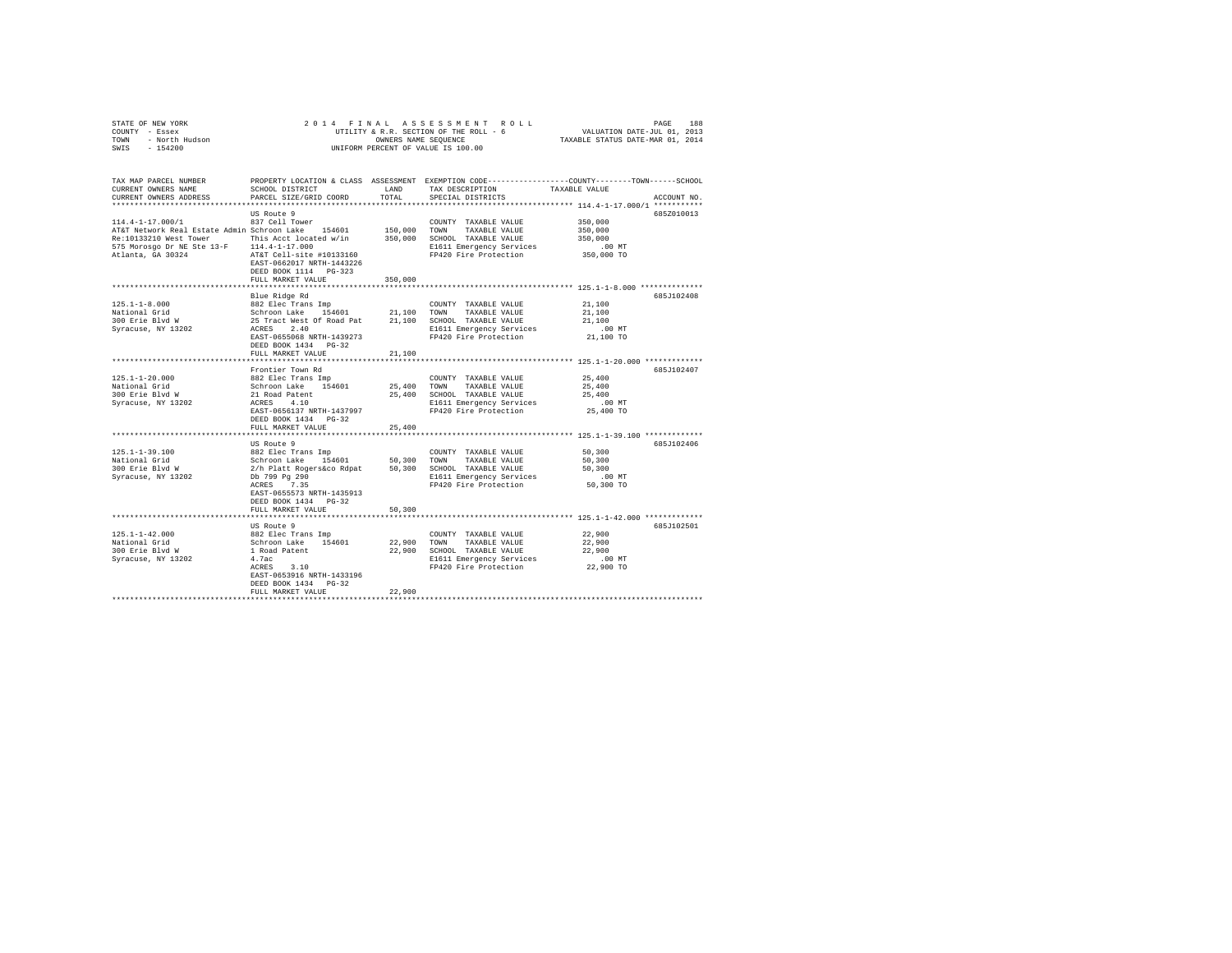STATE OF NEW YORK
COUNTY - Essex
TOWN - North Hudson
SWIS - 154200

2014 FINAL ASSESSMENT ROLL
UTILITY & R.R. SECTION OF THE ROLL - 6
OWNERS NAME SEQUENCE
UNIFORM PERCENT OF VALUE IS 100.00

VALUATION DATE-JUL 01, 2013
TAXABLE STATUS DATE-MAR 01, 2014

| TAX MAP PARCEL NUMBER / CURRENT OWNERS NAME / CURRENT OWNERS ADDRESS | PROPERTY LOCATION & CLASS / SCHOOL DISTRICT / PARCEL SIZE/GRID COORD | ASSESSMENT LAND | TOTAL | EXEMPTION CODE / TAX DESCRIPTION / SPECIAL DISTRICTS | TAXABLE VALUE (COUNTY--TOWN--SCHOOL) | ACCOUNT NO. |
|---|---|---|---|---|---|---|
| 114.4-1-17.000/1 | US Route 9 | | | | | 685Z010013 |
| | 837 Cell Tower | | | COUNTY TAXABLE VALUE | 350,000 | |
| AT&T Network Real Estate Admin | Schroon Lake 154601 | 150,000 | | TOWN TAXABLE VALUE | 350,000 | |
| Re:10133210 West Tower | This Acct located w/in | | 350,000 | SCHOOL TAXABLE VALUE | 350,000 | |
| 575 Morosgo Dr NE Ste 13-F | 114.4-1-17.000 | | | E1611 Emergency Services | .00 MT | |
| Atlanta, GA 30324 | AT&T Cell-site #10133160 | | | FP420 Fire Protection | 350,000 TO | |
| | EAST-0662017 NRTH-1443226 | | | | | |
| | DEED BOOK 1114 PG-323 | | | | | |
| | FULL MARKET VALUE | | 350,000 | | | |
| 125.1-1-8.000 | Blue Ridge Rd | | | | | 685J102408 |
| | 882 Elec Trans Imp | | | COUNTY TAXABLE VALUE | 21,100 | |
| National Grid | Schroon Lake 154601 | 21,100 | | TOWN TAXABLE VALUE | 21,100 | |
| 300 Erie Blvd W | 25 Tract West Of Road Pat | | 21,100 | SCHOOL TAXABLE VALUE | 21,100 | |
| Syracuse, NY 13202 | ACRES 2.40 | | | E1611 Emergency Services | .00 MT | |
| | EAST-0655068 NRTH-1439273 | | | FP420 Fire Protection | 21,100 TO | |
| | DEED BOOK 1434 PG-32 | | | | | |
| | FULL MARKET VALUE | | 21,100 | | | |
| 125.1-1-20.000 | Frontier Town Rd | | | | | 685J102407 |
| | 882 Elec Trans Imp | | | COUNTY TAXABLE VALUE | 25,400 | |
| National Grid | Schroon Lake 154601 | 25,400 | | TOWN TAXABLE VALUE | 25,400 | |
| 300 Erie Blvd W | 21 Road Patent | | 25,400 | SCHOOL TAXABLE VALUE | 25,400 | |
| Syracuse, NY 13202 | ACRES 4.10 | | | E1611 Emergency Services | .00 MT | |
| | EAST-0656137 NRTH-1437997 | | | FP420 Fire Protection | 25,400 TO | |
| | DEED BOOK 1434 PG-32 | | | | | |
| | FULL MARKET VALUE | | 25,400 | | | |
| 125.1-1-39.100 | US Route 9 | | | | | 685J102406 |
| | 882 Elec Trans Imp | | | COUNTY TAXABLE VALUE | 50,300 | |
| National Grid | Schroon Lake 154601 | 50,300 | | TOWN TAXABLE VALUE | 50,300 | |
| 300 Erie Blvd W | 2/h Platt Rogers&co Rdpat | | 50,300 | SCHOOL TAXABLE VALUE | 50,300 | |
| Syracuse, NY 13202 | Db 799 Pg 290 | | | E1611 Emergency Services | .00 MT | |
| | ACRES 7.35 | | | FP420 Fire Protection | 50,300 TO | |
| | EAST-0655573 NRTH-1435913 | | | | | |
| | DEED BOOK 1434 PG-32 | | | | | |
| | FULL MARKET VALUE | | 50,300 | | | |
| 125.1-1-42.000 | US Route 9 | | | | | 685J102501 |
| | 882 Elec Trans Imp | | | COUNTY TAXABLE VALUE | 22,900 | |
| National Grid | Schroon Lake 154601 | 22,900 | | TOWN TAXABLE VALUE | 22,900 | |
| 300 Erie Blvd W | 1 Road Patent | | 22,900 | SCHOOL TAXABLE VALUE | 22,900 | |
| Syracuse, NY 13202 | 4.7ac | | | E1611 Emergency Services | .00 MT | |
| | ACRES 3.10 | | | FP420 Fire Protection | 22,900 TO | |
| | EAST-0653916 NRTH-1433196 | | | | | |
| | DEED BOOK 1434 PG-32 | | | | | |
| | FULL MARKET VALUE | | 22,900 | | | |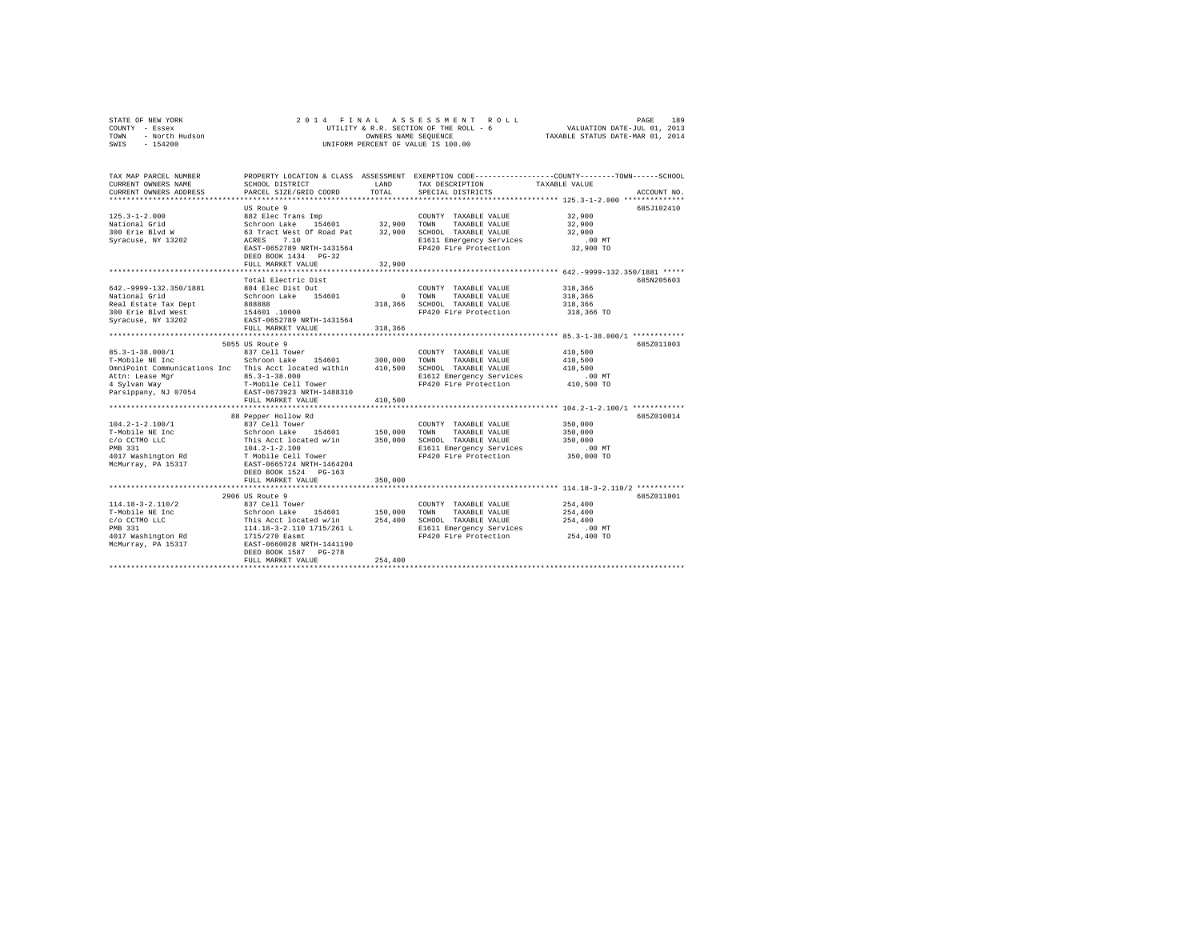STATE OF NEW YORK
COUNTY - Essex
TOWN - North Hudson
SWIS - 154200

2014 FINAL ASSESSMENT ROLL
UTILITY & R.R. SECTION OF THE ROLL - 6
OWNERS NAME SEQUENCE
UNIFORM PERCENT OF VALUE IS 100.00

VALUATION DATE-JUL 01, 2013
TAXABLE STATUS DATE-MAR 01, 2014

| TAX MAP PARCEL NUMBER / CURRENT OWNERS NAME / CURRENT OWNERS ADDRESS | PROPERTY LOCATION & CLASS / SCHOOL DISTRICT / PARCEL SIZE/GRID COORD | ASSESSMENT LAND / TOTAL | EXEMPTION CODE / TAX DESCRIPTION / SPECIAL DISTRICTS | COUNTY--------TOWN------SCHOOL TAXABLE VALUE | ACCOUNT NO. |
|---|---|---|---|---|---|
| **125.3-1-2.000** | US Route 9 | | | | 685J102410 |
| 125.3-1-2.000 | 882 Elec Trans Imp | | COUNTY TAXABLE VALUE | 32,900 | |
| National Grid | Schroon Lake 154601 | 32,900 | TOWN TAXABLE VALUE | 32,900 | |
| 300 Erie Blvd W | 63 Tract West Of Road Pat | 32,900 | SCHOOL TAXABLE VALUE | 32,900 | |
| Syracuse, NY 13202 | ACRES 7.10 | | E1611 Emergency Services | .00 MT | |
| | EAST-0652789 NRTH-1431564 | | FP420 Fire Protection | 32,900 TO | |
| | DEED BOOK 1434 PG-32 | | | | |
| | FULL MARKET VALUE | 32,900 | | | |
| **642.-9999-132.350/1881** | Total Electric Dist | | | | 685N205603 |
| 642.-9999-132.350/1881 | 884 Elec Dist Out | | COUNTY TAXABLE VALUE | 318,366 | |
| National Grid | Schroon Lake 154601 | 0 | TOWN TAXABLE VALUE | 318,366 | |
| Real Estate Tax Dept | 888888 | 318,366 | SCHOOL TAXABLE VALUE | 318,366 | |
| 300 Erie Blvd West | 154601 .10000 | | FP420 Fire Protection | 318,366 TO | |
| Syracuse, NY 13202 | EAST-0652789 NRTH-1431564 | | | | |
| | FULL MARKET VALUE | 318,366 | | | |
| **85.3-1-38.000/1** | 5055 US Route 9 | | | | 685Z011003 |
| 85.3-1-38.000/1 | 837 Cell Tower | | COUNTY TAXABLE VALUE | 410,500 | |
| T-Mobile NE Inc | Schroon Lake 154601 | 300,000 | TOWN TAXABLE VALUE | 410,500 | |
| OmniPoint Communications Inc | This Acct located within | 410,500 | SCHOOL TAXABLE VALUE | 410,500 | |
| Attn: Lease Mgr | 85.3-1-38.000 | | E1612 Emergency Services | .00 MT | |
| 4 Sylvan Way | T-Mobile Cell Tower | | FP420 Fire Protection | 410,500 TO | |
| Parsippany, NJ 07054 | EAST-0673923 NRTH-1488310 | | | | |
| | FULL MARKET VALUE | 410,500 | | | |
| **104.2-1-2.100/1** | 88 Pepper Hollow Rd | | | | 685Z010014 |
| 104.2-1-2.100/1 | 837 Cell Tower | | COUNTY TAXABLE VALUE | 350,000 | |
| T-Mobile NE Inc | Schroon Lake 154601 | 150,000 | TOWN TAXABLE VALUE | 350,000 | |
| c/o CCTMO LLC | This Acct located w/in | 350,000 | SCHOOL TAXABLE VALUE | 350,000 | |
| PMB 331 | 104.2-1-2.100 | | E1611 Emergency Services | .00 MT | |
| 4017 Washington Rd | T Mobile Cell Tower | | FP420 Fire Protection | 350,000 TO | |
| McMurray, PA 15317 | EAST-0665724 NRTH-1464204 | | | | |
| | DEED BOOK 1524 PG-163 | | | | |
| | FULL MARKET VALUE | 350,000 | | | |
| **114.18-3-2.110/2** | 2906 US Route 9 | | | | 685Z011001 |
| 114.18-3-2.110/2 | 837 Cell Tower | | COUNTY TAXABLE VALUE | 254,400 | |
| T-Mobile NE Inc | Schroon Lake 154601 | 150,000 | TOWN TAXABLE VALUE | 254,400 | |
| c/o CCTMO LLC | This Acct located w/in | 254,400 | SCHOOL TAXABLE VALUE | 254,400 | |
| PMB 331 | 114.18-3-2.110 1715/261 L | | E1611 Emergency Services | .00 MT | |
| 4017 Washington Rd | 1715/270 Easmt | | FP420 Fire Protection | 254,400 TO | |
| McMurray, PA 15317 | EAST-0660028 NRTH-1441190 | | | | |
| | DEED BOOK 1587 PG-278 | | | | |
| | FULL MARKET VALUE | 254,400 | | | |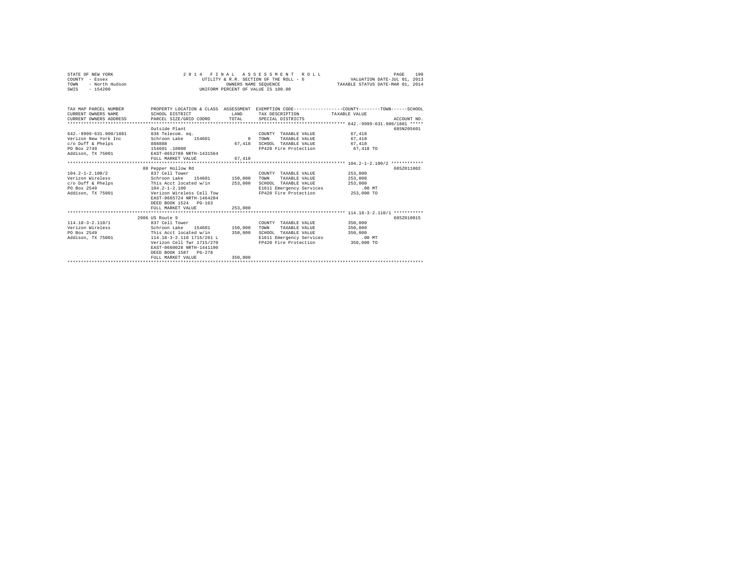STATE OF NEW YORK
COUNTY - Essex
TOWN - North Hudson
SWIS - 154200

2014 FINAL ASSESSMENT ROLL
UTILITY & R.R. SECTION OF THE ROLL - 6
OWNERS NAME SEQUENCE
UNIFORM PERCENT OF VALUE IS 100.00

VALUATION DATE-JUL 01, 2013
TAXABLE STATUS DATE-MAR 01, 2014

| TAX MAP PARCEL NUMBER / CURRENT OWNERS NAME / CURRENT OWNERS ADDRESS | PROPERTY LOCATION & CLASS / SCHOOL DISTRICT / PARCEL SIZE/GRID COORD | ASSESSMENT LAND / TOTAL | EXEMPTION CODE / TAX DESCRIPTION / SPECIAL DISTRICTS | TAXABLE VALUE (COUNTY / TOWN / SCHOOL) | ACCOUNT NO. |
|---|---|---|---|---|---|
| **642.-9999-631.900/1881** | Outside Plant | | | | 685N205601 |
| 642.-9999-631.900/1881 | 836 Telecom. eq. | | COUNTY TAXABLE VALUE | 67,418 | |
| Verizon New York Inc | Schroon Lake 154601 | 0 | TOWN TAXABLE VALUE | 67,418 | |
| c/o Duff & Phelps | 888888 | 67,418 | SCHOOL TAXABLE VALUE | 67,418 | |
| PO Box 2749 | 154601 .10000 | | FP420 Fire Protection | 67,418 TO | |
| Addison, TX 75001 | EAST-0652789 NRTH-1431564 | | | | |
| | FULL MARKET VALUE | 67,418 | | | |
| **104.2-1-2.100/2** | 88 Pepper Hollow Rd | | | | 685Z011002 |
| 104.2-1-2.100/2 | 837 Cell Tower | | COUNTY TAXABLE VALUE | 253,000 | |
| Verizon Wireless | Schroon Lake 154601 | 150,000 | TOWN TAXABLE VALUE | 253,000 | |
| c/o Duff & Phelps | This Acct located w/in | 253,000 | SCHOOL TAXABLE VALUE | 253,000 | |
| PO Box 2549 | 104.2-1-2.100 | | E1611 Emergency Services | .00 MT | |
| Addison, TX 75001 | Verizon Wireless Cell Tow | | FP420 Fire Protection | 253,000 TO | |
| | EAST-0665724 NRTH-1464204 | | | | |
| | DEED BOOK 1524 PG-163 | | | | |
| | FULL MARKET VALUE | 253,000 | | | |
| **114.18-3-2.110/1** | 2906 US Route 9 | | | | 685Z010015 |
| 114.18-3-2.110/1 | 837 Cell Tower | | COUNTY TAXABLE VALUE | 350,000 | |
| Verizon Wireless | Schroon Lake 154601 | 150,000 | TOWN TAXABLE VALUE | 350,000 | |
| PO Box 2549 | This Acct located w/in | 350,000 | SCHOOL TAXABLE VALUE | 350,000 | |
| Addison, TX 75001 | 114.18-3-2.110 1715/261 L | | E1611 Emergency Services | .00 MT | |
| | Verizon Cell Twr 1715/270 | | FP420 Fire Protection | 350,000 TO | |
| | EAST-0660028 NRTH-1441190 | | | | |
| | DEED BOOK 1587 PG-278 | | | | |
| | FULL MARKET VALUE | 350,000 | | | |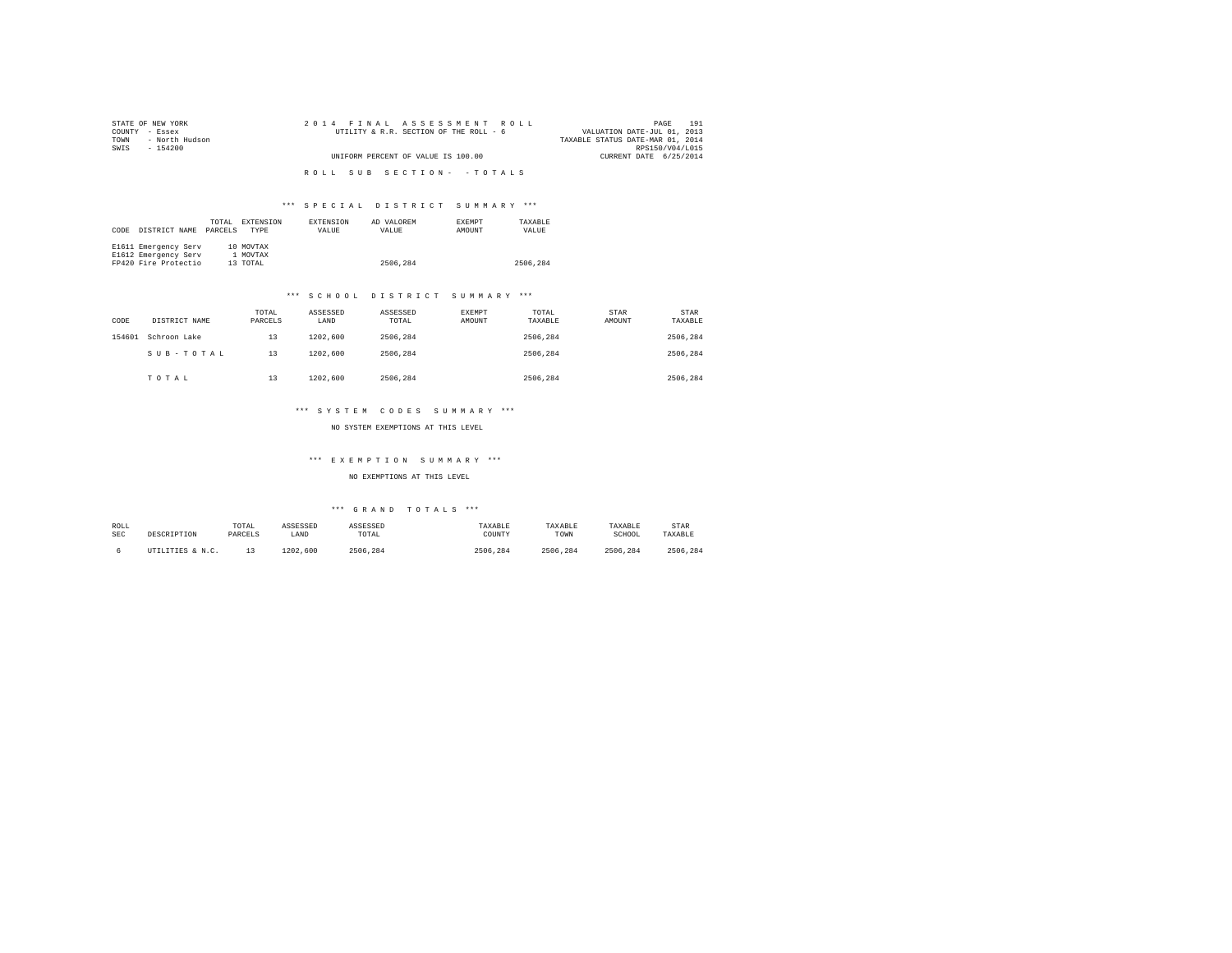STATE OF NEW YORK
COUNTY - Essex
TOWN - North Hudson
SWIS - 154200

2014 FINAL ASSESSMENT ROLL
UTILITY & R.R. SECTION OF THE ROLL - 6
UNIFORM PERCENT OF VALUE IS 100.00

VALUATION DATE-JUL 01, 2013
TAXABLE STATUS DATE-MAR 01, 2014
RPS150/V04/L015
CURRENT DATE 6/25/2014

ROLL SUB SECTION- - TOTALS

*** SPECIAL DISTRICT SUMMARY ***

| CODE | DISTRICT NAME | TOTAL PARCELS | EXTENSION TYPE | EXTENSION VALUE | AD VALOREM VALUE | EXEMPT AMOUNT | TAXABLE VALUE |
|---|---|---|---|---|---|---|---|
| E1611 | Emergency Serv | 10 | MOVTAX | | | | |
| E1612 | Emergency Serv | 1 | MOVTAX | | | | |
| FP420 | Fire Protectio | 13 | TOTAL | | 2506,284 | | 2506,284 |

*** SCHOOL DISTRICT SUMMARY ***

| CODE | DISTRICT NAME | TOTAL PARCELS | ASSESSED LAND | ASSESSED TOTAL | EXEMPT AMOUNT | TOTAL TAXABLE | STAR AMOUNT | STAR TAXABLE |
|---|---|---|---|---|---|---|---|---|
| 154601 | Schroon Lake | 13 | 1202,600 | 2506,284 | | 2506,284 | | 2506,284 |
| | SUB-TOTAL | 13 | 1202,600 | 2506,284 | | 2506,284 | | 2506,284 |
| | TOTAL | 13 | 1202,600 | 2506,284 | | 2506,284 | | 2506,284 |

*** SYSTEM CODES SUMMARY ***

NO SYSTEM EXEMPTIONS AT THIS LEVEL

*** EXEMPTION SUMMARY ***

NO EXEMPTIONS AT THIS LEVEL

*** GRAND TOTALS ***

| ROLL SEC | DESCRIPTION | TOTAL PARCELS | ASSESSED LAND | ASSESSED TOTAL | TAXABLE COUNTY | TAXABLE TOWN | TAXABLE SCHOOL | STAR TAXABLE |
|---|---|---|---|---|---|---|---|---|
| 6 | UTILITIES & N.C. | 13 | 1202,600 | 2506,284 | 2506,284 | 2506,284 | 2506,284 | 2506,284 |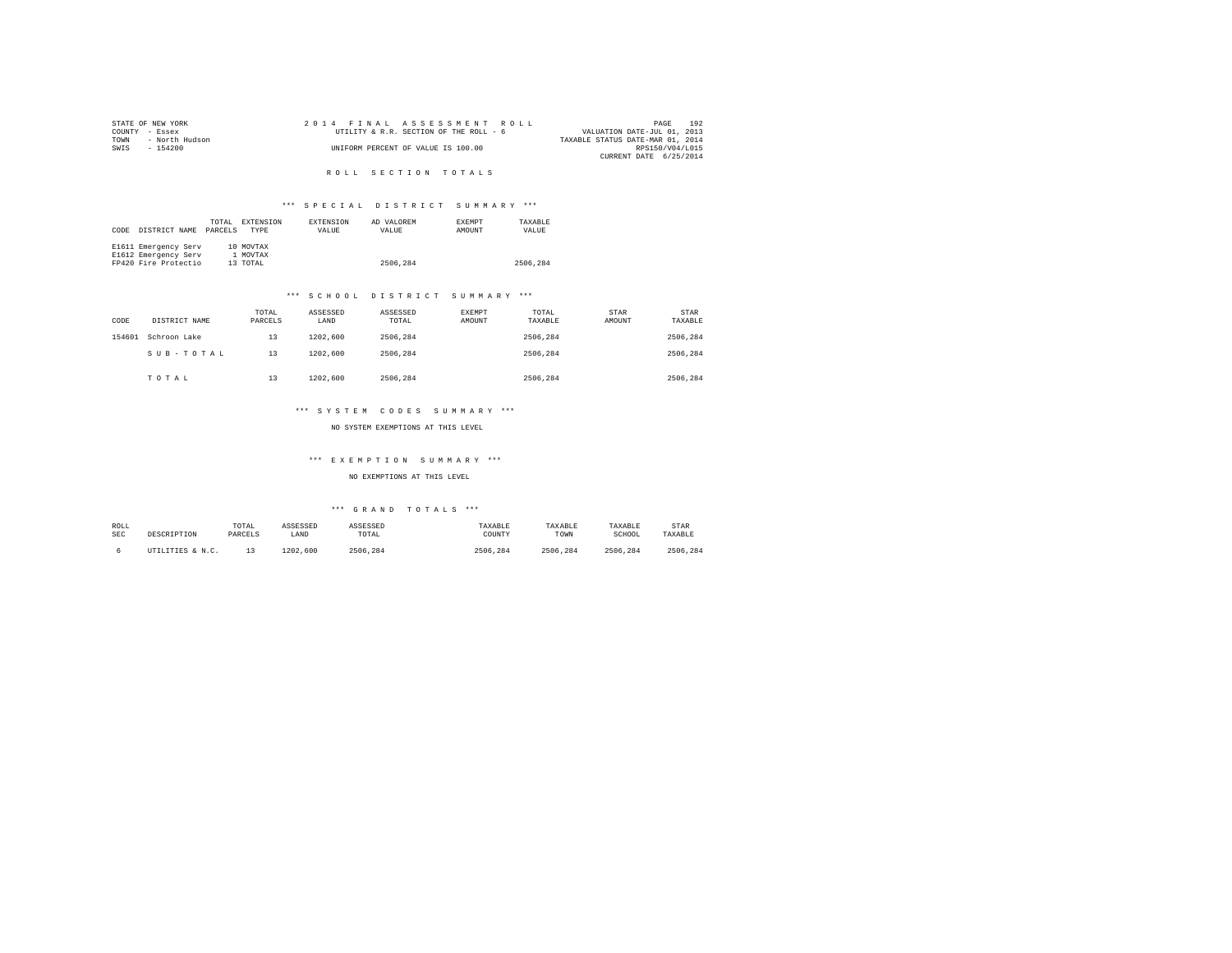STATE OF NEW YORK
COUNTY - Essex
TOWN - North Hudson
SWIS - 154200

2014 FINAL ASSESSMENT ROLL
UTILITY & R.R. SECTION OF THE ROLL - 6
UNIFORM PERCENT OF VALUE IS 100.00

VALUATION DATE-JUL 01, 2013
TAXABLE STATUS DATE-MAR 01, 2014
RPS150/V04/L015
CURRENT DATE 6/25/2014

## ROLL SECTION TOTALS

### *** SPECIAL DISTRICT SUMMARY ***

| CODE | DISTRICT NAME | TOTAL PARCELS | EXTENSION TYPE | EXTENSION VALUE | AD VALOREM VALUE | EXEMPT AMOUNT | TAXABLE VALUE |
|---|---|---|---|---|---|---|---|
| E1611 | Emergency Serv | 10 | MOVTAX | | | | |
| E1612 | Emergency Serv | 1 | MOVTAX | | | | |
| FP420 | Fire Protectio | 13 | TOTAL | | 2506,284 | | 2506,284 |

### *** SCHOOL DISTRICT SUMMARY ***

| CODE | DISTRICT NAME | TOTAL PARCELS | ASSESSED LAND | ASSESSED TOTAL | EXEMPT AMOUNT | TOTAL TAXABLE | STAR AMOUNT | STAR TAXABLE |
|---|---|---|---|---|---|---|---|---|
| 154601 | Schroon Lake | 13 | 1202,600 | 2506,284 | | 2506,284 | | 2506,284 |
| | S U B - T O T A L | 13 | 1202,600 | 2506,284 | | 2506,284 | | 2506,284 |
| | T O T A L | 13 | 1202,600 | 2506,284 | | 2506,284 | | 2506,284 |

### *** SYSTEM CODES SUMMARY ***

NO SYSTEM EXEMPTIONS AT THIS LEVEL

### *** EXEMPTION SUMMARY ***

NO EXEMPTIONS AT THIS LEVEL

### *** GRAND TOTALS ***

| ROLL SEC | DESCRIPTION | TOTAL PARCELS | ASSESSED LAND | ASSESSED TOTAL | TAXABLE COUNTY | TAXABLE TOWN | TAXABLE SCHOOL | STAR TAXABLE |
|---|---|---|---|---|---|---|---|---|
| 6 | UTILITIES & N.C. | 13 | 1202,600 | 2506,284 | 2506,284 | 2506,284 | 2506,284 | 2506,284 |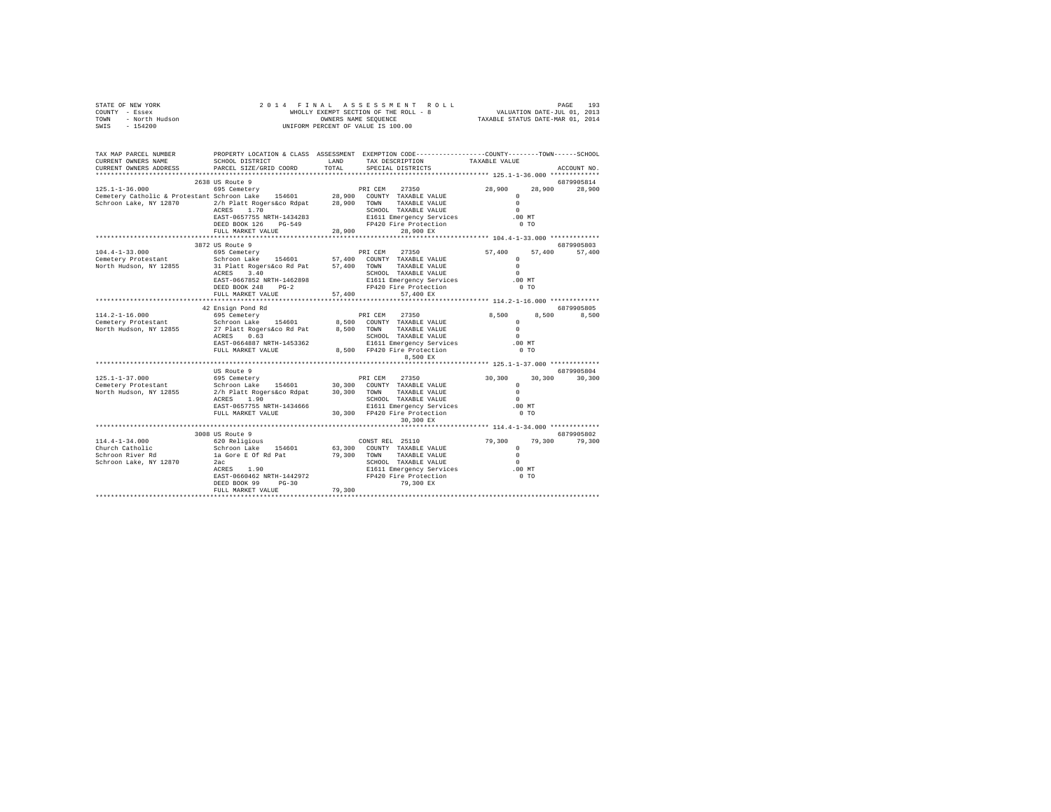STATE OF NEW YORK | 2014 FINAL ASSESSMENT ROLL | PAGE 193
COUNTY - Essex | WHOLLY EXEMPT SECTION OF THE ROLL - 8 | VALUATION DATE-JUL 01, 2013
TOWN - North Hudson | OWNERS NAME SEQUENCE | TAXABLE STATUS DATE-MAR 01, 2014
SWIS - 154200 | UNIFORM PERCENT OF VALUE IS 100.00

```
TAX MAP PARCEL NUMBER          PROPERTY LOCATION & CLASS  ASSESSMENT  EXEMPTION CODE-----------------COUNTY--------TOWN------SCHOOL
CURRENT OWNERS NAME            SCHOOL DISTRICT              LAND      TAX DESCRIPTION            TAXABLE VALUE
CURRENT OWNERS ADDRESS         PARCEL SIZE/GRID COORD       TOTAL     SPECIAL DISTRICTS                                  ACCOUNT NO.
************************************************************************************************ 125.1-1-36.000 ************
                          2638 US Route 9                                                                            6879905814
125.1-1-36.000                 695 Cemetery                         PRI CEM    27350             28,900     28,900     28,900
Cemetery Catholic & Protestant Schroon Lake    154601     28,900   COUNTY  TAXABLE VALUE              0
Schroon Lake, NY 12870         2/h Platt Rogers&co Rdpat  28,900   TOWN    TAXABLE VALUE              0
                               ACRES    1.70                        SCHOOL  TAXABLE VALUE              0
                               EAST-0657755 NRTH-1434283            E1611 Emergency Services         .00 MT
                               DEED BOOK 126    PG-549              FP420 Fire Protection              0 TO
                               FULL MARKET VALUE          28,900          28,900 EX
************************************************************************************************ 104.4-1-33.000 ************
                          3872 US Route 9                                                                            6879905803
104.4-1-33.000                 695 Cemetery                         PRI CEM    27350             57,400     57,400     57,400
Cemetery Protestant            Schroon Lake    154601     57,400   COUNTY  TAXABLE VALUE              0
North Hudson, NY 12855         31 Platt Rogers&co Rd Pat  57,400   TOWN    TAXABLE VALUE              0
                               ACRES    3.40                        SCHOOL  TAXABLE VALUE              0
                               EAST-0667852 NRTH-1462898            E1611 Emergency Services         .00 MT
                               DEED BOOK 248    PG-2                FP420 Fire Protection              0 TO
                               FULL MARKET VALUE          57,400          57,400 EX
************************************************************************************************ 114.2-1-16.000 ************
                          42 Ensign Pond Rd                                                                          6879905805
114.2-1-16.000                 695 Cemetery                         PRI CEM    27350              8,500      8,500      8,500
Cemetery Protestant            Schroon Lake    154601      8,500   COUNTY  TAXABLE VALUE              0
North Hudson, NY 12855         27 Platt Rogers&co Rd Pat   8,500   TOWN    TAXABLE VALUE              0
                               ACRES    0.63                        SCHOOL  TAXABLE VALUE              0
                               EAST-0664887 NRTH-1453362            E1611 Emergency Services         .00 MT
                               FULL MARKET VALUE           8,500   FP420 Fire Protection              0 TO
                                                                          8,500 EX
************************************************************************************************ 125.1-1-37.000 ************
                          US Route 9                                                                                 6879905804
125.1-1-37.000                 695 Cemetery                         PRI CEM    27350             30,300     30,300     30,300
Cemetery Protestant            Schroon Lake    154601     30,300   COUNTY  TAXABLE VALUE              0
North Hudson, NY 12855         2/h Platt Rogers&co Rdpat  30,300   TOWN    TAXABLE VALUE              0
                               ACRES    1.90                        SCHOOL  TAXABLE VALUE              0
                               EAST-0657755 NRTH-1434666            E1611 Emergency Services         .00 MT
                               FULL MARKET VALUE          30,300   FP420 Fire Protection              0 TO
                                                                          30,300 EX
************************************************************************************************ 114.4-1-34.000 ************
                          3008 US Route 9                                                                            6879905802
114.4-1-34.000                 620 Religious                        CONST REL  25110             79,300     79,300     79,300
Church Catholic                Schroon Lake    154601     63,300   COUNTY  TAXABLE VALUE              0
Schroon River Rd               1a Gore E Of Rd Pat        79,300   TOWN    TAXABLE VALUE              0
Schroon Lake, NY 12870         2ac                                  SCHOOL  TAXABLE VALUE              0
                               ACRES    1.90                        E1611 Emergency Services         .00 MT
                               EAST-0660462 NRTH-1442972            FP420 Fire Protection              0 TO
                               DEED BOOK 99     PG-30                     79,300 EX
                               FULL MARKET VALUE          79,300
****************************************************************************************************************************
```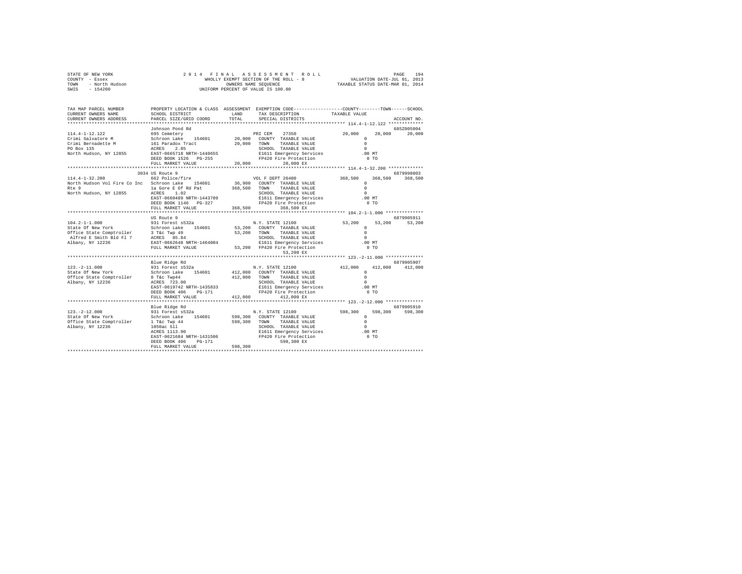```
STATE OF NEW YORK                2 0 1 4   F I N A L   A S S E S S M E N T   R O L L                    PAGE  194
COUNTY  - Essex                        WHOLLY EXEMPT SECTION OF THE ROLL - 8              VALUATION DATE-JUL 01, 2013
TOWN    - North Hudson                        OWNERS NAME SEQUENCE                       TAXABLE STATUS DATE-MAR 01, 2014
SWIS    - 154200                         UNIFORM PERCENT OF VALUE IS 100.00


TAX MAP PARCEL NUMBER          PROPERTY LOCATION & CLASS  ASSESSMENT  EXEMPTION CODE-----------------COUNTY--------TOWN------SCHOOL
CURRENT OWNERS NAME            SCHOOL DISTRICT              LAND      TAX DESCRIPTION            TAXABLE VALUE
CURRENT OWNERS ADDRESS         PARCEL SIZE/GRID COORD       TOTAL     SPECIAL DISTRICTS                                  ACCOUNT NO.
******************************************************************************************** 114.4-1-12.122 *************
                               Johnson Pond Rd                                                                        685Z005004
114.4-1-12.122                 695 Cemetery                            PRI CEM    27350               20,000     20,000     20,000
Crimi Salvatore M              Schroon Lake    154601      20,000   COUNTY  TAXABLE VALUE              0
Crimi Bernadette M             161 Paradox Tract            20,000   TOWN    TAXABLE VALUE              0
PO Box 135                     ACRES    2.85                          SCHOOL  TAXABLE VALUE              0
North Hudson, NY 12855         EAST-0665718 NRTH-1440655             E1611 Emergency Services          .00 MT
                               DEED BOOK 1526   PG-255               FP420 Fire Protection               0 TO
                               FULL MARKET VALUE            20,000        20,000 EX
******************************************************************************************** 114.4-1-32.200 *************
                          3034 US Route 9                                                                             6879998003
114.4-1-32.200                 662 Police/fire                         VOL F DEPT 26400              368,500    368,500    368,500
North Hudson Vol Fire Co Inc   Schroon Lake    154601      36,900   COUNTY  TAXABLE VALUE              0
Rte 9                          1a Gore E Of Rd Pat         368,500   TOWN    TAXABLE VALUE              0
North Hudson, NY 12855         ACRES    1.02                          SCHOOL  TAXABLE VALUE              0
                               EAST-0660489 NRTH-1443709             E1611 Emergency Services          .00 MT
                               DEED BOOK 1146   PG-327               FP420 Fire Protection               0 TO
                               FULL MARKET VALUE           368,500       368,500 EX
******************************************************************************************** 104.2-1-1.000 **************
                               US Route 9                                                                             6879905911
104.2-1-1.000                  931 Forest s532a                        N.Y. STATE 12100               53,200     53,200     53,200
State Of New York              Schroon Lake    154601      53,200   COUNTY  TAXABLE VALUE              0
Office State Comptroller       3 T&c Twp 49                53,200   TOWN    TAXABLE VALUE              0
 Alfred E Smith Bld Fl 7       ACRES   85.84                          SCHOOL  TAXABLE VALUE              0
Albany, NY 12236               EAST-0662648 NRTH-1464004             E1611 Emergency Services          .00 MT
                               FULL MARKET VALUE            53,200   FP420 Fire Protection               0 TO
                                                                          53,200 EX
******************************************************************************************** 123.-2-11.000 **************
                               Blue Ridge Rd                                                                          6879905907
123.-2-11.000                  931 Forest s532a                        N.Y. STATE 12100              412,000    412,000    412,000
State Of New York              Schroon Lake    154601     412,000   COUNTY  TAXABLE VALUE              0
Office State Comptroller       8 T&c Twp44                412,000   TOWN    TAXABLE VALUE              0
Albany, NY 12236               ACRES  723.00                          SCHOOL  TAXABLE VALUE              0
                               EAST-0619742 NRTH-1435833             E1611 Emergency Services          .00 MT
                               DEED BOOK 406    PG-171               FP420 Fire Protection               0 TO
                               FULL MARKET VALUE           412,000       412,000 EX
******************************************************************************************** 123.-2-12.000 **************
                               Blue Ridge Rd                                                                          6879905910
123.-2-12.000                  931 Forest s532a                        N.Y. STATE 12100              598,300    598,300    598,300
State Of New York              Schroon Lake    154601     598,300   COUNTY  TAXABLE VALUE              0
Office State Comptroller       1 T&c Twp 44               598,300   TOWN    TAXABLE VALUE              0
Albany, NY 12236               1050ac Sll                             SCHOOL  TAXABLE VALUE              0
                               ACRES 1113.90                          E1611 Emergency Services          .00 MT
                               EAST-0621684 NRTH-1431506             FP420 Fire Protection               0 TO
                               DEED BOOK 406    PG-171                   598,300 EX
                               FULL MARKET VALUE           598,300
****************************************************************************************************************************
```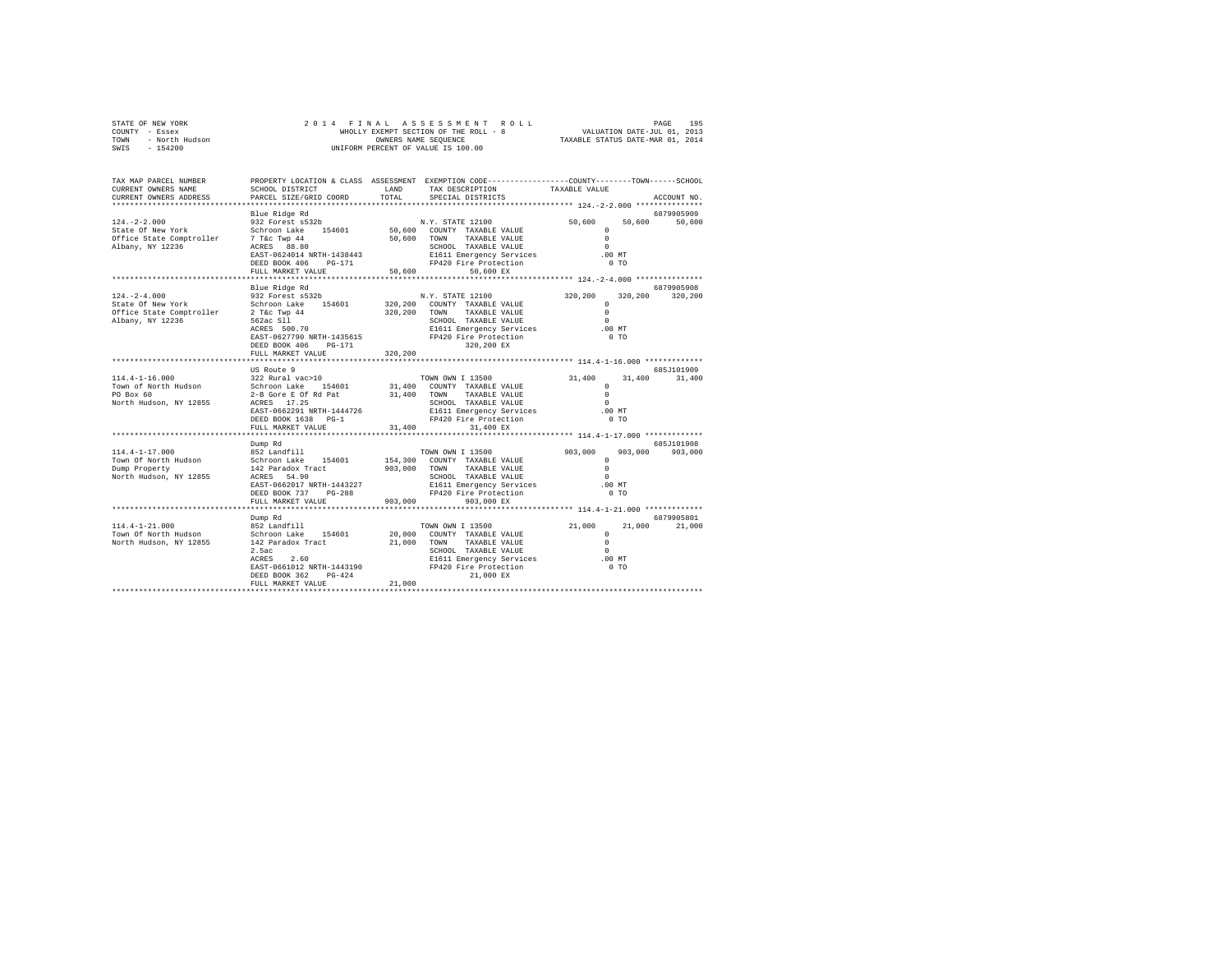STATE OF NEW YORK
COUNTY - Essex
TOWN - North Hudson
SWIS - 154200

2 0 1 4 F I N A L A S S E S S M E N T R O L L
WHOLLY EXEMPT SECTION OF THE ROLL - 8
OWNERS NAME SEQUENCE
UNIFORM PERCENT OF VALUE IS 100.00

VALUATION DATE-JUL 01, 2013
TAXABLE STATUS DATE-MAR 01, 2014

```
TAX MAP PARCEL NUMBER     PROPERTY LOCATION & CLASS  ASSESSMENT  EXEMPTION CODE-----------------COUNTY--------TOWN------SCHOOL
CURRENT OWNERS NAME       SCHOOL DISTRICT              LAND      TAX DESCRIPTION            TAXABLE VALUE
CURRENT OWNERS ADDRESS    PARCEL SIZE/GRID COORD       TOTAL     SPECIAL DISTRICTS                                   ACCOUNT NO.
******************************************************************************************* 124.-2-2.000 ***************
                          Blue Ridge Rd                                                                           6879905909
124.-2-2.000              932 Forest s532b                        N.Y. STATE 12100          50,600     50,600     50,600
State Of New York         Schroon Lake   154601       50,600   COUNTY  TAXABLE VALUE             0
Office State Comptroller  7 T&c Twp 44                50,600   TOWN    TAXABLE VALUE             0
Albany, NY 12236          ACRES   88.80                        SCHOOL  TAXABLE VALUE             0
                          EAST-0624014 NRTH-1438443            E1611 Emergency Services        .00 MT
                          DEED BOOK 406    PG-171              FP420 Fire Protection             0 TO
                          FULL MARKET VALUE          50,600            50,600 EX
******************************************************************************************* 124.-2-4.000 ***************
                          Blue Ridge Rd                                                                           6879905908
124.-2-4.000              932 Forest s532b                        N.Y. STATE 12100         320,200    320,200    320,200
State Of New York         Schroon Lake   154601      320,200   COUNTY  TAXABLE VALUE             0
Office State Comptroller  2 T&c Twp 44               320,200   TOWN    TAXABLE VALUE             0
Albany, NY 12236          562ac Sll                            SCHOOL  TAXABLE VALUE             0
                          ACRES  500.70                        E1611 Emergency Services        .00 MT
                          EAST-0627790 NRTH-1435615            FP420 Fire Protection             0 TO
                          DEED BOOK 406    PG-171                      320,200 EX
                          FULL MARKET VALUE         320,200
******************************************************************************************* 114.4-1-16.000 *************
                          US Route 9                                                                              685J101909
114.4-1-16.000            322 Rural vac>10                        TOWN OWN I 13500          31,400     31,400     31,400
Town of North Hudson      Schroon Lake   154601       31,400   COUNTY  TAXABLE VALUE             0
PO Box 60                 2-B Gore E Of Rd Pat        31,400   TOWN    TAXABLE VALUE             0
North Hudson, NY 12855    ACRES   17.25                        SCHOOL  TAXABLE VALUE             0
                          EAST-0662291 NRTH-1444726            E1611 Emergency Services        .00 MT
                          DEED BOOK 1638   PG-1                FP420 Fire Protection             0 TO
                          FULL MARKET VALUE          31,400            31,400 EX
******************************************************************************************* 114.4-1-17.000 *************
                          Dump Rd                                                                                 685J101908
114.4-1-17.000            852 Landfill                            TOWN OWN I 13500         903,000    903,000    903,000
Town Of North Hudson      Schroon Lake   154601      154,300   COUNTY  TAXABLE VALUE             0
Dump Property             142 Paradox Tract          903,000   TOWN    TAXABLE VALUE             0
North Hudson, NY 12855    ACRES   54.90                        SCHOOL  TAXABLE VALUE             0
                          EAST-0662017 NRTH-1443227            E1611 Emergency Services        .00 MT
                          DEED BOOK 737    PG-288              FP420 Fire Protection             0 TO
                          FULL MARKET VALUE         903,000            903,000 EX
******************************************************************************************* 114.4-1-21.000 *************
                          Dump Rd                                                                                 6879905801
114.4-1-21.000            852 Landfill                            TOWN OWN I 13500          21,000     21,000     21,000
Town Of North Hudson      Schroon Lake   154601       20,000   COUNTY  TAXABLE VALUE             0
North Hudson, NY 12855    142 Paradox Tract           21,000   TOWN    TAXABLE VALUE             0
                          2.5ac                                SCHOOL  TAXABLE VALUE             0
                          ACRES    2.60                        E1611 Emergency Services        .00 MT
                          EAST-0661012 NRTH-1443190            FP420 Fire Protection             0 TO
                          DEED BOOK 362    PG-424                      21,000 EX
                          FULL MARKET VALUE          21,000
************************************************************************************************************************
```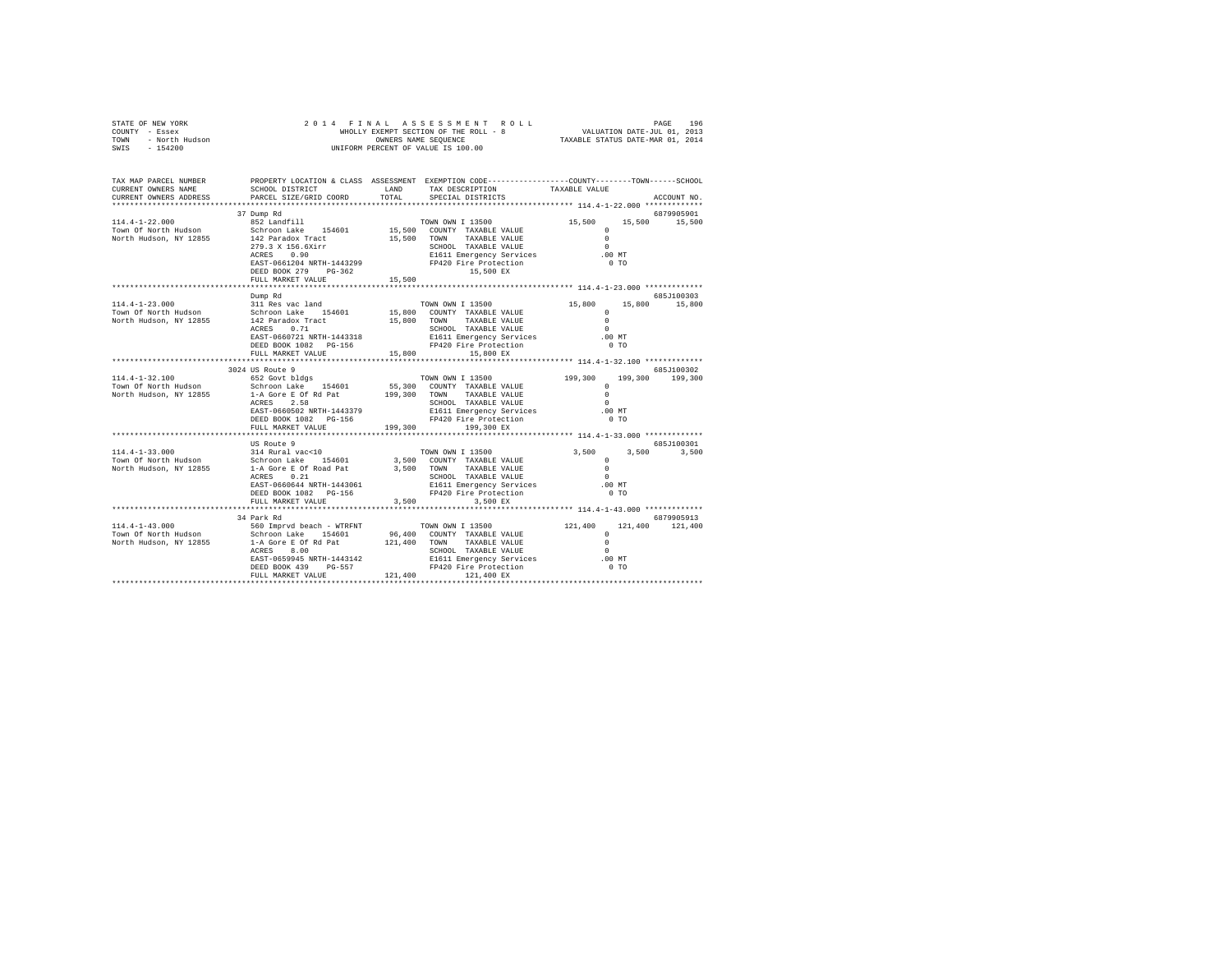STATE OF NEW YORK                    2014 FINAL ASSESSMENT ROLL
COUNTY - Essex                       WHOLLY EXEMPT SECTION OF THE ROLL - 8          VALUATION DATE-JUL 01, 2013
TOWN - North Hudson                  OWNERS NAME SEQUENCE                           TAXABLE STATUS DATE-MAR 01, 2014
SWIS - 154200                        UNIFORM PERCENT OF VALUE IS 100.00

| TAX MAP PARCEL NUMBER / CURRENT OWNERS NAME / CURRENT OWNERS ADDRESS | PROPERTY LOCATION & CLASS / SCHOOL DISTRICT / PARCEL SIZE/GRID COORD | ASSESSMENT LAND / TOTAL | EXEMPTION CODE / TAX DESCRIPTION / SPECIAL DISTRICTS | COUNTY TAXABLE VALUE | TOWN | SCHOOL / ACCOUNT NO. |
|---|---|---|---|---|---|---|
| **114.4-1-22.000** | 37 Dump Rd | | | | | 6879905901 |
| 114.4-1-22.000 | 852 Landfill | | TOWN OWN I 13500 | 15,500 | 15,500 | 15,500 |
| Town Of North Hudson | Schroon Lake 154601 | 15,500 | COUNTY TAXABLE VALUE | 0 | | |
| North Hudson, NY 12855 | 142 Paradox Tract | 15,500 | TOWN TAXABLE VALUE | 0 | | |
| | 279.3 X 156.6Xirr | | SCHOOL TAXABLE VALUE | 0 | | |
| | ACRES 0.90 | | E1611 Emergency Services | .00 MT | | |
| | EAST-0661204 NRTH-1443299 | | FP420 Fire Protection | 0 TO | | |
| | DEED BOOK 279 PG-362 | | 15,500 EX | | | |
| | FULL MARKET VALUE | 15,500 | | | | |
| **114.4-1-23.000** | Dump Rd | | | | | 685J100303 |
| 114.4-1-23.000 | 311 Res vac land | | TOWN OWN I 13500 | 15,800 | 15,800 | 15,800 |
| Town Of North Hudson | Schroon Lake 154601 | 15,800 | COUNTY TAXABLE VALUE | 0 | | |
| North Hudson, NY 12855 | 142 Paradox Tract | 15,800 | TOWN TAXABLE VALUE | 0 | | |
| | ACRES 0.71 | | SCHOOL TAXABLE VALUE | 0 | | |
| | EAST-0660721 NRTH-1443318 | | E1611 Emergency Services | .00 MT | | |
| | DEED BOOK 1082 PG-156 | | FP420 Fire Protection | 0 TO | | |
| | FULL MARKET VALUE | 15,800 | 15,800 EX | | | |
| **114.4-1-32.100** | 3024 US Route 9 | | | | | 685J100302 |
| 114.4-1-32.100 | 652 Govt bldgs | | TOWN OWN I 13500 | 199,300 | 199,300 | 199,300 |
| Town Of North Hudson | Schroon Lake 154601 | 55,300 | COUNTY TAXABLE VALUE | 0 | | |
| North Hudson, NY 12855 | 1-A Gore E Of Rd Pat | 199,300 | TOWN TAXABLE VALUE | 0 | | |
| | ACRES 2.58 | | SCHOOL TAXABLE VALUE | 0 | | |
| | EAST-0660502 NRTH-1443379 | | E1611 Emergency Services | .00 MT | | |
| | DEED BOOK 1082 PG-156 | | FP420 Fire Protection | 0 TO | | |
| | FULL MARKET VALUE | 199,300 | 199,300 EX | | | |
| **114.4-1-33.000** | US Route 9 | | | | | 685J100301 |
| 114.4-1-33.000 | 314 Rural vac<10 | | TOWN OWN I 13500 | 3,500 | 3,500 | 3,500 |
| Town Of North Hudson | Schroon Lake 154601 | 3,500 | COUNTY TAXABLE VALUE | 0 | | |
| North Hudson, NY 12855 | 1-A Gore E Of Road Pat | 3,500 | TOWN TAXABLE VALUE | 0 | | |
| | ACRES 0.21 | | SCHOOL TAXABLE VALUE | 0 | | |
| | EAST-0660644 NRTH-1443061 | | E1611 Emergency Services | .00 MT | | |
| | DEED BOOK 1082 PG-156 | | FP420 Fire Protection | 0 TO | | |
| | FULL MARKET VALUE | 3,500 | 3,500 EX | | | |
| **114.4-1-43.000** | 34 Park Rd | | | | | 6879905913 |
| 114.4-1-43.000 | 560 Imprvd beach - WTRFNT | | TOWN OWN I 13500 | 121,400 | 121,400 | 121,400 |
| Town Of North Hudson | Schroon Lake 154601 | 96,400 | COUNTY TAXABLE VALUE | 0 | | |
| North Hudson, NY 12855 | 1-A Gore E Of Rd Pat | 121,400 | TOWN TAXABLE VALUE | 0 | | |
| | ACRES 8.00 | | SCHOOL TAXABLE VALUE | 0 | | |
| | EAST-0659945 NRTH-1443142 | | E1611 Emergency Services | .00 MT | | |
| | DEED BOOK 439 PG-557 | | FP420 Fire Protection | 0 TO | | |
| | FULL MARKET VALUE | 121,400 | 121,400 EX | | | |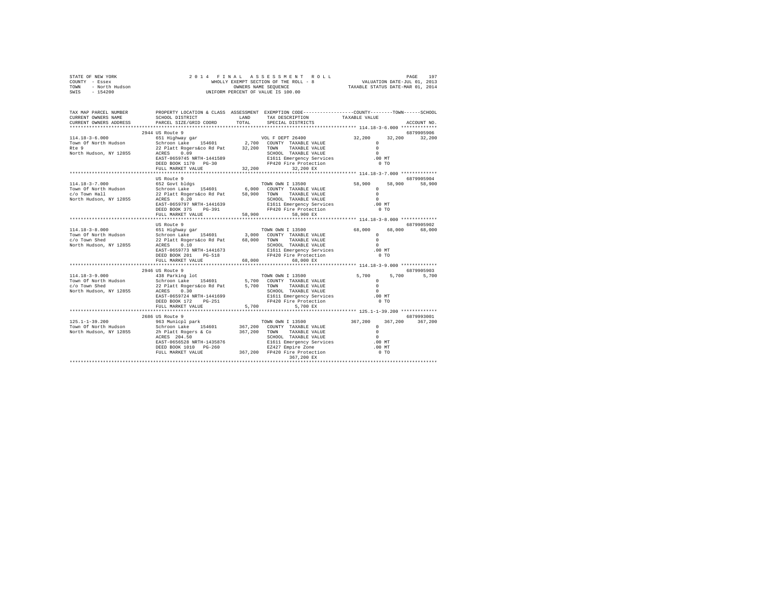STATE OF NEW YORK
COUNTY - Essex
TOWN - North Hudson
SWIS - 154200

2014 FINAL ASSESSMENT ROLL
WHOLLY EXEMPT SECTION OF THE ROLL - 8
OWNERS NAME SEQUENCE
UNIFORM PERCENT OF VALUE IS 100.00

VALUATION DATE-JUL 01, 2013
TAXABLE STATUS DATE-MAR 01, 2014

```
TAX MAP PARCEL NUMBER          PROPERTY LOCATION & CLASS  ASSESSMENT  EXEMPTION CODE-----------------COUNTY--------TOWN------SCHOOL
CURRENT OWNERS NAME            SCHOOL DISTRICT              LAND      TAX DESCRIPTION              TAXABLE VALUE
CURRENT OWNERS ADDRESS         PARCEL SIZE/GRID COORD       TOTAL     SPECIAL DISTRICTS                                  ACCOUNT NO.
******************************************************************************************************* 114.18-3-6.000 *************
                               2944 US Route 9                                                                          6879905906
114.18-3-6.000                 651 Highway gar                        VOL F DEPT 26400              32,200      32,200      32,200
Town Of North Hudson           Schroon Lake   154601        2,700    COUNTY  TAXABLE VALUE               0
Rte 9                          22 Platt Rogers&co Rd Pat    32,200    TOWN    TAXABLE VALUE               0
North Hudson, NY 12855         ACRES    0.09                          SCHOOL  TAXABLE VALUE               0
                               EAST-0659745 NRTH-1441589              E1611 Emergency Services          .00 MT
                               DEED BOOK 1170   PG-30                 FP420 Fire Protection               0 TO
                               FULL MARKET VALUE            32,200         32,200 EX
******************************************************************************************************* 114.18-3-7.000 *************
                               US Route 9                                                                               6879905904
114.18-3-7.000                 652 Govt bldgs                         TOWN OWN I 13500              58,900      58,900      58,900
Town Of North Hudson           Schroon Lake   154601        6,000    COUNTY  TAXABLE VALUE               0
c/o Town Hall                  22 Platt Rogers&co Rd Pat    58,900    TOWN    TAXABLE VALUE               0
North Hudson, NY 12855         ACRES    0.20                          SCHOOL  TAXABLE VALUE               0
                               EAST-0659797 NRTH-1441639              E1611 Emergency Services          .00 MT
                               DEED BOOK 375    PG-391                FP420 Fire Protection               0 TO
                               FULL MARKET VALUE            58,900         58,900 EX
******************************************************************************************************* 114.18-3-8.000 *************
                               US Route 9                                                                               6879905902
114.18-3-8.000                 651 Highway gar                        TOWN OWN I 13500              68,000      68,000      68,000
Town Of North Hudson           Schroon Lake   154601        3,000    COUNTY  TAXABLE VALUE               0
c/o Town Shed                  22 Platt Rogers&co Rd Pat    68,000    TOWN    TAXABLE VALUE               0
North Hudson, NY 12855         ACRES    0.10                          SCHOOL  TAXABLE VALUE               0
                               EAST-0659773 NRTH-1441673              E1611 Emergency Services          .00 MT
                               DEED BOOK 201    PG-518                FP420 Fire Protection               0 TO
                               FULL MARKET VALUE            68,000         68,000 EX
******************************************************************************************************* 114.18-3-9.000 *************
                               2946 US Route 9                                                                          6879905903
114.18-3-9.000                 438 Parking lot                        TOWN OWN I 13500               5,700       5,700       5,700
Town Of North Hudson           Schroon Lake   154601        5,700    COUNTY  TAXABLE VALUE               0
c/o Town Shed                  22 Platt Rogers&co Rd Pat     5,700    TOWN    TAXABLE VALUE               0
North Hudson, NY 12855         ACRES    0.30                          SCHOOL  TAXABLE VALUE               0
                               EAST-0659724 NRTH-1441699              E1611 Emergency Services          .00 MT
                               DEED BOOK 172    PG-251                FP420 Fire Protection               0 TO
                               FULL MARKET VALUE             5,700          5,700 EX
******************************************************************************************************* 125.1-1-39.200 *************
                               2686 US Route 9                                                                          6879993001
125.1-1-39.200                 963 Municpl park                       TOWN OWN I 13500             367,200     367,200     367,200
Town Of North Hudson           Schroon Lake   154601      367,200    COUNTY  TAXABLE VALUE               0
North Hudson, NY 12855         2h Platt Rogers & Co        367,200    TOWN    TAXABLE VALUE               0
                               ACRES  204.50                          SCHOOL  TAXABLE VALUE               0
                               EAST-0656528 NRTH-1435876              E1611 Emergency Services          .00 MT
                               DEED BOOK 1010   PG-260                EZ427 Empire Zone                 .00 MT
                               FULL MARKET VALUE           367,200   FP420 Fire Protection               0 TO
                                                                          367,200 EX
************************************************************************************************************************************
```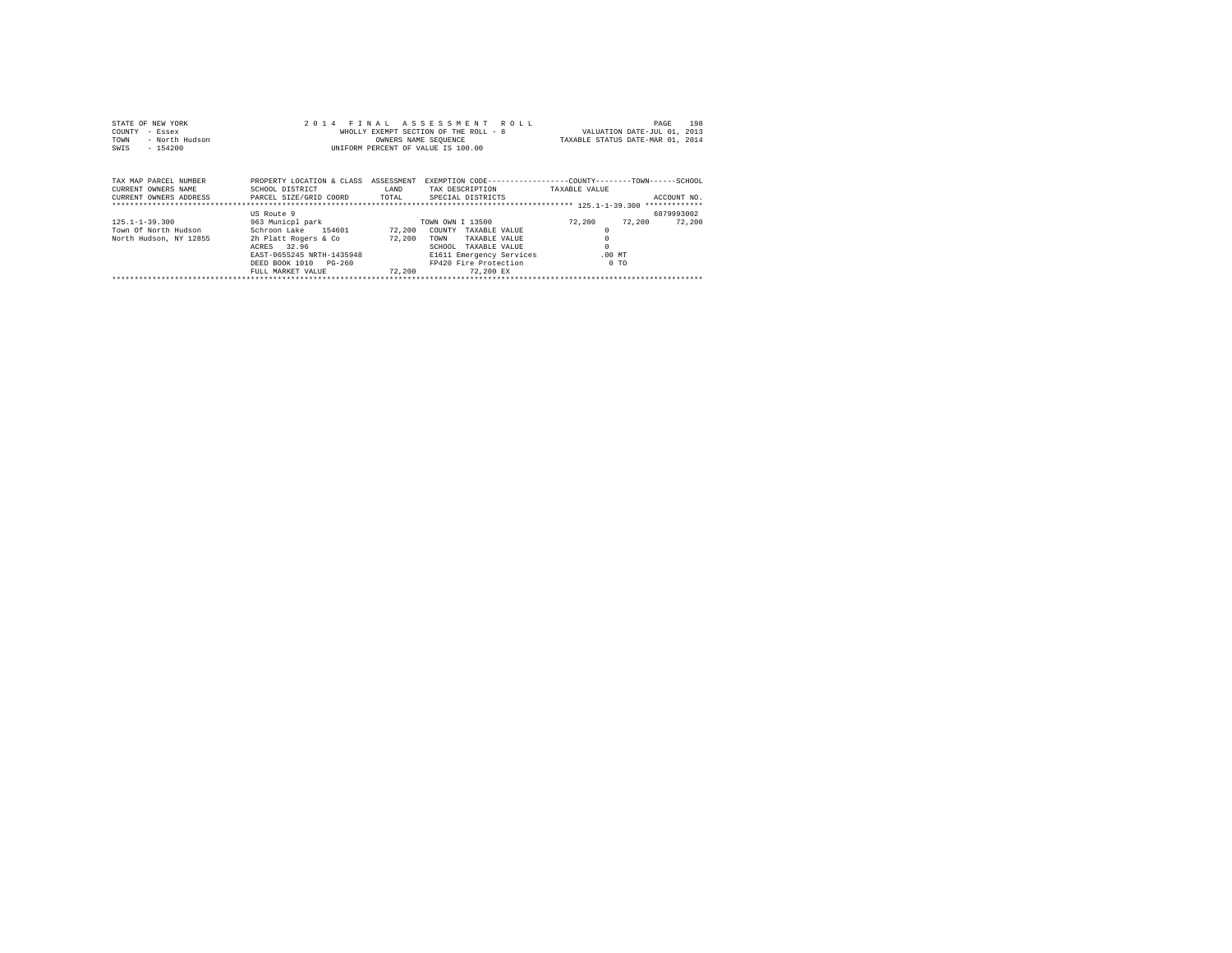STATE OF NEW YORK  
COUNTY - Essex  
TOWN - North Hudson  
SWIS - 154200

2 0 1 4 F I N A L A S S E S S M E N T R O L L  
WHOLLY EXEMPT SECTION OF THE ROLL - 8  
OWNERS NAME SEQUENCE  
UNIFORM PERCENT OF VALUE IS 100.00

VALUATION DATE-JUL 01, 2013  
TAXABLE STATUS DATE-MAR 01, 2014

| TAX MAP PARCEL NUMBER<br>CURRENT OWNERS NAME<br>CURRENT OWNERS ADDRESS | PROPERTY LOCATION & CLASS<br>SCHOOL DISTRICT<br>PARCEL SIZE/GRID COORD | ASSESSMENT<br>LAND<br>TOTAL | EXEMPTION CODE<br>TAX DESCRIPTION<br>SPECIAL DISTRICTS | COUNTY<br>TAXABLE VALUE | TOWN | SCHOOL<br>ACCOUNT NO. |
|---|---|---|---|---|---|---|
| | US Route 9 | | | | | 6879993002 |
| 125.1-1-39.300 | 963 Municpl park | | TOWN OWN I 13500 | 72,200 | 72,200 | 72,200 |
| Town Of North Hudson | Schroon Lake 154601 | 72,200 | COUNTY TAXABLE VALUE | 0 | | |
| North Hudson, NY 12855 | 2h Platt Rogers & Co | 72,200 | TOWN TAXABLE VALUE | 0 | | |
| | ACRES 32.96 | | SCHOOL TAXABLE VALUE | 0 | | |
| | EAST-0655245 NRTH-1435948 | | E1611 Emergency Services | .00 MT | | |
| | DEED BOOK 1010 PG-260 | | FP420 Fire Protection | 0 TO | | |
| | FULL MARKET VALUE | 72,200 | 72,200 EX | | | |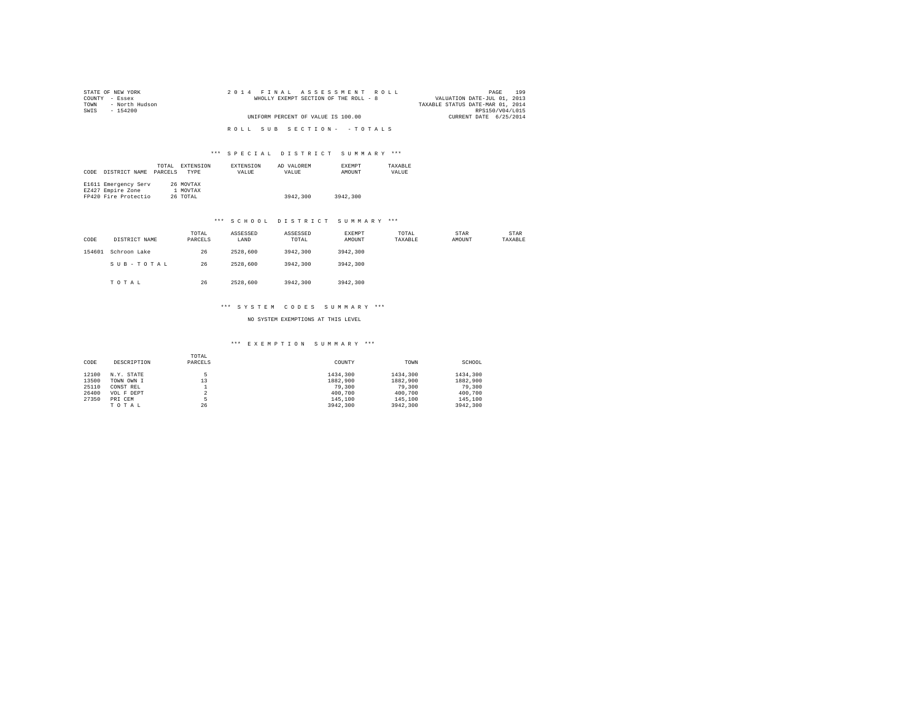STATE OF NEW YORK
COUNTY - Essex
TOWN - North Hudson
SWIS - 154200

2014 FINAL ASSESSMENT ROLL
WHOLLY EXEMPT SECTION OF THE ROLL - 8
UNIFORM PERCENT OF VALUE IS 100.00

VALUATION DATE-JUL 01, 2013
TAXABLE STATUS DATE-MAR 01, 2014
RPS150/V04/L015
CURRENT DATE 6/25/2014

ROLL SUB SECTION- - TOTALS

### *** SPECIAL DISTRICT SUMMARY ***

| CODE | DISTRICT NAME | TOTAL PARCELS | EXTENSION TYPE | EXTENSION VALUE | AD VALOREM VALUE | EXEMPT AMOUNT | TAXABLE VALUE |
|---|---|---|---|---|---|---|---|
| E1611 | Emergency Serv | 26 | MOVTAX | | | | |
| EZ427 | Empire Zone | 1 | MOVTAX | | | | |
| FP420 | Fire Protectio | 26 | TOTAL | | 3942,300 | 3942,300 | |

### *** SCHOOL DISTRICT SUMMARY ***

| CODE | DISTRICT NAME | TOTAL PARCELS | ASSESSED LAND | ASSESSED TOTAL | EXEMPT AMOUNT | TOTAL TAXABLE | STAR AMOUNT | STAR TAXABLE |
|---|---|---|---|---|---|---|---|---|
| 154601 | Schroon Lake | 26 | 2528,600 | 3942,300 | 3942,300 | | | |
| | SUB-TOTAL | 26 | 2528,600 | 3942,300 | 3942,300 | | | |
| | TOTAL | 26 | 2528,600 | 3942,300 | 3942,300 | | | |

### *** SYSTEM CODES SUMMARY ***

NO SYSTEM EXEMPTIONS AT THIS LEVEL

### *** EXEMPTION SUMMARY ***

| CODE | DESCRIPTION | TOTAL PARCELS | COUNTY | TOWN | SCHOOL |
|---|---|---|---|---|---|
| 12100 | N.Y. STATE | 5 | 1434,300 | 1434,300 | 1434,300 |
| 13500 | TOWN OWN I | 13 | 1882,900 | 1882,900 | 1882,900 |
| 25110 | CONST REL | 1 | 79,300 | 79,300 | 79,300 |
| 26400 | VOL F DEPT | 2 | 400,700 | 400,700 | 400,700 |
| 27350 | PRI CEM | 5 | 145,100 | 145,100 | 145,100 |
| | TOTAL | 26 | 3942,300 | 3942,300 | 3942,300 |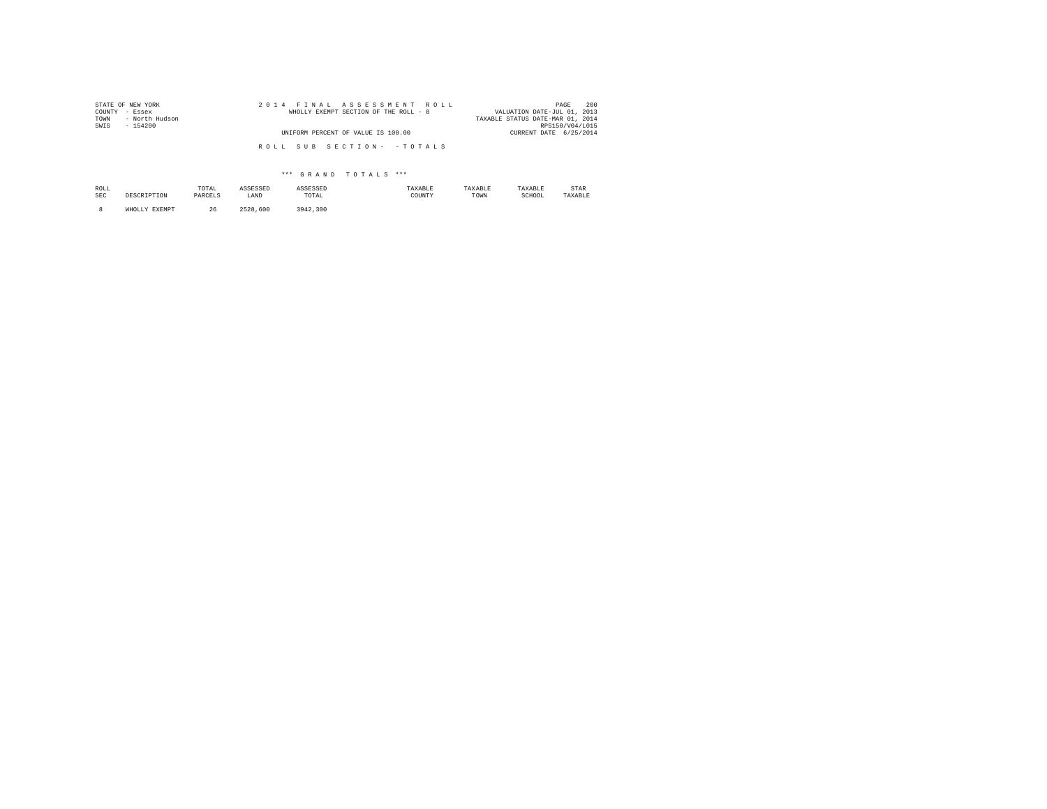STATE OF NEW YORK
COUNTY - Essex
TOWN - North Hudson
SWIS - 154200

2014 FINAL ASSESSMENT ROLL
WHOLLY EXEMPT SECTION OF THE ROLL - 8

UNIFORM PERCENT OF VALUE IS 100.00

VALUATION DATE-JUL 01, 2013
TAXABLE STATUS DATE-MAR 01, 2014
RPS150/V04/L015
CURRENT DATE 6/25/2014

ROLL SUB SECTION- - TOTALS

*** GRAND TOTALS ***

| ROLL SEC | DESCRIPTION | TOTAL PARCELS | ASSESSED LAND | ASSESSED TOTAL | TAXABLE COUNTY | TAXABLE TOWN | TAXABLE SCHOOL | STAR TAXABLE |
|---|---|---|---|---|---|---|---|---|
| 8 | WHOLLY EXEMPT | 26 | 2528,600 | 3942,300 | | | | |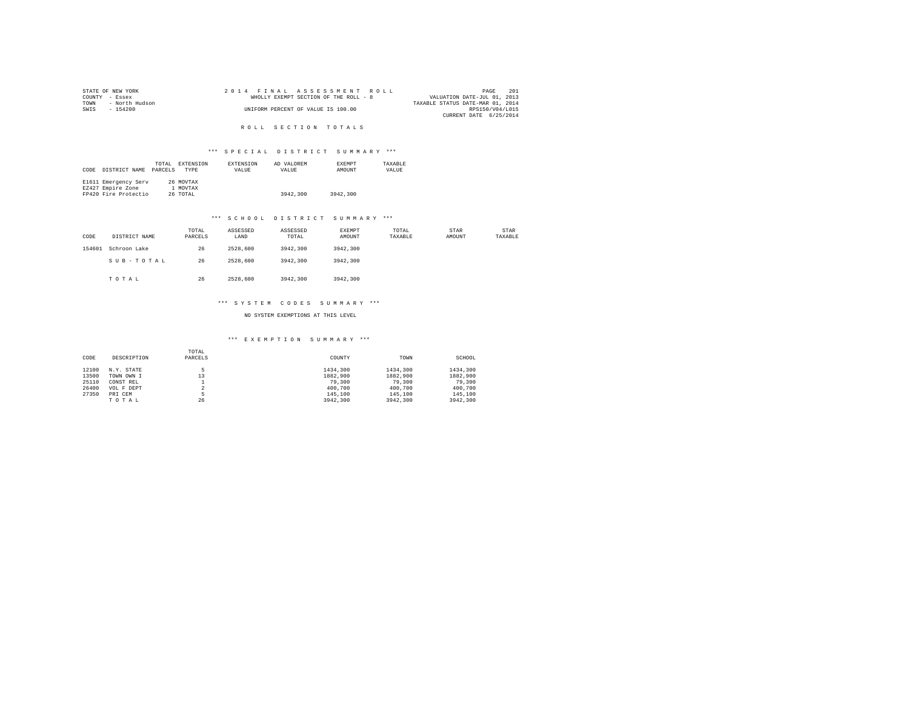STATE OF NEW YORK
COUNTY - Essex
TOWN - North Hudson
SWIS - 154200

2014 FINAL ASSESSMENT ROLL
WHOLLY EXEMPT SECTION OF THE ROLL - 8
UNIFORM PERCENT OF VALUE IS 100.00

VALUATION DATE-JUL 01, 2013
TAXABLE STATUS DATE-MAR 01, 2014
RPS150/V04/L015
CURRENT DATE 6/25/2014

## ROLL SECTION TOTALS

### *** SPECIAL DISTRICT SUMMARY ***

| CODE | DISTRICT NAME | TOTAL PARCELS | EXTENSION TYPE | EXTENSION VALUE | AD VALOREM VALUE | EXEMPT AMOUNT | TAXABLE VALUE |
|---|---|---|---|---|---|---|---|
| E1611 | Emergency Serv | 26 | MOVTAX | | | | |
| EZ427 | Empire Zone | 1 | MOVTAX | | | | |
| FP420 | Fire Protectio | 26 | TOTAL | | 3942,300 | 3942,300 | |

### *** SCHOOL DISTRICT SUMMARY ***

| CODE | DISTRICT NAME | TOTAL PARCELS | ASSESSED LAND | ASSESSED TOTAL | EXEMPT AMOUNT | TOTAL TAXABLE | STAR AMOUNT | STAR TAXABLE |
|---|---|---|---|---|---|---|---|---|
| 154601 | Schroon Lake | 26 | 2528,600 | 3942,300 | 3942,300 | | | |
| | SUB-TOTAL | 26 | 2528,600 | 3942,300 | 3942,300 | | | |
| | TOTAL | 26 | 2528,600 | 3942,300 | 3942,300 | | | |

### *** SYSTEM CODES SUMMARY ***

NO SYSTEM EXEMPTIONS AT THIS LEVEL

### *** EXEMPTION SUMMARY ***

| CODE | DESCRIPTION | TOTAL PARCELS | COUNTY | TOWN | SCHOOL |
|---|---|---|---|---|---|
| 12100 | N.Y. STATE | 5 | 1434,300 | 1434,300 | 1434,300 |
| 13500 | TOWN OWN I | 13 | 1882,900 | 1882,900 | 1882,900 |
| 25110 | CONST REL | 1 | 79,300 | 79,300 | 79,300 |
| 26400 | VOL F DEPT | 2 | 400,700 | 400,700 | 400,700 |
| 27350 | PRI CEM | 5 | 145,100 | 145,100 | 145,100 |
| | TOTAL | 26 | 3942,300 | 3942,300 | 3942,300 |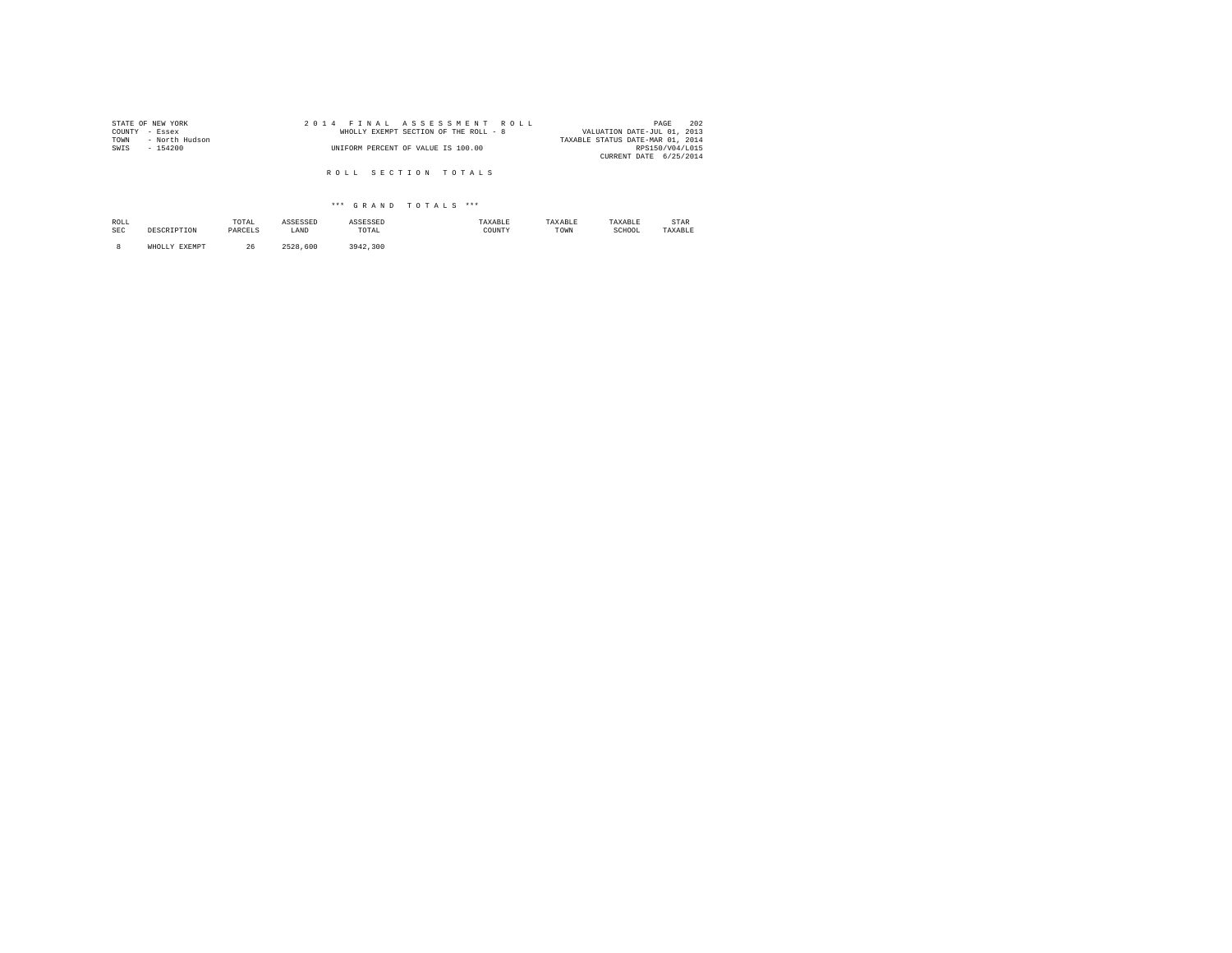STATE OF NEW YORK
COUNTY - Essex
TOWN - North Hudson
SWIS - 154200

2 0 1 4 F I N A L A S S E S S M E N T R O L L
WHOLLY EXEMPT SECTION OF THE ROLL - 8
UNIFORM PERCENT OF VALUE IS 100.00

VALUATION DATE-JUL 01, 2013
TAXABLE STATUS DATE-MAR 01, 2014
RPS150/V04/L015
CURRENT DATE 6/25/2014

R O L L S E C T I O N T O T A L S

*** G R A N D T O T A L S ***

| ROLL SEC | DESCRIPTION | TOTAL PARCELS | ASSESSED LAND | ASSESSED TOTAL | TAXABLE COUNTY | TAXABLE TOWN | TAXABLE SCHOOL | STAR TAXABLE |
|---|---|---|---|---|---|---|---|---|
| 8 | WHOLLY EXEMPT | 26 | 2528,600 | 3942,300 | | | | |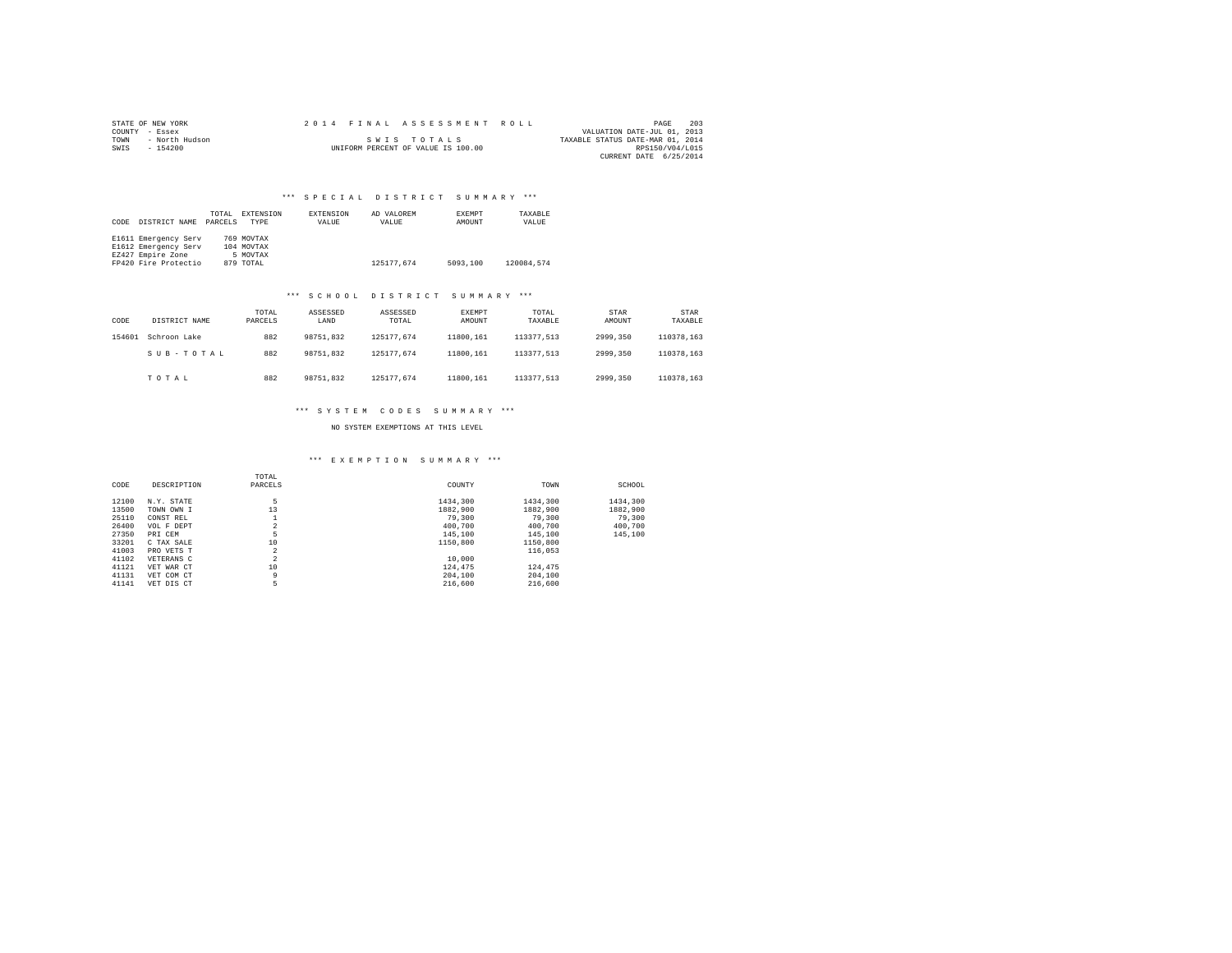STATE OF NEW YORK
COUNTY - Essex
TOWN - North Hudson
SWIS - 154200

2 0 1 4 F I N A L A S S E S S M E N T R O L L

S W I S T O T A L S

UNIFORM PERCENT OF VALUE IS 100.00

PAGE 203
VALUATION DATE-JUL 01, 2013
TAXABLE STATUS DATE-MAR 01, 2014
RPS150/V04/L015
CURRENT DATE 6/25/2014

### *** S P E C I A L D I S T R I C T S U M M A R Y ***

| CODE DISTRICT NAME | TOTAL PARCELS | EXTENSION TYPE | EXTENSION VALUE | AD VALOREM VALUE | EXEMPT AMOUNT | TAXABLE VALUE |
|---|---|---|---|---|---|---|
| E1611 Emergency Serv | 769 | MOVTAX | | | | |
| E1612 Emergency Serv | 104 | MOVTAX | | | | |
| EZ427 Empire Zone | 5 | MOVTAX | | | | |
| FP420 Fire Protectio | 879 | TOTAL | | 125177,674 | 5093,100 | 120084,574 |

### *** S C H O O L D I S T R I C T S U M M A R Y ***

| CODE | DISTRICT NAME | TOTAL PARCELS | ASSESSED LAND | ASSESSED TOTAL | EXEMPT AMOUNT | TOTAL TAXABLE | STAR AMOUNT | STAR TAXABLE |
|---|---|---|---|---|---|---|---|---|
| 154601 | Schroon Lake | 882 | 98751,832 | 125177,674 | 11800,161 | 113377,513 | 2999,350 | 110378,163 |
| | S U B - T O T A L | 882 | 98751,832 | 125177,674 | 11800,161 | 113377,513 | 2999,350 | 110378,163 |
| | T O T A L | 882 | 98751,832 | 125177,674 | 11800,161 | 113377,513 | 2999,350 | 110378,163 |

### *** S Y S T E M C O D E S S U M M A R Y ***

NO SYSTEM EXEMPTIONS AT THIS LEVEL

### *** E X E M P T I O N S U M M A R Y ***

| CODE | DESCRIPTION | TOTAL PARCELS | COUNTY | TOWN | SCHOOL |
|---|---|---|---|---|---|
| 12100 | N.Y. STATE | 5 | 1434,300 | 1434,300 | 1434,300 |
| 13500 | TOWN OWN I | 13 | 1882,900 | 1882,900 | 1882,900 |
| 25110 | CONST REL | 1 | 79,300 | 79,300 | 79,300 |
| 26400 | VOL F DEPT | 2 | 400,700 | 400,700 | 400,700 |
| 27350 | PRI CEM | 5 | 145,100 | 145,100 | 145,100 |
| 33201 | C TAX SALE | 10 | 1150,800 | 1150,800 | |
| 41003 | PRO VETS T | 2 | | 116,053 | |
| 41102 | VETERANS C | 2 | 10,000 | | |
| 41121 | VET WAR CT | 10 | 124,475 | 124,475 | |
| 41131 | VET COM CT | 9 | 204,100 | 204,100 | |
| 41141 | VET DIS CT | 5 | 216,600 | 216,600 | |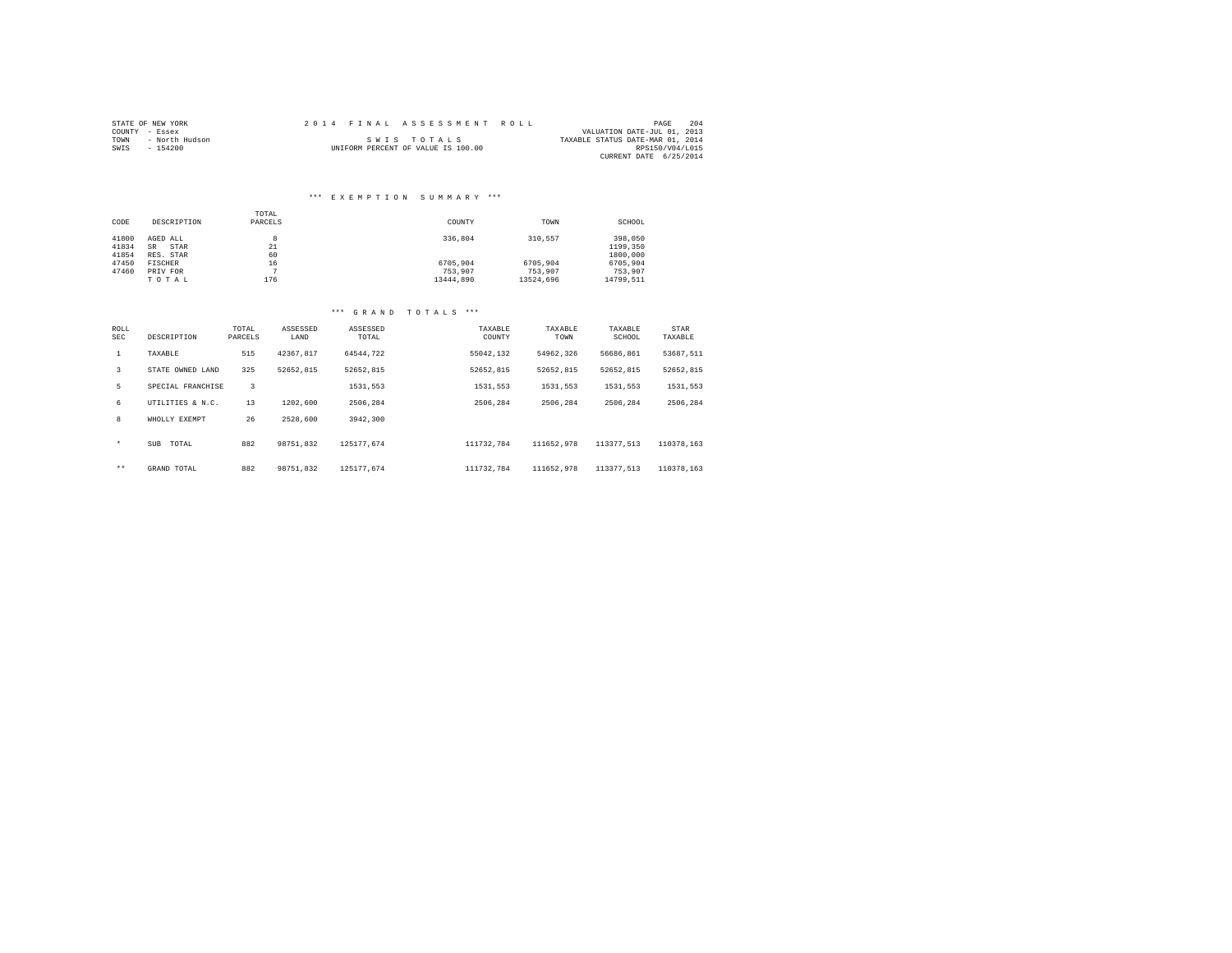STATE OF NEW YORK
COUNTY - Essex
TOWN - North Hudson
SWIS - 154200

2 0 1 4 F I N A L A S S E S S M E N T R O L L

S W I S T O T A L S

UNIFORM PERCENT OF VALUE IS 100.00

PAGE 204
VALUATION DATE-JUL 01, 2013
TAXABLE STATUS DATE-MAR 01, 2014
RPS150/V04/L015
CURRENT DATE 6/25/2014

### *** E X E M P T I O N S U M M A R Y ***

| CODE | DESCRIPTION | TOTAL PARCELS | COUNTY | TOWN | SCHOOL |
|---|---|---|---|---|---|
| 41800 | AGED ALL | 8 | 336,804 | 310,557 | 398,050 |
| 41834 | SR STAR | 21 | | | 1199,350 |
| 41854 | RES. STAR | 60 | | | 1800,000 |
| 47450 | FISCHER | 16 | 6705,904 | 6705,904 | 6705,904 |
| 47460 | PRIV FOR | 7 | 753,907 | 753,907 | 753,907 |
| | T O T A L | 176 | 13444,890 | 13524,696 | 14799,511 |

### *** G R A N D T O T A L S ***

| ROLL SEC | DESCRIPTION | TOTAL PARCELS | ASSESSED LAND | ASSESSED TOTAL | TAXABLE COUNTY | TAXABLE TOWN | TAXABLE SCHOOL | STAR TAXABLE |
|---|---|---|---|---|---|---|---|---|
| 1 | TAXABLE | 515 | 42367,817 | 64544,722 | 55042,132 | 54962,326 | 56686,861 | 53687,511 |
| 3 | STATE OWNED LAND | 325 | 52652,815 | 52652,815 | 52652,815 | 52652,815 | 52652,815 | 52652,815 |
| 5 | SPECIAL FRANCHISE | 3 | | 1531,553 | 1531,553 | 1531,553 | 1531,553 | 1531,553 |
| 6 | UTILITIES & N.C. | 13 | 1202,600 | 2506,284 | 2506,284 | 2506,284 | 2506,284 | 2506,284 |
| 8 | WHOLLY EXEMPT | 26 | 2528,600 | 3942,300 | | | | |
| * | SUB TOTAL | 882 | 98751,832 | 125177,674 | 111732,784 | 111652,978 | 113377,513 | 110378,163 |
| ** | GRAND TOTAL | 882 | 98751,832 | 125177,674 | 111732,784 | 111652,978 | 113377,513 | 110378,163 |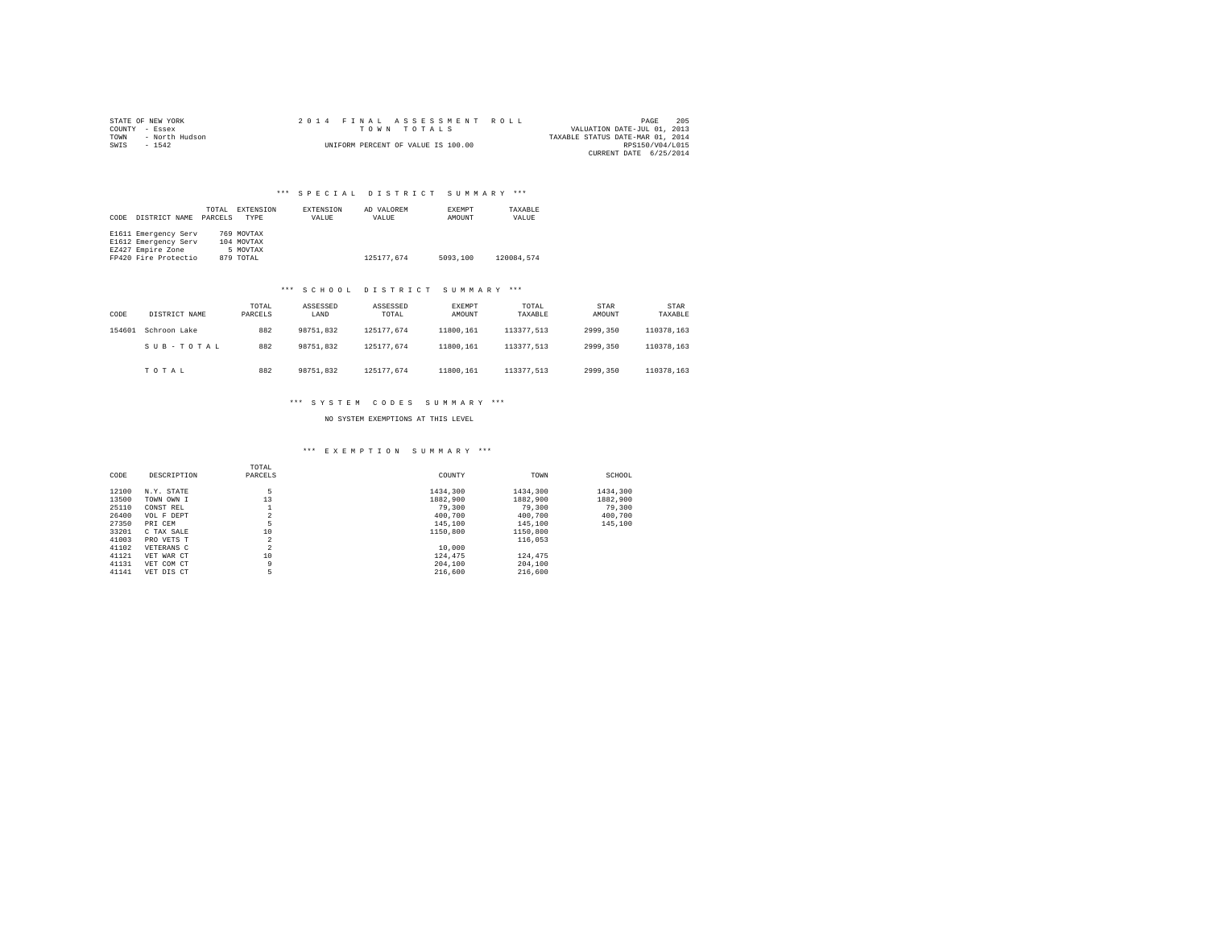STATE OF NEW YORK
COUNTY - Essex
TOWN - North Hudson
SWIS - 1542

2014 FINAL ASSESSMENT ROLL
TOWN TOTALS
UNIFORM PERCENT OF VALUE IS 100.00

VALUATION DATE-JUL 01, 2013
TAXABLE STATUS DATE-MAR 01, 2014
RPS150/V04/L015
CURRENT DATE 6/25/2014

### *** SPECIAL DISTRICT SUMMARY ***

| CODE | DISTRICT NAME | TOTAL PARCELS | EXTENSION TYPE | EXTENSION VALUE | AD VALOREM VALUE | EXEMPT AMOUNT | TAXABLE VALUE |
|---|---|---|---|---|---|---|---|
| E1611 | Emergency Serv | 769 | MOVTAX | | | | |
| E1612 | Emergency Serv | 104 | MOVTAX | | | | |
| EZ427 | Empire Zone | 5 | MOVTAX | | | | |
| FP420 | Fire Protectio | 879 | TOTAL | | 125177,674 | 5093,100 | 120084,574 |

### *** SCHOOL DISTRICT SUMMARY ***

| CODE | DISTRICT NAME | TOTAL PARCELS | ASSESSED LAND | ASSESSED TOTAL | EXEMPT AMOUNT | TOTAL TAXABLE | STAR AMOUNT | STAR TAXABLE |
|---|---|---|---|---|---|---|---|---|
| 154601 | Schroon Lake | 882 | 98751,832 | 125177,674 | 11800,161 | 113377,513 | 2999,350 | 110378,163 |
| | S U B - T O T A L | 882 | 98751,832 | 125177,674 | 11800,161 | 113377,513 | 2999,350 | 110378,163 |
| | T O T A L | 882 | 98751,832 | 125177,674 | 11800,161 | 113377,513 | 2999,350 | 110378,163 |

### *** SYSTEM CODES SUMMARY ***

NO SYSTEM EXEMPTIONS AT THIS LEVEL

### *** EXEMPTION SUMMARY ***

| CODE | DESCRIPTION | TOTAL PARCELS | COUNTY | TOWN | SCHOOL |
|---|---|---|---|---|---|
| 12100 | N.Y. STATE | 5 | 1434,300 | 1434,300 | 1434,300 |
| 13500 | TOWN OWN I | 13 | 1882,900 | 1882,900 | 1882,900 |
| 25110 | CONST REL | 1 | 79,300 | 79,300 | 79,300 |
| 26400 | VOL F DEPT | 2 | 400,700 | 400,700 | 400,700 |
| 27350 | PRI CEM | 5 | 145,100 | 145,100 | 145,100 |
| 33201 | C TAX SALE | 10 | 1150,800 | 1150,800 | |
| 41003 | PRO VETS T | 2 | | 116,053 | |
| 41102 | VETERANS C | 2 | 10,000 | | |
| 41121 | VET WAR CT | 10 | 124,475 | 124,475 | |
| 41131 | VET COM CT | 9 | 204,100 | 204,100 | |
| 41141 | VET DIS CT | 5 | 216,600 | 216,600 | |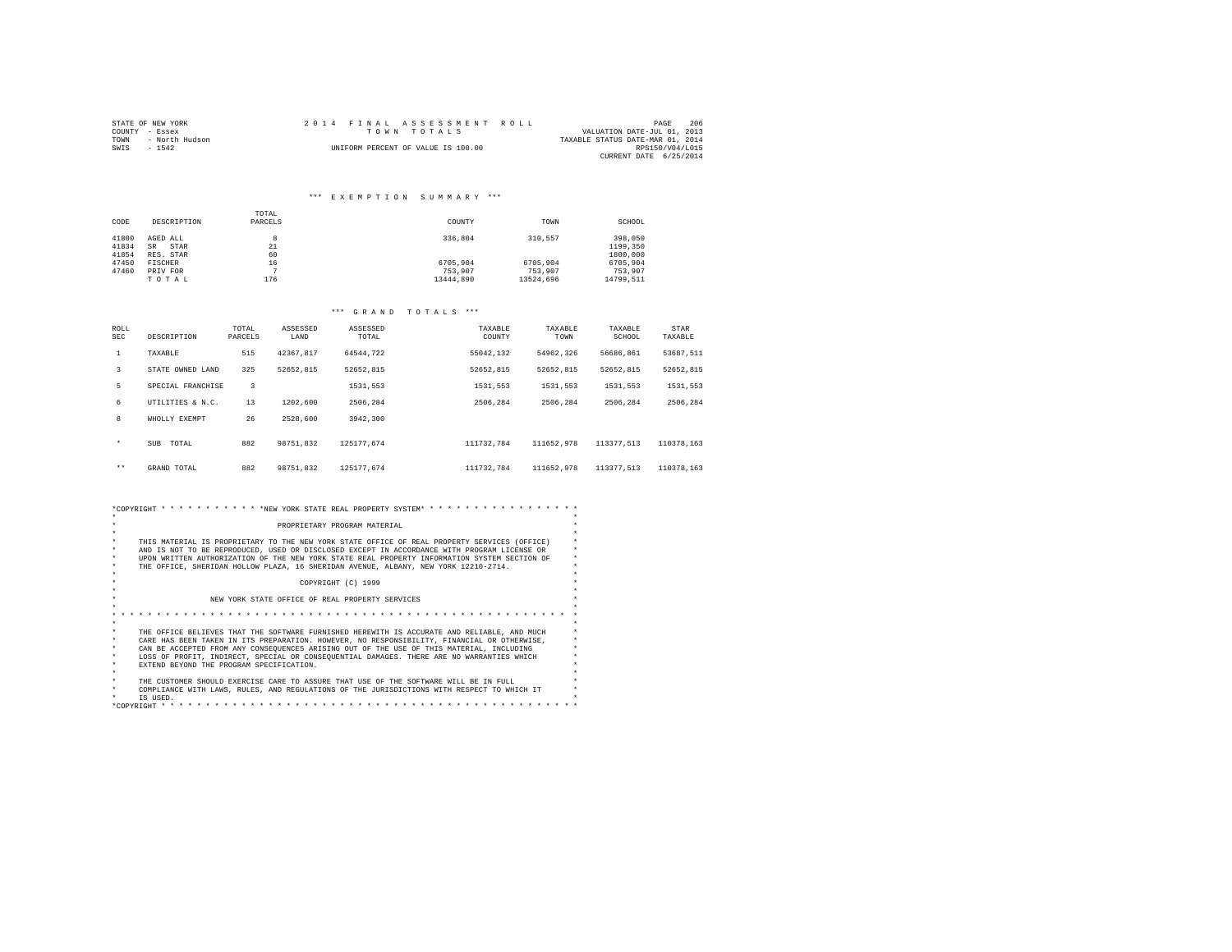STATE OF NEW YORK
COUNTY - Essex
TOWN - North Hudson
SWIS - 1542

2014 FINAL ASSESSMENT ROLL
TOWN TOTALS
UNIFORM PERCENT OF VALUE IS 100.00

VALUATION DATE-JUL 01, 2013
TAXABLE STATUS DATE-MAR 01, 2014
RPS150/V04/L015
CURRENT DATE 6/25/2014

### *** EXEMPTION SUMMARY ***

| CODE | DESCRIPTION | TOTAL PARCELS | COUNTY | TOWN | SCHOOL |
|---|---|---|---|---|---|
| 41800 | AGED ALL | 8 | 336,804 | 310,557 | 398,050 |
| 41834 | SR STAR | 21 | | | 1199,350 |
| 41854 | RES. STAR | 60 | | | 1800,000 |
| 47450 | FISCHER | 16 | 6705,904 | 6705,904 | 6705,904 |
| 47460 | PRIV FOR | 7 | 753,907 | 753,907 | 753,907 |
| | T O T A L | 176 | 13444,890 | 13524,696 | 14799,511 |

### *** GRAND TOTALS ***

| ROLL SEC | DESCRIPTION | TOTAL PARCELS | ASSESSED LAND | ASSESSED TOTAL | TAXABLE COUNTY | TAXABLE TOWN | TAXABLE SCHOOL | STAR TAXABLE |
|---|---|---|---|---|---|---|---|---|
| 1 | TAXABLE | 515 | 42367,817 | 64544,722 | 55042,132 | 54962,326 | 56686,861 | 53687,511 |
| 3 | STATE OWNED LAND | 325 | 52652,815 | 52652,815 | 52652,815 | 52652,815 | 52652,815 | 52652,815 |
| 5 | SPECIAL FRANCHISE | 3 | | 1531,553 | 1531,553 | 1531,553 | 1531,553 | 1531,553 |
| 6 | UTILITIES & N.C. | 13 | 1202,600 | 2506,284 | 2506,284 | 2506,284 | 2506,284 | 2506,284 |
| 8 | WHOLLY EXEMPT | 26 | 2528,600 | 3942,300 | | | | |
| * | SUB TOTAL | 882 | 98751,832 | 125177,674 | 111732,784 | 111652,978 | 113377,513 | 110378,163 |
| ** | GRAND TOTAL | 882 | 98751,832 | 125177,674 | 111732,784 | 111652,978 | 113377,513 | 110378,163 |

*COPYRIGHT * * * * * * * * * * * *NEW YORK STATE REAL PROPERTY SYSTEM* * * * * * * * * * * * * * * * * *

PROPRIETARY PROGRAM MATERIAL

THIS MATERIAL IS PROPRIETARY TO THE NEW YORK STATE OFFICE OF REAL PROPERTY SERVICES (OFFICE) AND IS NOT TO BE REPRODUCED, USED OR DISCLOSED EXCEPT IN ACCORDANCE WITH PROGRAM LICENSE OR UPON WRITTEN AUTHORIZATION OF THE NEW YORK STATE REAL PROPERTY INFORMATION SYSTEM SECTION OF THE OFFICE, SHERIDAN HOLLOW PLAZA, 16 SHERIDAN AVENUE, ALBANY, NEW YORK 12210-2714.

COPYRIGHT (C) 1999

NEW YORK STATE OFFICE OF REAL PROPERTY SERVICES

THE OFFICE BELIEVES THAT THE SOFTWARE FURNISHED HEREWITH IS ACCURATE AND RELIABLE, AND MUCH CARE HAS BEEN TAKEN IN ITS PREPARATION. HOWEVER, NO RESPONSIBILITY, FINANCIAL OR OTHERWISE, CAN BE ACCEPTED FROM ANY CONSEQUENCES ARISING OUT OF THE USE OF THIS MATERIAL, INCLUDING LOSS OF PROFIT, INDIRECT, SPECIAL OR CONSEQUENTIAL DAMAGES. THERE ARE NO WARRANTIES WHICH EXTEND BEYOND THE PROGRAM SPECIFICATION.

THE CUSTOMER SHOULD EXERCISE CARE TO ASSURE THAT USE OF THE SOFTWARE WILL BE IN FULL COMPLIANCE WITH LAWS, RULES, AND REGULATIONS OF THE JURISDICTIONS WITH RESPECT TO WHICH IT IS USED.

*COPYRIGHT * * * * * * * * * * * * * * * * * * * * * * * * * * * * * * * * * * * * * * * * * * * * * * * *